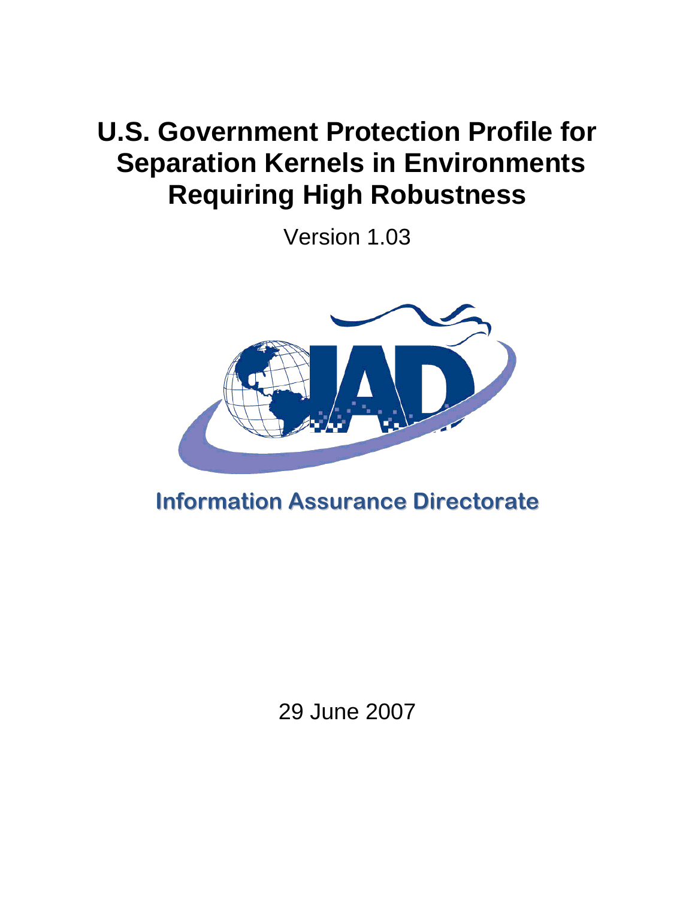# U.S. Government Protection Profile for Separation Kernels in Environments Requiring High Robustness

Version 1.03

Information Assurance Directorate

29 June 2007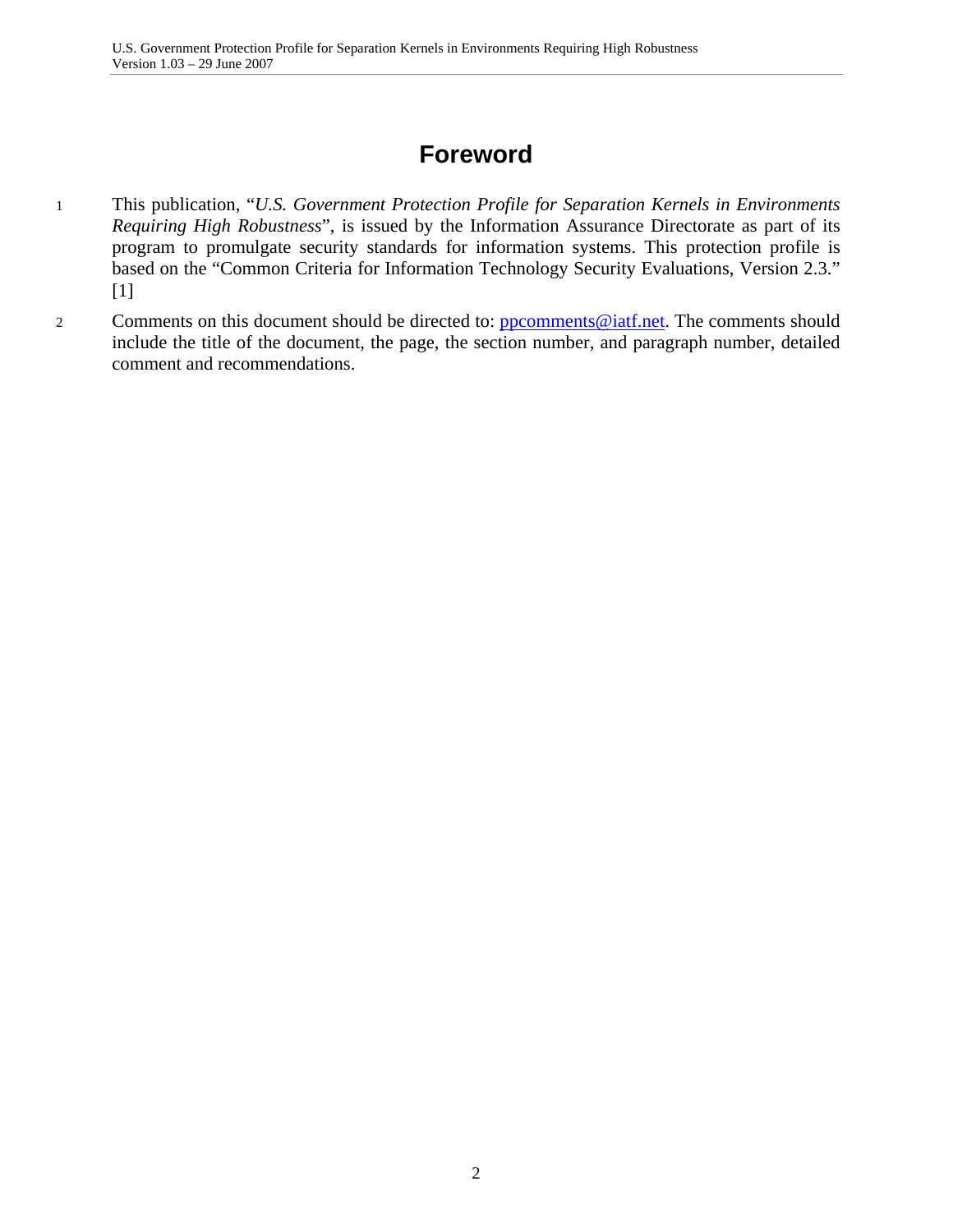# Foreword

1 This publication, "*U.S. Government Protection Profile for Separation Kernels in Environments Requiring High Robustness*", is issued by the Information Assurance Directorate as part of its program to promulgate security standards for information systems. This protection profile is based on the "Common Criteria for Information Technology Security Evaluations, Version 2.3." [1]

2 Comments on this document should be directed to: ppcomments@iatf.net. The comments should include the title of the document, the page, the section number, and paragraph number, detailed comment and recommendations.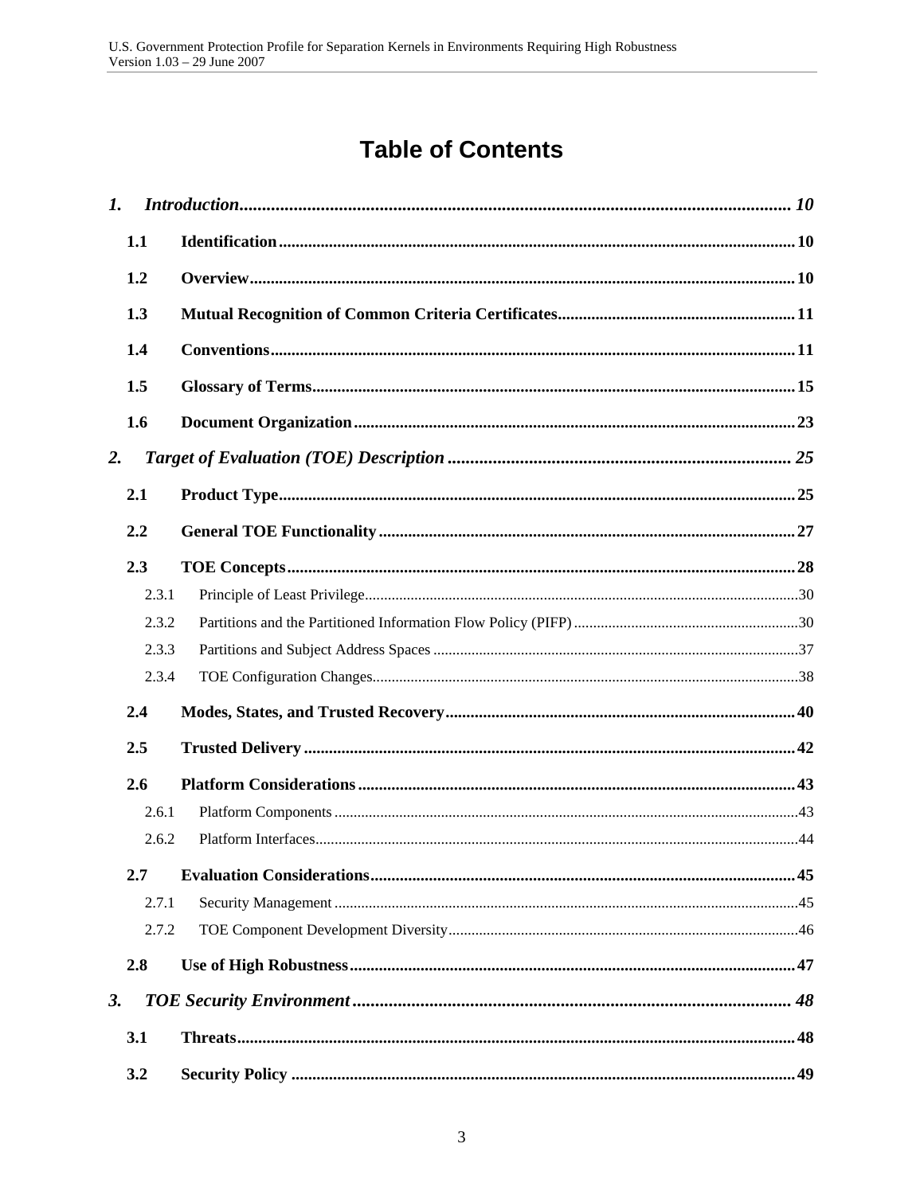# Table of Contents

*1. Introduction* ........................................................ *10*

**1.1 Identification** ........................................................ **10**

**1.2 Overview** ........................................................ **10**

**1.3 Mutual Recognition of Common Criteria Certificates** ........................................................ **11**

**1.4 Conventions** ........................................................ **11**

**1.5 Glossary of Terms** ........................................................ **15**

**1.6 Document Organization** ........................................................ **23**

*2. Target of Evaluation (TOE) Description* ........................................................ *25*

**2.1 Product Type** ........................................................ **25**

**2.2 General TOE Functionality** ........................................................ **27**

**2.3 TOE Concepts** ........................................................ **28**

2.3.1 Principle of Least Privilege ........................................................ 30

2.3.2 Partitions and the Partitioned Information Flow Policy (PIFP) ........................................................ 30

2.3.3 Partitions and Subject Address Spaces ........................................................ 37

2.3.4 TOE Configuration Changes ........................................................ 38

**2.4 Modes, States, and Trusted Recovery** ........................................................ **40**

**2.5 Trusted Delivery** ........................................................ **42**

**2.6 Platform Considerations** ........................................................ **43**

2.6.1 Platform Components ........................................................ 43

2.6.2 Platform Interfaces ........................................................ 44

**2.7 Evaluation Considerations** ........................................................ **45**

2.7.1 Security Management ........................................................ 45

2.7.2 TOE Component Development Diversity ........................................................ 46

**2.8 Use of High Robustness** ........................................................ **47**

*3. TOE Security Environment* ........................................................ *48*

**3.1 Threats** ........................................................ **48**

**3.2 Security Policy** ........................................................ **49**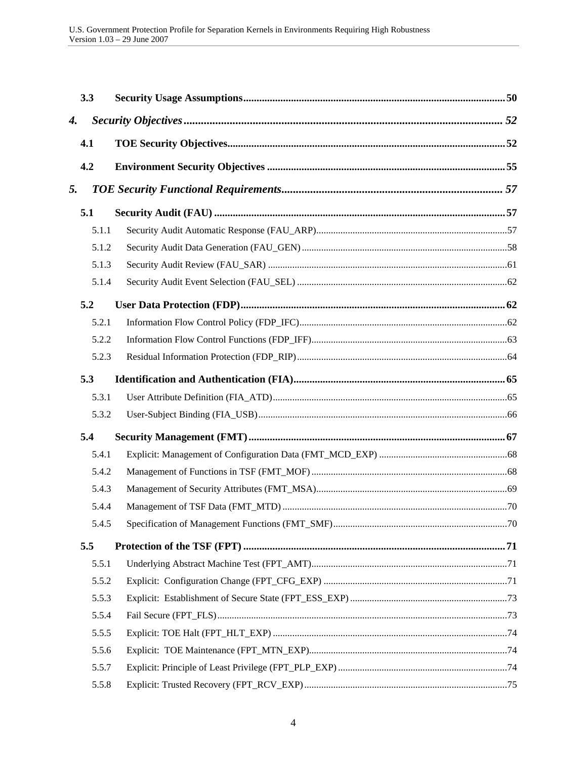3.3 Security Usage Assumptions .......... 50

**4. Security Objectives** .......... 52

4.1 TOE Security Objectives .......... 52

4.2 Environment Security Objectives .......... 55

**5. TOE Security Functional Requirements** .......... 57

5.1 Security Audit (FAU) .......... 57

5.1.1 Security Audit Automatic Response (FAU_ARP) .......... 57

5.1.2 Security Audit Data Generation (FAU_GEN) .......... 58

5.1.3 Security Audit Review (FAU_SAR) .......... 61

5.1.4 Security Audit Event Selection (FAU_SEL) .......... 62

5.2 User Data Protection (FDP) .......... 62

5.2.1 Information Flow Control Policy (FDP_IFC) .......... 62

5.2.2 Information Flow Control Functions (FDP_IFF) .......... 63

5.2.3 Residual Information Protection (FDP_RIP) .......... 64

5.3 Identification and Authentication (FIA) .......... 65

5.3.1 User Attribute Definition (FIA_ATD) .......... 65

5.3.2 User-Subject Binding (FIA_USB) .......... 66

5.4 Security Management (FMT) .......... 67

5.4.1 Explicit: Management of Configuration Data (FMT_MCD_EXP) .......... 68

5.4.2 Management of Functions in TSF (FMT_MOF) .......... 68

5.4.3 Management of Security Attributes (FMT_MSA) .......... 69

5.4.4 Management of TSF Data (FMT_MTD) .......... 70

5.4.5 Specification of Management Functions (FMT_SMF) .......... 70

5.5 Protection of the TSF (FPT) .......... 71

5.5.1 Underlying Abstract Machine Test (FPT_AMT) .......... 71

5.5.2 Explicit: Configuration Change (FPT_CFG_EXP) .......... 71

5.5.3 Explicit: Establishment of Secure State (FPT_ESS_EXP) .......... 73

5.5.4 Fail Secure (FPT_FLS) .......... 73

5.5.5 Explicit: TOE Halt (FPT_HLT_EXP) .......... 74

5.5.6 Explicit: TOE Maintenance (FPT_MTN_EXP) .......... 74

5.5.7 Explicit: Principle of Least Privilege (FPT_PLP_EXP) .......... 74

5.5.8 Explicit: Trusted Recovery (FPT_RCV_EXP) .......... 75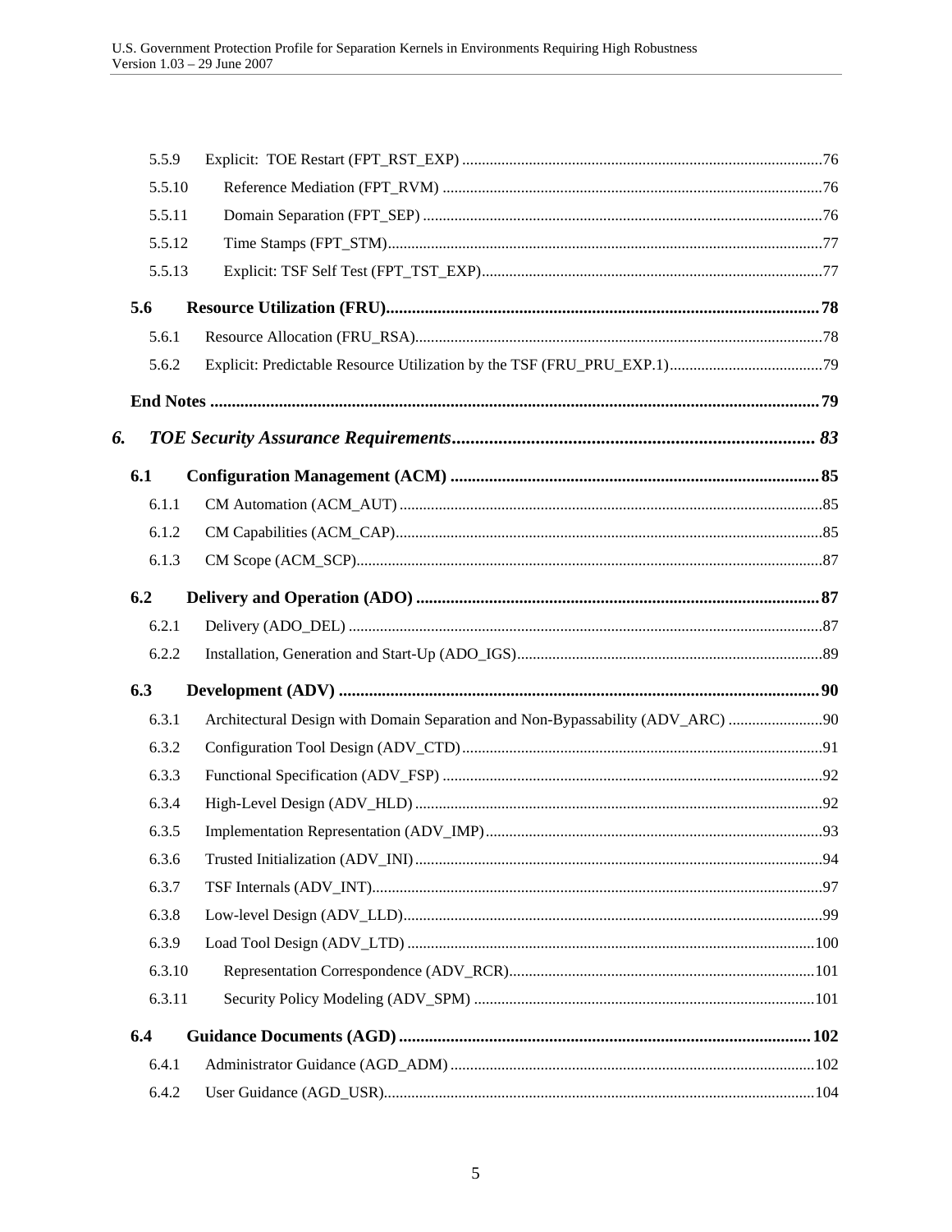5.5.9 Explicit: TOE Restart (FPT_RST_EXP) ....76

5.5.10 Reference Mediation (FPT_RVM) ....76

5.5.11 Domain Separation (FPT_SEP) ....76

5.5.12 Time Stamps (FPT_STM)....77

5.5.13 Explicit: TSF Self Test (FPT_TST_EXP)....77

**5.6 Resource Utilization (FRU)....78**

5.6.1 Resource Allocation (FRU_RSA)....78

5.6.2 Explicit: Predictable Resource Utilization by the TSF (FRU_PRU_EXP.1)....79

**End Notes ....79**

***6. TOE Security Assurance Requirements.... 83***

**6.1 Configuration Management (ACM) ....85**

6.1.1 CM Automation (ACM_AUT) ....85

6.1.2 CM Capabilities (ACM_CAP)....85

6.1.3 CM Scope (ACM_SCP)....87

**6.2 Delivery and Operation (ADO) ....87**

6.2.1 Delivery (ADO_DEL) ....87

6.2.2 Installation, Generation and Start-Up (ADO_IGS)....89

**6.3 Development (ADV) ....90**

6.3.1 Architectural Design with Domain Separation and Non-Bypassability (ADV_ARC) ....90

6.3.2 Configuration Tool Design (ADV_CTD)....91

6.3.3 Functional Specification (ADV_FSP) ....92

6.3.4 High-Level Design (ADV_HLD) ....92

6.3.5 Implementation Representation (ADV_IMP)....93

6.3.6 Trusted Initialization (ADV_INI)....94

6.3.7 TSF Internals (ADV_INT)....97

6.3.8 Low-level Design (ADV_LLD)....99

6.3.9 Load Tool Design (ADV_LTD) ....100

6.3.10 Representation Correspondence (ADV_RCR)....101

6.3.11 Security Policy Modeling (ADV_SPM) ....101

**6.4 Guidance Documents (AGD) ....102**

6.4.1 Administrator Guidance (AGD_ADM) ....102

6.4.2 User Guidance (AGD_USR)....104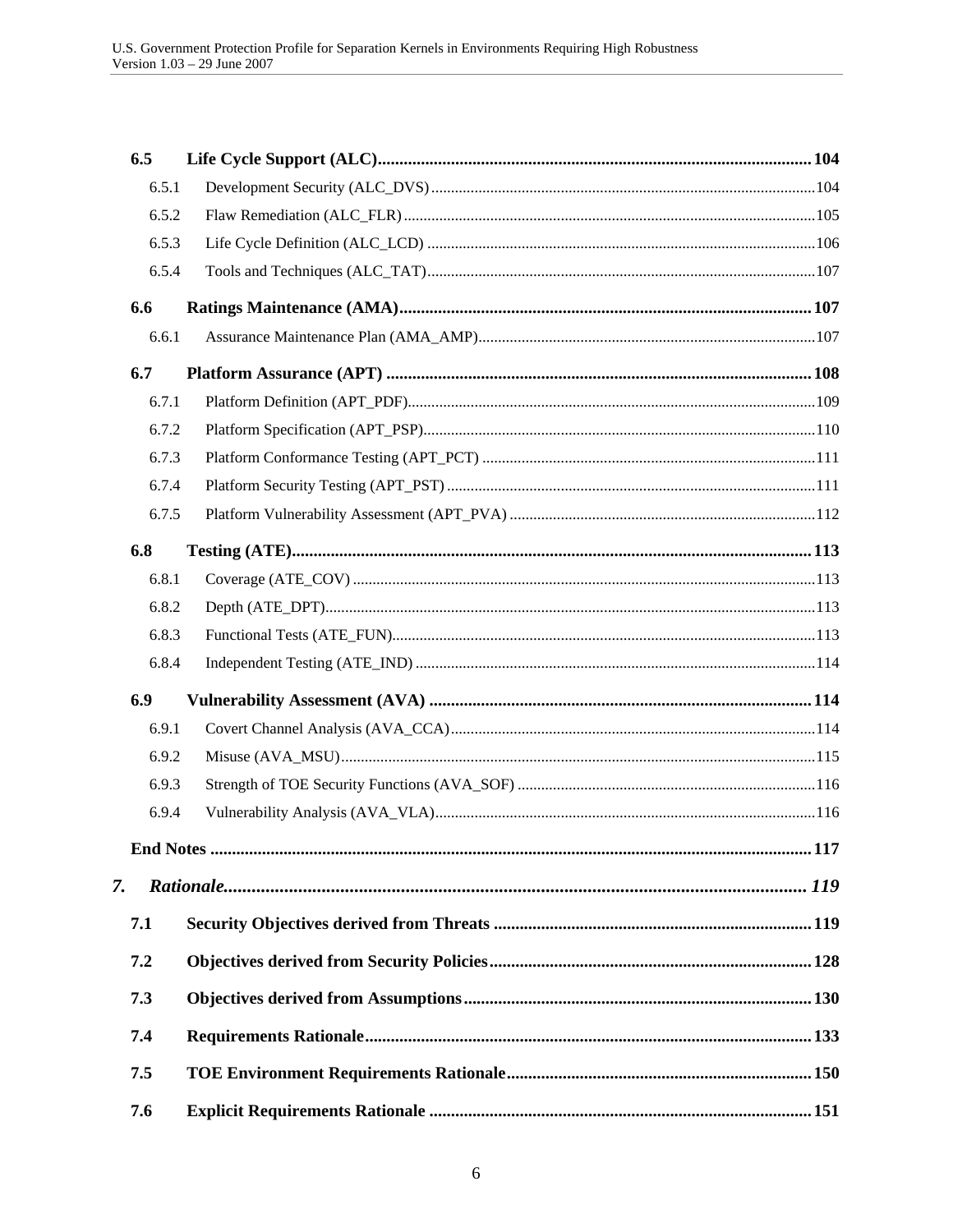6.5 Life Cycle Support (ALC) ... 104

6.5.1 Development Security (ALC_DVS) ... 104

6.5.2 Flaw Remediation (ALC_FLR) ... 105

6.5.3 Life Cycle Definition (ALC_LCD) ... 106

6.5.4 Tools and Techniques (ALC_TAT) ... 107

6.6 Ratings Maintenance (AMA) ... 107

6.6.1 Assurance Maintenance Plan (AMA_AMP) ... 107

6.7 Platform Assurance (APT) ... 108

6.7.1 Platform Definition (APT_PDF) ... 109

6.7.2 Platform Specification (APT_PSP) ... 110

6.7.3 Platform Conformance Testing (APT_PCT) ... 111

6.7.4 Platform Security Testing (APT_PST) ... 111

6.7.5 Platform Vulnerability Assessment (APT_PVA) ... 112

6.8 Testing (ATE) ... 113

6.8.1 Coverage (ATE_COV) ... 113

6.8.2 Depth (ATE_DPT) ... 113

6.8.3 Functional Tests (ATE_FUN) ... 113

6.8.4 Independent Testing (ATE_IND) ... 114

6.9 Vulnerability Assessment (AVA) ... 114

6.9.1 Covert Channel Analysis (AVA_CCA) ... 114

6.9.2 Misuse (AVA_MSU) ... 115

6.9.3 Strength of TOE Security Functions (AVA_SOF) ... 116

6.9.4 Vulnerability Analysis (AVA_VLA) ... 116

End Notes ... 117

7. Rationale ... 119

7.1 Security Objectives derived from Threats ... 119

7.2 Objectives derived from Security Policies ... 128

7.3 Objectives derived from Assumptions ... 130

7.4 Requirements Rationale ... 133

7.5 TOE Environment Requirements Rationale ... 150

7.6 Explicit Requirements Rationale ... 151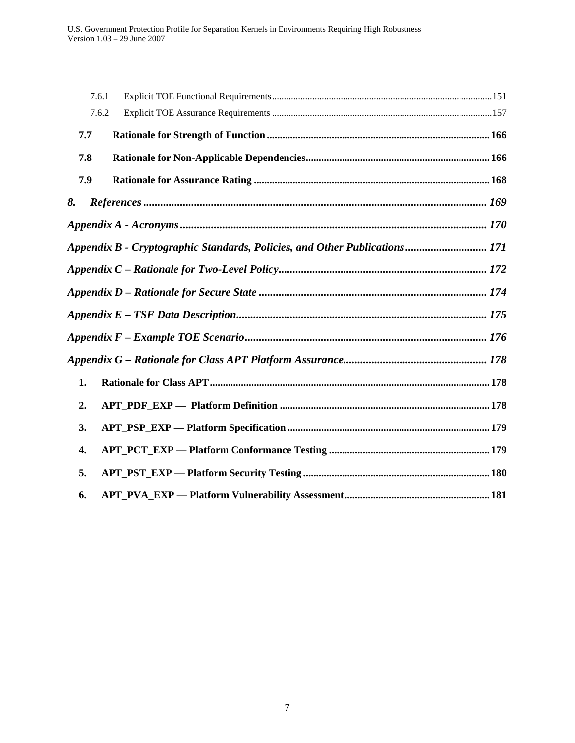7.6.1 Explicit TOE Functional Requirements ........................................................................................151

7.6.2 Explicit TOE Assurance Requirements ........................................................................................157

**7.7 Rationale for Strength of Function .................................................................................. 166**

**7.8 Rationale for Non-Applicable Dependencies................................................................. 166**

**7.9 Rationale for Assurance Rating ....................................................................................... 168**

***8. References ................................................................................................................ 169***

***Appendix A - Acronyms.................................................................................................. 170***

***Appendix B - Cryptographic Standards, Policies, and Other Publications............................ 171***

***Appendix C – Rationale for Two-Level Policy.............................................................. 172***

***Appendix D – Rationale for Secure State ..................................................................... 174***

***Appendix E – TSF Data Description............................................................................. 175***

***Appendix F – Example TOE Scenario.......................................................................... 176***

***Appendix G – Rationale for Class APT Platform Assurance..................................... 178***

**1. Rationale for Class APT ................................................................................................ 178**

**2. APT_PDF_EXP — Platform Definition ..................................................................... 178**

**3. APT_PSP_EXP — Platform Specification .................................................................. 179**

**4. APT_PCT_EXP — Platform Conformance Testing ................................................... 179**

**5. APT_PST_EXP — Platform Security Testing ............................................................ 180**

**6. APT_PVA_EXP — Platform Vulnerability Assessment............................................ 181**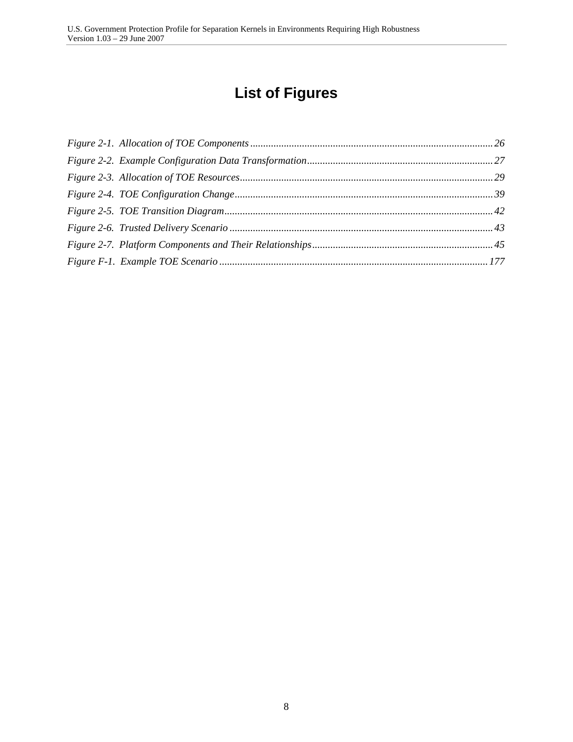# List of Figures

*Figure 2-1. Allocation of TOE Components* .......... 26

*Figure 2-2. Example Configuration Data Transformation* .......... 27

*Figure 2-3. Allocation of TOE Resources* .......... 29

*Figure 2-4. TOE Configuration Change* .......... 39

*Figure 2-5. TOE Transition Diagram* .......... 42

*Figure 2-6. Trusted Delivery Scenario* .......... 43

*Figure 2-7. Platform Components and Their Relationships* .......... 45

*Figure F-1. Example TOE Scenario* .......... 177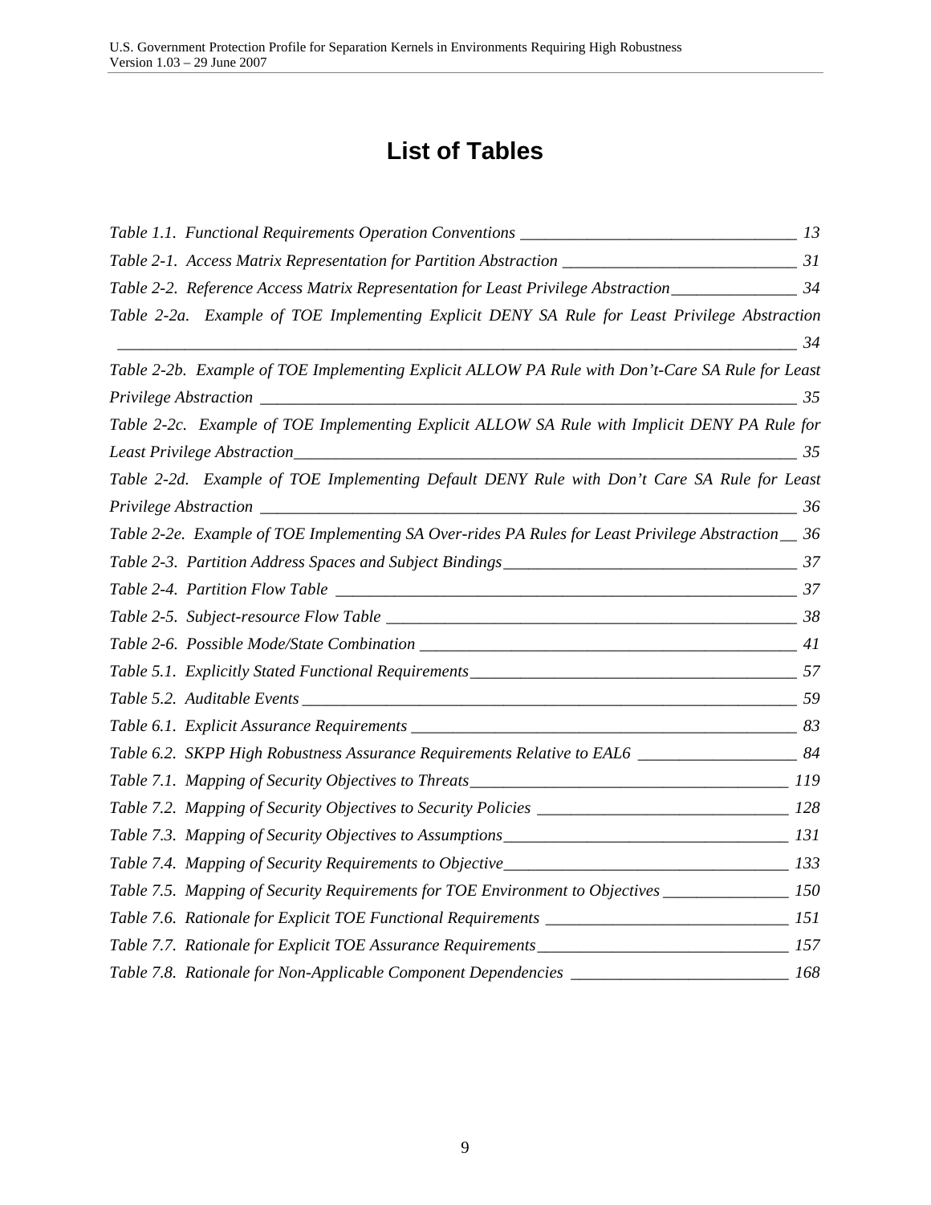# List of Tables

*Table 1.1. Functional Requirements Operation Conventions* 13

*Table 2-1. Access Matrix Representation for Partition Abstraction* 31

*Table 2-2. Reference Access Matrix Representation for Least Privilege Abstraction* 34

*Table 2-2a. Example of TOE Implementing Explicit DENY SA Rule for Least Privilege Abstraction* 34

*Table 2-2b. Example of TOE Implementing Explicit ALLOW PA Rule with Don't-Care SA Rule for Least Privilege Abstraction* 35

*Table 2-2c. Example of TOE Implementing Explicit ALLOW SA Rule with Implicit DENY PA Rule for Least Privilege Abstraction* 35

*Table 2-2d. Example of TOE Implementing Default DENY Rule with Don't Care SA Rule for Least Privilege Abstraction* 36

*Table 2-2e. Example of TOE Implementing SA Over-rides PA Rules for Least Privilege Abstraction* 36

*Table 2-3. Partition Address Spaces and Subject Bindings* 37

*Table 2-4. Partition Flow Table* 37

*Table 2-5. Subject-resource Flow Table* 38

*Table 2-6. Possible Mode/State Combination* 41

*Table 5.1. Explicitly Stated Functional Requirements* 57

*Table 5.2. Auditable Events* 59

*Table 6.1. Explicit Assurance Requirements* 83

*Table 6.2. SKPP High Robustness Assurance Requirements Relative to EAL6* 84

*Table 7.1. Mapping of Security Objectives to Threats* 119

*Table 7.2. Mapping of Security Objectives to Security Policies* 128

*Table 7.3. Mapping of Security Objectives to Assumptions* 131

*Table 7.4. Mapping of Security Requirements to Objective* 133

*Table 7.5. Mapping of Security Requirements for TOE Environment to Objectives* 150

*Table 7.6. Rationale for Explicit TOE Functional Requirements* 151

*Table 7.7. Rationale for Explicit TOE Assurance Requirements* 157

*Table 7.8. Rationale for Non-Applicable Component Dependencies* 168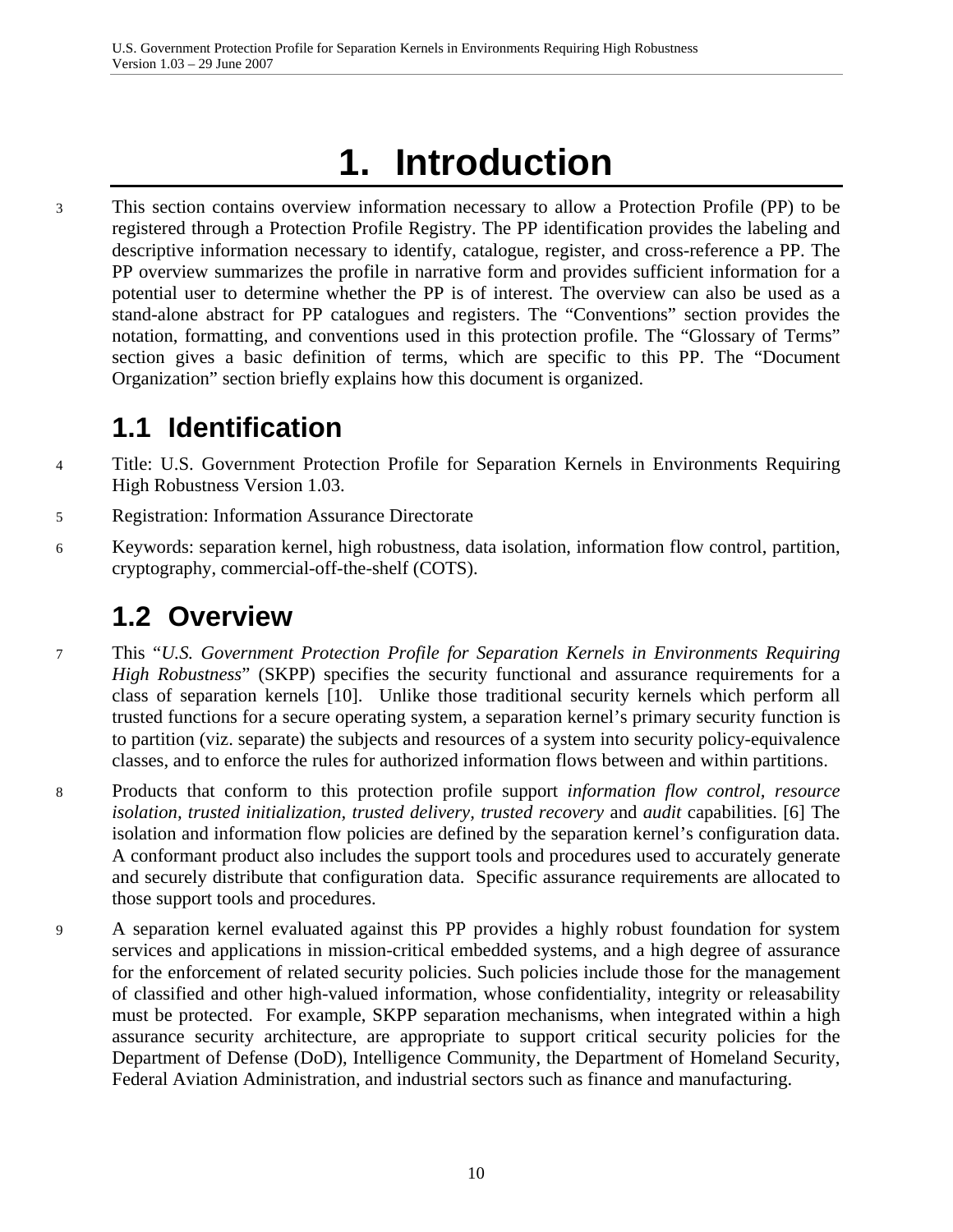# 1. Introduction

3 This section contains overview information necessary to allow a Protection Profile (PP) to be registered through a Protection Profile Registry. The PP identification provides the labeling and descriptive information necessary to identify, catalogue, register, and cross-reference a PP. The PP overview summarizes the profile in narrative form and provides sufficient information for a potential user to determine whether the PP is of interest. The overview can also be used as a stand-alone abstract for PP catalogues and registers. The "Conventions" section provides the notation, formatting, and conventions used in this protection profile. The "Glossary of Terms" section gives a basic definition of terms, which are specific to this PP. The "Document Organization" section briefly explains how this document is organized.

## 1.1 Identification

4 Title: U.S. Government Protection Profile for Separation Kernels in Environments Requiring High Robustness Version 1.03.

5 Registration: Information Assurance Directorate

6 Keywords: separation kernel, high robustness, data isolation, information flow control, partition, cryptography, commercial-off-the-shelf (COTS).

## 1.2 Overview

7 This "*U.S. Government Protection Profile for Separation Kernels in Environments Requiring High Robustness*" (SKPP) specifies the security functional and assurance requirements for a class of separation kernels [10]. Unlike those traditional security kernels which perform all trusted functions for a secure operating system, a separation kernel's primary security function is to partition (viz. separate) the subjects and resources of a system into security policy-equivalence classes, and to enforce the rules for authorized information flows between and within partitions.

8 Products that conform to this protection profile support *information flow control, resource isolation, trusted initialization*, *trusted delivery*, *trusted recovery* and *audit* capabilities. [6] The isolation and information flow policies are defined by the separation kernel's configuration data. A conformant product also includes the support tools and procedures used to accurately generate and securely distribute that configuration data. Specific assurance requirements are allocated to those support tools and procedures.

9 A separation kernel evaluated against this PP provides a highly robust foundation for system services and applications in mission-critical embedded systems, and a high degree of assurance for the enforcement of related security policies. Such policies include those for the management of classified and other high-valued information, whose confidentiality, integrity or releasability must be protected. For example, SKPP separation mechanisms, when integrated within a high assurance security architecture, are appropriate to support critical security policies for the Department of Defense (DoD), Intelligence Community, the Department of Homeland Security, Federal Aviation Administration, and industrial sectors such as finance and manufacturing.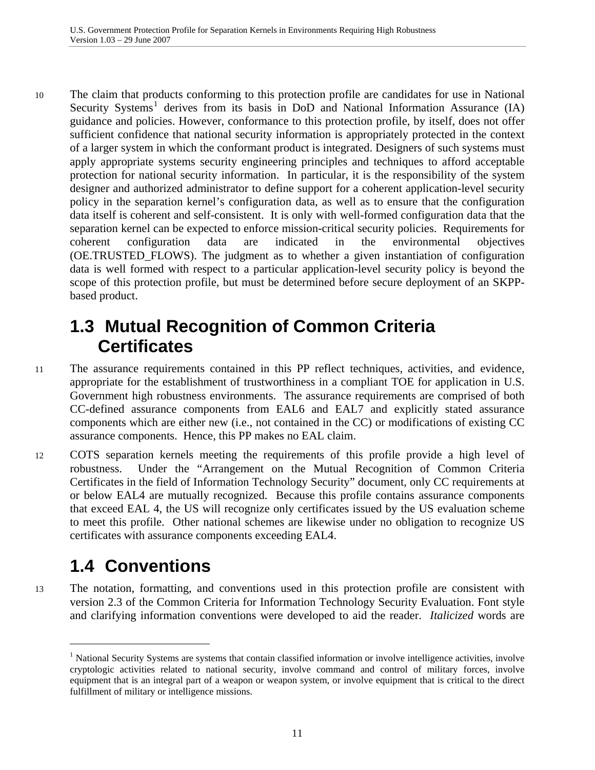10 The claim that products conforming to this protection profile are candidates for use in National Security Systems[1] derives from its basis in DoD and National Information Assurance (IA) guidance and policies. However, conformance to this protection profile, by itself, does not offer sufficient confidence that national security information is appropriately protected in the context of a larger system in which the conformant product is integrated. Designers of such systems must apply appropriate systems security engineering principles and techniques to afford acceptable protection for national security information. In particular, it is the responsibility of the system designer and authorized administrator to define support for a coherent application-level security policy in the separation kernel's configuration data, as well as to ensure that the configuration data itself is coherent and self-consistent. It is only with well-formed configuration data that the separation kernel can be expected to enforce mission-critical security policies. Requirements for coherent configuration data are indicated in the environmental objectives (OE.TRUSTED_FLOWS). The judgment as to whether a given instantiation of configuration data is well formed with respect to a particular application-level security policy is beyond the scope of this protection profile, but must be determined before secure deployment of an SKPP-based product.

## 1.3 Mutual Recognition of Common Criteria Certificates

11 The assurance requirements contained in this PP reflect techniques, activities, and evidence, appropriate for the establishment of trustworthiness in a compliant TOE for application in U.S. Government high robustness environments. The assurance requirements are comprised of both CC-defined assurance components from EAL6 and EAL7 and explicitly stated assurance components which are either new (i.e., not contained in the CC) or modifications of existing CC assurance components. Hence, this PP makes no EAL claim.

12 COTS separation kernels meeting the requirements of this profile provide a high level of robustness. Under the "Arrangement on the Mutual Recognition of Common Criteria Certificates in the field of Information Technology Security" document, only CC requirements at or below EAL4 are mutually recognized. Because this profile contains assurance components that exceed EAL 4, the US will recognize only certificates issued by the US evaluation scheme to meet this profile. Other national schemes are likewise under no obligation to recognize US certificates with assurance components exceeding EAL4.

## 1.4 Conventions

13 The notation, formatting, and conventions used in this protection profile are consistent with version 2.3 of the Common Criteria for Information Technology Security Evaluation. Font style and clarifying information conventions were developed to aid the reader. *Italicized* words are

---

[1] National Security Systems are systems that contain classified information or involve intelligence activities, involve cryptologic activities related to national security, involve command and control of military forces, involve equipment that is an integral part of a weapon or weapon system, or involve equipment that is critical to the direct fulfillment of military or intelligence missions.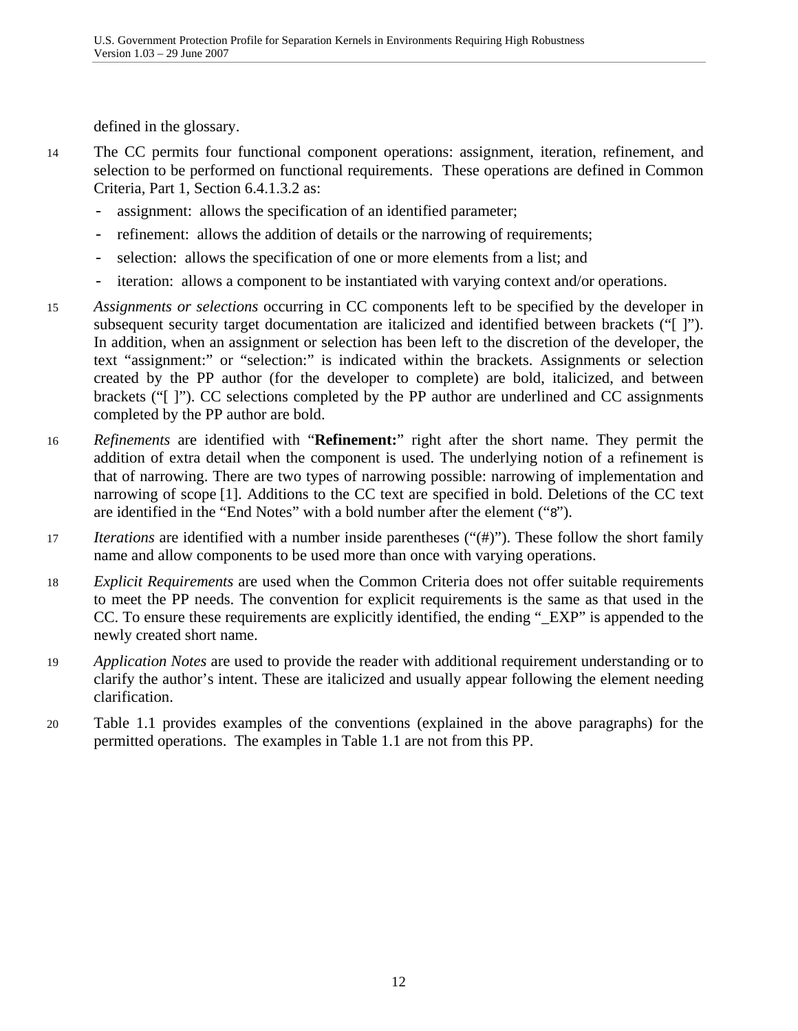defined in the glossary.

14 The CC permits four functional component operations: assignment, iteration, refinement, and selection to be performed on functional requirements. These operations are defined in Common Criteria, Part 1, Section 6.4.1.3.2 as:

- assignment: allows the specification of an identified parameter;
- refinement: allows the addition of details or the narrowing of requirements;
- selection: allows the specification of one or more elements from a list; and
- iteration: allows a component to be instantiated with varying context and/or operations.

15 *Assignments or selections* occurring in CC components left to be specified by the developer in subsequent security target documentation are italicized and identified between brackets ("[ ]"). In addition, when an assignment or selection has been left to the discretion of the developer, the text "assignment:" or "selection:" is indicated within the brackets. Assignments or selection created by the PP author (for the developer to complete) are bold, italicized, and between brackets ("[ ]"). CC selections completed by the PP author are underlined and CC assignments completed by the PP author are bold.

16 *Refinements* are identified with "**Refinement:**" right after the short name. They permit the addition of extra detail when the component is used. The underlying notion of a refinement is that of narrowing. There are two types of narrowing possible: narrowing of implementation and narrowing of scope [1]. Additions to the CC text are specified in bold. Deletions of the CC text are identified in the "End Notes" with a bold number after the element ("**8**").

17 *Iterations* are identified with a number inside parentheses ("(#)"). These follow the short family name and allow components to be used more than once with varying operations.

18 *Explicit Requirements* are used when the Common Criteria does not offer suitable requirements to meet the PP needs. The convention for explicit requirements is the same as that used in the CC. To ensure these requirements are explicitly identified, the ending "_EXP" is appended to the newly created short name.

19 *Application Notes* are used to provide the reader with additional requirement understanding or to clarify the author's intent. These are italicized and usually appear following the element needing clarification.

20 Table 1.1 provides examples of the conventions (explained in the above paragraphs) for the permitted operations. The examples in Table 1.1 are not from this PP.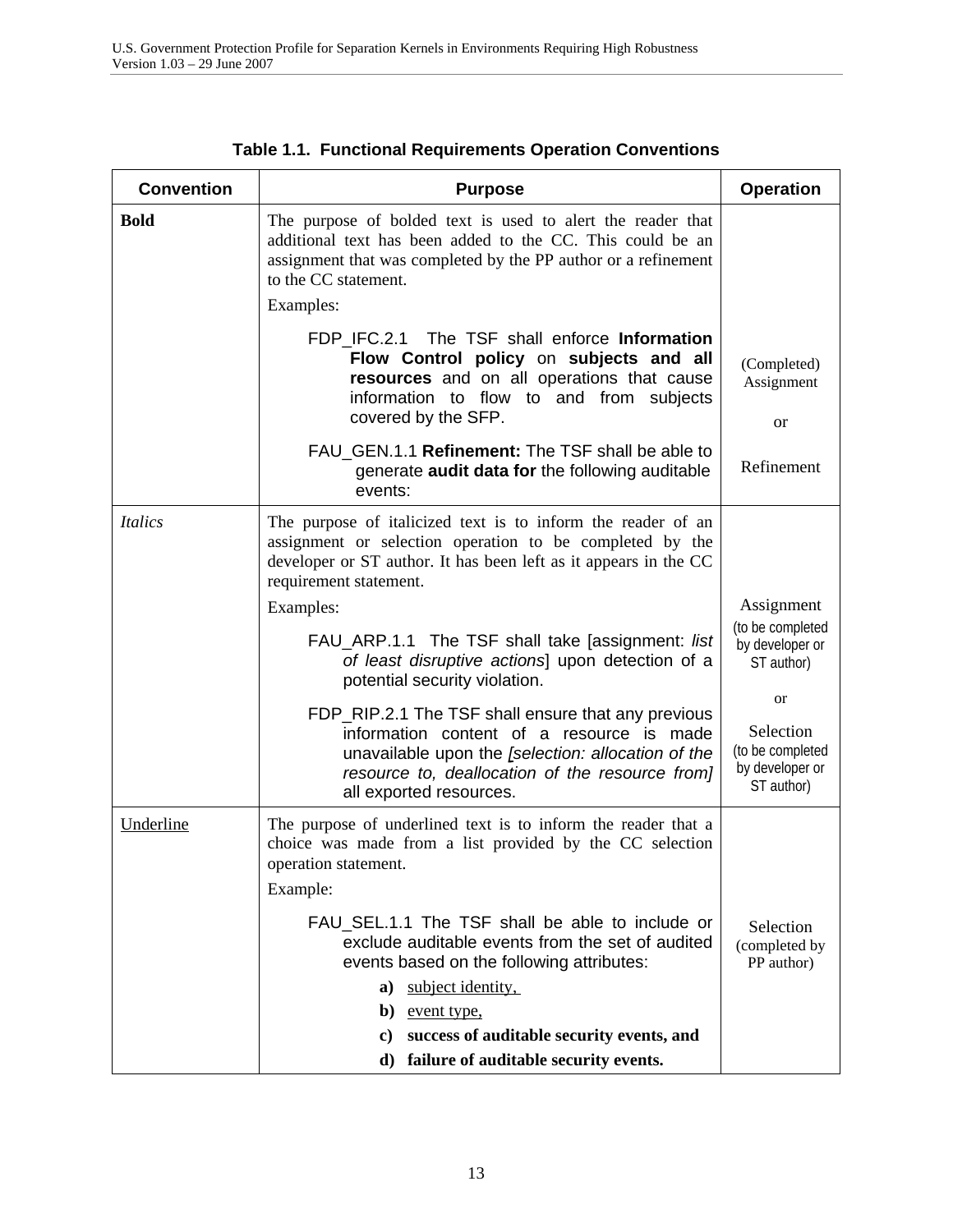**Table 1.1. Functional Requirements Operation Conventions**

| Convention | Purpose | Operation |
|---|---|---|
| **Bold** | The purpose of bolded text is used to alert the reader that additional text has been added to the CC. This could be an assignment that was completed by the PP author or a refinement to the CC statement.<br>Examples:<br>FDP_IFC.2.1 The TSF shall enforce **Information Flow Control policy** on **subjects and all resources** and on all operations that cause information to flow to and from subjects covered by the SFP.<br>FAU_GEN.1.1 **Refinement:** The TSF shall be able to generate **audit data for** the following auditable events: | (Completed) Assignment<br><br>or<br><br>Refinement |
| *Italics* | The purpose of italicized text is to inform the reader of an assignment or selection operation to be completed by the developer or ST author. It has been left as it appears in the CC requirement statement.<br>Examples:<br>FAU_ARP.1.1 The TSF shall take [assignment: *list of least disruptive actions*] upon detection of a potential security violation.<br>FDP_RIP.2.1 The TSF shall ensure that any previous information content of a resource is made unavailable upon the *[selection: allocation of the resource to, deallocation of the resource from]* all exported resources. | Assignment (to be completed by developer or ST author)<br><br>or<br><br>Selection (to be completed by developer or ST author) |
| <u>Underline</u> | The purpose of underlined text is to inform the reader that a choice was made from a list provided by the CC selection operation statement.<br>Example:<br>FAU_SEL.1.1 The TSF shall be able to include or exclude auditable events from the set of audited events based on the following attributes:<br>**a)** <u>subject identity,</u><br>**b)** <u>event type,</u><br>**c) success of auditable security events, and**<br>**d) failure of auditable security events.** | Selection (completed by PP author) |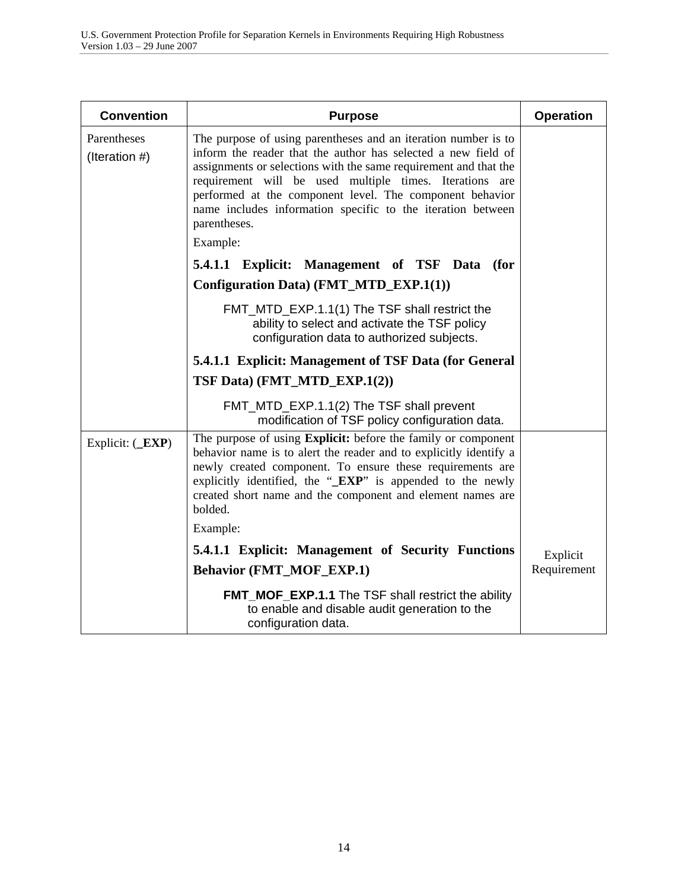| Convention | Purpose | Operation |
|---|---|---|
| Parentheses (Iteration #) | The purpose of using parentheses and an iteration number is to inform the reader that the author has selected a new field of assignments or selections with the same requirement and that the requirement will be used multiple times. Iterations are performed at the component level. The component behavior name includes information specific to the iteration between parentheses.<br>Example:<br>**5.4.1.1 Explicit: Management of TSF Data (for Configuration Data) (FMT_MTD_EXP.1(1))**<br>FMT_MTD_EXP.1.1(1) The TSF shall restrict the ability to select and activate the TSF policy configuration data to authorized subjects.<br>**5.4.1.1 Explicit: Management of TSF Data (for General TSF Data) (FMT_MTD_EXP.1(2))**<br>FMT_MTD_EXP.1.1(2) The TSF shall prevent modification of TSF policy configuration data. | |
| Explicit: (**_EXP**) | The purpose of using **Explicit:** before the family or component behavior name is to alert the reader and to explicitly identify a newly created component. To ensure these requirements are explicitly identified, the "**_EXP**" is appended to the newly created short name and the component and element names are bolded.<br>Example:<br>**5.4.1.1 Explicit: Management of Security Functions Behavior (FMT_MOF_EXP.1)**<br>**FMT_MOF_EXP.1.1** The TSF shall restrict the ability to enable and disable audit generation to the configuration data. | Explicit Requirement |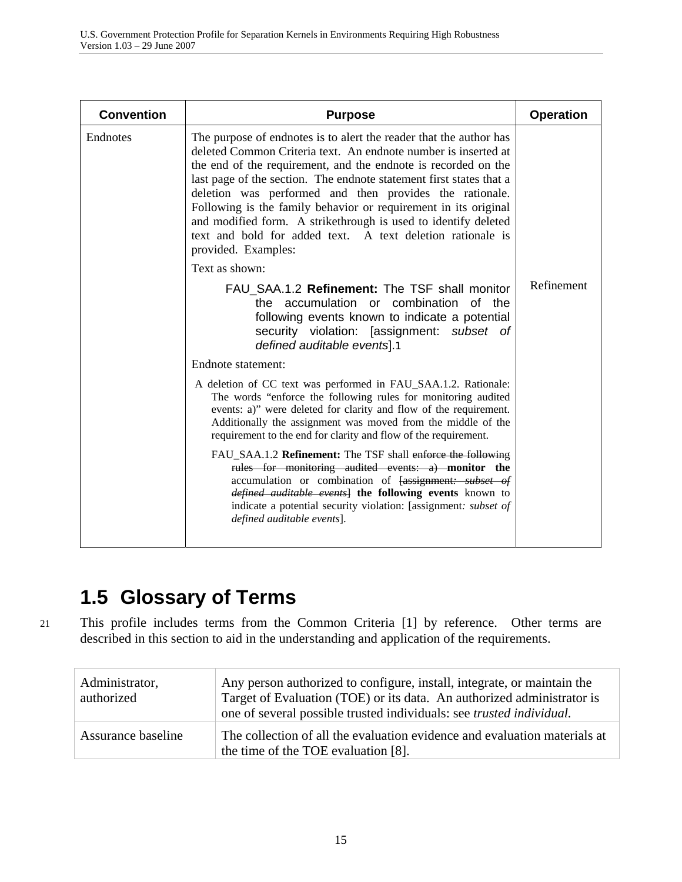| Convention | Purpose | Operation |
| --- | --- | --- |
| Endnotes | The purpose of endnotes is to alert the reader that the author has deleted Common Criteria text. An endnote number is inserted at the end of the requirement, and the endnote is recorded on the last page of the section. The endnote statement first states that a deletion was performed and then provides the rationale. Following is the family behavior or requirement in its original and modified form. A strikethrough is used to identify deleted text and bold for added text. A text deletion rationale is provided. Examples:<br><br>Text as shown:<br><br>FAU_SAA.1.2 **Refinement:** The TSF shall monitor the accumulation or combination of the following events known to indicate a potential security violation: [assignment: *subset of defined auditable events*].1<br><br>Endnote statement:<br><br>A deletion of CC text was performed in FAU_SAA.1.2. Rationale: The words "enforce the following rules for monitoring audited events: a)" were deleted for clarity and flow of the requirement. Additionally the assignment was moved from the middle of the requirement to the end for clarity and flow of the requirement.<br><br>FAU_SAA.1.2 **Refinement:** The TSF shall ~~enforce the following rules for monitoring audited events: a)~~ **monitor the** accumulation or combination of ~~[assignment: *subset of defined auditable events*]~~ **the following events** known to indicate a potential security violation: [assignment*: subset of defined auditable events*]. | Refinement |

## 1.5 Glossary of Terms

21 This profile includes terms from the Common Criteria [1] by reference. Other terms are described in this section to aid in the understanding and application of the requirements.

| | |
| --- | --- |
| Administrator, authorized | Any person authorized to configure, install, integrate, or maintain the Target of Evaluation (TOE) or its data. An authorized administrator is one of several possible trusted individuals: see *trusted individual*. |
| Assurance baseline | The collection of all the evaluation evidence and evaluation materials at the time of the TOE evaluation [8]. |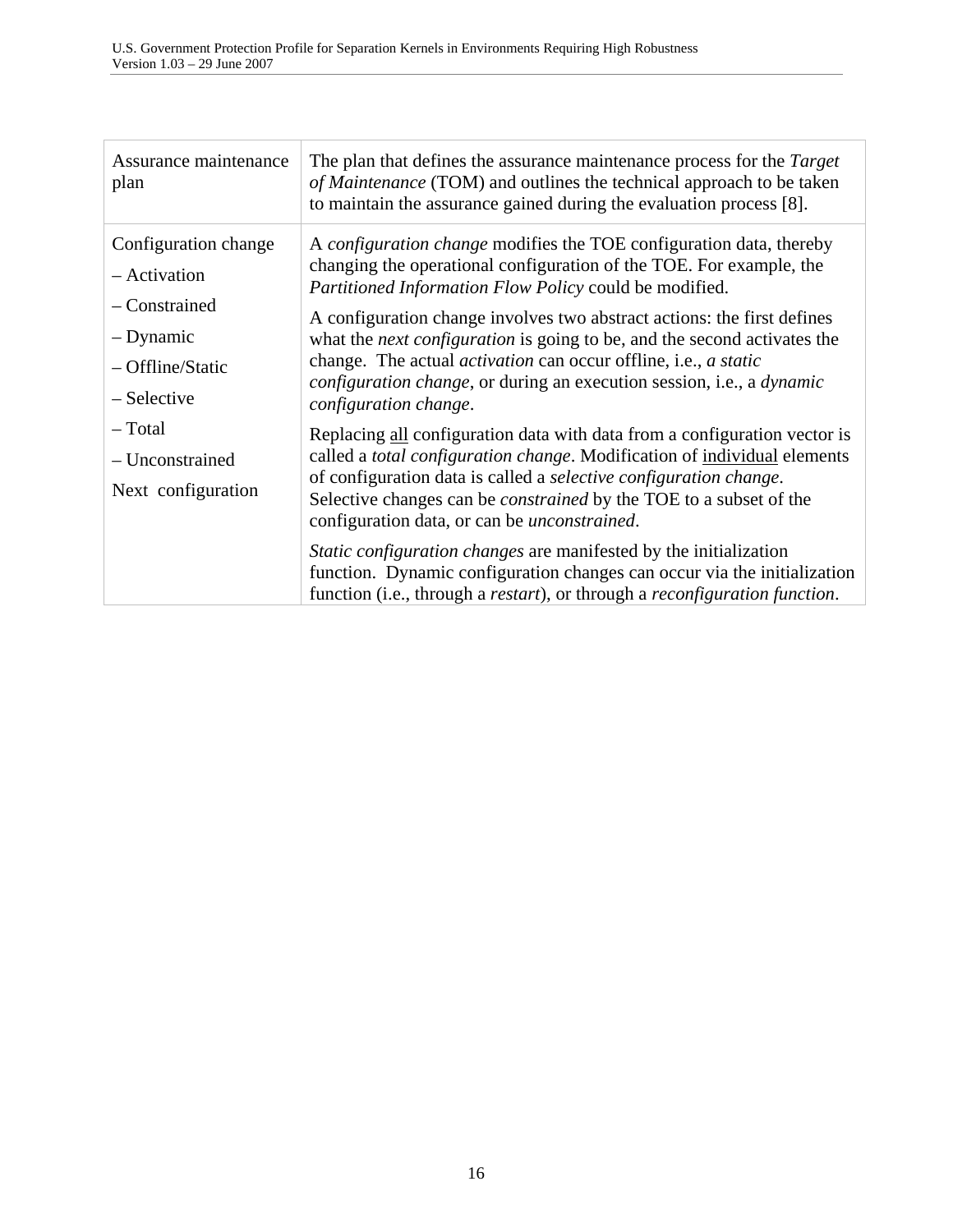| | |
|---|---|
| Assurance maintenance plan | The plan that defines the assurance maintenance process for the *Target of Maintenance* (TOM) and outlines the technical approach to be taken to maintain the assurance gained during the evaluation process [8]. |
| Configuration change<br>– Activation<br>– Constrained<br>– Dynamic<br>– Offline/Static<br>– Selective<br>– Total<br>– Unconstrained<br>Next configuration | A *configuration change* modifies the TOE configuration data, thereby changing the operational configuration of the TOE. For example, the *Partitioned Information Flow Policy* could be modified.<br><br>A configuration change involves two abstract actions: the first defines what the *next configuration* is going to be, and the second activates the change. The actual *activation* can occur offline, i.e., *a static configuration change*, or during an execution session, i.e., a *dynamic configuration change*.<br><br>Replacing <u>all</u> configuration data with data from a configuration vector is called a *total configuration change*. Modification of <u>individual</u> elements of configuration data is called a *selective configuration change*. Selective changes can be *constrained* by the TOE to a subset of the configuration data, or can be *unconstrained*.<br><br>*Static configuration changes* are manifested by the initialization function. Dynamic configuration changes can occur via the initialization function (i.e., through a *restart*), or through a *reconfiguration function*. |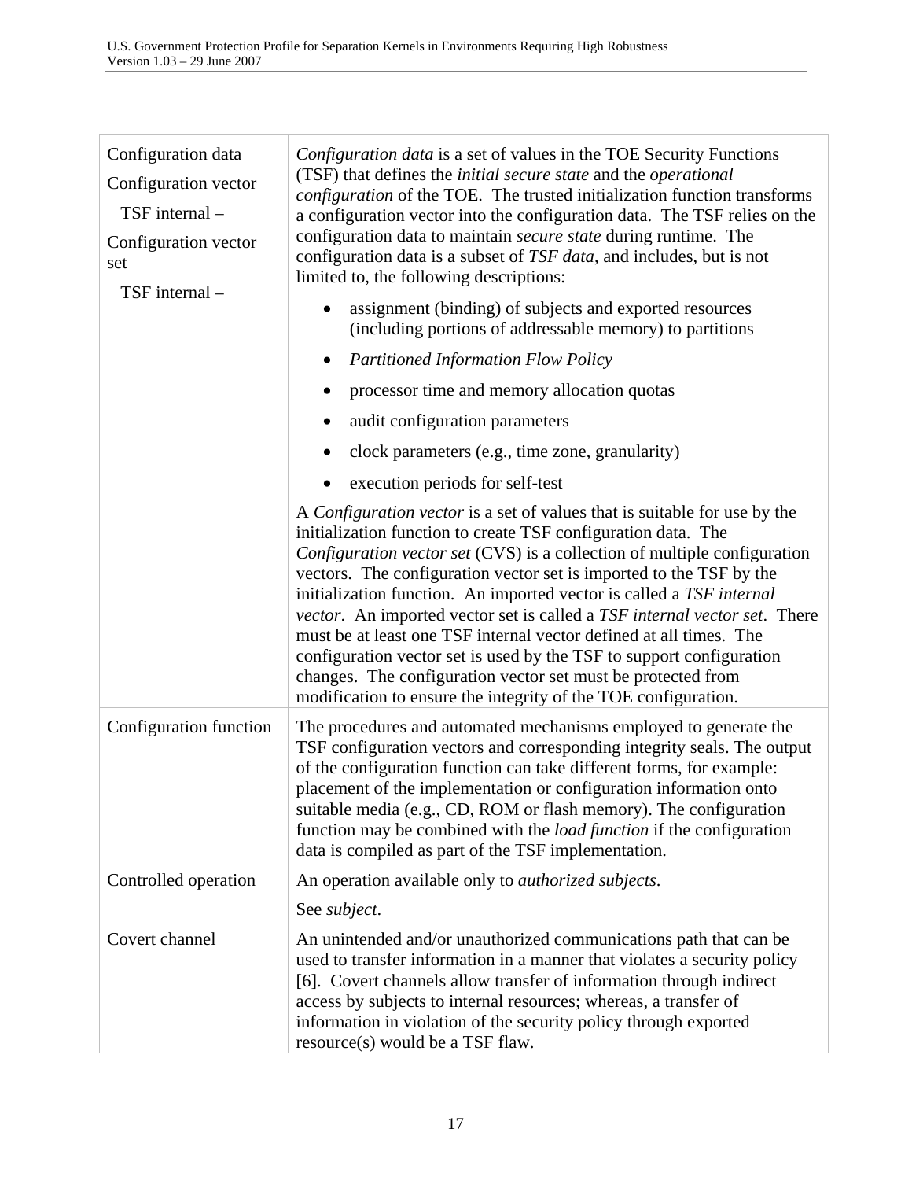| | |
|---|---|
| Configuration data<br>Configuration vector<br>TSF internal –<br>Configuration vector set<br>TSF internal – | *Configuration data* is a set of values in the TOE Security Functions (TSF) that defines the *initial secure state* and the *operational configuration* of the TOE. The trusted initialization function transforms a configuration vector into the configuration data. The TSF relies on the configuration data to maintain *secure state* during runtime. The configuration data is a subset of *TSF data*, and includes, but is not limited to, the following descriptions:<br>• assignment (binding) of subjects and exported resources (including portions of addressable memory) to partitions<br>• *Partitioned Information Flow Policy*<br>• processor time and memory allocation quotas<br>• audit configuration parameters<br>• clock parameters (e.g., time zone, granularity)<br>• execution periods for self-test<br>A *Configuration vector* is a set of values that is suitable for use by the initialization function to create TSF configuration data. The *Configuration vector set* (CVS) is a collection of multiple configuration vectors. The configuration vector set is imported to the TSF by the initialization function. An imported vector is called a *TSF internal vector*. An imported vector set is called a *TSF internal vector set*. There must be at least one TSF internal vector defined at all times. The configuration vector set is used by the TSF to support configuration changes. The configuration vector set must be protected from modification to ensure the integrity of the TOE configuration. |
| Configuration function | The procedures and automated mechanisms employed to generate the TSF configuration vectors and corresponding integrity seals. The output of the configuration function can take different forms, for example: placement of the implementation or configuration information onto suitable media (e.g., CD, ROM or flash memory). The configuration function may be combined with the *load function* if the configuration data is compiled as part of the TSF implementation. |
| Controlled operation | An operation available only to *authorized subjects*.<br>See *subject*. |
| Covert channel | An unintended and/or unauthorized communications path that can be used to transfer information in a manner that violates a security policy [6]. Covert channels allow transfer of information through indirect access by subjects to internal resources; whereas, a transfer of information in violation of the security policy through exported resource(s) would be a TSF flaw. |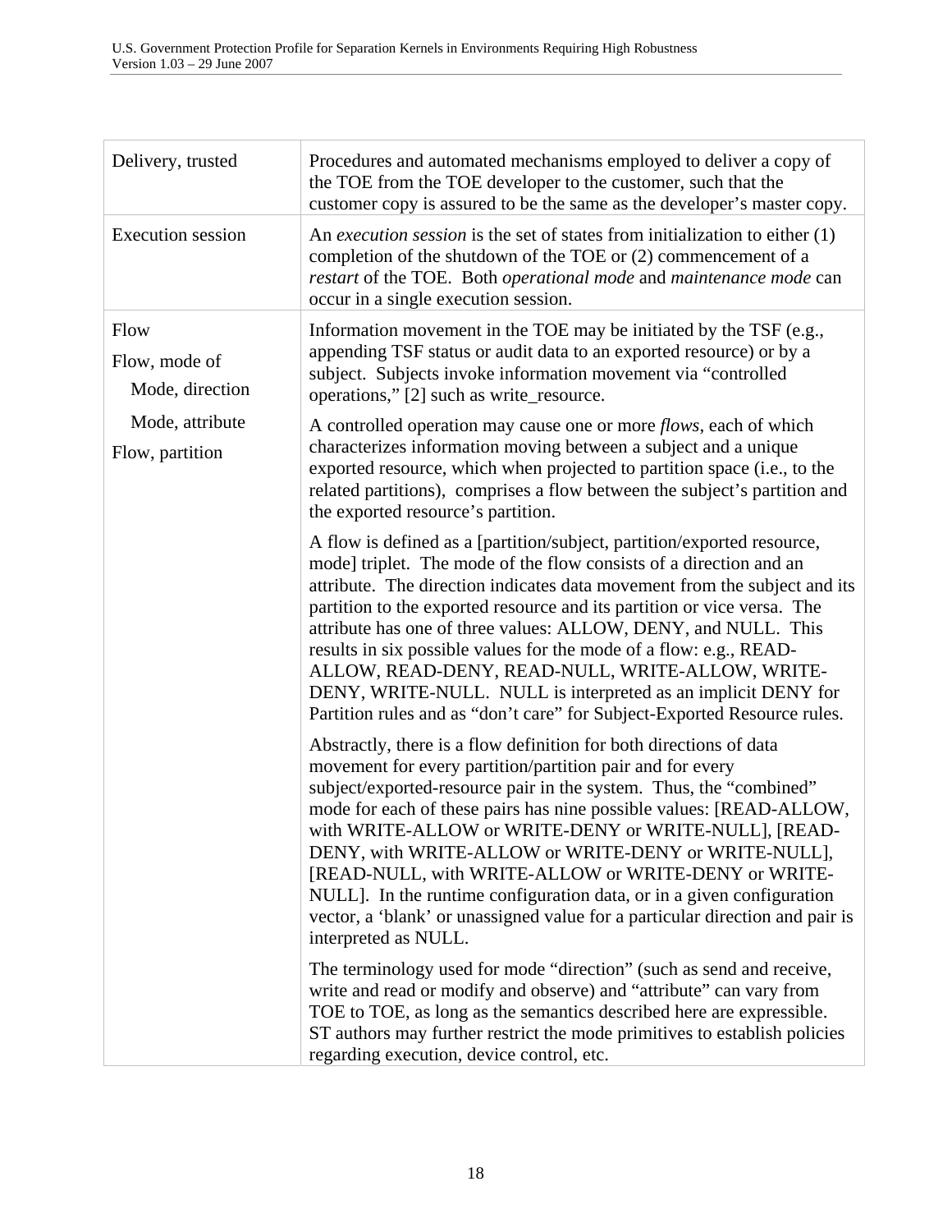| | |
|---|---|
| Delivery, trusted | Procedures and automated mechanisms employed to deliver a copy of the TOE from the TOE developer to the customer, such that the customer copy is assured to be the same as the developer's master copy. |
| Execution session | An *execution session* is the set of states from initialization to either (1) completion of the shutdown of the TOE or (2) commencement of a *restart* of the TOE. Both *operational mode* and *maintenance mode* can occur in a single execution session. |
| Flow<br>Flow, mode of<br>  Mode, direction<br>  Mode, attribute<br>Flow, partition | Information movement in the TOE may be initiated by the TSF (e.g., appending TSF status or audit data to an exported resource) or by a subject. Subjects invoke information movement via "controlled operations," [2] such as write_resource.<br><br>A controlled operation may cause one or more *flows*, each of which characterizes information moving between a subject and a unique exported resource, which when projected to partition space (i.e., to the related partitions), comprises a flow between the subject's partition and the exported resource's partition.<br><br>A flow is defined as a [partition/subject, partition/exported resource, mode] triplet. The mode of the flow consists of a direction and an attribute. The direction indicates data movement from the subject and its partition to the exported resource and its partition or vice versa. The attribute has one of three values: ALLOW, DENY, and NULL. This results in six possible values for the mode of a flow: e.g., READ-ALLOW, READ-DENY, READ-NULL, WRITE-ALLOW, WRITE-DENY, WRITE-NULL. NULL is interpreted as an implicit DENY for Partition rules and as "don't care" for Subject-Exported Resource rules.<br><br>Abstractly, there is a flow definition for both directions of data movement for every partition/partition pair and for every subject/exported-resource pair in the system. Thus, the "combined" mode for each of these pairs has nine possible values: [READ-ALLOW, with WRITE-ALLOW or WRITE-DENY or WRITE-NULL], [READ-DENY, with WRITE-ALLOW or WRITE-DENY or WRITE-NULL], [READ-NULL, with WRITE-ALLOW or WRITE-DENY or WRITE-NULL]. In the runtime configuration data, or in a given configuration vector, a 'blank' or unassigned value for a particular direction and pair is interpreted as NULL.<br><br>The terminology used for mode "direction" (such as send and receive, write and read or modify and observe) and "attribute" can vary from TOE to TOE, as long as the semantics described here are expressible. ST authors may further restrict the mode primitives to establish policies regarding execution, device control, etc. |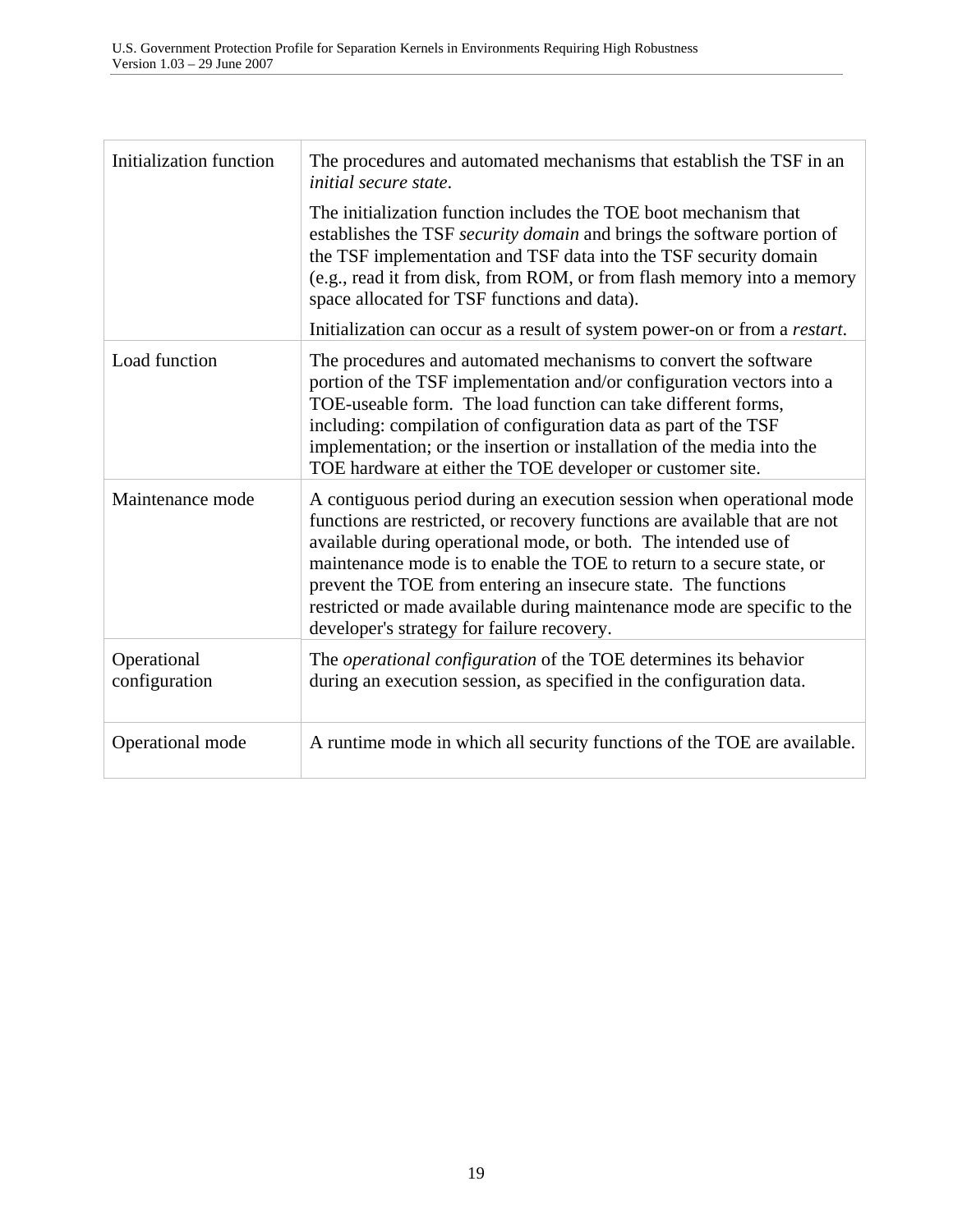| | |
|---|---|
| Initialization function | The procedures and automated mechanisms that establish the TSF in an *initial secure state*.<br><br>The initialization function includes the TOE boot mechanism that establishes the TSF *security domain* and brings the software portion of the TSF implementation and TSF data into the TSF security domain (e.g., read it from disk, from ROM, or from flash memory into a memory space allocated for TSF functions and data).<br><br>Initialization can occur as a result of system power-on or from a *restart*. |
| Load function | The procedures and automated mechanisms to convert the software portion of the TSF implementation and/or configuration vectors into a TOE-useable form. The load function can take different forms, including: compilation of configuration data as part of the TSF implementation; or the insertion or installation of the media into the TOE hardware at either the TOE developer or customer site. |
| Maintenance mode | A contiguous period during an execution session when operational mode functions are restricted, or recovery functions are available that are not available during operational mode, or both. The intended use of maintenance mode is to enable the TOE to return to a secure state, or prevent the TOE from entering an insecure state. The functions restricted or made available during maintenance mode are specific to the developer's strategy for failure recovery. |
| Operational configuration | The *operational configuration* of the TOE determines its behavior during an execution session, as specified in the configuration data. |
| Operational mode | A runtime mode in which all security functions of the TOE are available. |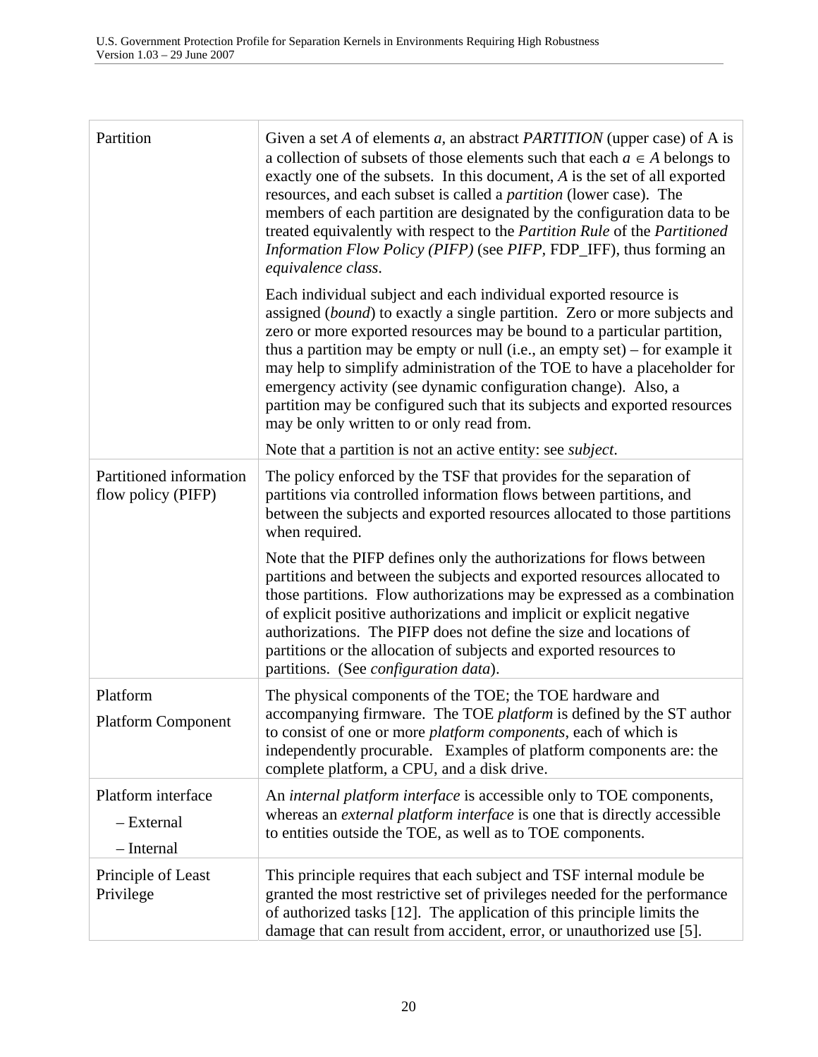| | |
|---|---|
| Partition | Given a set *A* of elements *a*, an abstract *PARTITION* (upper case) of A is a collection of subsets of those elements such that each $a \in A$ belongs to exactly one of the subsets. In this document, *A* is the set of all exported resources, and each subset is called a *partition* (lower case). The members of each partition are designated by the configuration data to be treated equivalently with respect to the *Partition Rule* of the *Partitioned Information Flow Policy (PIFP)* (see *PIFP*, FDP_IFF), thus forming an *equivalence class*.<br><br>Each individual subject and each individual exported resource is assigned (*bound*) to exactly a single partition. Zero or more subjects and zero or more exported resources may be bound to a particular partition, thus a partition may be empty or null (i.e., an empty set) – for example it may help to simplify administration of the TOE to have a placeholder for emergency activity (see dynamic configuration change). Also, a partition may be configured such that its subjects and exported resources may be only written to or only read from.<br><br>Note that a partition is not an active entity: see *subject*. |
| Partitioned information flow policy (PIFP) | The policy enforced by the TSF that provides for the separation of partitions via controlled information flows between partitions, and between the subjects and exported resources allocated to those partitions when required.<br><br>Note that the PIFP defines only the authorizations for flows between partitions and between the subjects and exported resources allocated to those partitions. Flow authorizations may be expressed as a combination of explicit positive authorizations and implicit or explicit negative authorizations. The PIFP does not define the size and locations of partitions or the allocation of subjects and exported resources to partitions. (See *configuration data*). |
| Platform<br><br>Platform Component | The physical components of the TOE; the TOE hardware and accompanying firmware. The TOE *platform* is defined by the ST author to consist of one or more *platform components*, each of which is independently procurable. Examples of platform components are: the complete platform, a CPU, and a disk drive. |
| Platform interface<br>– External<br>– Internal | An *internal platform interface* is accessible only to TOE components, whereas an *external platform interface* is one that is directly accessible to entities outside the TOE, as well as to TOE components. |
| Principle of Least Privilege | This principle requires that each subject and TSF internal module be granted the most restrictive set of privileges needed for the performance of authorized tasks [12]. The application of this principle limits the damage that can result from accident, error, or unauthorized use [5]. |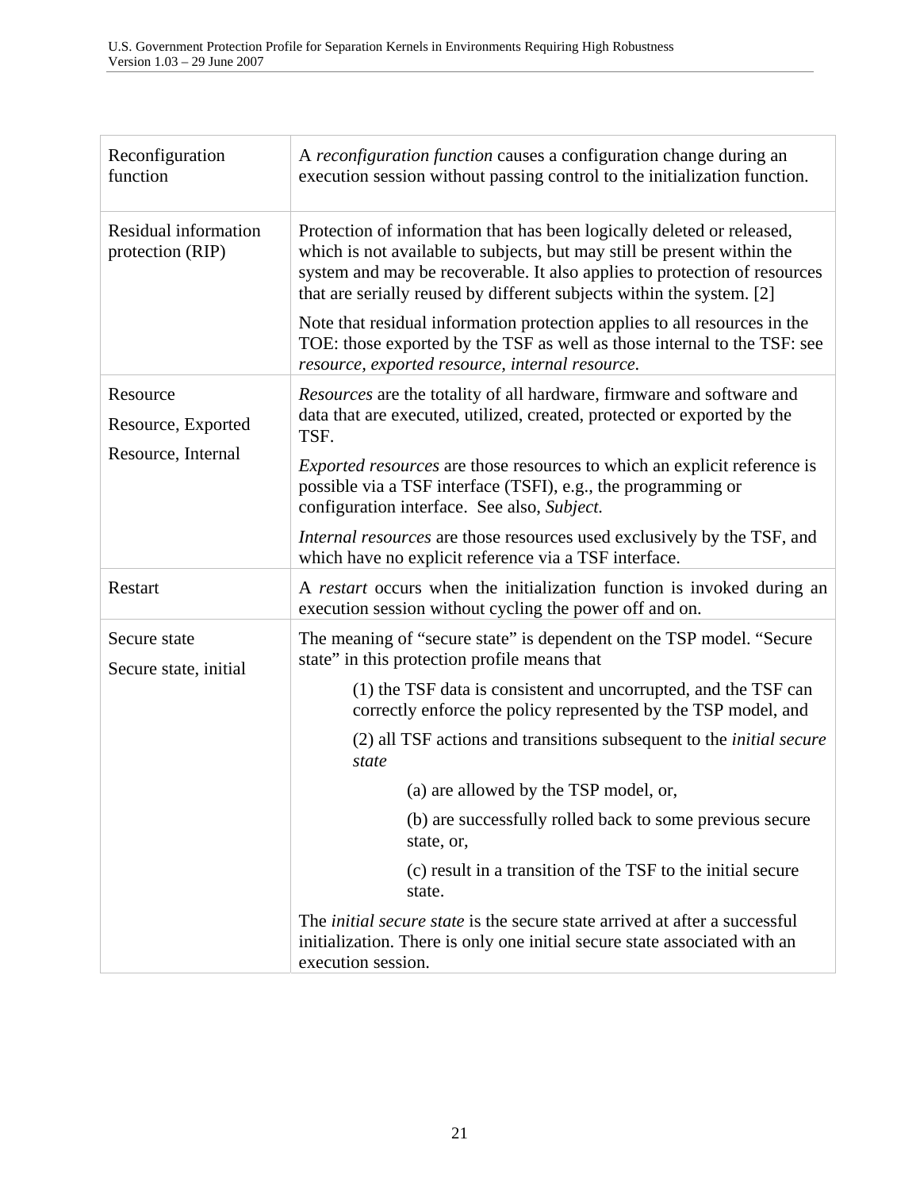| | |
|---|---|
| Reconfiguration function | A *reconfiguration function* causes a configuration change during an execution session without passing control to the initialization function. |
| Residual information protection (RIP) | Protection of information that has been logically deleted or released, which is not available to subjects, but may still be present within the system and may be recoverable. It also applies to protection of resources that are serially reused by different subjects within the system. [2]<br><br>Note that residual information protection applies to all resources in the TOE: those exported by the TSF as well as those internal to the TSF: see *resource, exported resource, internal resource.* |
| Resource<br><br>Resource, Exported<br><br>Resource, Internal | *Resources* are the totality of all hardware, firmware and software and data that are executed, utilized, created, protected or exported by the TSF.<br><br>*Exported resources* are those resources to which an explicit reference is possible via a TSF interface (TSFI), e.g., the programming or configuration interface. See also, *Subject.*<br><br>*Internal resources* are those resources used exclusively by the TSF, and which have no explicit reference via a TSF interface. |
| Restart | A *restart* occurs when the initialization function is invoked during an execution session without cycling the power off and on. |
| Secure state<br><br>Secure state, initial | The meaning of "secure state" is dependent on the TSP model. "Secure state" in this protection profile means that<br><br>(1) the TSF data is consistent and uncorrupted, and the TSF can correctly enforce the policy represented by the TSP model, and<br><br>(2) all TSF actions and transitions subsequent to the *initial secure state*<br><br>(a) are allowed by the TSP model, or,<br><br>(b) are successfully rolled back to some previous secure state, or,<br><br>(c) result in a transition of the TSF to the initial secure state.<br><br>The *initial secure state* is the secure state arrived at after a successful initialization. There is only one initial secure state associated with an execution session. |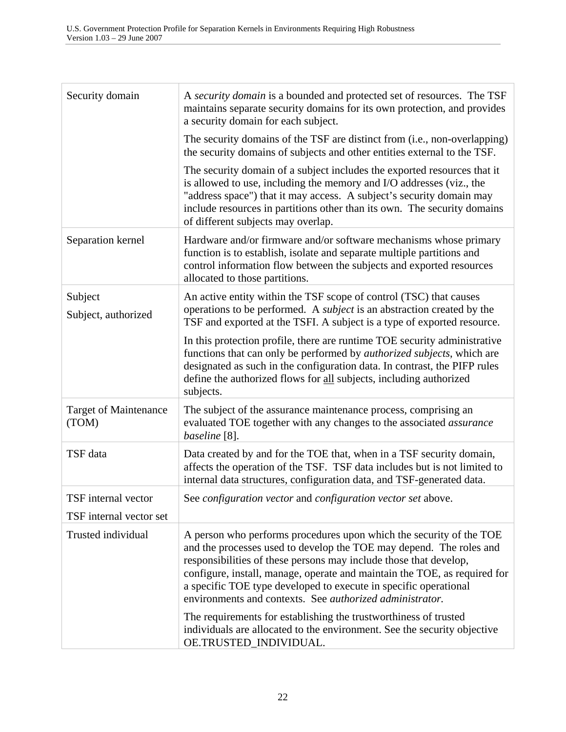| | |
|---|---|
| Security domain | A *security domain* is a bounded and protected set of resources. The TSF maintains separate security domains for its own protection, and provides a security domain for each subject.<br><br>The security domains of the TSF are distinct from (i.e., non-overlapping) the security domains of subjects and other entities external to the TSF.<br><br>The security domain of a subject includes the exported resources that it is allowed to use, including the memory and I/O addresses (viz., the "address space") that it may access. A subject's security domain may include resources in partitions other than its own. The security domains of different subjects may overlap. |
| Separation kernel | Hardware and/or firmware and/or software mechanisms whose primary function is to establish, isolate and separate multiple partitions and control information flow between the subjects and exported resources allocated to those partitions. |
| Subject<br><br>Subject, authorized | An active entity within the TSF scope of control (TSC) that causes operations to be performed. A *subject* is an abstraction created by the TSF and exported at the TSFI. A subject is a type of exported resource.<br><br>In this protection profile, there are runtime TOE security administrative functions that can only be performed by *authorized subjects*, which are designated as such in the configuration data. In contrast, the PIFP rules define the authorized flows for <u>all</u> subjects, including authorized subjects. |
| Target of Maintenance (TOM) | The subject of the assurance maintenance process, comprising an evaluated TOE together with any changes to the associated *assurance baseline* [8]. |
| TSF data | Data created by and for the TOE that, when in a TSF security domain, affects the operation of the TSF. TSF data includes but is not limited to internal data structures, configuration data, and TSF-generated data. |
| TSF internal vector<br><br>TSF internal vector set | See *configuration vector* and *configuration vector set* above. |
| Trusted individual | A person who performs procedures upon which the security of the TOE and the processes used to develop the TOE may depend. The roles and responsibilities of these persons may include those that develop, configure, install, manage, operate and maintain the TOE, as required for a specific TOE type developed to execute in specific operational environments and contexts. See *authorized administrator.*<br><br>The requirements for establishing the trustworthiness of trusted individuals are allocated to the environment. See the security objective OE.TRUSTED_INDIVIDUAL. |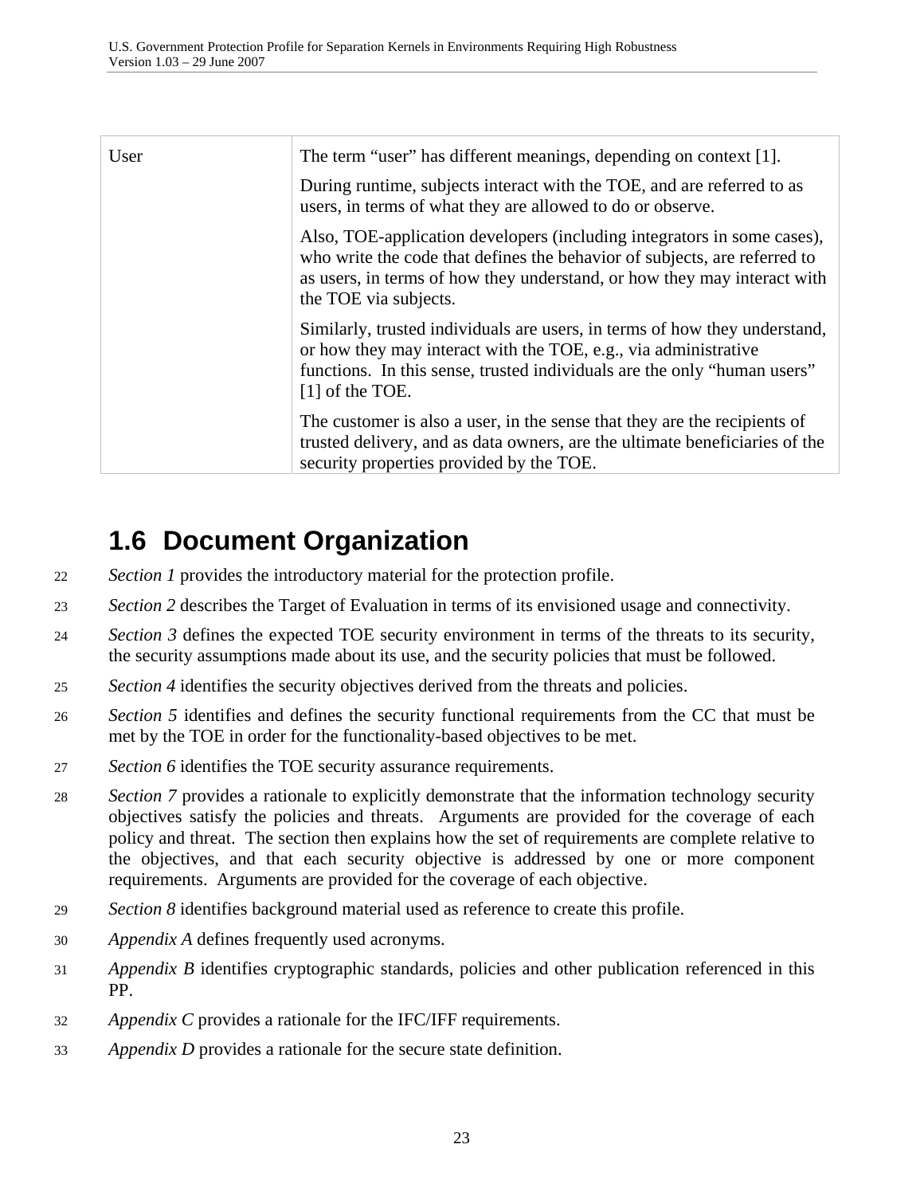| User | The term “user” has different meanings, depending on context [1].<br><br>During runtime, subjects interact with the TOE, and are referred to as users, in terms of what they are allowed to do or observe.<br><br>Also, TOE-application developers (including integrators in some cases), who write the code that defines the behavior of subjects, are referred to as users, in terms of how they understand, or how they may interact with the TOE via subjects.<br><br>Similarly, trusted individuals are users, in terms of how they understand, or how they may interact with the TOE, e.g., via administrative functions. In this sense, trusted individuals are the only “human users” [1] of the TOE.<br><br>The customer is also a user, in the sense that they are the recipients of trusted delivery, and as data owners, are the ultimate beneficiaries of the security properties provided by the TOE. |
|---|---|

## 1.6 Document Organization

22 *Section 1* provides the introductory material for the protection profile.

23 *Section 2* describes the Target of Evaluation in terms of its envisioned usage and connectivity.

24 *Section 3* defines the expected TOE security environment in terms of the threats to its security, the security assumptions made about its use, and the security policies that must be followed.

25 *Section 4* identifies the security objectives derived from the threats and policies.

26 *Section 5* identifies and defines the security functional requirements from the CC that must be met by the TOE in order for the functionality-based objectives to be met.

27 *Section 6* identifies the TOE security assurance requirements.

28 *Section 7* provides a rationale to explicitly demonstrate that the information technology security objectives satisfy the policies and threats. Arguments are provided for the coverage of each policy and threat. The section then explains how the set of requirements are complete relative to the objectives, and that each security objective is addressed by one or more component requirements. Arguments are provided for the coverage of each objective.

29 *Section 8* identifies background material used as reference to create this profile.

30 *Appendix A* defines frequently used acronyms.

31 *Appendix B* identifies cryptographic standards, policies and other publication referenced in this PP.

32 *Appendix C* provides a rationale for the IFC/IFF requirements.

33 *Appendix D* provides a rationale for the secure state definition.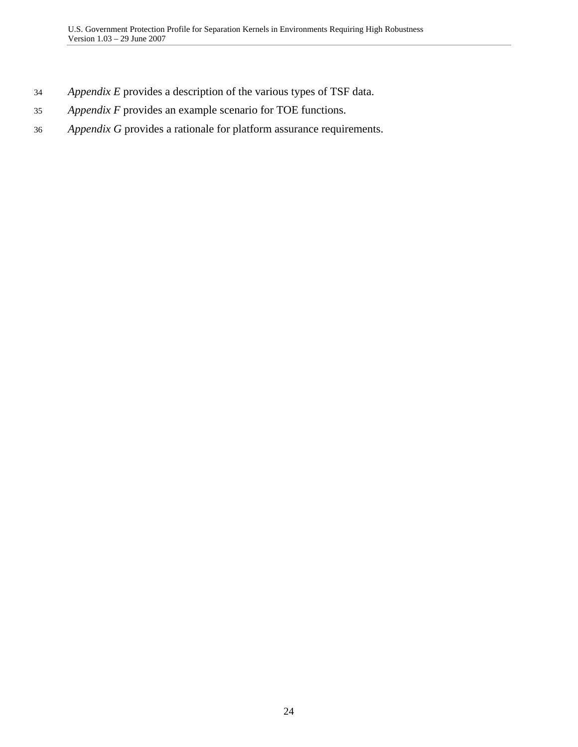*Appendix E* provides a description of the various types of TSF data.

*Appendix F* provides an example scenario for TOE functions.

*Appendix G* provides a rationale for platform assurance requirements.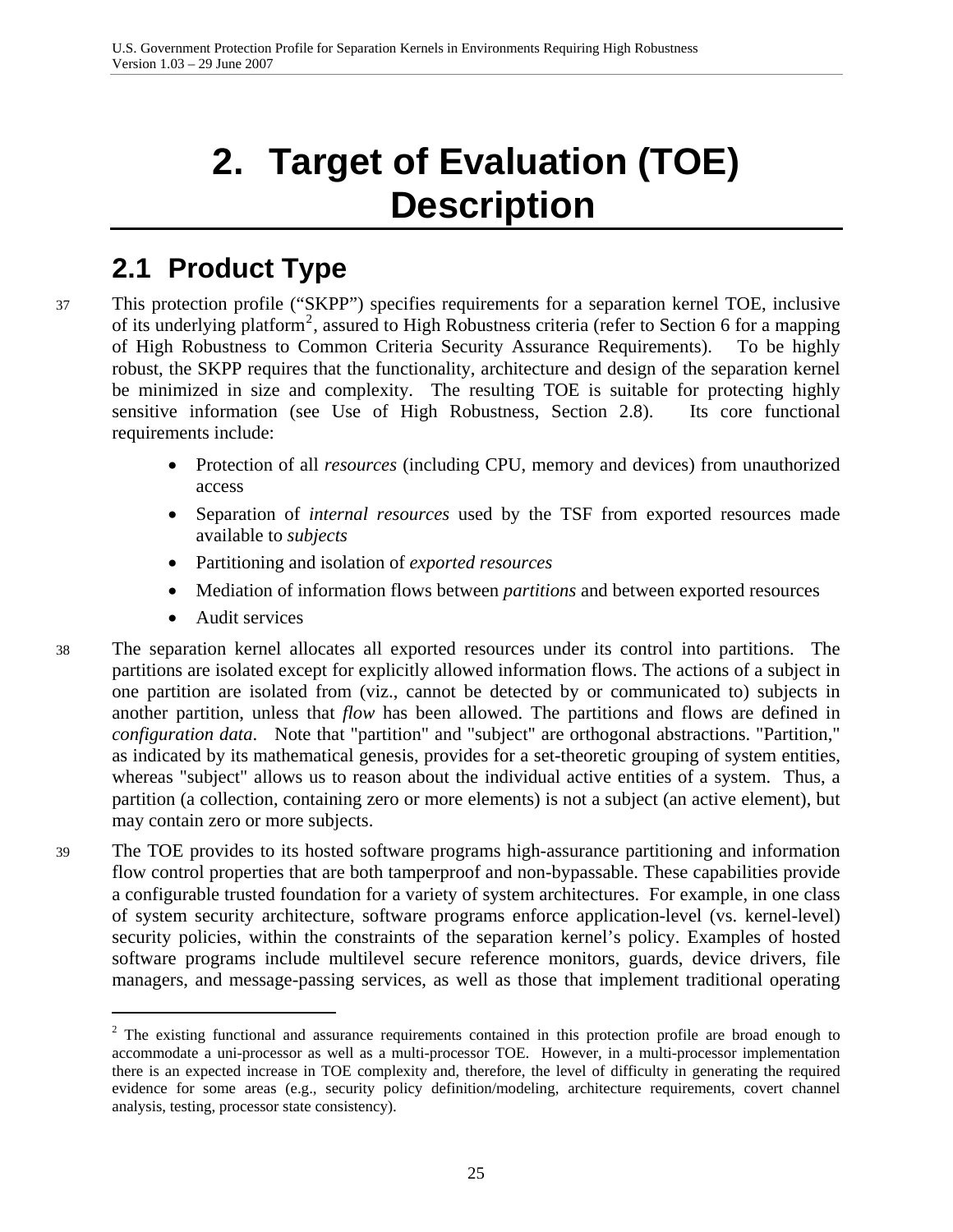# 2. Target of Evaluation (TOE) Description

## 2.1 Product Type

37 This protection profile ("SKPP") specifies requirements for a separation kernel TOE, inclusive of its underlying platform[2], assured to High Robustness criteria (refer to Section 6 for a mapping of High Robustness to Common Criteria Security Assurance Requirements). To be highly robust, the SKPP requires that the functionality, architecture and design of the separation kernel be minimized in size and complexity. The resulting TOE is suitable for protecting highly sensitive information (see Use of High Robustness, Section 2.8). Its core functional requirements include:

- Protection of all *resources* (including CPU, memory and devices) from unauthorized access
- Separation of *internal resources* used by the TSF from exported resources made available to *subjects*
- Partitioning and isolation of *exported resources*
- Mediation of information flows between *partitions* and between exported resources
- Audit services

38 The separation kernel allocates all exported resources under its control into partitions. The partitions are isolated except for explicitly allowed information flows. The actions of a subject in one partition are isolated from (viz., cannot be detected by or communicated to) subjects in another partition, unless that *flow* has been allowed. The partitions and flows are defined in *configuration data*. Note that "partition" and "subject" are orthogonal abstractions. "Partition," as indicated by its mathematical genesis, provides for a set-theoretic grouping of system entities, whereas "subject" allows us to reason about the individual active entities of a system. Thus, a partition (a collection, containing zero or more elements) is not a subject (an active element), but may contain zero or more subjects.

39 The TOE provides to its hosted software programs high-assurance partitioning and information flow control properties that are both tamperproof and non-bypassable. These capabilities provide a configurable trusted foundation for a variety of system architectures. For example, in one class of system security architecture, software programs enforce application-level (vs. kernel-level) security policies, within the constraints of the separation kernel's policy. Examples of hosted software programs include multilevel secure reference monitors, guards, device drivers, file managers, and message-passing services, as well as those that implement traditional operating

---

[2] The existing functional and assurance requirements contained in this protection profile are broad enough to accommodate a uni-processor as well as a multi-processor TOE. However, in a multi-processor implementation there is an expected increase in TOE complexity and, therefore, the level of difficulty in generating the required evidence for some areas (e.g., security policy definition/modeling, architecture requirements, covert channel analysis, testing, processor state consistency).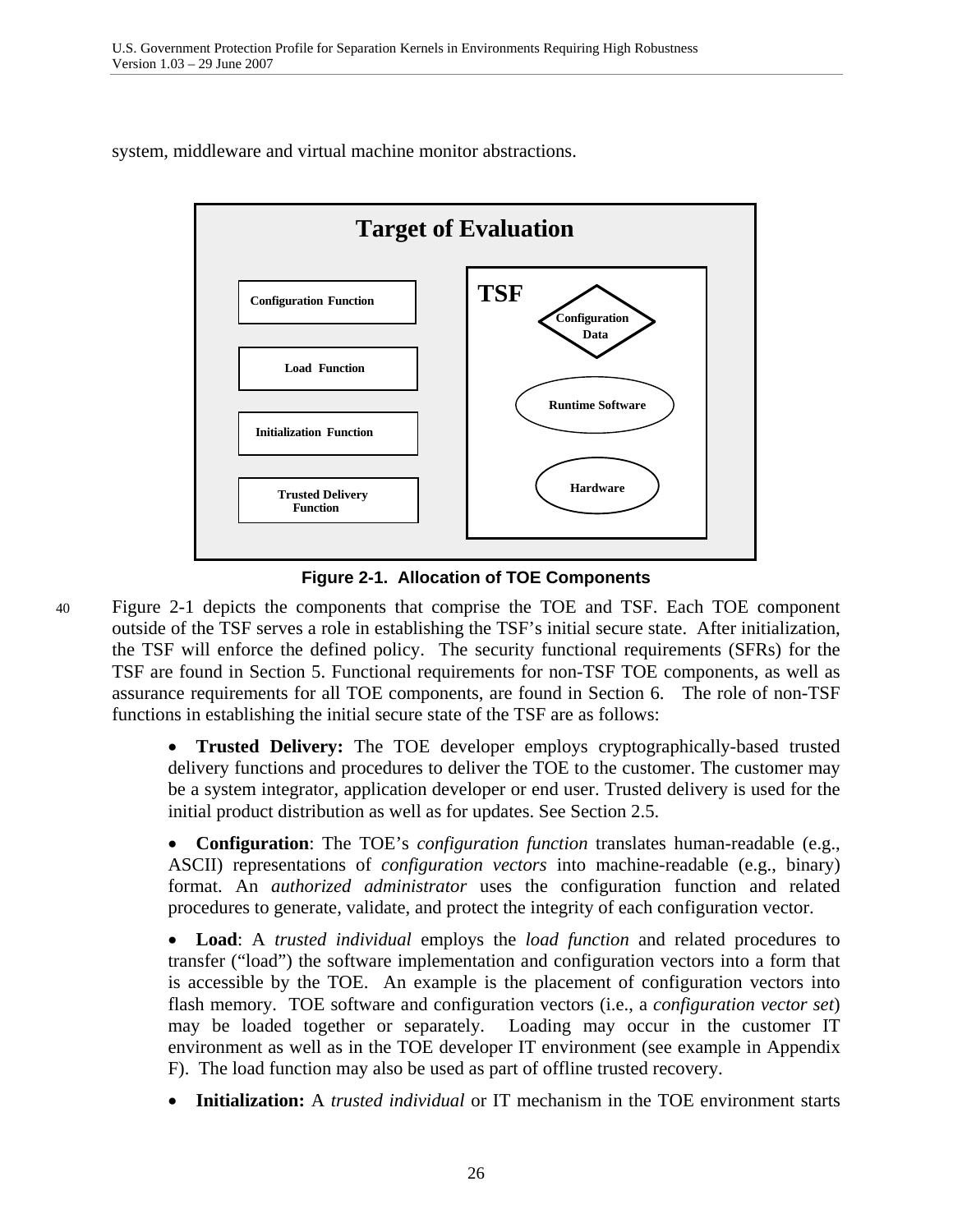system, middleware and virtual machine monitor abstractions.

Target of Evaluation

Configuration Function

Load Function

Initialization Function

Trusted Delivery Function

TSF

Configuration Data

Runtime Software

Hardware

**Figure 2-1. Allocation of TOE Components**

Figure 2-1 depicts the components that comprise the TOE and TSF. Each TOE component outside of the TSF serves a role in establishing the TSF's initial secure state. After initialization, the TSF will enforce the defined policy. The security functional requirements (SFRs) for the TSF are found in Section 5. Functional requirements for non-TSF TOE components, as well as assurance requirements for all TOE components, are found in Section 6. The role of non-TSF functions in establishing the initial secure state of the TSF are as follows:

- **Trusted Delivery:** The TOE developer employs cryptographically-based trusted delivery functions and procedures to deliver the TOE to the customer. The customer may be a system integrator, application developer or end user. Trusted delivery is used for the initial product distribution as well as for updates. See Section 2.5.

- **Configuration**: The TOE's *configuration function* translates human-readable (e.g., ASCII) representations of *configuration vectors* into machine-readable (e.g., binary) format. An *authorized administrator* uses the configuration function and related procedures to generate, validate, and protect the integrity of each configuration vector.

- **Load**: A *trusted individual* employs the *load function* and related procedures to transfer ("load") the software implementation and configuration vectors into a form that is accessible by the TOE. An example is the placement of configuration vectors into flash memory. TOE software and configuration vectors (i.e., a *configuration vector set*) may be loaded together or separately. Loading may occur in the customer IT environment as well as in the TOE developer IT environment (see example in Appendix F). The load function may also be used as part of offline trusted recovery.

- **Initialization:** A *trusted individual* or IT mechanism in the TOE environment starts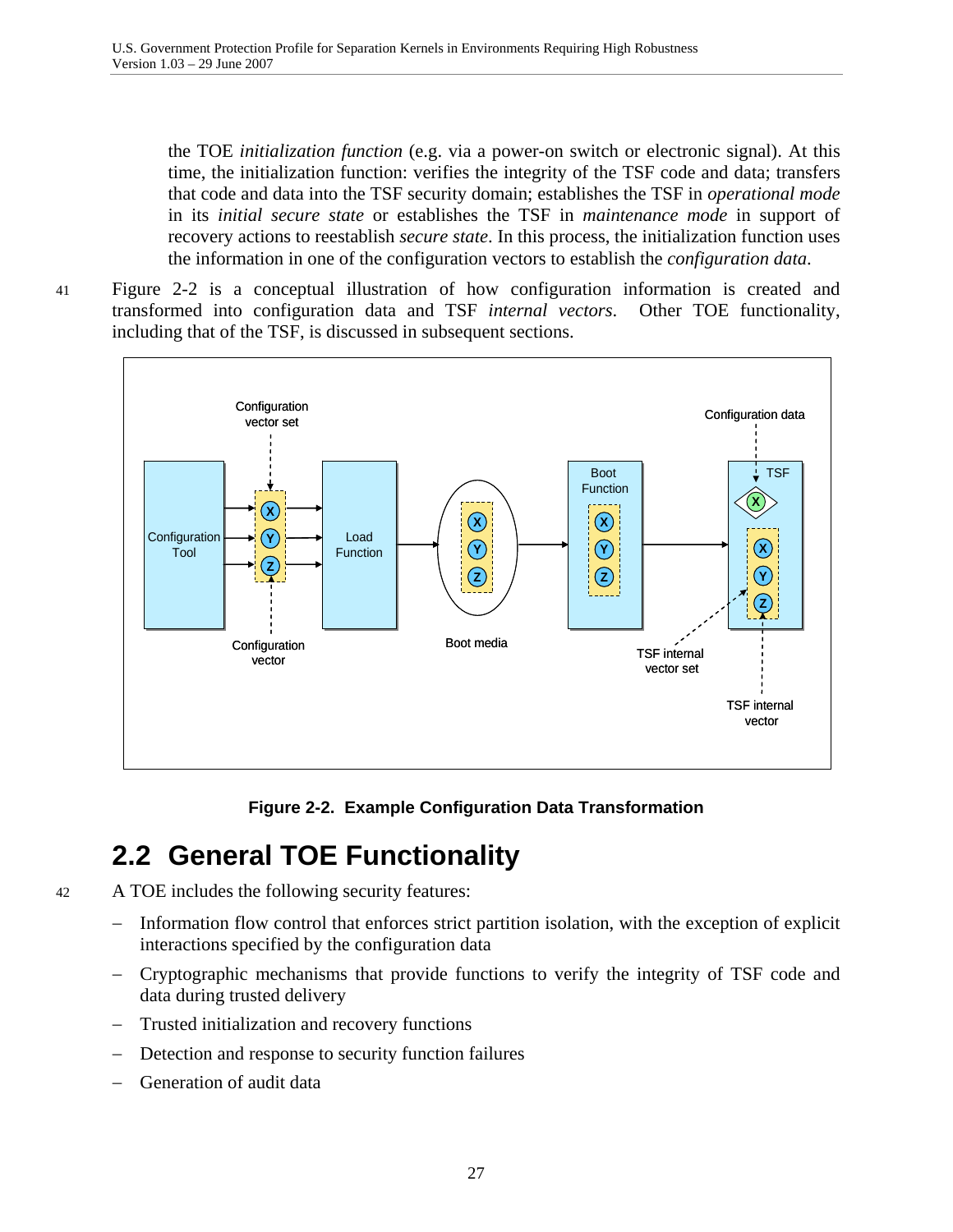the TOE *initialization function* (e.g. via a power-on switch or electronic signal). At this time, the initialization function: verifies the integrity of the TSF code and data; transfers that code and data into the TSF security domain; establishes the TSF in *operational mode* in its *initial secure state* or establishes the TSF in *maintenance mode* in support of recovery actions to reestablish *secure state*. In this process, the initialization function uses the information in one of the configuration vectors to establish the *configuration data*.

41 Figure 2-2 is a conceptual illustration of how configuration information is created and transformed into configuration data and TSF *internal vectors*. Other TOE functionality, including that of the TSF, is discussed in subsequent sections.

**Figure 2-2. Example Configuration Data Transformation**

## 2.2 General TOE Functionality

42 A TOE includes the following security features:

- Information flow control that enforces strict partition isolation, with the exception of explicit interactions specified by the configuration data
- Cryptographic mechanisms that provide functions to verify the integrity of TSF code and data during trusted delivery
- Trusted initialization and recovery functions
- Detection and response to security function failures
- Generation of audit data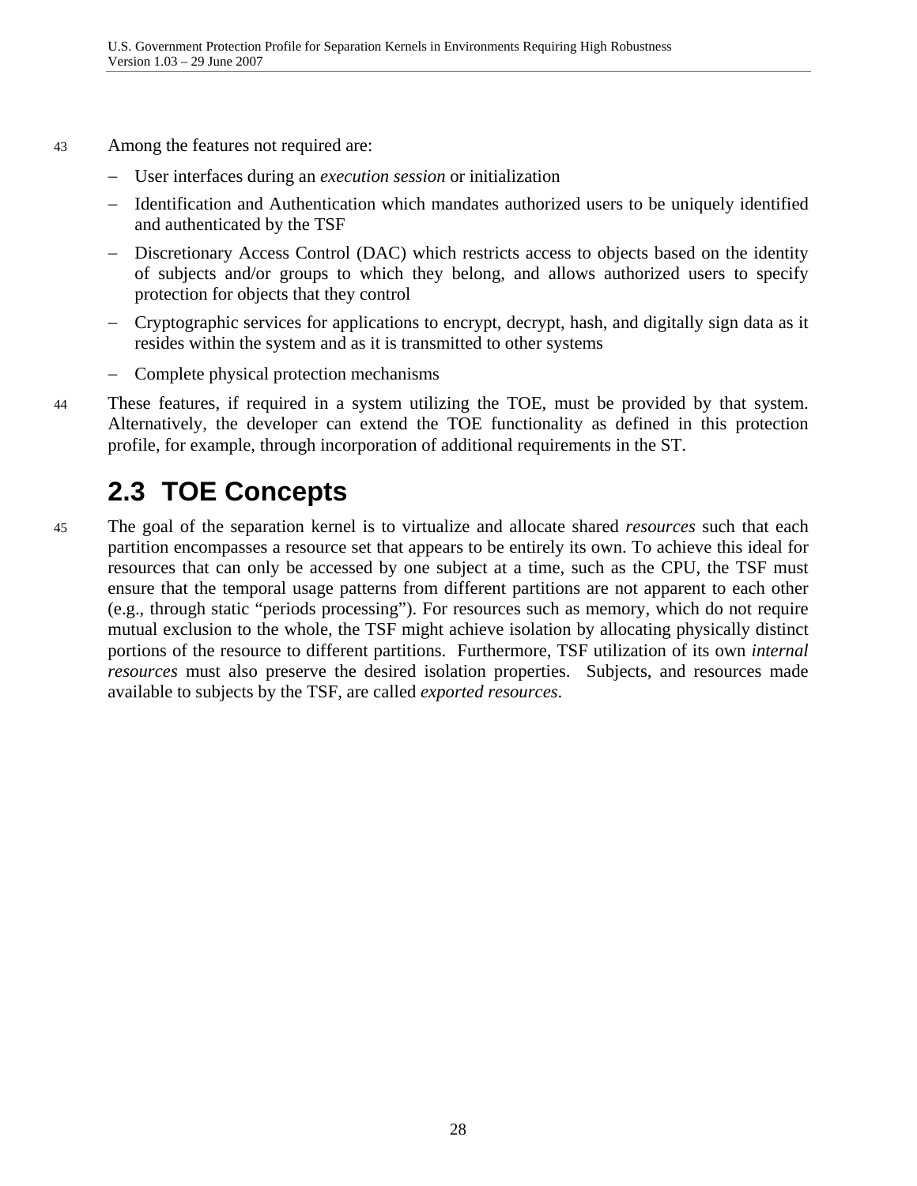43 Among the features not required are:

- User interfaces during an *execution session* or initialization
- Identification and Authentication which mandates authorized users to be uniquely identified and authenticated by the TSF
- Discretionary Access Control (DAC) which restricts access to objects based on the identity of subjects and/or groups to which they belong, and allows authorized users to specify protection for objects that they control
- Cryptographic services for applications to encrypt, decrypt, hash, and digitally sign data as it resides within the system and as it is transmitted to other systems
- Complete physical protection mechanisms

44 These features, if required in a system utilizing the TOE, must be provided by that system. Alternatively, the developer can extend the TOE functionality as defined in this protection profile, for example, through incorporation of additional requirements in the ST.

## 2.3 TOE Concepts

45 The goal of the separation kernel is to virtualize and allocate shared *resources* such that each partition encompasses a resource set that appears to be entirely its own. To achieve this ideal for resources that can only be accessed by one subject at a time, such as the CPU, the TSF must ensure that the temporal usage patterns from different partitions are not apparent to each other (e.g., through static "periods processing"). For resources such as memory, which do not require mutual exclusion to the whole, the TSF might achieve isolation by allocating physically distinct portions of the resource to different partitions. Furthermore, TSF utilization of its own *internal resources* must also preserve the desired isolation properties. Subjects, and resources made available to subjects by the TSF, are called *exported resources*.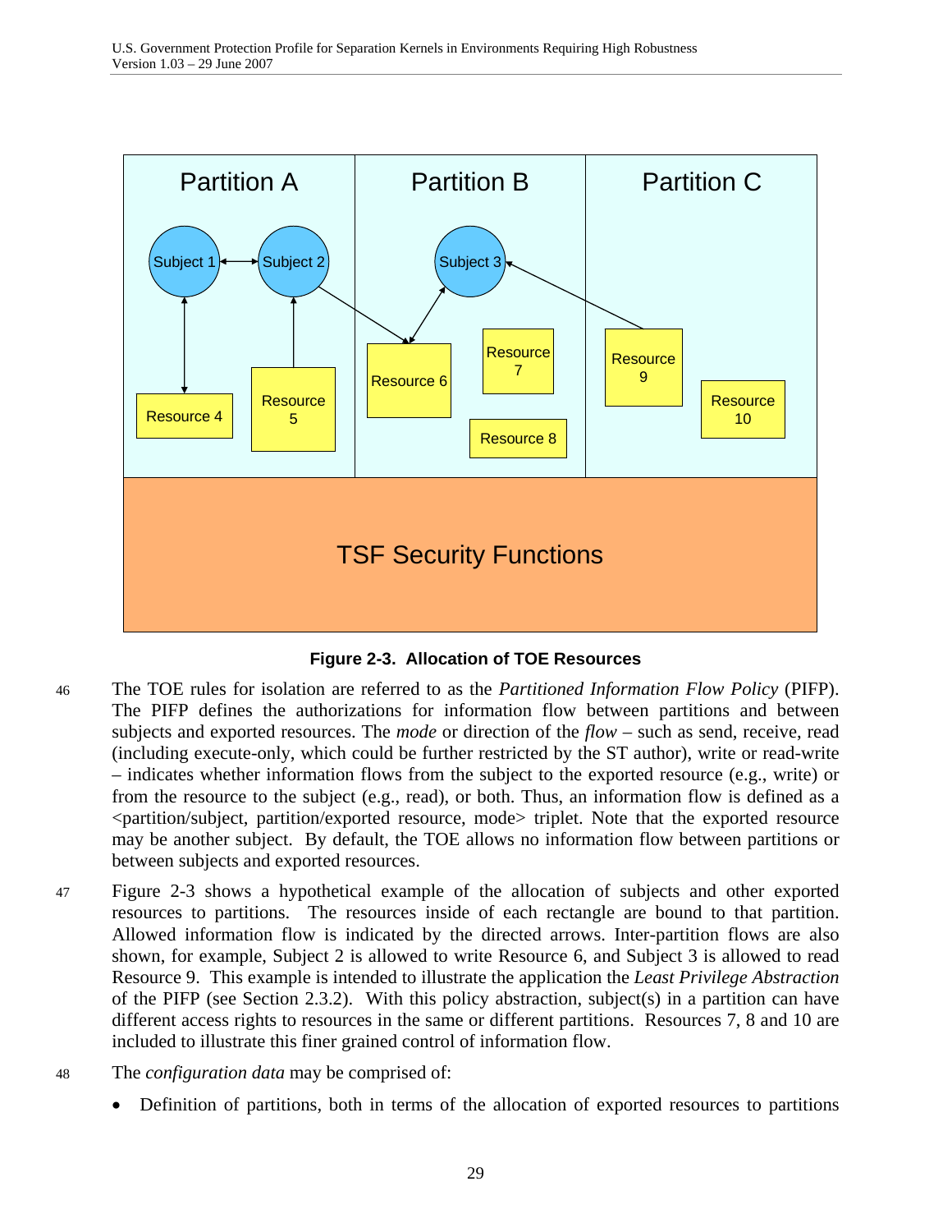**Figure 2-3. Allocation of TOE Resources**

46 The TOE rules for isolation are referred to as the *Partitioned Information Flow Policy* (PIFP). The PIFP defines the authorizations for information flow between partitions and between subjects and exported resources. The *mode* or direction of the *flow* – such as send, receive, read (including execute-only, which could be further restricted by the ST author), write or read-write – indicates whether information flows from the subject to the exported resource (e.g., write) or from the resource to the subject (e.g., read), or both. Thus, an information flow is defined as a <partition/subject, partition/exported resource, mode> triplet. Note that the exported resource may be another subject. By default, the TOE allows no information flow between partitions or between subjects and exported resources.

47 Figure 2-3 shows a hypothetical example of the allocation of subjects and other exported resources to partitions. The resources inside of each rectangle are bound to that partition. Allowed information flow is indicated by the directed arrows. Inter-partition flows are also shown, for example, Subject 2 is allowed to write Resource 6, and Subject 3 is allowed to read Resource 9. This example is intended to illustrate the application the *Least Privilege Abstraction* of the PIFP (see Section 2.3.2). With this policy abstraction, subject(s) in a partition can have different access rights to resources in the same or different partitions. Resources 7, 8 and 10 are included to illustrate this finer grained control of information flow.

48 The *configuration data* may be comprised of:

- Definition of partitions, both in terms of the allocation of exported resources to partitions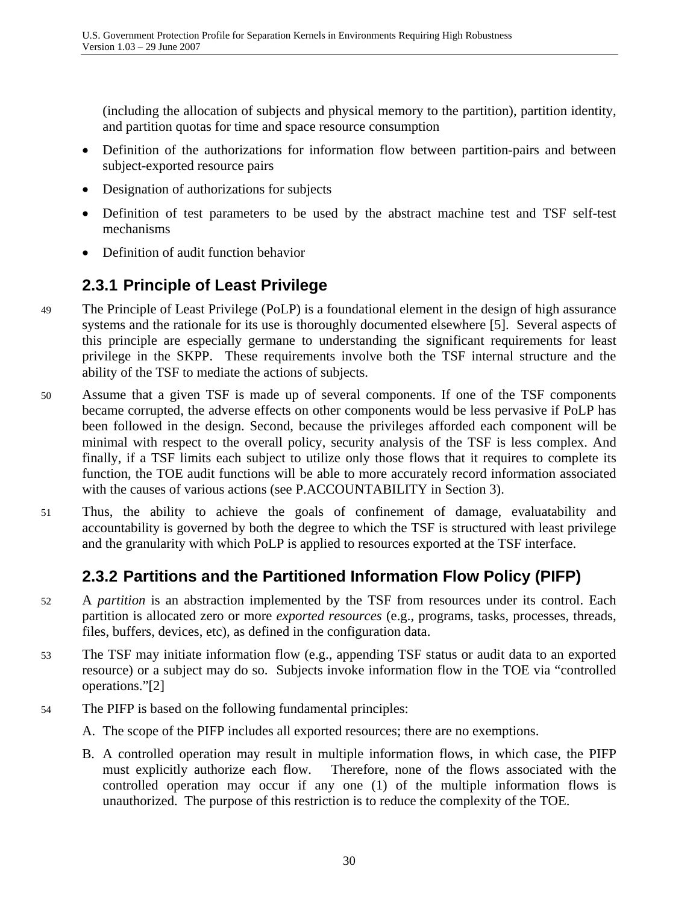(including the allocation of subjects and physical memory to the partition), partition identity, and partition quotas for time and space resource consumption

- Definition of the authorizations for information flow between partition-pairs and between subject-exported resource pairs
- Designation of authorizations for subjects
- Definition of test parameters to be used by the abstract machine test and TSF self-test mechanisms
- Definition of audit function behavior

### 2.3.1 Principle of Least Privilege

49 The Principle of Least Privilege (PoLP) is a foundational element in the design of high assurance systems and the rationale for its use is thoroughly documented elsewhere [5]. Several aspects of this principle are especially germane to understanding the significant requirements for least privilege in the SKPP. These requirements involve both the TSF internal structure and the ability of the TSF to mediate the actions of subjects.

50 Assume that a given TSF is made up of several components. If one of the TSF components became corrupted, the adverse effects on other components would be less pervasive if PoLP has been followed in the design. Second, because the privileges afforded each component will be minimal with respect to the overall policy, security analysis of the TSF is less complex. And finally, if a TSF limits each subject to utilize only those flows that it requires to complete its function, the TOE audit functions will be able to more accurately record information associated with the causes of various actions (see P.ACCOUNTABILITY in Section 3).

51 Thus, the ability to achieve the goals of confinement of damage, evaluatability and accountability is governed by both the degree to which the TSF is structured with least privilege and the granularity with which PoLP is applied to resources exported at the TSF interface.

### 2.3.2 Partitions and the Partitioned Information Flow Policy (PIFP)

52 A *partition* is an abstraction implemented by the TSF from resources under its control. Each partition is allocated zero or more *exported resources* (e.g., programs, tasks, processes, threads, files, buffers, devices, etc), as defined in the configuration data.

53 The TSF may initiate information flow (e.g., appending TSF status or audit data to an exported resource) or a subject may do so. Subjects invoke information flow in the TOE via "controlled operations."[2]

54 The PIFP is based on the following fundamental principles:

A. The scope of the PIFP includes all exported resources; there are no exemptions.

B. A controlled operation may result in multiple information flows, in which case, the PIFP must explicitly authorize each flow. Therefore, none of the flows associated with the controlled operation may occur if any one (1) of the multiple information flows is unauthorized. The purpose of this restriction is to reduce the complexity of the TOE.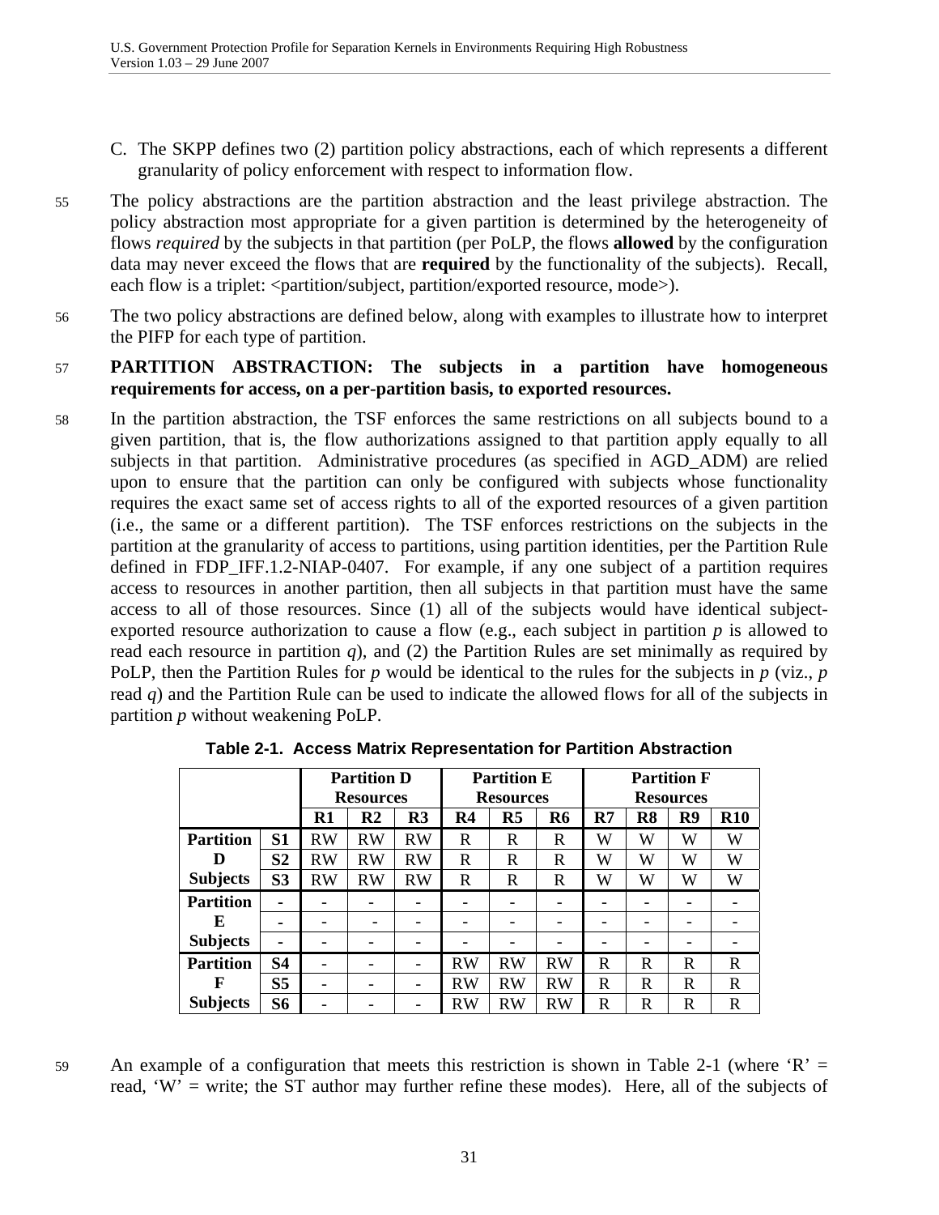C. The SKPP defines two (2) partition policy abstractions, each of which represents a different granularity of policy enforcement with respect to information flow.

55 The policy abstractions are the partition abstraction and the least privilege abstraction. The policy abstraction most appropriate for a given partition is determined by the heterogeneity of flows *required* by the subjects in that partition (per PoLP, the flows **allowed** by the configuration data may never exceed the flows that are **required** by the functionality of the subjects). Recall, each flow is a triplet: <partition/subject, partition/exported resource, mode>).

56 The two policy abstractions are defined below, along with examples to illustrate how to interpret the PIFP for each type of partition.

57 **PARTITION ABSTRACTION: The subjects in a partition have homogeneous requirements for access, on a per-partition basis, to exported resources.**

58 In the partition abstraction, the TSF enforces the same restrictions on all subjects bound to a given partition, that is, the flow authorizations assigned to that partition apply equally to all subjects in that partition. Administrative procedures (as specified in AGD_ADM) are relied upon to ensure that the partition can only be configured with subjects whose functionality requires the exact same set of access rights to all of the exported resources of a given partition (i.e., the same or a different partition). The TSF enforces restrictions on the subjects in the partition at the granularity of access to partitions, using partition identities, per the Partition Rule defined in FDP_IFF.1.2-NIAP-0407. For example, if any one subject of a partition requires access to resources in another partition, then all subjects in that partition must have the same access to all of those resources. Since (1) all of the subjects would have identical subject-exported resource authorization to cause a flow (e.g., each subject in partition *p* is allowed to read each resource in partition *q*), and (2) the Partition Rules are set minimally as required by PoLP, then the Partition Rules for *p* would be identical to the rules for the subjects in *p* (viz., *p* read *q*) and the Partition Rule can be used to indicate the allowed flows for all of the subjects in partition *p* without weakening PoLP.

**Table 2-1. Access Matrix Representation for Partition Abstraction**

| | | Partition D Resources | | | Partition E Resources | | | Partition F Resources | | | |
|---|---|---|---|---|---|---|---|---|---|---|---|
| | | **R1** | **R2** | **R3** | **R4** | **R5** | **R6** | **R7** | **R8** | **R9** | **R10** |
| **Partition D Subjects** | **S1** | RW | RW | RW | R | R | R | W | W | W | W |
| | **S2** | RW | RW | RW | R | R | R | W | W | W | W |
| | **S3** | RW | RW | RW | R | R | R | W | W | W | W |
| **Partition E Subjects** | - | - | - | - | - | - | - | - | - | - | - |
| | - | - | - | - | - | - | - | - | - | - | - |
| | - | - | - | - | - | - | - | - | - | - | - |
| **Partition F Subjects** | **S4** | - | - | - | RW | RW | RW | R | R | R | R |
| | **S5** | - | - | - | RW | RW | RW | R | R | R | R |
| | **S6** | - | - | - | RW | RW | RW | R | R | R | R |

59 An example of a configuration that meets this restriction is shown in Table 2-1 (where 'R' = read, 'W' = write; the ST author may further refine these modes). Here, all of the subjects of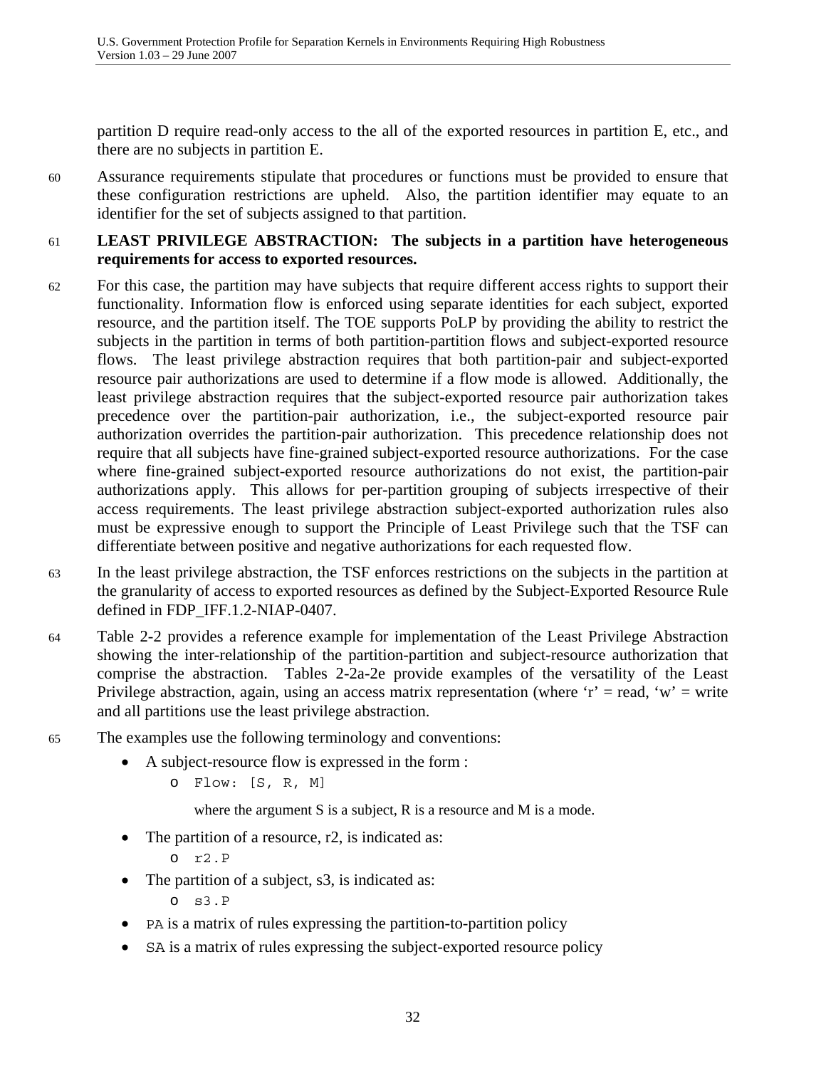partition D require read-only access to the all of the exported resources in partition E, etc., and there are no subjects in partition E.

60 Assurance requirements stipulate that procedures or functions must be provided to ensure that these configuration restrictions are upheld. Also, the partition identifier may equate to an identifier for the set of subjects assigned to that partition.

61 **LEAST PRIVILEGE ABSTRACTION: The subjects in a partition have heterogeneous requirements for access to exported resources.**

62 For this case, the partition may have subjects that require different access rights to support their functionality. Information flow is enforced using separate identities for each subject, exported resource, and the partition itself. The TOE supports PoLP by providing the ability to restrict the subjects in the partition in terms of both partition-partition flows and subject-exported resource flows. The least privilege abstraction requires that both partition-pair and subject-exported resource pair authorizations are used to determine if a flow mode is allowed. Additionally, the least privilege abstraction requires that the subject-exported resource pair authorization takes precedence over the partition-pair authorization, i.e., the subject-exported resource pair authorization overrides the partition-pair authorization. This precedence relationship does not require that all subjects have fine-grained subject-exported resource authorizations. For the case where fine-grained subject-exported resource authorizations do not exist, the partition-pair authorizations apply. This allows for per-partition grouping of subjects irrespective of their access requirements. The least privilege abstraction subject-exported authorization rules also must be expressive enough to support the Principle of Least Privilege such that the TSF can differentiate between positive and negative authorizations for each requested flow.

63 In the least privilege abstraction, the TSF enforces restrictions on the subjects in the partition at the granularity of access to exported resources as defined by the Subject-Exported Resource Rule defined in FDP_IFF.1.2-NIAP-0407.

64 Table 2-2 provides a reference example for implementation of the Least Privilege Abstraction showing the inter-relationship of the partition-partition and subject-resource authorization that comprise the abstraction. Tables 2-2a-2e provide examples of the versatility of the Least Privilege abstraction, again, using an access matrix representation (where 'r' = read, 'w' = write and all partitions use the least privilege abstraction.

65 The examples use the following terminology and conventions:

- A subject-resource flow is expressed in the form :
  - `Flow: [S, R, M]`

    where the argument S is a subject, R is a resource and M is a mode.
- The partition of a resource, r2, is indicated as:
  - `r2.P`
- The partition of a subject, s3, is indicated as:
  - `s3.P`
- `PA` is a matrix of rules expressing the partition-to-partition policy
- `SA` is a matrix of rules expressing the subject-exported resource policy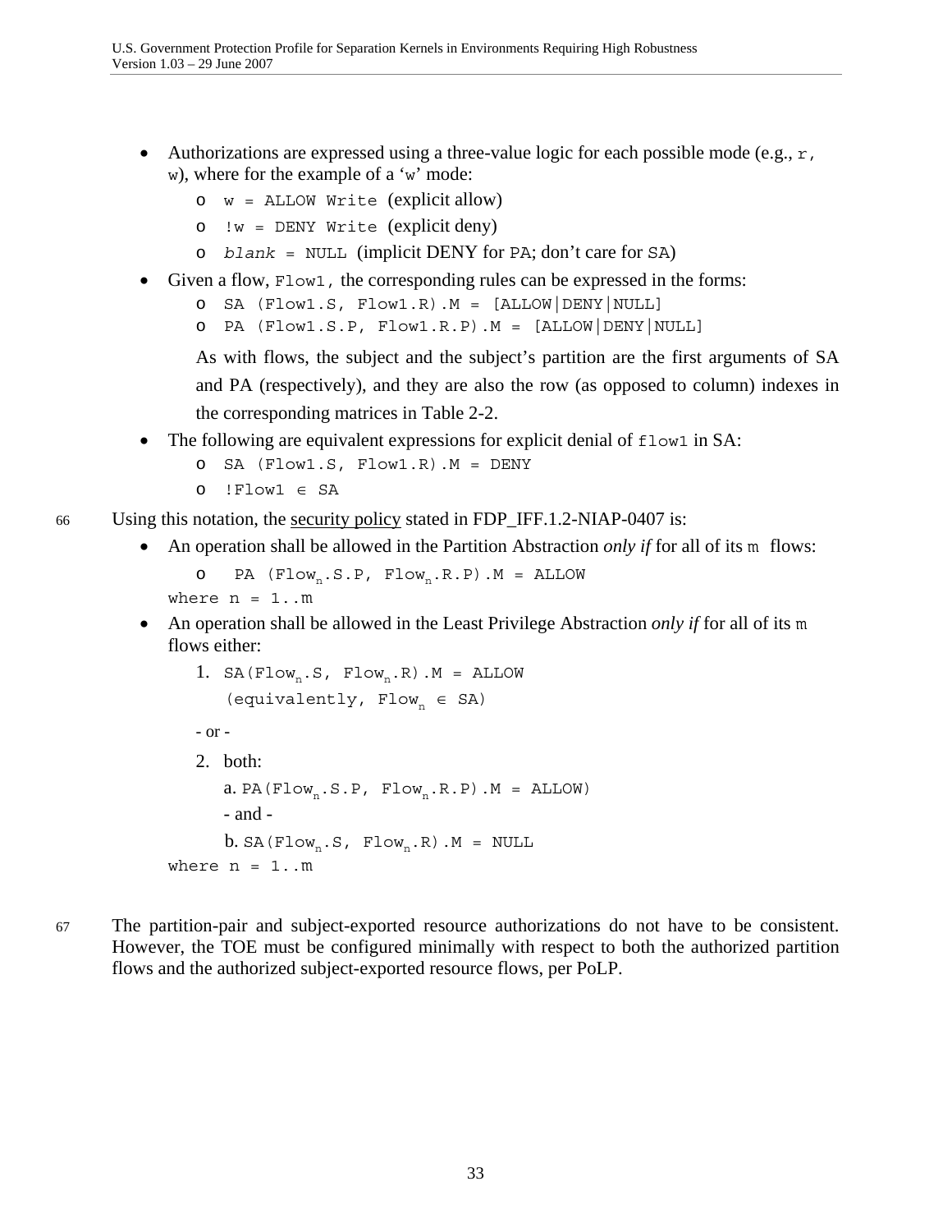- Authorizations are expressed using a three-value logic for each possible mode (e.g., `r`, `w`), where for the example of a '`w`' mode:
  - `w = ALLOW Write` (explicit allow)
  - `!w = DENY Write` (explicit deny)
  - *`blank`* `= NULL` (implicit DENY for `PA`; don't care for `SA`)
- Given a flow, `Flow1`, the corresponding rules can be expressed in the forms:
  - `SA (Flow1.S, Flow1.R).M = [ALLOW|DENY|NULL]`
  - `PA (Flow1.S.P, Flow1.R.P).M = [ALLOW|DENY|NULL]`

  As with flows, the subject and the subject's partition are the first arguments of SA and PA (respectively), and they are also the row (as opposed to column) indexes in the corresponding matrices in Table 2-2.
- The following are equivalent expressions for explicit denial of `flow1` in SA:
  - `SA (Flow1.S, Flow1.R).M = DENY`
  - `!Flow1 ∈ SA`

66 Using this notation, the security policy stated in FDP_IFF.1.2-NIAP-0407 is:

- An operation shall be allowed in the Partition Abstraction *only if* for all of its `m` flows:
  - `PA (Flow`$_n$`.S.P, Flow`$_n$`.R.P).M = ALLOW`

  `where n = 1..m`
- An operation shall be allowed in the Least Privilege Abstraction *only if* for all of its `m` flows either:
  1. `SA(Flow`$_n$`.S, Flow`$_n$`.R).M = ALLOW`
     `(equivalently, Flow`$_n$` ∈ SA)`

  - or -

  2. both:
     a. `PA(Flow`$_n$`.S.P, Flow`$_n$`.R.P).M = ALLOW)`
     - and -
     b. `SA(Flow`$_n$`.S, Flow`$_n$`.R).M = NULL`

  `where n = 1..m`

67 The partition-pair and subject-exported resource authorizations do not have to be consistent. However, the TOE must be configured minimally with respect to both the authorized partition flows and the authorized subject-exported resource flows, per PoLP.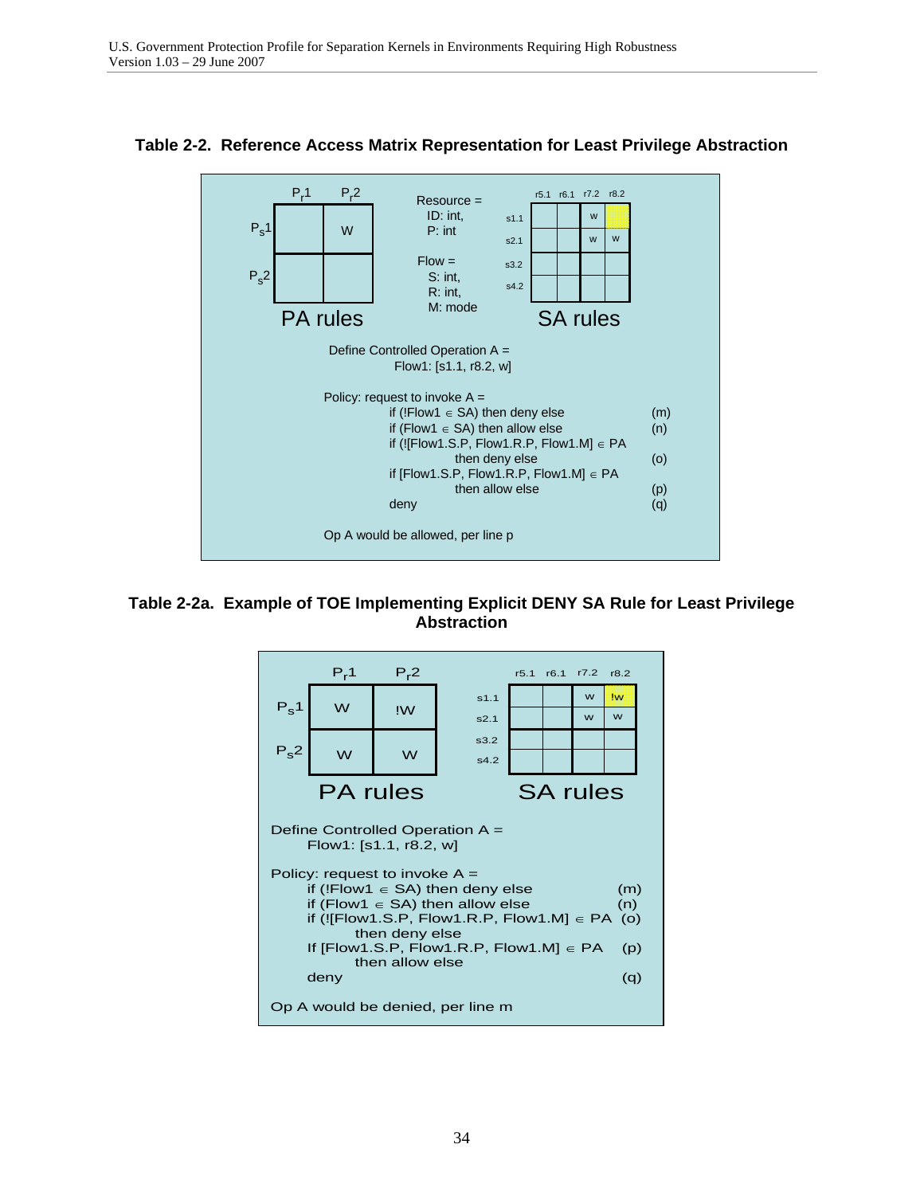**Table 2-2. Reference Access Matrix Representation for Least Privilege Abstraction**

PA rules

| | $P_r1$ | $P_r2$ |
|---|---|---|
| $P_s1$ | | W |
| $P_s2$ | | |

Resource =
ID: int,
P: int

Flow =
S: int,
R: int,
M: mode

SA rules

| | r5.1 | r6.1 | r7.2 | r8.2 |
|---|---|---|---|---|
| s1.1 | | | w | |
| s2.1 | | | w | w |
| s3.2 | | | | |
| s4.2 | | | | |

Define Controlled Operation A =
Flow1: [s1.1, r8.2, w]

Policy: request to invoke A =

```
if (!Flow1 ∈ SA) then deny else                         (m)
if (Flow1 ∈ SA) then allow else                          (n)
if (![Flow1.S.P, Flow1.R.P, Flow1.M] ∈ PA
        then deny else                                   (o)
if [Flow1.S.P, Flow1.R.P, Flow1.M] ∈ PA
        then allow else                                  (p)
deny                                                     (q)
```

Op A would be allowed, per line p

**Table 2-2a. Example of TOE Implementing Explicit DENY SA Rule for Least Privilege Abstraction**

PA rules

| | $P_r1$ | $P_r2$ |
|---|---|---|
| $P_s1$ | W | !W |
| $P_s2$ | W | W |

SA rules

| | r5.1 | r6.1 | r7.2 | r8.2 |
|---|---|---|---|---|
| s1.1 | | | w | !w |
| s2.1 | | | w | w |
| s3.2 | | | | |
| s4.2 | | | | |

Define Controlled Operation A =
Flow1: [s1.1, r8.2, w]

Policy: request to invoke A =

```
if (!Flow1 ∈ SA) then deny else                          (m)
if (Flow1 ∈ SA) then allow else                           (n)
if (![Flow1.S.P, Flow1.R.P, Flow1.M] ∈ PA                 (o)
        then deny else
If [Flow1.S.P, Flow1.R.P, Flow1.M] ∈ PA                   (p)
        then allow else
deny                                                      (q)
```

Op A would be denied, per line m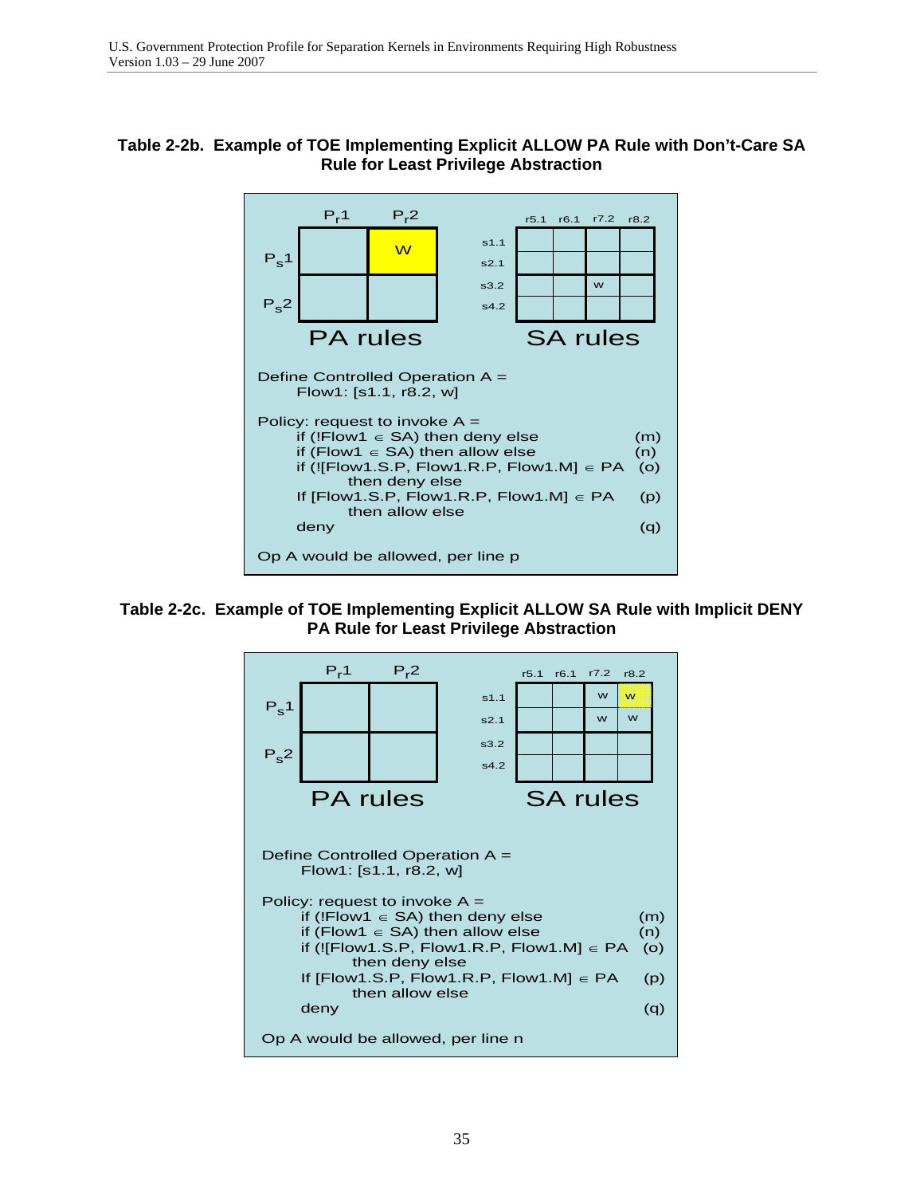**Table 2-2b. Example of TOE Implementing Explicit ALLOW PA Rule with Don't-Care SA Rule for Least Privilege Abstraction**

PA rules

| | $P_r1$ | $P_r2$ |
|---|---|---|
| $P_s1$ | | w |
| $P_s2$ | | |

SA rules

| | r5.1 | r6.1 | r7.2 | r8.2 |
|---|---|---|---|---|
| s1.1 | | | | |
| s2.1 | | | | |
| s3.2 | | | w | |
| s4.2 | | | | |

Define Controlled Operation A =
Flow1: [s1.1, r8.2, w]

Policy: request to invoke A =

- if (!Flow1 ∈ SA) then deny else (m)
- if (Flow1 ∈ SA) then allow else (n)
- if (![Flow1.S.P, Flow1.R.P, Flow1.M] ∈ PA then deny else (o)
- If [Flow1.S.P, Flow1.R.P, Flow1.M] ∈ PA then allow else (p)
- deny (q)

Op A would be allowed, per line p

**Table 2-2c. Example of TOE Implementing Explicit ALLOW SA Rule with Implicit DENY PA Rule for Least Privilege Abstraction**

PA rules

| | $P_r1$ | $P_r2$ |
|---|---|---|
| $P_s1$ | | |
| $P_s2$ | | |

SA rules

| | r5.1 | r6.1 | r7.2 | r8.2 |
|---|---|---|---|---|
| s1.1 | | | w | w |
| s2.1 | | | w | w |
| s3.2 | | | | |
| s4.2 | | | | |

Define Controlled Operation A =
Flow1: [s1.1, r8.2, w]

Policy: request to invoke A =

- if (!Flow1 ∈ SA) then deny else (m)
- if (Flow1 ∈ SA) then allow else (n)
- if (![Flow1.S.P, Flow1.R.P, Flow1.M] ∈ PA then deny else (o)
- If [Flow1.S.P, Flow1.R.P, Flow1.M] ∈ PA then allow else (p)
- deny (q)

Op A would be allowed, per line n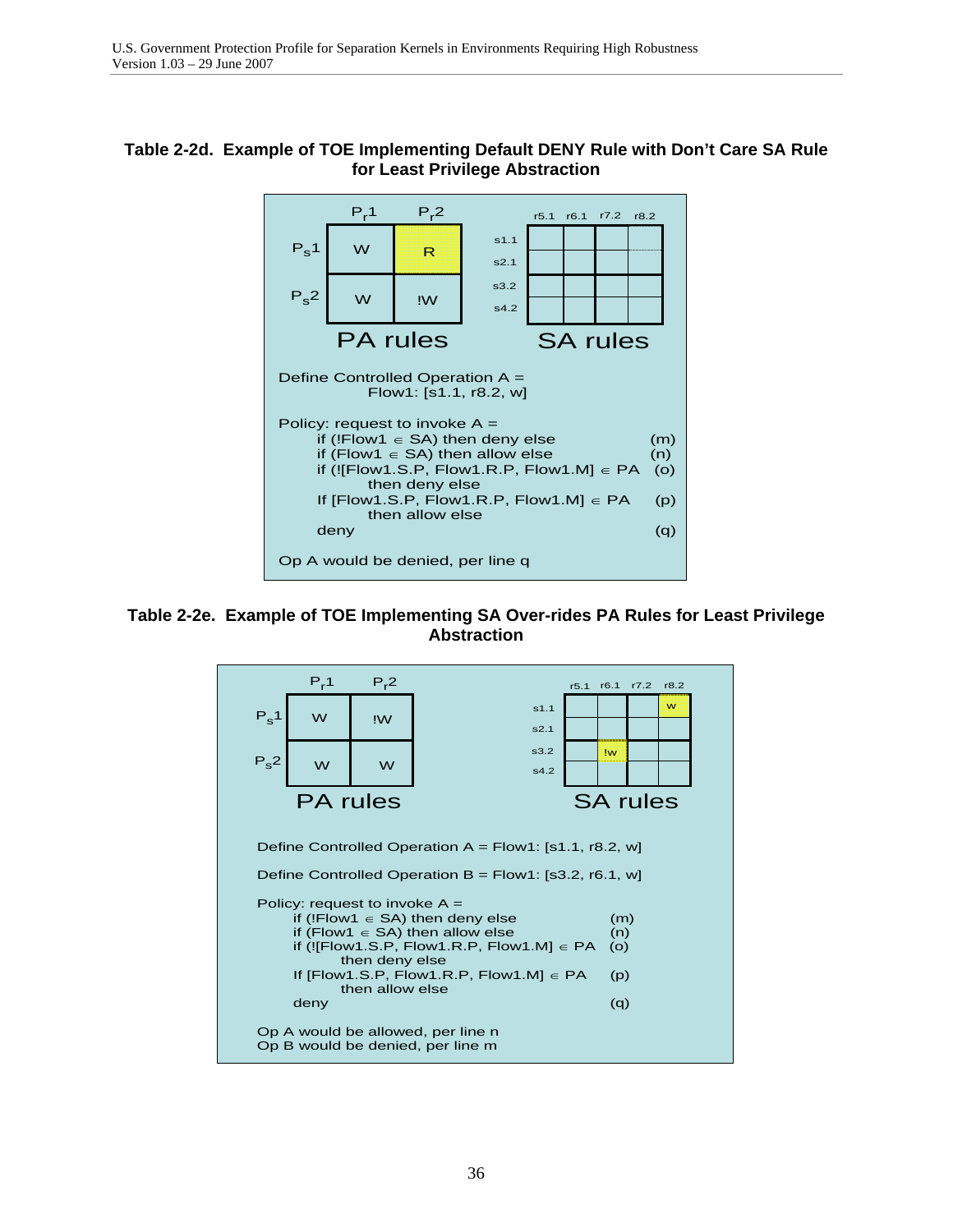**Table 2-2d. Example of TOE Implementing Default DENY Rule with Don't Care SA Rule for Least Privilege Abstraction**

**PA rules**

| | $P_r1$ | $P_r2$ |
|---|---|---|
| $P_s1$ | W | R |
| $P_s2$ | W | !W |

**SA rules**

| | r5.1 | r6.1 | r7.2 | r8.2 |
|---|---|---|---|---|
| s1.1 | | | | |
| s2.1 | | | | |
| s3.2 | | | | |
| s4.2 | | | | |

Define Controlled Operation A =
Flow1: [s1.1, r8.2, w]

```
Policy: request to invoke A =
    if (!Flow1 ∈ SA) then deny else                    (m)
    if (Flow1 ∈ SA) then allow else                    (n)
    if (![Flow1.S.P, Flow1.R.P, Flow1.M] ∈ PA          (o)
            then deny else
    If [Flow1.S.P, Flow1.R.P, Flow1.M] ∈ PA            (p)
            then allow else
    deny                                               (q)
```

Op A would be denied, per line q

**Table 2-2e. Example of TOE Implementing SA Over-rides PA Rules for Least Privilege Abstraction**

**PA rules**

| | $P_r1$ | $P_r2$ |
|---|---|---|
| $P_s1$ | W | !W |
| $P_s2$ | W | W |

**SA rules**

| | r5.1 | r6.1 | r7.2 | r8.2 |
|---|---|---|---|---|
| s1.1 | | | | w |
| s2.1 | | | | |
| s3.2 | | !w | | |
| s4.2 | | | | |

Define Controlled Operation A = Flow1: [s1.1, r8.2, w]

Define Controlled Operation B = Flow1: [s3.2, r6.1, w]

```
Policy: request to invoke A =
    if (!Flow1 ∈ SA) then deny else                    (m)
    if (Flow1 ∈ SA) then allow else                    (n)
    if (![Flow1.S.P, Flow1.R.P, Flow1.M] ∈ PA          (o)
            then deny else
    If [Flow1.S.P, Flow1.R.P, Flow1.M] ∈ PA            (p)
            then allow else
    deny                                               (q)
```

Op A would be allowed, per line n
Op B would be denied, per line m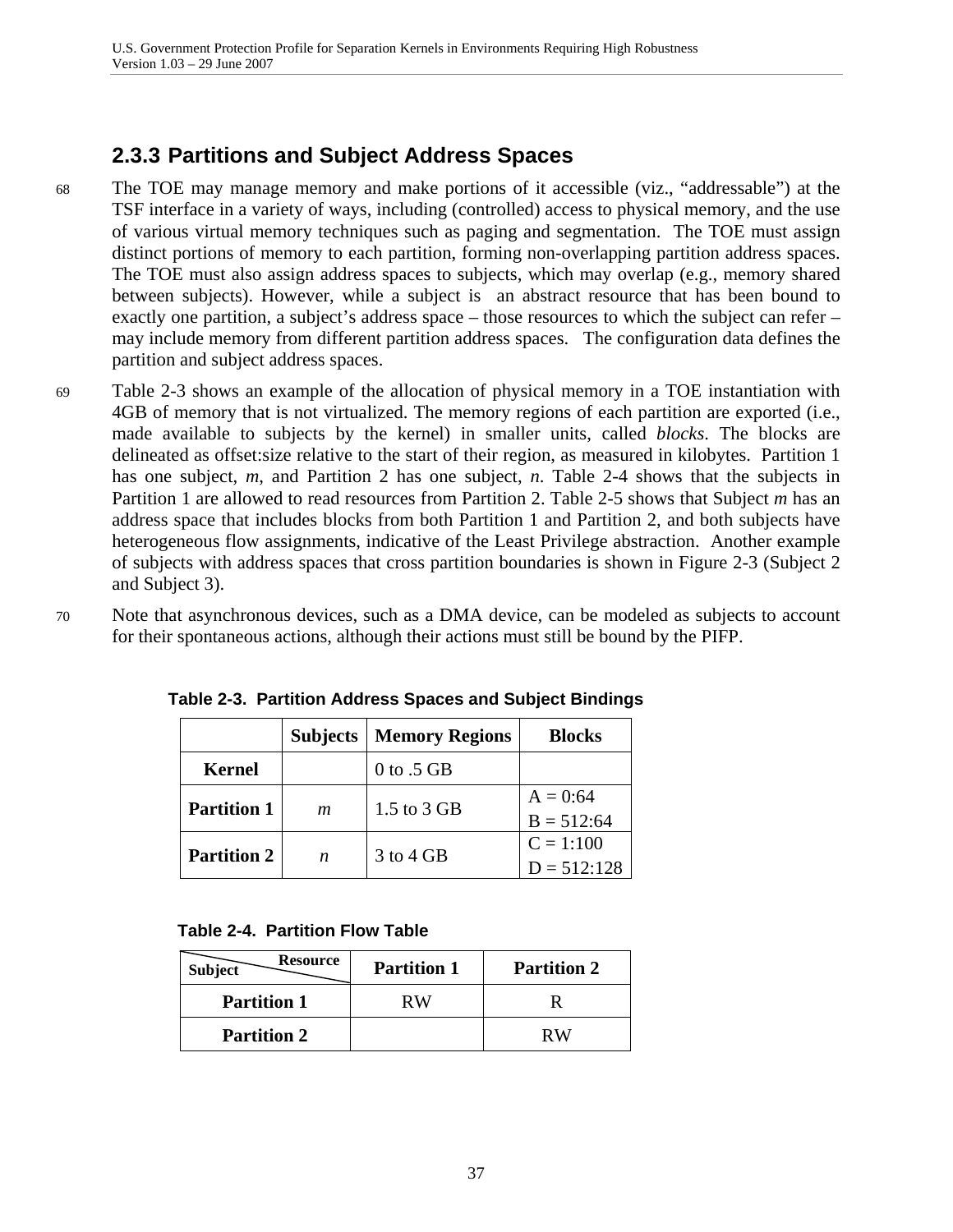### 2.3.3 Partitions and Subject Address Spaces

68 The TOE may manage memory and make portions of it accessible (viz., "addressable") at the TSF interface in a variety of ways, including (controlled) access to physical memory, and the use of various virtual memory techniques such as paging and segmentation. The TOE must assign distinct portions of memory to each partition, forming non-overlapping partition address spaces. The TOE must also assign address spaces to subjects, which may overlap (e.g., memory shared between subjects). However, while a subject is an abstract resource that has been bound to exactly one partition, a subject's address space – those resources to which the subject can refer – may include memory from different partition address spaces. The configuration data defines the partition and subject address spaces.

69 Table 2-3 shows an example of the allocation of physical memory in a TOE instantiation with 4GB of memory that is not virtualized. The memory regions of each partition are exported (i.e., made available to subjects by the kernel) in smaller units, called *blocks*. The blocks are delineated as offset:size relative to the start of their region, as measured in kilobytes. Partition 1 has one subject, *m*, and Partition 2 has one subject, *n*. Table 2-4 shows that the subjects in Partition 1 are allowed to read resources from Partition 2. Table 2-5 shows that Subject *m* has an address space that includes blocks from both Partition 1 and Partition 2, and both subjects have heterogeneous flow assignments, indicative of the Least Privilege abstraction. Another example of subjects with address spaces that cross partition boundaries is shown in Figure 2-3 (Subject 2 and Subject 3).

70 Note that asynchronous devices, such as a DMA device, can be modeled as subjects to account for their spontaneous actions, although their actions must still be bound by the PIFP.

**Table 2-3. Partition Address Spaces and Subject Bindings**

| | Subjects | Memory Regions | Blocks |
|---|---|---|---|
| **Kernel** | | 0 to .5 GB | |
| **Partition 1** | *m* | 1.5 to 3 GB | A = 0:64<br>B = 512:64 |
| **Partition 2** | *n* | 3 to 4 GB | C = 1:100<br>D = 512:128 |

**Table 2-4. Partition Flow Table**

| Subject \ Resource | Partition 1 | Partition 2 |
|---|---|---|
| **Partition 1** | RW | R |
| **Partition 2** | | RW |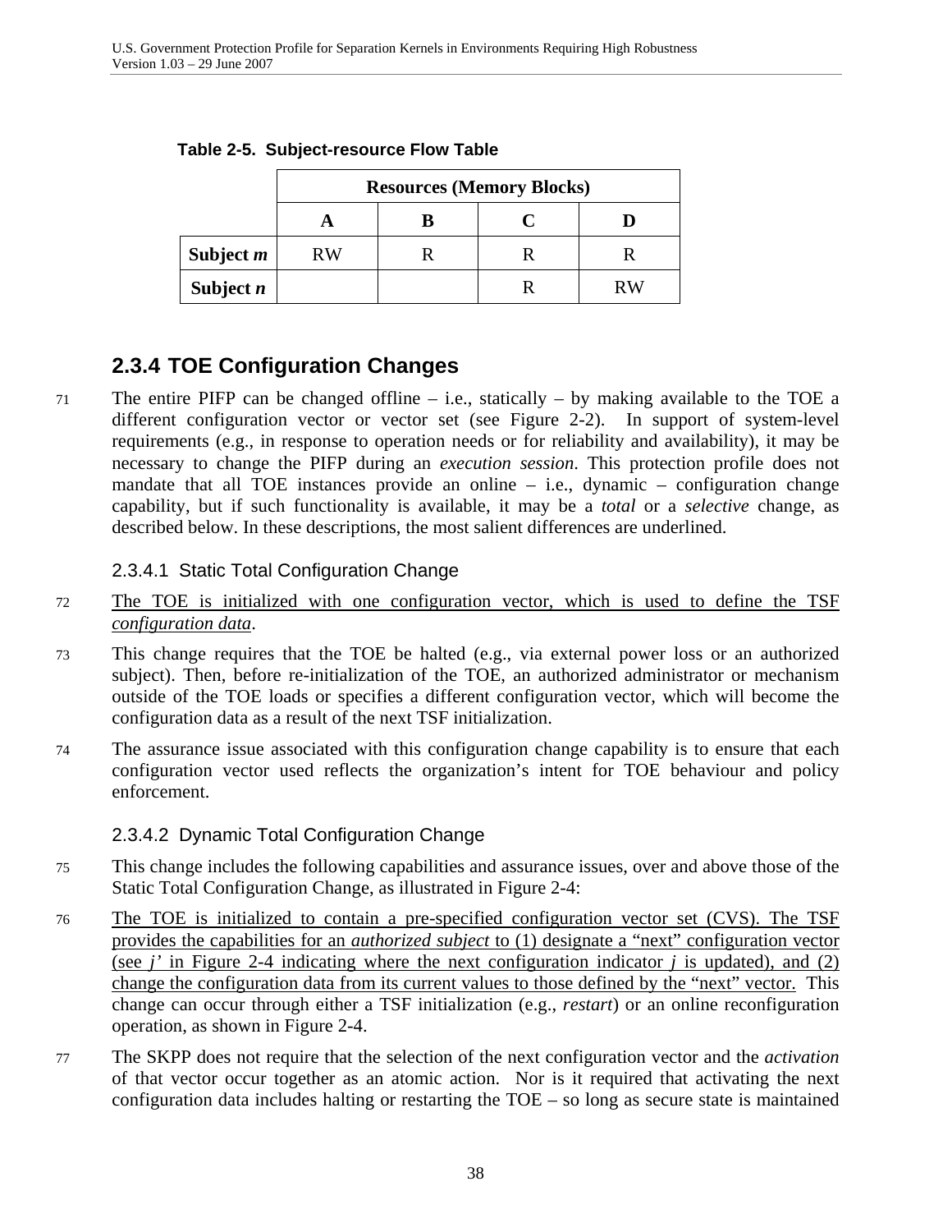**Table 2-5. Subject-resource Flow Table**

| | Resources (Memory Blocks) | | | |
|---|---|---|---|---|
| | A | B | C | D |
| **Subject *m*** | RW | R | R | R |
| **Subject *n*** | | | R | RW |

### 2.3.4 TOE Configuration Changes

71 The entire PIFP can be changed offline – i.e., statically – by making available to the TOE a different configuration vector or vector set (see Figure 2-2). In support of system-level requirements (e.g., in response to operation needs or for reliability and availability), it may be necessary to change the PIFP during an *execution session*. This protection profile does not mandate that all TOE instances provide an online – i.e., dynamic – configuration change capability, but if such functionality is available, it may be a *total* or a *selective* change, as described below. In these descriptions, the most salient differences are underlined.

#### 2.3.4.1 Static Total Configuration Change

72 <u>The TOE is initialized with one configuration vector, which is used to define the TSF *configuration data*</u>.

73 This change requires that the TOE be halted (e.g., via external power loss or an authorized subject). Then, before re-initialization of the TOE, an authorized administrator or mechanism outside of the TOE loads or specifies a different configuration vector, which will become the configuration data as a result of the next TSF initialization.

74 The assurance issue associated with this configuration change capability is to ensure that each configuration vector used reflects the organization's intent for TOE behaviour and policy enforcement.

#### 2.3.4.2 Dynamic Total Configuration Change

75 This change includes the following capabilities and assurance issues, over and above those of the Static Total Configuration Change, as illustrated in Figure 2-4:

76 <u>The TOE is initialized to contain a pre-specified configuration vector set (CVS). The TSF provides the capabilities for an *authorized subject* to (1) designate a "next" configuration vector (see *j'* in Figure 2-4 indicating where the next configuration indicator *j* is updated), and (2) change the configuration data from its current values to those defined by the "next" vector.</u> This change can occur through either a TSF initialization (e.g., *restart*) or an online reconfiguration operation, as shown in Figure 2-4.

77 The SKPP does not require that the selection of the next configuration vector and the *activation* of that vector occur together as an atomic action. Nor is it required that activating the next configuration data includes halting or restarting the TOE – so long as secure state is maintained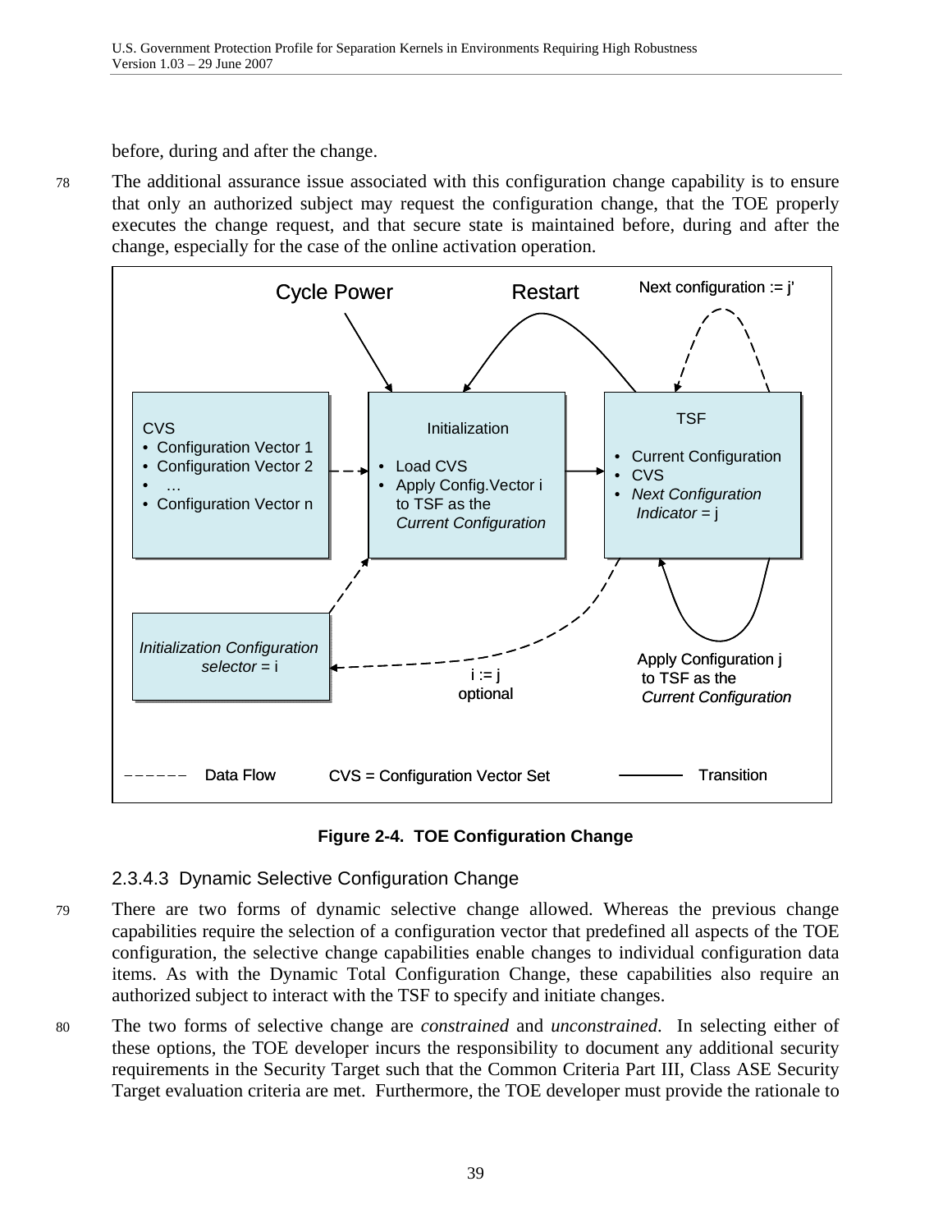before, during and after the change.

78 The additional assurance issue associated with this configuration change capability is to ensure that only an authorized subject may request the configuration change, that the TOE properly executes the change request, and that secure state is maintained before, during and after the change, especially for the case of the online activation operation.

**Figure 2-4. TOE Configuration Change**

### 2.3.4.3 Dynamic Selective Configuration Change

79 There are two forms of dynamic selective change allowed. Whereas the previous change capabilities require the selection of a configuration vector that predefined all aspects of the TOE configuration, the selective change capabilities enable changes to individual configuration data items. As with the Dynamic Total Configuration Change, these capabilities also require an authorized subject to interact with the TSF to specify and initiate changes.

80 The two forms of selective change are *constrained* and *unconstrained*. In selecting either of these options, the TOE developer incurs the responsibility to document any additional security requirements in the Security Target such that the Common Criteria Part III, Class ASE Security Target evaluation criteria are met. Furthermore, the TOE developer must provide the rationale to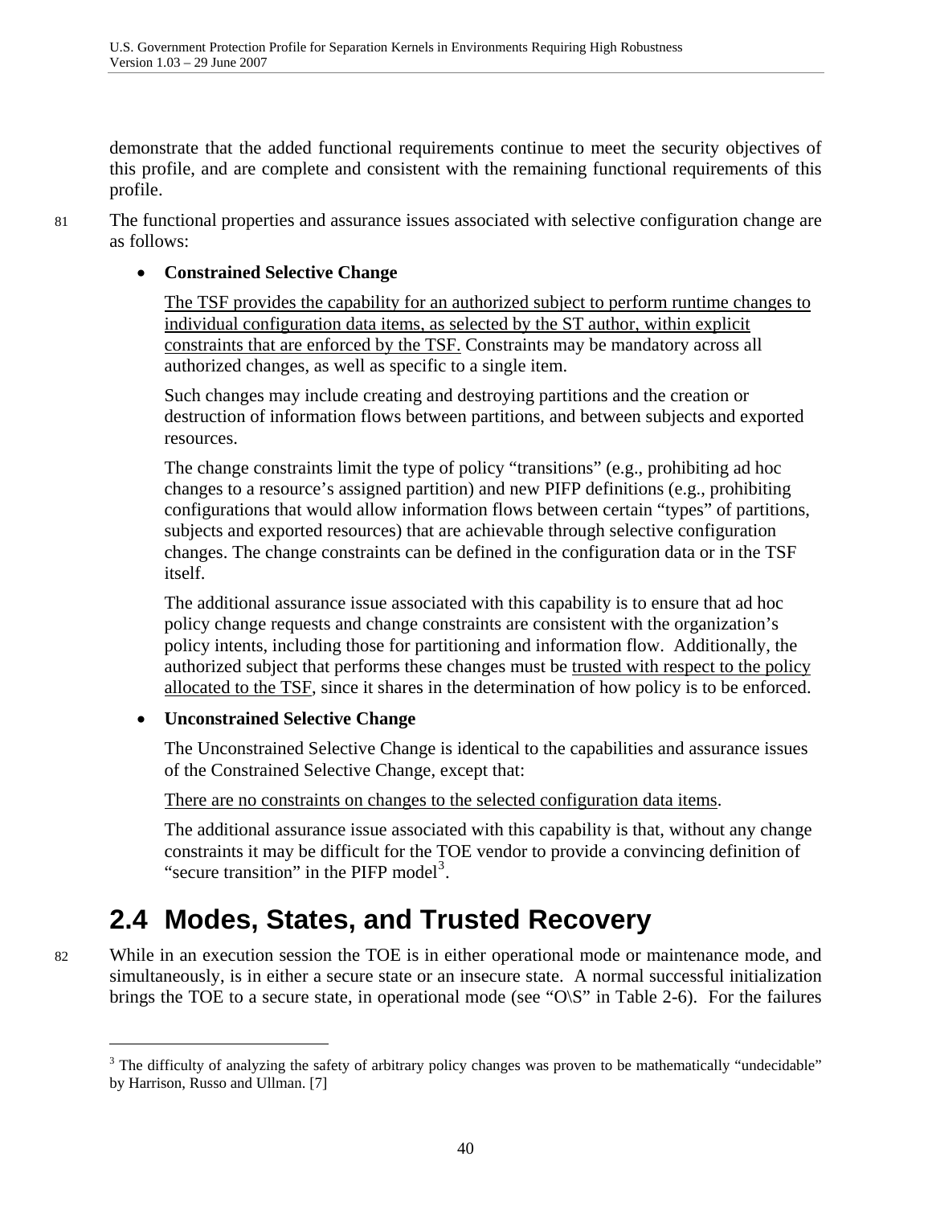demonstrate that the added functional requirements continue to meet the security objectives of this profile, and are complete and consistent with the remaining functional requirements of this profile.

81 The functional properties and assurance issues associated with selective configuration change are as follows:

- **Constrained Selective Change**

  The TSF provides the capability for an authorized subject to perform runtime changes to individual configuration data items, as selected by the ST author, within explicit constraints that are enforced by the TSF. Constraints may be mandatory across all authorized changes, as well as specific to a single item.

  Such changes may include creating and destroying partitions and the creation or destruction of information flows between partitions, and between subjects and exported resources.

  The change constraints limit the type of policy "transitions" (e.g., prohibiting ad hoc changes to a resource's assigned partition) and new PIFP definitions (e.g., prohibiting configurations that would allow information flows between certain "types" of partitions, subjects and exported resources) that are achievable through selective configuration changes. The change constraints can be defined in the configuration data or in the TSF itself.

  The additional assurance issue associated with this capability is to ensure that ad hoc policy change requests and change constraints are consistent with the organization's policy intents, including those for partitioning and information flow. Additionally, the authorized subject that performs these changes must be trusted with respect to the policy allocated to the TSF, since it shares in the determination of how policy is to be enforced.

- **Unconstrained Selective Change**

  The Unconstrained Selective Change is identical to the capabilities and assurance issues of the Constrained Selective Change, except that:

  There are no constraints on changes to the selected configuration data items.

  The additional assurance issue associated with this capability is that, without any change constraints it may be difficult for the TOE vendor to provide a convincing definition of "secure transition" in the PIFP model[3].

## 2.4 Modes, States, and Trusted Recovery

82 While in an execution session the TOE is in either operational mode or maintenance mode, and simultaneously, is in either a secure state or an insecure state. A normal successful initialization brings the TOE to a secure state, in operational mode (see "O\S" in Table 2-6). For the failures

[3] The difficulty of analyzing the safety of arbitrary policy changes was proven to be mathematically "undecidable" by Harrison, Russo and Ullman. [7]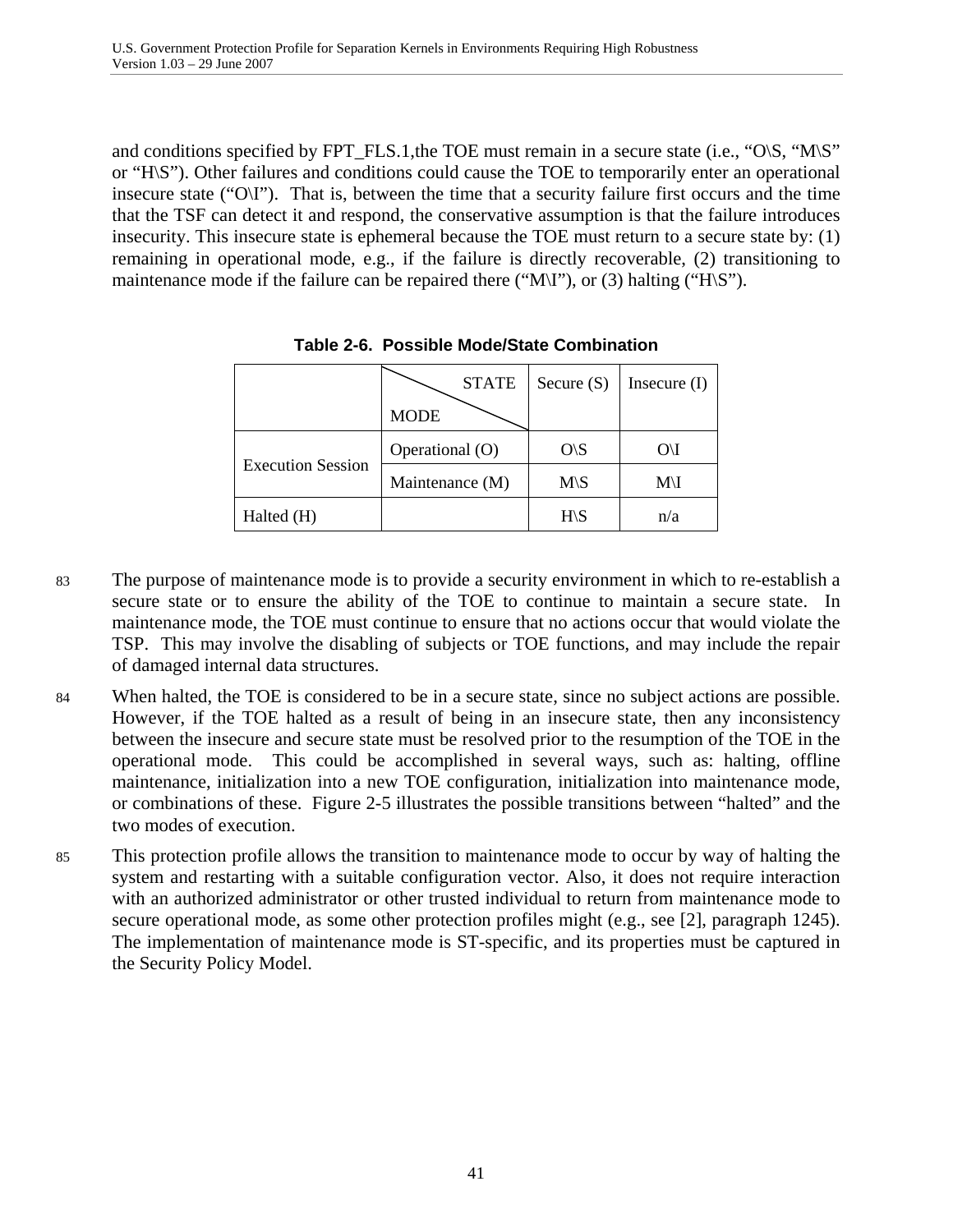and conditions specified by FPT_FLS.1,the TOE must remain in a secure state (i.e., "O\S, "M\S" or "H\S"). Other failures and conditions could cause the TOE to temporarily enter an operational insecure state ("O\I"). That is, between the time that a security failure first occurs and the time that the TSF can detect it and respond, the conservative assumption is that the failure introduces insecurity. This insecure state is ephemeral because the TOE must return to a secure state by: (1) remaining in operational mode, e.g., if the failure is directly recoverable, (2) transitioning to maintenance mode if the failure can be repaired there ("M\I"), or (3) halting ("H\S").

**Table 2-6. Possible Mode/State Combination**

| | STATE / MODE | Secure (S) | Insecure (I) |
|---|---|---|---|
| Execution Session | Operational (O) | O\S | O\I |
| | Maintenance (M) | M\S | M\I |
| Halted (H) | | H\S | n/a |

83 The purpose of maintenance mode is to provide a security environment in which to re-establish a secure state or to ensure the ability of the TOE to continue to maintain a secure state. In maintenance mode, the TOE must continue to ensure that no actions occur that would violate the TSP. This may involve the disabling of subjects or TOE functions, and may include the repair of damaged internal data structures.

84 When halted, the TOE is considered to be in a secure state, since no subject actions are possible. However, if the TOE halted as a result of being in an insecure state, then any inconsistency between the insecure and secure state must be resolved prior to the resumption of the TOE in the operational mode. This could be accomplished in several ways, such as: halting, offline maintenance, initialization into a new TOE configuration, initialization into maintenance mode, or combinations of these. Figure 2-5 illustrates the possible transitions between "halted" and the two modes of execution.

85 This protection profile allows the transition to maintenance mode to occur by way of halting the system and restarting with a suitable configuration vector. Also, it does not require interaction with an authorized administrator or other trusted individual to return from maintenance mode to secure operational mode, as some other protection profiles might (e.g., see [2], paragraph 1245). The implementation of maintenance mode is ST-specific, and its properties must be captured in the Security Policy Model.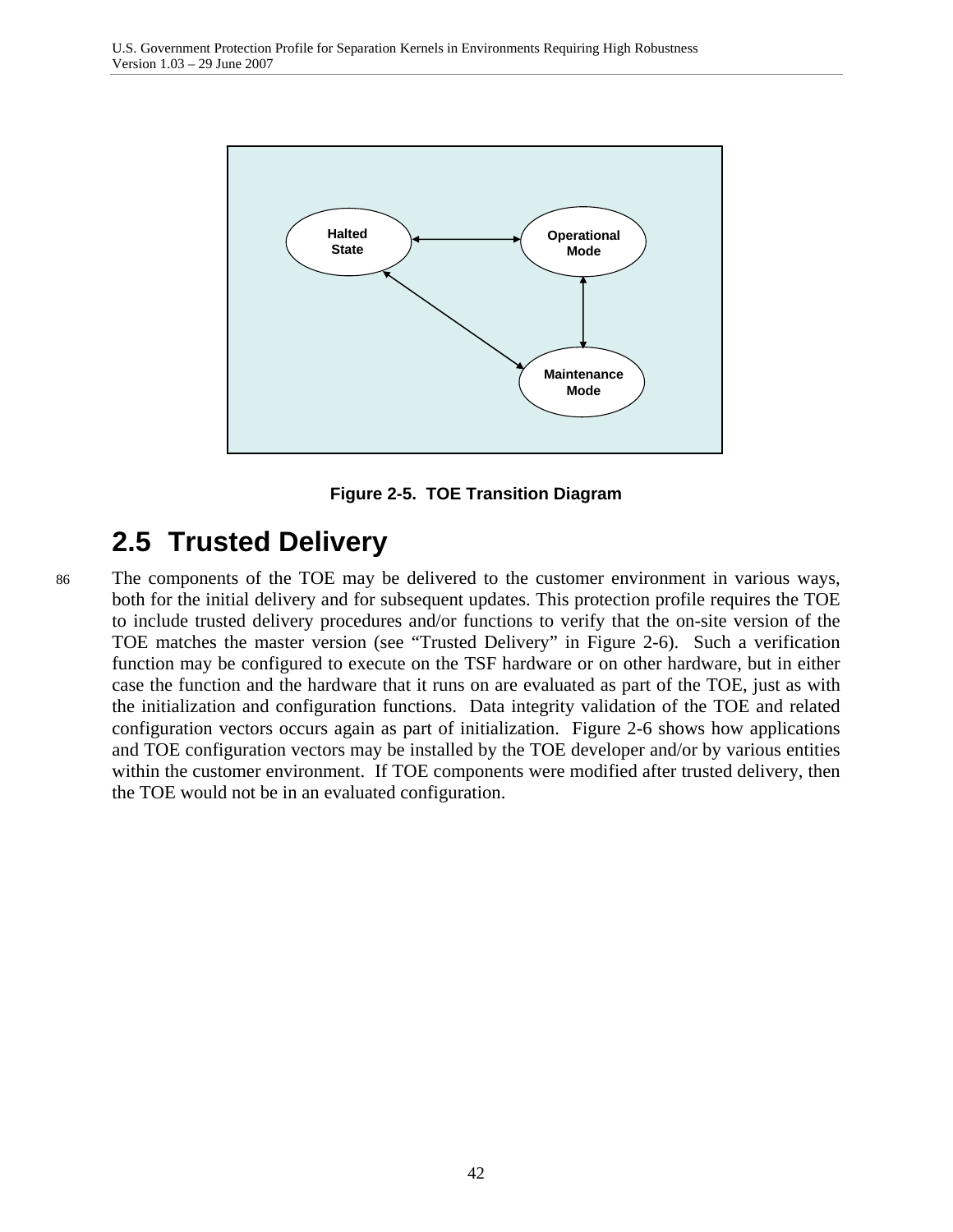Halted State

Operational Mode

Maintenance Mode

**Figure 2-5. TOE Transition Diagram**

## 2.5 Trusted Delivery

86 The components of the TOE may be delivered to the customer environment in various ways, both for the initial delivery and for subsequent updates. This protection profile requires the TOE to include trusted delivery procedures and/or functions to verify that the on-site version of the TOE matches the master version (see "Trusted Delivery" in Figure 2-6). Such a verification function may be configured to execute on the TSF hardware or on other hardware, but in either case the function and the hardware that it runs on are evaluated as part of the TOE, just as with the initialization and configuration functions. Data integrity validation of the TOE and related configuration vectors occurs again as part of initialization. Figure 2-6 shows how applications and TOE configuration vectors may be installed by the TOE developer and/or by various entities within the customer environment. If TOE components were modified after trusted delivery, then the TOE would not be in an evaluated configuration.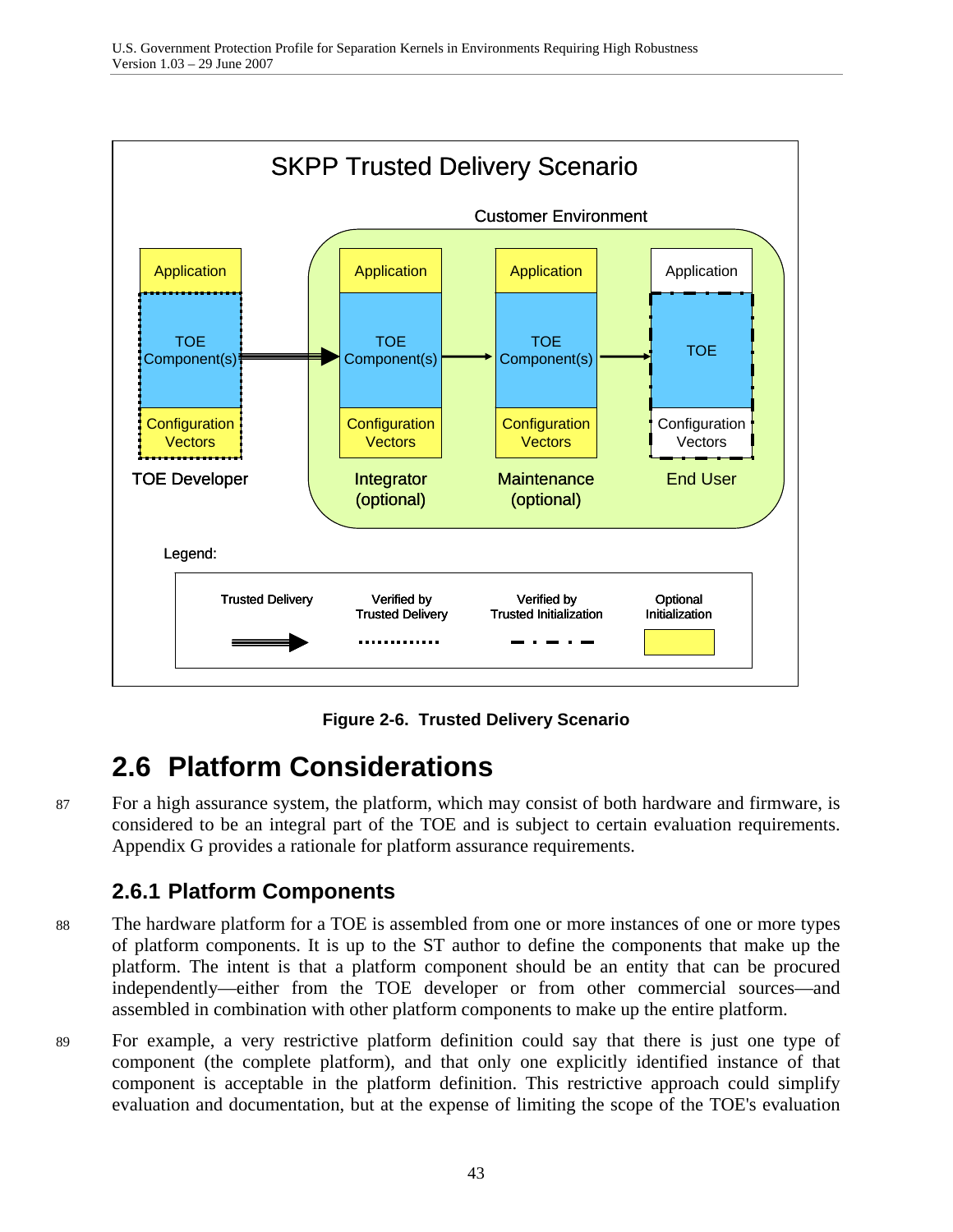Figure 2-6. Trusted Delivery Scenario

## 2.6 Platform Considerations

87 For a high assurance system, the platform, which may consist of both hardware and firmware, is considered to be an integral part of the TOE and is subject to certain evaluation requirements. Appendix G provides a rationale for platform assurance requirements.

### 2.6.1 Platform Components

88 The hardware platform for a TOE is assembled from one or more instances of one or more types of platform components. It is up to the ST author to define the components that make up the platform. The intent is that a platform component should be an entity that can be procured independently—either from the TOE developer or from other commercial sources—and assembled in combination with other platform components to make up the entire platform.

89 For example, a very restrictive platform definition could say that there is just one type of component (the complete platform), and that only one explicitly identified instance of that component is acceptable in the platform definition. This restrictive approach could simplify evaluation and documentation, but at the expense of limiting the scope of the TOE's evaluation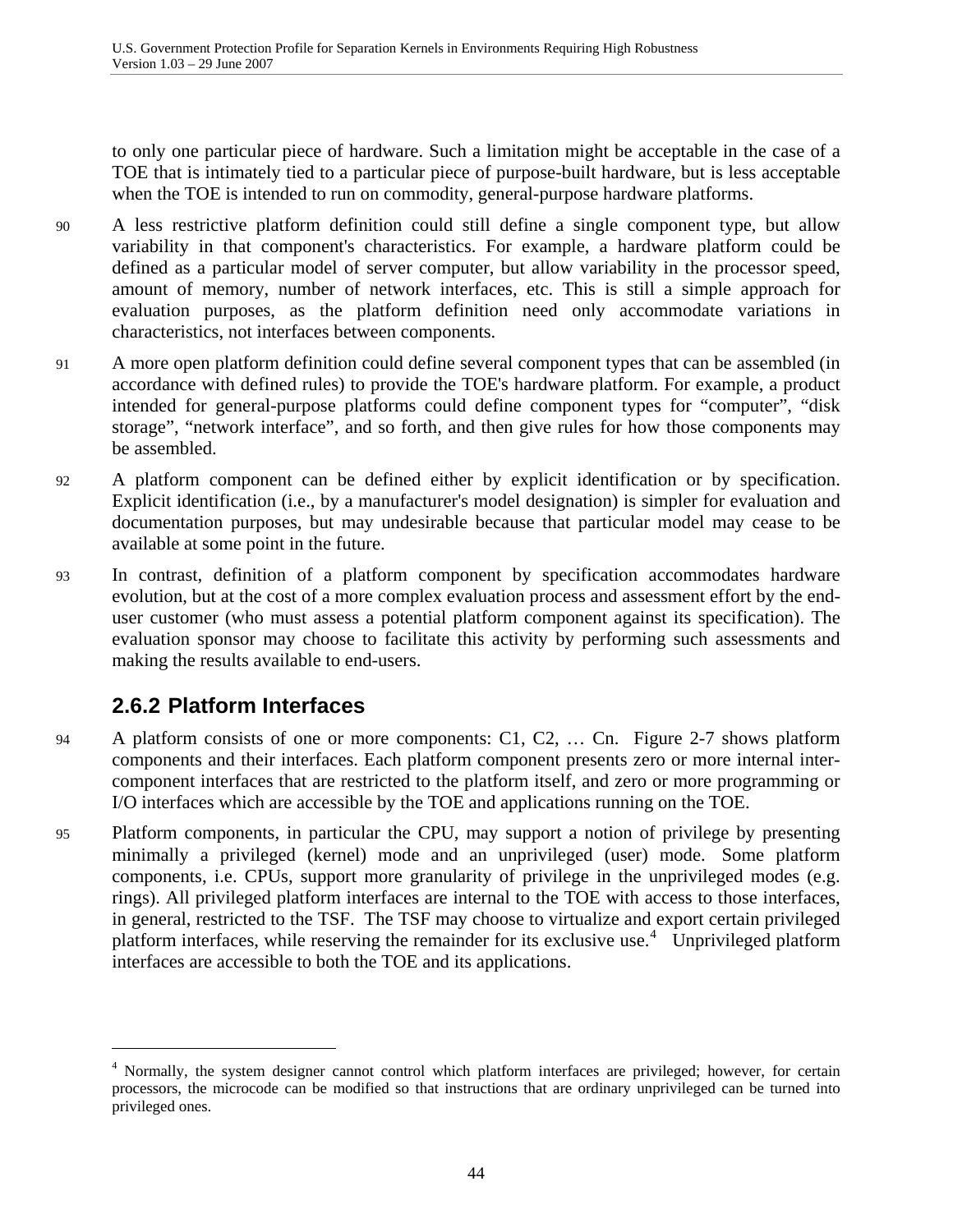to only one particular piece of hardware. Such a limitation might be acceptable in the case of a TOE that is intimately tied to a particular piece of purpose-built hardware, but is less acceptable when the TOE is intended to run on commodity, general-purpose hardware platforms.

90 A less restrictive platform definition could still define a single component type, but allow variability in that component's characteristics. For example, a hardware platform could be defined as a particular model of server computer, but allow variability in the processor speed, amount of memory, number of network interfaces, etc. This is still a simple approach for evaluation purposes, as the platform definition need only accommodate variations in characteristics, not interfaces between components.

91 A more open platform definition could define several component types that can be assembled (in accordance with defined rules) to provide the TOE's hardware platform. For example, a product intended for general-purpose platforms could define component types for "computer", "disk storage", "network interface", and so forth, and then give rules for how those components may be assembled.

92 A platform component can be defined either by explicit identification or by specification. Explicit identification (i.e., by a manufacturer's model designation) is simpler for evaluation and documentation purposes, but may undesirable because that particular model may cease to be available at some point in the future.

93 In contrast, definition of a platform component by specification accommodates hardware evolution, but at the cost of a more complex evaluation process and assessment effort by the end-user customer (who must assess a potential platform component against its specification). The evaluation sponsor may choose to facilitate this activity by performing such assessments and making the results available to end-users.

### 2.6.2 Platform Interfaces

94 A platform consists of one or more components: C1, C2, … Cn. Figure 2-7 shows platform components and their interfaces. Each platform component presents zero or more internal inter-component interfaces that are restricted to the platform itself, and zero or more programming or I/O interfaces which are accessible by the TOE and applications running on the TOE.

95 Platform components, in particular the CPU, may support a notion of privilege by presenting minimally a privileged (kernel) mode and an unprivileged (user) mode. Some platform components, i.e. CPUs, support more granularity of privilege in the unprivileged modes (e.g. rings). All privileged platform interfaces are internal to the TOE with access to those interfaces, in general, restricted to the TSF. The TSF may choose to virtualize and export certain privileged platform interfaces, while reserving the remainder for its exclusive use.[4] Unprivileged platform interfaces are accessible to both the TOE and its applications.

---

[4] Normally, the system designer cannot control which platform interfaces are privileged; however, for certain processors, the microcode can be modified so that instructions that are ordinary unprivileged can be turned into privileged ones.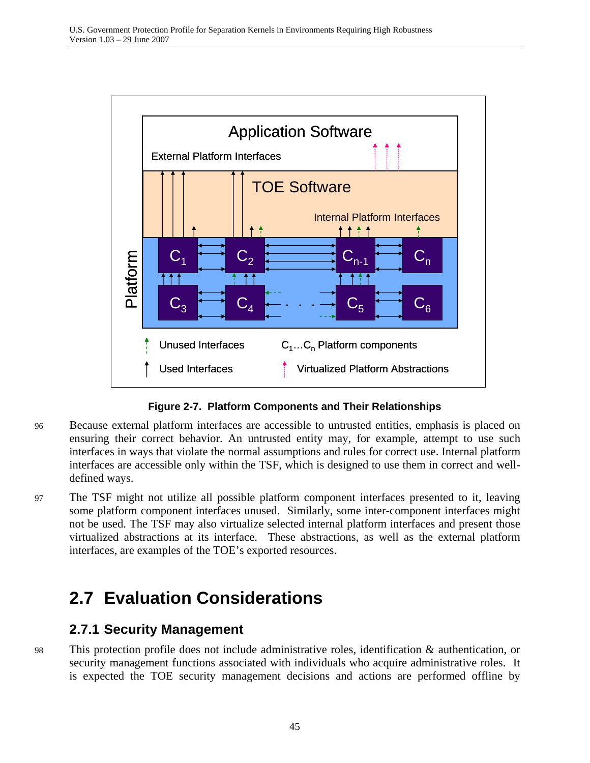**Figure 2-7. Platform Components and Their Relationships**

96 Because external platform interfaces are accessible to untrusted entities, emphasis is placed on ensuring their correct behavior. An untrusted entity may, for example, attempt to use such interfaces in ways that violate the normal assumptions and rules for correct use. Internal platform interfaces are accessible only within the TSF, which is designed to use them in correct and well-defined ways.

97 The TSF might not utilize all possible platform component interfaces presented to it, leaving some platform component interfaces unused. Similarly, some inter-component interfaces might not be used. The TSF may also virtualize selected internal platform interfaces and present those virtualized abstractions at its interface. These abstractions, as well as the external platform interfaces, are examples of the TOE's exported resources.

## 2.7 Evaluation Considerations

### 2.7.1 Security Management

98 This protection profile does not include administrative roles, identification & authentication, or security management functions associated with individuals who acquire administrative roles. It is expected the TOE security management decisions and actions are performed offline by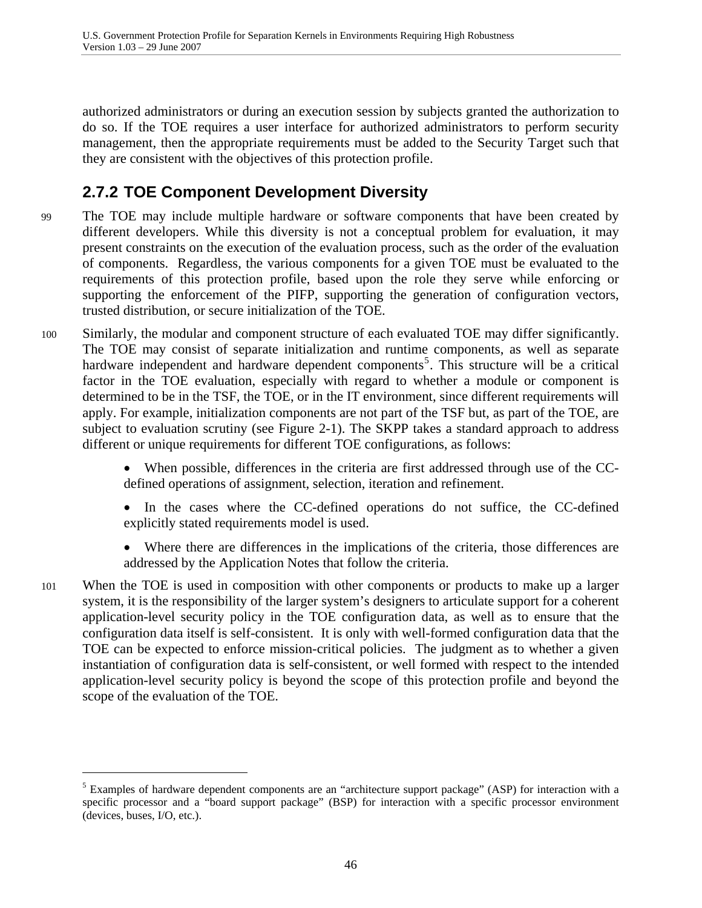authorized administrators or during an execution session by subjects granted the authorization to do so. If the TOE requires a user interface for authorized administrators to perform security management, then the appropriate requirements must be added to the Security Target such that they are consistent with the objectives of this protection profile.

### 2.7.2 TOE Component Development Diversity

99 The TOE may include multiple hardware or software components that have been created by different developers. While this diversity is not a conceptual problem for evaluation, it may present constraints on the execution of the evaluation process, such as the order of the evaluation of components. Regardless, the various components for a given TOE must be evaluated to the requirements of this protection profile, based upon the role they serve while enforcing or supporting the enforcement of the PIFP, supporting the generation of configuration vectors, trusted distribution, or secure initialization of the TOE.

100 Similarly, the modular and component structure of each evaluated TOE may differ significantly. The TOE may consist of separate initialization and runtime components, as well as separate hardware independent and hardware dependent components[5]. This structure will be a critical factor in the TOE evaluation, especially with regard to whether a module or component is determined to be in the TSF, the TOE, or in the IT environment, since different requirements will apply. For example, initialization components are not part of the TSF but, as part of the TOE, are subject to evaluation scrutiny (see Figure 2-1). The SKPP takes a standard approach to address different or unique requirements for different TOE configurations, as follows:

- When possible, differences in the criteria are first addressed through use of the CC-defined operations of assignment, selection, iteration and refinement.
- In the cases where the CC-defined operations do not suffice, the CC-defined explicitly stated requirements model is used.
- Where there are differences in the implications of the criteria, those differences are addressed by the Application Notes that follow the criteria.

101 When the TOE is used in composition with other components or products to make up a larger system, it is the responsibility of the larger system's designers to articulate support for a coherent application-level security policy in the TOE configuration data, as well as to ensure that the configuration data itself is self-consistent. It is only with well-formed configuration data that the TOE can be expected to enforce mission-critical policies. The judgment as to whether a given instantiation of configuration data is self-consistent, or well formed with respect to the intended application-level security policy is beyond the scope of this protection profile and beyond the scope of the evaluation of the TOE.

---

[5] Examples of hardware dependent components are an "architecture support package" (ASP) for interaction with a specific processor and a "board support package" (BSP) for interaction with a specific processor environment (devices, buses, I/O, etc.).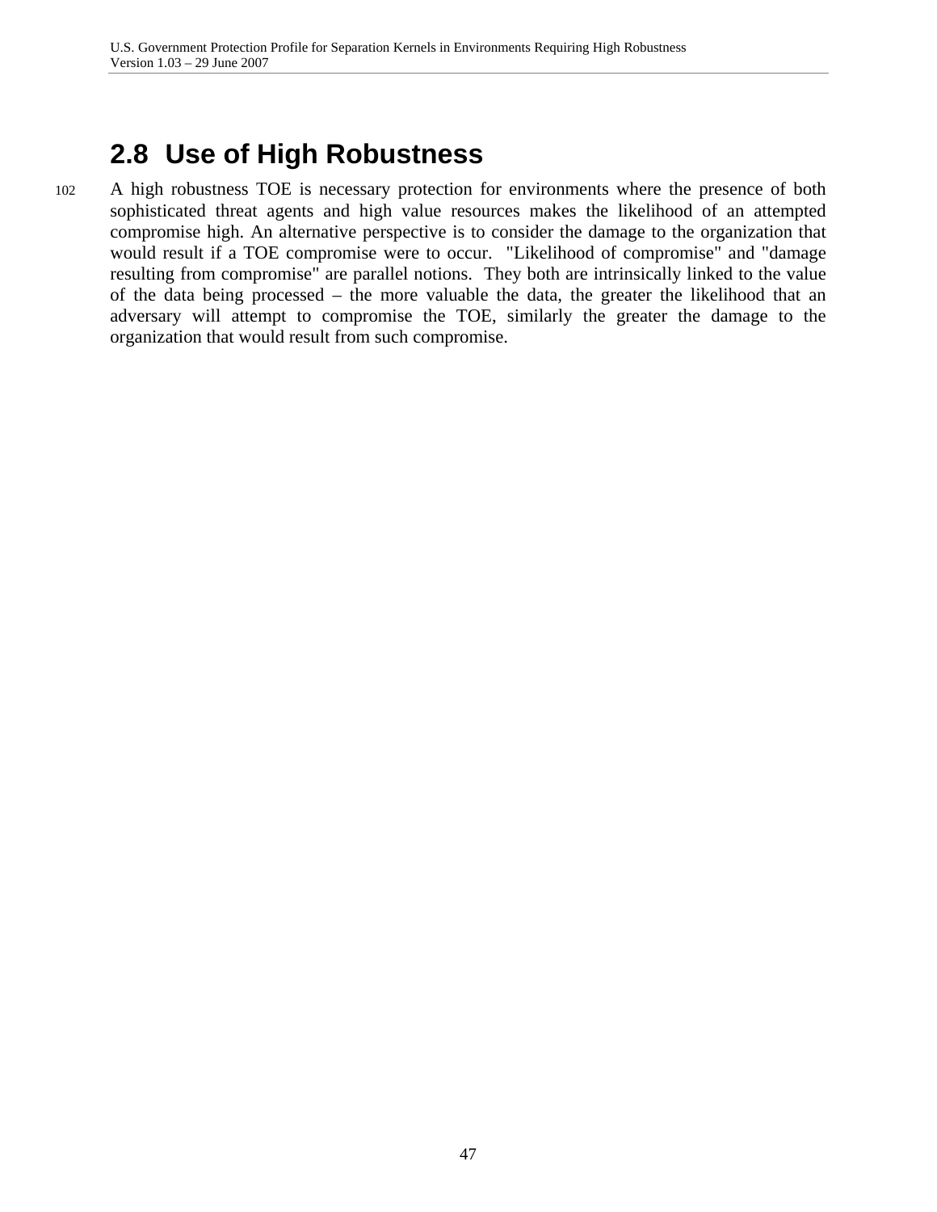## 2.8 Use of High Robustness

102 A high robustness TOE is necessary protection for environments where the presence of both sophisticated threat agents and high value resources makes the likelihood of an attempted compromise high. An alternative perspective is to consider the damage to the organization that would result if a TOE compromise were to occur. "Likelihood of compromise" and "damage resulting from compromise" are parallel notions. They both are intrinsically linked to the value of the data being processed – the more valuable the data, the greater the likelihood that an adversary will attempt to compromise the TOE, similarly the greater the damage to the organization that would result from such compromise.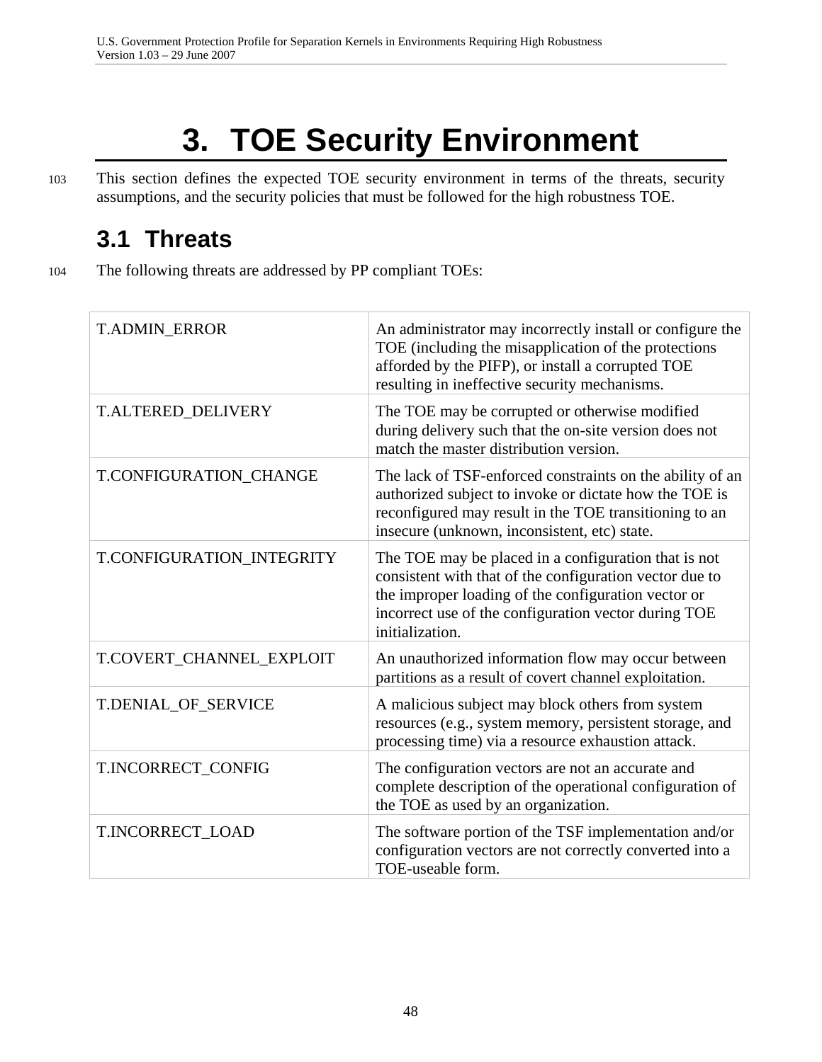# 3. TOE Security Environment

103 This section defines the expected TOE security environment in terms of the threats, security assumptions, and the security policies that must be followed for the high robustness TOE.

## 3.1 Threats

104 The following threats are addressed by PP compliant TOEs:

| | |
|---|---|
| T.ADMIN_ERROR | An administrator may incorrectly install or configure the TOE (including the misapplication of the protections afforded by the PIFP), or install a corrupted TOE resulting in ineffective security mechanisms. |
| T.ALTERED_DELIVERY | The TOE may be corrupted or otherwise modified during delivery such that the on-site version does not match the master distribution version. |
| T.CONFIGURATION_CHANGE | The lack of TSF-enforced constraints on the ability of an authorized subject to invoke or dictate how the TOE is reconfigured may result in the TOE transitioning to an insecure (unknown, inconsistent, etc) state. |
| T.CONFIGURATION_INTEGRITY | The TOE may be placed in a configuration that is not consistent with that of the configuration vector due to the improper loading of the configuration vector or incorrect use of the configuration vector during TOE initialization. |
| T.COVERT_CHANNEL_EXPLOIT | An unauthorized information flow may occur between partitions as a result of covert channel exploitation. |
| T.DENIAL_OF_SERVICE | A malicious subject may block others from system resources (e.g., system memory, persistent storage, and processing time) via a resource exhaustion attack. |
| T.INCORRECT_CONFIG | The configuration vectors are not an accurate and complete description of the operational configuration of the TOE as used by an organization. |
| T.INCORRECT_LOAD | The software portion of the TSF implementation and/or configuration vectors are not correctly converted into a TOE-useable form. |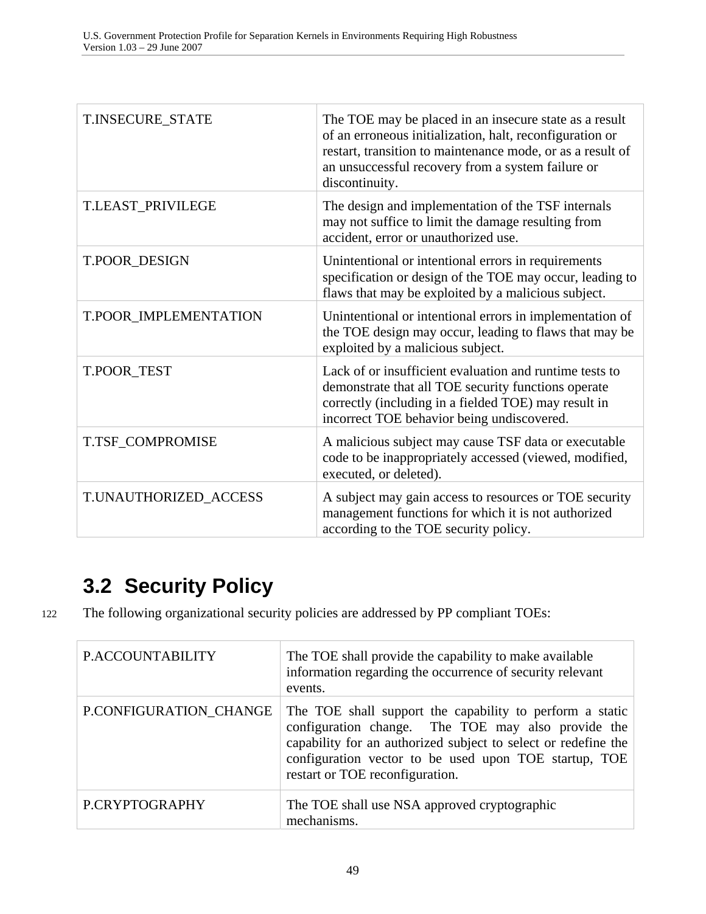| | |
|---|---|
| T.INSECURE_STATE | The TOE may be placed in an insecure state as a result of an erroneous initialization, halt, reconfiguration or restart, transition to maintenance mode, or as a result of an unsuccessful recovery from a system failure or discontinuity. |
| T.LEAST_PRIVILEGE | The design and implementation of the TSF internals may not suffice to limit the damage resulting from accident, error or unauthorized use. |
| T.POOR_DESIGN | Unintentional or intentional errors in requirements specification or design of the TOE may occur, leading to flaws that may be exploited by a malicious subject. |
| T.POOR_IMPLEMENTATION | Unintentional or intentional errors in implementation of the TOE design may occur, leading to flaws that may be exploited by a malicious subject. |
| T.POOR_TEST | Lack of or insufficient evaluation and runtime tests to demonstrate that all TOE security functions operate correctly (including in a fielded TOE) may result in incorrect TOE behavior being undiscovered. |
| T.TSF_COMPROMISE | A malicious subject may cause TSF data or executable code to be inappropriately accessed (viewed, modified, executed, or deleted). |
| T.UNAUTHORIZED_ACCESS | A subject may gain access to resources or TOE security management functions for which it is not authorized according to the TOE security policy. |

## 3.2 Security Policy

122 The following organizational security policies are addressed by PP compliant TOEs:

| | |
|---|---|
| P.ACCOUNTABILITY | The TOE shall provide the capability to make available information regarding the occurrence of security relevant events. |
| P.CONFIGURATION_CHANGE | The TOE shall support the capability to perform a static configuration change. The TOE may also provide the capability for an authorized subject to select or redefine the configuration vector to be used upon TOE startup, TOE restart or TOE reconfiguration. |
| P.CRYPTOGRAPHY | The TOE shall use NSA approved cryptographic mechanisms. |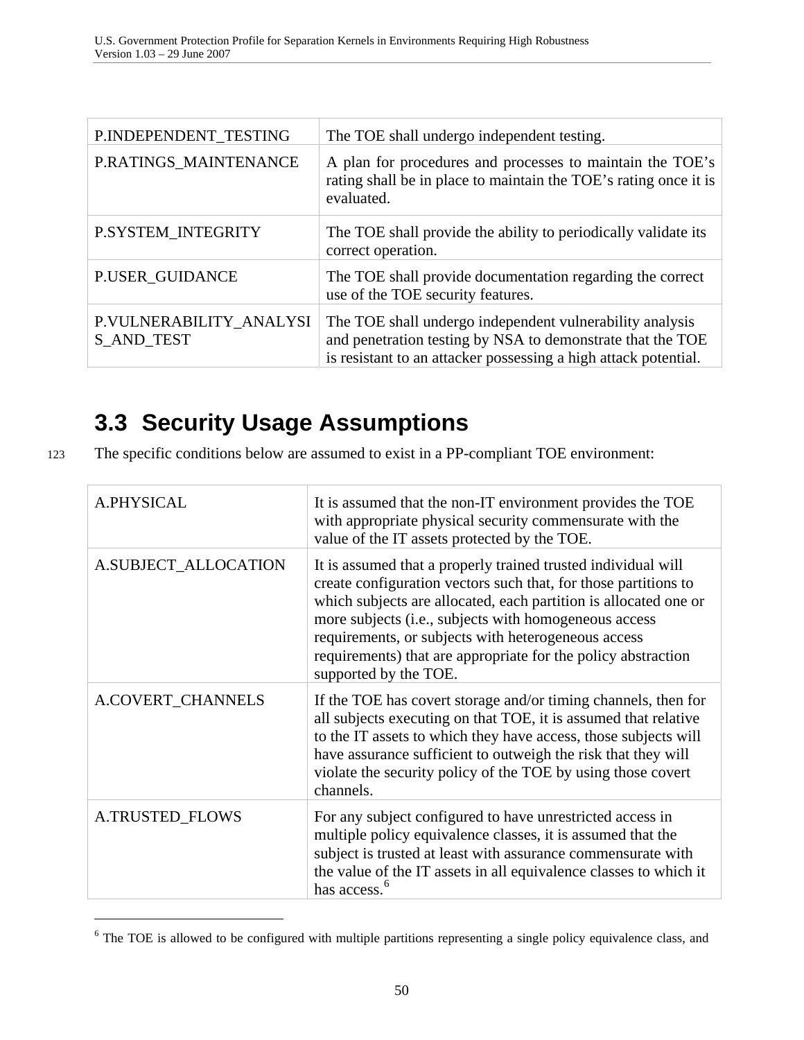| P.INDEPENDENT_TESTING | The TOE shall undergo independent testing. |
|---|---|
| P.RATINGS_MAINTENANCE | A plan for procedures and processes to maintain the TOE's rating shall be in place to maintain the TOE's rating once it is evaluated. |
| P.SYSTEM_INTEGRITY | The TOE shall provide the ability to periodically validate its correct operation. |
| P.USER_GUIDANCE | The TOE shall provide documentation regarding the correct use of the TOE security features. |
| P.VULNERABILITY_ANALYSIS_AND_TEST | The TOE shall undergo independent vulnerability analysis and penetration testing by NSA to demonstrate that the TOE is resistant to an attacker possessing a high attack potential. |

## 3.3 Security Usage Assumptions

123 The specific conditions below are assumed to exist in a PP-compliant TOE environment:

| A.PHYSICAL | It is assumed that the non-IT environment provides the TOE with appropriate physical security commensurate with the value of the IT assets protected by the TOE. |
|---|---|
| A.SUBJECT_ALLOCATION | It is assumed that a properly trained trusted individual will create configuration vectors such that, for those partitions to which subjects are allocated, each partition is allocated one or more subjects (i.e., subjects with homogeneous access requirements, or subjects with heterogeneous access requirements) that are appropriate for the policy abstraction supported by the TOE. |
| A.COVERT_CHANNELS | If the TOE has covert storage and/or timing channels, then for all subjects executing on that TOE, it is assumed that relative to the IT assets to which they have access, those subjects will have assurance sufficient to outweigh the risk that they will violate the security policy of the TOE by using those covert channels. |
| A.TRUSTED_FLOWS | For any subject configured to have unrestricted access in multiple policy equivalence classes, it is assumed that the subject is trusted at least with assurance commensurate with the value of the IT assets in all equivalence classes to which it has access.[6] |

[6] The TOE is allowed to be configured with multiple partitions representing a single policy equivalence class, and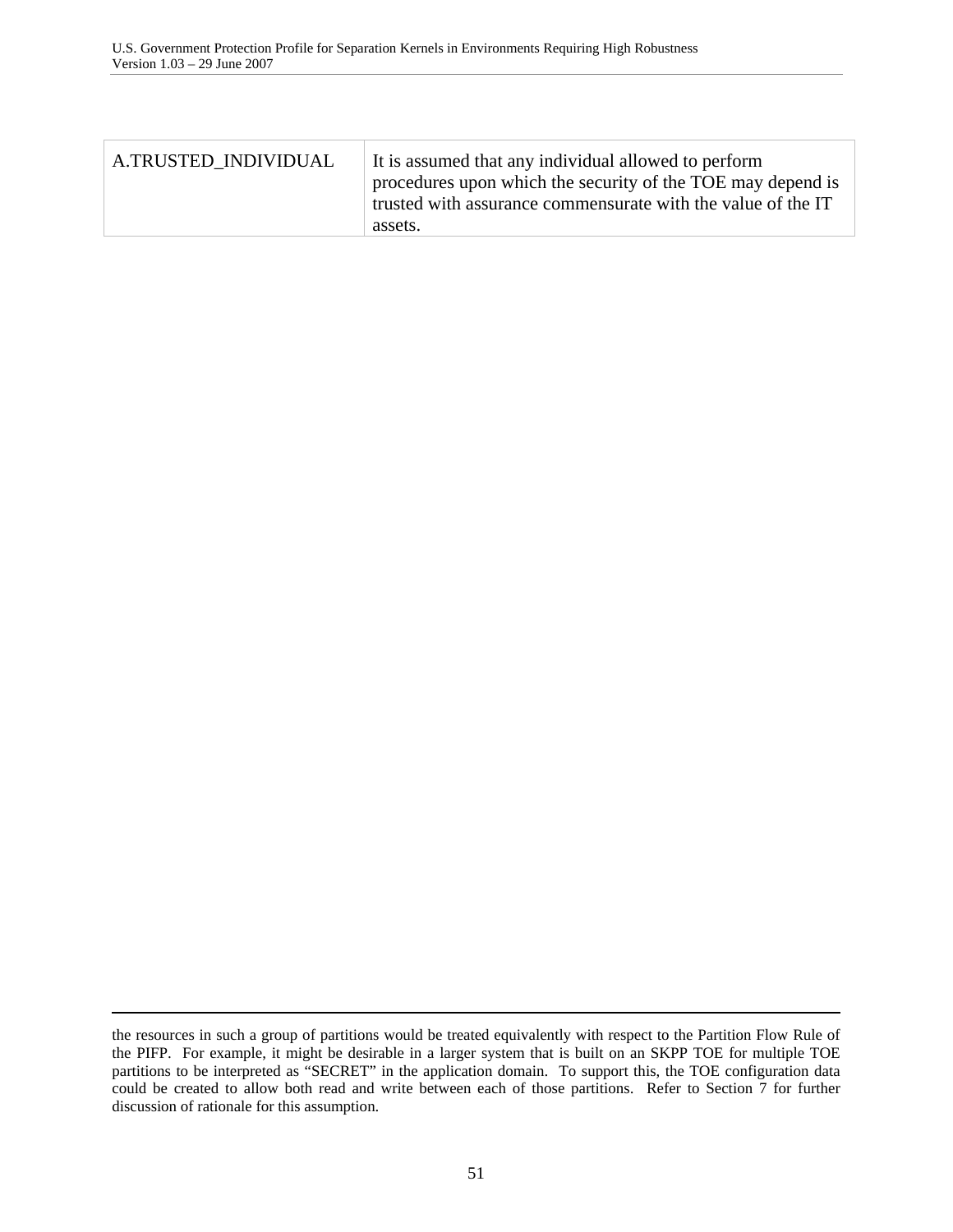| | |
|---|---|
| A.TRUSTED_INDIVIDUAL | It is assumed that any individual allowed to perform procedures upon which the security of the TOE may depend is trusted with assurance commensurate with the value of the IT assets. |

---

the resources in such a group of partitions would be treated equivalently with respect to the Partition Flow Rule of the PIFP. For example, it might be desirable in a larger system that is built on an SKPP TOE for multiple TOE partitions to be interpreted as “SECRET” in the application domain. To support this, the TOE configuration data could be created to allow both read and write between each of those partitions. Refer to Section 7 for further discussion of rationale for this assumption.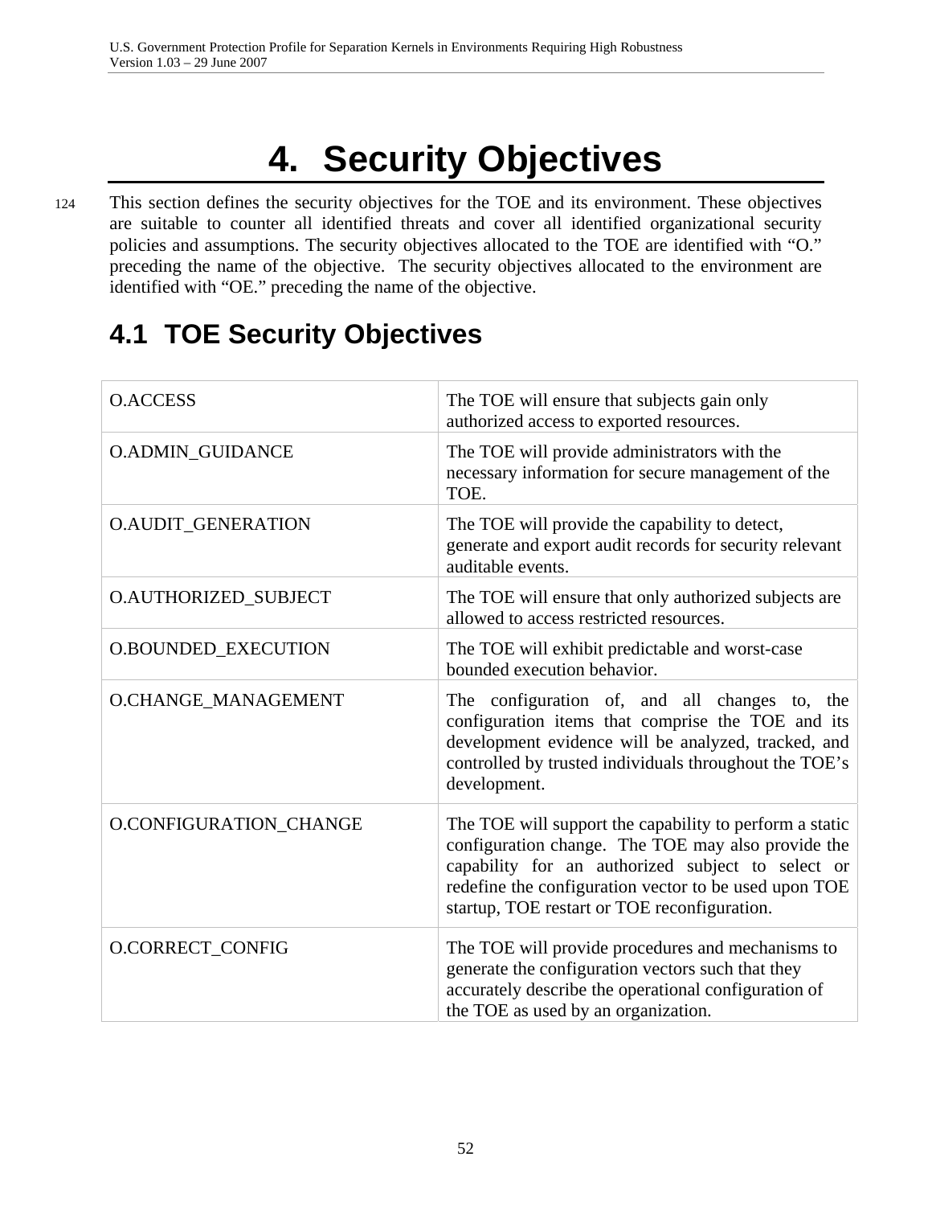# 4. Security Objectives

124 This section defines the security objectives for the TOE and its environment. These objectives are suitable to counter all identified threats and cover all identified organizational security policies and assumptions. The security objectives allocated to the TOE are identified with “O.” preceding the name of the objective. The security objectives allocated to the environment are identified with “OE.” preceding the name of the objective.

## 4.1 TOE Security Objectives

| | |
|---|---|
| O.ACCESS | The TOE will ensure that subjects gain only authorized access to exported resources. |
| O.ADMIN_GUIDANCE | The TOE will provide administrators with the necessary information for secure management of the TOE. |
| O.AUDIT_GENERATION | The TOE will provide the capability to detect, generate and export audit records for security relevant auditable events. |
| O.AUTHORIZED_SUBJECT | The TOE will ensure that only authorized subjects are allowed to access restricted resources. |
| O.BOUNDED_EXECUTION | The TOE will exhibit predictable and worst-case bounded execution behavior. |
| O.CHANGE_MANAGEMENT | The configuration of, and all changes to, the configuration items that comprise the TOE and its development evidence will be analyzed, tracked, and controlled by trusted individuals throughout the TOE’s development. |
| O.CONFIGURATION_CHANGE | The TOE will support the capability to perform a static configuration change. The TOE may also provide the capability for an authorized subject to select or redefine the configuration vector to be used upon TOE startup, TOE restart or TOE reconfiguration. |
| O.CORRECT_CONFIG | The TOE will provide procedures and mechanisms to generate the configuration vectors such that they accurately describe the operational configuration of the TOE as used by an organization. |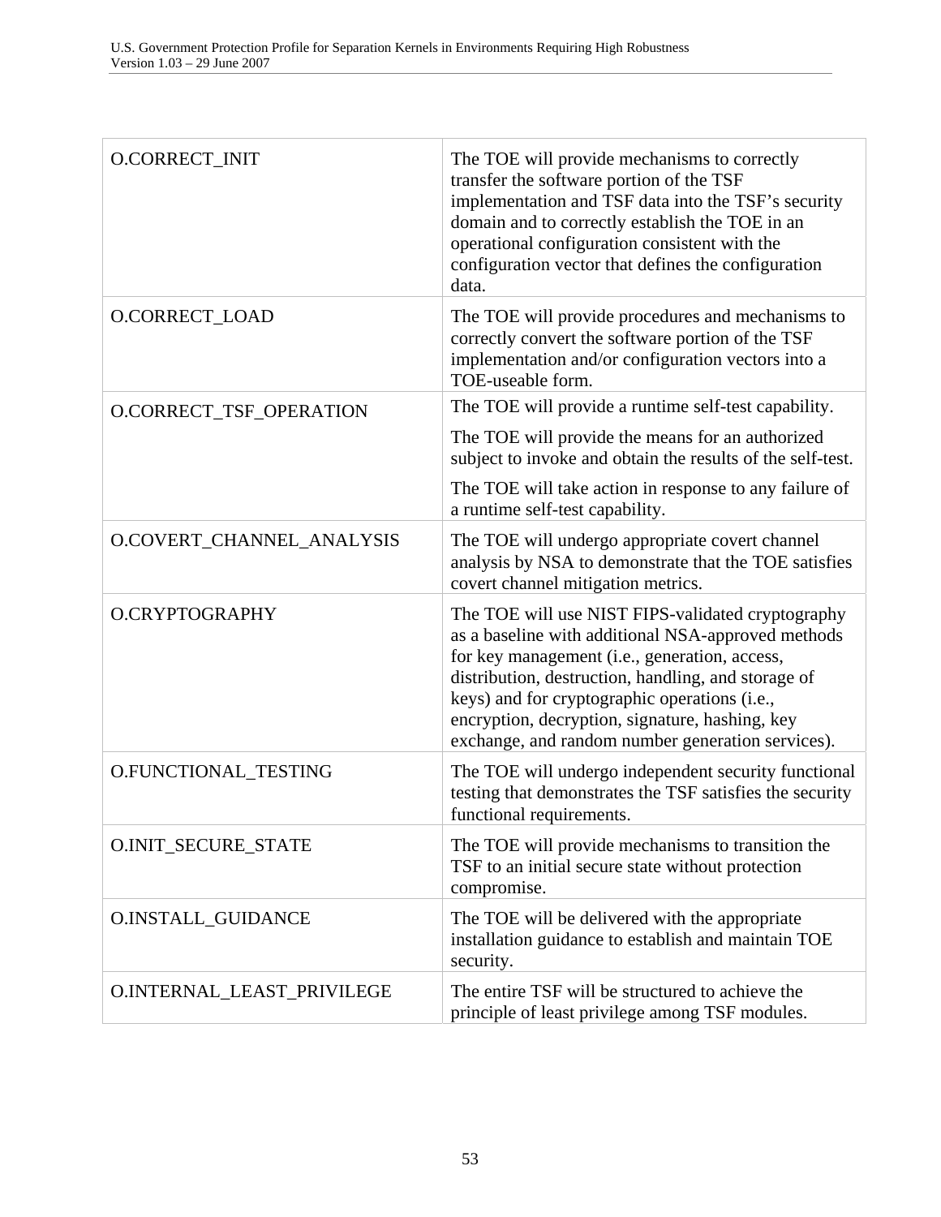| | |
|---|---|
| O.CORRECT_INIT | The TOE will provide mechanisms to correctly transfer the software portion of the TSF implementation and TSF data into the TSF's security domain and to correctly establish the TOE in an operational configuration consistent with the configuration vector that defines the configuration data. |
| O.CORRECT_LOAD | The TOE will provide procedures and mechanisms to correctly convert the software portion of the TSF implementation and/or configuration vectors into a TOE-useable form. |
| O.CORRECT_TSF_OPERATION | The TOE will provide a runtime self-test capability.<br><br>The TOE will provide the means for an authorized subject to invoke and obtain the results of the self-test.<br><br>The TOE will take action in response to any failure of a runtime self-test capability. |
| O.COVERT_CHANNEL_ANALYSIS | The TOE will undergo appropriate covert channel analysis by NSA to demonstrate that the TOE satisfies covert channel mitigation metrics. |
| O.CRYPTOGRAPHY | The TOE will use NIST FIPS-validated cryptography as a baseline with additional NSA-approved methods for key management (i.e., generation, access, distribution, destruction, handling, and storage of keys) and for cryptographic operations (i.e., encryption, decryption, signature, hashing, key exchange, and random number generation services). |
| O.FUNCTIONAL_TESTING | The TOE will undergo independent security functional testing that demonstrates the TSF satisfies the security functional requirements. |
| O.INIT_SECURE_STATE | The TOE will provide mechanisms to transition the TSF to an initial secure state without protection compromise. |
| O.INSTALL_GUIDANCE | The TOE will be delivered with the appropriate installation guidance to establish and maintain TOE security. |
| O.INTERNAL_LEAST_PRIVILEGE | The entire TSF will be structured to achieve the principle of least privilege among TSF modules. |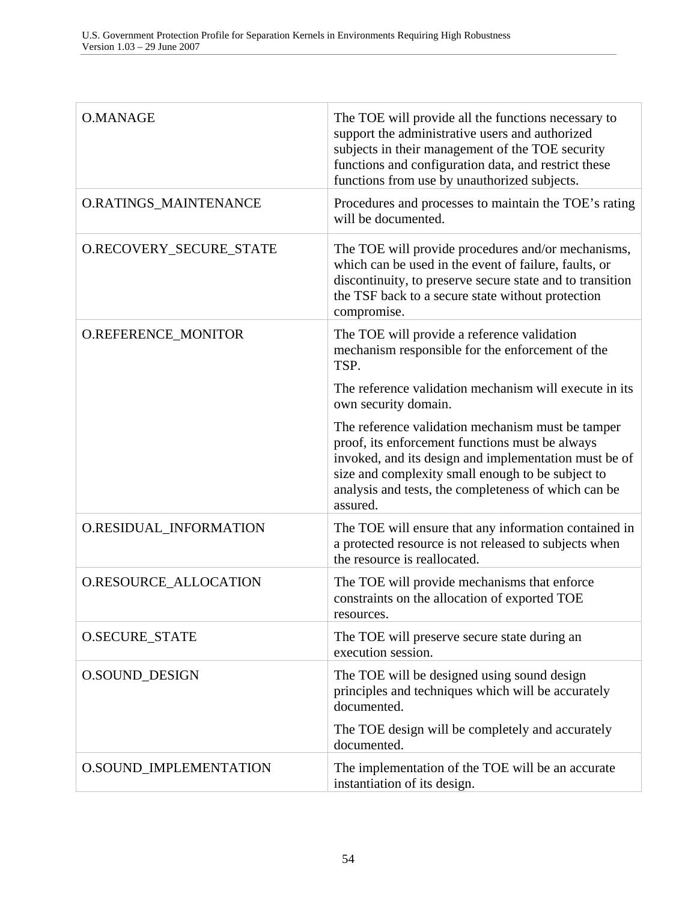| | |
|---|---|
| O.MANAGE | The TOE will provide all the functions necessary to support the administrative users and authorized subjects in their management of the TOE security functions and configuration data, and restrict these functions from use by unauthorized subjects. |
| O.RATINGS_MAINTENANCE | Procedures and processes to maintain the TOE's rating will be documented. |
| O.RECOVERY_SECURE_STATE | The TOE will provide procedures and/or mechanisms, which can be used in the event of failure, faults, or discontinuity, to preserve secure state and to transition the TSF back to a secure state without protection compromise. |
| O.REFERENCE_MONITOR | The TOE will provide a reference validation mechanism responsible for the enforcement of the TSP.<br><br>The reference validation mechanism will execute in its own security domain.<br><br>The reference validation mechanism must be tamper proof, its enforcement functions must be always invoked, and its design and implementation must be of size and complexity small enough to be subject to analysis and tests, the completeness of which can be assured. |
| O.RESIDUAL_INFORMATION | The TOE will ensure that any information contained in a protected resource is not released to subjects when the resource is reallocated. |
| O.RESOURCE_ALLOCATION | The TOE will provide mechanisms that enforce constraints on the allocation of exported TOE resources. |
| O.SECURE_STATE | The TOE will preserve secure state during an execution session. |
| O.SOUND_DESIGN | The TOE will be designed using sound design principles and techniques which will be accurately documented.<br><br>The TOE design will be completely and accurately documented. |
| O.SOUND_IMPLEMENTATION | The implementation of the TOE will be an accurate instantiation of its design. |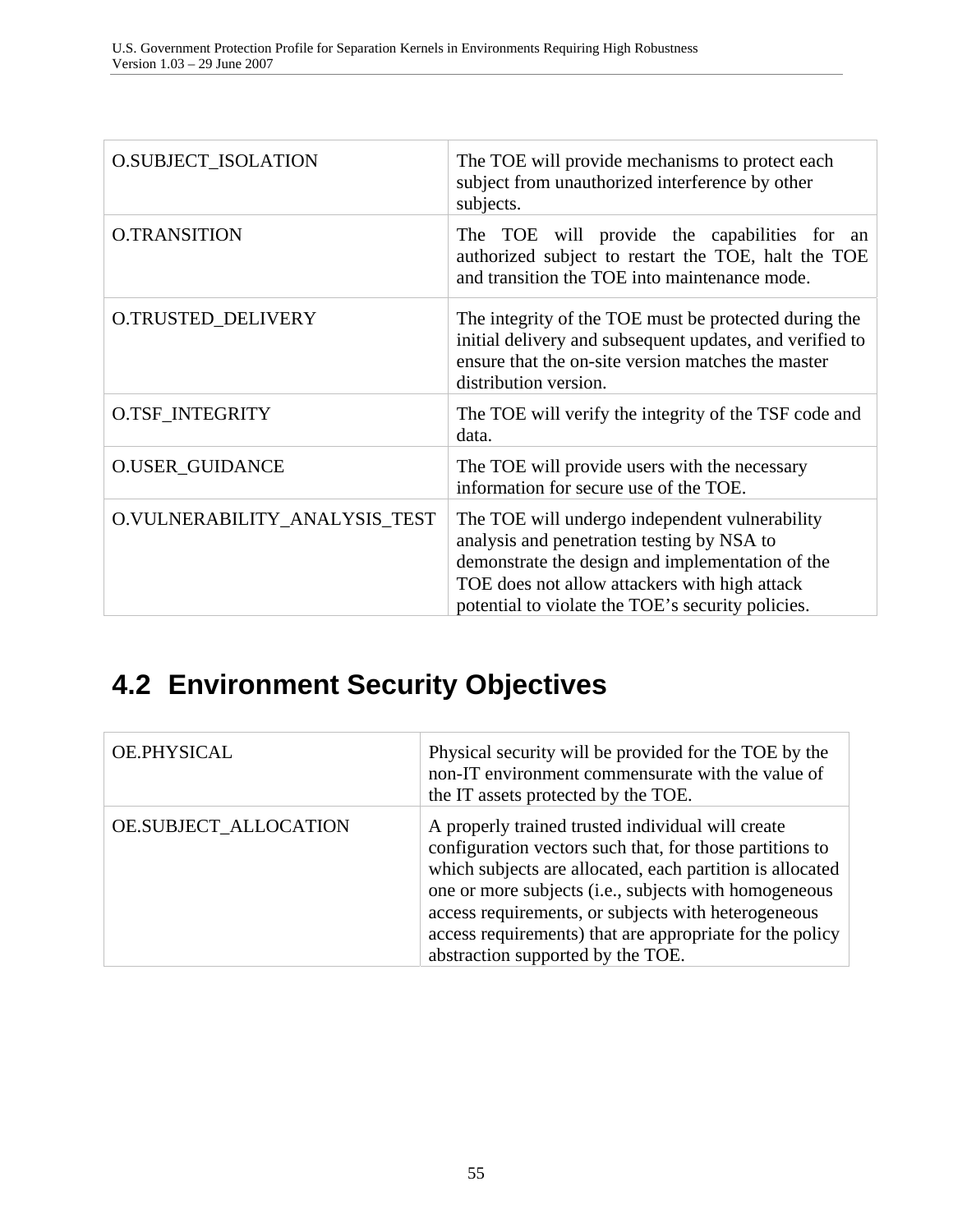| | |
|---|---|
| O.SUBJECT_ISOLATION | The TOE will provide mechanisms to protect each subject from unauthorized interference by other subjects. |
| O.TRANSITION | The TOE will provide the capabilities for an authorized subject to restart the TOE, halt the TOE and transition the TOE into maintenance mode. |
| O.TRUSTED_DELIVERY | The integrity of the TOE must be protected during the initial delivery and subsequent updates, and verified to ensure that the on-site version matches the master distribution version. |
| O.TSF_INTEGRITY | The TOE will verify the integrity of the TSF code and data. |
| O.USER_GUIDANCE | The TOE will provide users with the necessary information for secure use of the TOE. |
| O.VULNERABILITY_ANALYSIS_TEST | The TOE will undergo independent vulnerability analysis and penetration testing by NSA to demonstrate the design and implementation of the TOE does not allow attackers with high attack potential to violate the TOE's security policies. |

## 4.2 Environment Security Objectives

| | |
|---|---|
| OE.PHYSICAL | Physical security will be provided for the TOE by the non-IT environment commensurate with the value of the IT assets protected by the TOE. |
| OE.SUBJECT_ALLOCATION | A properly trained trusted individual will create configuration vectors such that, for those partitions to which subjects are allocated, each partition is allocated one or more subjects (i.e., subjects with homogeneous access requirements, or subjects with heterogeneous access requirements) that are appropriate for the policy abstraction supported by the TOE. |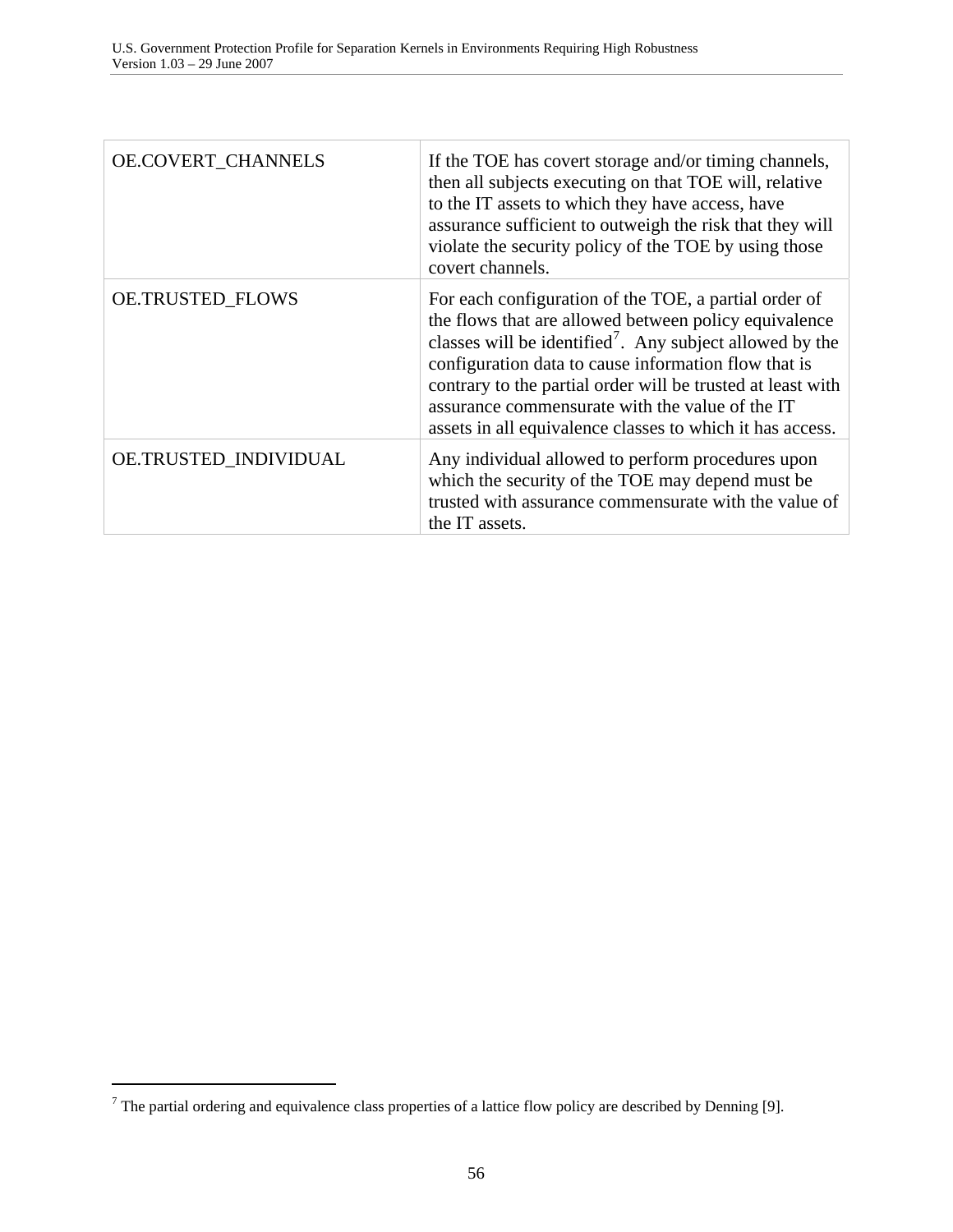| | |
|---|---|
| OE.COVERT_CHANNELS | If the TOE has covert storage and/or timing channels, then all subjects executing on that TOE will, relative to the IT assets to which they have access, have assurance sufficient to outweigh the risk that they will violate the security policy of the TOE by using those covert channels. |
| OE.TRUSTED_FLOWS | For each configuration of the TOE, a partial order of the flows that are allowed between policy equivalence classes will be identified[7]. Any subject allowed by the configuration data to cause information flow that is contrary to the partial order will be trusted at least with assurance commensurate with the value of the IT assets in all equivalence classes to which it has access. |
| OE.TRUSTED_INDIVIDUAL | Any individual allowed to perform procedures upon which the security of the TOE may depend must be trusted with assurance commensurate with the value of the IT assets. |

[7] The partial ordering and equivalence class properties of a lattice flow policy are described by Denning [9].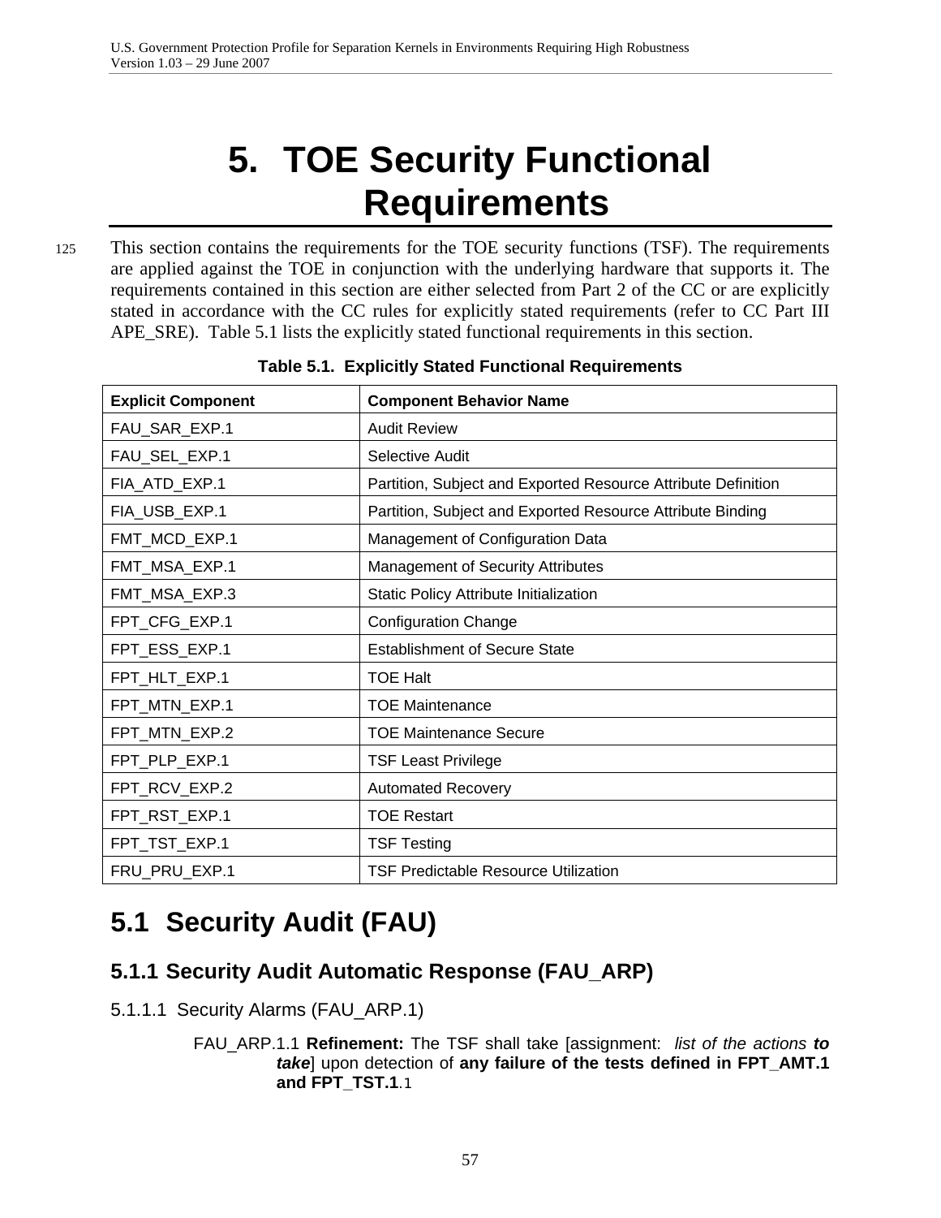›# 5. TOE Security Functional Requirements

125 This section contains the requirements for the TOE security functions (TSF). The requirements are applied against the TOE in conjunction with the underlying hardware that supports it. The requirements contained in this section are either selected from Part 2 of the CC or are explicitly stated in accordance with the CC rules for explicitly stated requirements (refer to CC Part III APE_SRE). Table 5.1 lists the explicitly stated functional requirements in this section.

**Table 5.1. Explicitly Stated Functional Requirements**

| Explicit Component | Component Behavior Name |
|---|---|
| FAU_SAR_EXP.1 | Audit Review |
| FAU_SEL_EXP.1 | Selective Audit |
| FIA_ATD_EXP.1 | Partition, Subject and Exported Resource Attribute Definition |
| FIA_USB_EXP.1 | Partition, Subject and Exported Resource Attribute Binding |
| FMT_MCD_EXP.1 | Management of Configuration Data |
| FMT_MSA_EXP.1 | Management of Security Attributes |
| FMT_MSA_EXP.3 | Static Policy Attribute Initialization |
| FPT_CFG_EXP.1 | Configuration Change |
| FPT_ESS_EXP.1 | Establishment of Secure State |
| FPT_HLT_EXP.1 | TOE Halt |
| FPT_MTN_EXP.1 | TOE Maintenance |
| FPT_MTN_EXP.2 | TOE Maintenance Secure |
| FPT_PLP_EXP.1 | TSF Least Privilege |
| FPT_RCV_EXP.2 | Automated Recovery |
| FPT_RST_EXP.1 | TOE Restart |
| FPT_TST_EXP.1 | TSF Testing |
| FRU_PRU_EXP.1 | TSF Predictable Resource Utilization |

## 5.1 Security Audit (FAU)

### 5.1.1 Security Audit Automatic Response (FAU_ARP)

#### 5.1.1.1 Security Alarms (FAU_ARP.1)

FAU_ARP.1.1 **Refinement:** The TSF shall take [assignment: *list of the actions* ***to take***] upon detection of **any failure of the tests defined in FPT_AMT.1 and FPT_TST.1**.1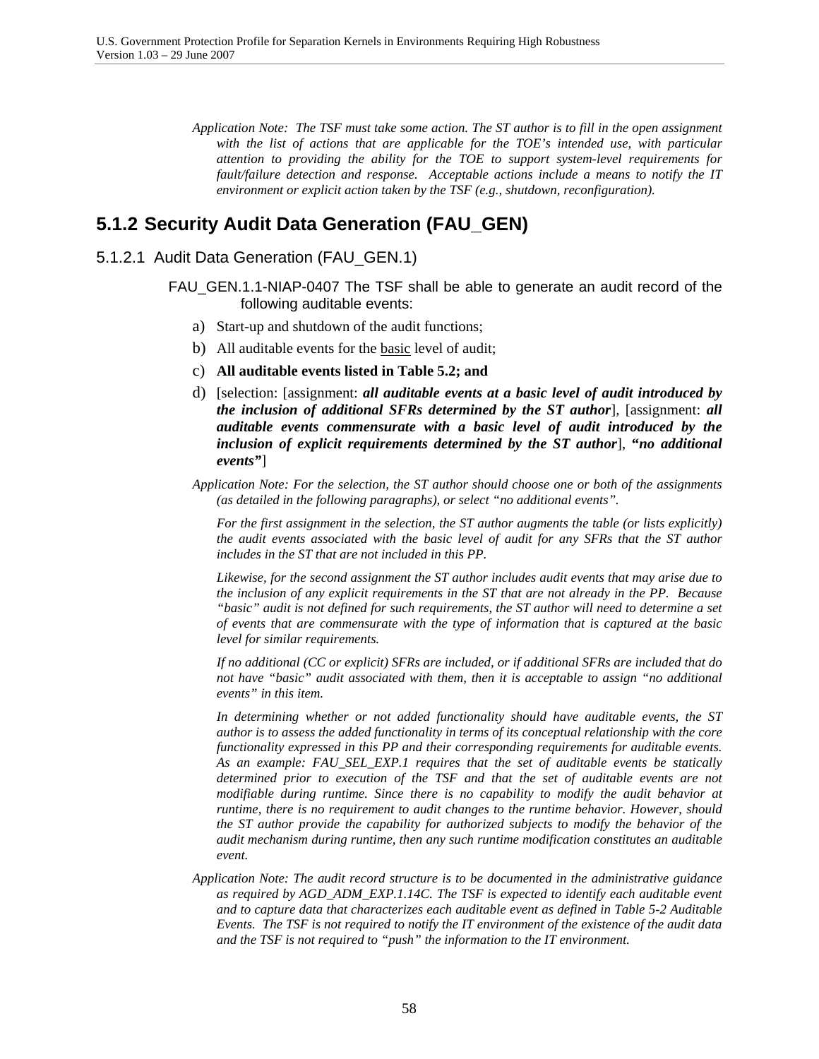*Application Note: The TSF must take some action. The ST author is to fill in the open assignment with the list of actions that are applicable for the TOE's intended use, with particular attention to providing the ability for the TOE to support system-level requirements for fault/failure detection and response. Acceptable actions include a means to notify the IT environment or explicit action taken by the TSF (e.g., shutdown, reconfiguration).*

## 5.1.2 Security Audit Data Generation (FAU_GEN)

### 5.1.2.1 Audit Data Generation (FAU_GEN.1)

FAU_GEN.1.1-NIAP-0407 The TSF shall be able to generate an audit record of the following auditable events:

a) Start-up and shutdown of the audit functions;

b) All auditable events for the basic level of audit;

c) **All auditable events listed in Table 5.2; and**

d) [selection: [assignment: ***all auditable events at a basic level of audit introduced by the inclusion of additional SFRs determined by the ST author***], [assignment: ***all auditable events commensurate with a basic level of audit introduced by the inclusion of explicit requirements determined by the ST author***], ***"no additional events"***]

*Application Note: For the selection, the ST author should choose one or both of the assignments (as detailed in the following paragraphs), or select "no additional events".*

*For the first assignment in the selection, the ST author augments the table (or lists explicitly) the audit events associated with the basic level of audit for any SFRs that the ST author includes in the ST that are not included in this PP.*

*Likewise, for the second assignment the ST author includes audit events that may arise due to the inclusion of any explicit requirements in the ST that are not already in the PP. Because "basic" audit is not defined for such requirements, the ST author will need to determine a set of events that are commensurate with the type of information that is captured at the basic level for similar requirements.*

*If no additional (CC or explicit) SFRs are included, or if additional SFRs are included that do not have "basic" audit associated with them, then it is acceptable to assign "no additional events" in this item.*

*In determining whether or not added functionality should have auditable events, the ST author is to assess the added functionality in terms of its conceptual relationship with the core functionality expressed in this PP and their corresponding requirements for auditable events. As an example: FAU_SEL_EXP.1 requires that the set of auditable events be statically determined prior to execution of the TSF and that the set of auditable events are not modifiable during runtime. Since there is no capability to modify the audit behavior at runtime, there is no requirement to audit changes to the runtime behavior. However, should the ST author provide the capability for authorized subjects to modify the behavior of the audit mechanism during runtime, then any such runtime modification constitutes an auditable event.*

*Application Note: The audit record structure is to be documented in the administrative guidance as required by AGD_ADM_EXP.1.14C. The TSF is expected to identify each auditable event and to capture data that characterizes each auditable event as defined in Table 5-2 Auditable Events. The TSF is not required to notify the IT environment of the existence of the audit data and the TSF is not required to "push" the information to the IT environment.*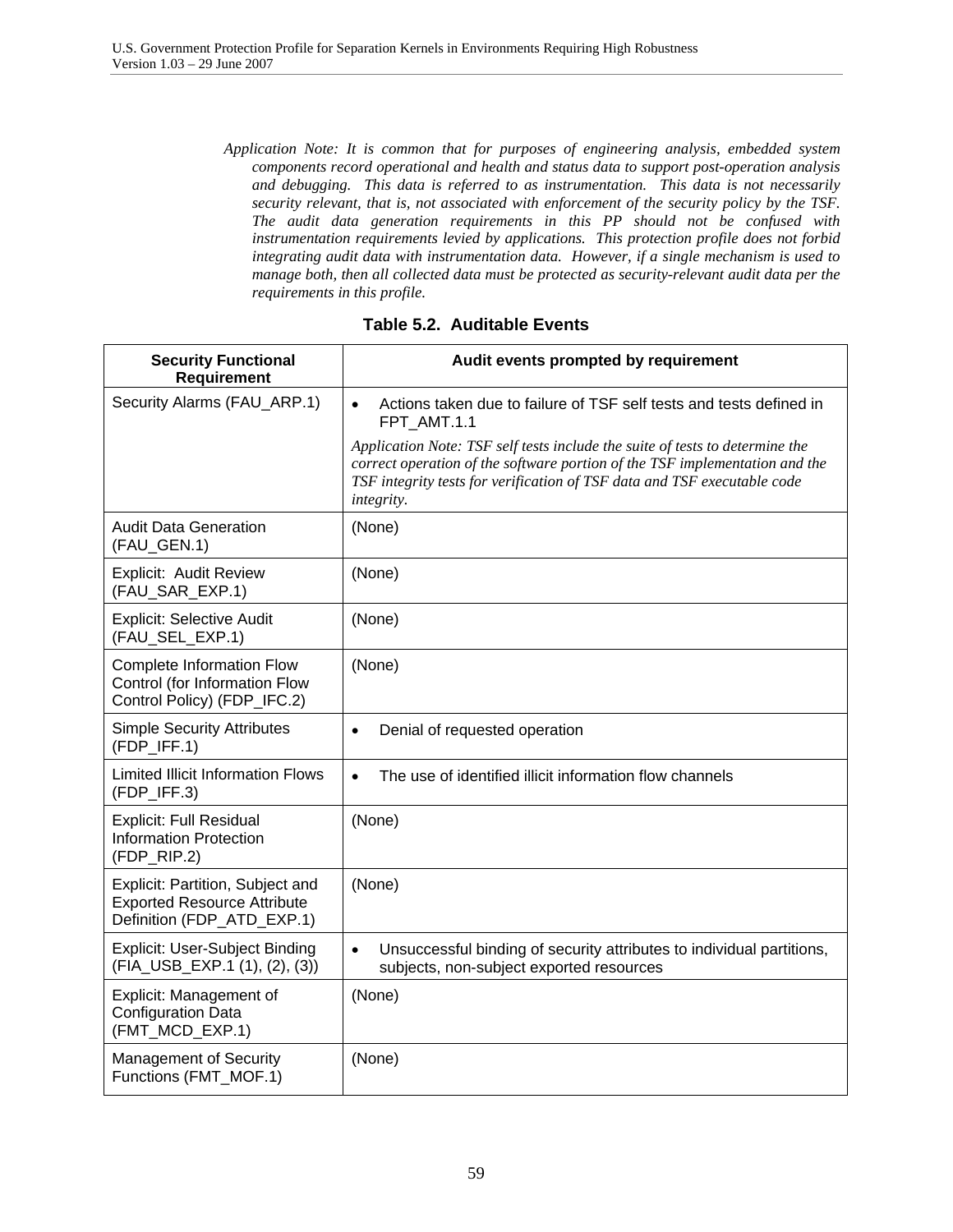*Application Note: It is common that for purposes of engineering analysis, embedded system components record operational and health and status data to support post-operation analysis and debugging. This data is referred to as instrumentation. This data is not necessarily security relevant, that is, not associated with enforcement of the security policy by the TSF. The audit data generation requirements in this PP should not be confused with instrumentation requirements levied by applications. This protection profile does not forbid integrating audit data with instrumentation data. However, if a single mechanism is used to manage both, then all collected data must be protected as security-relevant audit data per the requirements in this profile.*

**Table 5.2. Auditable Events**

| Security Functional Requirement | Audit events prompted by requirement |
|---|---|
| Security Alarms (FAU_ARP.1) | • Actions taken due to failure of TSF self tests and tests defined in FPT_AMT.1.1<br>*Application Note: TSF self tests include the suite of tests to determine the correct operation of the software portion of the TSF implementation and the TSF integrity tests for verification of TSF data and TSF executable code integrity.* |
| Audit Data Generation (FAU_GEN.1) | (None) |
| Explicit: Audit Review (FAU_SAR_EXP.1) | (None) |
| Explicit: Selective Audit (FAU_SEL_EXP.1) | (None) |
| Complete Information Flow Control (for Information Flow Control Policy) (FDP_IFC.2) | (None) |
| Simple Security Attributes (FDP_IFF.1) | • Denial of requested operation |
| Limited Illicit Information Flows (FDP_IFF.3) | • The use of identified illicit information flow channels |
| Explicit: Full Residual Information Protection (FDP_RIP.2) | (None) |
| Explicit: Partition, Subject and Exported Resource Attribute Definition (FDP_ATD_EXP.1) | (None) |
| Explicit: User-Subject Binding (FIA_USB_EXP.1 (1), (2), (3)) | • Unsuccessful binding of security attributes to individual partitions, subjects, non-subject exported resources |
| Explicit: Management of Configuration Data (FMT_MCD_EXP.1) | (None) |
| Management of Security Functions (FMT_MOF.1) | (None) |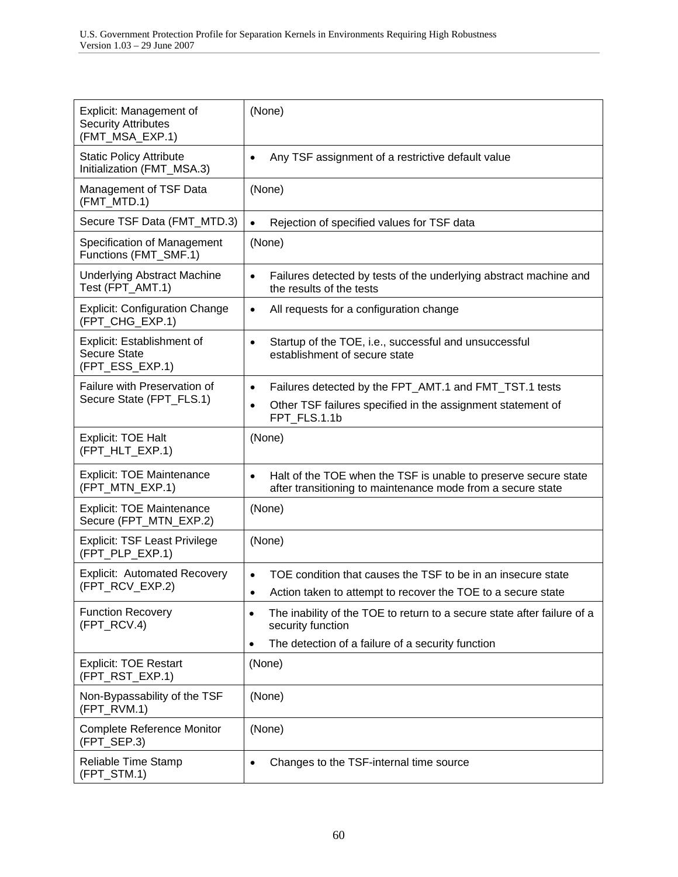| | |
|---|---|
| Explicit: Management of Security Attributes (FMT_MSA_EXP.1) | (None) |
| Static Policy Attribute Initialization (FMT_MSA.3) | • Any TSF assignment of a restrictive default value |
| Management of TSF Data (FMT_MTD.1) | (None) |
| Secure TSF Data (FMT_MTD.3) | • Rejection of specified values for TSF data |
| Specification of Management Functions (FMT_SMF.1) | (None) |
| Underlying Abstract Machine Test (FPT_AMT.1) | • Failures detected by tests of the underlying abstract machine and the results of the tests |
| Explicit: Configuration Change (FPT_CHG_EXP.1) | • All requests for a configuration change |
| Explicit: Establishment of Secure State (FPT_ESS_EXP.1) | • Startup of the TOE, i.e., successful and unsuccessful establishment of secure state |
| Failure with Preservation of Secure State (FPT_FLS.1) | • Failures detected by the FPT_AMT.1 and FMT_TST.1 tests<br>• Other TSF failures specified in the assignment statement of FPT_FLS.1.1b |
| Explicit: TOE Halt (FPT_HLT_EXP.1) | (None) |
| Explicit: TOE Maintenance (FPT_MTN_EXP.1) | • Halt of the TOE when the TSF is unable to preserve secure state after transitioning to maintenance mode from a secure state |
| Explicit: TOE Maintenance Secure (FPT_MTN_EXP.2) | (None) |
| Explicit: TSF Least Privilege (FPT_PLP_EXP.1) | (None) |
| Explicit: Automated Recovery (FPT_RCV_EXP.2) | • TOE condition that causes the TSF to be in an insecure state<br>• Action taken to attempt to recover the TOE to a secure state |
| Function Recovery (FPT_RCV.4) | • The inability of the TOE to return to a secure state after failure of a security function<br>• The detection of a failure of a security function |
| Explicit: TOE Restart (FPT_RST_EXP.1) | (None) |
| Non-Bypassability of the TSF (FPT_RVM.1) | (None) |
| Complete Reference Monitor (FPT_SEP.3) | (None) |
| Reliable Time Stamp (FPT_STM.1) | • Changes to the TSF-internal time source |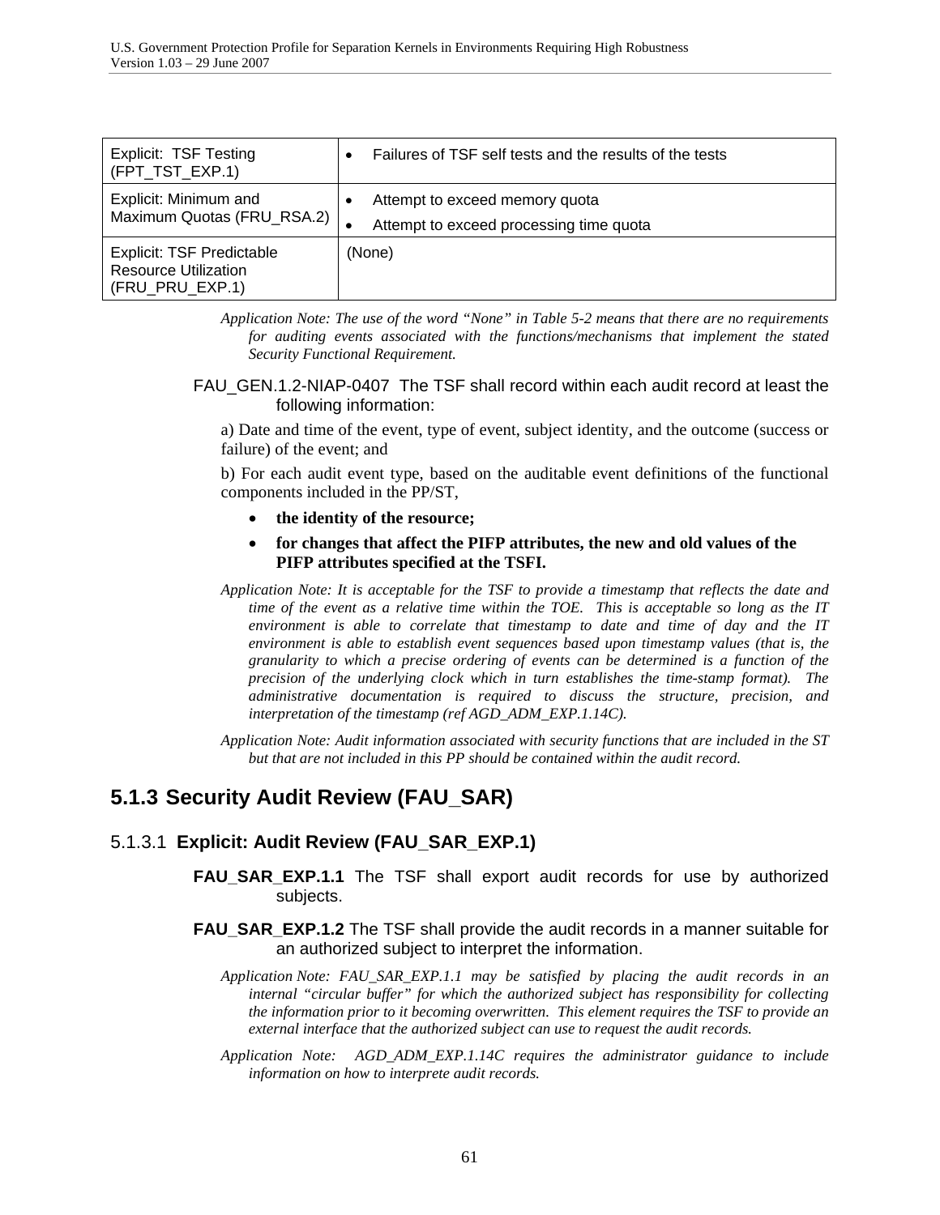| | |
|---|---|
| Explicit: TSF Testing (FPT_TST_EXP.1) | • Failures of TSF self tests and the results of the tests |
| Explicit: Minimum and Maximum Quotas (FRU_RSA.2) | • Attempt to exceed memory quota<br>• Attempt to exceed processing time quota |
| Explicit: TSF Predictable Resource Utilization (FRU_PRU_EXP.1) | (None) |

*Application Note: The use of the word “None” in Table 5-2 means that there are no requirements for auditing events associated with the functions/mechanisms that implement the stated Security Functional Requirement.*

FAU_GEN.1.2-NIAP-0407 The TSF shall record within each audit record at least the following information:

a) Date and time of the event, type of event, subject identity, and the outcome (success or failure) of the event; and

b) For each audit event type, based on the auditable event definitions of the functional components included in the PP/ST,

- **the identity of the resource;**
- **for changes that affect the PIFP attributes, the new and old values of the PIFP attributes specified at the TSFI.**

*Application Note: It is acceptable for the TSF to provide a timestamp that reflects the date and time of the event as a relative time within the TOE. This is acceptable so long as the IT environment is able to correlate that timestamp to date and time of day and the IT environment is able to establish event sequences based upon timestamp values (that is, the granularity to which a precise ordering of events can be determined is a function of the precision of the underlying clock which in turn establishes the time-stamp format). The administrative documentation is required to discuss the structure, precision, and interpretation of the timestamp (ref AGD_ADM_EXP.1.14C).*

*Application Note: Audit information associated with security functions that are included in the ST but that are not included in this PP should be contained within the audit record.*

## 5.1.3 Security Audit Review (FAU_SAR)

### 5.1.3.1 Explicit: Audit Review (FAU_SAR_EXP.1)

**FAU_SAR_EXP.1.1** The TSF shall export audit records for use by authorized subjects.

**FAU_SAR_EXP.1.2** The TSF shall provide the audit records in a manner suitable for an authorized subject to interpret the information.

*Application Note: FAU_SAR_EXP.1.1 may be satisfied by placing the audit records in an internal “circular buffer” for which the authorized subject has responsibility for collecting the information prior to it becoming overwritten. This element requires the TSF to provide an external interface that the authorized subject can use to request the audit records.*

*Application Note: AGD_ADM_EXP.1.14C requires the administrator guidance to include information on how to interprete audit records.*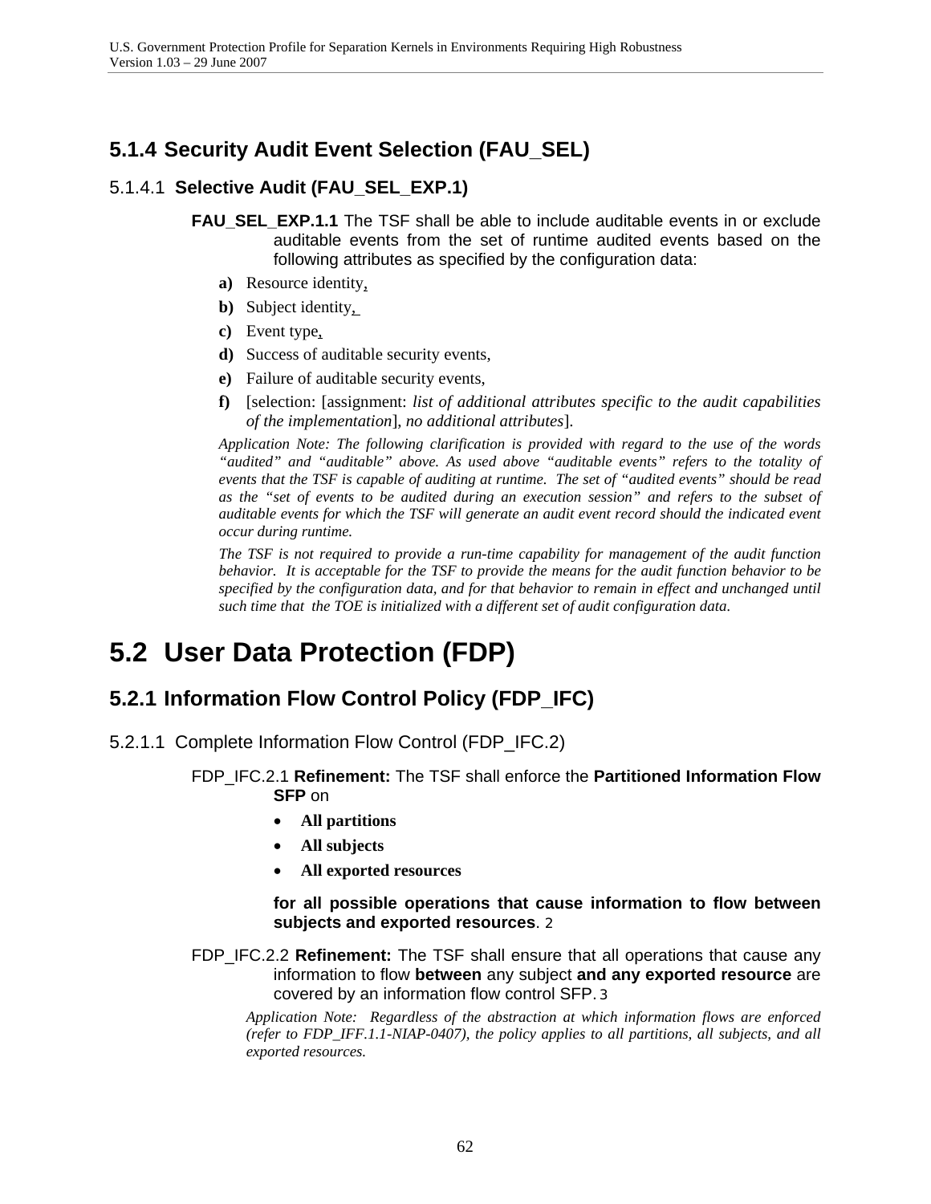### 5.1.4 Security Audit Event Selection (FAU_SEL)

#### 5.1.4.1 Selective Audit (FAU_SEL_EXP.1)

**FAU_SEL_EXP.1.1** The TSF shall be able to include auditable events in or exclude auditable events from the set of runtime audited events based on the following attributes as specified by the configuration data:

**a)** Resource identity,

**b)** Subject identity,

**c)** Event type,

**d)** Success of auditable security events,

**e)** Failure of auditable security events,

**f)** [selection: [assignment: *list of additional attributes specific to the audit capabilities of the implementation*], *no additional attributes*].

*Application Note: The following clarification is provided with regard to the use of the words "audited" and "auditable" above. As used above "auditable events" refers to the totality of events that the TSF is capable of auditing at runtime. The set of "audited events" should be read as the "set of events to be audited during an execution session" and refers to the subset of auditable events for which the TSF will generate an audit event record should the indicated event occur during runtime.*

*The TSF is not required to provide a run-time capability for management of the audit function behavior. It is acceptable for the TSF to provide the means for the audit function behavior to be specified by the configuration data, and for that behavior to remain in effect and unchanged until such time that the TOE is initialized with a different set of audit configuration data.*

## 5.2 User Data Protection (FDP)

### 5.2.1 Information Flow Control Policy (FDP_IFC)

#### 5.2.1.1 Complete Information Flow Control (FDP_IFC.2)

FDP_IFC.2.1 **Refinement:** The TSF shall enforce the **Partitioned Information Flow SFP** on

- **All partitions**
- **All subjects**
- **All exported resources**

**for all possible operations that cause information to flow between subjects and exported resources**. 2

FDP_IFC.2.2 **Refinement:** The TSF shall ensure that all operations that cause any information to flow **between** any subject **and any exported resource** are covered by an information flow control SFP. 3

*Application Note: Regardless of the abstraction at which information flows are enforced (refer to FDP_IFF.1.1-NIAP-0407), the policy applies to all partitions, all subjects, and all exported resources.*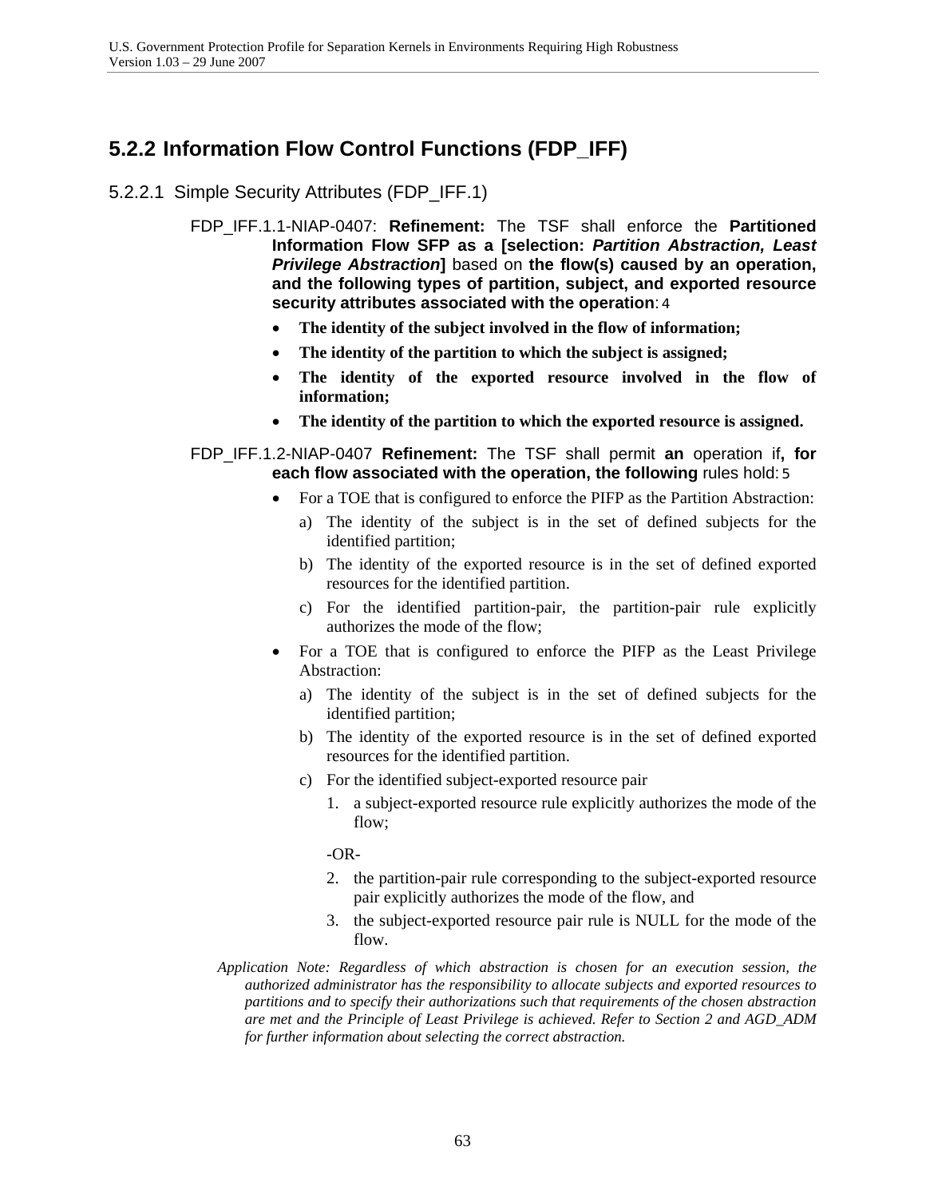## 5.2.2 Information Flow Control Functions (FDP_IFF)

### 5.2.2.1 Simple Security Attributes (FDP_IFF.1)

FDP_IFF.1.1-NIAP-0407: **Refinement:** The TSF shall enforce the **Partitioned Information Flow SFP as a [selection: *Partition Abstraction, Least Privilege Abstraction*]** based on **the flow(s) caused by an operation, and the following types of partition, subject, and exported resource security attributes associated with the operation**: 4

- **The identity of the subject involved in the flow of information;**
- **The identity of the partition to which the subject is assigned;**
- **The identity of the exported resource involved in the flow of information;**
- **The identity of the partition to which the exported resource is assigned.**

FDP_IFF.1.2-NIAP-0407 **Refinement:** The TSF shall permit **an** operation if**, for each flow associated with the operation, the following** rules hold: 5

- For a TOE that is configured to enforce the PIFP as the Partition Abstraction:
  a) The identity of the subject is in the set of defined subjects for the identified partition;
  b) The identity of the exported resource is in the set of defined exported resources for the identified partition.
  c) For the identified partition-pair, the partition-pair rule explicitly authorizes the mode of the flow;
- For a TOE that is configured to enforce the PIFP as the Least Privilege Abstraction:
  a) The identity of the subject is in the set of defined subjects for the identified partition;
  b) The identity of the exported resource is in the set of defined exported resources for the identified partition.
  c) For the identified subject-exported resource pair
     1. a subject-exported resource rule explicitly authorizes the mode of the flow;

     -OR-

     2. the partition-pair rule corresponding to the subject-exported resource pair explicitly authorizes the mode of the flow, and
     3. the subject-exported resource pair rule is NULL for the mode of the flow.

*Application Note: Regardless of which abstraction is chosen for an execution session, the authorized administrator has the responsibility to allocate subjects and exported resources to partitions and to specify their authorizations such that requirements of the chosen abstraction are met and the Principle of Least Privilege is achieved. Refer to Section 2 and AGD_ADM for further information about selecting the correct abstraction.*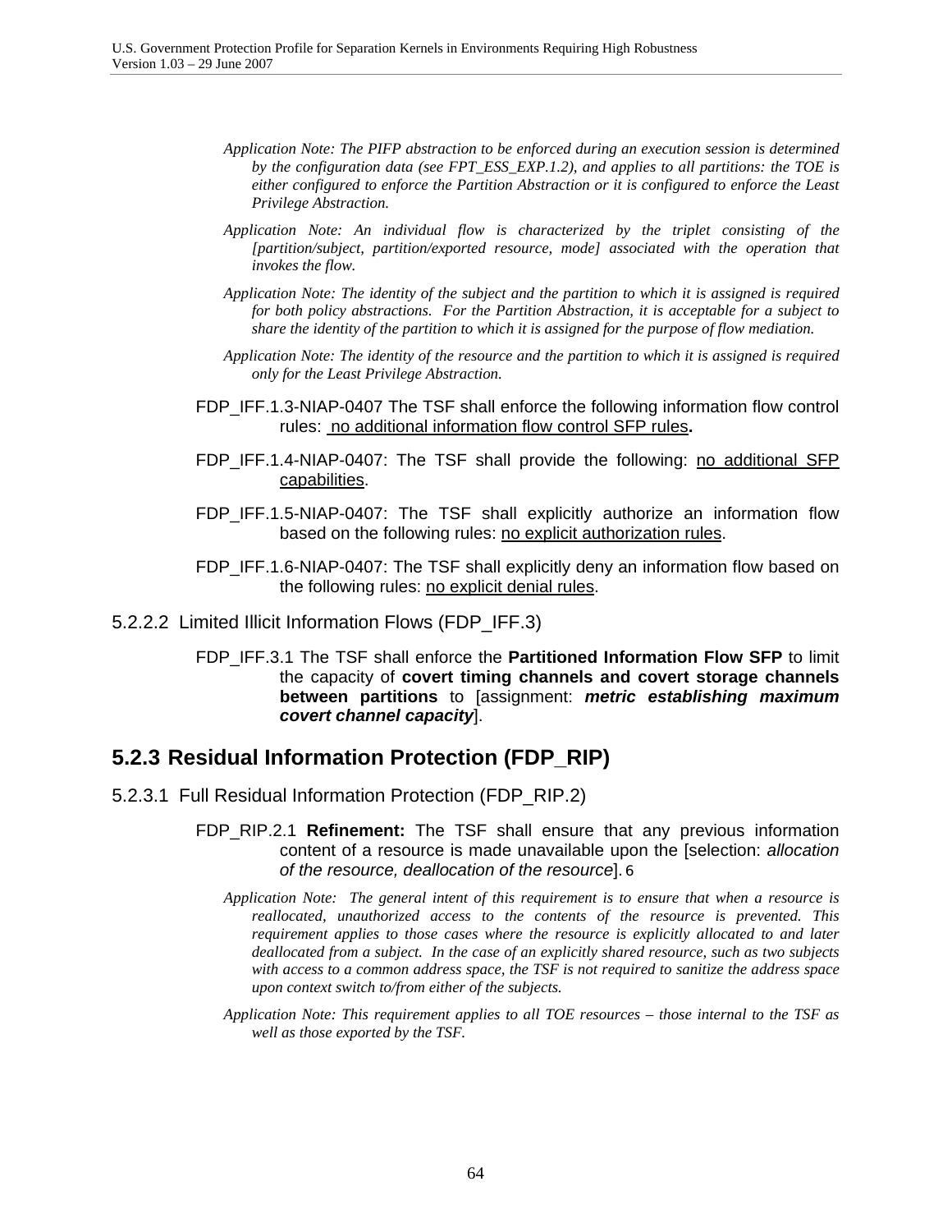*Application Note: The PIFP abstraction to be enforced during an execution session is determined by the configuration data (see FPT_ESS_EXP.1.2), and applies to all partitions: the TOE is either configured to enforce the Partition Abstraction or it is configured to enforce the Least Privilege Abstraction.*

*Application Note: An individual flow is characterized by the triplet consisting of the [partition/subject, partition/exported resource, mode] associated with the operation that invokes the flow.*

*Application Note: The identity of the subject and the partition to which it is assigned is required for both policy abstractions. For the Partition Abstraction, it is acceptable for a subject to share the identity of the partition to which it is assigned for the purpose of flow mediation.*

*Application Note: The identity of the resource and the partition to which it is assigned is required only for the Least Privilege Abstraction.*

FDP_IFF.1.3-NIAP-0407 The TSF shall enforce the following information flow control rules: <u>no additional information flow control SFP rules</u>**.**

FDP_IFF.1.4-NIAP-0407: The TSF shall provide the following: <u>no additional SFP capabilities</u>.

FDP_IFF.1.5-NIAP-0407: The TSF shall explicitly authorize an information flow based on the following rules: <u>no explicit authorization rules</u>.

FDP_IFF.1.6-NIAP-0407: The TSF shall explicitly deny an information flow based on the following rules: <u>no explicit denial rules</u>.

#### 5.2.2.2 Limited Illicit Information Flows (FDP_IFF.3)

FDP_IFF.3.1 The TSF shall enforce the **Partitioned Information Flow SFP** to limit the capacity of **covert timing channels and covert storage channels between partitions** to [assignment: ***metric establishing maximum covert channel capacity***].

### 5.2.3 Residual Information Protection (FDP_RIP)

#### 5.2.3.1 Full Residual Information Protection (FDP_RIP.2)

FDP_RIP.2.1 **Refinement:** The TSF shall ensure that any previous information content of a resource is made unavailable upon the [selection: *allocation of the resource, deallocation of the resource*].[6]

*Application Note: The general intent of this requirement is to ensure that when a resource is reallocated, unauthorized access to the contents of the resource is prevented. This requirement applies to those cases where the resource is explicitly allocated to and later deallocated from a subject. In the case of an explicitly shared resource, such as two subjects with access to a common address space, the TSF is not required to sanitize the address space upon context switch to/from either of the subjects.*

*Application Note: This requirement applies to all TOE resources – those internal to the TSF as well as those exported by the TSF.*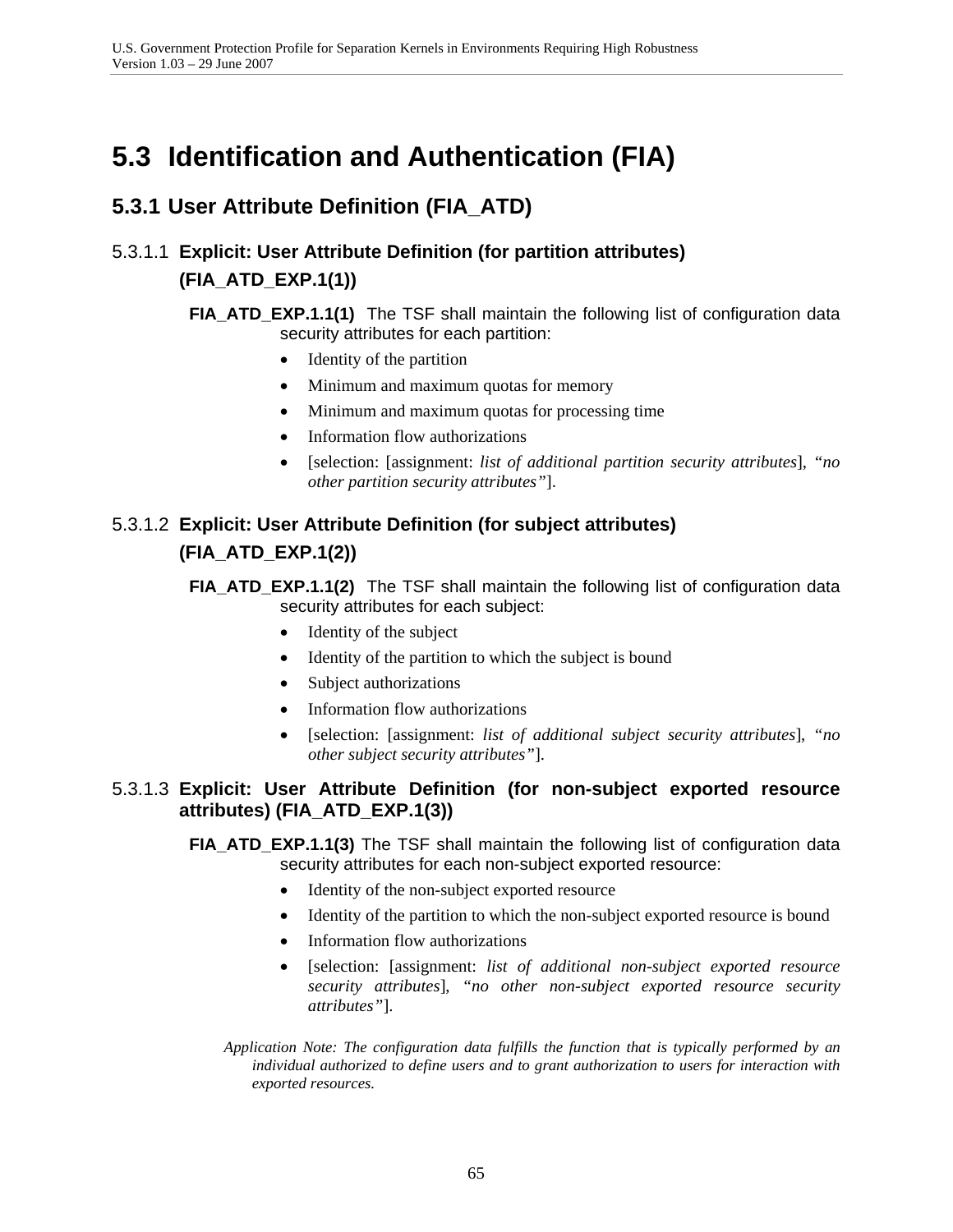# 5.3 Identification and Authentication (FIA)

## 5.3.1 User Attribute Definition (FIA_ATD)

### 5.3.1.1 Explicit: User Attribute Definition (for partition attributes) (FIA_ATD_EXP.1(1))

**FIA_ATD_EXP.1.1(1)** The TSF shall maintain the following list of configuration data security attributes for each partition:

- Identity of the partition
- Minimum and maximum quotas for memory
- Minimum and maximum quotas for processing time
- Information flow authorizations
- [selection: [assignment: *list of additional partition security attributes*], *"no other partition security attributes"*].

### 5.3.1.2 Explicit: User Attribute Definition (for subject attributes) (FIA_ATD_EXP.1(2))

**FIA_ATD_EXP.1.1(2)** The TSF shall maintain the following list of configuration data security attributes for each subject:

- Identity of the subject
- Identity of the partition to which the subject is bound
- Subject authorizations
- Information flow authorizations
- [selection: [assignment: *list of additional subject security attributes*], *"no other subject security attributes"*].

### 5.3.1.3 Explicit: User Attribute Definition (for non-subject exported resource attributes) (FIA_ATD_EXP.1(3))

**FIA_ATD_EXP.1.1(3)** The TSF shall maintain the following list of configuration data security attributes for each non-subject exported resource:

- Identity of the non-subject exported resource
- Identity of the partition to which the non-subject exported resource is bound
- Information flow authorizations
- [selection: [assignment: *list of additional non-subject exported resource security attributes*], *"no other non-subject exported resource security attributes"*].

*Application Note: The configuration data fulfills the function that is typically performed by an individual authorized to define users and to grant authorization to users for interaction with exported resources.*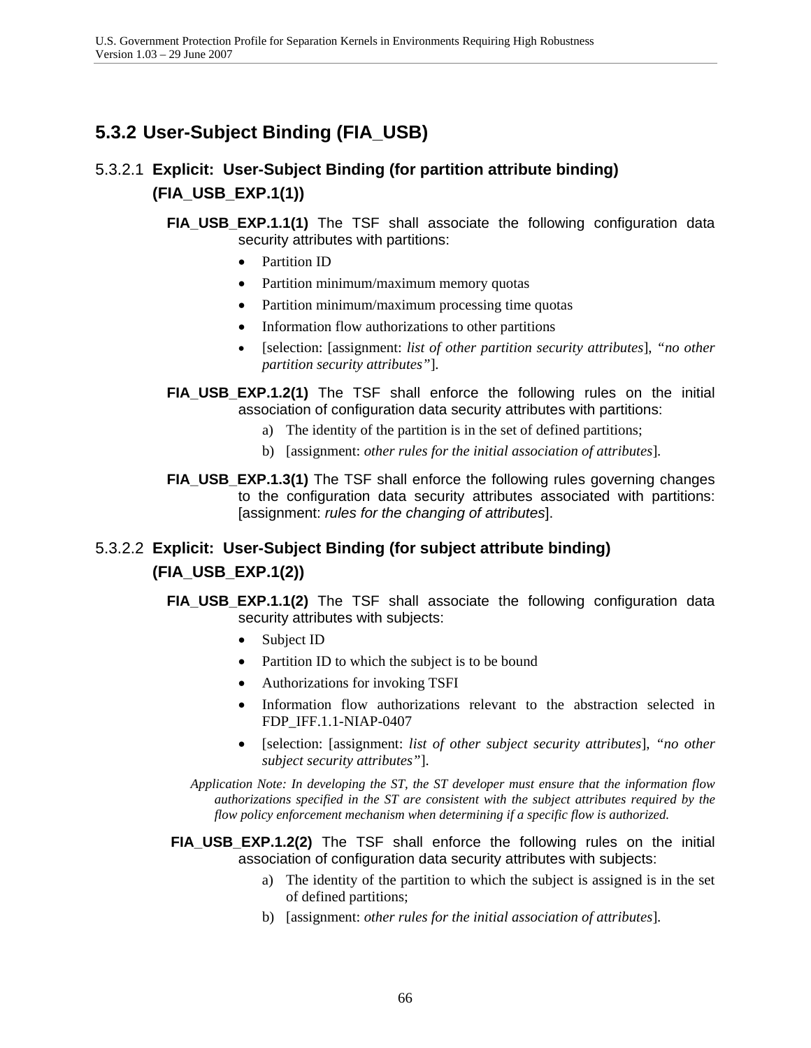## 5.3.2 User-Subject Binding (FIA_USB)

### 5.3.2.1 Explicit: User-Subject Binding (for partition attribute binding) (FIA_USB_EXP.1(1))

**FIA_USB_EXP.1.1(1)** The TSF shall associate the following configuration data security attributes with partitions:

- Partition ID
- Partition minimum/maximum memory quotas
- Partition minimum/maximum processing time quotas
- Information flow authorizations to other partitions
- [selection: [assignment: *list of other partition security attributes*], *"no other partition security attributes"*].

**FIA_USB_EXP.1.2(1)** The TSF shall enforce the following rules on the initial association of configuration data security attributes with partitions:

a) The identity of the partition is in the set of defined partitions;

b) [assignment: *other rules for the initial association of attributes*].

**FIA_USB_EXP.1.3(1)** The TSF shall enforce the following rules governing changes to the configuration data security attributes associated with partitions: [assignment: *rules for the changing of attributes*].

### 5.3.2.2 Explicit: User-Subject Binding (for subject attribute binding) (FIA_USB_EXP.1(2))

**FIA_USB_EXP.1.1(2)** The TSF shall associate the following configuration data security attributes with subjects:

- Subject ID
- Partition ID to which the subject is to be bound
- Authorizations for invoking TSFI
- Information flow authorizations relevant to the abstraction selected in FDP_IFF.1.1-NIAP-0407
- [selection: [assignment: *list of other subject security attributes*], *"no other subject security attributes"*].

*Application Note: In developing the ST, the ST developer must ensure that the information flow authorizations specified in the ST are consistent with the subject attributes required by the flow policy enforcement mechanism when determining if a specific flow is authorized.*

**FIA_USB_EXP.1.2(2)** The TSF shall enforce the following rules on the initial association of configuration data security attributes with subjects:

a) The identity of the partition to which the subject is assigned is in the set of defined partitions;

b) [assignment: *other rules for the initial association of attributes*].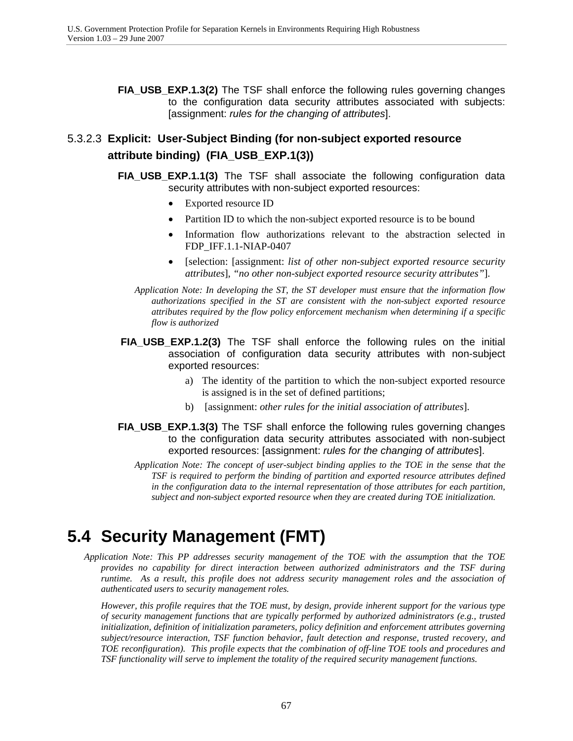**FIA_USB_EXP.1.3(2)** The TSF shall enforce the following rules governing changes to the configuration data security attributes associated with subjects: [assignment: *rules for the changing of attributes*].

### 5.3.2.3 Explicit: User-Subject Binding (for non-subject exported resource attribute binding) (FIA_USB_EXP.1(3))

**FIA_USB_EXP.1.1(3)** The TSF shall associate the following configuration data security attributes with non-subject exported resources:

- Exported resource ID
- Partition ID to which the non-subject exported resource is to be bound
- Information flow authorizations relevant to the abstraction selected in FDP_IFF.1.1-NIAP-0407
- [selection: [assignment: *list of other non-subject exported resource security attributes*], *"no other non-subject exported resource security attributes"*].

*Application Note: In developing the ST, the ST developer must ensure that the information flow authorizations specified in the ST are consistent with the non-subject exported resource attributes required by the flow policy enforcement mechanism when determining if a specific flow is authorized*

**FIA_USB_EXP.1.2(3)** The TSF shall enforce the following rules on the initial association of configuration data security attributes with non-subject exported resources:

a) The identity of the partition to which the non-subject exported resource is assigned is in the set of defined partitions;

b) [assignment: *other rules for the initial association of attributes*].

**FIA_USB_EXP.1.3(3)** The TSF shall enforce the following rules governing changes to the configuration data security attributes associated with non-subject exported resources: [assignment: *rules for the changing of attributes*].

*Application Note: The concept of user-subject binding applies to the TOE in the sense that the TSF is required to perform the binding of partition and exported resource attributes defined in the configuration data to the internal representation of those attributes for each partition, subject and non-subject exported resource when they are created during TOE initialization.*

## 5.4 Security Management (FMT)

*Application Note: This PP addresses security management of the TOE with the assumption that the TOE provides no capability for direct interaction between authorized administrators and the TSF during runtime. As a result, this profile does not address security management roles and the association of authenticated users to security management roles.*

*However, this profile requires that the TOE must, by design, provide inherent support for the various type of security management functions that are typically performed by authorized administrators (e.g., trusted initialization, definition of initialization parameters, policy definition and enforcement attributes governing subject/resource interaction, TSF function behavior, fault detection and response, trusted recovery, and TOE reconfiguration). This profile expects that the combination of off-line TOE tools and procedures and TSF functionality will serve to implement the totality of the required security management functions.*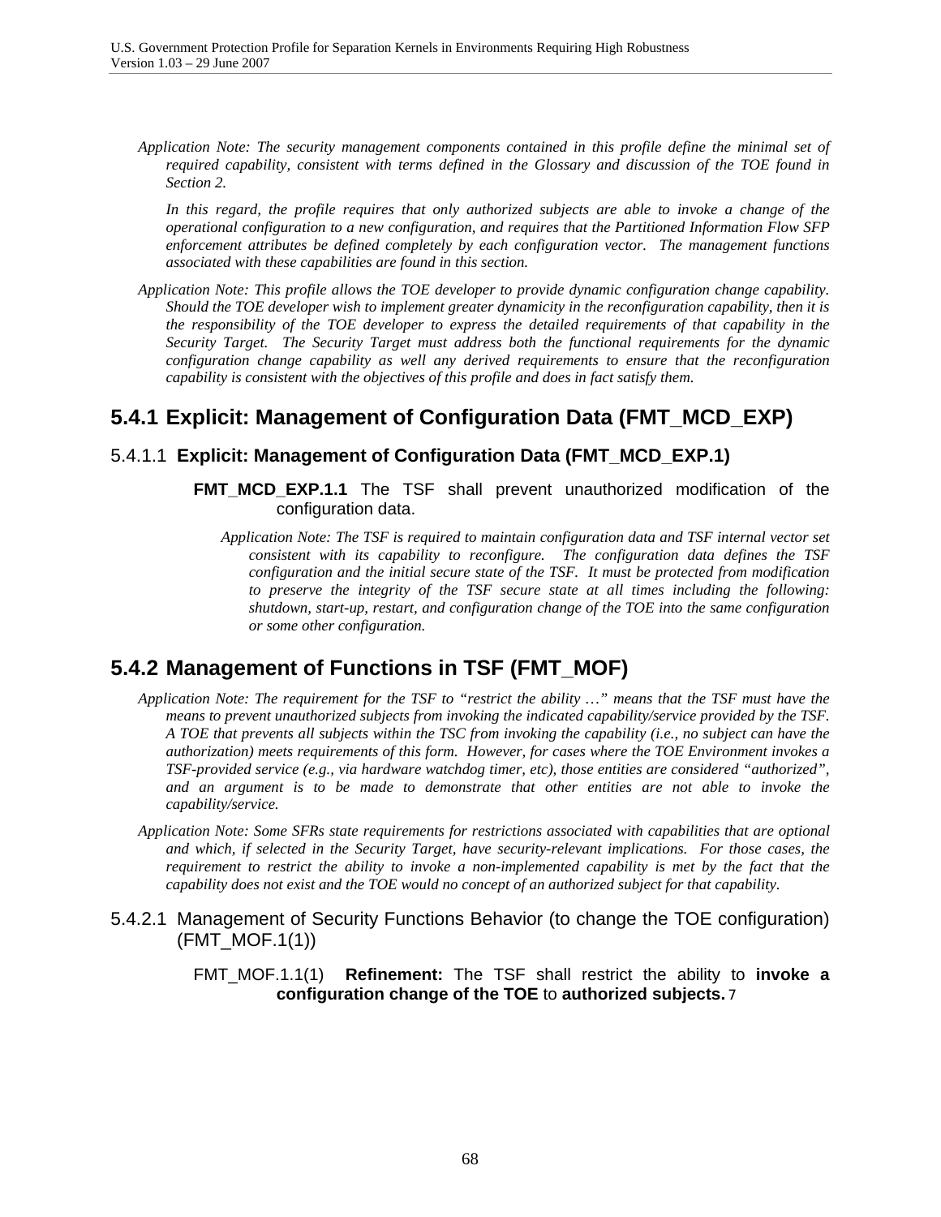*Application Note: The security management components contained in this profile define the minimal set of required capability, consistent with terms defined in the Glossary and discussion of the TOE found in Section 2.*

*In this regard, the profile requires that only authorized subjects are able to invoke a change of the operational configuration to a new configuration, and requires that the Partitioned Information Flow SFP enforcement attributes be defined completely by each configuration vector. The management functions associated with these capabilities are found in this section.*

*Application Note: This profile allows the TOE developer to provide dynamic configuration change capability. Should the TOE developer wish to implement greater dynamicity in the reconfiguration capability, then it is the responsibility of the TOE developer to express the detailed requirements of that capability in the Security Target. The Security Target must address both the functional requirements for the dynamic configuration change capability as well any derived requirements to ensure that the reconfiguration capability is consistent with the objectives of this profile and does in fact satisfy them.*

## 5.4.1 Explicit: Management of Configuration Data (FMT_MCD_EXP)

### 5.4.1.1 Explicit: Management of Configuration Data (FMT_MCD_EXP.1)

**FMT_MCD_EXP.1.1** The TSF shall prevent unauthorized modification of the configuration data.

*Application Note: The TSF is required to maintain configuration data and TSF internal vector set consistent with its capability to reconfigure. The configuration data defines the TSF configuration and the initial secure state of the TSF. It must be protected from modification to preserve the integrity of the TSF secure state at all times including the following: shutdown, start-up, restart, and configuration change of the TOE into the same configuration or some other configuration.*

## 5.4.2 Management of Functions in TSF (FMT_MOF)

*Application Note: The requirement for the TSF to "restrict the ability …" means that the TSF must have the means to prevent unauthorized subjects from invoking the indicated capability/service provided by the TSF. A TOE that prevents all subjects within the TSC from invoking the capability (i.e., no subject can have the authorization) meets requirements of this form. However, for cases where the TOE Environment invokes a TSF-provided service (e.g., via hardware watchdog timer, etc), those entities are considered "authorized", and an argument is to be made to demonstrate that other entities are not able to invoke the capability/service.*

*Application Note: Some SFRs state requirements for restrictions associated with capabilities that are optional and which, if selected in the Security Target, have security-relevant implications. For those cases, the requirement to restrict the ability to invoke a non-implemented capability is met by the fact that the capability does not exist and the TOE would no concept of an authorized subject for that capability.*

### 5.4.2.1 Management of Security Functions Behavior (to change the TOE configuration) (FMT_MOF.1(1))

FMT_MOF.1.1(1) **Refinement:** The TSF shall restrict the ability to **invoke a configuration change of the TOE** to **authorized subjects.** 7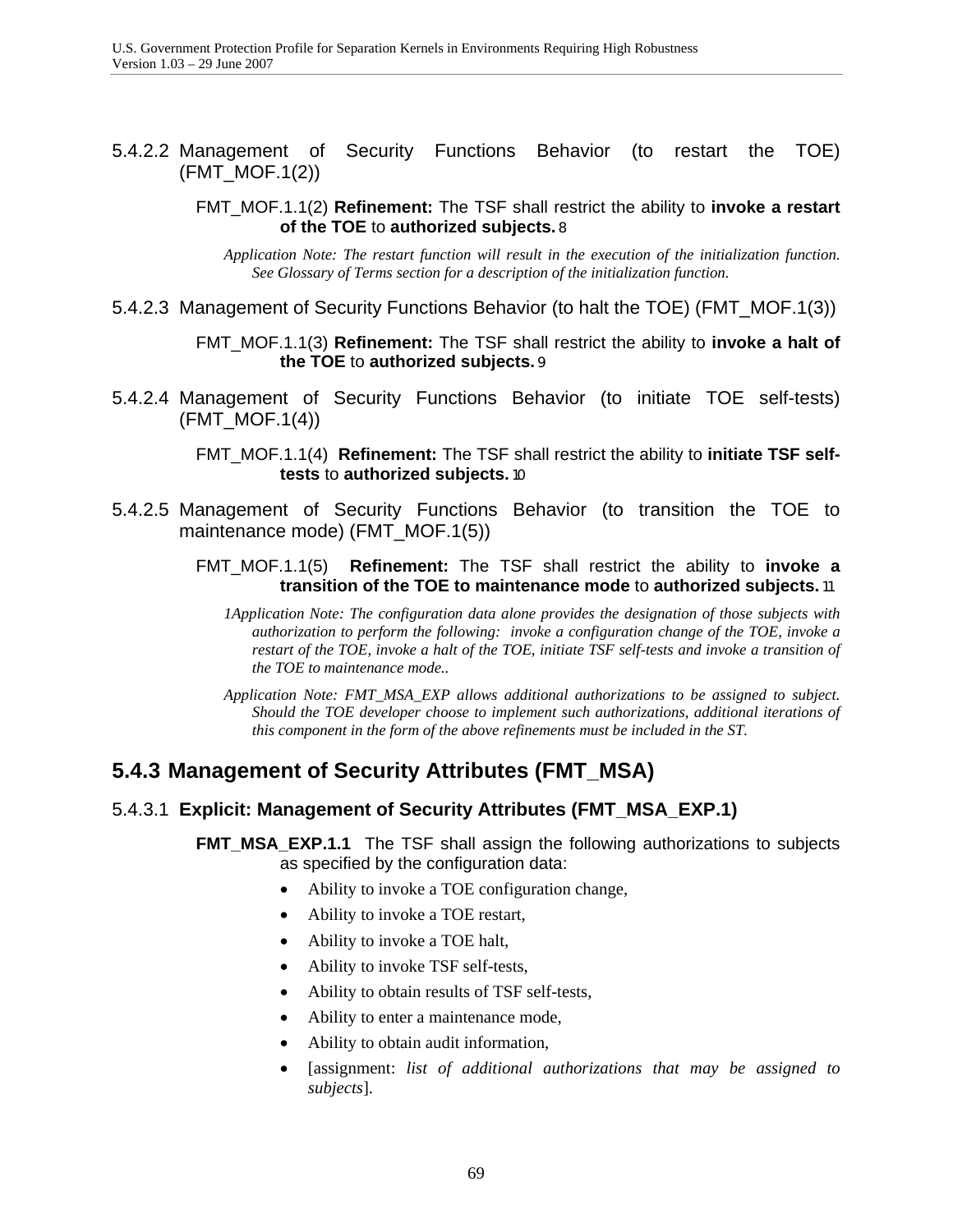#### 5.4.2.2 Management of Security Functions Behavior (to restart the TOE) (FMT_MOF.1(2))

FMT_MOF.1.1(2) **Refinement:** The TSF shall restrict the ability to **invoke a restart of the TOE** to **authorized subjects.** 8

*Application Note: The restart function will result in the execution of the initialization function. See Glossary of Terms section for a description of the initialization function.*

#### 5.4.2.3 Management of Security Functions Behavior (to halt the TOE) (FMT_MOF.1(3))

FMT_MOF.1.1(3) **Refinement:** The TSF shall restrict the ability to **invoke a halt of the TOE** to **authorized subjects.** 9

#### 5.4.2.4 Management of Security Functions Behavior (to initiate TOE self-tests) (FMT_MOF.1(4))

FMT_MOF.1.1(4) **Refinement:** The TSF shall restrict the ability to **initiate TSF self-tests** to **authorized subjects.** 10

#### 5.4.2.5 Management of Security Functions Behavior (to transition the TOE to maintenance mode) (FMT_MOF.1(5))

FMT_MOF.1.1(5) **Refinement:** The TSF shall restrict the ability to **invoke a transition of the TOE to maintenance mode** to **authorized subjects.** 11

*1Application Note: The configuration data alone provides the designation of those subjects with authorization to perform the following: invoke a configuration change of the TOE, invoke a restart of the TOE, invoke a halt of the TOE, initiate TSF self-tests and invoke a transition of the TOE to maintenance mode..*

*Application Note: FMT_MSA_EXP allows additional authorizations to be assigned to subject. Should the TOE developer choose to implement such authorizations, additional iterations of this component in the form of the above refinements must be included in the ST.*

### 5.4.3 Management of Security Attributes (FMT_MSA)

#### 5.4.3.1 Explicit: Management of Security Attributes (FMT_MSA_EXP.1)

**FMT_MSA_EXP.1.1** The TSF shall assign the following authorizations to subjects as specified by the configuration data:

- Ability to invoke a TOE configuration change,
- Ability to invoke a TOE restart,
- Ability to invoke a TOE halt,
- Ability to invoke TSF self-tests,
- Ability to obtain results of TSF self-tests,
- Ability to enter a maintenance mode,
- Ability to obtain audit information,
- [assignment: *list of additional authorizations that may be assigned to subjects*].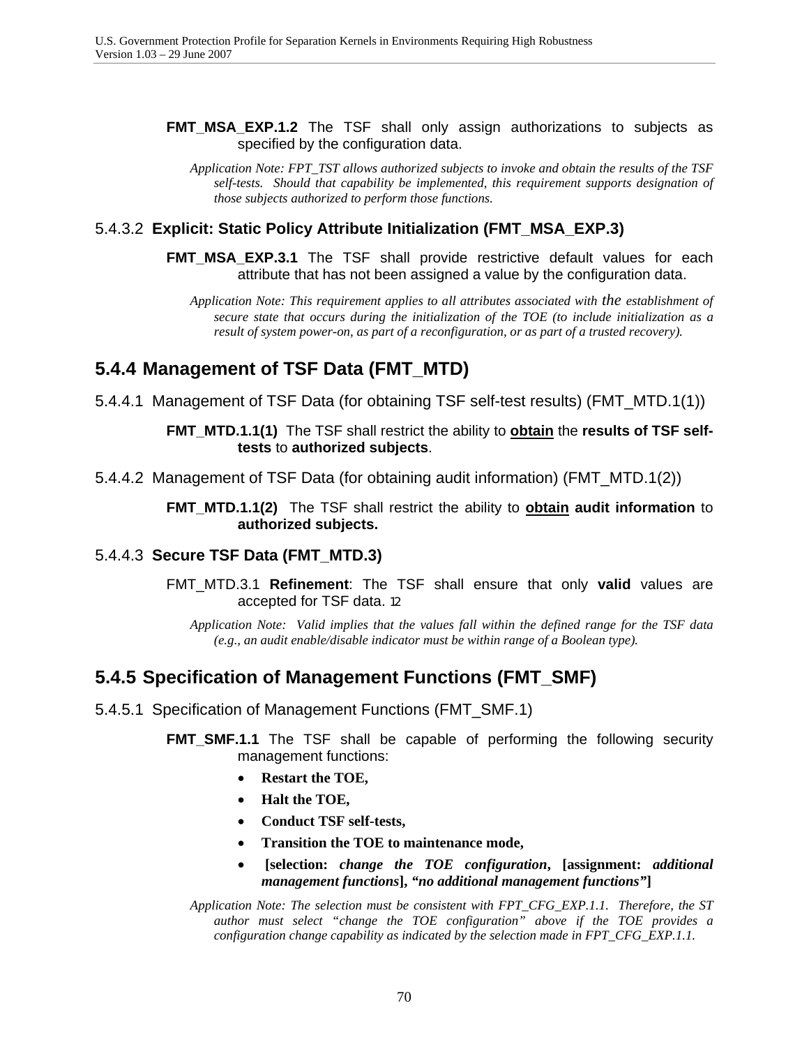**FMT_MSA_EXP.1.2** The TSF shall only assign authorizations to subjects as specified by the configuration data.

*Application Note: FPT_TST allows authorized subjects to invoke and obtain the results of the TSF self-tests. Should that capability be implemented, this requirement supports designation of those subjects authorized to perform those functions.*

#### 5.4.3.2 Explicit: Static Policy Attribute Initialization (FMT_MSA_EXP.3)

**FMT_MSA_EXP.3.1** The TSF shall provide restrictive default values for each attribute that has not been assigned a value by the configuration data.

*Application Note: This requirement applies to all attributes associated with the establishment of secure state that occurs during the initialization of the TOE (to include initialization as a result of system power-on, as part of a reconfiguration, or as part of a trusted recovery).*

### 5.4.4 Management of TSF Data (FMT_MTD)

#### 5.4.4.1 Management of TSF Data (for obtaining TSF self-test results) (FMT_MTD.1(1))

**FMT_MTD.1.1(1)** The TSF shall restrict the ability to **obtain** the **results of TSF self-tests** to **authorized subjects**.

#### 5.4.4.2 Management of TSF Data (for obtaining audit information) (FMT_MTD.1(2))

**FMT_MTD.1.1(2)** The TSF shall restrict the ability to **obtain audit information** to **authorized subjects.**

#### 5.4.4.3 Secure TSF Data (FMT_MTD.3)

FMT_MTD.3.1 **Refinement**: The TSF shall ensure that only **valid** values are accepted for TSF data. [12]

*Application Note: Valid implies that the values fall within the defined range for the TSF data (e.g., an audit enable/disable indicator must be within range of a Boolean type).*

### 5.4.5 Specification of Management Functions (FMT_SMF)

#### 5.4.5.1 Specification of Management Functions (FMT_SMF.1)

**FMT_SMF.1.1** The TSF shall be capable of performing the following security management functions:

- **Restart the TOE,**
- **Halt the TOE,**
- **Conduct TSF self-tests,**
- **Transition the TOE to maintenance mode,**
- **[selection:** ***change the TOE configuration*****, [assignment:** ***additional management functions*****],** ***"no additional management functions"*****]**

*Application Note: The selection must be consistent with FPT_CFG_EXP.1.1. Therefore, the ST author must select "change the TOE configuration" above if the TOE provides a configuration change capability as indicated by the selection made in FPT_CFG_EXP.1.1.*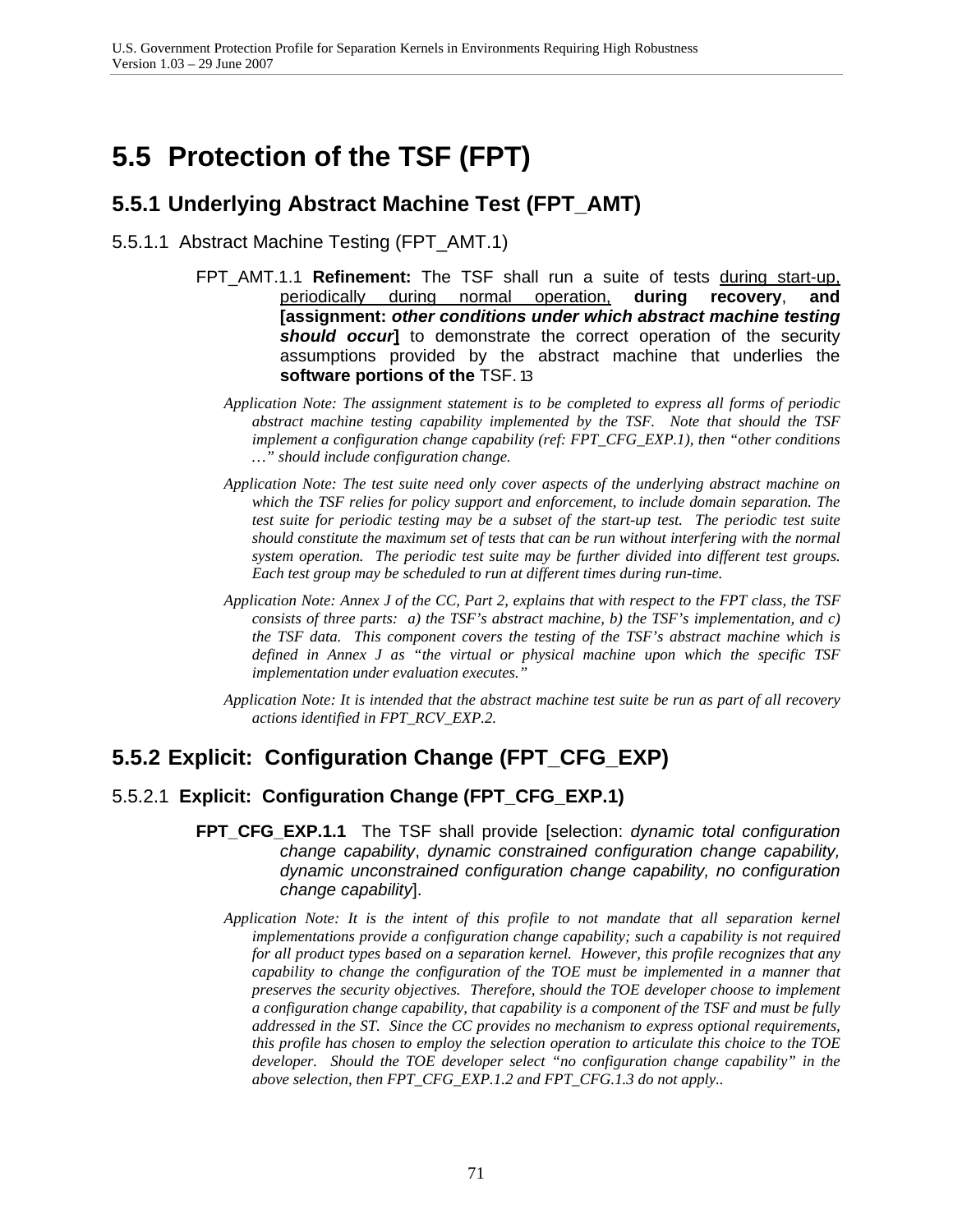# 5.5 Protection of the TSF (FPT)

## 5.5.1 Underlying Abstract Machine Test (FPT_AMT)

### 5.5.1.1 Abstract Machine Testing (FPT_AMT.1)

FPT_AMT.1.1 **Refinement:** The TSF shall run a suite of tests <u>during start-up, periodically during normal operation,</u> **during recovery**, **and [assignment: *other conditions under which abstract machine testing should occur*]** to demonstrate the correct operation of the security assumptions provided by the abstract machine that underlies the **software portions of the** TSF. 13

*Application Note: The assignment statement is to be completed to express all forms of periodic abstract machine testing capability implemented by the TSF. Note that should the TSF implement a configuration change capability (ref: FPT_CFG_EXP.1), then "other conditions …" should include configuration change.*

*Application Note: The test suite need only cover aspects of the underlying abstract machine on which the TSF relies for policy support and enforcement, to include domain separation. The test suite for periodic testing may be a subset of the start-up test. The periodic test suite should constitute the maximum set of tests that can be run without interfering with the normal system operation. The periodic test suite may be further divided into different test groups. Each test group may be scheduled to run at different times during run-time.*

*Application Note: Annex J of the CC, Part 2, explains that with respect to the FPT class, the TSF consists of three parts: a) the TSF's abstract machine, b) the TSF's implementation, and c) the TSF data. This component covers the testing of the TSF's abstract machine which is defined in Annex J as "the virtual or physical machine upon which the specific TSF implementation under evaluation executes."*

*Application Note: It is intended that the abstract machine test suite be run as part of all recovery actions identified in FPT_RCV_EXP.2.*

## 5.5.2 Explicit: Configuration Change (FPT_CFG_EXP)

### 5.5.2.1 Explicit: Configuration Change (FPT_CFG_EXP.1)

**FPT_CFG_EXP.1.1** The TSF shall provide [selection: *dynamic total configuration change capability*, *dynamic constrained configuration change capability, dynamic unconstrained configuration change capability, no configuration change capability*].

*Application Note: It is the intent of this profile to not mandate that all separation kernel implementations provide a configuration change capability; such a capability is not required for all product types based on a separation kernel. However, this profile recognizes that any capability to change the configuration of the TOE must be implemented in a manner that preserves the security objectives. Therefore, should the TOE developer choose to implement a configuration change capability, that capability is a component of the TSF and must be fully addressed in the ST. Since the CC provides no mechanism to express optional requirements, this profile has chosen to employ the selection operation to articulate this choice to the TOE developer. Should the TOE developer select "no configuration change capability" in the above selection, then FPT_CFG_EXP.1.2 and FPT_CFG.1.3 do not apply..*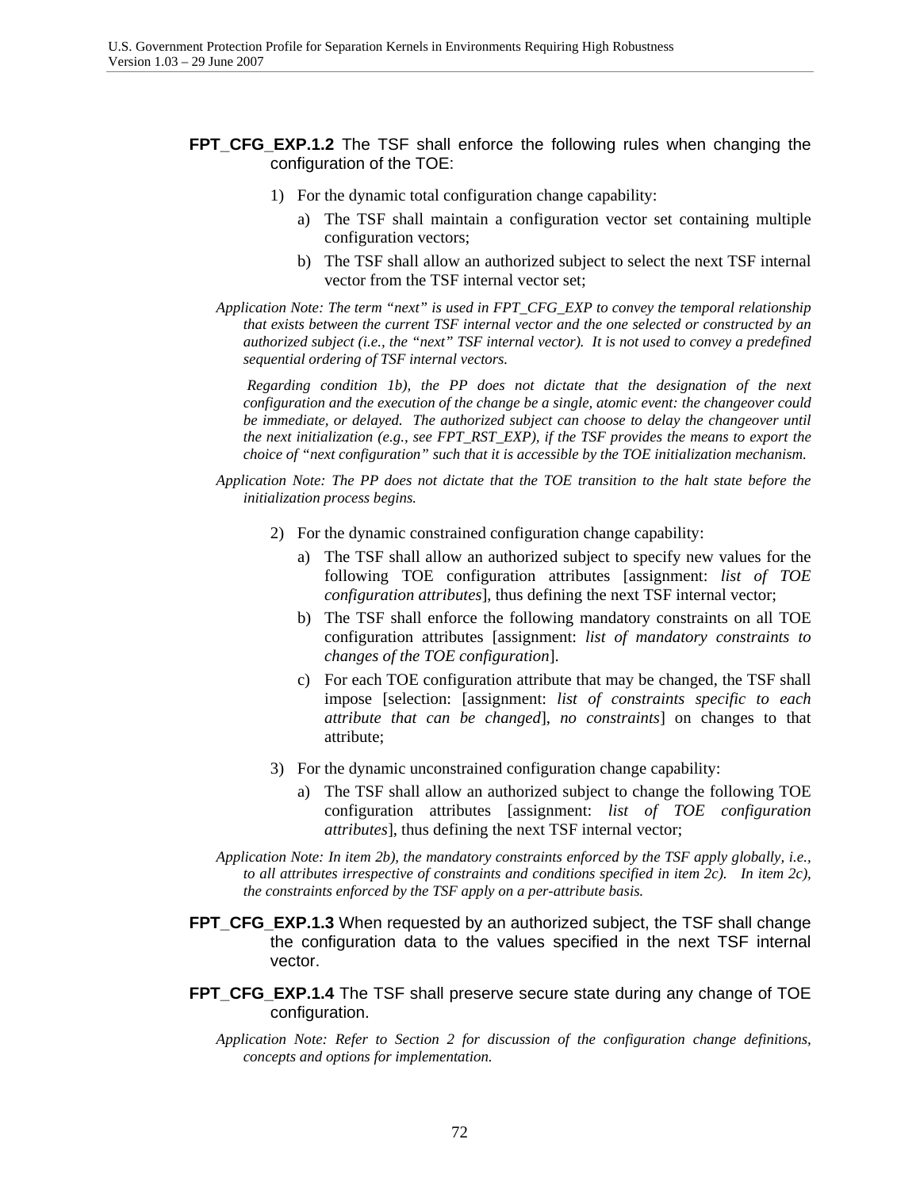**FPT_CFG_EXP.1.2** The TSF shall enforce the following rules when changing the configuration of the TOE:

1) For the dynamic total configuration change capability:
   a) The TSF shall maintain a configuration vector set containing multiple configuration vectors;
   b) The TSF shall allow an authorized subject to select the next TSF internal vector from the TSF internal vector set;

*Application Note: The term "next" is used in FPT_CFG_EXP to convey the temporal relationship that exists between the current TSF internal vector and the one selected or constructed by an authorized subject (i.e., the "next" TSF internal vector). It is not used to convey a predefined sequential ordering of TSF internal vectors.*

*Regarding condition 1b), the PP does not dictate that the designation of the next configuration and the execution of the change be a single, atomic event: the changeover could be immediate, or delayed. The authorized subject can choose to delay the changeover until the next initialization (e.g., see FPT_RST_EXP), if the TSF provides the means to export the choice of "next configuration" such that it is accessible by the TOE initialization mechanism.*

*Application Note: The PP does not dictate that the TOE transition to the halt state before the initialization process begins.*

2) For the dynamic constrained configuration change capability:
   a) The TSF shall allow an authorized subject to specify new values for the following TOE configuration attributes [assignment: *list of TOE configuration attributes*], thus defining the next TSF internal vector;
   b) The TSF shall enforce the following mandatory constraints on all TOE configuration attributes [assignment: *list of mandatory constraints to changes of the TOE configuration*].
   c) For each TOE configuration attribute that may be changed, the TSF shall impose [selection: [assignment: *list of constraints specific to each attribute that can be changed*], *no constraints*] on changes to that attribute;

3) For the dynamic unconstrained configuration change capability:
   a) The TSF shall allow an authorized subject to change the following TOE configuration attributes [assignment: *list of TOE configuration attributes*], thus defining the next TSF internal vector;

*Application Note: In item 2b), the mandatory constraints enforced by the TSF apply globally, i.e., to all attributes irrespective of constraints and conditions specified in item 2c). In item 2c), the constraints enforced by the TSF apply on a per-attribute basis.*

**FPT_CFG_EXP.1.3** When requested by an authorized subject, the TSF shall change the configuration data to the values specified in the next TSF internal vector.

**FPT_CFG_EXP.1.4** The TSF shall preserve secure state during any change of TOE configuration.

*Application Note: Refer to Section 2 for discussion of the configuration change definitions, concepts and options for implementation.*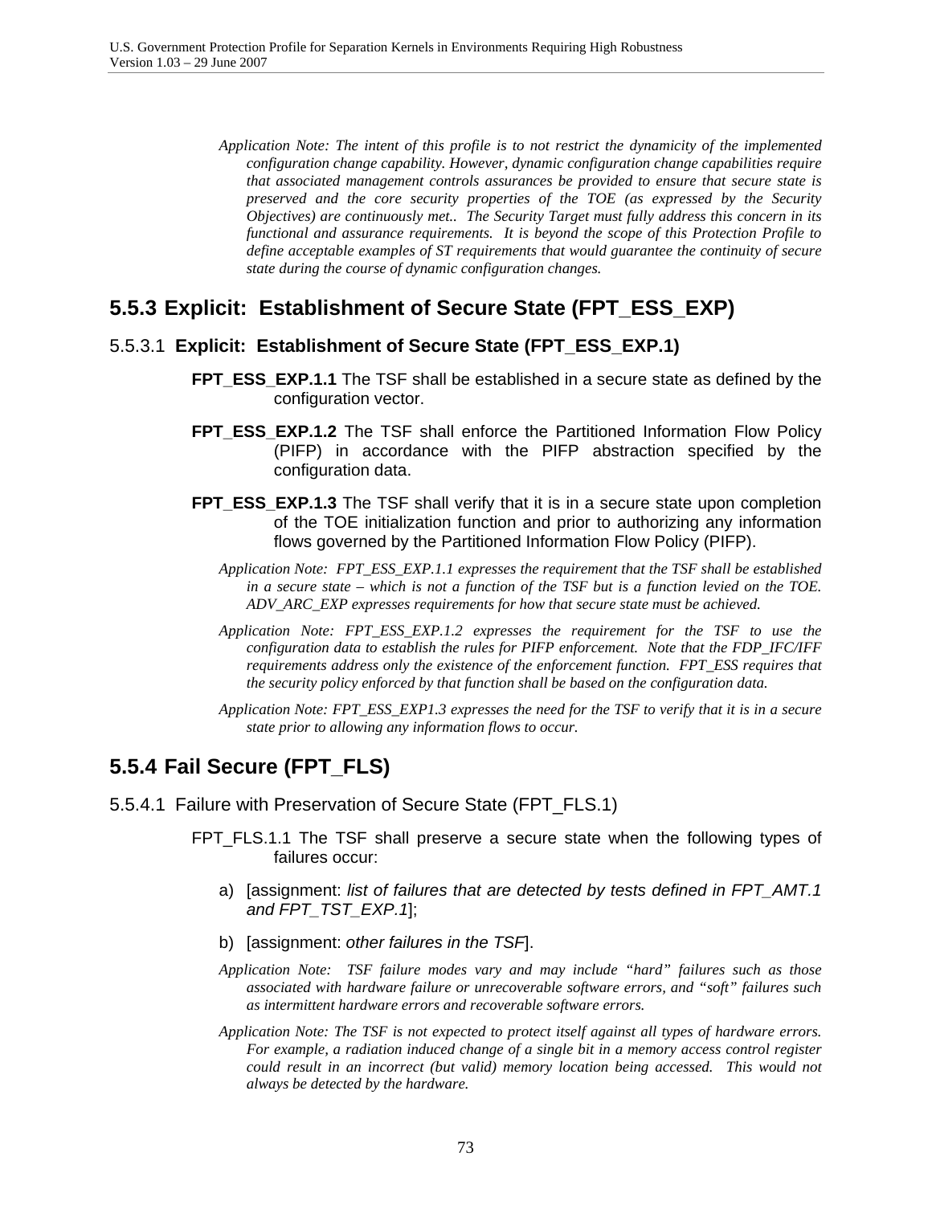*Application Note: The intent of this profile is to not restrict the dynamicity of the implemented configuration change capability. However, dynamic configuration change capabilities require that associated management controls assurances be provided to ensure that secure state is preserved and the core security properties of the TOE (as expressed by the Security Objectives) are continuously met.. The Security Target must fully address this concern in its functional and assurance requirements. It is beyond the scope of this Protection Profile to define acceptable examples of ST requirements that would guarantee the continuity of secure state during the course of dynamic configuration changes.*

## 5.5.3 Explicit: Establishment of Secure State (FPT_ESS_EXP)

### 5.5.3.1 Explicit: Establishment of Secure State (FPT_ESS_EXP.1)

**FPT_ESS_EXP.1.1** The TSF shall be established in a secure state as defined by the configuration vector.

**FPT_ESS_EXP.1.2** The TSF shall enforce the Partitioned Information Flow Policy (PIFP) in accordance with the PIFP abstraction specified by the configuration data.

**FPT_ESS_EXP.1.3** The TSF shall verify that it is in a secure state upon completion of the TOE initialization function and prior to authorizing any information flows governed by the Partitioned Information Flow Policy (PIFP).

*Application Note: FPT_ESS_EXP.1.1 expresses the requirement that the TSF shall be established in a secure state – which is not a function of the TSF but is a function levied on the TOE. ADV_ARC_EXP expresses requirements for how that secure state must be achieved.*

*Application Note: FPT_ESS_EXP.1.2 expresses the requirement for the TSF to use the configuration data to establish the rules for PIFP enforcement. Note that the FDP_IFC/IFF requirements address only the existence of the enforcement function. FPT_ESS requires that the security policy enforced by that function shall be based on the configuration data.*

*Application Note: FPT_ESS_EXP1.3 expresses the need for the TSF to verify that it is in a secure state prior to allowing any information flows to occur.*

## 5.5.4 Fail Secure (FPT_FLS)

### 5.5.4.1 Failure with Preservation of Secure State (FPT_FLS.1)

FPT_FLS.1.1 The TSF shall preserve a secure state when the following types of failures occur:

a) [assignment: *list of failures that are detected by tests defined in FPT_AMT.1 and FPT_TST_EXP.1*];

b) [assignment: *other failures in the TSF*].

*Application Note: TSF failure modes vary and may include "hard" failures such as those associated with hardware failure or unrecoverable software errors, and "soft" failures such as intermittent hardware errors and recoverable software errors.*

*Application Note: The TSF is not expected to protect itself against all types of hardware errors. For example, a radiation induced change of a single bit in a memory access control register could result in an incorrect (but valid) memory location being accessed. This would not always be detected by the hardware.*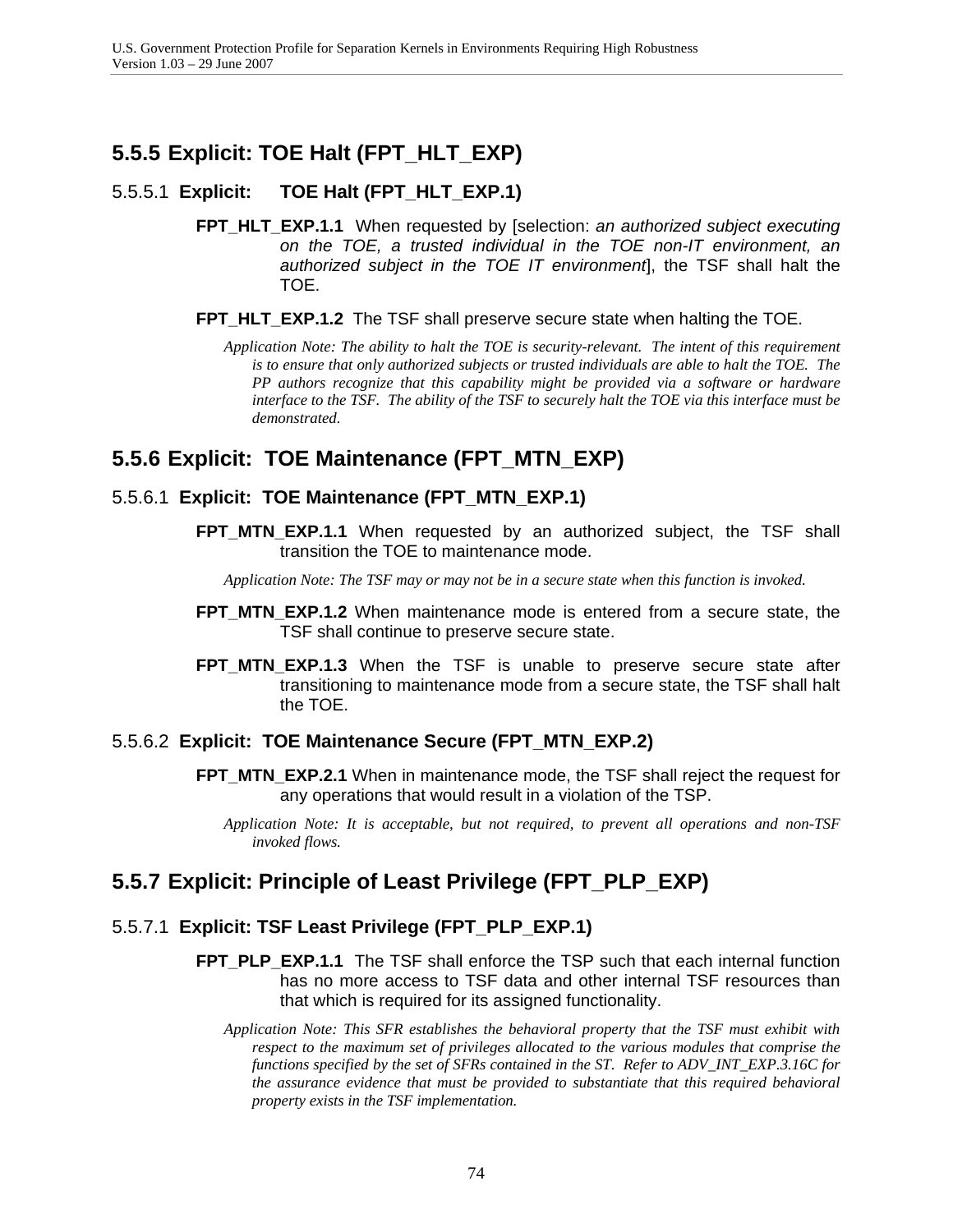## 5.5.5 Explicit: TOE Halt (FPT_HLT_EXP)

### 5.5.5.1 Explicit: TOE Halt (FPT_HLT_EXP.1)

**FPT_HLT_EXP.1.1** When requested by [selection: *an authorized subject executing on the TOE, a trusted individual in the TOE non-IT environment, an authorized subject in the TOE IT environment*], the TSF shall halt the TOE.

**FPT_HLT_EXP.1.2** The TSF shall preserve secure state when halting the TOE.

*Application Note: The ability to halt the TOE is security-relevant. The intent of this requirement is to ensure that only authorized subjects or trusted individuals are able to halt the TOE. The PP authors recognize that this capability might be provided via a software or hardware interface to the TSF. The ability of the TSF to securely halt the TOE via this interface must be demonstrated.*

## 5.5.6 Explicit: TOE Maintenance (FPT_MTN_EXP)

### 5.5.6.1 Explicit: TOE Maintenance (FPT_MTN_EXP.1)

**FPT_MTN_EXP.1.1** When requested by an authorized subject, the TSF shall transition the TOE to maintenance mode.

*Application Note: The TSF may or may not be in a secure state when this function is invoked.*

**FPT_MTN_EXP.1.2** When maintenance mode is entered from a secure state, the TSF shall continue to preserve secure state.

**FPT_MTN_EXP.1.3** When the TSF is unable to preserve secure state after transitioning to maintenance mode from a secure state, the TSF shall halt the TOE.

### 5.5.6.2 Explicit: TOE Maintenance Secure (FPT_MTN_EXP.2)

**FPT_MTN_EXP.2.1** When in maintenance mode, the TSF shall reject the request for any operations that would result in a violation of the TSP.

*Application Note: It is acceptable, but not required, to prevent all operations and non-TSF invoked flows.*

## 5.5.7 Explicit: Principle of Least Privilege (FPT_PLP_EXP)

### 5.5.7.1 Explicit: TSF Least Privilege (FPT_PLP_EXP.1)

**FPT_PLP_EXP.1.1** The TSF shall enforce the TSP such that each internal function has no more access to TSF data and other internal TSF resources than that which is required for its assigned functionality.

*Application Note: This SFR establishes the behavioral property that the TSF must exhibit with respect to the maximum set of privileges allocated to the various modules that comprise the functions specified by the set of SFRs contained in the ST. Refer to ADV_INT_EXP.3.16C for the assurance evidence that must be provided to substantiate that this required behavioral property exists in the TSF implementation.*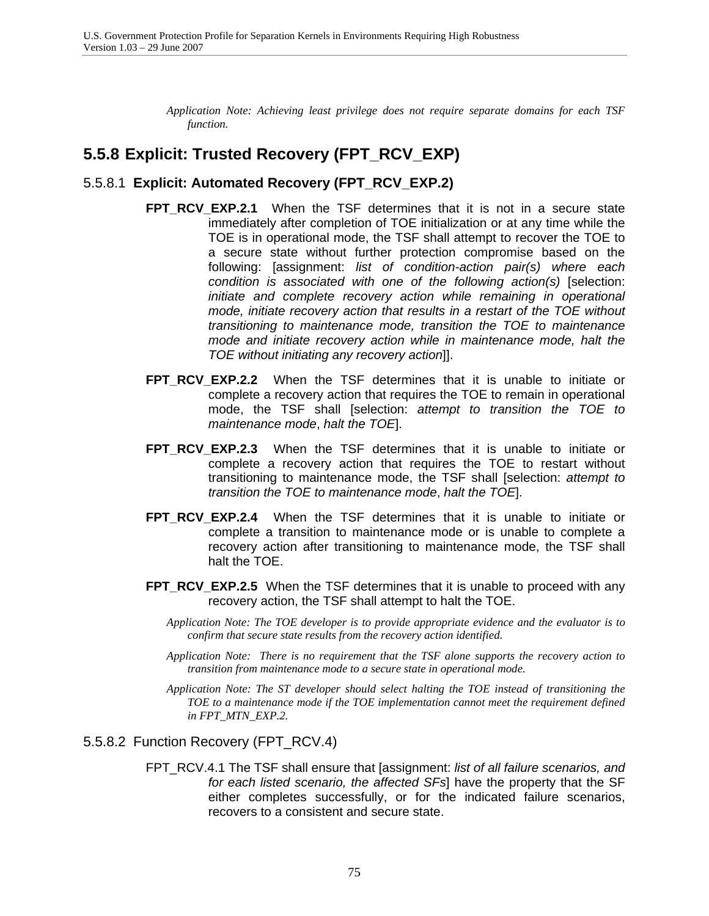*Application Note: Achieving least privilege does not require separate domains for each TSF function.*

## 5.5.8 Explicit: Trusted Recovery (FPT_RCV_EXP)

### 5.5.8.1 Explicit: Automated Recovery (FPT_RCV_EXP.2)

**FPT_RCV_EXP.2.1** When the TSF determines that it is not in a secure state immediately after completion of TOE initialization or at any time while the TOE is in operational mode, the TSF shall attempt to recover the TOE to a secure state without further protection compromise based on the following: [assignment: *list of condition-action pair(s) where each condition is associated with one of the following action(s)* [selection: *initiate and complete recovery action while remaining in operational mode, initiate recovery action that results in a restart of the TOE without transitioning to maintenance mode, transition the TOE to maintenance mode and initiate recovery action while in maintenance mode, halt the TOE without initiating any recovery action*]].

**FPT_RCV_EXP.2.2** When the TSF determines that it is unable to initiate or complete a recovery action that requires the TOE to remain in operational mode, the TSF shall [selection: *attempt to transition the TOE to maintenance mode*, *halt the TOE*].

**FPT_RCV_EXP.2.3** When the TSF determines that it is unable to initiate or complete a recovery action that requires the TOE to restart without transitioning to maintenance mode, the TSF shall [selection: *attempt to transition the TOE to maintenance mode*, *halt the TOE*].

**FPT_RCV_EXP.2.4** When the TSF determines that it is unable to initiate or complete a transition to maintenance mode or is unable to complete a recovery action after transitioning to maintenance mode, the TSF shall halt the TOE.

**FPT_RCV_EXP.2.5** When the TSF determines that it is unable to proceed with any recovery action, the TSF shall attempt to halt the TOE.

*Application Note: The TOE developer is to provide appropriate evidence and the evaluator is to confirm that secure state results from the recovery action identified.*

*Application Note: There is no requirement that the TSF alone supports the recovery action to transition from maintenance mode to a secure state in operational mode.*

*Application Note: The ST developer should select halting the TOE instead of transitioning the TOE to a maintenance mode if the TOE implementation cannot meet the requirement defined in FPT_MTN_EXP.2.*

### 5.5.8.2 Function Recovery (FPT_RCV.4)

FPT_RCV.4.1 The TSF shall ensure that [assignment: *list of all failure scenarios, and for each listed scenario, the affected SFs*] have the property that the SF either completes successfully, or for the indicated failure scenarios, recovers to a consistent and secure state.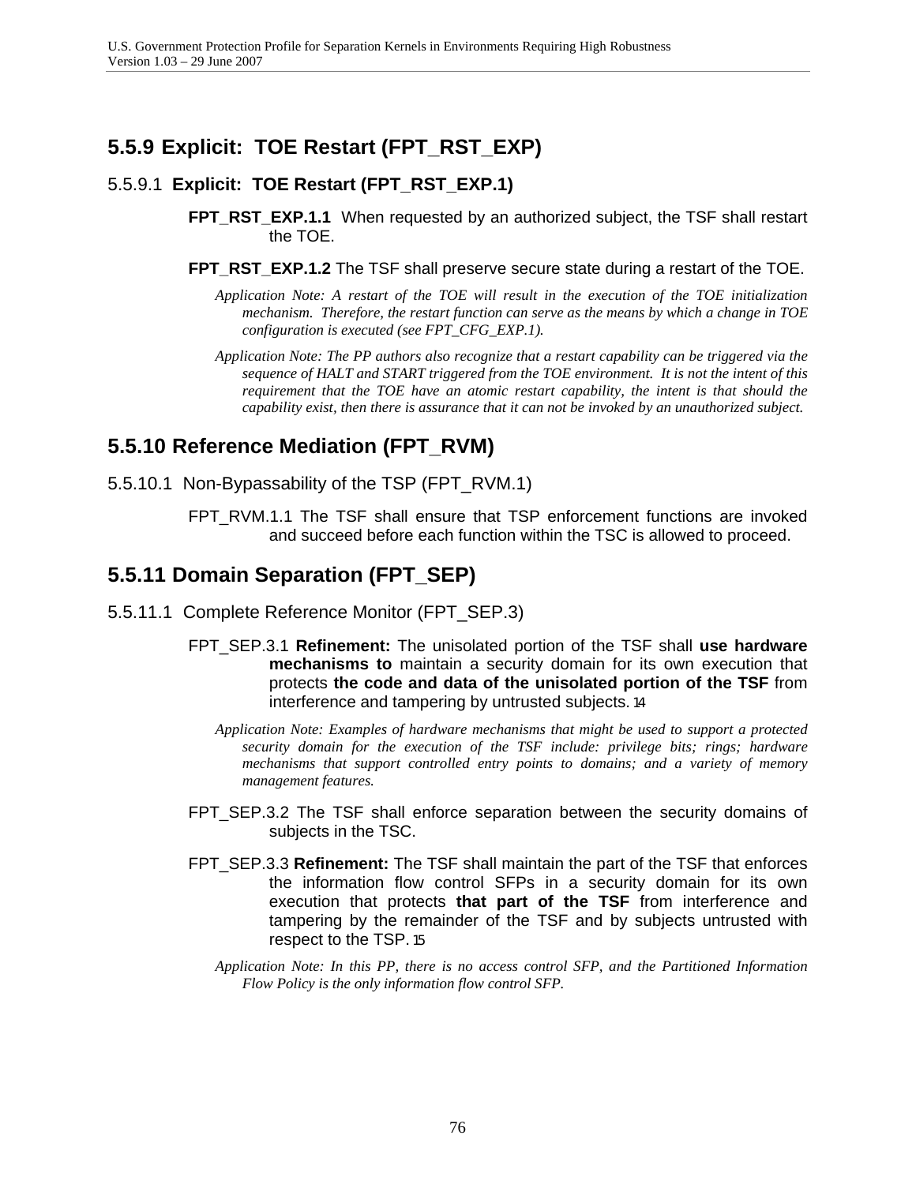## 5.5.9 Explicit: TOE Restart (FPT_RST_EXP)

### 5.5.9.1 Explicit: TOE Restart (FPT_RST_EXP.1)

**FPT_RST_EXP.1.1** When requested by an authorized subject, the TSF shall restart the TOE.

**FPT_RST_EXP.1.2** The TSF shall preserve secure state during a restart of the TOE.

*Application Note: A restart of the TOE will result in the execution of the TOE initialization mechanism. Therefore, the restart function can serve as the means by which a change in TOE configuration is executed (see FPT_CFG_EXP.1).*

*Application Note: The PP authors also recognize that a restart capability can be triggered via the sequence of HALT and START triggered from the TOE environment. It is not the intent of this requirement that the TOE have an atomic restart capability, the intent is that should the capability exist, then there is assurance that it can not be invoked by an unauthorized subject.*

## 5.5.10 Reference Mediation (FPT_RVM)

### 5.5.10.1 Non-Bypassability of the TSP (FPT_RVM.1)

FPT_RVM.1.1 The TSF shall ensure that TSP enforcement functions are invoked and succeed before each function within the TSC is allowed to proceed.

## 5.5.11 Domain Separation (FPT_SEP)

### 5.5.11.1 Complete Reference Monitor (FPT_SEP.3)

FPT_SEP.3.1 **Refinement:** The unisolated portion of the TSF shall **use hardware mechanisms to** maintain a security domain for its own execution that protects **the code and data of the unisolated portion of the TSF** from interference and tampering by untrusted subjects.[14]

*Application Note: Examples of hardware mechanisms that might be used to support a protected security domain for the execution of the TSF include: privilege bits; rings; hardware mechanisms that support controlled entry points to domains; and a variety of memory management features.*

FPT_SEP.3.2 The TSF shall enforce separation between the security domains of subjects in the TSC.

FPT_SEP.3.3 **Refinement:** The TSF shall maintain the part of the TSF that enforces the information flow control SFPs in a security domain for its own execution that protects **that part of the TSF** from interference and tampering by the remainder of the TSF and by subjects untrusted with respect to the TSP.[15]

*Application Note: In this PP, there is no access control SFP, and the Partitioned Information Flow Policy is the only information flow control SFP.*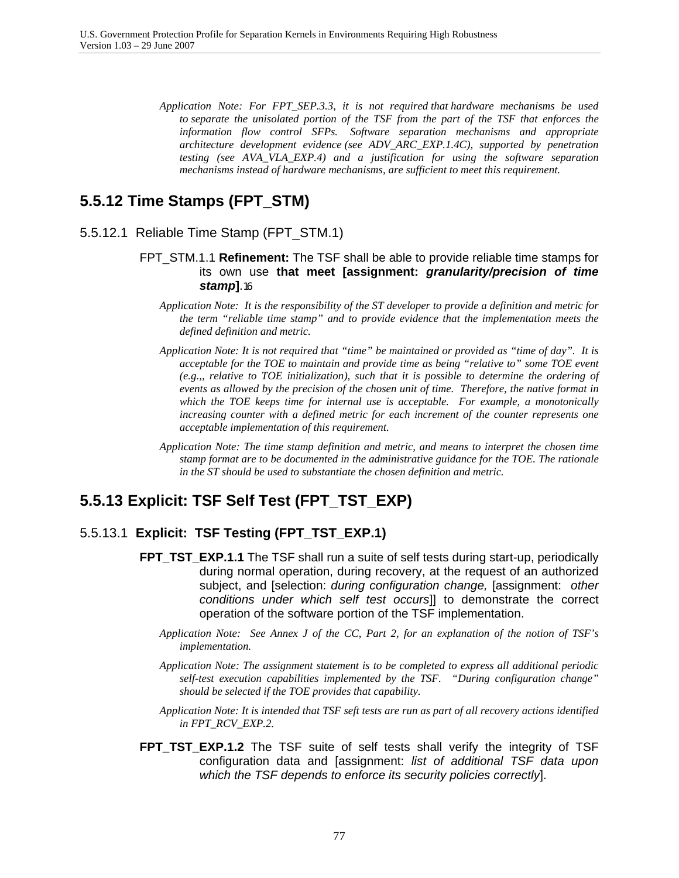*Application Note: For FPT_SEP.3.3, it is not required that hardware mechanisms be used to separate the unisolated portion of the TSF from the part of the TSF that enforces the information flow control SFPs. Software separation mechanisms and appropriate architecture development evidence (see ADV_ARC_EXP.1.4C), supported by penetration testing (see AVA_VLA_EXP.4) and a justification for using the software separation mechanisms instead of hardware mechanisms, are sufficient to meet this requirement.*

## 5.5.12 Time Stamps (FPT_STM)

### 5.5.12.1 Reliable Time Stamp (FPT_STM.1)

FPT_STM.1.1 **Refinement:** The TSF shall be able to provide reliable time stamps for its own use **that meet [assignment: *granularity/precision of time stamp*]**.[16]

*Application Note: It is the responsibility of the ST developer to provide a definition and metric for the term "reliable time stamp" and to provide evidence that the implementation meets the defined definition and metric.*

*Application Note: It is not required that "time" be maintained or provided as "time of day". It is acceptable for the TOE to maintain and provide time as being "relative to" some TOE event (e.g.,, relative to TOE initialization), such that it is possible to determine the ordering of events as allowed by the precision of the chosen unit of time. Therefore, the native format in which the TOE keeps time for internal use is acceptable. For example, a monotonically increasing counter with a defined metric for each increment of the counter represents one acceptable implementation of this requirement.*

*Application Note: The time stamp definition and metric, and means to interpret the chosen time stamp format are to be documented in the administrative guidance for the TOE. The rationale in the ST should be used to substantiate the chosen definition and metric.*

## 5.5.13 Explicit: TSF Self Test (FPT_TST_EXP)

### 5.5.13.1 **Explicit: TSF Testing (FPT_TST_EXP.1)**

**FPT_TST_EXP.1.1** The TSF shall run a suite of self tests during start-up, periodically during normal operation, during recovery, at the request of an authorized subject, and [selection: *during configuration change,* [assignment: *other conditions under which self test occurs*]] to demonstrate the correct operation of the software portion of the TSF implementation.

*Application Note: See Annex J of the CC, Part 2, for an explanation of the notion of TSF's implementation.*

*Application Note: The assignment statement is to be completed to express all additional periodic self-test execution capabilities implemented by the TSF. "During configuration change" should be selected if the TOE provides that capability.*

*Application Note: It is intended that TSF seft tests are run as part of all recovery actions identified in FPT_RCV_EXP.2.*

**FPT_TST_EXP.1.2** The TSF suite of self tests shall verify the integrity of TSF configuration data and [assignment: *list of additional TSF data upon which the TSF depends to enforce its security policies correctly*].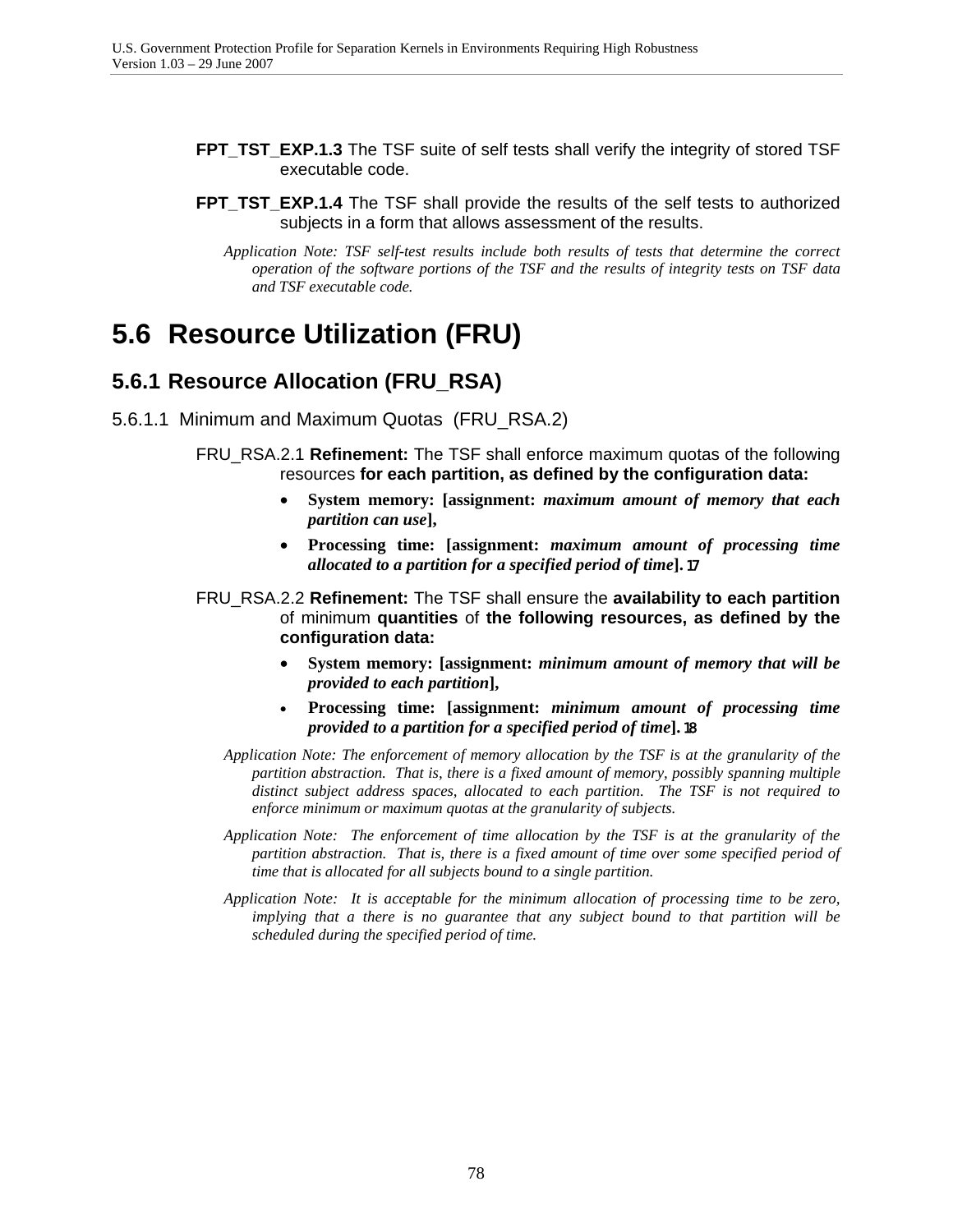**FPT_TST_EXP.1.3** The TSF suite of self tests shall verify the integrity of stored TSF executable code.

**FPT_TST_EXP.1.4** The TSF shall provide the results of the self tests to authorized subjects in a form that allows assessment of the results.

*Application Note: TSF self-test results include both results of tests that determine the correct operation of the software portions of the TSF and the results of integrity tests on TSF data and TSF executable code.*

# 5.6 Resource Utilization (FRU)

## 5.6.1 Resource Allocation (FRU_RSA)

### 5.6.1.1 Minimum and Maximum Quotas (FRU_RSA.2)

FRU_RSA.2.1 **Refinement:** The TSF shall enforce maximum quotas of the following resources **for each partition, as defined by the configuration data:**

- **System memory: [assignment:** ***maximum amount of memory that each partition can use*****],**
- **Processing time: [assignment:** ***maximum amount of processing time allocated to a partition for a specified period of time*****].** [17]

FRU_RSA.2.2 **Refinement:** The TSF shall ensure the **availability to each partition** of minimum **quantities** of **the following resources, as defined by the configuration data:**

- **System memory: [assignment:** ***minimum amount of memory that will be provided to each partition*****],**
- **Processing time: [assignment:** ***minimum amount of processing time provided to a partition for a specified period of time*****].** [18]

*Application Note: The enforcement of memory allocation by the TSF is at the granularity of the partition abstraction. That is, there is a fixed amount of memory, possibly spanning multiple distinct subject address spaces, allocated to each partition. The TSF is not required to enforce minimum or maximum quotas at the granularity of subjects.*

*Application Note: The enforcement of time allocation by the TSF is at the granularity of the partition abstraction. That is, there is a fixed amount of time over some specified period of time that is allocated for all subjects bound to a single partition.*

*Application Note: It is acceptable for the minimum allocation of processing time to be zero, implying that a there is no guarantee that any subject bound to that partition will be scheduled during the specified period of time.*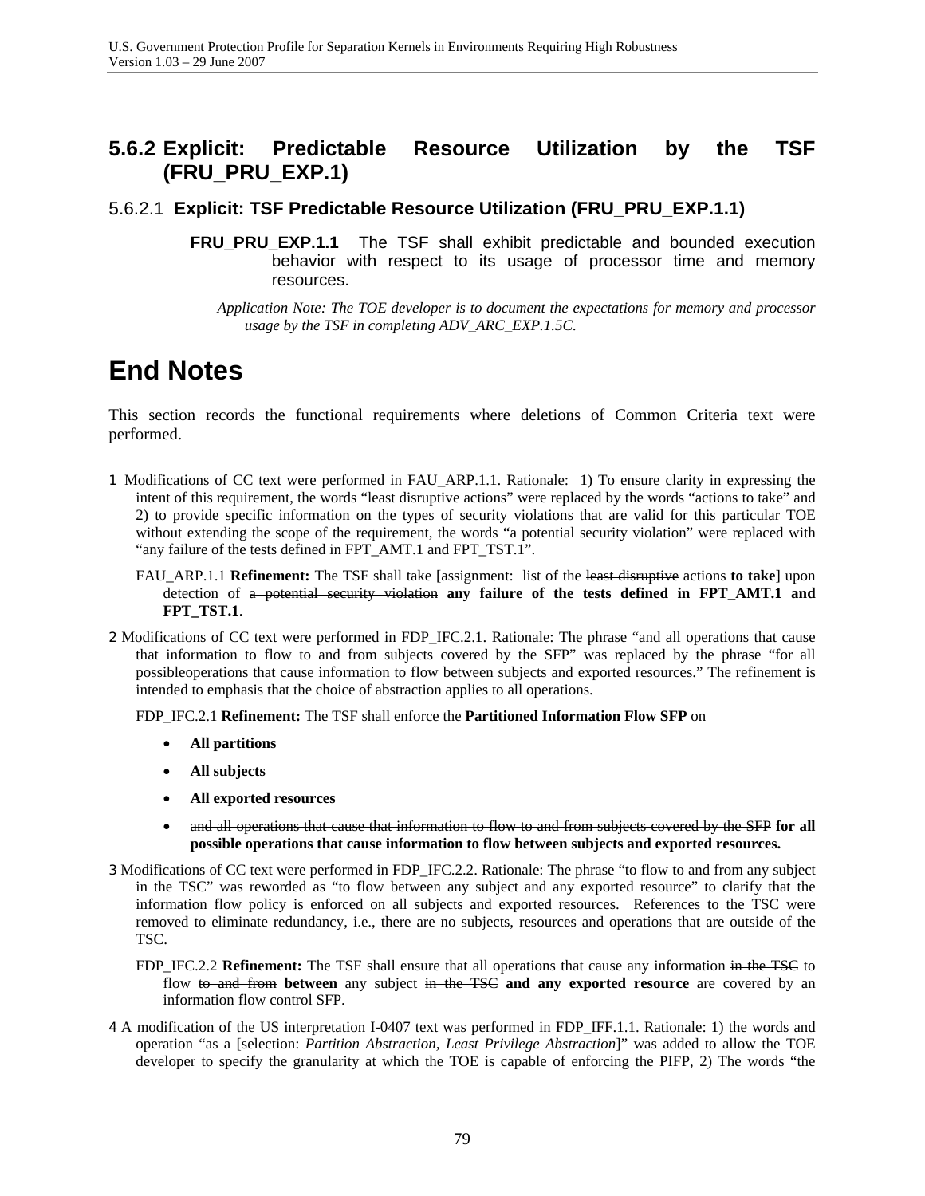### 5.6.2 Explicit: Predictable Resource Utilization by the TSF (FRU_PRU_EXP.1)

#### 5.6.2.1 Explicit: TSF Predictable Resource Utilization (FRU_PRU_EXP.1.1)

**FRU_PRU_EXP.1.1** The TSF shall exhibit predictable and bounded execution behavior with respect to its usage of processor time and memory resources.

*Application Note: The TOE developer is to document the expectations for memory and processor usage by the TSF in completing ADV_ARC_EXP.1.5C.*

# End Notes

This section records the functional requirements where deletions of Common Criteria text were performed.

1 Modifications of CC text were performed in FAU_ARP.1.1. Rationale: 1) To ensure clarity in expressing the intent of this requirement, the words "least disruptive actions" were replaced by the words "actions to take" and 2) to provide specific information on the types of security violations that are valid for this particular TOE without extending the scope of the requirement, the words "a potential security violation" were replaced with "any failure of the tests defined in FPT_AMT.1 and FPT_TST.1".

FAU_ARP.1.1 **Refinement:** The TSF shall take [assignment: list of the ~~least disruptive~~ actions **to take**] upon detection of ~~a potential security violation~~ **any failure of the tests defined in FPT_AMT.1 and FPT_TST.1**.

2 Modifications of CC text were performed in FDP_IFC.2.1. Rationale: The phrase "and all operations that cause that information to flow to and from subjects covered by the SFP" was replaced by the phrase "for all possibleoperations that cause information to flow between subjects and exported resources." The refinement is intended to emphasis that the choice of abstraction applies to all operations.

FDP_IFC.2.1 **Refinement:** The TSF shall enforce the **Partitioned Information Flow SFP** on

- **All partitions**
- **All subjects**
- **All exported resources**
- ~~and all operations that cause that information to flow to and from subjects covered by the SFP~~ **for all possible operations that cause information to flow between subjects and exported resources.**

3 Modifications of CC text were performed in FDP_IFC.2.2. Rationale: The phrase "to flow to and from any subject in the TSC" was reworded as "to flow between any subject and any exported resource" to clarify that the information flow policy is enforced on all subjects and exported resources. References to the TSC were removed to eliminate redundancy, i.e., there are no subjects, resources and operations that are outside of the TSC.

FDP_IFC.2.2 **Refinement:** The TSF shall ensure that all operations that cause any information ~~in the TSC~~ to flow ~~to and from~~ **between** any subject ~~in the TSC~~ **and any exported resource** are covered by an information flow control SFP.

4 A modification of the US interpretation I-0407 text was performed in FDP_IFF.1.1. Rationale: 1) the words and operation "as a [selection: *Partition Abstraction, Least Privilege Abstraction*]" was added to allow the TOE developer to specify the granularity at which the TOE is capable of enforcing the PIFP, 2) The words "the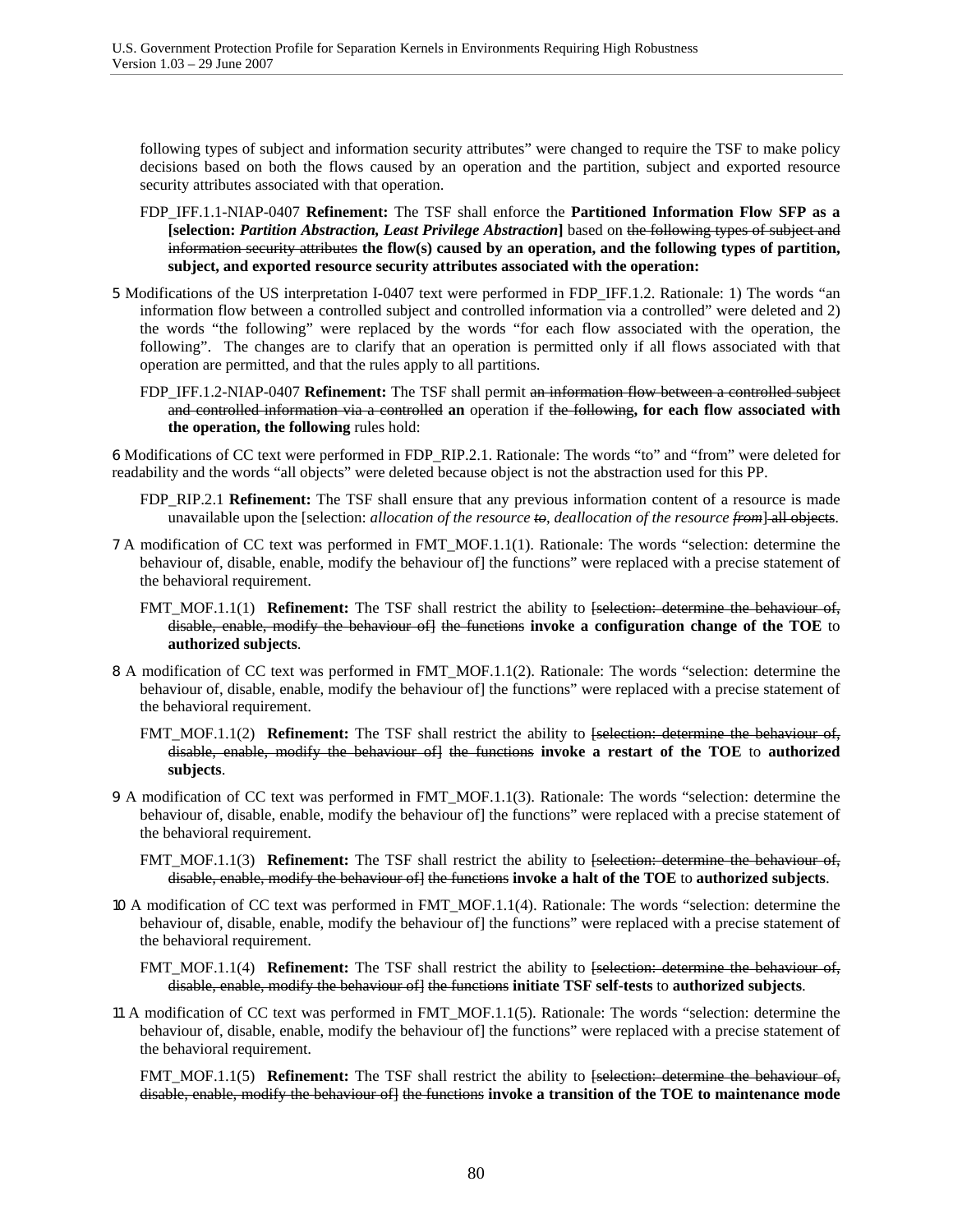following types of subject and information security attributes" were changed to require the TSF to make policy decisions based on both the flows caused by an operation and the partition, subject and exported resource security attributes associated with that operation.

FDP_IFF.1.1-NIAP-0407 **Refinement:** The TSF shall enforce the **Partitioned Information Flow SFP as a [selection:** ***Partition Abstraction, Least Privilege Abstraction*]** based on ~~the following types of subject and information security attributes~~ **the flow(s) caused by an operation, and the following types of partition, subject, and exported resource security attributes associated with the operation:**

5 Modifications of the US interpretation I-0407 text were performed in FDP_IFF.1.2. Rationale: 1) The words "an information flow between a controlled subject and controlled information via a controlled" were deleted and 2) the words "the following" were replaced by the words "for each flow associated with the operation, the following". The changes are to clarify that an operation is permitted only if all flows associated with that operation are permitted, and that the rules apply to all partitions.

FDP_IFF.1.2-NIAP-0407 **Refinement:** The TSF shall permit ~~an information flow between a controlled subject and controlled information via a controlled~~ **an** operation if ~~the following~~**, for each flow associated with the operation, the following** rules hold:

6 Modifications of CC text were performed in FDP_RIP.2.1. Rationale: The words "to" and "from" were deleted for readability and the words "all objects" were deleted because object is not the abstraction used for this PP.

FDP_RIP.2.1 **Refinement:** The TSF shall ensure that any previous information content of a resource is made unavailable upon the [selection: *allocation of the resource ~~to~~*, *deallocation of the resource ~~from~~*] ~~all objects~~.

7 A modification of CC text was performed in FMT_MOF.1.1(1). Rationale: The words "selection: determine the behaviour of, disable, enable, modify the behaviour of] the functions" were replaced with a precise statement of the behavioral requirement.

FMT_MOF.1.1(1) **Refinement:** The TSF shall restrict the ability to ~~[selection: determine the behaviour of, disable, enable, modify the behaviour of] the functions~~ **invoke a configuration change of the TOE** to **authorized subjects**.

8 A modification of CC text was performed in FMT_MOF.1.1(2). Rationale: The words "selection: determine the behaviour of, disable, enable, modify the behaviour of] the functions" were replaced with a precise statement of the behavioral requirement.

FMT_MOF.1.1(2) **Refinement:** The TSF shall restrict the ability to ~~[selection: determine the behaviour of, disable, enable, modify the behaviour of] the functions~~ **invoke a restart of the TOE** to **authorized subjects**.

9 A modification of CC text was performed in FMT_MOF.1.1(3). Rationale: The words "selection: determine the behaviour of, disable, enable, modify the behaviour of] the functions" were replaced with a precise statement of the behavioral requirement.

FMT_MOF.1.1(3) **Refinement:** The TSF shall restrict the ability to ~~[selection: determine the behaviour of, disable, enable, modify the behaviour of] the functions~~ **invoke a halt of the TOE** to **authorized subjects**.

10 A modification of CC text was performed in FMT_MOF.1.1(4). Rationale: The words "selection: determine the behaviour of, disable, enable, modify the behaviour of] the functions" were replaced with a precise statement of the behavioral requirement.

FMT_MOF.1.1(4) **Refinement:** The TSF shall restrict the ability to ~~[selection: determine the behaviour of, disable, enable, modify the behaviour of] the functions~~ **initiate TSF self-tests** to **authorized subjects**.

11 A modification of CC text was performed in FMT_MOF.1.1(5). Rationale: The words "selection: determine the behaviour of, disable, enable, modify the behaviour of] the functions" were replaced with a precise statement of the behavioral requirement.

FMT_MOF.1.1(5) **Refinement:** The TSF shall restrict the ability to ~~[selection: determine the behaviour of, disable, enable, modify the behaviour of] the functions~~ **invoke a transition of the TOE to maintenance mode**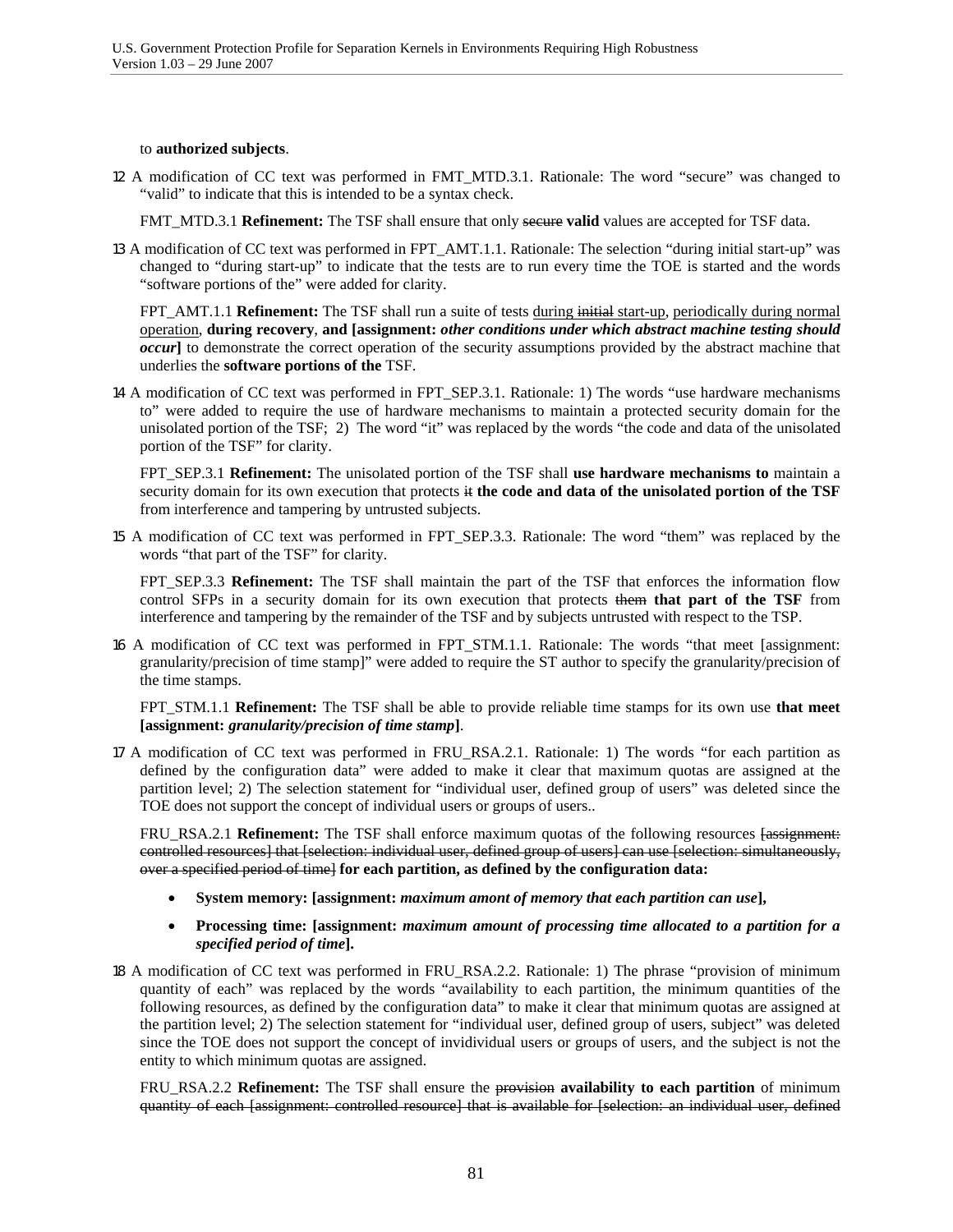to **authorized subjects**.

12 A modification of CC text was performed in FMT_MTD.3.1. Rationale: The word "secure" was changed to "valid" to indicate that this is intended to be a syntax check.

FMT_MTD.3.1 **Refinement:** The TSF shall ensure that only ~~secure~~ **valid** values are accepted for TSF data.

13 A modification of CC text was performed in FPT_AMT.1.1. Rationale: The selection "during initial start-up" was changed to "during start-up" to indicate that the tests are to run every time the TOE is started and the words "software portions of the" were added for clarity.

FPT_AMT.1.1 **Refinement:** The TSF shall run a suite of tests <u>during ~~initial~~ start-up</u>, <u>periodically during normal operation</u>, **during recovery**, **and [assignment:** ***other conditions under which abstract machine testing should occur*]** to demonstrate the correct operation of the security assumptions provided by the abstract machine that underlies the **software portions of the** TSF.

14 A modification of CC text was performed in FPT_SEP.3.1. Rationale: 1) The words "use hardware mechanisms to" were added to require the use of hardware mechanisms to maintain a protected security domain for the unisolated portion of the TSF; 2) The word "it" was replaced by the words "the code and data of the unisolated portion of the TSF" for clarity.

FPT_SEP.3.1 **Refinement:** The unisolated portion of the TSF shall **use hardware mechanisms to** maintain a security domain for its own execution that protects ~~it~~ **the code and data of the unisolated portion of the TSF** from interference and tampering by untrusted subjects.

15 A modification of CC text was performed in FPT_SEP.3.3. Rationale: The word "them" was replaced by the words "that part of the TSF" for clarity.

FPT_SEP.3.3 **Refinement:** The TSF shall maintain the part of the TSF that enforces the information flow control SFPs in a security domain for its own execution that protects ~~them~~ **that part of the TSF** from interference and tampering by the remainder of the TSF and by subjects untrusted with respect to the TSP.

16 A modification of CC text was performed in FPT_STM.1.1. Rationale: The words "that meet [assignment: granularity/precision of time stamp]" were added to require the ST author to specify the granularity/precision of the time stamps.

FPT_STM.1.1 **Refinement:** The TSF shall be able to provide reliable time stamps for its own use **that meet [assignment:** ***granularity/precision of time stamp*]**.

17 A modification of CC text was performed in FRU_RSA.2.1. Rationale: 1) The words "for each partition as defined by the configuration data" were added to make it clear that maximum quotas are assigned at the partition level; 2) The selection statement for "individual user, defined group of users" was deleted since the TOE does not support the concept of individual users or groups of users..

FRU_RSA.2.1 **Refinement:** The TSF shall enforce maximum quotas of the following resources ~~[assignment: controlled resources] that [selection: individual user, defined group of users] can use [selection: simultaneously, over a specified period of time]~~ **for each partition, as defined by the configuration data:**

- **System memory: [assignment:** ***maximum amont of memory that each partition can use*],**
- **Processing time: [assignment:** ***maximum amount of processing time allocated to a partition for a specified period of time*].**

18 A modification of CC text was performed in FRU_RSA.2.2. Rationale: 1) The phrase "provision of minimum quantity of each" was replaced by the words "availability to each partition, the minimum quantities of the following resources, as defined by the configuration data" to make it clear that minimum quotas are assigned at the partition level; 2) The selection statement for "individual user, defined group of users, subject" was deleted since the TOE does not support the concept of invididividual users or groups of users, and the subject is not the entity to which minimum quotas are assigned.

FRU_RSA.2.2 **Refinement:** The TSF shall ensure the ~~provision~~ **availability to each partition** of minimum ~~quantity of each [assignment: controlled resource] that is available for [selection: an individual user, defined~~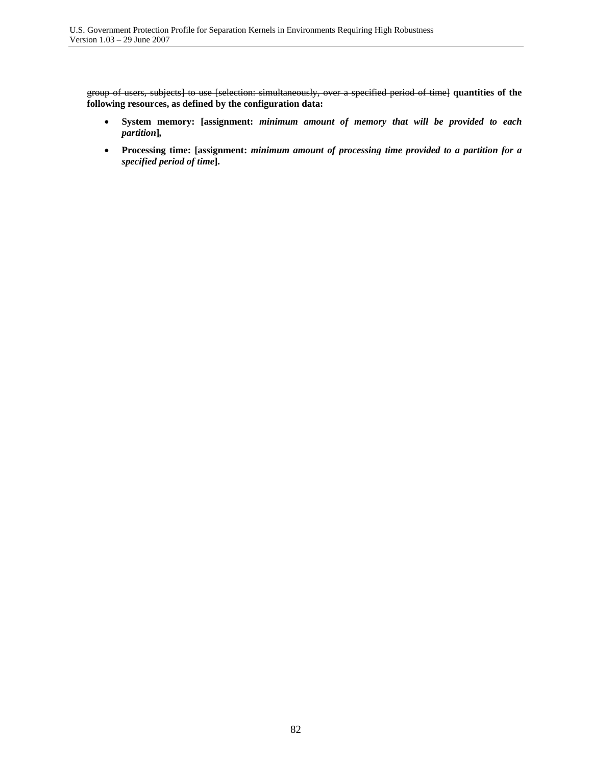~~group of users, subjects] to use [selection: simultaneously, over a specified period of time]~~ **quantities of the following resources, as defined by the configuration data:**

- **System memory: [assignment:** ***minimum amount of memory that will be provided to each partition*****],**
- **Processing time: [assignment:** ***minimum amount of processing time provided to a partition for a specified period of time*****].**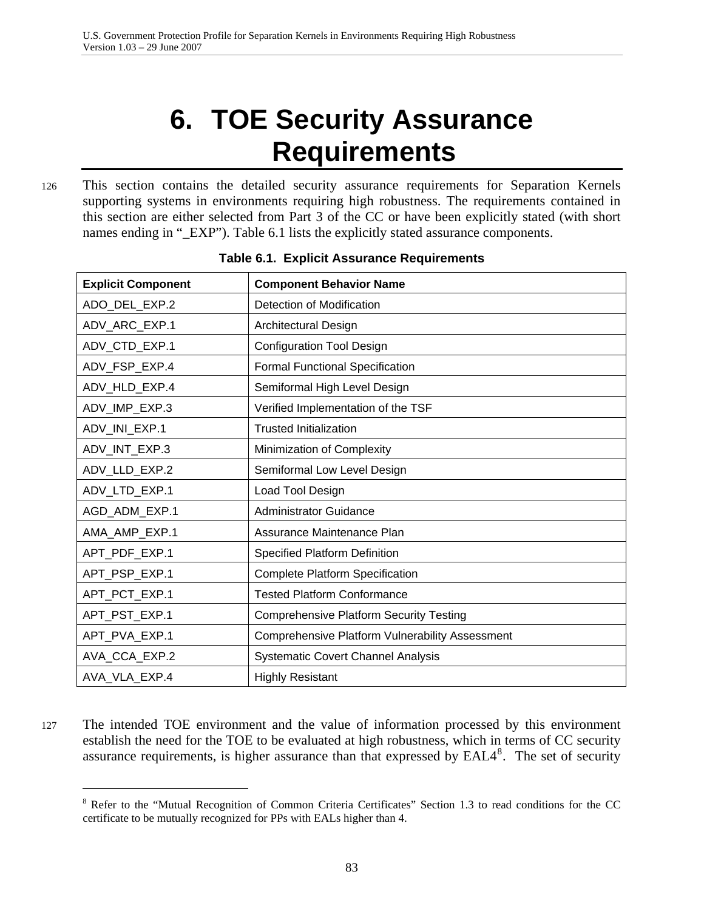# 6. TOE Security Assurance Requirements

126 This section contains the detailed security assurance requirements for Separation Kernels supporting systems in environments requiring high robustness. The requirements contained in this section are either selected from Part 3 of the CC or have been explicitly stated (with short names ending in "_EXP"). Table 6.1 lists the explicitly stated assurance components.

**Table 6.1. Explicit Assurance Requirements**

| Explicit Component | Component Behavior Name |
|---|---|
| ADO_DEL_EXP.2 | Detection of Modification |
| ADV_ARC_EXP.1 | Architectural Design |
| ADV_CTD_EXP.1 | Configuration Tool Design |
| ADV_FSP_EXP.4 | Formal Functional Specification |
| ADV_HLD_EXP.4 | Semiformal High Level Design |
| ADV_IMP_EXP.3 | Verified Implementation of the TSF |
| ADV_INI_EXP.1 | Trusted Initialization |
| ADV_INT_EXP.3 | Minimization of Complexity |
| ADV_LLD_EXP.2 | Semiformal Low Level Design |
| ADV_LTD_EXP.1 | Load Tool Design |
| AGD_ADM_EXP.1 | Administrator Guidance |
| AMA_AMP_EXP.1 | Assurance Maintenance Plan |
| APT_PDF_EXP.1 | Specified Platform Definition |
| APT_PSP_EXP.1 | Complete Platform Specification |
| APT_PCT_EXP.1 | Tested Platform Conformance |
| APT_PST_EXP.1 | Comprehensive Platform Security Testing |
| APT_PVA_EXP.1 | Comprehensive Platform Vulnerability Assessment |
| AVA_CCA_EXP.2 | Systematic Covert Channel Analysis |
| AVA_VLA_EXP.4 | Highly Resistant |

127 The intended TOE environment and the value of information processed by this environment establish the need for the TOE to be evaluated at high robustness, which in terms of CC security assurance requirements, is higher assurance than that expressed by EAL4[8]. The set of security

[8] Refer to the "Mutual Recognition of Common Criteria Certificates" Section 1.3 to read conditions for the CC certificate to be mutually recognized for PPs with EALs higher than 4.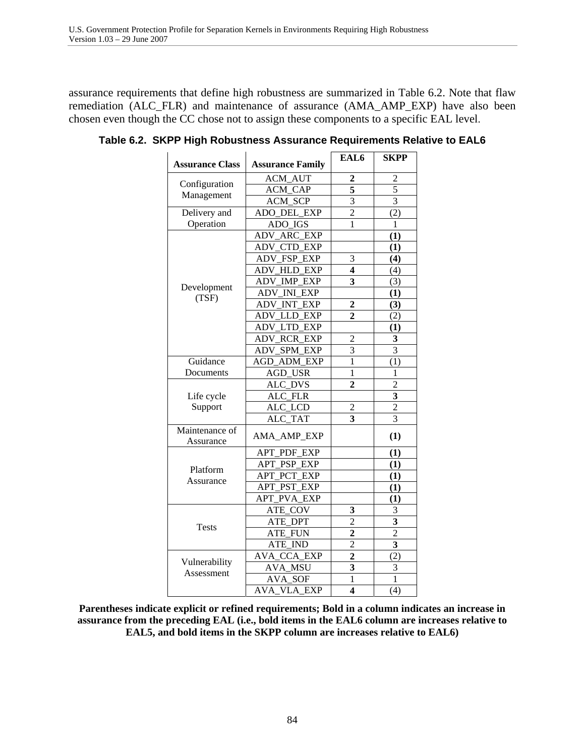assurance requirements that define high robustness are summarized in Table 6.2. Note that flaw remediation (ALC_FLR) and maintenance of assurance (AMA_AMP_EXP) have also been chosen even though the CC chose not to assign these components to a specific EAL level.

**Table 6.2. SKPP High Robustness Assurance Requirements Relative to EAL6**

| Assurance Class | Assurance Family | EAL6 | SKPP |
|---|---|---|---|
| Configuration Management | ACM_AUT | **2** | 2 |
| | ACM_CAP | **5** | 5 |
| | ACM_SCP | 3 | 3 |
| Delivery and Operation | ADO_DEL_EXP | 2 | (2) |
| | ADO_IGS | 1 | 1 |
| Development (TSF) | ADV_ARC_EXP | | **(1)** |
| | ADV_CTD_EXP | | **(1)** |
| | ADV_FSP_EXP | 3 | **(4)** |
| | ADV_HLD_EXP | **4** | (4) |
| | ADV_IMP_EXP | **3** | (3) |
| | ADV_INI_EXP | | **(1)** |
| | ADV_INT_EXP | **2** | **(3)** |
| | ADV_LLD_EXP | **2** | (2) |
| | ADV_LTD_EXP | | **(1)** |
| | ADV_RCR_EXP | 2 | **3** |
| | ADV_SPM_EXP | 3 | 3 |
| Guidance Documents | AGD_ADM_EXP | 1 | (1) |
| | AGD_USR | 1 | 1 |
| Life cycle Support | ALC_DVS | **2** | 2 |
| | ALC_FLR | | **3** |
| | ALC_LCD | 2 | 2 |
| | ALC_TAT | **3** | 3 |
| Maintenance of Assurance | AMA_AMP_EXP | | **(1)** |
| Platform Assurance | APT_PDF_EXP | | **(1)** |
| | APT_PSP_EXP | | **(1)** |
| | APT_PCT_EXP | | **(1)** |
| | APT_PST_EXP | | **(1)** |
| | APT_PVA_EXP | | **(1)** |
| Tests | ATE_COV | **3** | 3 |
| | ATE_DPT | 2 | **3** |
| | ATE_FUN | **2** | 2 |
| | ATE_IND | 2 | **3** |
| Vulnerability Assessment | AVA_CCA_EXP | **2** | (2) |
| | AVA_MSU | **3** | 3 |
| | AVA_SOF | 1 | 1 |
| | AVA_VLA_EXP | **4** | (4) |

**Parentheses indicate explicit or refined requirements; Bold in a column indicates an increase in assurance from the preceding EAL (i.e., bold items in the EAL6 column are increases relative to EAL5, and bold items in the SKPP column are increases relative to EAL6)**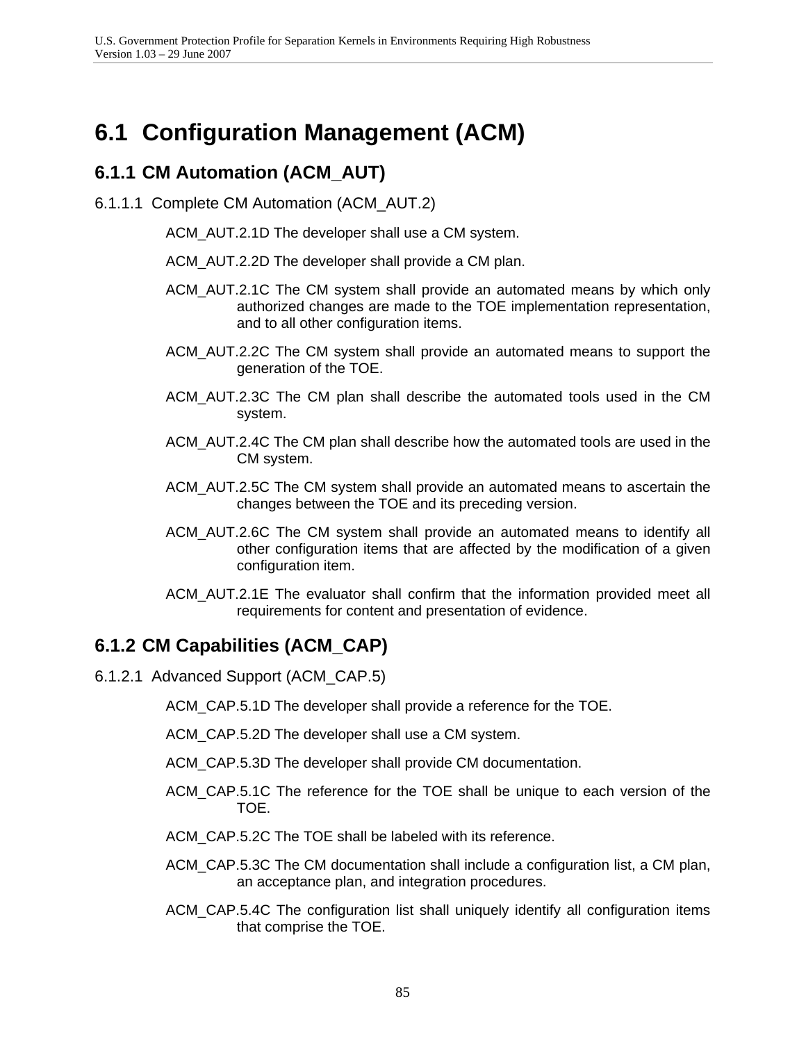# 6.1 Configuration Management (ACM)

## 6.1.1 CM Automation (ACM_AUT)

### 6.1.1.1 Complete CM Automation (ACM_AUT.2)

ACM_AUT.2.1D The developer shall use a CM system.

ACM_AUT.2.2D The developer shall provide a CM plan.

ACM_AUT.2.1C The CM system shall provide an automated means by which only authorized changes are made to the TOE implementation representation, and to all other configuration items.

ACM_AUT.2.2C The CM system shall provide an automated means to support the generation of the TOE.

ACM_AUT.2.3C The CM plan shall describe the automated tools used in the CM system.

ACM_AUT.2.4C The CM plan shall describe how the automated tools are used in the CM system.

ACM_AUT.2.5C The CM system shall provide an automated means to ascertain the changes between the TOE and its preceding version.

ACM_AUT.2.6C The CM system shall provide an automated means to identify all other configuration items that are affected by the modification of a given configuration item.

ACM_AUT.2.1E The evaluator shall confirm that the information provided meet all requirements for content and presentation of evidence.

## 6.1.2 CM Capabilities (ACM_CAP)

### 6.1.2.1 Advanced Support (ACM_CAP.5)

ACM_CAP.5.1D The developer shall provide a reference for the TOE.

ACM_CAP.5.2D The developer shall use a CM system.

ACM_CAP.5.3D The developer shall provide CM documentation.

ACM_CAP.5.1C The reference for the TOE shall be unique to each version of the TOE.

ACM_CAP.5.2C The TOE shall be labeled with its reference.

ACM_CAP.5.3C The CM documentation shall include a configuration list, a CM plan, an acceptance plan, and integration procedures.

ACM_CAP.5.4C The configuration list shall uniquely identify all configuration items that comprise the TOE.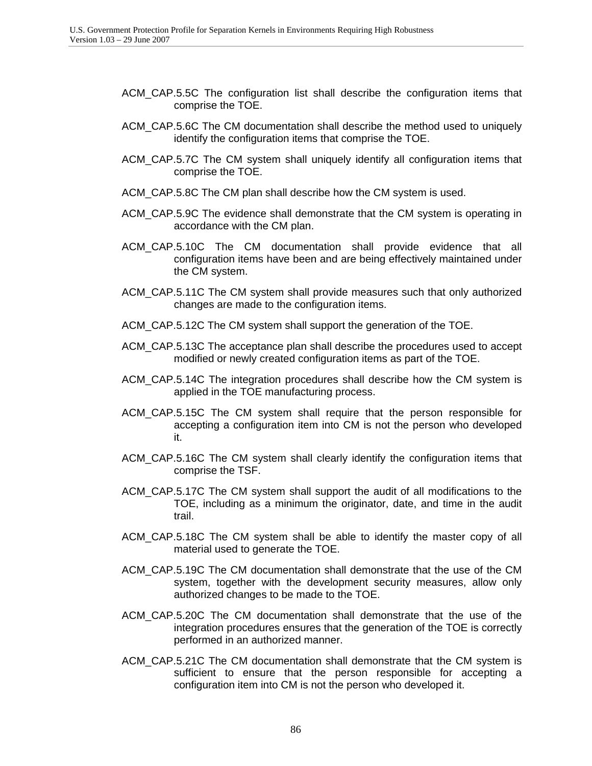ACM_CAP.5.5C The configuration list shall describe the configuration items that comprise the TOE.

ACM_CAP.5.6C The CM documentation shall describe the method used to uniquely identify the configuration items that comprise the TOE.

ACM_CAP.5.7C The CM system shall uniquely identify all configuration items that comprise the TOE.

ACM_CAP.5.8C The CM plan shall describe how the CM system is used.

ACM_CAP.5.9C The evidence shall demonstrate that the CM system is operating in accordance with the CM plan.

ACM_CAP.5.10C The CM documentation shall provide evidence that all configuration items have been and are being effectively maintained under the CM system.

ACM_CAP.5.11C The CM system shall provide measures such that only authorized changes are made to the configuration items.

ACM_CAP.5.12C The CM system shall support the generation of the TOE.

ACM_CAP.5.13C The acceptance plan shall describe the procedures used to accept modified or newly created configuration items as part of the TOE.

ACM_CAP.5.14C The integration procedures shall describe how the CM system is applied in the TOE manufacturing process.

ACM_CAP.5.15C The CM system shall require that the person responsible for accepting a configuration item into CM is not the person who developed it.

ACM_CAP.5.16C The CM system shall clearly identify the configuration items that comprise the TSF.

ACM_CAP.5.17C The CM system shall support the audit of all modifications to the TOE, including as a minimum the originator, date, and time in the audit trail.

ACM_CAP.5.18C The CM system shall be able to identify the master copy of all material used to generate the TOE.

ACM_CAP.5.19C The CM documentation shall demonstrate that the use of the CM system, together with the development security measures, allow only authorized changes to be made to the TOE.

ACM_CAP.5.20C The CM documentation shall demonstrate that the use of the integration procedures ensures that the generation of the TOE is correctly performed in an authorized manner.

ACM_CAP.5.21C The CM documentation shall demonstrate that the CM system is sufficient to ensure that the person responsible for accepting a configuration item into CM is not the person who developed it.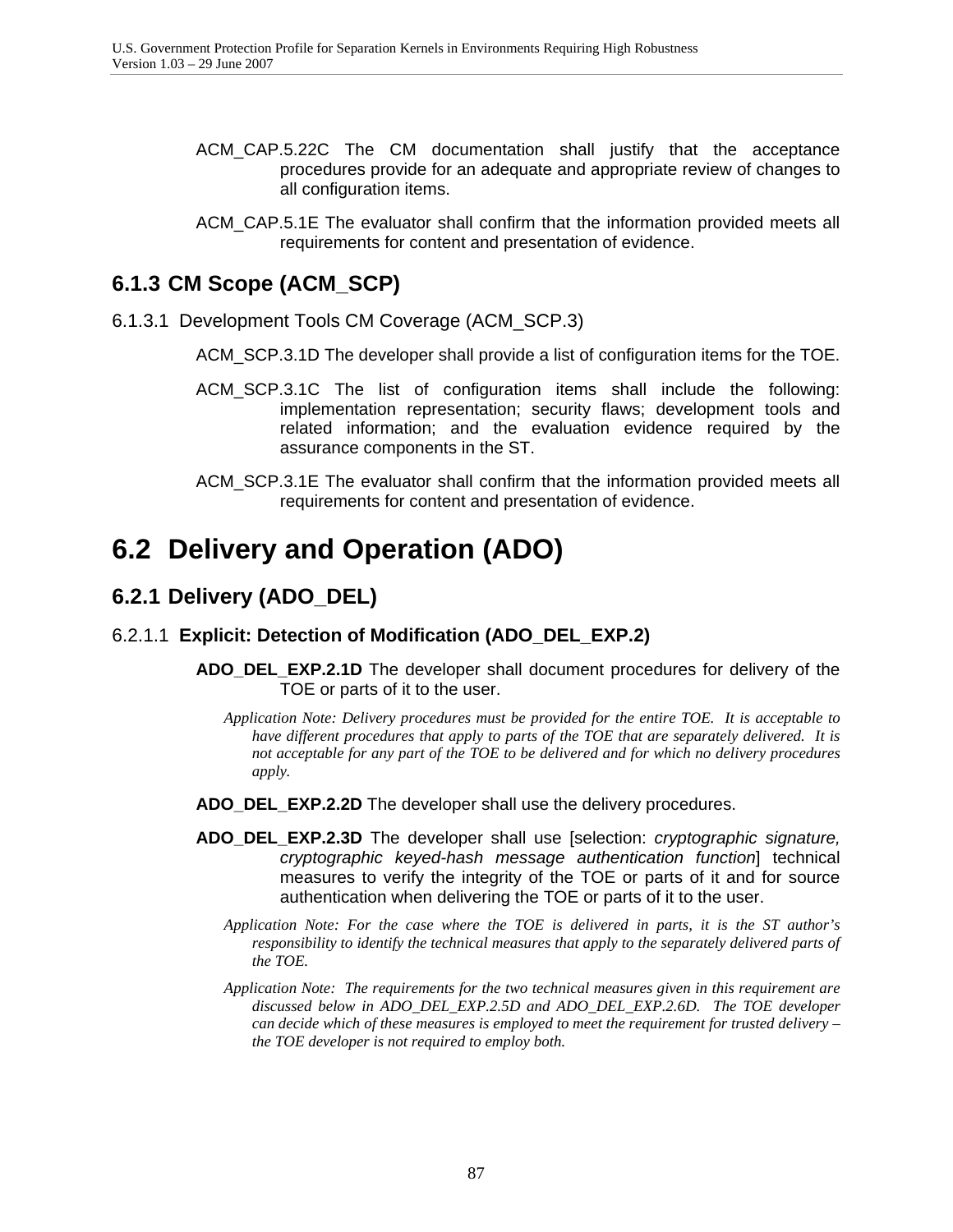ACM_CAP.5.22C The CM documentation shall justify that the acceptance procedures provide for an adequate and appropriate review of changes to all configuration items.

ACM_CAP.5.1E The evaluator shall confirm that the information provided meets all requirements for content and presentation of evidence.

### 6.1.3 CM Scope (ACM_SCP)

#### 6.1.3.1 Development Tools CM Coverage (ACM_SCP.3)

ACM_SCP.3.1D The developer shall provide a list of configuration items for the TOE.

ACM_SCP.3.1C The list of configuration items shall include the following: implementation representation; security flaws; development tools and related information; and the evaluation evidence required by the assurance components in the ST.

ACM_SCP.3.1E The evaluator shall confirm that the information provided meets all requirements for content and presentation of evidence.

## 6.2 Delivery and Operation (ADO)

### 6.2.1 Delivery (ADO_DEL)

#### 6.2.1.1 **Explicit: Detection of Modification (ADO_DEL_EXP.2)**

**ADO_DEL_EXP.2.1D** The developer shall document procedures for delivery of the TOE or parts of it to the user.

*Application Note: Delivery procedures must be provided for the entire TOE. It is acceptable to have different procedures that apply to parts of the TOE that are separately delivered. It is not acceptable for any part of the TOE to be delivered and for which no delivery procedures apply.*

**ADO_DEL_EXP.2.2D** The developer shall use the delivery procedures.

**ADO_DEL_EXP.2.3D** The developer shall use [selection: *cryptographic signature, cryptographic keyed-hash message authentication function*] technical measures to verify the integrity of the TOE or parts of it and for source authentication when delivering the TOE or parts of it to the user.

*Application Note: For the case where the TOE is delivered in parts, it is the ST author's responsibility to identify the technical measures that apply to the separately delivered parts of the TOE.*

*Application Note: The requirements for the two technical measures given in this requirement are discussed below in ADO_DEL_EXP.2.5D and ADO_DEL_EXP.2.6D. The TOE developer can decide which of these measures is employed to meet the requirement for trusted delivery – the TOE developer is not required to employ both.*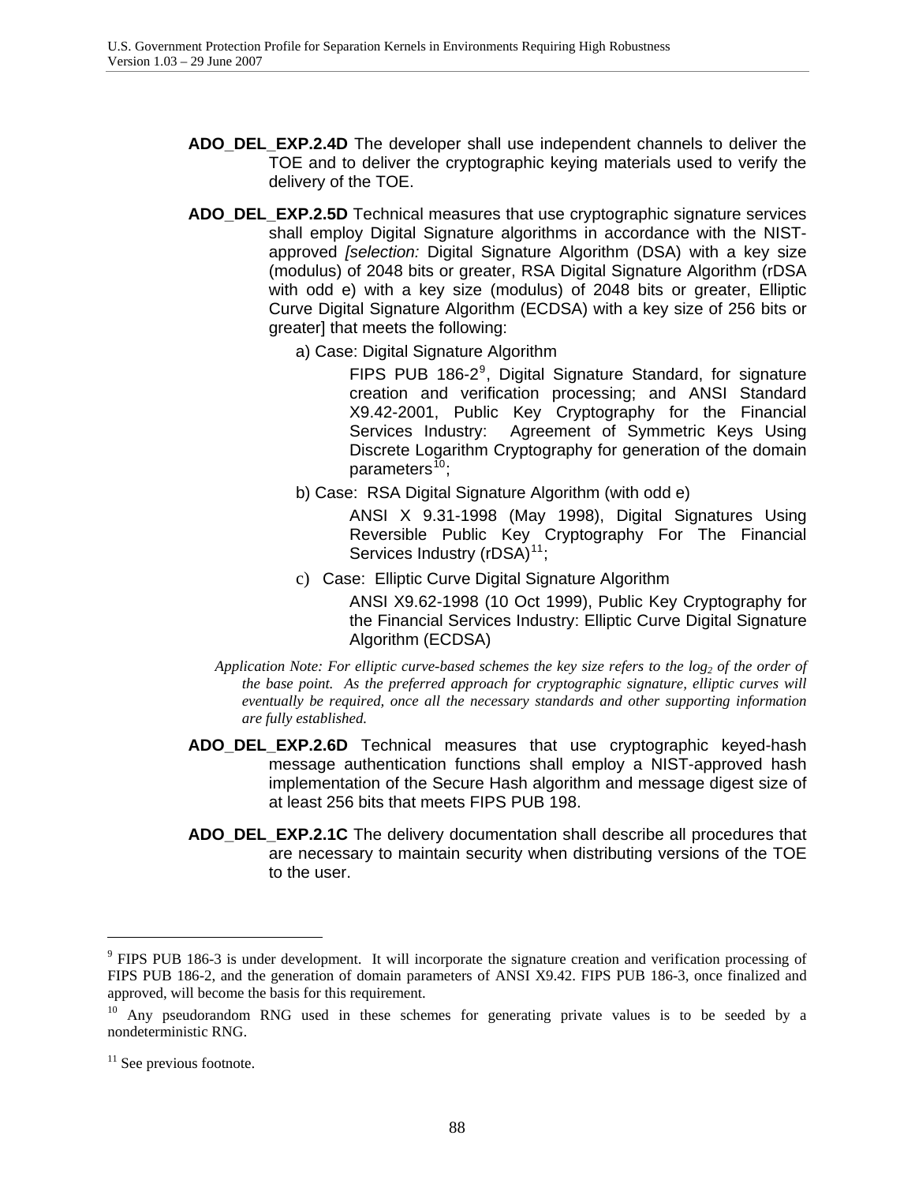**ADO_DEL_EXP.2.4D** The developer shall use independent channels to deliver the TOE and to deliver the cryptographic keying materials used to verify the delivery of the TOE.

**ADO_DEL_EXP.2.5D** Technical measures that use cryptographic signature services shall employ Digital Signature algorithms in accordance with the NIST-approved *[selection:* Digital Signature Algorithm (DSA) with a key size (modulus) of 2048 bits or greater, RSA Digital Signature Algorithm (rDSA with odd e) with a key size (modulus) of 2048 bits or greater, Elliptic Curve Digital Signature Algorithm (ECDSA) with a key size of 256 bits or greater] that meets the following:

a) Case: Digital Signature Algorithm

FIPS PUB 186-2[9], Digital Signature Standard, for signature creation and verification processing; and ANSI Standard X9.42-2001, Public Key Cryptography for the Financial Services Industry: Agreement of Symmetric Keys Using Discrete Logarithm Cryptography for generation of the domain parameters[10];

b) Case: RSA Digital Signature Algorithm (with odd e)

ANSI X 9.31-1998 (May 1998), Digital Signatures Using Reversible Public Key Cryptography For The Financial Services Industry (rDSA)[11];

c) Case: Elliptic Curve Digital Signature Algorithm

ANSI X9.62-1998 (10 Oct 1999), Public Key Cryptography for the Financial Services Industry: Elliptic Curve Digital Signature Algorithm (ECDSA)

*Application Note: For elliptic curve-based schemes the key size refers to the $\log_2$ of the order of the base point. As the preferred approach for cryptographic signature, elliptic curves will eventually be required, once all the necessary standards and other supporting information are fully established.*

**ADO_DEL_EXP.2.6D** Technical measures that use cryptographic keyed-hash message authentication functions shall employ a NIST-approved hash implementation of the Secure Hash algorithm and message digest size of at least 256 bits that meets FIPS PUB 198.

**ADO_DEL_EXP.2.1C** The delivery documentation shall describe all procedures that are necessary to maintain security when distributing versions of the TOE to the user.

---

[9] FIPS PUB 186-3 is under development. It will incorporate the signature creation and verification processing of FIPS PUB 186-2, and the generation of domain parameters of ANSI X9.42. FIPS PUB 186-3, once finalized and approved, will become the basis for this requirement.

[10] Any pseudorandom RNG used in these schemes for generating private values is to be seeded by a nondeterministic RNG.

[11] See previous footnote.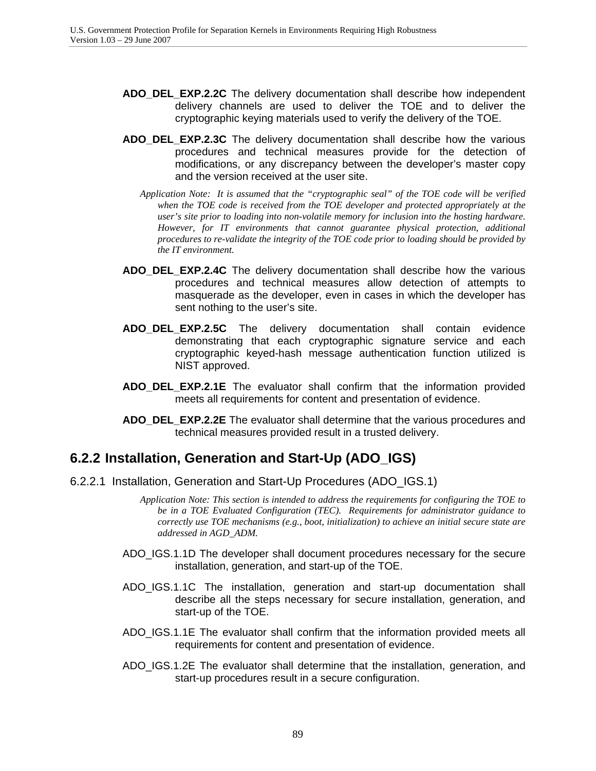**ADO_DEL_EXP.2.2C** The delivery documentation shall describe how independent delivery channels are used to deliver the TOE and to deliver the cryptographic keying materials used to verify the delivery of the TOE.

**ADO_DEL_EXP.2.3C** The delivery documentation shall describe how the various procedures and technical measures provide for the detection of modifications, or any discrepancy between the developer's master copy and the version received at the user site.

*Application Note: It is assumed that the "cryptographic seal" of the TOE code will be verified when the TOE code is received from the TOE developer and protected appropriately at the user's site prior to loading into non-volatile memory for inclusion into the hosting hardware. However, for IT environments that cannot guarantee physical protection, additional procedures to re-validate the integrity of the TOE code prior to loading should be provided by the IT environment.*

**ADO_DEL_EXP.2.4C** The delivery documentation shall describe how the various procedures and technical measures allow detection of attempts to masquerade as the developer, even in cases in which the developer has sent nothing to the user's site.

**ADO_DEL_EXP.2.5C** The delivery documentation shall contain evidence demonstrating that each cryptographic signature service and each cryptographic keyed-hash message authentication function utilized is NIST approved.

**ADO_DEL_EXP.2.1E** The evaluator shall confirm that the information provided meets all requirements for content and presentation of evidence.

**ADO_DEL_EXP.2.2E** The evaluator shall determine that the various procedures and technical measures provided result in a trusted delivery.

## 6.2.2 Installation, Generation and Start-Up (ADO_IGS)

### 6.2.2.1 Installation, Generation and Start-Up Procedures (ADO_IGS.1)

*Application Note: This section is intended to address the requirements for configuring the TOE to be in a TOE Evaluated Configuration (TEC). Requirements for administrator guidance to correctly use TOE mechanisms (e.g., boot, initialization) to achieve an initial secure state are addressed in AGD_ADM.*

ADO_IGS.1.1D The developer shall document procedures necessary for the secure installation, generation, and start-up of the TOE.

ADO_IGS.1.1C The installation, generation and start-up documentation shall describe all the steps necessary for secure installation, generation, and start-up of the TOE.

ADO_IGS.1.1E The evaluator shall confirm that the information provided meets all requirements for content and presentation of evidence.

ADO_IGS.1.2E The evaluator shall determine that the installation, generation, and start-up procedures result in a secure configuration.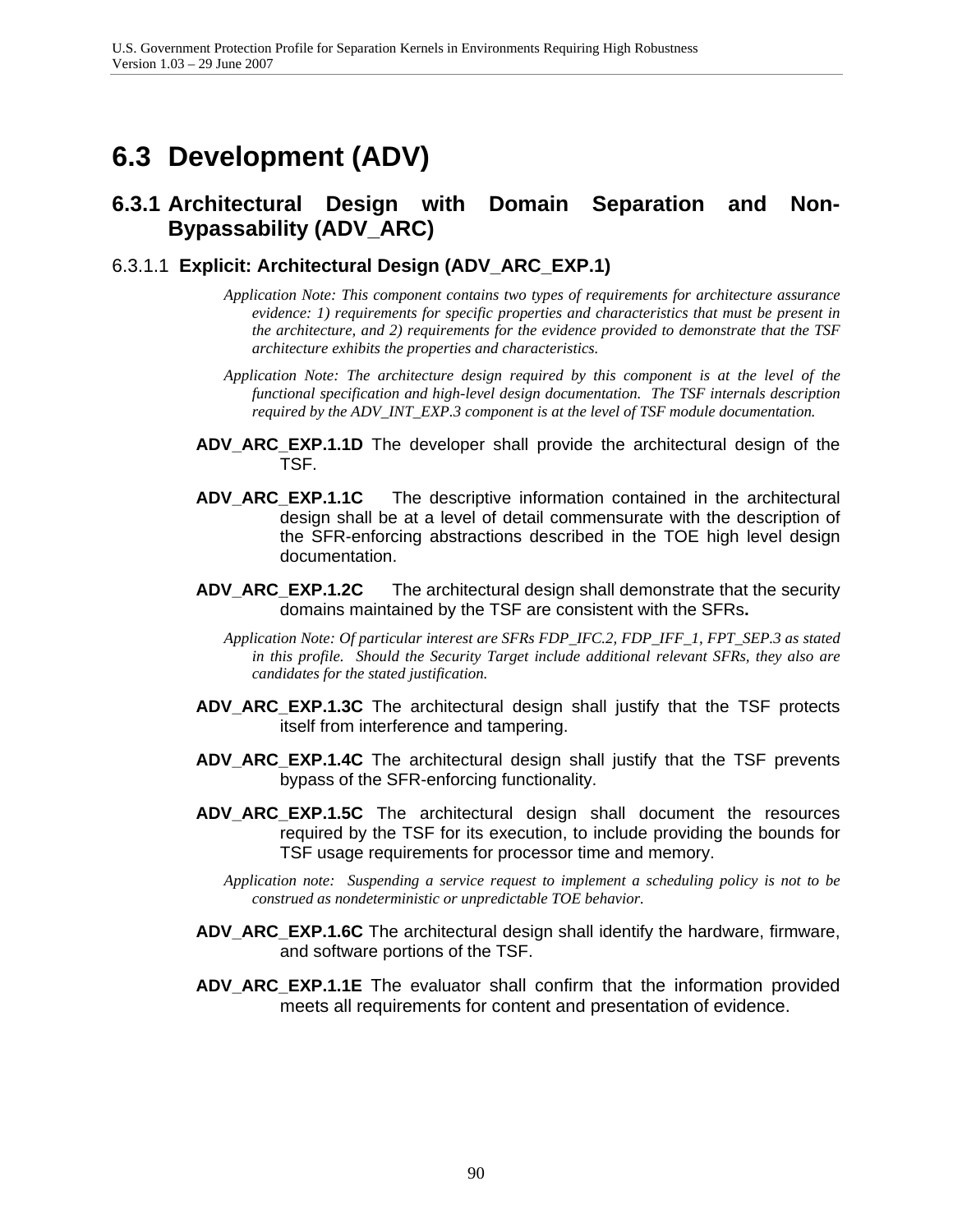# 6.3 Development (ADV)

## 6.3.1 Architectural Design with Domain Separation and Non-Bypassability (ADV_ARC)

### 6.3.1.1 Explicit: Architectural Design (ADV_ARC_EXP.1)

*Application Note: This component contains two types of requirements for architecture assurance evidence: 1) requirements for specific properties and characteristics that must be present in the architecture, and 2) requirements for the evidence provided to demonstrate that the TSF architecture exhibits the properties and characteristics.*

*Application Note: The architecture design required by this component is at the level of the functional specification and high-level design documentation. The TSF internals description required by the ADV_INT_EXP.3 component is at the level of TSF module documentation.*

**ADV_ARC_EXP.1.1D** The developer shall provide the architectural design of the TSF.

**ADV_ARC_EXP.1.1C** The descriptive information contained in the architectural design shall be at a level of detail commensurate with the description of the SFR-enforcing abstractions described in the TOE high level design documentation.

**ADV_ARC_EXP.1.2C** The architectural design shall demonstrate that the security domains maintained by the TSF are consistent with the SFRs**.**

*Application Note: Of particular interest are SFRs FDP_IFC.2, FDP_IFF_1, FPT_SEP.3 as stated in this profile. Should the Security Target include additional relevant SFRs, they also are candidates for the stated justification.*

**ADV_ARC_EXP.1.3C** The architectural design shall justify that the TSF protects itself from interference and tampering.

**ADV_ARC_EXP.1.4C** The architectural design shall justify that the TSF prevents bypass of the SFR-enforcing functionality.

**ADV_ARC_EXP.1.5C** The architectural design shall document the resources required by the TSF for its execution, to include providing the bounds for TSF usage requirements for processor time and memory.

*Application note: Suspending a service request to implement a scheduling policy is not to be construed as nondeterministic or unpredictable TOE behavior.*

**ADV_ARC_EXP.1.6C** The architectural design shall identify the hardware, firmware, and software portions of the TSF.

**ADV_ARC_EXP.1.1E** The evaluator shall confirm that the information provided meets all requirements for content and presentation of evidence.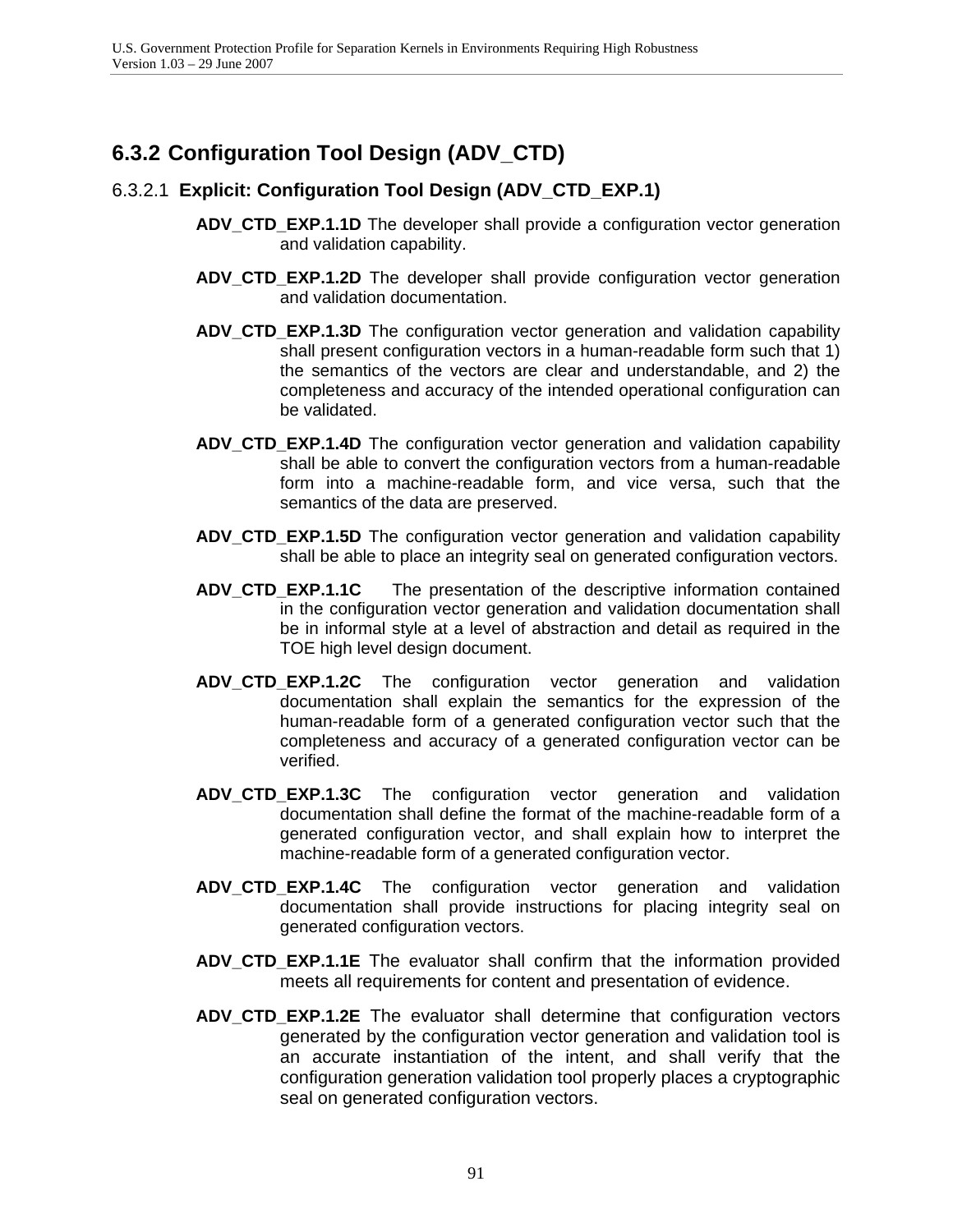## 6.3.2 Configuration Tool Design (ADV_CTD)

### 6.3.2.1 Explicit: Configuration Tool Design (ADV_CTD_EXP.1)

**ADV_CTD_EXP.1.1D** The developer shall provide a configuration vector generation and validation capability.

**ADV_CTD_EXP.1.2D** The developer shall provide configuration vector generation and validation documentation.

**ADV_CTD_EXP.1.3D** The configuration vector generation and validation capability shall present configuration vectors in a human-readable form such that 1) the semantics of the vectors are clear and understandable, and 2) the completeness and accuracy of the intended operational configuration can be validated.

**ADV_CTD_EXP.1.4D** The configuration vector generation and validation capability shall be able to convert the configuration vectors from a human-readable form into a machine-readable form, and vice versa, such that the semantics of the data are preserved.

**ADV_CTD_EXP.1.5D** The configuration vector generation and validation capability shall be able to place an integrity seal on generated configuration vectors.

**ADV_CTD_EXP.1.1C** The presentation of the descriptive information contained in the configuration vector generation and validation documentation shall be in informal style at a level of abstraction and detail as required in the TOE high level design document.

**ADV_CTD_EXP.1.2C** The configuration vector generation and validation documentation shall explain the semantics for the expression of the human-readable form of a generated configuration vector such that the completeness and accuracy of a generated configuration vector can be verified.

**ADV_CTD_EXP.1.3C** The configuration vector generation and validation documentation shall define the format of the machine-readable form of a generated configuration vector, and shall explain how to interpret the machine-readable form of a generated configuration vector.

**ADV_CTD_EXP.1.4C** The configuration vector generation and validation documentation shall provide instructions for placing integrity seal on generated configuration vectors.

**ADV_CTD_EXP.1.1E** The evaluator shall confirm that the information provided meets all requirements for content and presentation of evidence.

**ADV_CTD_EXP.1.2E** The evaluator shall determine that configuration vectors generated by the configuration vector generation and validation tool is an accurate instantiation of the intent, and shall verify that the configuration generation validation tool properly places a cryptographic seal on generated configuration vectors.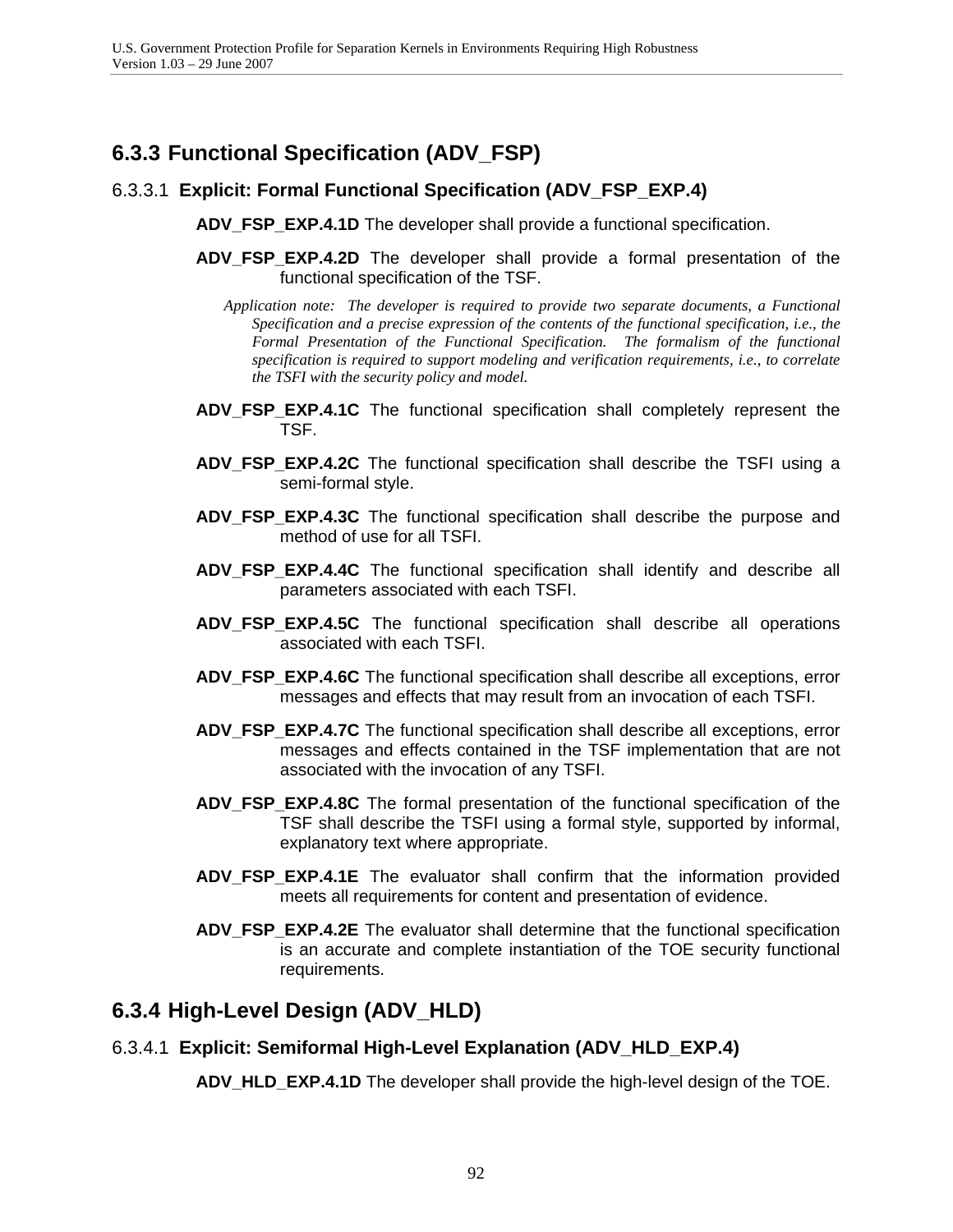## 6.3.3 Functional Specification (ADV_FSP)

### 6.3.3.1 Explicit: Formal Functional Specification (ADV_FSP_EXP.4)

**ADV_FSP_EXP.4.1D** The developer shall provide a functional specification.

**ADV_FSP_EXP.4.2D** The developer shall provide a formal presentation of the functional specification of the TSF.

*Application note: The developer is required to provide two separate documents, a Functional Specification and a precise expression of the contents of the functional specification, i.e., the Formal Presentation of the Functional Specification. The formalism of the functional specification is required to support modeling and verification requirements, i.e., to correlate the TSFI with the security policy and model.*

**ADV_FSP_EXP.4.1C** The functional specification shall completely represent the TSF.

**ADV_FSP_EXP.4.2C** The functional specification shall describe the TSFI using a semi-formal style.

**ADV_FSP_EXP.4.3C** The functional specification shall describe the purpose and method of use for all TSFI.

**ADV_FSP_EXP.4.4C** The functional specification shall identify and describe all parameters associated with each TSFI.

**ADV_FSP_EXP.4.5C** The functional specification shall describe all operations associated with each TSFI.

**ADV_FSP_EXP.4.6C** The functional specification shall describe all exceptions, error messages and effects that may result from an invocation of each TSFI.

**ADV_FSP_EXP.4.7C** The functional specification shall describe all exceptions, error messages and effects contained in the TSF implementation that are not associated with the invocation of any TSFI.

**ADV_FSP_EXP.4.8C** The formal presentation of the functional specification of the TSF shall describe the TSFI using a formal style, supported by informal, explanatory text where appropriate.

**ADV_FSP_EXP.4.1E** The evaluator shall confirm that the information provided meets all requirements for content and presentation of evidence.

**ADV_FSP_EXP.4.2E** The evaluator shall determine that the functional specification is an accurate and complete instantiation of the TOE security functional requirements.

## 6.3.4 High-Level Design (ADV_HLD)

### 6.3.4.1 Explicit: Semiformal High-Level Explanation (ADV_HLD_EXP.4)

**ADV_HLD_EXP.4.1D** The developer shall provide the high-level design of the TOE.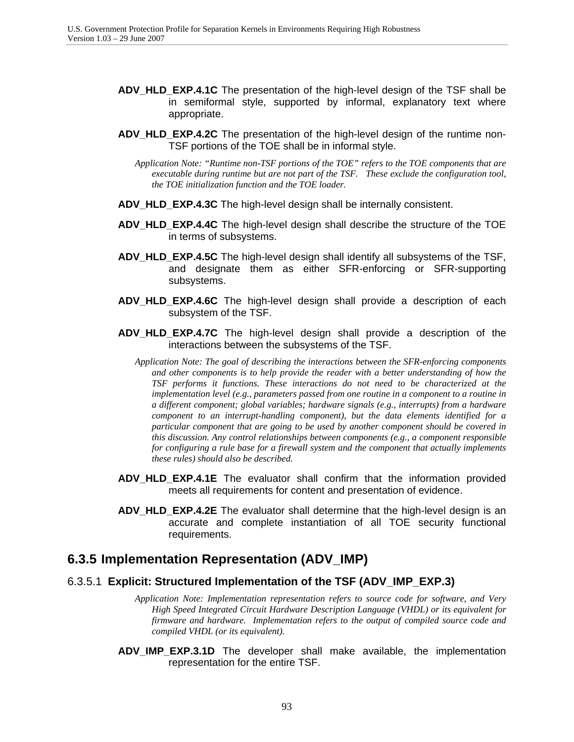**ADV_HLD_EXP.4.1C** The presentation of the high-level design of the TSF shall be in semiformal style, supported by informal, explanatory text where appropriate.

**ADV_HLD_EXP.4.2C** The presentation of the high-level design of the runtime non-TSF portions of the TOE shall be in informal style.

*Application Note: "Runtime non-TSF portions of the TOE" refers to the TOE components that are executable during runtime but are not part of the TSF. These exclude the configuration tool, the TOE initialization function and the TOE loader.*

**ADV_HLD_EXP.4.3C** The high-level design shall be internally consistent.

**ADV_HLD_EXP.4.4C** The high-level design shall describe the structure of the TOE in terms of subsystems.

**ADV_HLD_EXP.4.5C** The high-level design shall identify all subsystems of the TSF, and designate them as either SFR-enforcing or SFR-supporting subsystems.

**ADV_HLD_EXP.4.6C** The high-level design shall provide a description of each subsystem of the TSF.

**ADV_HLD_EXP.4.7C** The high-level design shall provide a description of the interactions between the subsystems of the TSF.

*Application Note: The goal of describing the interactions between the SFR-enforcing components and other components is to help provide the reader with a better understanding of how the TSF performs it functions. These interactions do not need to be characterized at the implementation level (e.g., parameters passed from one routine in a component to a routine in a different component; global variables; hardware signals (e.g., interrupts) from a hardware component to an interrupt-handling component), but the data elements identified for a particular component that are going to be used by another component should be covered in this discussion. Any control relationships between components (e.g., a component responsible for configuring a rule base for a firewall system and the component that actually implements these rules) should also be described.*

**ADV_HLD_EXP.4.1E** The evaluator shall confirm that the information provided meets all requirements for content and presentation of evidence.

**ADV_HLD_EXP.4.2E** The evaluator shall determine that the high-level design is an accurate and complete instantiation of all TOE security functional requirements.

## 6.3.5 Implementation Representation (ADV_IMP)

### 6.3.5.1 Explicit: Structured Implementation of the TSF (ADV_IMP_EXP.3)

*Application Note: Implementation representation refers to source code for software, and Very High Speed Integrated Circuit Hardware Description Language (VHDL) or its equivalent for firmware and hardware. Implementation refers to the output of compiled source code and compiled VHDL (or its equivalent).*

**ADV_IMP_EXP.3.1D** The developer shall make available, the implementation representation for the entire TSF.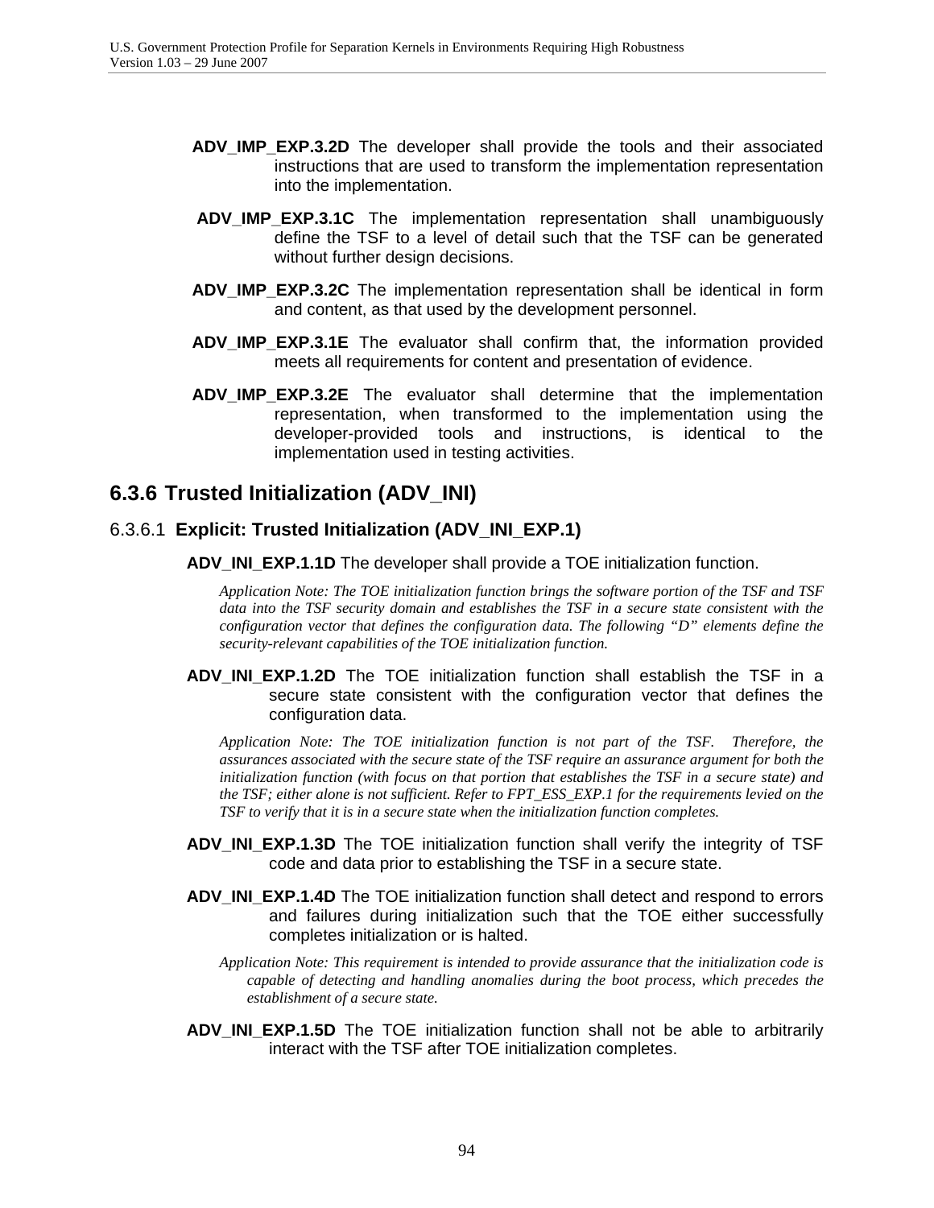**ADV_IMP_EXP.3.2D** The developer shall provide the tools and their associated instructions that are used to transform the implementation representation into the implementation.

**ADV_IMP_EXP.3.1C** The implementation representation shall unambiguously define the TSF to a level of detail such that the TSF can be generated without further design decisions.

**ADV_IMP_EXP.3.2C** The implementation representation shall be identical in form and content, as that used by the development personnel.

**ADV_IMP_EXP.3.1E** The evaluator shall confirm that, the information provided meets all requirements for content and presentation of evidence.

**ADV_IMP_EXP.3.2E** The evaluator shall determine that the implementation representation, when transformed to the implementation using the developer-provided tools and instructions, is identical to the implementation used in testing activities.

## 6.3.6 Trusted Initialization (ADV_INI)

### 6.3.6.1 Explicit: Trusted Initialization (ADV_INI_EXP.1)

**ADV_INI_EXP.1.1D** The developer shall provide a TOE initialization function.

*Application Note: The TOE initialization function brings the software portion of the TSF and TSF data into the TSF security domain and establishes the TSF in a secure state consistent with the configuration vector that defines the configuration data. The following "D" elements define the security-relevant capabilities of the TOE initialization function.*

**ADV_INI_EXP.1.2D** The TOE initialization function shall establish the TSF in a secure state consistent with the configuration vector that defines the configuration data.

*Application Note: The TOE initialization function is not part of the TSF. Therefore, the assurances associated with the secure state of the TSF require an assurance argument for both the initialization function (with focus on that portion that establishes the TSF in a secure state) and the TSF; either alone is not sufficient. Refer to FPT_ESS_EXP.1 for the requirements levied on the TSF to verify that it is in a secure state when the initialization function completes.*

**ADV_INI_EXP.1.3D** The TOE initialization function shall verify the integrity of TSF code and data prior to establishing the TSF in a secure state.

**ADV_INI_EXP.1.4D** The TOE initialization function shall detect and respond to errors and failures during initialization such that the TOE either successfully completes initialization or is halted.

*Application Note: This requirement is intended to provide assurance that the initialization code is capable of detecting and handling anomalies during the boot process, which precedes the establishment of a secure state.*

**ADV_INI_EXP.1.5D** The TOE initialization function shall not be able to arbitrarily interact with the TSF after TOE initialization completes.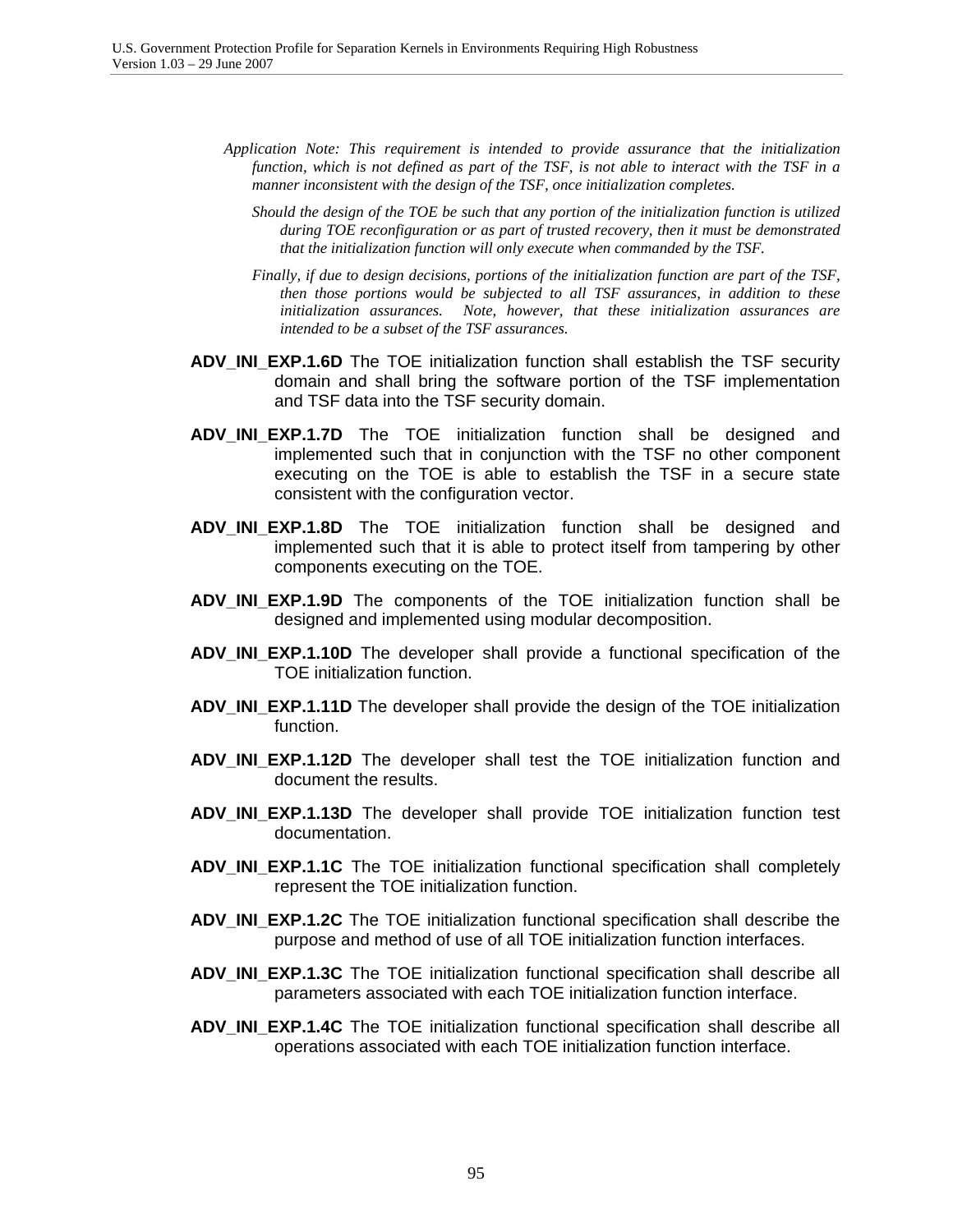*Application Note: This requirement is intended to provide assurance that the initialization function, which is not defined as part of the TSF, is not able to interact with the TSF in a manner inconsistent with the design of the TSF, once initialization completes.*

*Should the design of the TOE be such that any portion of the initialization function is utilized during TOE reconfiguration or as part of trusted recovery, then it must be demonstrated that the initialization function will only execute when commanded by the TSF.*

*Finally, if due to design decisions, portions of the initialization function are part of the TSF, then those portions would be subjected to all TSF assurances, in addition to these initialization assurances. Note, however, that these initialization assurances are intended to be a subset of the TSF assurances.*

**ADV_INI_EXP.1.6D** The TOE initialization function shall establish the TSF security domain and shall bring the software portion of the TSF implementation and TSF data into the TSF security domain.

**ADV_INI_EXP.1.7D** The TOE initialization function shall be designed and implemented such that in conjunction with the TSF no other component executing on the TOE is able to establish the TSF in a secure state consistent with the configuration vector.

**ADV_INI_EXP.1.8D** The TOE initialization function shall be designed and implemented such that it is able to protect itself from tampering by other components executing on the TOE.

**ADV_INI_EXP.1.9D** The components of the TOE initialization function shall be designed and implemented using modular decomposition.

**ADV_INI_EXP.1.10D** The developer shall provide a functional specification of the TOE initialization function.

**ADV_INI_EXP.1.11D** The developer shall provide the design of the TOE initialization function.

**ADV_INI_EXP.1.12D** The developer shall test the TOE initialization function and document the results.

**ADV_INI_EXP.1.13D** The developer shall provide TOE initialization function test documentation.

**ADV_INI_EXP.1.1C** The TOE initialization functional specification shall completely represent the TOE initialization function.

**ADV_INI_EXP.1.2C** The TOE initialization functional specification shall describe the purpose and method of use of all TOE initialization function interfaces.

**ADV_INI_EXP.1.3C** The TOE initialization functional specification shall describe all parameters associated with each TOE initialization function interface.

**ADV_INI_EXP.1.4C** The TOE initialization functional specification shall describe all operations associated with each TOE initialization function interface.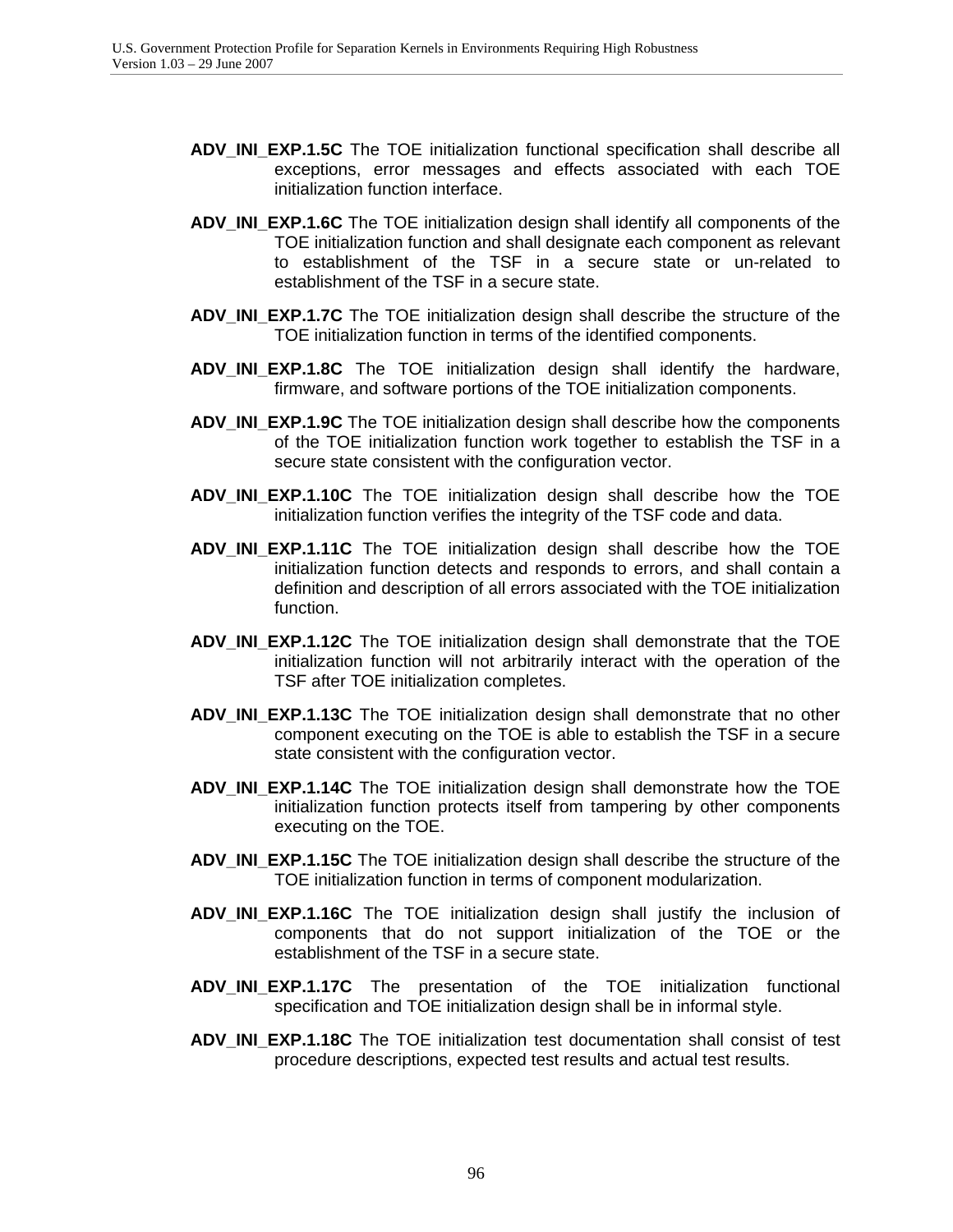**ADV_INI_EXP.1.5C** The TOE initialization functional specification shall describe all exceptions, error messages and effects associated with each TOE initialization function interface.

**ADV_INI_EXP.1.6C** The TOE initialization design shall identify all components of the TOE initialization function and shall designate each component as relevant to establishment of the TSF in a secure state or un-related to establishment of the TSF in a secure state.

**ADV_INI_EXP.1.7C** The TOE initialization design shall describe the structure of the TOE initialization function in terms of the identified components.

**ADV_INI_EXP.1.8C** The TOE initialization design shall identify the hardware, firmware, and software portions of the TOE initialization components.

**ADV_INI_EXP.1.9C** The TOE initialization design shall describe how the components of the TOE initialization function work together to establish the TSF in a secure state consistent with the configuration vector.

**ADV_INI_EXP.1.10C** The TOE initialization design shall describe how the TOE initialization function verifies the integrity of the TSF code and data.

**ADV_INI_EXP.1.11C** The TOE initialization design shall describe how the TOE initialization function detects and responds to errors, and shall contain a definition and description of all errors associated with the TOE initialization function.

**ADV_INI_EXP.1.12C** The TOE initialization design shall demonstrate that the TOE initialization function will not arbitrarily interact with the operation of the TSF after TOE initialization completes.

**ADV_INI_EXP.1.13C** The TOE initialization design shall demonstrate that no other component executing on the TOE is able to establish the TSF in a secure state consistent with the configuration vector.

**ADV_INI_EXP.1.14C** The TOE initialization design shall demonstrate how the TOE initialization function protects itself from tampering by other components executing on the TOE.

**ADV_INI_EXP.1.15C** The TOE initialization design shall describe the structure of the TOE initialization function in terms of component modularization.

**ADV_INI_EXP.1.16C** The TOE initialization design shall justify the inclusion of components that do not support initialization of the TOE or the establishment of the TSF in a secure state.

**ADV_INI_EXP.1.17C** The presentation of the TOE initialization functional specification and TOE initialization design shall be in informal style.

**ADV_INI_EXP.1.18C** The TOE initialization test documentation shall consist of test procedure descriptions, expected test results and actual test results.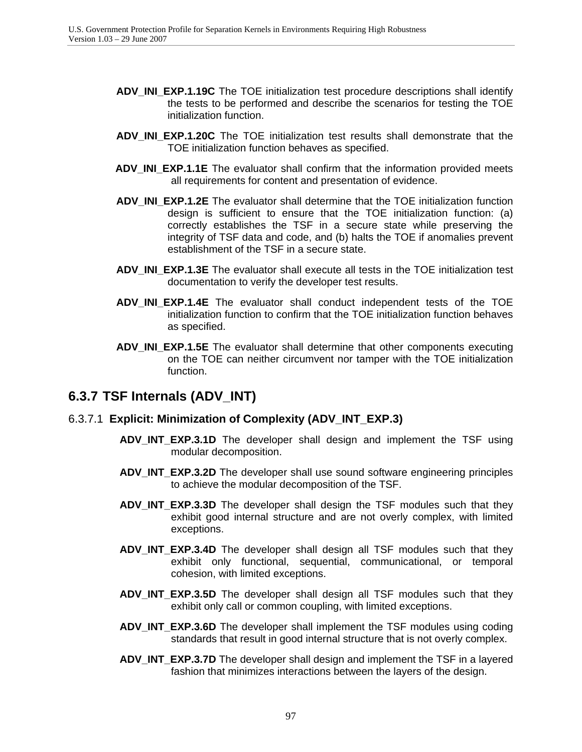**ADV_INI_EXP.1.19C** The TOE initialization test procedure descriptions shall identify the tests to be performed and describe the scenarios for testing the TOE initialization function.

**ADV_INI_EXP.1.20C** The TOE initialization test results shall demonstrate that the TOE initialization function behaves as specified.

**ADV_INI_EXP.1.1E** The evaluator shall confirm that the information provided meets all requirements for content and presentation of evidence.

**ADV_INI_EXP.1.2E** The evaluator shall determine that the TOE initialization function design is sufficient to ensure that the TOE initialization function: (a) correctly establishes the TSF in a secure state while preserving the integrity of TSF data and code, and (b) halts the TOE if anomalies prevent establishment of the TSF in a secure state.

**ADV_INI_EXP.1.3E** The evaluator shall execute all tests in the TOE initialization test documentation to verify the developer test results.

**ADV_INI_EXP.1.4E** The evaluator shall conduct independent tests of the TOE initialization function to confirm that the TOE initialization function behaves as specified.

**ADV_INI_EXP.1.5E** The evaluator shall determine that other components executing on the TOE can neither circumvent nor tamper with the TOE initialization function.

## 6.3.7 TSF Internals (ADV_INT)

### 6.3.7.1 Explicit: Minimization of Complexity (ADV_INT_EXP.3)

**ADV_INT_EXP.3.1D** The developer shall design and implement the TSF using modular decomposition.

**ADV_INT_EXP.3.2D** The developer shall use sound software engineering principles to achieve the modular decomposition of the TSF.

**ADV_INT_EXP.3.3D** The developer shall design the TSF modules such that they exhibit good internal structure and are not overly complex, with limited exceptions.

**ADV_INT_EXP.3.4D** The developer shall design all TSF modules such that they exhibit only functional, sequential, communicational, or temporal cohesion, with limited exceptions.

**ADV_INT_EXP.3.5D** The developer shall design all TSF modules such that they exhibit only call or common coupling, with limited exceptions.

**ADV_INT_EXP.3.6D** The developer shall implement the TSF modules using coding standards that result in good internal structure that is not overly complex.

**ADV_INT_EXP.3.7D** The developer shall design and implement the TSF in a layered fashion that minimizes interactions between the layers of the design.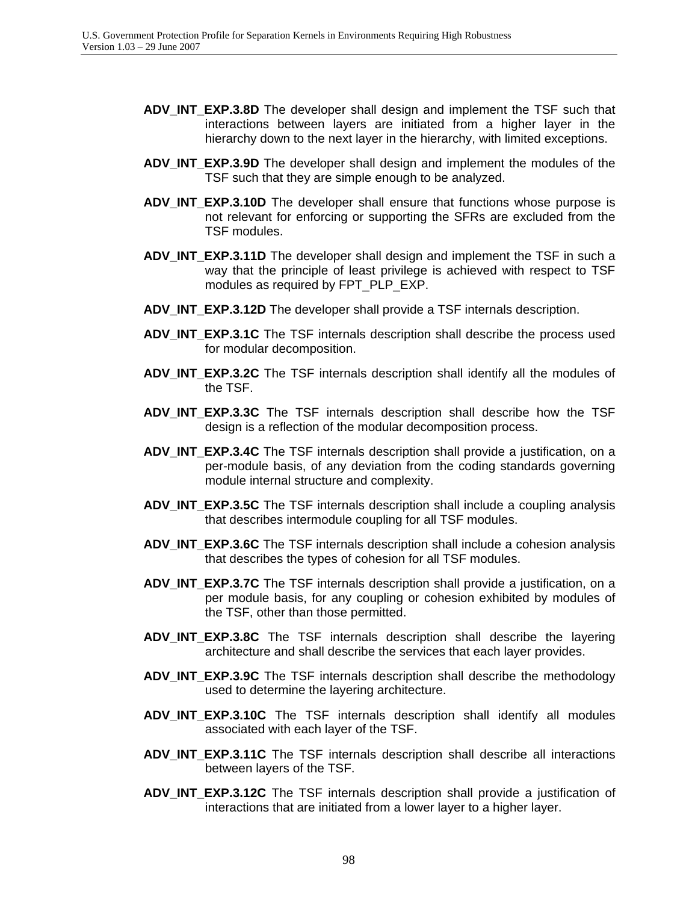**ADV_INT_EXP.3.8D** The developer shall design and implement the TSF such that interactions between layers are initiated from a higher layer in the hierarchy down to the next layer in the hierarchy, with limited exceptions.

**ADV_INT_EXP.3.9D** The developer shall design and implement the modules of the TSF such that they are simple enough to be analyzed.

**ADV_INT_EXP.3.10D** The developer shall ensure that functions whose purpose is not relevant for enforcing or supporting the SFRs are excluded from the TSF modules.

**ADV_INT_EXP.3.11D** The developer shall design and implement the TSF in such a way that the principle of least privilege is achieved with respect to TSF modules as required by FPT_PLP_EXP.

**ADV_INT_EXP.3.12D** The developer shall provide a TSF internals description.

**ADV_INT_EXP.3.1C** The TSF internals description shall describe the process used for modular decomposition.

**ADV_INT_EXP.3.2C** The TSF internals description shall identify all the modules of the TSF.

**ADV_INT_EXP.3.3C** The TSF internals description shall describe how the TSF design is a reflection of the modular decomposition process.

**ADV_INT_EXP.3.4C** The TSF internals description shall provide a justification, on a per-module basis, of any deviation from the coding standards governing module internal structure and complexity.

**ADV_INT_EXP.3.5C** The TSF internals description shall include a coupling analysis that describes intermodule coupling for all TSF modules.

**ADV_INT_EXP.3.6C** The TSF internals description shall include a cohesion analysis that describes the types of cohesion for all TSF modules.

**ADV_INT_EXP.3.7C** The TSF internals description shall provide a justification, on a per module basis, for any coupling or cohesion exhibited by modules of the TSF, other than those permitted.

**ADV_INT_EXP.3.8C** The TSF internals description shall describe the layering architecture and shall describe the services that each layer provides.

**ADV_INT_EXP.3.9C** The TSF internals description shall describe the methodology used to determine the layering architecture.

**ADV_INT_EXP.3.10C** The TSF internals description shall identify all modules associated with each layer of the TSF.

**ADV_INT_EXP.3.11C** The TSF internals description shall describe all interactions between layers of the TSF.

**ADV_INT_EXP.3.12C** The TSF internals description shall provide a justification of interactions that are initiated from a lower layer to a higher layer.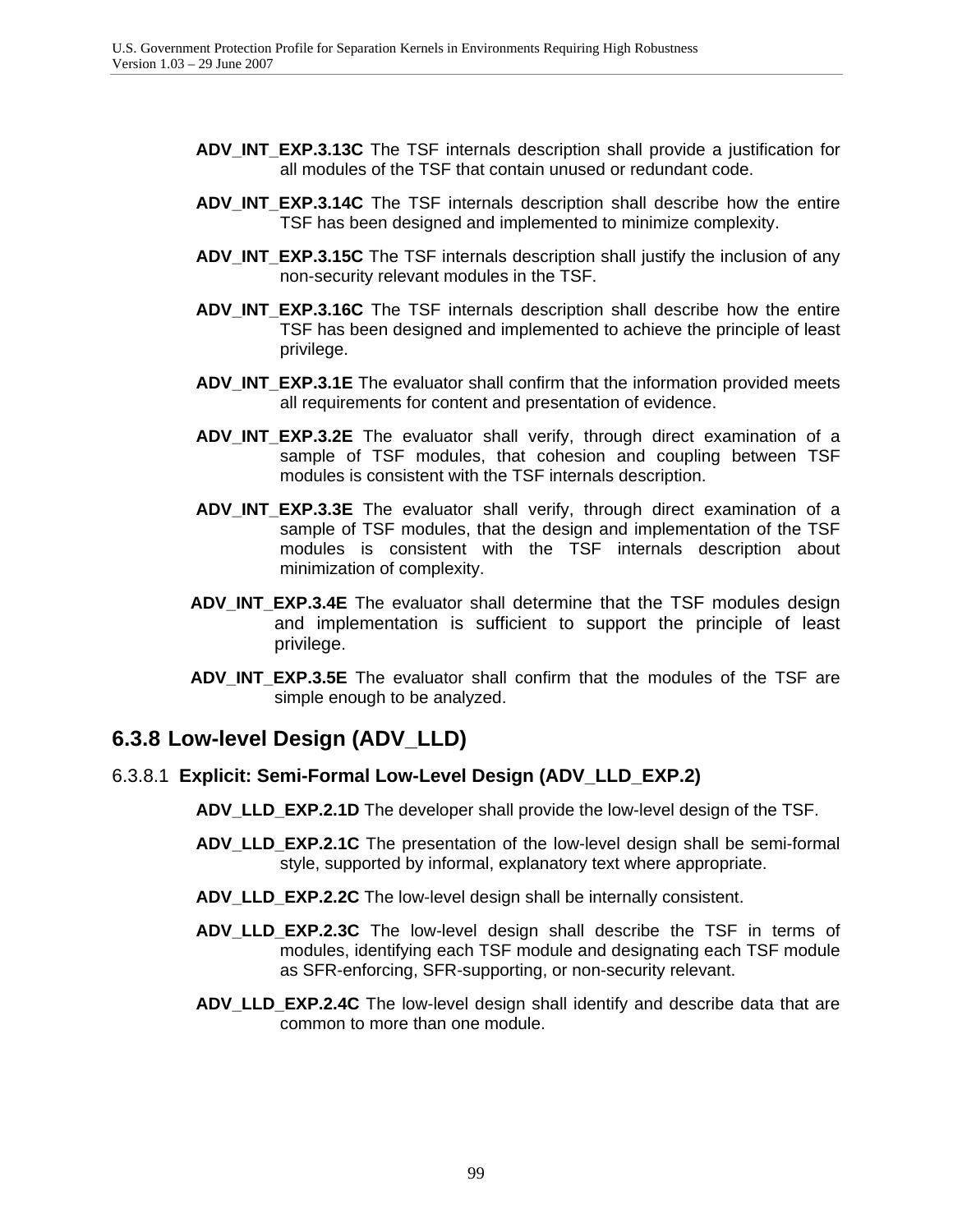**ADV_INT_EXP.3.13C** The TSF internals description shall provide a justification for all modules of the TSF that contain unused or redundant code.

**ADV_INT_EXP.3.14C** The TSF internals description shall describe how the entire TSF has been designed and implemented to minimize complexity.

**ADV_INT_EXP.3.15C** The TSF internals description shall justify the inclusion of any non-security relevant modules in the TSF.

**ADV_INT_EXP.3.16C** The TSF internals description shall describe how the entire TSF has been designed and implemented to achieve the principle of least privilege.

**ADV_INT_EXP.3.1E** The evaluator shall confirm that the information provided meets all requirements for content and presentation of evidence.

**ADV_INT_EXP.3.2E** The evaluator shall verify, through direct examination of a sample of TSF modules, that cohesion and coupling between TSF modules is consistent with the TSF internals description.

**ADV_INT_EXP.3.3E** The evaluator shall verify, through direct examination of a sample of TSF modules, that the design and implementation of the TSF modules is consistent with the TSF internals description about minimization of complexity.

**ADV_INT_EXP.3.4E** The evaluator shall determine that the TSF modules design and implementation is sufficient to support the principle of least privilege.

**ADV_INT_EXP.3.5E** The evaluator shall confirm that the modules of the TSF are simple enough to be analyzed.

## 6.3.8 Low-level Design (ADV_LLD)

### 6.3.8.1 Explicit: Semi-Formal Low-Level Design (ADV_LLD_EXP.2)

**ADV_LLD_EXP.2.1D** The developer shall provide the low-level design of the TSF.

**ADV_LLD_EXP.2.1C** The presentation of the low-level design shall be semi-formal style, supported by informal, explanatory text where appropriate.

**ADV_LLD_EXP.2.2C** The low-level design shall be internally consistent.

**ADV_LLD_EXP.2.3C** The low-level design shall describe the TSF in terms of modules, identifying each TSF module and designating each TSF module as SFR-enforcing, SFR-supporting, or non-security relevant.

**ADV_LLD_EXP.2.4C** The low-level design shall identify and describe data that are common to more than one module.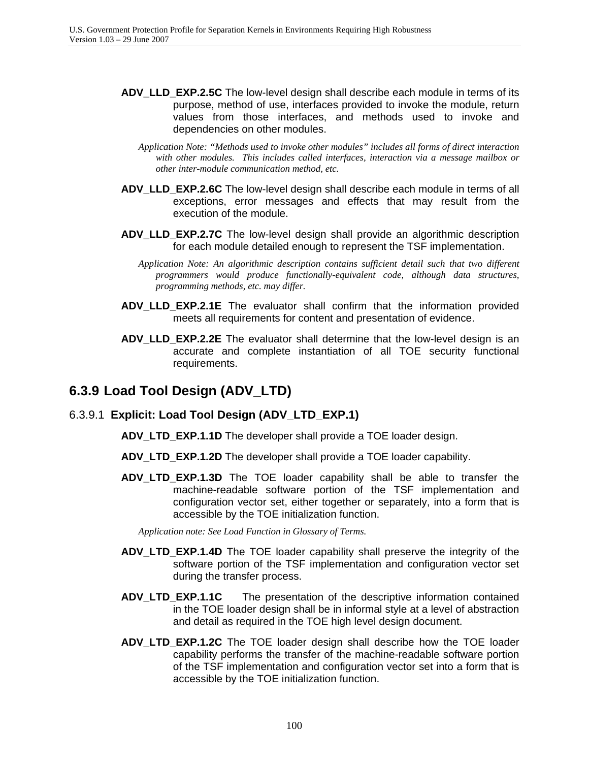**ADV_LLD_EXP.2.5C** The low-level design shall describe each module in terms of its purpose, method of use, interfaces provided to invoke the module, return values from those interfaces, and methods used to invoke and dependencies on other modules.

*Application Note: "Methods used to invoke other modules" includes all forms of direct interaction with other modules. This includes called interfaces, interaction via a message mailbox or other inter-module communication method, etc.*

**ADV_LLD_EXP.2.6C** The low-level design shall describe each module in terms of all exceptions, error messages and effects that may result from the execution of the module.

**ADV_LLD_EXP.2.7C** The low-level design shall provide an algorithmic description for each module detailed enough to represent the TSF implementation.

*Application Note: An algorithmic description contains sufficient detail such that two different programmers would produce functionally-equivalent code, although data structures, programming methods, etc. may differ.*

**ADV_LLD_EXP.2.1E** The evaluator shall confirm that the information provided meets all requirements for content and presentation of evidence.

**ADV_LLD_EXP.2.2E** The evaluator shall determine that the low-level design is an accurate and complete instantiation of all TOE security functional requirements.

## 6.3.9 Load Tool Design (ADV_LTD)

### 6.3.9.1 Explicit: Load Tool Design (ADV_LTD_EXP.1)

**ADV_LTD_EXP.1.1D** The developer shall provide a TOE loader design.

**ADV_LTD_EXP.1.2D** The developer shall provide a TOE loader capability.

**ADV_LTD_EXP.1.3D** The TOE loader capability shall be able to transfer the machine-readable software portion of the TSF implementation and configuration vector set, either together or separately, into a form that is accessible by the TOE initialization function.

*Application note: See Load Function in Glossary of Terms.*

**ADV_LTD_EXP.1.4D** The TOE loader capability shall preserve the integrity of the software portion of the TSF implementation and configuration vector set during the transfer process.

**ADV_LTD_EXP.1.1C** The presentation of the descriptive information contained in the TOE loader design shall be in informal style at a level of abstraction and detail as required in the TOE high level design document.

**ADV_LTD_EXP.1.2C** The TOE loader design shall describe how the TOE loader capability performs the transfer of the machine-readable software portion of the TSF implementation and configuration vector set into a form that is accessible by the TOE initialization function.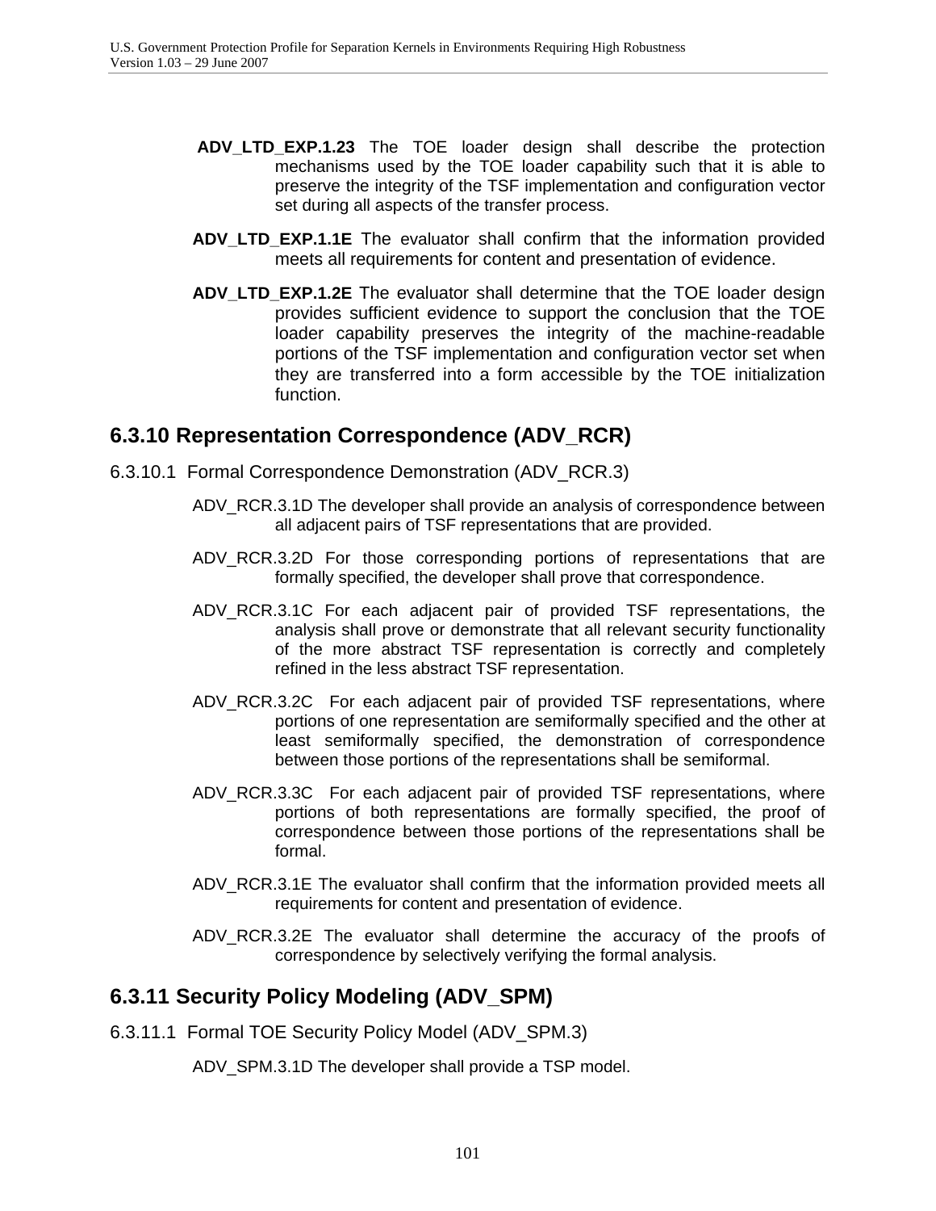**ADV_LTD_EXP.1.23** The TOE loader design shall describe the protection mechanisms used by the TOE loader capability such that it is able to preserve the integrity of the TSF implementation and configuration vector set during all aspects of the transfer process.

**ADV_LTD_EXP.1.1E** The evaluator shall confirm that the information provided meets all requirements for content and presentation of evidence.

**ADV_LTD_EXP.1.2E** The evaluator shall determine that the TOE loader design provides sufficient evidence to support the conclusion that the TOE loader capability preserves the integrity of the machine-readable portions of the TSF implementation and configuration vector set when they are transferred into a form accessible by the TOE initialization function.

## 6.3.10 Representation Correspondence (ADV_RCR)

### 6.3.10.1 Formal Correspondence Demonstration (ADV_RCR.3)

ADV_RCR.3.1D The developer shall provide an analysis of correspondence between all adjacent pairs of TSF representations that are provided.

ADV_RCR.3.2D For those corresponding portions of representations that are formally specified, the developer shall prove that correspondence.

ADV_RCR.3.1C For each adjacent pair of provided TSF representations, the analysis shall prove or demonstrate that all relevant security functionality of the more abstract TSF representation is correctly and completely refined in the less abstract TSF representation.

ADV_RCR.3.2C For each adjacent pair of provided TSF representations, where portions of one representation are semiformally specified and the other at least semiformally specified, the demonstration of correspondence between those portions of the representations shall be semiformal.

ADV_RCR.3.3C For each adjacent pair of provided TSF representations, where portions of both representations are formally specified, the proof of correspondence between those portions of the representations shall be formal.

ADV_RCR.3.1E The evaluator shall confirm that the information provided meets all requirements for content and presentation of evidence.

ADV_RCR.3.2E The evaluator shall determine the accuracy of the proofs of correspondence by selectively verifying the formal analysis.

## 6.3.11 Security Policy Modeling (ADV_SPM)

### 6.3.11.1 Formal TOE Security Policy Model (ADV_SPM.3)

ADV_SPM.3.1D The developer shall provide a TSP model.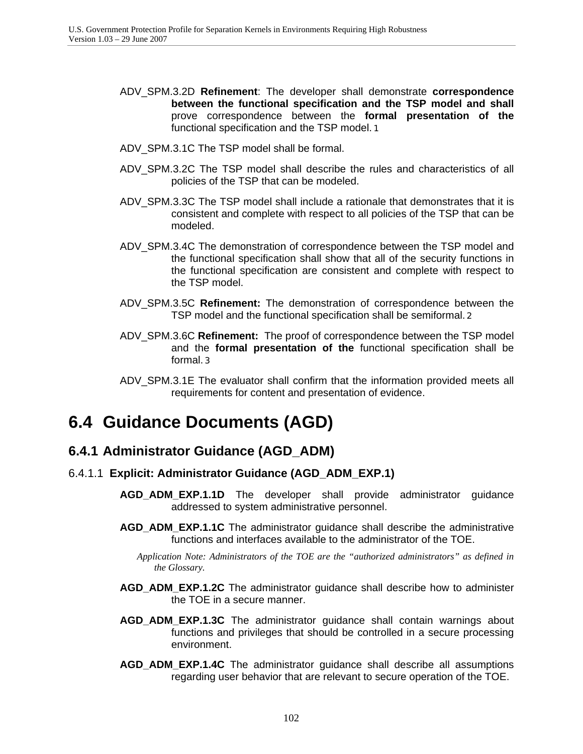ADV_SPM.3.2D **Refinement**: The developer shall demonstrate **correspondence between the functional specification and the TSP model and shall** prove correspondence between the **formal presentation of the** functional specification and the TSP model. [1]

ADV_SPM.3.1C The TSP model shall be formal.

ADV_SPM.3.2C The TSP model shall describe the rules and characteristics of all policies of the TSP that can be modeled.

ADV_SPM.3.3C The TSP model shall include a rationale that demonstrates that it is consistent and complete with respect to all policies of the TSP that can be modeled.

ADV_SPM.3.4C The demonstration of correspondence between the TSP model and the functional specification shall show that all of the security functions in the functional specification are consistent and complete with respect to the TSP model.

ADV_SPM.3.5C **Refinement:** The demonstration of correspondence between the TSP model and the functional specification shall be semiformal. [2]

ADV_SPM.3.6C **Refinement:** The proof of correspondence between the TSP model and the **formal presentation of the** functional specification shall be formal. [3]

ADV_SPM.3.1E The evaluator shall confirm that the information provided meets all requirements for content and presentation of evidence.

# 6.4 Guidance Documents (AGD)

## 6.4.1 Administrator Guidance (AGD_ADM)

### 6.4.1.1 Explicit: Administrator Guidance (AGD_ADM_EXP.1)

**AGD_ADM_EXP.1.1D** The developer shall provide administrator guidance addressed to system administrative personnel.

**AGD_ADM_EXP.1.1C** The administrator guidance shall describe the administrative functions and interfaces available to the administrator of the TOE.

*Application Note: Administrators of the TOE are the "authorized administrators" as defined in the Glossary.*

**AGD_ADM_EXP.1.2C** The administrator guidance shall describe how to administer the TOE in a secure manner.

**AGD_ADM_EXP.1.3C** The administrator guidance shall contain warnings about functions and privileges that should be controlled in a secure processing environment.

**AGD_ADM_EXP.1.4C** The administrator guidance shall describe all assumptions regarding user behavior that are relevant to secure operation of the TOE.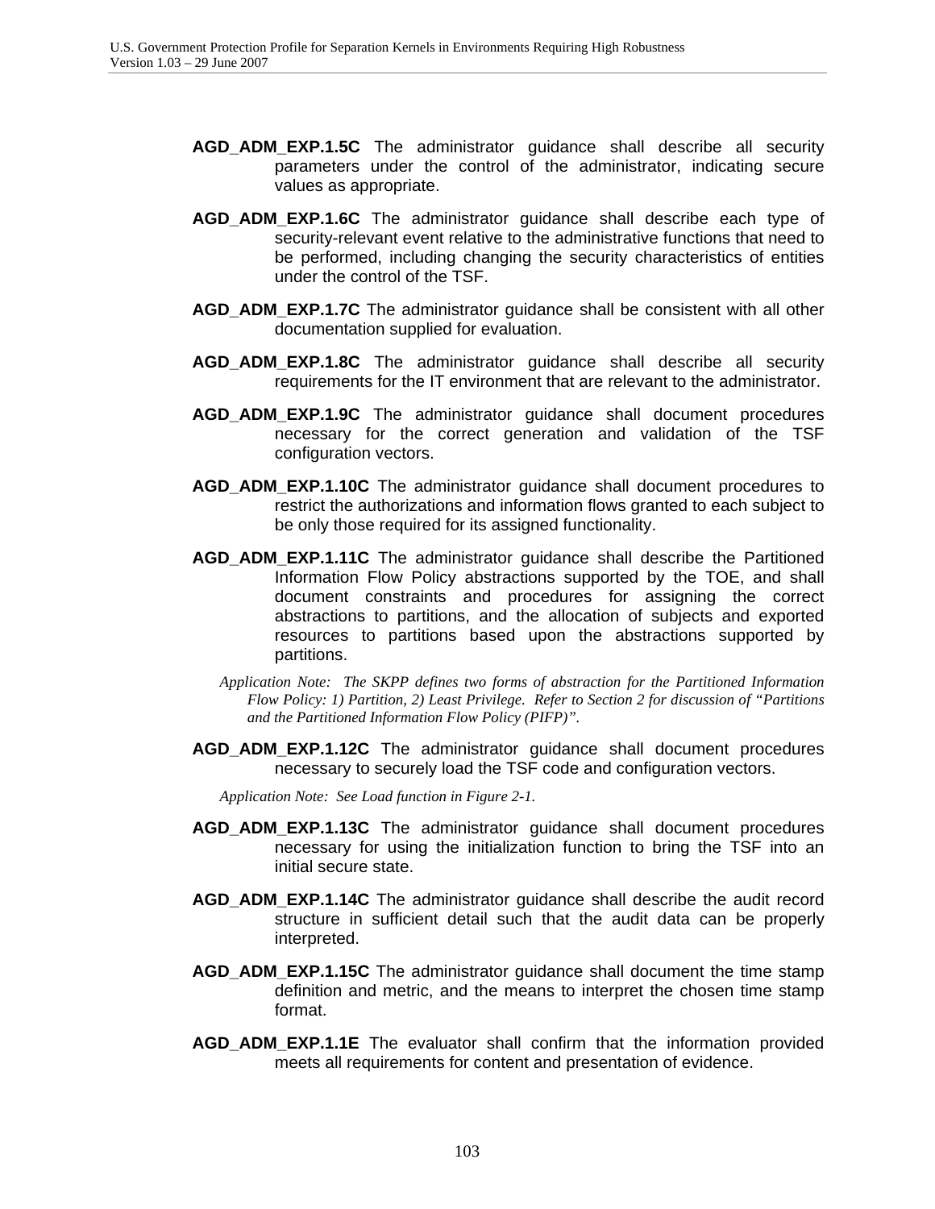**AGD_ADM_EXP.1.5C** The administrator guidance shall describe all security parameters under the control of the administrator, indicating secure values as appropriate.

**AGD_ADM_EXP.1.6C** The administrator guidance shall describe each type of security-relevant event relative to the administrative functions that need to be performed, including changing the security characteristics of entities under the control of the TSF.

**AGD_ADM_EXP.1.7C** The administrator guidance shall be consistent with all other documentation supplied for evaluation.

**AGD_ADM_EXP.1.8C** The administrator guidance shall describe all security requirements for the IT environment that are relevant to the administrator.

**AGD_ADM_EXP.1.9C** The administrator guidance shall document procedures necessary for the correct generation and validation of the TSF configuration vectors.

**AGD_ADM_EXP.1.10C** The administrator guidance shall document procedures to restrict the authorizations and information flows granted to each subject to be only those required for its assigned functionality.

**AGD_ADM_EXP.1.11C** The administrator guidance shall describe the Partitioned Information Flow Policy abstractions supported by the TOE, and shall document constraints and procedures for assigning the correct abstractions to partitions, and the allocation of subjects and exported resources to partitions based upon the abstractions supported by partitions.

*Application Note: The SKPP defines two forms of abstraction for the Partitioned Information Flow Policy: 1) Partition, 2) Least Privilege. Refer to Section 2 for discussion of "Partitions and the Partitioned Information Flow Policy (PIFP)".*

**AGD_ADM_EXP.1.12C** The administrator guidance shall document procedures necessary to securely load the TSF code and configuration vectors.

*Application Note: See Load function in Figure 2-1.*

**AGD_ADM_EXP.1.13C** The administrator guidance shall document procedures necessary for using the initialization function to bring the TSF into an initial secure state.

**AGD_ADM_EXP.1.14C** The administrator guidance shall describe the audit record structure in sufficient detail such that the audit data can be properly interpreted.

**AGD_ADM_EXP.1.15C** The administrator guidance shall document the time stamp definition and metric, and the means to interpret the chosen time stamp format.

**AGD_ADM_EXP.1.1E** The evaluator shall confirm that the information provided meets all requirements for content and presentation of evidence.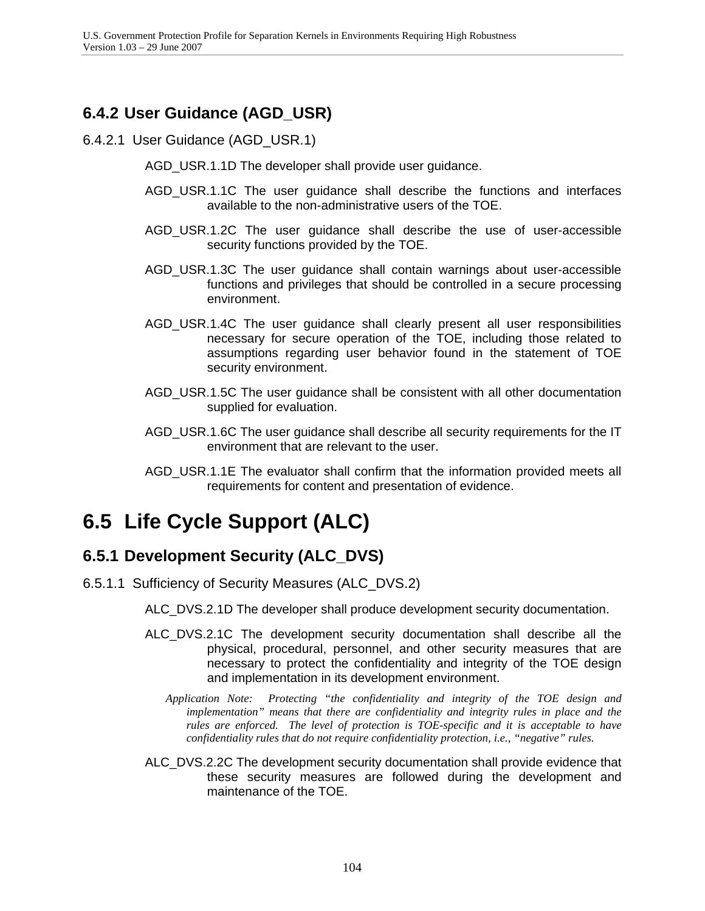### 6.4.2 User Guidance (AGD_USR)

#### 6.4.2.1 User Guidance (AGD_USR.1)

AGD_USR.1.1D The developer shall provide user guidance.

AGD_USR.1.1C The user guidance shall describe the functions and interfaces available to the non-administrative users of the TOE.

AGD_USR.1.2C The user guidance shall describe the use of user-accessible security functions provided by the TOE.

AGD_USR.1.3C The user guidance shall contain warnings about user-accessible functions and privileges that should be controlled in a secure processing environment.

AGD_USR.1.4C The user guidance shall clearly present all user responsibilities necessary for secure operation of the TOE, including those related to assumptions regarding user behavior found in the statement of TOE security environment.

AGD_USR.1.5C The user guidance shall be consistent with all other documentation supplied for evaluation.

AGD_USR.1.6C The user guidance shall describe all security requirements for the IT environment that are relevant to the user.

AGD_USR.1.1E The evaluator shall confirm that the information provided meets all requirements for content and presentation of evidence.

## 6.5 Life Cycle Support (ALC)

### 6.5.1 Development Security (ALC_DVS)

#### 6.5.1.1 Sufficiency of Security Measures (ALC_DVS.2)

ALC_DVS.2.1D The developer shall produce development security documentation.

ALC_DVS.2.1C The development security documentation shall describe all the physical, procedural, personnel, and other security measures that are necessary to protect the confidentiality and integrity of the TOE design and implementation in its development environment.

*Application Note: Protecting "the confidentiality and integrity of the TOE design and implementation" means that there are confidentiality and integrity rules in place and the rules are enforced. The level of protection is TOE-specific and it is acceptable to have confidentiality rules that do not require confidentiality protection, i.e., "negative" rules.*

ALC_DVS.2.2C The development security documentation shall provide evidence that these security measures are followed during the development and maintenance of the TOE.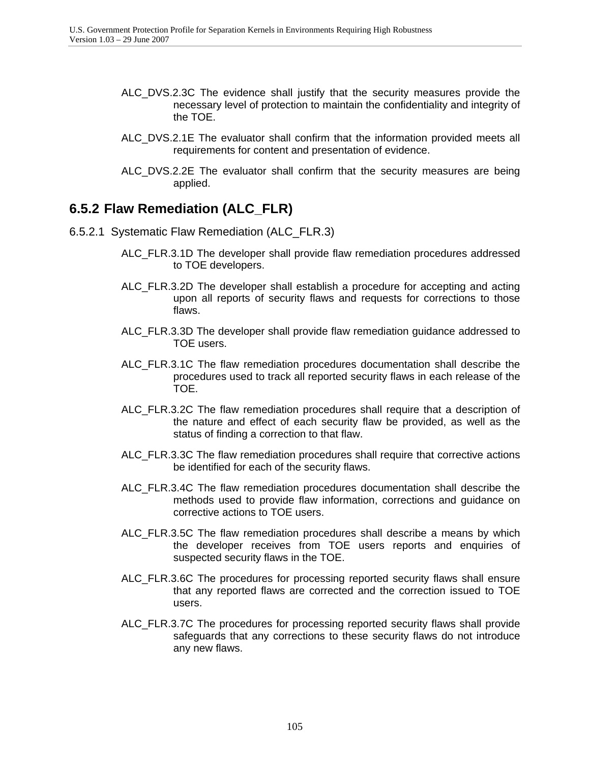ALC_DVS.2.3C The evidence shall justify that the security measures provide the necessary level of protection to maintain the confidentiality and integrity of the TOE.

ALC_DVS.2.1E The evaluator shall confirm that the information provided meets all requirements for content and presentation of evidence.

ALC_DVS.2.2E The evaluator shall confirm that the security measures are being applied.

## 6.5.2 Flaw Remediation (ALC_FLR)

### 6.5.2.1 Systematic Flaw Remediation (ALC_FLR.3)

ALC_FLR.3.1D The developer shall provide flaw remediation procedures addressed to TOE developers.

ALC_FLR.3.2D The developer shall establish a procedure for accepting and acting upon all reports of security flaws and requests for corrections to those flaws.

ALC_FLR.3.3D The developer shall provide flaw remediation guidance addressed to TOE users.

ALC_FLR.3.1C The flaw remediation procedures documentation shall describe the procedures used to track all reported security flaws in each release of the TOE.

ALC_FLR.3.2C The flaw remediation procedures shall require that a description of the nature and effect of each security flaw be provided, as well as the status of finding a correction to that flaw.

ALC_FLR.3.3C The flaw remediation procedures shall require that corrective actions be identified for each of the security flaws.

ALC_FLR.3.4C The flaw remediation procedures documentation shall describe the methods used to provide flaw information, corrections and guidance on corrective actions to TOE users.

ALC_FLR.3.5C The flaw remediation procedures shall describe a means by which the developer receives from TOE users reports and enquiries of suspected security flaws in the TOE.

ALC_FLR.3.6C The procedures for processing reported security flaws shall ensure that any reported flaws are corrected and the correction issued to TOE users.

ALC_FLR.3.7C The procedures for processing reported security flaws shall provide safeguards that any corrections to these security flaws do not introduce any new flaws.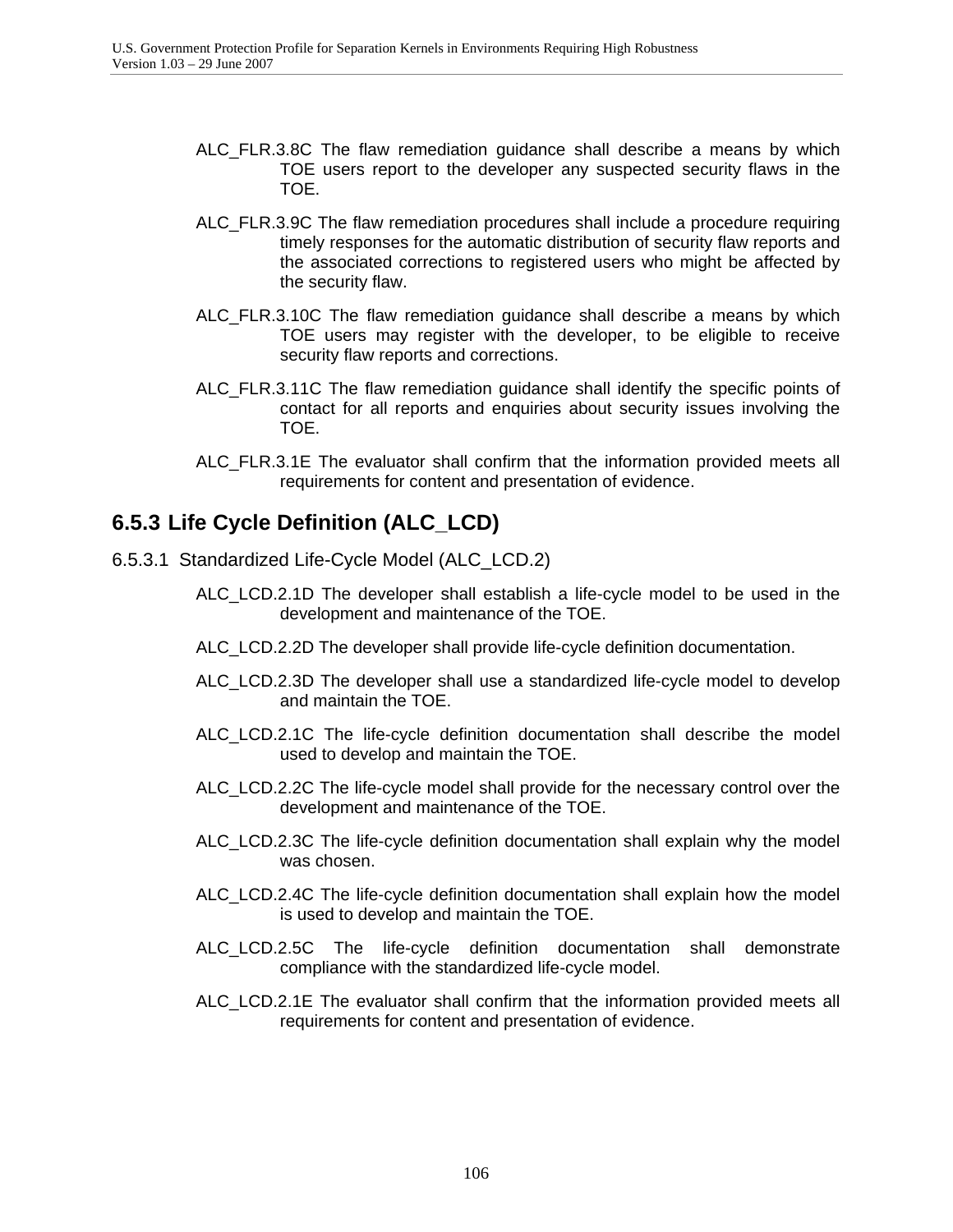ALC_FLR.3.8C The flaw remediation guidance shall describe a means by which TOE users report to the developer any suspected security flaws in the TOE.

ALC_FLR.3.9C The flaw remediation procedures shall include a procedure requiring timely responses for the automatic distribution of security flaw reports and the associated corrections to registered users who might be affected by the security flaw.

ALC_FLR.3.10C The flaw remediation guidance shall describe a means by which TOE users may register with the developer, to be eligible to receive security flaw reports and corrections.

ALC_FLR.3.11C The flaw remediation guidance shall identify the specific points of contact for all reports and enquiries about security issues involving the TOE.

ALC_FLR.3.1E The evaluator shall confirm that the information provided meets all requirements for content and presentation of evidence.

## 6.5.3 Life Cycle Definition (ALC_LCD)

### 6.5.3.1 Standardized Life-Cycle Model (ALC_LCD.2)

ALC_LCD.2.1D The developer shall establish a life-cycle model to be used in the development and maintenance of the TOE.

ALC_LCD.2.2D The developer shall provide life-cycle definition documentation.

ALC_LCD.2.3D The developer shall use a standardized life-cycle model to develop and maintain the TOE.

ALC_LCD.2.1C The life-cycle definition documentation shall describe the model used to develop and maintain the TOE.

ALC_LCD.2.2C The life-cycle model shall provide for the necessary control over the development and maintenance of the TOE.

ALC_LCD.2.3C The life-cycle definition documentation shall explain why the model was chosen.

ALC_LCD.2.4C The life-cycle definition documentation shall explain how the model is used to develop and maintain the TOE.

ALC_LCD.2.5C The life-cycle definition documentation shall demonstrate compliance with the standardized life-cycle model.

ALC_LCD.2.1E The evaluator shall confirm that the information provided meets all requirements for content and presentation of evidence.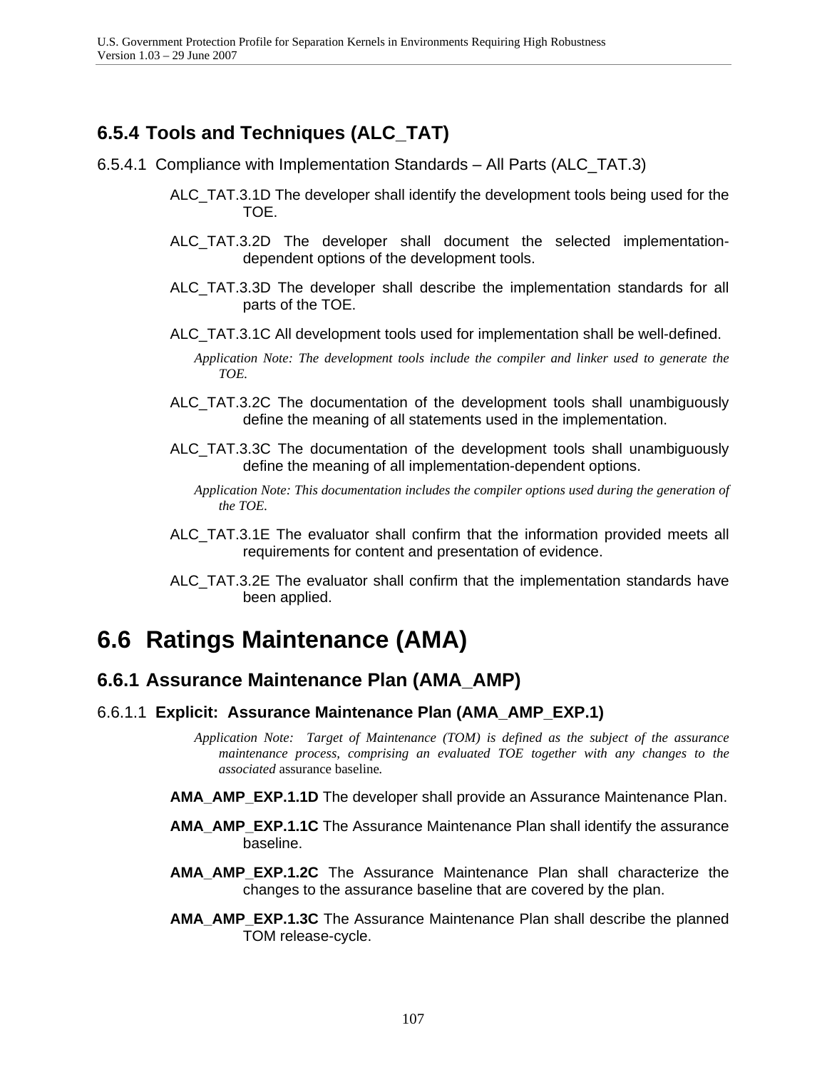### 6.5.4 Tools and Techniques (ALC_TAT)

#### 6.5.4.1 Compliance with Implementation Standards – All Parts (ALC_TAT.3)

ALC_TAT.3.1D The developer shall identify the development tools being used for the TOE.

ALC_TAT.3.2D The developer shall document the selected implementation-dependent options of the development tools.

ALC_TAT.3.3D The developer shall describe the implementation standards for all parts of the TOE.

ALC_TAT.3.1C All development tools used for implementation shall be well-defined.

*Application Note: The development tools include the compiler and linker used to generate the TOE.*

ALC_TAT.3.2C The documentation of the development tools shall unambiguously define the meaning of all statements used in the implementation.

ALC_TAT.3.3C The documentation of the development tools shall unambiguously define the meaning of all implementation-dependent options.

*Application Note: This documentation includes the compiler options used during the generation of the TOE.*

ALC_TAT.3.1E The evaluator shall confirm that the information provided meets all requirements for content and presentation of evidence.

ALC_TAT.3.2E The evaluator shall confirm that the implementation standards have been applied.

## 6.6 Ratings Maintenance (AMA)

### 6.6.1 Assurance Maintenance Plan (AMA_AMP)

#### 6.6.1.1 Explicit: Assurance Maintenance Plan (AMA_AMP_EXP.1)

*Application Note: Target of Maintenance (TOM) is defined as the subject of the assurance maintenance process, comprising an evaluated TOE together with any changes to the associated* assurance baseline*.*

**AMA_AMP_EXP.1.1D** The developer shall provide an Assurance Maintenance Plan.

**AMA_AMP_EXP.1.1C** The Assurance Maintenance Plan shall identify the assurance baseline.

**AMA_AMP_EXP.1.2C** The Assurance Maintenance Plan shall characterize the changes to the assurance baseline that are covered by the plan.

**AMA_AMP_EXP.1.3C** The Assurance Maintenance Plan shall describe the planned TOM release-cycle.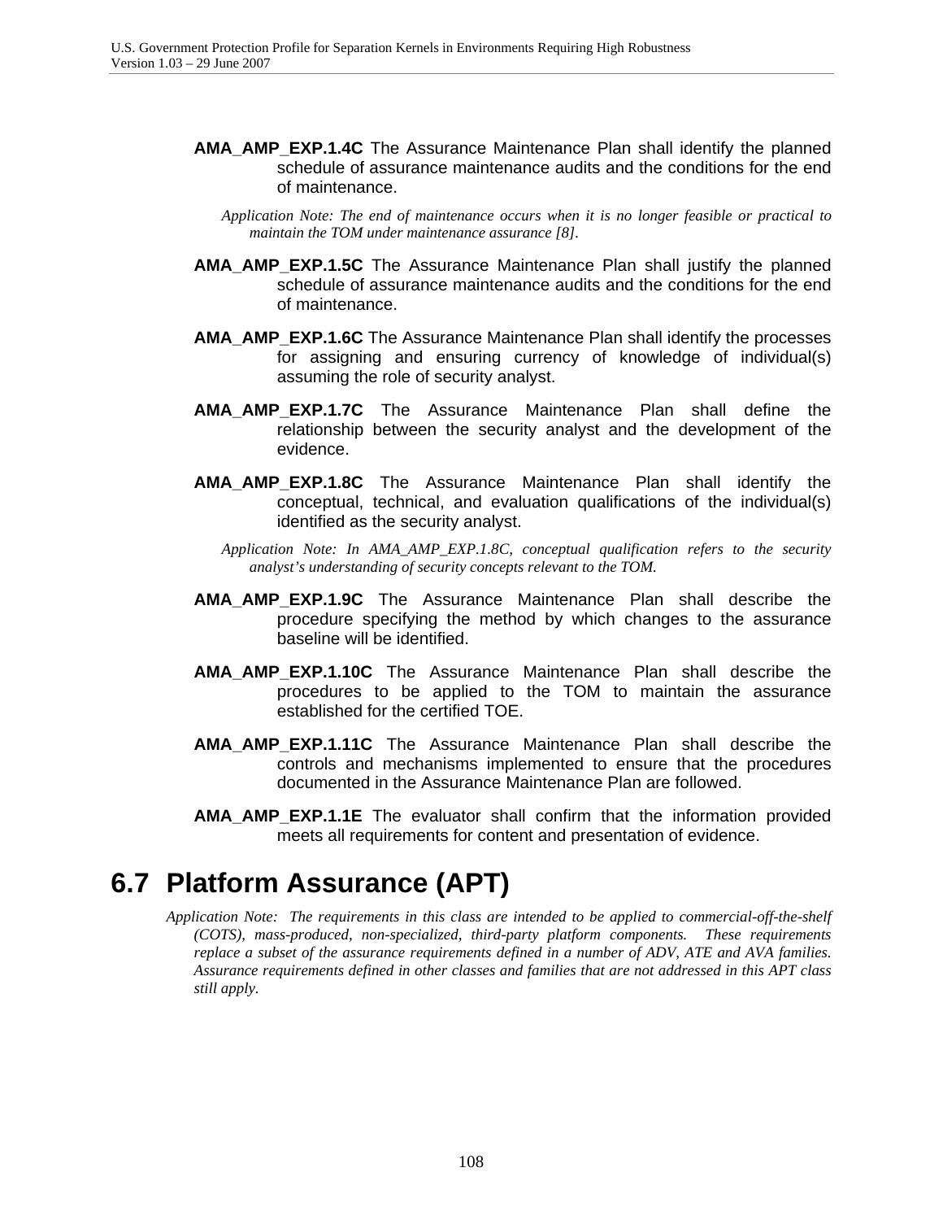**AMA_AMP_EXP.1.4C** The Assurance Maintenance Plan shall identify the planned schedule of assurance maintenance audits and the conditions for the end of maintenance.

*Application Note: The end of maintenance occurs when it is no longer feasible or practical to maintain the TOM under maintenance assurance [8].*

**AMA_AMP_EXP.1.5C** The Assurance Maintenance Plan shall justify the planned schedule of assurance maintenance audits and the conditions for the end of maintenance.

**AMA_AMP_EXP.1.6C** The Assurance Maintenance Plan shall identify the processes for assigning and ensuring currency of knowledge of individual(s) assuming the role of security analyst.

**AMA_AMP_EXP.1.7C** The Assurance Maintenance Plan shall define the relationship between the security analyst and the development of the evidence.

**AMA_AMP_EXP.1.8C** The Assurance Maintenance Plan shall identify the conceptual, technical, and evaluation qualifications of the individual(s) identified as the security analyst.

*Application Note: In AMA_AMP_EXP.1.8C, conceptual qualification refers to the security analyst's understanding of security concepts relevant to the TOM.*

**AMA_AMP_EXP.1.9C** The Assurance Maintenance Plan shall describe the procedure specifying the method by which changes to the assurance baseline will be identified.

**AMA_AMP_EXP.1.10C** The Assurance Maintenance Plan shall describe the procedures to be applied to the TOM to maintain the assurance established for the certified TOE.

**AMA_AMP_EXP.1.11C** The Assurance Maintenance Plan shall describe the controls and mechanisms implemented to ensure that the procedures documented in the Assurance Maintenance Plan are followed.

**AMA_AMP_EXP.1.1E** The evaluator shall confirm that the information provided meets all requirements for content and presentation of evidence.

## 6.7 Platform Assurance (APT)

*Application Note: The requirements in this class are intended to be applied to commercial-off-the-shelf (COTS), mass-produced, non-specialized, third-party platform components. These requirements replace a subset of the assurance requirements defined in a number of ADV, ATE and AVA families. Assurance requirements defined in other classes and families that are not addressed in this APT class still apply.*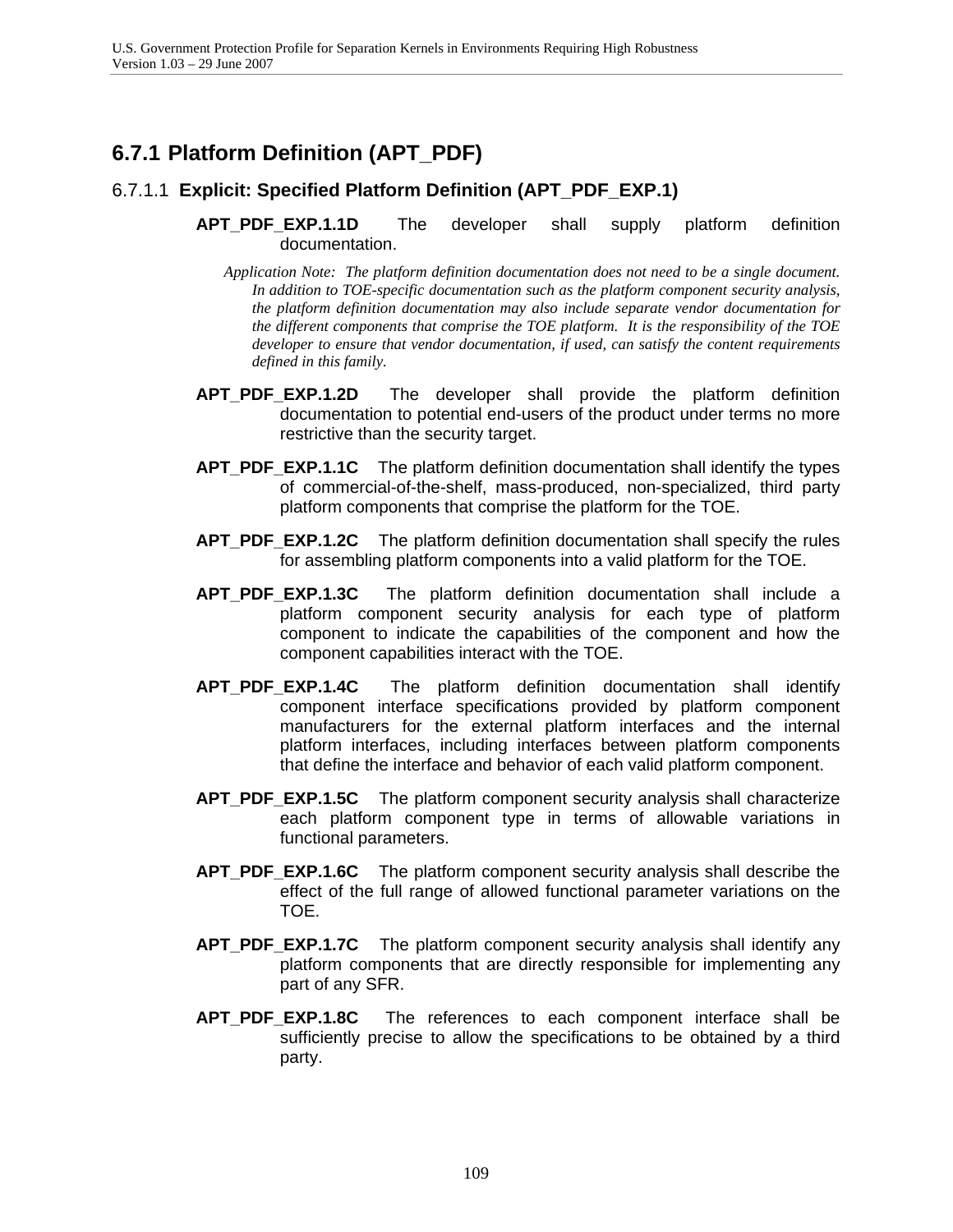## 6.7.1 Platform Definition (APT_PDF)

### 6.7.1.1 Explicit: Specified Platform Definition (APT_PDF_EXP.1)

**APT_PDF_EXP.1.1D** The developer shall supply platform definition documentation.

*Application Note: The platform definition documentation does not need to be a single document. In addition to TOE-specific documentation such as the platform component security analysis, the platform definition documentation may also include separate vendor documentation for the different components that comprise the TOE platform. It is the responsibility of the TOE developer to ensure that vendor documentation, if used, can satisfy the content requirements defined in this family.*

**APT_PDF_EXP.1.2D** The developer shall provide the platform definition documentation to potential end-users of the product under terms no more restrictive than the security target.

**APT_PDF_EXP.1.1C** The platform definition documentation shall identify the types of commercial-of-the-shelf, mass-produced, non-specialized, third party platform components that comprise the platform for the TOE.

**APT_PDF_EXP.1.2C** The platform definition documentation shall specify the rules for assembling platform components into a valid platform for the TOE.

**APT_PDF_EXP.1.3C** The platform definition documentation shall include a platform component security analysis for each type of platform component to indicate the capabilities of the component and how the component capabilities interact with the TOE.

**APT_PDF_EXP.1.4C** The platform definition documentation shall identify component interface specifications provided by platform component manufacturers for the external platform interfaces and the internal platform interfaces, including interfaces between platform components that define the interface and behavior of each valid platform component.

**APT_PDF_EXP.1.5C** The platform component security analysis shall characterize each platform component type in terms of allowable variations in functional parameters.

**APT_PDF_EXP.1.6C** The platform component security analysis shall describe the effect of the full range of allowed functional parameter variations on the TOE.

**APT_PDF_EXP.1.7C** The platform component security analysis shall identify any platform components that are directly responsible for implementing any part of any SFR.

**APT_PDF_EXP.1.8C** The references to each component interface shall be sufficiently precise to allow the specifications to be obtained by a third party.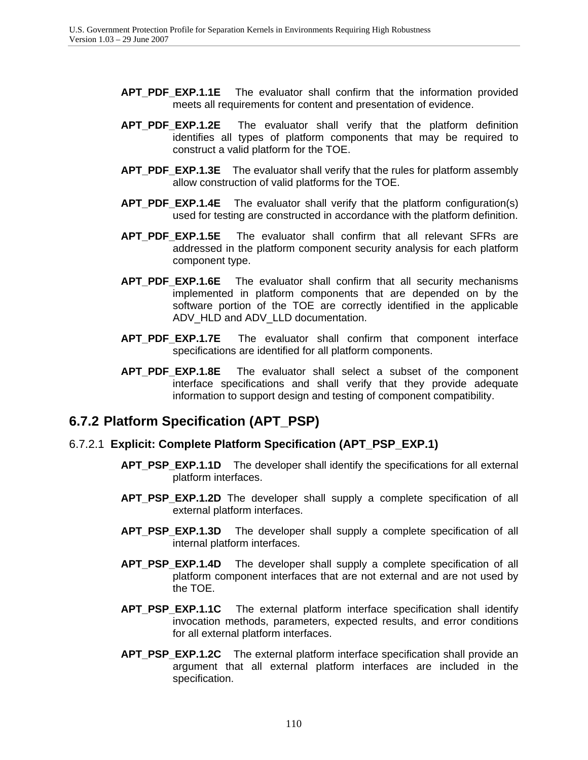**APT_PDF_EXP.1.1E** The evaluator shall confirm that the information provided meets all requirements for content and presentation of evidence.

**APT_PDF_EXP.1.2E** The evaluator shall verify that the platform definition identifies all types of platform components that may be required to construct a valid platform for the TOE.

**APT_PDF_EXP.1.3E** The evaluator shall verify that the rules for platform assembly allow construction of valid platforms for the TOE.

**APT_PDF_EXP.1.4E** The evaluator shall verify that the platform configuration(s) used for testing are constructed in accordance with the platform definition.

**APT_PDF_EXP.1.5E** The evaluator shall confirm that all relevant SFRs are addressed in the platform component security analysis for each platform component type.

**APT_PDF_EXP.1.6E** The evaluator shall confirm that all security mechanisms implemented in platform components that are depended on by the software portion of the TOE are correctly identified in the applicable ADV_HLD and ADV_LLD documentation.

**APT_PDF_EXP.1.7E** The evaluator shall confirm that component interface specifications are identified for all platform components.

**APT_PDF_EXP.1.8E** The evaluator shall select a subset of the component interface specifications and shall verify that they provide adequate information to support design and testing of component compatibility.

## 6.7.2 Platform Specification (APT_PSP)

### 6.7.2.1 **Explicit: Complete Platform Specification (APT_PSP_EXP.1)**

**APT_PSP_EXP.1.1D** The developer shall identify the specifications for all external platform interfaces.

**APT_PSP_EXP.1.2D** The developer shall supply a complete specification of all external platform interfaces.

**APT_PSP_EXP.1.3D** The developer shall supply a complete specification of all internal platform interfaces.

**APT_PSP_EXP.1.4D** The developer shall supply a complete specification of all platform component interfaces that are not external and are not used by the TOE.

**APT_PSP_EXP.1.1C** The external platform interface specification shall identify invocation methods, parameters, expected results, and error conditions for all external platform interfaces.

**APT_PSP_EXP.1.2C** The external platform interface specification shall provide an argument that all external platform interfaces are included in the specification.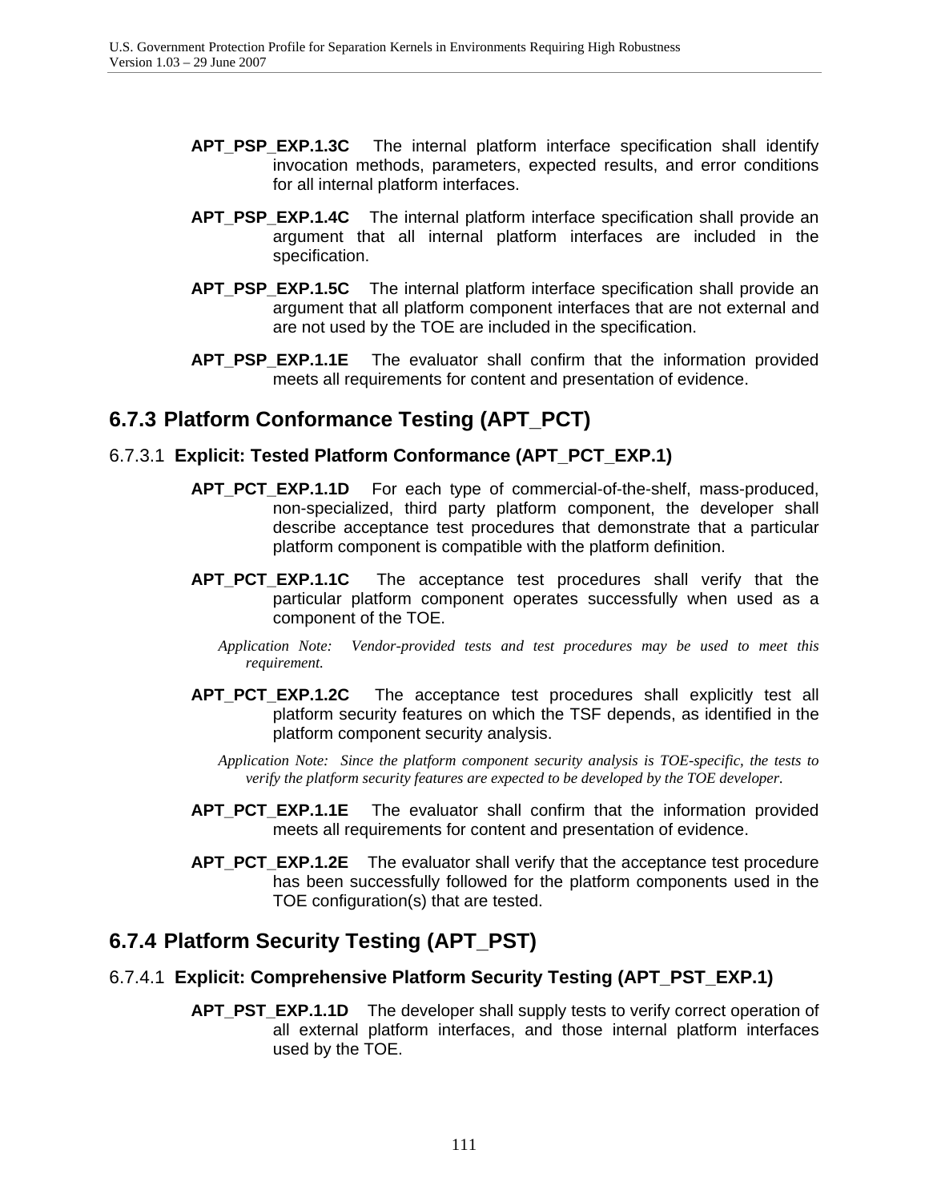**APT_PSP_EXP.1.3C** The internal platform interface specification shall identify invocation methods, parameters, expected results, and error conditions for all internal platform interfaces.

**APT_PSP_EXP.1.4C** The internal platform interface specification shall provide an argument that all internal platform interfaces are included in the specification.

**APT_PSP_EXP.1.5C** The internal platform interface specification shall provide an argument that all platform component interfaces that are not external and are not used by the TOE are included in the specification.

**APT_PSP_EXP.1.1E** The evaluator shall confirm that the information provided meets all requirements for content and presentation of evidence.

## 6.7.3 Platform Conformance Testing (APT_PCT)

### 6.7.3.1 Explicit: Tested Platform Conformance (APT_PCT_EXP.1)

**APT_PCT_EXP.1.1D** For each type of commercial-of-the-shelf, mass-produced, non-specialized, third party platform component, the developer shall describe acceptance test procedures that demonstrate that a particular platform component is compatible with the platform definition.

**APT_PCT_EXP.1.1C** The acceptance test procedures shall verify that the particular platform component operates successfully when used as a component of the TOE.

*Application Note: Vendor-provided tests and test procedures may be used to meet this requirement.*

**APT_PCT_EXP.1.2C** The acceptance test procedures shall explicitly test all platform security features on which the TSF depends, as identified in the platform component security analysis.

*Application Note: Since the platform component security analysis is TOE-specific, the tests to verify the platform security features are expected to be developed by the TOE developer.*

**APT_PCT_EXP.1.1E** The evaluator shall confirm that the information provided meets all requirements for content and presentation of evidence.

**APT_PCT_EXP.1.2E** The evaluator shall verify that the acceptance test procedure has been successfully followed for the platform components used in the TOE configuration(s) that are tested.

## 6.7.4 Platform Security Testing (APT_PST)

### 6.7.4.1 Explicit: Comprehensive Platform Security Testing (APT_PST_EXP.1)

**APT_PST_EXP.1.1D** The developer shall supply tests to verify correct operation of all external platform interfaces, and those internal platform interfaces used by the TOE.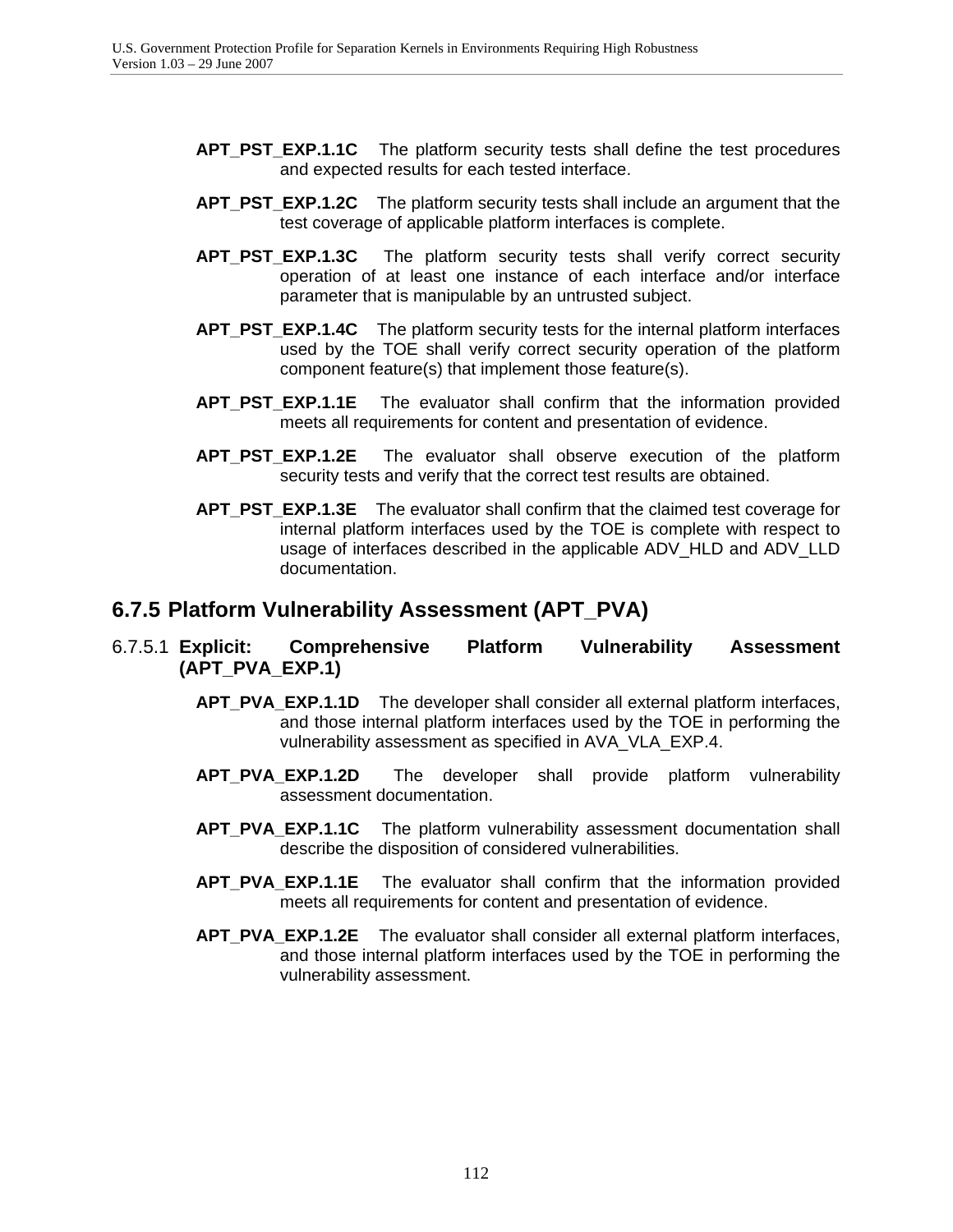**APT_PST_EXP.1.1C** The platform security tests shall define the test procedures and expected results for each tested interface.

**APT_PST_EXP.1.2C** The platform security tests shall include an argument that the test coverage of applicable platform interfaces is complete.

**APT_PST_EXP.1.3C** The platform security tests shall verify correct security operation of at least one instance of each interface and/or interface parameter that is manipulable by an untrusted subject.

**APT_PST_EXP.1.4C** The platform security tests for the internal platform interfaces used by the TOE shall verify correct security operation of the platform component feature(s) that implement those feature(s).

**APT_PST_EXP.1.1E** The evaluator shall confirm that the information provided meets all requirements for content and presentation of evidence.

**APT_PST_EXP.1.2E** The evaluator shall observe execution of the platform security tests and verify that the correct test results are obtained.

**APT_PST_EXP.1.3E** The evaluator shall confirm that the claimed test coverage for internal platform interfaces used by the TOE is complete with respect to usage of interfaces described in the applicable ADV_HLD and ADV_LLD documentation.

## 6.7.5 Platform Vulnerability Assessment (APT_PVA)

### 6.7.5.1 Explicit: Comprehensive Platform Vulnerability Assessment (APT_PVA_EXP.1)

**APT_PVA_EXP.1.1D** The developer shall consider all external platform interfaces, and those internal platform interfaces used by the TOE in performing the vulnerability assessment as specified in AVA_VLA_EXP.4.

**APT_PVA_EXP.1.2D** The developer shall provide platform vulnerability assessment documentation.

**APT_PVA_EXP.1.1C** The platform vulnerability assessment documentation shall describe the disposition of considered vulnerabilities.

**APT_PVA_EXP.1.1E** The evaluator shall confirm that the information provided meets all requirements for content and presentation of evidence.

**APT_PVA_EXP.1.2E** The evaluator shall consider all external platform interfaces, and those internal platform interfaces used by the TOE in performing the vulnerability assessment.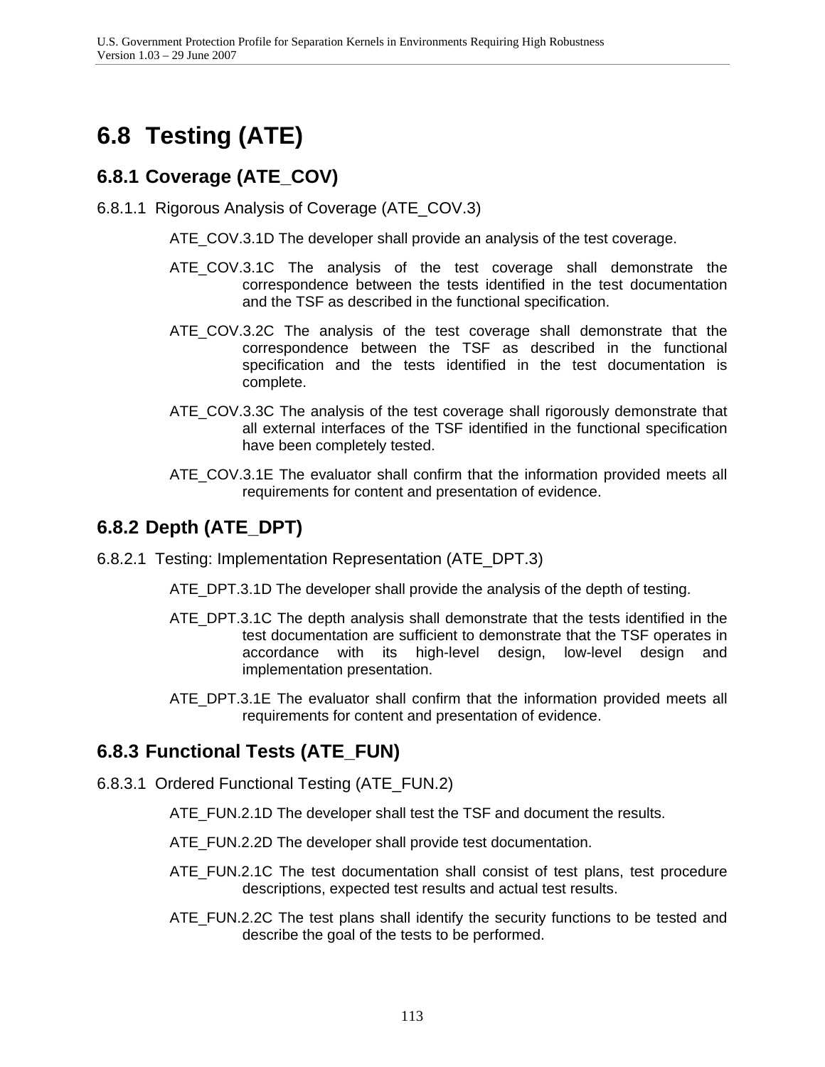# 6.8 Testing (ATE)

## 6.8.1 Coverage (ATE_COV)

### 6.8.1.1 Rigorous Analysis of Coverage (ATE_COV.3)

ATE_COV.3.1D The developer shall provide an analysis of the test coverage.

ATE_COV.3.1C The analysis of the test coverage shall demonstrate the correspondence between the tests identified in the test documentation and the TSF as described in the functional specification.

ATE_COV.3.2C The analysis of the test coverage shall demonstrate that the correspondence between the TSF as described in the functional specification and the tests identified in the test documentation is complete.

ATE_COV.3.3C The analysis of the test coverage shall rigorously demonstrate that all external interfaces of the TSF identified in the functional specification have been completely tested.

ATE_COV.3.1E The evaluator shall confirm that the information provided meets all requirements for content and presentation of evidence.

## 6.8.2 Depth (ATE_DPT)

### 6.8.2.1 Testing: Implementation Representation (ATE_DPT.3)

ATE_DPT.3.1D The developer shall provide the analysis of the depth of testing.

ATE_DPT.3.1C The depth analysis shall demonstrate that the tests identified in the test documentation are sufficient to demonstrate that the TSF operates in accordance with its high-level design, low-level design and implementation presentation.

ATE_DPT.3.1E The evaluator shall confirm that the information provided meets all requirements for content and presentation of evidence.

## 6.8.3 Functional Tests (ATE_FUN)

### 6.8.3.1 Ordered Functional Testing (ATE_FUN.2)

ATE_FUN.2.1D The developer shall test the TSF and document the results.

ATE_FUN.2.2D The developer shall provide test documentation.

ATE_FUN.2.1C The test documentation shall consist of test plans, test procedure descriptions, expected test results and actual test results.

ATE_FUN.2.2C The test plans shall identify the security functions to be tested and describe the goal of the tests to be performed.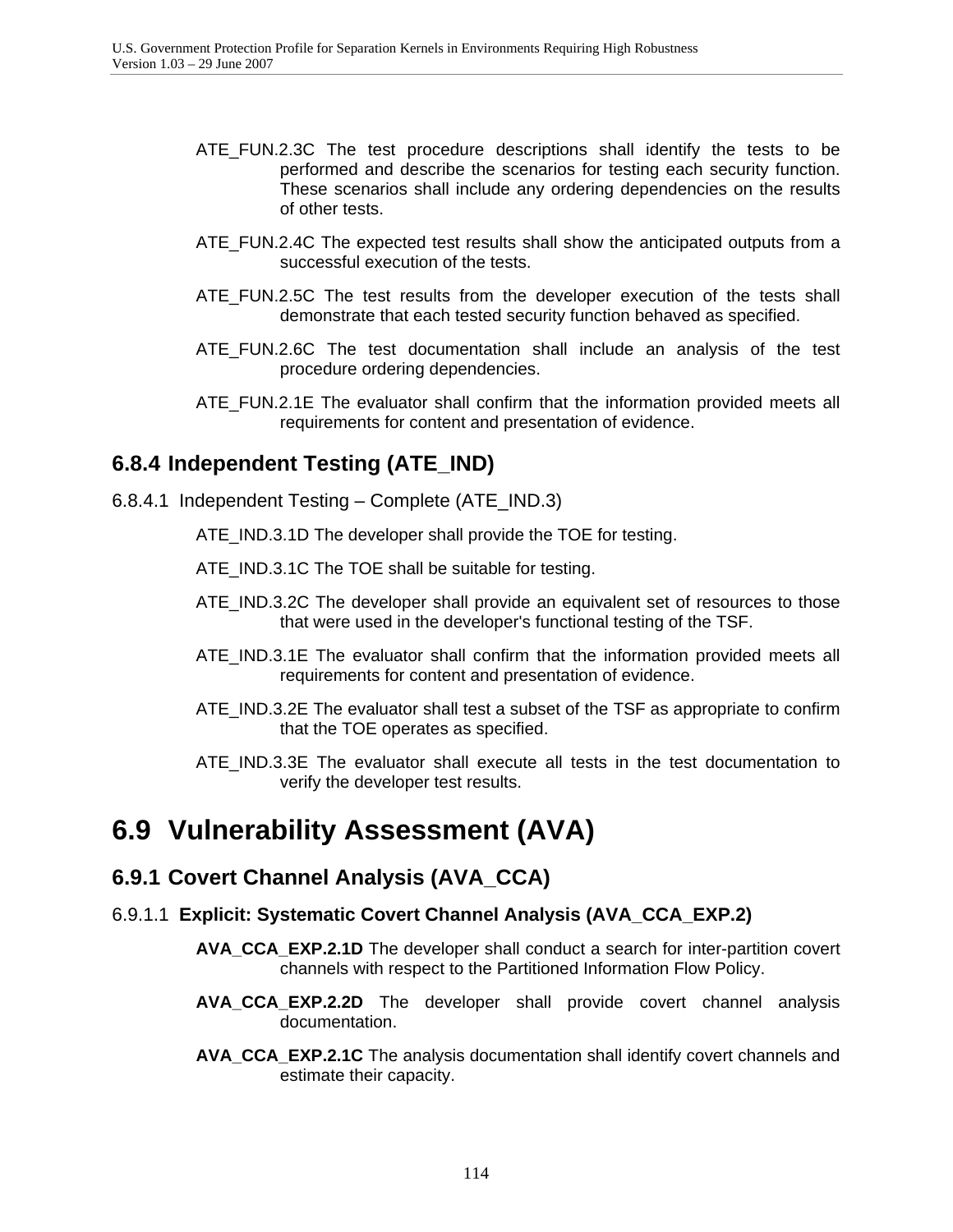ATE_FUN.2.3C The test procedure descriptions shall identify the tests to be performed and describe the scenarios for testing each security function. These scenarios shall include any ordering dependencies on the results of other tests.

ATE_FUN.2.4C The expected test results shall show the anticipated outputs from a successful execution of the tests.

ATE_FUN.2.5C The test results from the developer execution of the tests shall demonstrate that each tested security function behaved as specified.

ATE_FUN.2.6C The test documentation shall include an analysis of the test procedure ordering dependencies.

ATE_FUN.2.1E The evaluator shall confirm that the information provided meets all requirements for content and presentation of evidence.

### 6.8.4 Independent Testing (ATE_IND)

#### 6.8.4.1 Independent Testing – Complete (ATE_IND.3)

ATE_IND.3.1D The developer shall provide the TOE for testing.

ATE_IND.3.1C The TOE shall be suitable for testing.

ATE_IND.3.2C The developer shall provide an equivalent set of resources to those that were used in the developer's functional testing of the TSF.

ATE_IND.3.1E The evaluator shall confirm that the information provided meets all requirements for content and presentation of evidence.

ATE_IND.3.2E The evaluator shall test a subset of the TSF as appropriate to confirm that the TOE operates as specified.

ATE_IND.3.3E The evaluator shall execute all tests in the test documentation to verify the developer test results.

## 6.9 Vulnerability Assessment (AVA)

### 6.9.1 Covert Channel Analysis (AVA_CCA)

#### 6.9.1.1 **Explicit: Systematic Covert Channel Analysis (AVA_CCA_EXP.2)**

**AVA_CCA_EXP.2.1D** The developer shall conduct a search for inter-partition covert channels with respect to the Partitioned Information Flow Policy.

**AVA_CCA_EXP.2.2D** The developer shall provide covert channel analysis documentation.

**AVA_CCA_EXP.2.1C** The analysis documentation shall identify covert channels and estimate their capacity.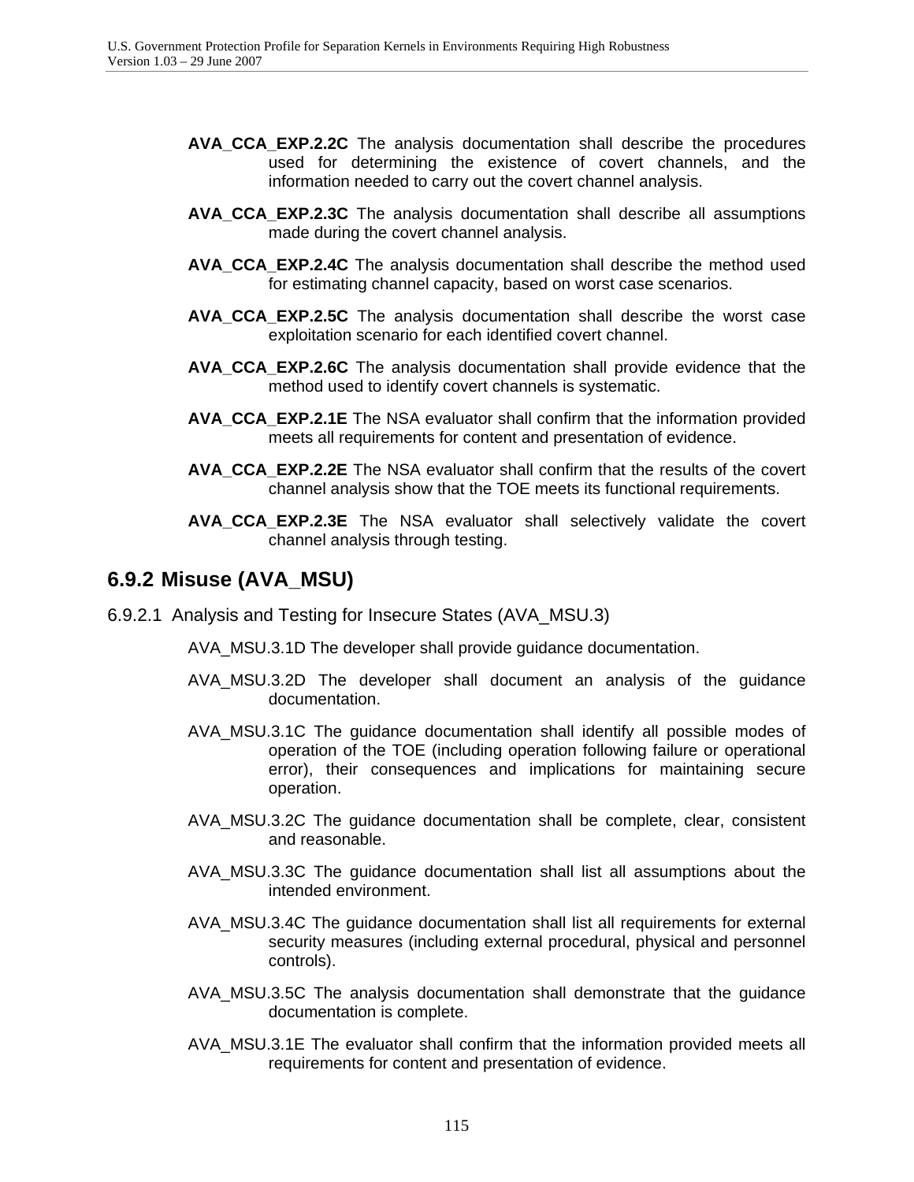**AVA_CCA_EXP.2.2C** The analysis documentation shall describe the procedures used for determining the existence of covert channels, and the information needed to carry out the covert channel analysis.

**AVA_CCA_EXP.2.3C** The analysis documentation shall describe all assumptions made during the covert channel analysis.

**AVA_CCA_EXP.2.4C** The analysis documentation shall describe the method used for estimating channel capacity, based on worst case scenarios.

**AVA_CCA_EXP.2.5C** The analysis documentation shall describe the worst case exploitation scenario for each identified covert channel.

**AVA_CCA_EXP.2.6C** The analysis documentation shall provide evidence that the method used to identify covert channels is systematic.

**AVA_CCA_EXP.2.1E** The NSA evaluator shall confirm that the information provided meets all requirements for content and presentation of evidence.

**AVA_CCA_EXP.2.2E** The NSA evaluator shall confirm that the results of the covert channel analysis show that the TOE meets its functional requirements.

**AVA_CCA_EXP.2.3E** The NSA evaluator shall selectively validate the covert channel analysis through testing.

## 6.9.2 Misuse (AVA_MSU)

### 6.9.2.1 Analysis and Testing for Insecure States (AVA_MSU.3)

AVA_MSU.3.1D The developer shall provide guidance documentation.

AVA_MSU.3.2D The developer shall document an analysis of the guidance documentation.

AVA_MSU.3.1C The guidance documentation shall identify all possible modes of operation of the TOE (including operation following failure or operational error), their consequences and implications for maintaining secure operation.

AVA_MSU.3.2C The guidance documentation shall be complete, clear, consistent and reasonable.

AVA_MSU.3.3C The guidance documentation shall list all assumptions about the intended environment.

AVA_MSU.3.4C The guidance documentation shall list all requirements for external security measures (including external procedural, physical and personnel controls).

AVA_MSU.3.5C The analysis documentation shall demonstrate that the guidance documentation is complete.

AVA_MSU.3.1E The evaluator shall confirm that the information provided meets all requirements for content and presentation of evidence.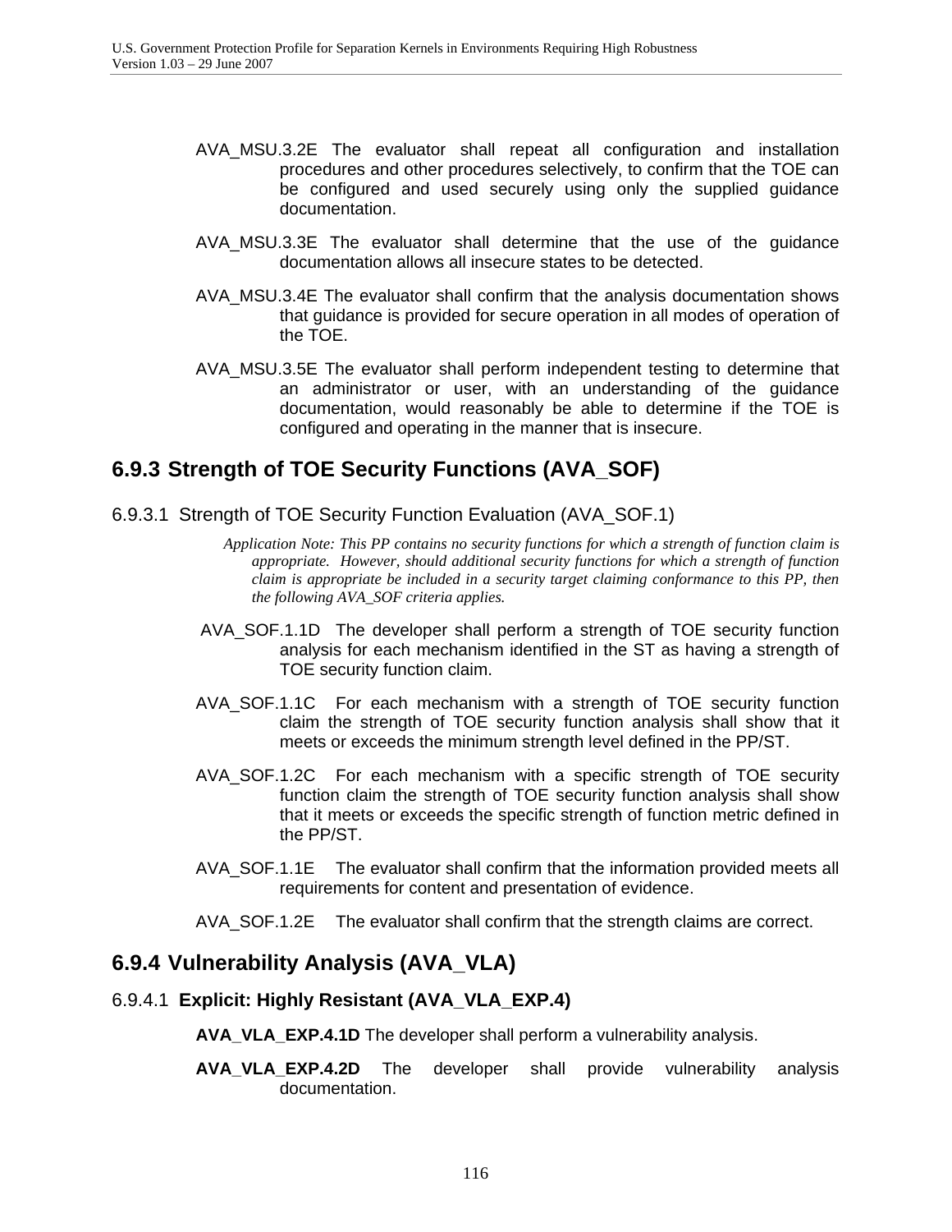AVA_MSU.3.2E The evaluator shall repeat all configuration and installation procedures and other procedures selectively, to confirm that the TOE can be configured and used securely using only the supplied guidance documentation.

AVA_MSU.3.3E The evaluator shall determine that the use of the guidance documentation allows all insecure states to be detected.

AVA_MSU.3.4E The evaluator shall confirm that the analysis documentation shows that guidance is provided for secure operation in all modes of operation of the TOE.

AVA_MSU.3.5E The evaluator shall perform independent testing to determine that an administrator or user, with an understanding of the guidance documentation, would reasonably be able to determine if the TOE is configured and operating in the manner that is insecure.

## 6.9.3 Strength of TOE Security Functions (AVA_SOF)

### 6.9.3.1 Strength of TOE Security Function Evaluation (AVA_SOF.1)

*Application Note: This PP contains no security functions for which a strength of function claim is appropriate. However, should additional security functions for which a strength of function claim is appropriate be included in a security target claiming conformance to this PP, then the following AVA_SOF criteria applies.*

AVA_SOF.1.1D The developer shall perform a strength of TOE security function analysis for each mechanism identified in the ST as having a strength of TOE security function claim.

AVA_SOF.1.1C For each mechanism with a strength of TOE security function claim the strength of TOE security function analysis shall show that it meets or exceeds the minimum strength level defined in the PP/ST.

AVA_SOF.1.2C For each mechanism with a specific strength of TOE security function claim the strength of TOE security function analysis shall show that it meets or exceeds the specific strength of function metric defined in the PP/ST.

AVA_SOF.1.1E The evaluator shall confirm that the information provided meets all requirements for content and presentation of evidence.

AVA_SOF.1.2E The evaluator shall confirm that the strength claims are correct.

## 6.9.4 Vulnerability Analysis (AVA_VLA)

### 6.9.4.1 Explicit: Highly Resistant (AVA_VLA_EXP.4)

**AVA_VLA_EXP.4.1D** The developer shall perform a vulnerability analysis.

**AVA_VLA_EXP.4.2D** The developer shall provide vulnerability analysis documentation.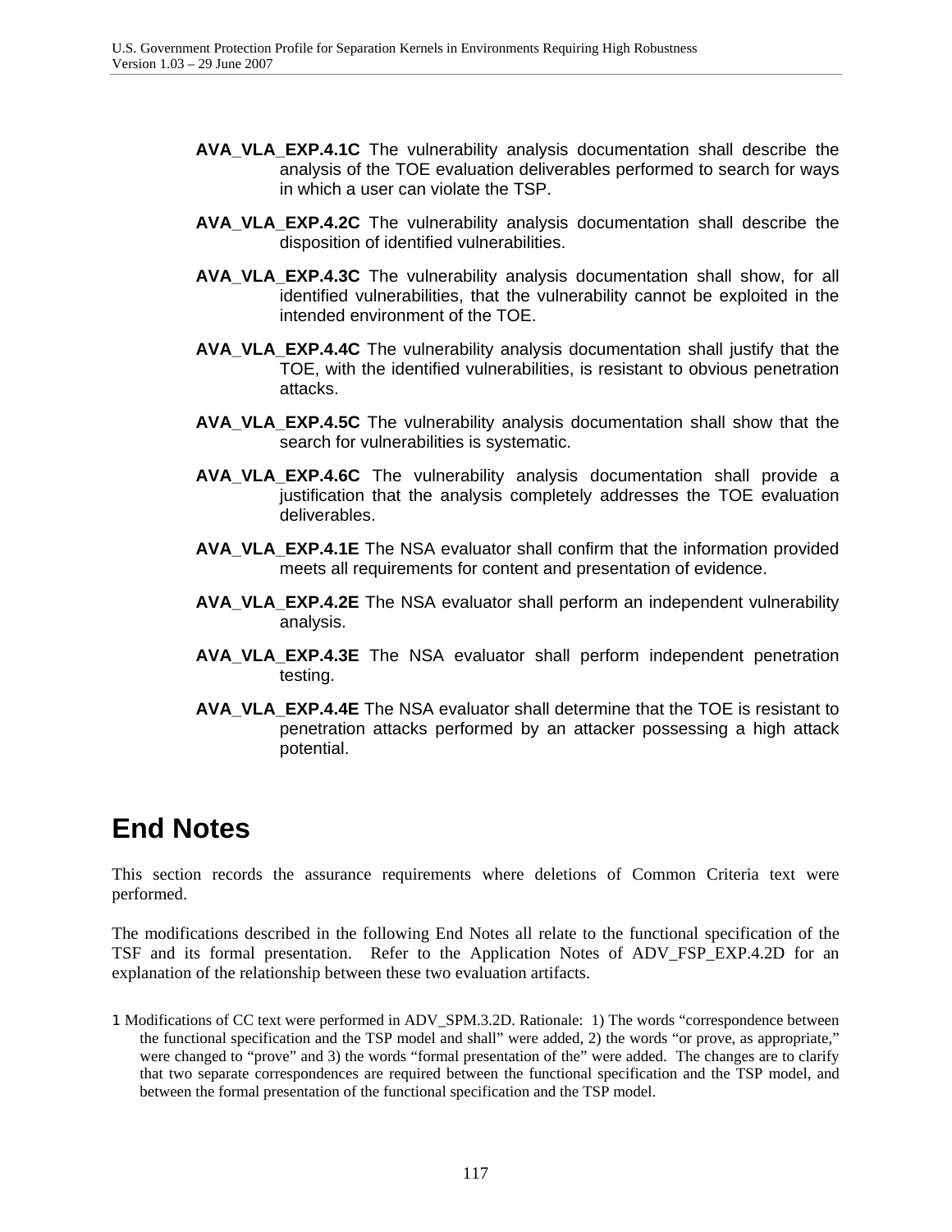**AVA_VLA_EXP.4.1C** The vulnerability analysis documentation shall describe the analysis of the TOE evaluation deliverables performed to search for ways in which a user can violate the TSP.

**AVA_VLA_EXP.4.2C** The vulnerability analysis documentation shall describe the disposition of identified vulnerabilities.

**AVA_VLA_EXP.4.3C** The vulnerability analysis documentation shall show, for all identified vulnerabilities, that the vulnerability cannot be exploited in the intended environment of the TOE.

**AVA_VLA_EXP.4.4C** The vulnerability analysis documentation shall justify that the TOE, with the identified vulnerabilities, is resistant to obvious penetration attacks.

**AVA_VLA_EXP.4.5C** The vulnerability analysis documentation shall show that the search for vulnerabilities is systematic.

**AVA_VLA_EXP.4.6C** The vulnerability analysis documentation shall provide a justification that the analysis completely addresses the TOE evaluation deliverables.

**AVA_VLA_EXP.4.1E** The NSA evaluator shall confirm that the information provided meets all requirements for content and presentation of evidence.

**AVA_VLA_EXP.4.2E** The NSA evaluator shall perform an independent vulnerability analysis.

**AVA_VLA_EXP.4.3E** The NSA evaluator shall perform independent penetration testing.

**AVA_VLA_EXP.4.4E** The NSA evaluator shall determine that the TOE is resistant to penetration attacks performed by an attacker possessing a high attack potential.

# End Notes

This section records the assurance requirements where deletions of Common Criteria text were performed.

The modifications described in the following End Notes all relate to the functional specification of the TSF and its formal presentation. Refer to the Application Notes of ADV_FSP_EXP.4.2D for an explanation of the relationship between these two evaluation artifacts.

1 Modifications of CC text were performed in ADV_SPM.3.2D. Rationale: 1) The words "correspondence between the functional specification and the TSP model and shall" were added, 2) the words "or prove, as appropriate," were changed to "prove" and 3) the words "formal presentation of the" were added. The changes are to clarify that two separate correspondences are required between the functional specification and the TSP model, and between the formal presentation of the functional specification and the TSP model.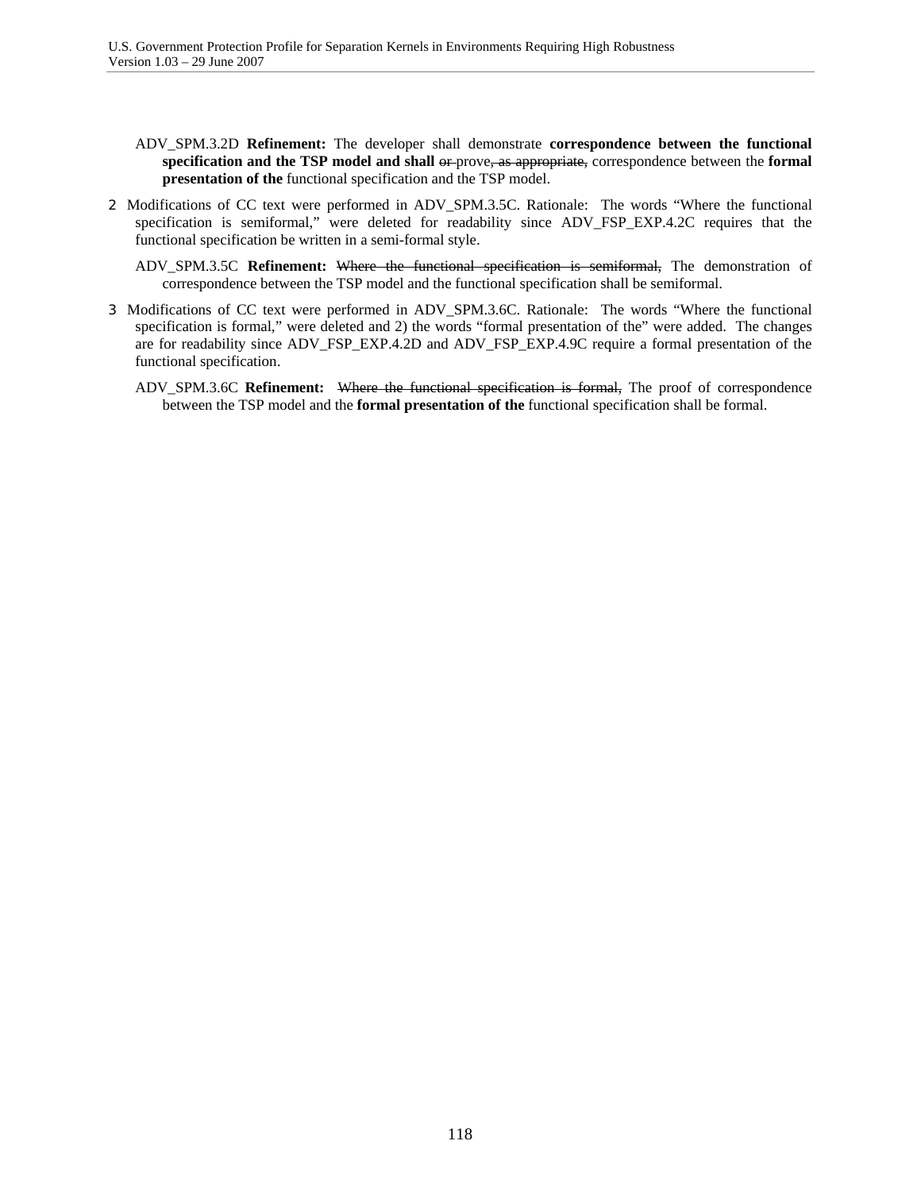ADV_SPM.3.2D **Refinement:** The developer shall demonstrate **correspondence between the functional specification and the TSP model and shall** ~~or~~ prove~~, as appropriate,~~ correspondence between the **formal presentation of the** functional specification and the TSP model.

2 Modifications of CC text were performed in ADV_SPM.3.5C. Rationale: The words "Where the functional specification is semiformal," were deleted for readability since ADV_FSP_EXP.4.2C requires that the functional specification be written in a semi-formal style.

ADV_SPM.3.5C **Refinement:** ~~Where the functional specification is semiformal,~~ The demonstration of correspondence between the TSP model and the functional specification shall be semiformal.

3 Modifications of CC text were performed in ADV_SPM.3.6C. Rationale: The words "Where the functional specification is formal," were deleted and 2) the words "formal presentation of the" were added. The changes are for readability since ADV_FSP_EXP.4.2D and ADV_FSP_EXP.4.9C require a formal presentation of the functional specification.

ADV_SPM.3.6C **Refinement:** ~~Where the functional specification is formal,~~ The proof of correspondence between the TSP model and the **formal presentation of the** functional specification shall be formal.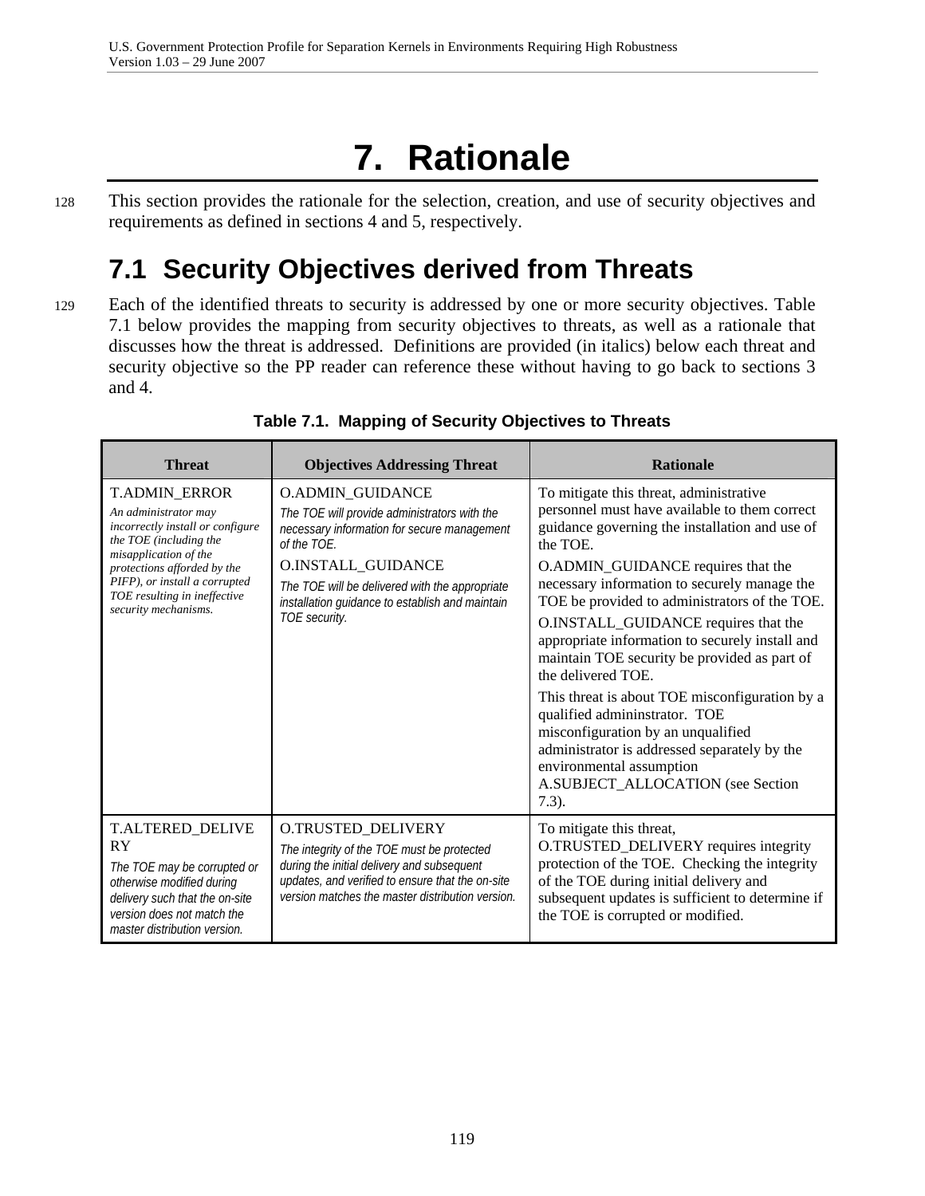# 7. Rationale

128 This section provides the rationale for the selection, creation, and use of security objectives and requirements as defined in sections 4 and 5, respectively.

## 7.1 Security Objectives derived from Threats

129 Each of the identified threats to security is addressed by one or more security objectives. Table 7.1 below provides the mapping from security objectives to threats, as well as a rationale that discusses how the threat is addressed. Definitions are provided (in italics) below each threat and security objective so the PP reader can reference these without having to go back to sections 3 and 4.

**Table 7.1. Mapping of Security Objectives to Threats**

| Threat | Objectives Addressing Threat | Rationale |
|---|---|---|
| T.ADMIN_ERROR<br>*An administrator may incorrectly install or configure the TOE (including the misapplication of the protections afforded by the PIFP), or install a corrupted TOE resulting in ineffective security mechanisms.* | O.ADMIN_GUIDANCE<br>*The TOE will provide administrators with the necessary information for secure management of the TOE.*<br>O.INSTALL_GUIDANCE<br>*The TOE will be delivered with the appropriate installation guidance to establish and maintain TOE security.* | To mitigate this threat, administrative personnel must have available to them correct guidance governing the installation and use of the TOE.<br>O.ADMIN_GUIDANCE requires that the necessary information to securely manage the TOE be provided to administrators of the TOE.<br>O.INSTALL_GUIDANCE requires that the appropriate information to securely install and maintain TOE security be provided as part of the delivered TOE.<br>This threat is about TOE misconfiguration by a qualified admininstrator. TOE misconfiguration by an unqualified administrator is addressed separately by the environmental assumption A.SUBJECT_ALLOCATION (see Section 7.3). |
| T.ALTERED_DELIVERY<br>*The TOE may be corrupted or otherwise modified during delivery such that the on-site version does not match the master distribution version.* | O.TRUSTED_DELIVERY<br>*The integrity of the TOE must be protected during the initial delivery and subsequent updates, and verified to ensure that the on-site version matches the master distribution version.* | To mitigate this threat, O.TRUSTED_DELIVERY requires integrity protection of the TOE. Checking the integrity of the TOE during initial delivery and subsequent updates is sufficient to determine if the TOE is corrupted or modified. |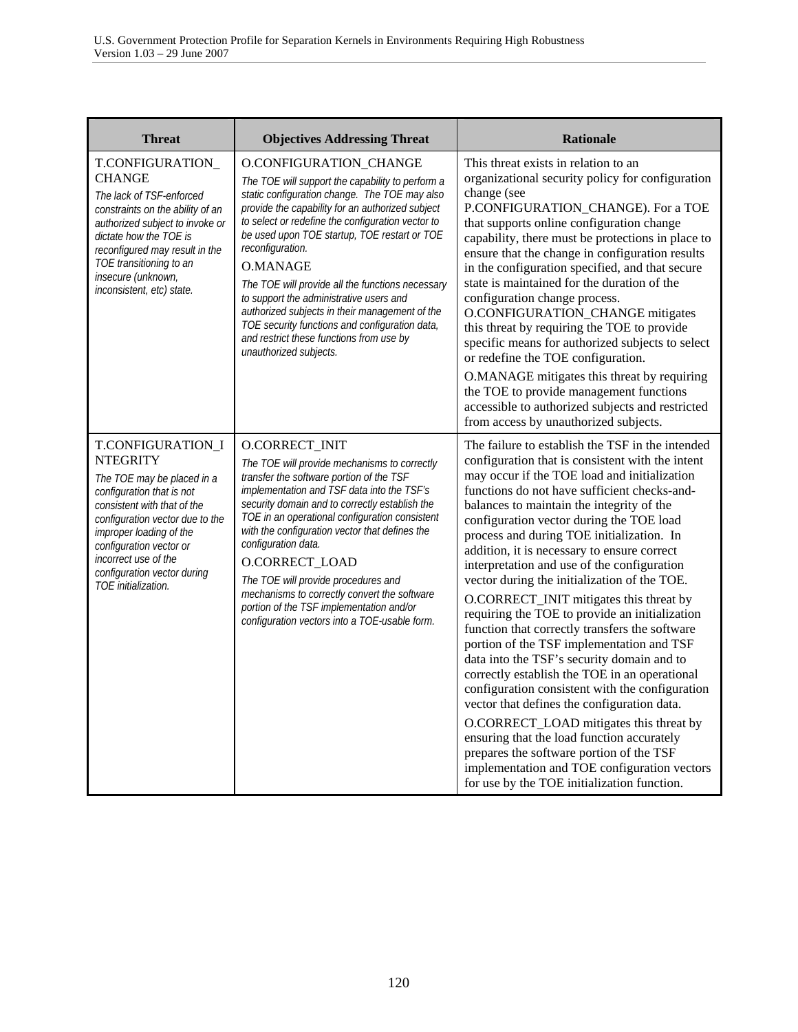| Threat | Objectives Addressing Threat | Rationale |
|---|---|---|
| T.CONFIGURATION_CHANGE<br>*The lack of TSF-enforced constraints on the ability of an authorized subject to invoke or dictate how the TOE is reconfigured may result in the TOE transitioning to an insecure (unknown, inconsistent, etc) state.* | O.CONFIGURATION_CHANGE<br>*The TOE will support the capability to perform a static configuration change. The TOE may also provide the capability for an authorized subject to select or redefine the configuration vector to be used upon TOE startup, TOE restart or TOE reconfiguration.*<br>O.MANAGE<br>*The TOE will provide all the functions necessary to support the administrative users and authorized subjects in their management of the TOE security functions and configuration data, and restrict these functions from use by unauthorized subjects.* | This threat exists in relation to an organizational security policy for configuration change (see P.CONFIGURATION_CHANGE). For a TOE that supports online configuration change capability, there must be protections in place to ensure that the change in configuration results in the configuration specified, and that secure state is maintained for the duration of the configuration change process. O.CONFIGURATION_CHANGE mitigates this threat by requiring the TOE to provide specific means for authorized subjects to select or redefine the TOE configuration.<br>O.MANAGE mitigates this threat by requiring the TOE to provide management functions accessible to authorized subjects and restricted from access by unauthorized subjects. |
| T.CONFIGURATION_INTEGRITY<br>*The TOE may be placed in a configuration that is not consistent with that of the configuration vector due to the improper loading of the configuration vector or incorrect use of the configuration vector during TOE initialization.* | O.CORRECT_INIT<br>*The TOE will provide mechanisms to correctly transfer the software portion of the TSF implementation and TSF data into the TSF's security domain and to correctly establish the TOE in an operational configuration consistent with the configuration vector that defines the configuration data.*<br>O.CORRECT_LOAD<br>*The TOE will provide procedures and mechanisms to correctly convert the software portion of the TSF implementation and/or configuration vectors into a TOE-usable form.* | The failure to establish the TSF in the intended configuration that is consistent with the intent may occur if the TOE load and initialization functions do not have sufficient checks-and-balances to maintain the integrity of the configuration vector during the TOE load process and during TOE initialization. In addition, it is necessary to ensure correct interpretation and use of the configuration vector during the initialization of the TOE.<br>O.CORRECT_INIT mitigates this threat by requiring the TOE to provide an initialization function that correctly transfers the software portion of the TSF implementation and TSF data into the TSF's security domain and to correctly establish the TOE in an operational configuration consistent with the configuration vector that defines the configuration data.<br>O.CORRECT_LOAD mitigates this threat by ensuring that the load function accurately prepares the software portion of the TSF implementation and TOE configuration vectors for use by the TOE initialization function. |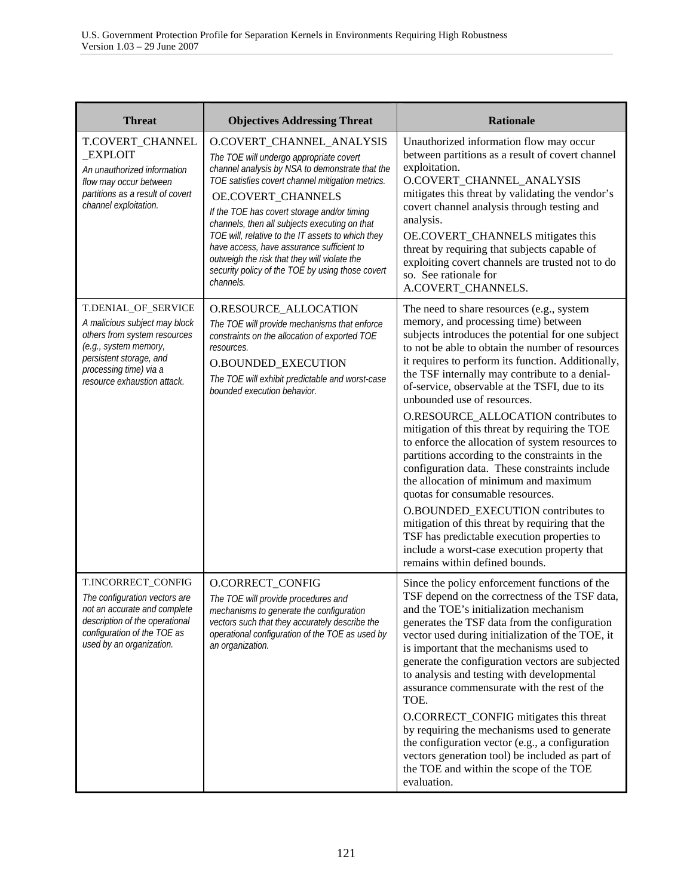| Threat | Objectives Addressing Threat | Rationale |
| --- | --- | --- |
| T.COVERT_CHANNEL_EXPLOIT<br>*An unauthorized information flow may occur between partitions as a result of covert channel exploitation.* | O.COVERT_CHANNEL_ANALYSIS<br>*The TOE will undergo appropriate covert channel analysis by NSA to demonstrate that the TOE satisfies covert channel mitigation metrics.*<br>OE.COVERT_CHANNELS<br>*If the TOE has covert storage and/or timing channels, then all subjects executing on that TOE will, relative to the IT assets to which they have access, have assurance sufficient to outweigh the risk that they will violate the security policy of the TOE by using those covert channels.* | Unauthorized information flow may occur between partitions as a result of covert channel exploitation.<br>O.COVERT_CHANNEL_ANALYSIS mitigates this threat by validating the vendor's covert channel analysis through testing and analysis.<br>OE.COVERT_CHANNELS mitigates this threat by requiring that subjects capable of exploiting covert channels are trusted not to do so. See rationale for A.COVERT_CHANNELS. |
| T.DENIAL_OF_SERVICE<br>*A malicious subject may block others from system resources (e.g., system memory, persistent storage, and processing time) via a resource exhaustion attack.* | O.RESOURCE_ALLOCATION<br>*The TOE will provide mechanisms that enforce constraints on the allocation of exported TOE resources.*<br>O.BOUNDED_EXECUTION<br>*The TOE will exhibit predictable and worst-case bounded execution behavior.* | The need to share resources (e.g., system memory, and processing time) between subjects introduces the potential for one subject to not be able to obtain the number of resources it requires to perform its function. Additionally, the TSF internally may contribute to a denial-of-service, observable at the TSFI, due to its unbounded use of resources.<br>O.RESOURCE_ALLOCATION contributes to mitigation of this threat by requiring the TOE to enforce the allocation of system resources to partitions according to the constraints in the configuration data. These constraints include the allocation of minimum and maximum quotas for consumable resources.<br>O.BOUNDED_EXECUTION contributes to mitigation of this threat by requiring that the TSF has predictable execution properties to include a worst-case execution property that remains within defined bounds. |
| T.INCORRECT_CONFIG<br>*The configuration vectors are not an accurate and complete description of the operational configuration of the TOE as used by an organization.* | O.CORRECT_CONFIG<br>*The TOE will provide procedures and mechanisms to generate the configuration vectors such that they accurately describe the operational configuration of the TOE as used by an organization.* | Since the policy enforcement functions of the TSF depend on the correctness of the TSF data, and the TOE's initialization mechanism generates the TSF data from the configuration vector used during initialization of the TOE, it is important that the mechanisms used to generate the configuration vectors are subjected to analysis and testing with developmental assurance commensurate with the rest of the TOE.<br>O.CORRECT_CONFIG mitigates this threat by requiring the mechanisms used to generate the configuration vector (e.g., a configuration vectors generation tool) be included as part of the TOE and within the scope of the TOE evaluation. |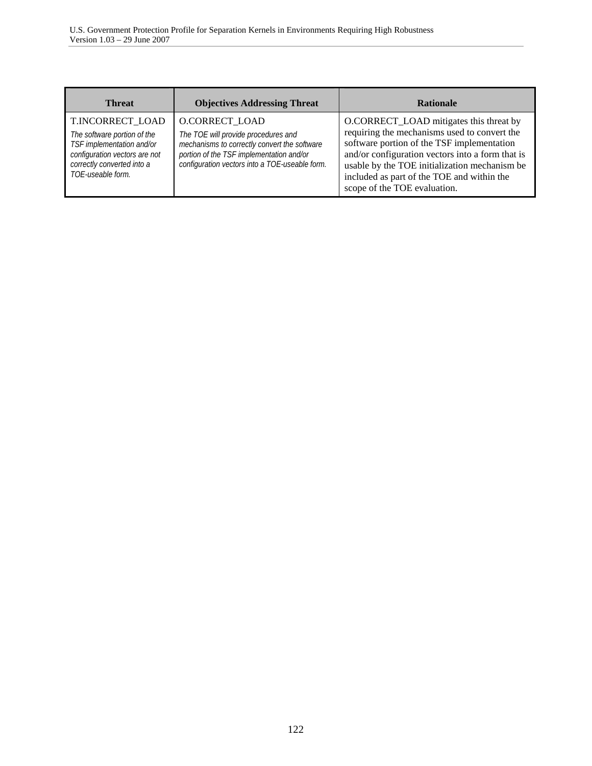| Threat | Objectives Addressing Threat | Rationale |
|---|---|---|
| T.INCORRECT_LOAD<br>*The software portion of the TSF implementation and/or configuration vectors are not correctly converted into a TOE-useable form.* | O.CORRECT_LOAD<br>*The TOE will provide procedures and mechanisms to correctly convert the software portion of the TSF implementation and/or configuration vectors into a TOE-useable form.* | O.CORRECT_LOAD mitigates this threat by requiring the mechanisms used to convert the software portion of the TSF implementation and/or configuration vectors into a form that is usable by the TOE initialization mechanism be included as part of the TOE and within the scope of the TOE evaluation. |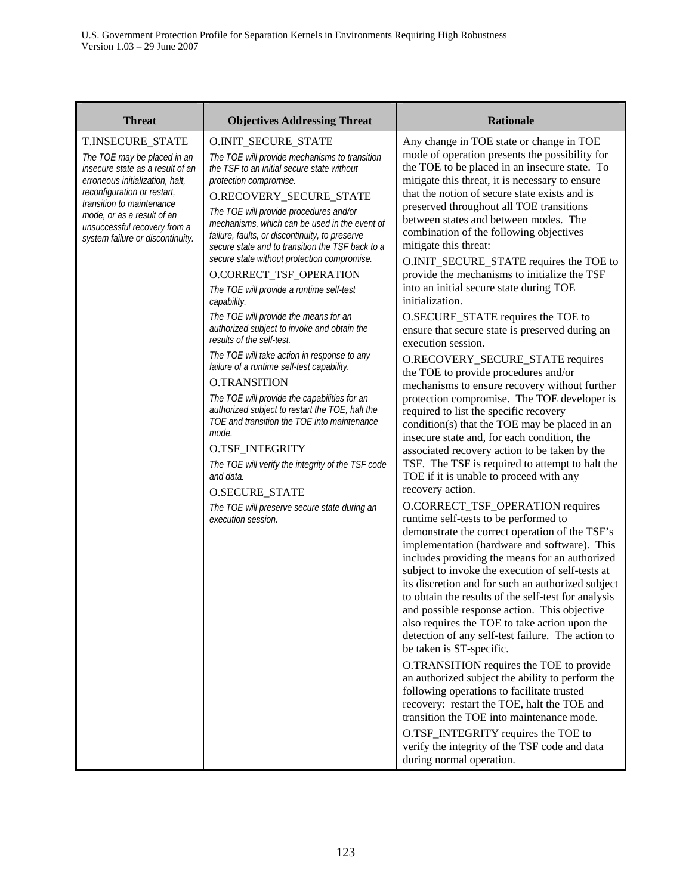| Threat | Objectives Addressing Threat | Rationale |
|---|---|---|
| T.INSECURE_STATE<br>*The TOE may be placed in an insecure state as a result of an erroneous initialization, halt, reconfiguration or restart, transition to maintenance mode, or as a result of an unsuccessful recovery from a system failure or discontinuity.* | O.INIT_SECURE_STATE<br>*The TOE will provide mechanisms to transition the TSF to an initial secure state without protection compromise.*<br>O.RECOVERY_SECURE_STATE<br>*The TOE will provide procedures and/or mechanisms, which can be used in the event of failure, faults, or discontinuity, to preserve secure state and to transition the TSF back to a secure state without protection compromise.*<br>O.CORRECT_TSF_OPERATION<br>*The TOE will provide a runtime self-test capability.*<br>*The TOE will provide the means for an authorized subject to invoke and obtain the results of the self-test.*<br>*The TOE will take action in response to any failure of a runtime self-test capability.*<br>O.TRANSITION<br>*The TOE will provide the capabilities for an authorized subject to restart the TOE, halt the TOE and transition the TOE into maintenance mode.*<br>O.TSF_INTEGRITY<br>*The TOE will verify the integrity of the TSF code and data.*<br>O.SECURE_STATE<br>*The TOE will preserve secure state during an execution session.* | Any change in TOE state or change in TOE mode of operation presents the possibility for the TOE to be placed in an insecure state. To mitigate this threat, it is necessary to ensure that the notion of secure state exists and is preserved throughout all TOE transitions between states and between modes. The combination of the following objectives mitigate this threat:<br>O.INIT_SECURE_STATE requires the TOE to provide the mechanisms to initialize the TSF into an initial secure state during TOE initialization.<br>O.SECURE_STATE requires the TOE to ensure that secure state is preserved during an execution session.<br>O.RECOVERY_SECURE_STATE requires the TOE to provide procedures and/or mechanisms to ensure recovery without further protection compromise. The TOE developer is required to list the specific recovery condition(s) that the TOE may be placed in an insecure state and, for each condition, the associated recovery action to be taken by the TSF. The TSF is required to attempt to halt the TOE if it is unable to proceed with any recovery action.<br>O.CORRECT_TSF_OPERATION requires runtime self-tests to be performed to demonstrate the correct operation of the TSF's implementation (hardware and software). This includes providing the means for an authorized subject to invoke the execution of self-tests at its discretion and for such an authorized subject to obtain the results of the self-test for analysis and possible response action. This objective also requires the TOE to take action upon the detection of any self-test failure. The action to be taken is ST-specific.<br>O.TRANSITION requires the TOE to provide an authorized subject the ability to perform the following operations to facilitate trusted recovery: restart the TOE, halt the TOE and transition the TOE into maintenance mode.<br>O.TSF_INTEGRITY requires the TOE to verify the integrity of the TSF code and data during normal operation. |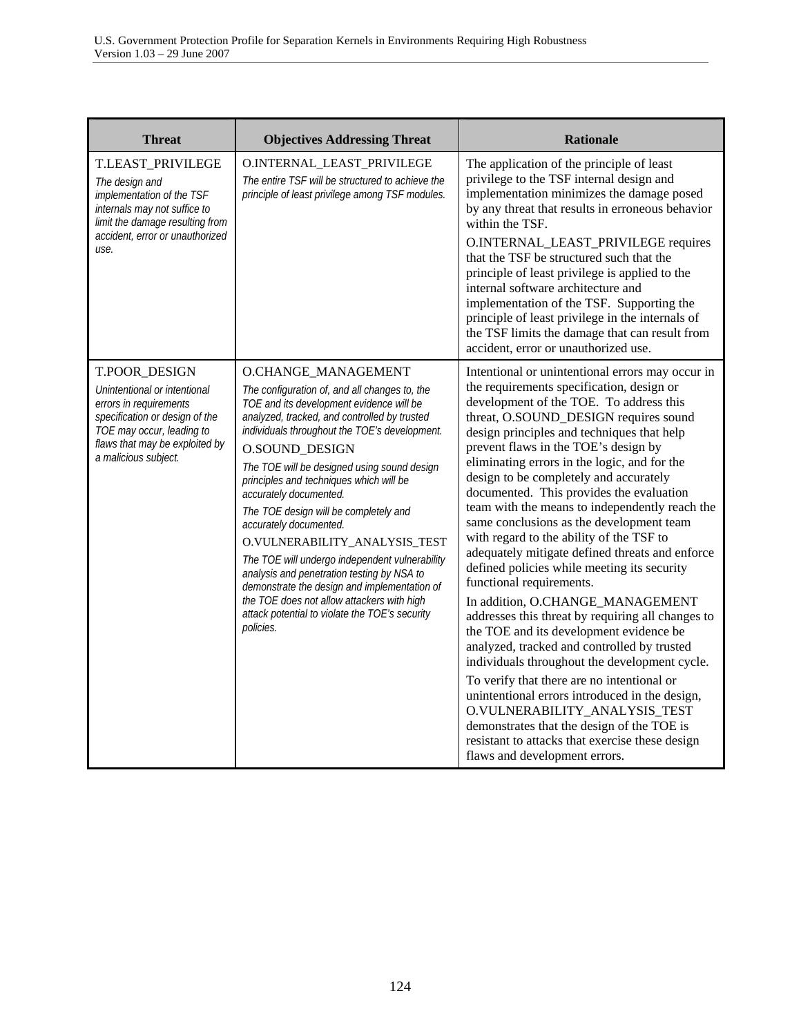| Threat | Objectives Addressing Threat | Rationale |
|---|---|---|
| T.LEAST_PRIVILEGE<br>*The design and implementation of the TSF internals may not suffice to limit the damage resulting from accident, error or unauthorized use.* | O.INTERNAL_LEAST_PRIVILEGE<br>*The entire TSF will be structured to achieve the principle of least privilege among TSF modules.* | The application of the principle of least privilege to the TSF internal design and implementation minimizes the damage posed by any threat that results in erroneous behavior within the TSF.<br>O.INTERNAL_LEAST_PRIVILEGE requires that the TSF be structured such that the principle of least privilege is applied to the internal software architecture and implementation of the TSF. Supporting the principle of least privilege in the internals of the TSF limits the damage that can result from accident, error or unauthorized use. |
| T.POOR_DESIGN<br>*Unintentional or intentional errors in requirements specification or design of the TOE may occur, leading to flaws that may be exploited by a malicious subject.* | O.CHANGE_MANAGEMENT<br>*The configuration of, and all changes to, the TOE and its development evidence will be analyzed, tracked, and controlled by trusted individuals throughout the TOE's development.*<br>O.SOUND_DESIGN<br>*The TOE will be designed using sound design principles and techniques which will be accurately documented.*<br>*The TOE design will be completely and accurately documented.*<br>O.VULNERABILITY_ANALYSIS_TEST<br>*The TOE will undergo independent vulnerability analysis and penetration testing by NSA to demonstrate the design and implementation of the TOE does not allow attackers with high attack potential to violate the TOE's security policies.* | Intentional or unintentional errors may occur in the requirements specification, design or development of the TOE. To address this threat, O.SOUND_DESIGN requires sound design principles and techniques that help prevent flaws in the TOE's design by eliminating errors in the logic, and for the design to be completely and accurately documented. This provides the evaluation team with the means to independently reach the same conclusions as the development team with regard to the ability of the TSF to adequately mitigate defined threats and enforce defined policies while meeting its security functional requirements.<br>In addition, O.CHANGE_MANAGEMENT addresses this threat by requiring all changes to the TOE and its development evidence be analyzed, tracked and controlled by trusted individuals throughout the development cycle.<br>To verify that there are no intentional or unintentional errors introduced in the design, O.VULNERABILITY_ANALYSIS_TEST demonstrates that the design of the TOE is resistant to attacks that exercise these design flaws and development errors. |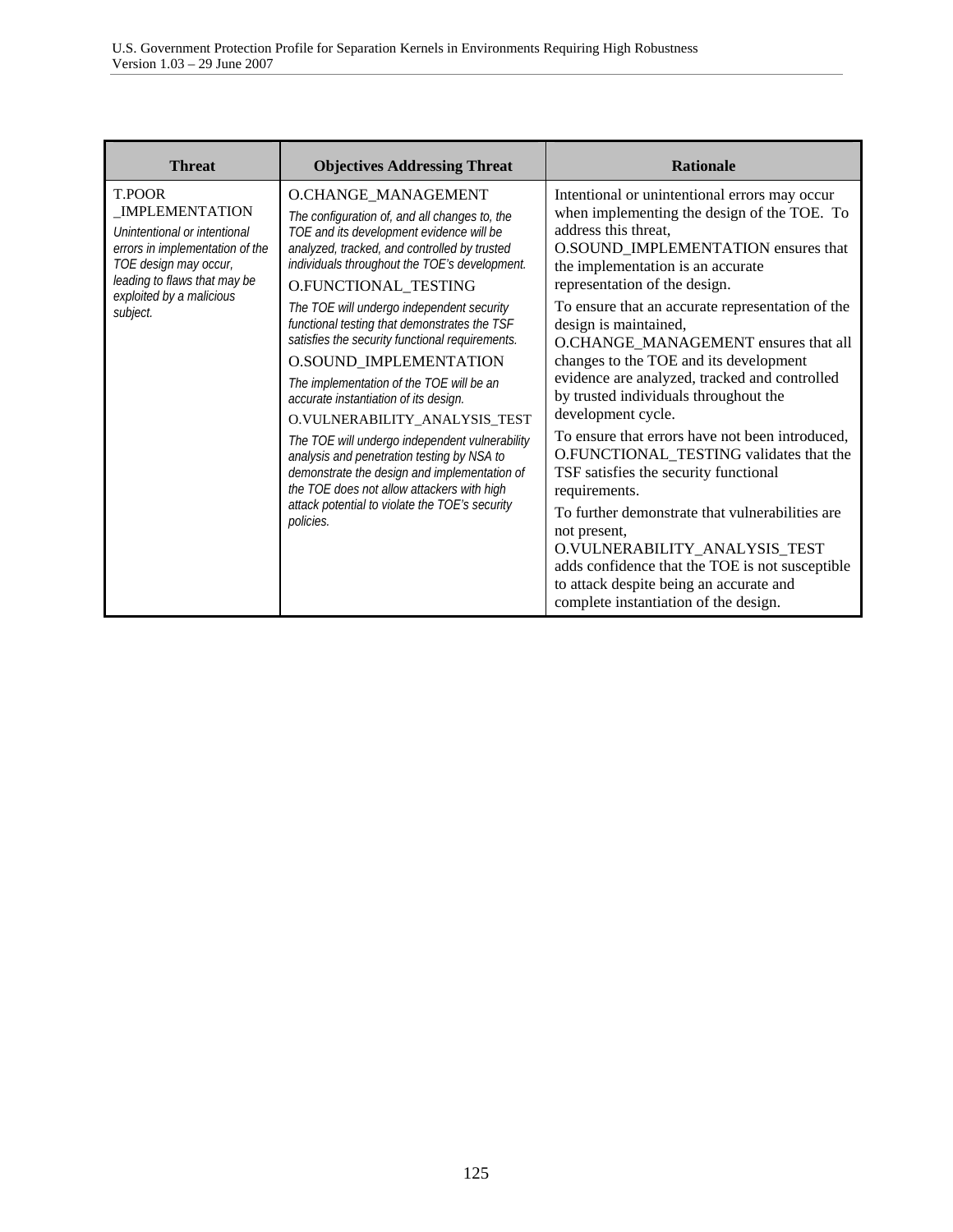| Threat | Objectives Addressing Threat | Rationale |
|---|---|---|
| T.POOR _IMPLEMENTATION<br>*Unintentional or intentional errors in implementation of the TOE design may occur, leading to flaws that may be exploited by a malicious subject.* | O.CHANGE_MANAGEMENT<br>*The configuration of, and all changes to, the TOE and its development evidence will be analyzed, tracked, and controlled by trusted individuals throughout the TOE's development.*<br>O.FUNCTIONAL_TESTING<br>*The TOE will undergo independent security functional testing that demonstrates the TSF satisfies the security functional requirements.*<br>O.SOUND_IMPLEMENTATION<br>*The implementation of the TOE will be an accurate instantiation of its design.*<br>O.VULNERABILITY_ANALYSIS_TEST<br>*The TOE will undergo independent vulnerability analysis and penetration testing by NSA to demonstrate the design and implementation of the TOE does not allow attackers with high attack potential to violate the TOE's security policies.* | Intentional or unintentional errors may occur when implementing the design of the TOE. To address this threat, O.SOUND_IMPLEMENTATION ensures that the implementation is an accurate representation of the design.<br>To ensure that an accurate representation of the design is maintained, O.CHANGE_MANAGEMENT ensures that all changes to the TOE and its development evidence are analyzed, tracked and controlled by trusted individuals throughout the development cycle.<br>To ensure that errors have not been introduced, O.FUNCTIONAL_TESTING validates that the TSF satisfies the security functional requirements.<br>To further demonstrate that vulnerabilities are not present, O.VULNERABILITY_ANALYSIS_TEST adds confidence that the TOE is not susceptible to attack despite being an accurate and complete instantiation of the design. |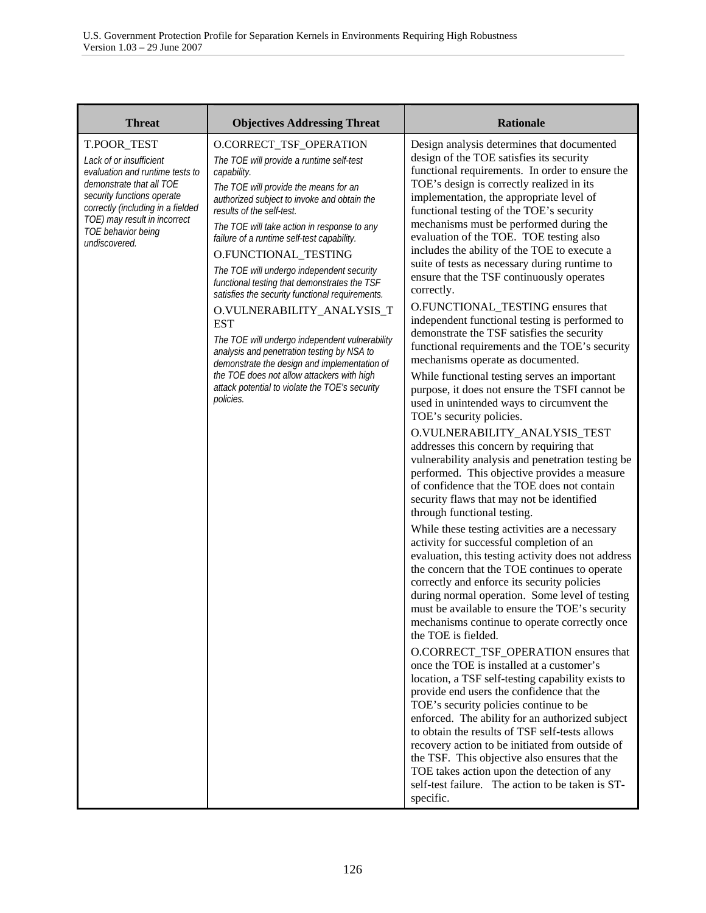| Threat | Objectives Addressing Threat | Rationale |
|---|---|---|
| T.POOR_TEST<br>*Lack of or insufficient evaluation and runtime tests to demonstrate that all TOE security functions operate correctly (including in a fielded TOE) may result in incorrect TOE behavior being undiscovered.* | O.CORRECT_TSF_OPERATION<br>*The TOE will provide a runtime self-test capability.*<br>*The TOE will provide the means for an authorized subject to invoke and obtain the results of the self-test.*<br>*The TOE will take action in response to any failure of a runtime self-test capability.*<br>O.FUNCTIONAL_TESTING<br>*The TOE will undergo independent security functional testing that demonstrates the TSF satisfies the security functional requirements.*<br>O.VULNERABILITY_ANALYSIS_TEST<br>*The TOE will undergo independent vulnerability analysis and penetration testing by NSA to demonstrate the design and implementation of the TOE does not allow attackers with high attack potential to violate the TOE's security policies.* | Design analysis determines that documented design of the TOE satisfies its security functional requirements. In order to ensure the TOE's design is correctly realized in its implementation, the appropriate level of functional testing of the TOE's security mechanisms must be performed during the evaluation of the TOE. TOE testing also includes the ability of the TOE to execute a suite of tests as necessary during runtime to ensure that the TSF continuously operates correctly.<br>O.FUNCTIONAL_TESTING ensures that independent functional testing is performed to demonstrate the TSF satisfies the security functional requirements and the TOE's security mechanisms operate as documented.<br>While functional testing serves an important purpose, it does not ensure the TSFI cannot be used in unintended ways to circumvent the TOE's security policies.<br>O.VULNERABILITY_ANALYSIS_TEST addresses this concern by requiring that vulnerability analysis and penetration testing be performed. This objective provides a measure of confidence that the TOE does not contain security flaws that may not be identified through functional testing.<br>While these testing activities are a necessary activity for successful completion of an evaluation, this testing activity does not address the concern that the TOE continues to operate correctly and enforce its security policies during normal operation. Some level of testing must be available to ensure the TOE's security mechanisms continue to operate correctly once the TOE is fielded.<br>O.CORRECT_TSF_OPERATION ensures that once the TOE is installed at a customer's location, a TSF self-testing capability exists to provide end users the confidence that the TOE's security policies continue to be enforced. The ability for an authorized subject to obtain the results of TSF self-tests allows recovery action to be initiated from outside of the TSF. This objective also ensures that the TOE takes action upon the detection of any self-test failure. The action to be taken is ST-specific. |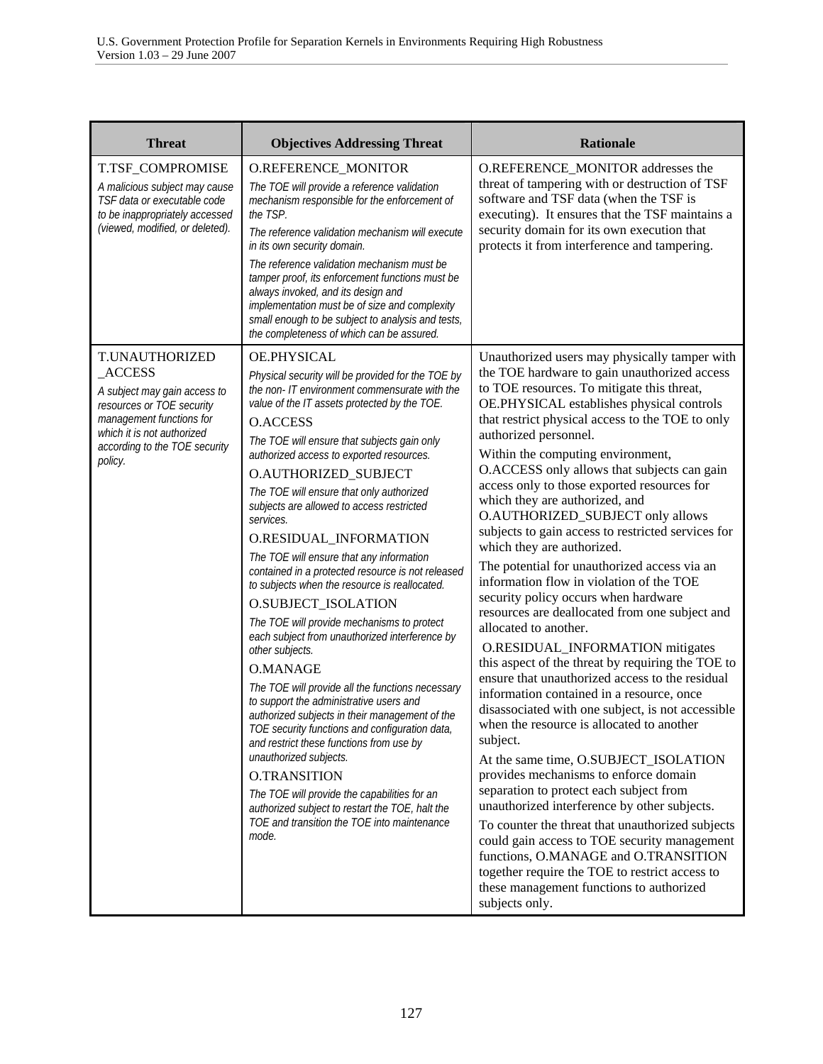| Threat | Objectives Addressing Threat | Rationale |
|---|---|---|
| T.TSF_COMPROMISE<br>*A malicious subject may cause TSF data or executable code to be inappropriately accessed (viewed, modified, or deleted).* | O.REFERENCE_MONITOR<br>*The TOE will provide a reference validation mechanism responsible for the enforcement of the TSP.*<br>*The reference validation mechanism will execute in its own security domain.*<br>*The reference validation mechanism must be tamper proof, its enforcement functions must be always invoked, and its design and implementation must be of size and complexity small enough to be subject to analysis and tests, the completeness of which can be assured.* | O.REFERENCE_MONITOR addresses the threat of tampering with or destruction of TSF software and TSF data (when the TSF is executing). It ensures that the TSF maintains a security domain for its own execution that protects it from interference and tampering. |
| T.UNAUTHORIZED_ACCESS<br>*A subject may gain access to resources or TOE security management functions for which it is not authorized according to the TOE security policy.* | OE.PHYSICAL<br>*Physical security will be provided for the TOE by the non- IT environment commensurate with the value of the IT assets protected by the TOE.*<br>O.ACCESS<br>*The TOE will ensure that subjects gain only authorized access to exported resources.*<br>O.AUTHORIZED_SUBJECT<br>*The TOE will ensure that only authorized subjects are allowed to access restricted services.*<br>O.RESIDUAL_INFORMATION<br>*The TOE will ensure that any information contained in a protected resource is not released to subjects when the resource is reallocated.*<br>O.SUBJECT_ISOLATION<br>*The TOE will provide mechanisms to protect each subject from unauthorized interference by other subjects.*<br>O.MANAGE<br>*The TOE will provide all the functions necessary to support the administrative users and authorized subjects in their management of the TOE security functions and configuration data, and restrict these functions from use by unauthorized subjects.*<br>O.TRANSITION<br>*The TOE will provide the capabilities for an authorized subject to restart the TOE, halt the TOE and transition the TOE into maintenance mode.* | Unauthorized users may physically tamper with the TOE hardware to gain unauthorized access to TOE resources. To mitigate this threat, OE.PHYSICAL establishes physical controls that restrict physical access to the TOE to only authorized personnel.<br>Within the computing environment, O.ACCESS only allows that subjects can gain access only to those exported resources for which they are authorized, and O.AUTHORIZED_SUBJECT only allows subjects to gain access to restricted services for which they are authorized.<br>The potential for unauthorized access via an information flow in violation of the TOE security policy occurs when hardware resources are deallocated from one subject and allocated to another.<br>O.RESIDUAL_INFORMATION mitigates this aspect of the threat by requiring the TOE to ensure that unauthorized access to the residual information contained in a resource, once disassociated with one subject, is not accessible when the resource is allocated to another subject.<br>At the same time, O.SUBJECT_ISOLATION provides mechanisms to enforce domain separation to protect each subject from unauthorized interference by other subjects.<br>To counter the threat that unauthorized subjects could gain access to TOE security management functions, O.MANAGE and O.TRANSITION together require the TOE to restrict access to these management functions to authorized subjects only. |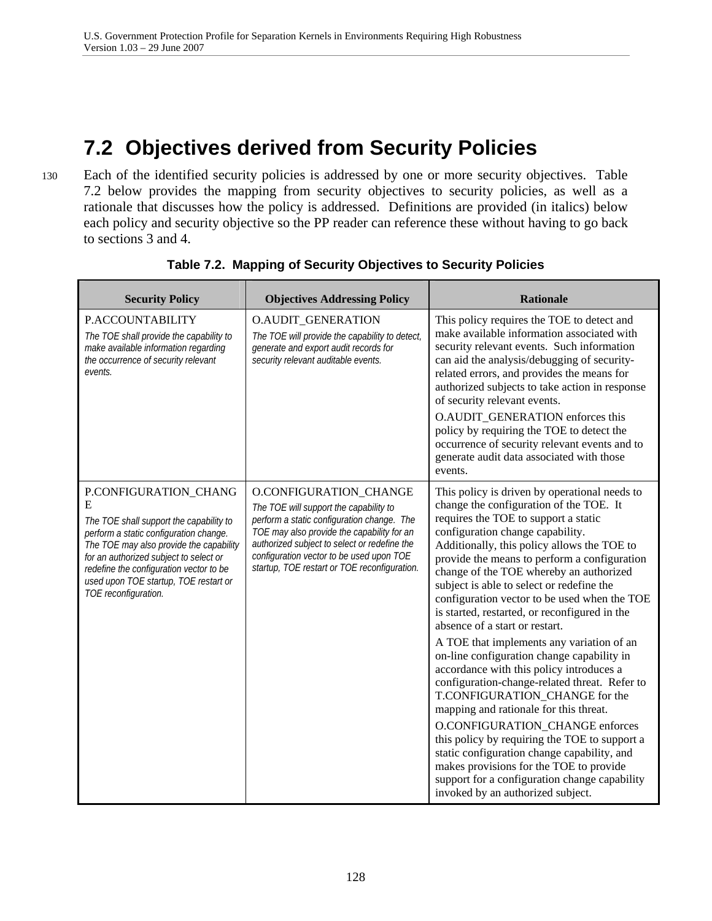## 7.2 Objectives derived from Security Policies

130 Each of the identified security policies is addressed by one or more security objectives. Table 7.2 below provides the mapping from security objectives to security policies, as well as a rationale that discusses how the policy is addressed. Definitions are provided (in italics) below each policy and security objective so the PP reader can reference these without having to go back to sections 3 and 4.

**Table 7.2. Mapping of Security Objectives to Security Policies**

| Security Policy | Objectives Addressing Policy | Rationale |
|---|---|---|
| P.ACCOUNTABILITY<br>*The TOE shall provide the capability to make available information regarding the occurrence of security relevant events.* | O.AUDIT_GENERATION<br>*The TOE will provide the capability to detect, generate and export audit records for security relevant auditable events.* | This policy requires the TOE to detect and make available information associated with security relevant events. Such information can aid the analysis/debugging of security-related errors, and provides the means for authorized subjects to take action in response of security relevant events.<br>O.AUDIT_GENERATION enforces this policy by requiring the TOE to detect the occurrence of security relevant events and to generate audit data associated with those events. |
| P.CONFIGURATION_CHANGE<br>*The TOE shall support the capability to perform a static configuration change. The TOE may also provide the capability for an authorized subject to select or redefine the configuration vector to be used upon TOE startup, TOE restart or TOE reconfiguration.* | O.CONFIGURATION_CHANGE<br>*The TOE will support the capability to perform a static configuration change. The TOE may also provide the capability for an authorized subject to select or redefine the configuration vector to be used upon TOE startup, TOE restart or TOE reconfiguration.* | This policy is driven by operational needs to change the configuration of the TOE. It requires the TOE to support a static configuration change capability. Additionally, this policy allows the TOE to provide the means to perform a configuration change of the TOE whereby an authorized subject is able to select or redefine the configuration vector to be used when the TOE is started, restarted, or reconfigured in the absence of a start or restart.<br>A TOE that implements any variation of an on-line configuration change capability in accordance with this policy introduces a configuration-change-related threat. Refer to T.CONFIGURATION_CHANGE for the mapping and rationale for this threat.<br>O.CONFIGURATION_CHANGE enforces this policy by requiring the TOE to support a static configuration change capability, and makes provisions for the TOE to provide support for a configuration change capability invoked by an authorized subject. |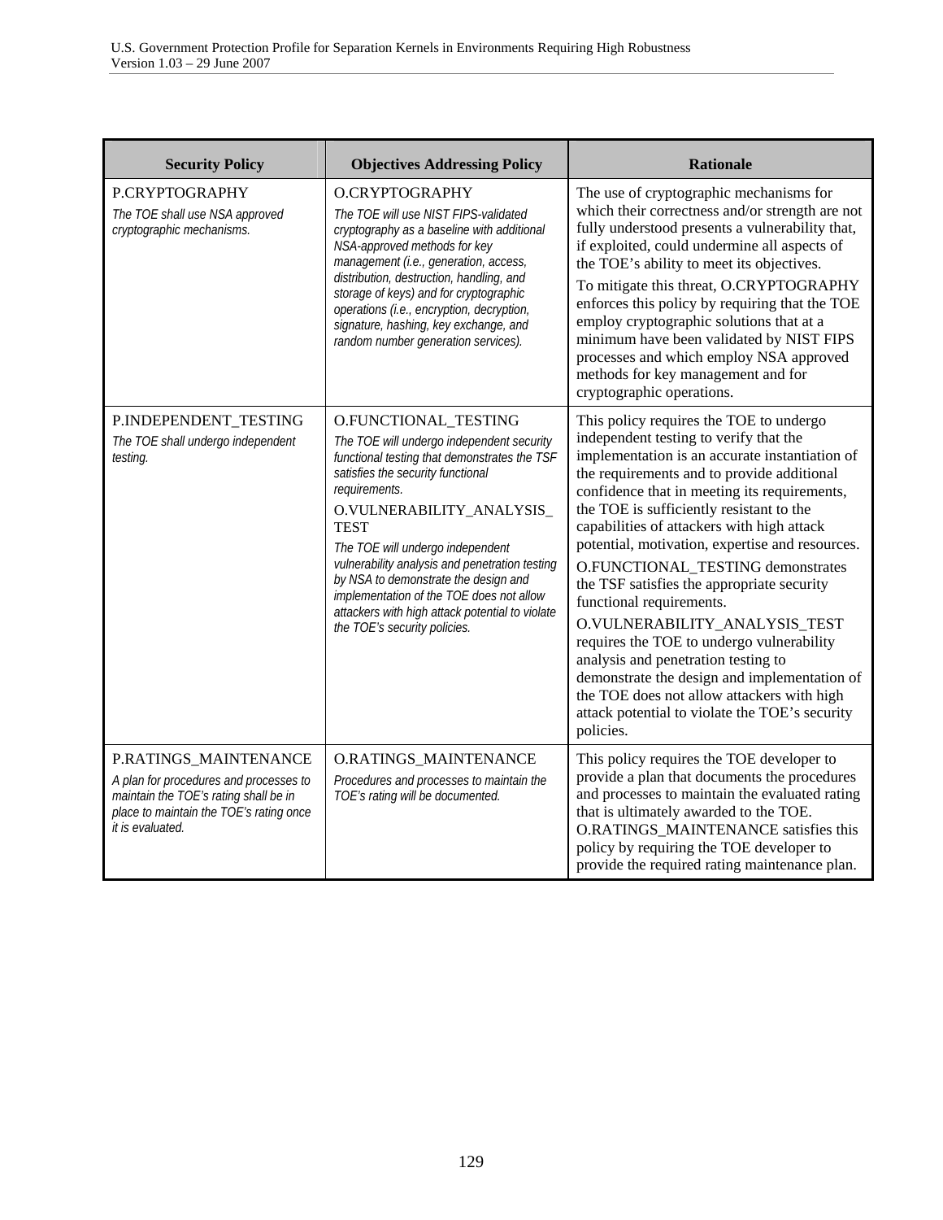| Security Policy | Objectives Addressing Policy | Rationale |
|---|---|---|
| P.CRYPTOGRAPHY<br>*The TOE shall use NSA approved cryptographic mechanisms.* | O.CRYPTOGRAPHY<br>*The TOE will use NIST FIPS-validated cryptography as a baseline with additional NSA-approved methods for key management (i.e., generation, access, distribution, destruction, handling, and storage of keys) and for cryptographic operations (i.e., encryption, decryption, signature, hashing, key exchange, and random number generation services).* | The use of cryptographic mechanisms for which their correctness and/or strength are not fully understood presents a vulnerability that, if exploited, could undermine all aspects of the TOE's ability to meet its objectives.<br>To mitigate this threat, O.CRYPTOGRAPHY enforces this policy by requiring that the TOE employ cryptographic solutions that at a minimum have been validated by NIST FIPS processes and which employ NSA approved methods for key management and for cryptographic operations. |
| P.INDEPENDENT_TESTING<br>*The TOE shall undergo independent testing.* | O.FUNCTIONAL_TESTING<br>*The TOE will undergo independent security functional testing that demonstrates the TSF satisfies the security functional requirements.*<br>O.VULNERABILITY_ANALYSIS_TEST<br>*The TOE will undergo independent vulnerability analysis and penetration testing by NSA to demonstrate the design and implementation of the TOE does not allow attackers with high attack potential to violate the TOE's security policies.* | This policy requires the TOE to undergo independent testing to verify that the implementation is an accurate instantiation of the requirements and to provide additional confidence that in meeting its requirements, the TOE is sufficiently resistant to the capabilities of attackers with high attack potential, motivation, expertise and resources.<br>O.FUNCTIONAL_TESTING demonstrates the TSF satisfies the appropriate security functional requirements.<br>O.VULNERABILITY_ANALYSIS_TEST requires the TOE to undergo vulnerability analysis and penetration testing to demonstrate the design and implementation of the TOE does not allow attackers with high attack potential to violate the TOE's security policies. |
| P.RATINGS_MAINTENANCE<br>*A plan for procedures and processes to maintain the TOE's rating shall be in place to maintain the TOE's rating once it is evaluated.* | O.RATINGS_MAINTENANCE<br>*Procedures and processes to maintain the TOE's rating will be documented.* | This policy requires the TOE developer to provide a plan that documents the procedures and processes to maintain the evaluated rating that is ultimately awarded to the TOE. O.RATINGS_MAINTENANCE satisfies this policy by requiring the TOE developer to provide the required rating maintenance plan. |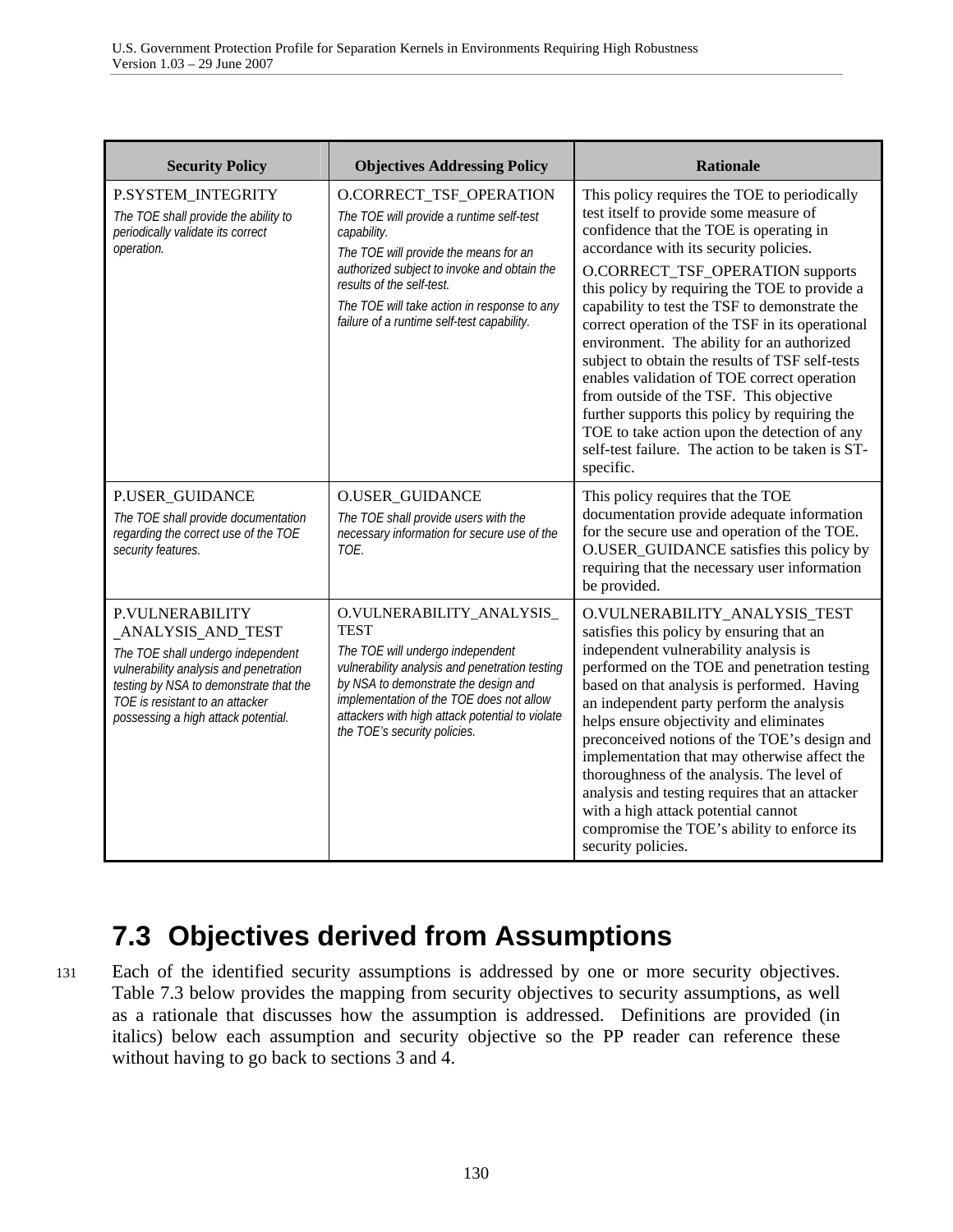| Security Policy | Objectives Addressing Policy | Rationale |
|---|---|---|
| P.SYSTEM_INTEGRITY<br>*The TOE shall provide the ability to periodically validate its correct operation.* | O.CORRECT_TSF_OPERATION<br>*The TOE will provide a runtime self-test capability.*<br>*The TOE will provide the means for an authorized subject to invoke and obtain the results of the self-test.*<br>*The TOE will take action in response to any failure of a runtime self-test capability.* | This policy requires the TOE to periodically test itself to provide some measure of confidence that the TOE is operating in accordance with its security policies.<br>O.CORRECT_TSF_OPERATION supports this policy by requiring the TOE to provide a capability to test the TSF to demonstrate the correct operation of the TSF in its operational environment. The ability for an authorized subject to obtain the results of TSF self-tests enables validation of TOE correct operation from outside of the TSF. This objective further supports this policy by requiring the TOE to take action upon the detection of any self-test failure. The action to be taken is ST-specific. |
| P.USER_GUIDANCE<br>*The TOE shall provide documentation regarding the correct use of the TOE security features.* | O.USER_GUIDANCE<br>*The TOE shall provide users with the necessary information for secure use of the TOE.* | This policy requires that the TOE documentation provide adequate information for the secure use and operation of the TOE. O.USER_GUIDANCE satisfies this policy by requiring that the necessary user information be provided. |
| P.VULNERABILITY_ANALYSIS_AND_TEST<br>*The TOE shall undergo independent vulnerability analysis and penetration testing by NSA to demonstrate that the TOE is resistant to an attacker possessing a high attack potential.* | O.VULNERABILITY_ANALYSIS_TEST<br>*The TOE will undergo independent vulnerability analysis and penetration testing by NSA to demonstrate the design and implementation of the TOE does not allow attackers with high attack potential to violate the TOE's security policies.* | O.VULNERABILITY_ANALYSIS_TEST satisfies this policy by ensuring that an independent vulnerability analysis is performed on the TOE and penetration testing based on that analysis is performed. Having an independent party perform the analysis helps ensure objectivity and eliminates preconceived notions of the TOE's design and implementation that may otherwise affect the thoroughness of the analysis. The level of analysis and testing requires that an attacker with a high attack potential cannot compromise the TOE's ability to enforce its security policies. |

## 7.3 Objectives derived from Assumptions

131 Each of the identified security assumptions is addressed by one or more security objectives. Table 7.3 below provides the mapping from security objectives to security assumptions, as well as a rationale that discusses how the assumption is addressed. Definitions are provided (in italics) below each assumption and security objective so the PP reader can reference these without having to go back to sections 3 and 4.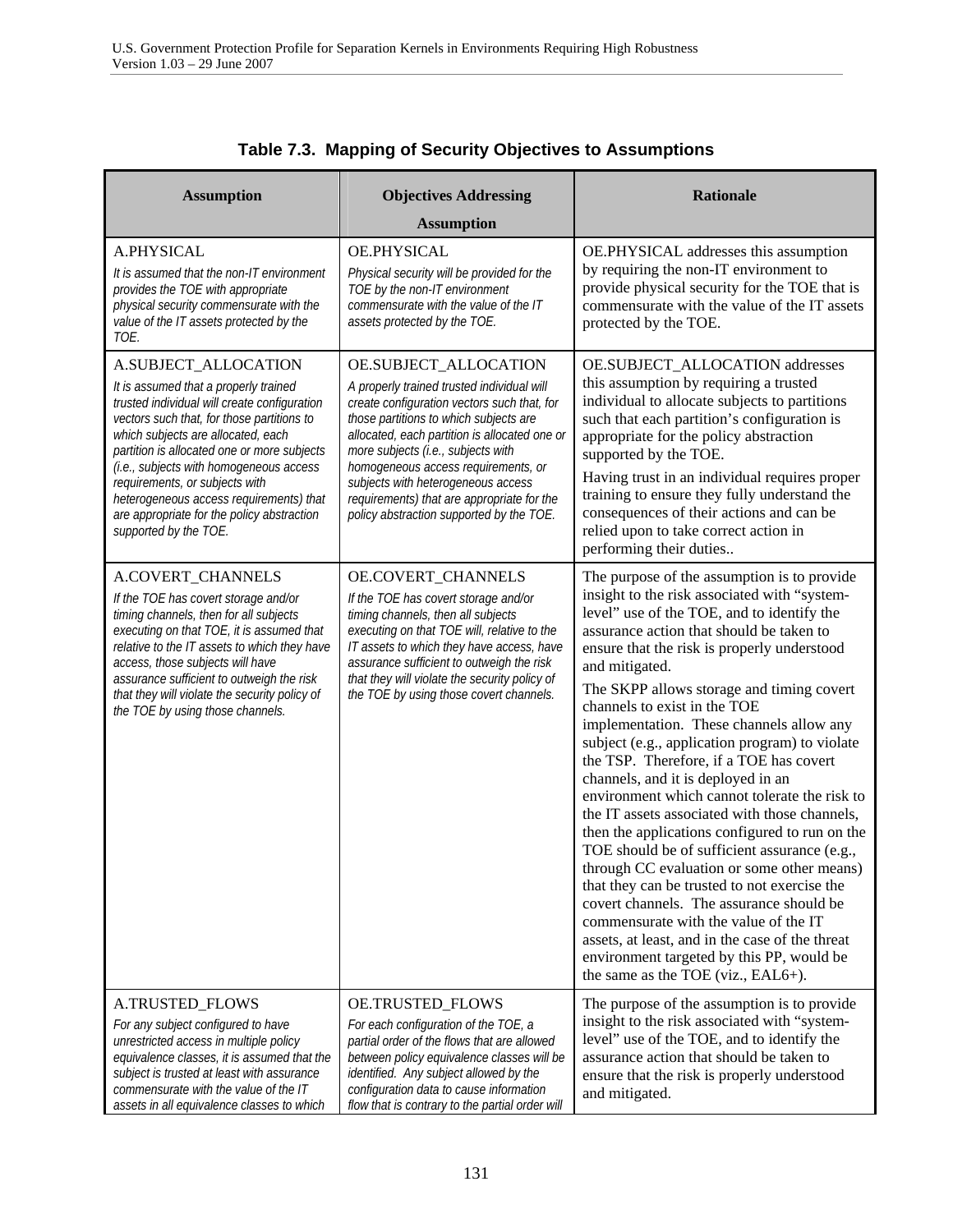**Table 7.3. Mapping of Security Objectives to Assumptions**

| Assumption | Objectives Addressing Assumption | Rationale |
|---|---|---|
| A.PHYSICAL<br>*It is assumed that the non-IT environment provides the TOE with appropriate physical security commensurate with the value of the IT assets protected by the TOE.* | OE.PHYSICAL<br>*Physical security will be provided for the TOE by the non-IT environment commensurate with the value of the IT assets protected by the TOE.* | OE.PHYSICAL addresses this assumption by requiring the non-IT environment to provide physical security for the TOE that is commensurate with the value of the IT assets protected by the TOE. |
| A.SUBJECT_ALLOCATION<br>*It is assumed that a properly trained trusted individual will create configuration vectors such that, for those partitions to which subjects are allocated, each partition is allocated one or more subjects (i.e., subjects with homogeneous access requirements, or subjects with heterogeneous access requirements) that are appropriate for the policy abstraction supported by the TOE.* | OE.SUBJECT_ALLOCATION<br>*A properly trained trusted individual will create configuration vectors such that, for those partitions to which subjects are allocated, each partition is allocated one or more subjects (i.e., subjects with homogeneous access requirements, or subjects with heterogeneous access requirements) that are appropriate for the policy abstraction supported by the TOE.* | OE.SUBJECT_ALLOCATION addresses this assumption by requiring a trusted individual to allocate subjects to partitions such that each partition's configuration is appropriate for the policy abstraction supported by the TOE.<br>Having trust in an individual requires proper training to ensure they fully understand the consequences of their actions and can be relied upon to take correct action in performing their duties.. |
| A.COVERT_CHANNELS<br>*If the TOE has covert storage and/or timing channels, then for all subjects executing on that TOE, it is assumed that relative to the IT assets to which they have access, those subjects will have assurance sufficient to outweigh the risk that they will violate the security policy of the TOE by using those channels.* | OE.COVERT_CHANNELS<br>*If the TOE has covert storage and/or timing channels, then all subjects executing on that TOE will, relative to the IT assets to which they have access, have assurance sufficient to outweigh the risk that they will violate the security policy of the TOE by using those covert channels.* | The purpose of the assumption is to provide insight to the risk associated with "system-level" use of the TOE, and to identify the assurance action that should be taken to ensure that the risk is properly understood and mitigated.<br>The SKPP allows storage and timing covert channels to exist in the TOE implementation. These channels allow any subject (e.g., application program) to violate the TSP. Therefore, if a TOE has covert channels, and it is deployed in an environment which cannot tolerate the risk to the IT assets associated with those channels, then the applications configured to run on the TOE should be of sufficient assurance (e.g., through CC evaluation or some other means) that they can be trusted to not exercise the covert channels. The assurance should be commensurate with the value of the IT assets, at least, and in the case of the threat environment targeted by this PP, would be the same as the TOE (viz., EAL6+). |
| A.TRUSTED_FLOWS<br>*For any subject configured to have unrestricted access in multiple policy equivalence classes, it is assumed that the subject is trusted at least with assurance commensurate with the value of the IT assets in all equivalence classes to which* | OE.TRUSTED_FLOWS<br>*For each configuration of the TOE, a partial order of the flows that are allowed between policy equivalence classes will be identified. Any subject allowed by the configuration data to cause information flow that is contrary to the partial order will* | The purpose of the assumption is to provide insight to the risk associated with "system-level" use of the TOE, and to identify the assurance action that should be taken to ensure that the risk is properly understood and mitigated. |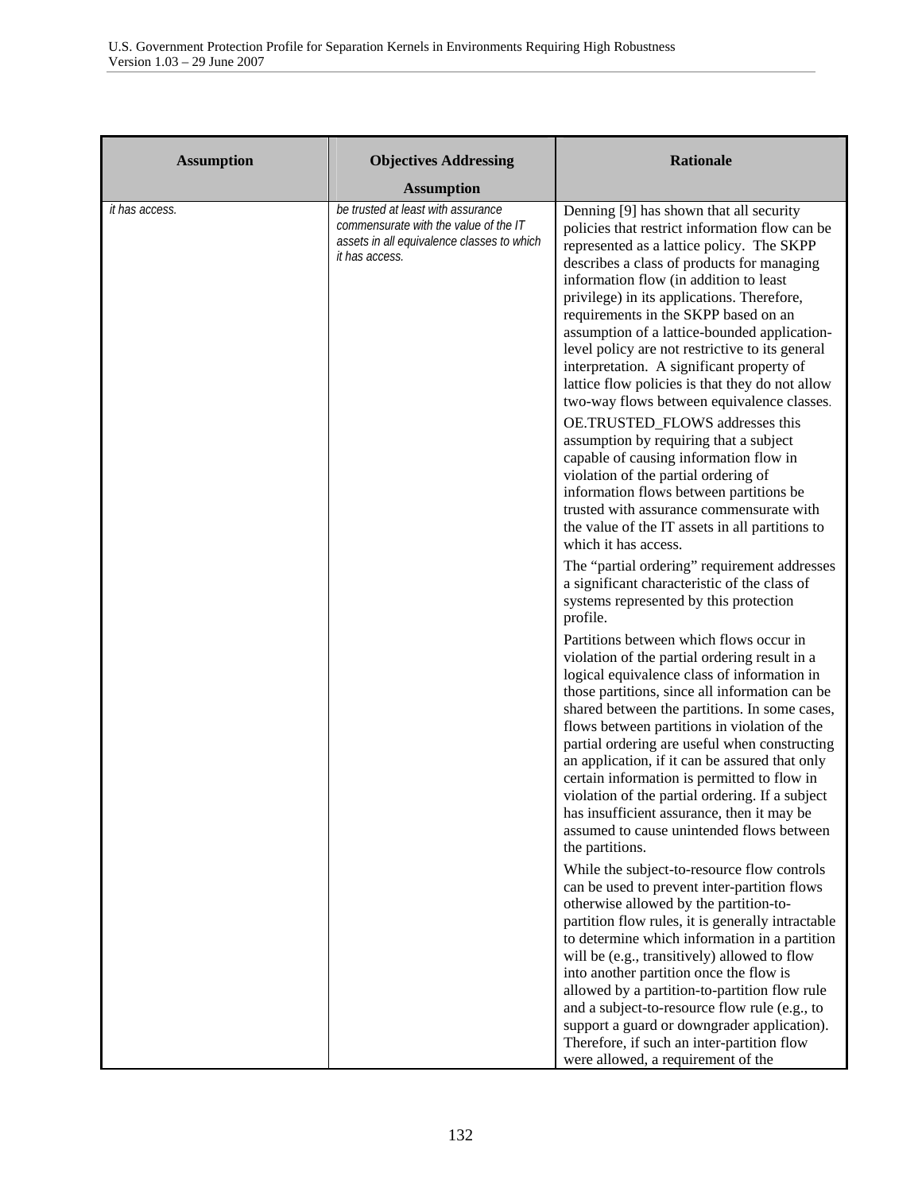| Assumption | Objectives Addressing Assumption | Rationale |
|---|---|---|
| *it has access.* | *be trusted at least with assurance commensurate with the value of the IT assets in all equivalence classes to which it has access.* | Denning [9] has shown that all security policies that restrict information flow can be represented as a lattice policy. The SKPP describes a class of products for managing information flow (in addition to least privilege) in its applications. Therefore, requirements in the SKPP based on an assumption of a lattice-bounded application-level policy are not restrictive to its general interpretation. A significant property of lattice flow policies is that they do not allow two-way flows between equivalence classes.<br><br>OE.TRUSTED_FLOWS addresses this assumption by requiring that a subject capable of causing information flow in violation of the partial ordering of information flows between partitions be trusted with assurance commensurate with the value of the IT assets in all partitions to which it has access.<br><br>The "partial ordering" requirement addresses a significant characteristic of the class of systems represented by this protection profile.<br><br>Partitions between which flows occur in violation of the partial ordering result in a logical equivalence class of information in those partitions, since all information can be shared between the partitions. In some cases, flows between partitions in violation of the partial ordering are useful when constructing an application, if it can be assured that only certain information is permitted to flow in violation of the partial ordering. If a subject has insufficient assurance, then it may be assumed to cause unintended flows between the partitions.<br><br>While the subject-to-resource flow controls can be used to prevent inter-partition flows otherwise allowed by the partition-to-partition flow rules, it is generally intractable to determine which information in a partition will be (e.g., transitively) allowed to flow into another partition once the flow is allowed by a partition-to-partition flow rule and a subject-to-resource flow rule (e.g., to support a guard or downgrader application). Therefore, if such an inter-partition flow were allowed, a requirement of the |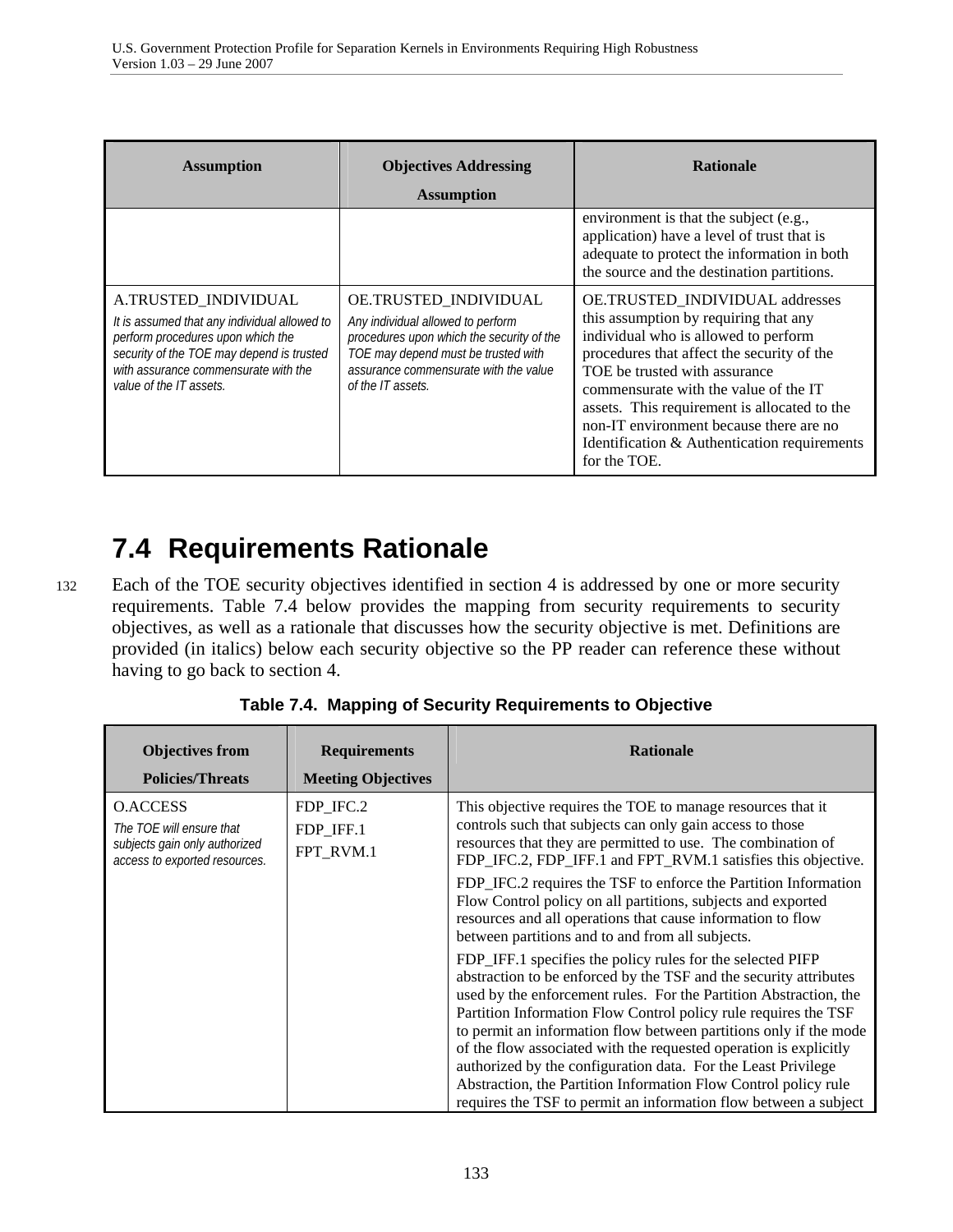| Assumption | Objectives Addressing Assumption | Rationale |
|---|---|---|
| | | environment is that the subject (e.g., application) have a level of trust that is adequate to protect the information in both the source and the destination partitions. |
| A.TRUSTED_INDIVIDUAL<br>*It is assumed that any individual allowed to perform procedures upon which the security of the TOE may depend is trusted with assurance commensurate with the value of the IT assets.* | OE.TRUSTED_INDIVIDUAL<br>*Any individual allowed to perform procedures upon which the security of the TOE may depend must be trusted with assurance commensurate with the value of the IT assets.* | OE.TRUSTED_INDIVIDUAL addresses this assumption by requiring that any individual who is allowed to perform procedures that affect the security of the TOE be trusted with assurance commensurate with the value of the IT assets. This requirement is allocated to the non-IT environment because there are no Identification & Authentication requirements for the TOE. |

## 7.4 Requirements Rationale

132 Each of the TOE security objectives identified in section 4 is addressed by one or more security requirements. Table 7.4 below provides the mapping from security requirements to security objectives, as well as a rationale that discusses how the security objective is met. Definitions are provided (in italics) below each security objective so the PP reader can reference these without having to go back to section 4.

**Table 7.4. Mapping of Security Requirements to Objective**

| Objectives from Policies/Threats | Requirements Meeting Objectives | Rationale |
|---|---|---|
| O.ACCESS<br>*The TOE will ensure that subjects gain only authorized access to exported resources.* | FDP_IFC.2<br>FDP_IFF.1<br>FPT_RVM.1 | This objective requires the TOE to manage resources that it controls such that subjects can only gain access to those resources that they are permitted to use. The combination of FDP_IFC.2, FDP_IFF.1 and FPT_RVM.1 satisfies this objective.<br>FDP_IFC.2 requires the TSF to enforce the Partition Information Flow Control policy on all partitions, subjects and exported resources and all operations that cause information to flow between partitions and to and from all subjects.<br>FDP_IFF.1 specifies the policy rules for the selected PIFP abstraction to be enforced by the TSF and the security attributes used by the enforcement rules. For the Partition Abstraction, the Partition Information Flow Control policy rule requires the TSF to permit an information flow between partitions only if the mode of the flow associated with the requested operation is explicitly authorized by the configuration data. For the Least Privilege Abstraction, the Partition Information Flow Control policy rule requires the TSF to permit an information flow between a subject |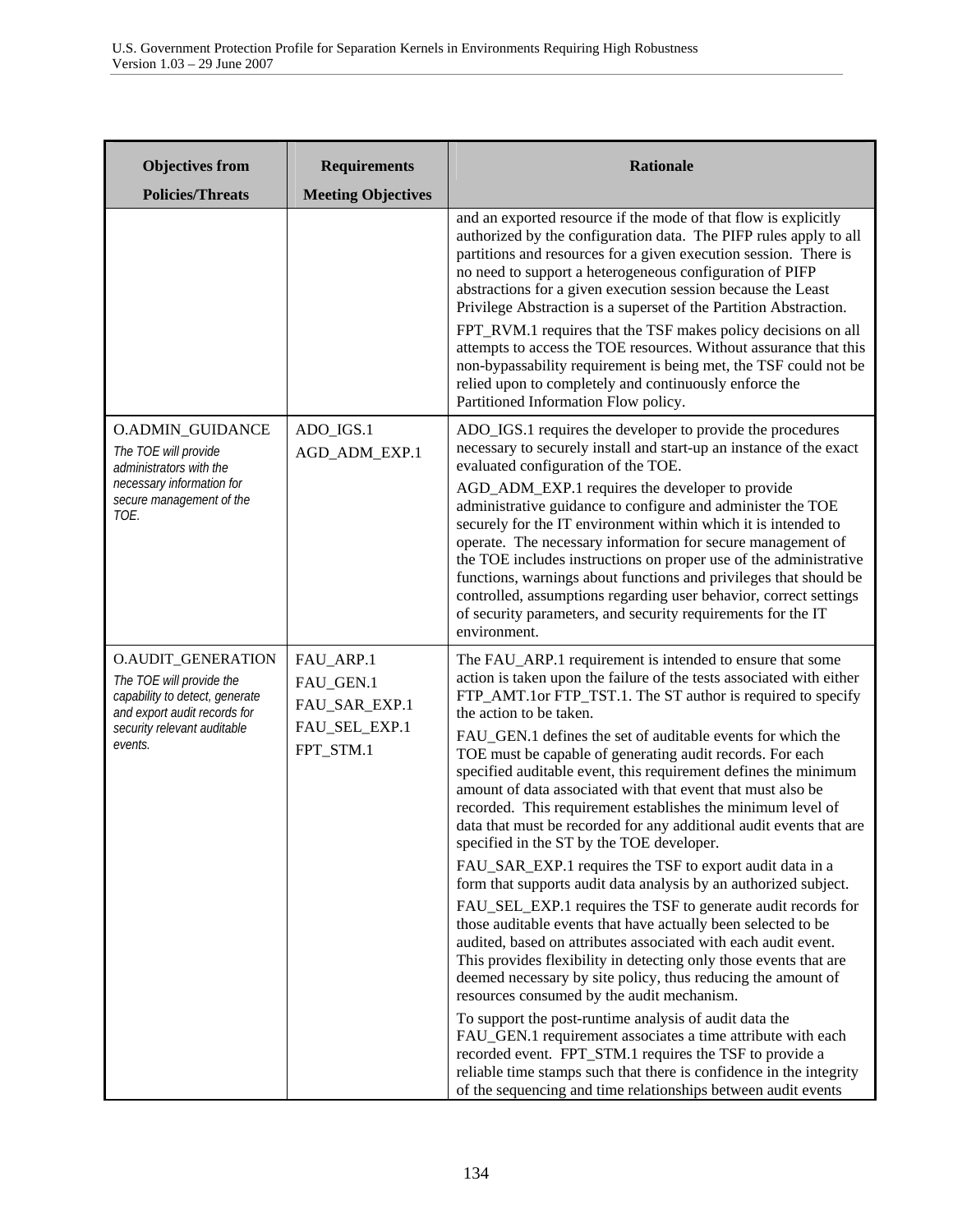| Objectives from Policies/Threats | Requirements Meeting Objectives | Rationale |
|---|---|---|
| | | and an exported resource if the mode of that flow is explicitly authorized by the configuration data. The PIFP rules apply to all partitions and resources for a given execution session. There is no need to support a heterogeneous configuration of PIFP abstractions for a given execution session because the Least Privilege Abstraction is a superset of the Partition Abstraction.<br><br>FPT_RVM.1 requires that the TSF makes policy decisions on all attempts to access the TOE resources. Without assurance that this non-bypassability requirement is being met, the TSF could not be relied upon to completely and continuously enforce the Partitioned Information Flow policy. |
| O.ADMIN_GUIDANCE<br>*The TOE will provide administrators with the necessary information for secure management of the TOE.* | ADO_IGS.1<br>AGD_ADM_EXP.1 | ADO_IGS.1 requires the developer to provide the procedures necessary to securely install and start-up an instance of the exact evaluated configuration of the TOE.<br><br>AGD_ADM_EXP.1 requires the developer to provide administrative guidance to configure and administer the TOE securely for the IT environment within which it is intended to operate. The necessary information for secure management of the TOE includes instructions on proper use of the administrative functions, warnings about functions and privileges that should be controlled, assumptions regarding user behavior, correct settings of security parameters, and security requirements for the IT environment. |
| O.AUDIT_GENERATION<br>*The TOE will provide the capability to detect, generate and export audit records for security relevant auditable events.* | FAU_ARP.1<br>FAU_GEN.1<br>FAU_SAR_EXP.1<br>FAU_SEL_EXP.1<br>FPT_STM.1 | The FAU_ARP.1 requirement is intended to ensure that some action is taken upon the failure of the tests associated with either FTP_AMT.1or FTP_TST.1. The ST author is required to specify the action to be taken.<br><br>FAU_GEN.1 defines the set of auditable events for which the TOE must be capable of generating audit records. For each specified auditable event, this requirement defines the minimum amount of data associated with that event that must also be recorded. This requirement establishes the minimum level of data that must be recorded for any additional audit events that are specified in the ST by the TOE developer.<br><br>FAU_SAR_EXP.1 requires the TSF to export audit data in a form that supports audit data analysis by an authorized subject.<br><br>FAU_SEL_EXP.1 requires the TSF to generate audit records for those auditable events that have actually been selected to be audited, based on attributes associated with each audit event. This provides flexibility in detecting only those events that are deemed necessary by site policy, thus reducing the amount of resources consumed by the audit mechanism.<br><br>To support the post-runtime analysis of audit data the FAU_GEN.1 requirement associates a time attribute with each recorded event. FPT_STM.1 requires the TSF to provide a reliable time stamps such that there is confidence in the integrity of the sequencing and time relationships between audit events |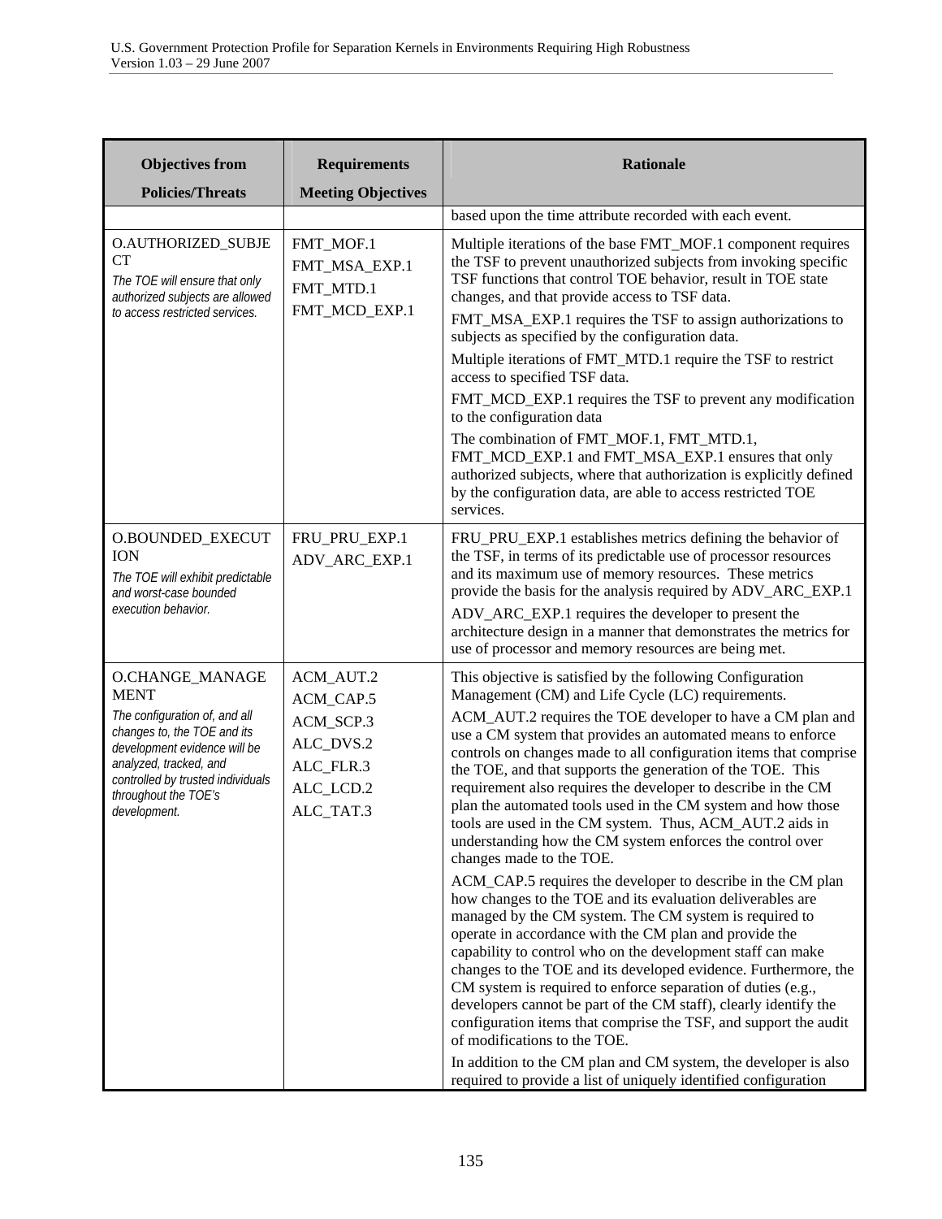| Objectives from Policies/Threats | Requirements Meeting Objectives | Rationale |
|---|---|---|
| | | based upon the time attribute recorded with each event. |
| O.AUTHORIZED_SUBJECT<br>*The TOE will ensure that only authorized subjects are allowed to access restricted services.* | FMT_MOF.1<br>FMT_MSA_EXP.1<br>FMT_MTD.1<br>FMT_MCD_EXP.1 | Multiple iterations of the base FMT_MOF.1 component requires the TSF to prevent unauthorized subjects from invoking specific TSF functions that control TOE behavior, result in TOE state changes, and that provide access to TSF data.<br>FMT_MSA_EXP.1 requires the TSF to assign authorizations to subjects as specified by the configuration data.<br>Multiple iterations of FMT_MTD.1 require the TSF to restrict access to specified TSF data.<br>FMT_MCD_EXP.1 requires the TSF to prevent any modification to the configuration data<br>The combination of FMT_MOF.1, FMT_MTD.1, FMT_MCD_EXP.1 and FMT_MSA_EXP.1 ensures that only authorized subjects, where that authorization is explicitly defined by the configuration data, are able to access restricted TOE services. |
| O.BOUNDED_EXECUTION<br>*The TOE will exhibit predictable and worst-case bounded execution behavior.* | FRU_PRU_EXP.1<br>ADV_ARC_EXP.1 | FRU_PRU_EXP.1 establishes metrics defining the behavior of the TSF, in terms of its predictable use of processor resources and its maximum use of memory resources. These metrics provide the basis for the analysis required by ADV_ARC_EXP.1<br>ADV_ARC_EXP.1 requires the developer to present the architecture design in a manner that demonstrates the metrics for use of processor and memory resources are being met. |
| O.CHANGE_MANAGEMENT<br>*The configuration of, and all changes to, the TOE and its development evidence will be analyzed, tracked, and controlled by trusted individuals throughout the TOE's development.* | ACM_AUT.2<br>ACM_CAP.5<br>ACM_SCP.3<br>ALC_DVS.2<br>ALC_FLR.3<br>ALC_LCD.2<br>ALC_TAT.3 | This objective is satisfied by the following Configuration Management (CM) and Life Cycle (LC) requirements.<br>ACM_AUT.2 requires the TOE developer to have a CM plan and use a CM system that provides an automated means to enforce controls on changes made to all configuration items that comprise the TOE, and that supports the generation of the TOE. This requirement also requires the developer to describe in the CM plan the automated tools used in the CM system and how those tools are used in the CM system. Thus, ACM_AUT.2 aids in understanding how the CM system enforces the control over changes made to the TOE.<br>ACM_CAP.5 requires the developer to describe in the CM plan how changes to the TOE and its evaluation deliverables are managed by the CM system. The CM system is required to operate in accordance with the CM plan and provide the capability to control who on the development staff can make changes to the TOE and its developed evidence. Furthermore, the CM system is required to enforce separation of duties (e.g., developers cannot be part of the CM staff), clearly identify the configuration items that comprise the TSF, and support the audit of modifications to the TOE.<br>In addition to the CM plan and CM system, the developer is also required to provide a list of uniquely identified configuration |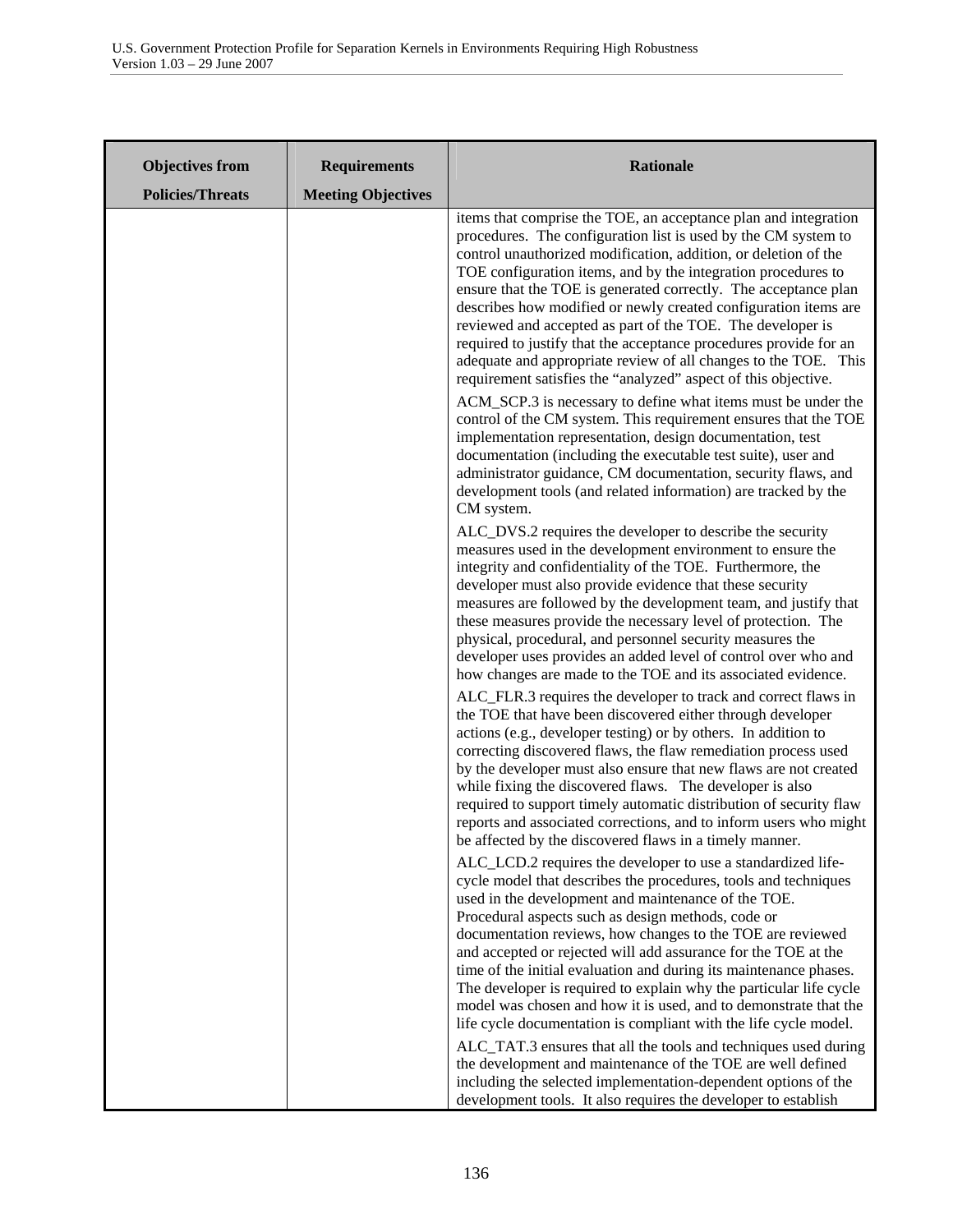| Objectives from Policies/Threats | Requirements Meeting Objectives | Rationale |
|---|---|---|
| | | items that comprise the TOE, an acceptance plan and integration procedures. The configuration list is used by the CM system to control unauthorized modification, addition, or deletion of the TOE configuration items, and by the integration procedures to ensure that the TOE is generated correctly. The acceptance plan describes how modified or newly created configuration items are reviewed and accepted as part of the TOE. The developer is required to justify that the acceptance procedures provide for an adequate and appropriate review of all changes to the TOE. This requirement satisfies the "analyzed" aspect of this objective.<br><br>ACM_SCP.3 is necessary to define what items must be under the control of the CM system. This requirement ensures that the TOE implementation representation, design documentation, test documentation (including the executable test suite), user and administrator guidance, CM documentation, security flaws, and development tools (and related information) are tracked by the CM system.<br><br>ALC_DVS.2 requires the developer to describe the security measures used in the development environment to ensure the integrity and confidentiality of the TOE. Furthermore, the developer must also provide evidence that these security measures are followed by the development team, and justify that these measures provide the necessary level of protection. The physical, procedural, and personnel security measures the developer uses provides an added level of control over who and how changes are made to the TOE and its associated evidence.<br><br>ALC_FLR.3 requires the developer to track and correct flaws in the TOE that have been discovered either through developer actions (e.g., developer testing) or by others. In addition to correcting discovered flaws, the flaw remediation process used by the developer must also ensure that new flaws are not created while fixing the discovered flaws. The developer is also required to support timely automatic distribution of security flaw reports and associated corrections, and to inform users who might be affected by the discovered flaws in a timely manner.<br><br>ALC_LCD.2 requires the developer to use a standardized life-cycle model that describes the procedures, tools and techniques used in the development and maintenance of the TOE. Procedural aspects such as design methods, code or documentation reviews, how changes to the TOE are reviewed and accepted or rejected will add assurance for the TOE at the time of the initial evaluation and during its maintenance phases. The developer is required to explain why the particular life cycle model was chosen and how it is used, and to demonstrate that the life cycle documentation is compliant with the life cycle model.<br><br>ALC_TAT.3 ensures that all the tools and techniques used during the development and maintenance of the TOE are well defined including the selected implementation-dependent options of the development tools. It also requires the developer to establish |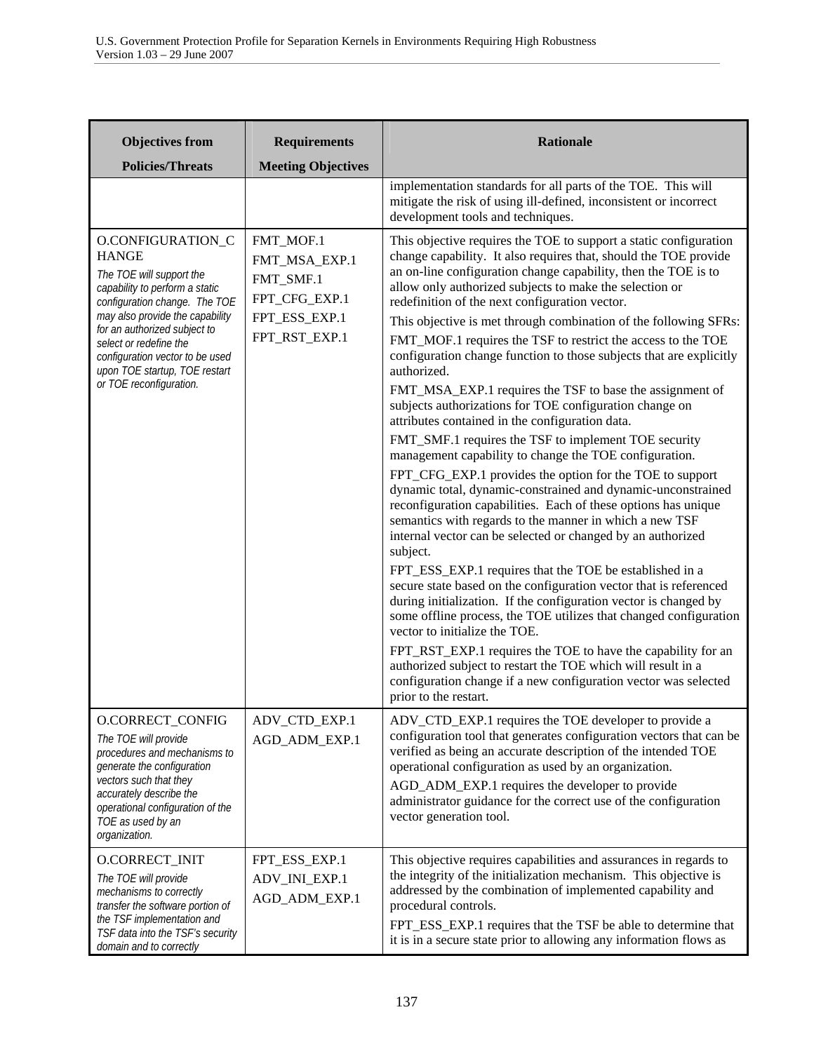| Objectives from Policies/Threats | Requirements Meeting Objectives | Rationale |
|---|---|---|
| | | implementation standards for all parts of the TOE. This will mitigate the risk of using ill-defined, inconsistent or incorrect development tools and techniques. |
| O.CONFIGURATION_CHANGE<br>*The TOE will support the capability to perform a static configuration change. The TOE may also provide the capability for an authorized subject to select or redefine the configuration vector to be used upon TOE startup, TOE restart or TOE reconfiguration.* | FMT_MOF.1<br>FMT_MSA_EXP.1<br>FMT_SMF.1<br>FPT_CFG_EXP.1<br>FPT_ESS_EXP.1<br>FPT_RST_EXP.1 | This objective requires the TOE to support a static configuration change capability. It also requires that, should the TOE provide an on-line configuration change capability, then the TOE is to allow only authorized subjects to make the selection or redefinition of the next configuration vector.<br>This objective is met through combination of the following SFRs:<br>FMT_MOF.1 requires the TSF to restrict the access to the TOE configuration change function to those subjects that are explicitly authorized.<br>FMT_MSA_EXP.1 requires the TSF to base the assignment of subjects authorizations for TOE configuration change on attributes contained in the configuration data.<br>FMT_SMF.1 requires the TSF to implement TOE security management capability to change the TOE configuration.<br>FPT_CFG_EXP.1 provides the option for the TOE to support dynamic total, dynamic-constrained and dynamic-unconstrained reconfiguration capabilities. Each of these options has unique semantics with regards to the manner in which a new TSF internal vector can be selected or changed by an authorized subject.<br>FPT_ESS_EXP.1 requires that the TOE be established in a secure state based on the configuration vector that is referenced during initialization. If the configuration vector is changed by some offline process, the TOE utilizes that changed configuration vector to initialize the TOE.<br>FPT_RST_EXP.1 requires the TOE to have the capability for an authorized subject to restart the TOE which will result in a configuration change if a new configuration vector was selected prior to the restart. |
| O.CORRECT_CONFIG<br>*The TOE will provide procedures and mechanisms to generate the configuration vectors such that they accurately describe the operational configuration of the TOE as used by an organization.* | ADV_CTD_EXP.1<br>AGD_ADM_EXP.1 | ADV_CTD_EXP.1 requires the TOE developer to provide a configuration tool that generates configuration vectors that can be verified as being an accurate description of the intended TOE operational configuration as used by an organization.<br>AGD_ADM_EXP.1 requires the developer to provide administrator guidance for the correct use of the configuration vector generation tool. |
| O.CORRECT_INIT<br>*The TOE will provide mechanisms to correctly transfer the software portion of the TSF implementation and TSF data into the TSF's security domain and to correctly* | FPT_ESS_EXP.1<br>ADV_INI_EXP.1<br>AGD_ADM_EXP.1 | This objective requires capabilities and assurances in regards to the integrity of the initialization mechanism. This objective is addressed by the combination of implemented capability and procedural controls.<br>FPT_ESS_EXP.1 requires that the TSF be able to determine that it is in a secure state prior to allowing any information flows as |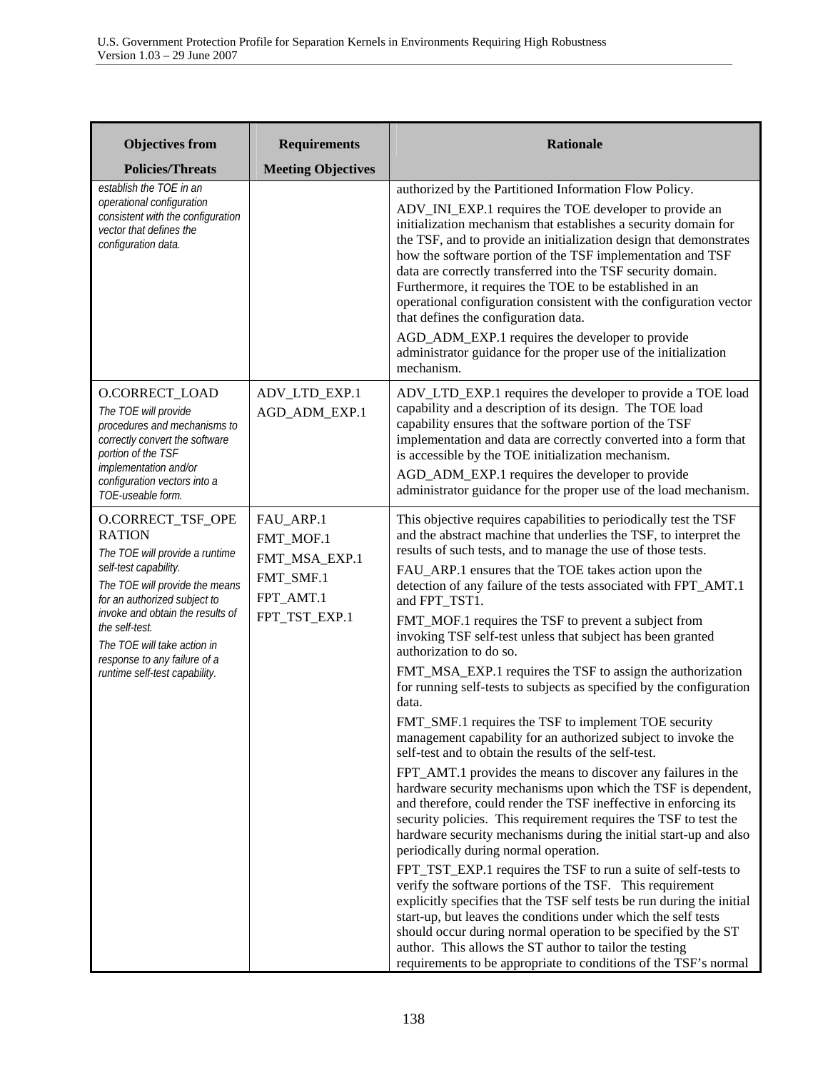| Objectives from Policies/Threats | Requirements Meeting Objectives | Rationale |
|---|---|---|
| *establish the TOE in an operational configuration consistent with the configuration vector that defines the configuration data.* | | authorized by the Partitioned Information Flow Policy.<br><br>ADV_INI_EXP.1 requires the TOE developer to provide an initialization mechanism that establishes a security domain for the TSF, and to provide an initialization design that demonstrates how the software portion of the TSF implementation and TSF data are correctly transferred into the TSF security domain. Furthermore, it requires the TOE to be established in an operational configuration consistent with the configuration vector that defines the configuration data.<br><br>AGD_ADM_EXP.1 requires the developer to provide administrator guidance for the proper use of the initialization mechanism. |
| O.CORRECT_LOAD<br>*The TOE will provide procedures and mechanisms to correctly convert the software portion of the TSF implementation and/or configuration vectors into a TOE-useable form.* | ADV_LTD_EXP.1<br>AGD_ADM_EXP.1 | ADV_LTD_EXP.1 requires the developer to provide a TOE load capability and a description of its design. The TOE load capability ensures that the software portion of the TSF implementation and data are correctly converted into a form that is accessible by the TOE initialization mechanism.<br><br>AGD_ADM_EXP.1 requires the developer to provide administrator guidance for the proper use of the load mechanism. |
| O.CORRECT_TSF_OPERATION<br>*The TOE will provide a runtime self-test capability.*<br>*The TOE will provide the means for an authorized subject to invoke and obtain the results of the self-test.*<br>*The TOE will take action in response to any failure of a runtime self-test capability.* | FAU_ARP.1<br>FMT_MOF.1<br>FMT_MSA_EXP.1<br>FMT_SMF.1<br>FPT_AMT.1<br>FPT_TST_EXP.1 | This objective requires capabilities to periodically test the TSF and the abstract machine that underlies the TSF, to interpret the results of such tests, and to manage the use of those tests.<br><br>FAU_ARP.1 ensures that the TOE takes action upon the detection of any failure of the tests associated with FPT_AMT.1 and FPT_TST1.<br><br>FMT_MOF.1 requires the TSF to prevent a subject from invoking TSF self-test unless that subject has been granted authorization to do so.<br><br>FMT_MSA_EXP.1 requires the TSF to assign the authorization for running self-tests to subjects as specified by the configuration data.<br><br>FMT_SMF.1 requires the TSF to implement TOE security management capability for an authorized subject to invoke the self-test and to obtain the results of the self-test.<br><br>FPT_AMT.1 provides the means to discover any failures in the hardware security mechanisms upon which the TSF is dependent, and therefore, could render the TSF ineffective in enforcing its security policies. This requirement requires the TSF to test the hardware security mechanisms during the initial start-up and also periodically during normal operation.<br><br>FPT_TST_EXP.1 requires the TSF to run a suite of self-tests to verify the software portions of the TSF. This requirement explicitly specifies that the TSF self tests be run during the initial start-up, but leaves the conditions under which the self tests should occur during normal operation to be specified by the ST author. This allows the ST author to tailor the testing requirements to be appropriate to conditions of the TSF's normal |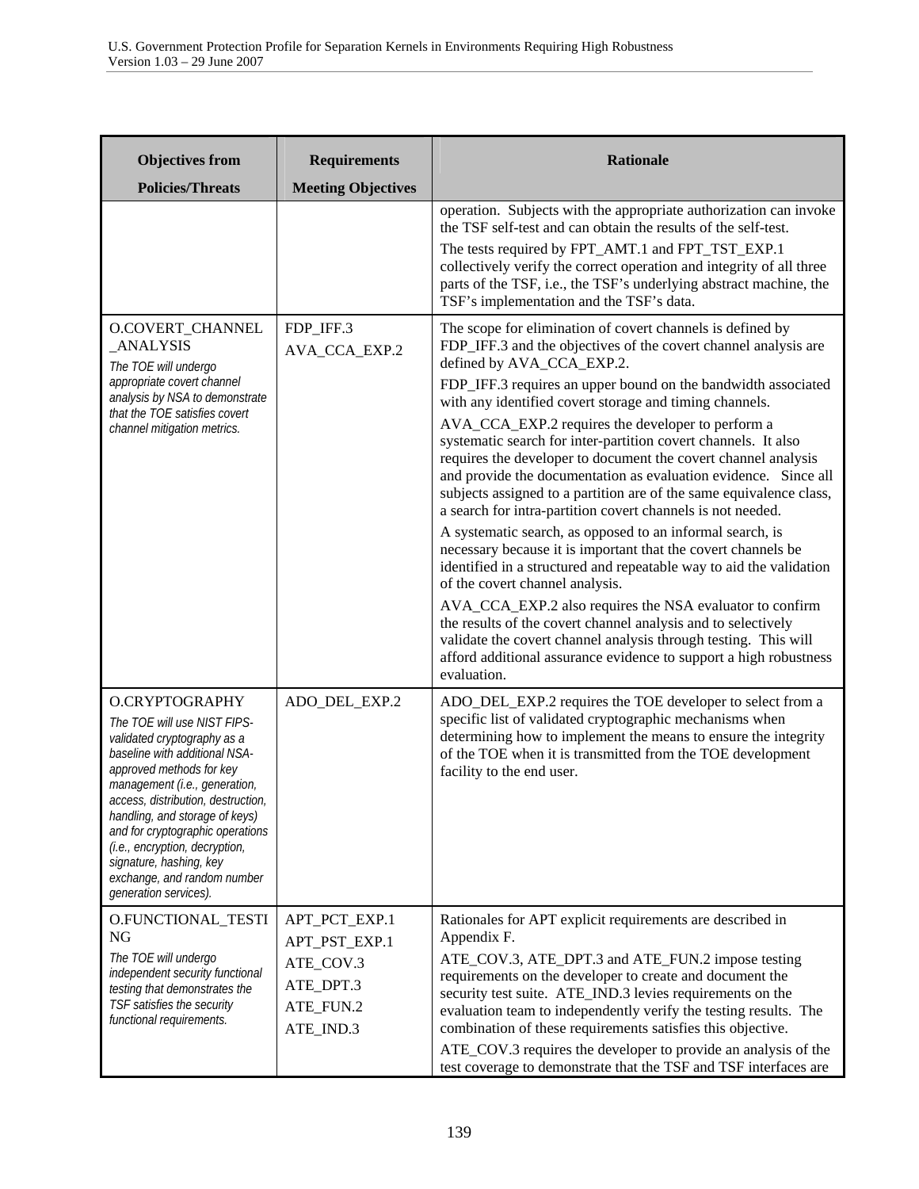| Objectives from Policies/Threats | Requirements Meeting Objectives | Rationale |
|---|---|---|
| | | operation. Subjects with the appropriate authorization can invoke the TSF self-test and can obtain the results of the self-test.<br>The tests required by FPT_AMT.1 and FPT_TST_EXP.1 collectively verify the correct operation and integrity of all three parts of the TSF, i.e., the TSF's underlying abstract machine, the TSF's implementation and the TSF's data. |
| O.COVERT_CHANNEL_ANALYSIS<br>*The TOE will undergo appropriate covert channel analysis by NSA to demonstrate that the TOE satisfies covert channel mitigation metrics.* | FDP_IFF.3<br>AVA_CCA_EXP.2 | The scope for elimination of covert channels is defined by FDP_IFF.3 and the objectives of the covert channel analysis are defined by AVA_CCA_EXP.2.<br>FDP_IFF.3 requires an upper bound on the bandwidth associated with any identified covert storage and timing channels.<br>AVA_CCA_EXP.2 requires the developer to perform a systematic search for inter-partition covert channels. It also requires the developer to document the covert channel analysis and provide the documentation as evaluation evidence. Since all subjects assigned to a partition are of the same equivalence class, a search for intra-partition covert channels is not needed.<br>A systematic search, as opposed to an informal search, is necessary because it is important that the covert channels be identified in a structured and repeatable way to aid the validation of the covert channel analysis.<br>AVA_CCA_EXP.2 also requires the NSA evaluator to confirm the results of the covert channel analysis and to selectively validate the covert channel analysis through testing. This will afford additional assurance evidence to support a high robustness evaluation. |
| O.CRYPTOGRAPHY<br>*The TOE will use NIST FIPS-validated cryptography as a baseline with additional NSA-approved methods for key management (i.e., generation, access, distribution, destruction, handling, and storage of keys) and for cryptographic operations (i.e., encryption, decryption, signature, hashing, key exchange, and random number generation services).* | ADO_DEL_EXP.2 | ADO_DEL_EXP.2 requires the TOE developer to select from a specific list of validated cryptographic mechanisms when determining how to implement the means to ensure the integrity of the TOE when it is transmitted from the TOE development facility to the end user. |
| O.FUNCTIONAL_TESTING<br>*The TOE will undergo independent security functional testing that demonstrates the TSF satisfies the security functional requirements.* | APT_PCT_EXP.1<br>APT_PST_EXP.1<br>ATE_COV.3<br>ATE_DPT.3<br>ATE_FUN.2<br>ATE_IND.3 | Rationales for APT explicit requirements are described in Appendix F.<br>ATE_COV.3, ATE_DPT.3 and ATE_FUN.2 impose testing requirements on the developer to create and document the security test suite. ATE_IND.3 levies requirements on the evaluation team to independently verify the testing results. The combination of these requirements satisfies this objective.<br>ATE_COV.3 requires the developer to provide an analysis of the test coverage to demonstrate that the TSF and TSF interfaces are |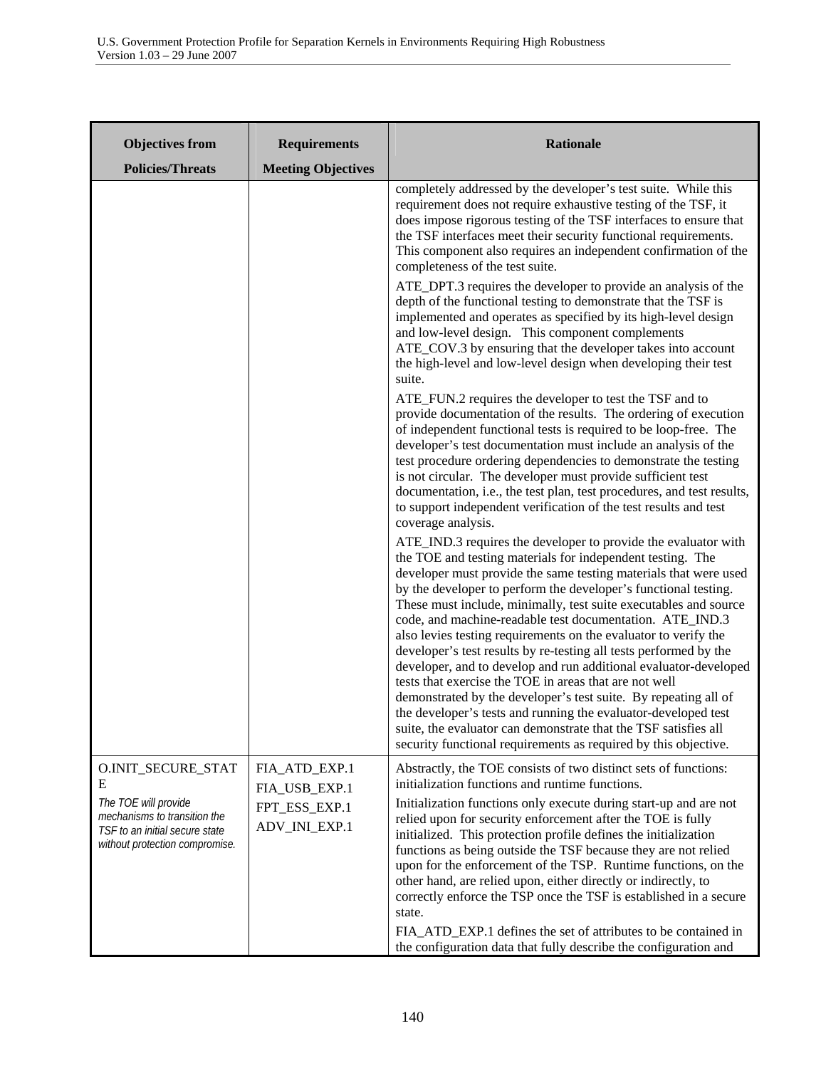| Objectives from Policies/Threats | Requirements Meeting Objectives | Rationale |
|---|---|---|
| | | completely addressed by the developer's test suite. While this requirement does not require exhaustive testing of the TSF, it does impose rigorous testing of the TSF interfaces to ensure that the TSF interfaces meet their security functional requirements. This component also requires an independent confirmation of the completeness of the test suite.<br><br>ATE_DPT.3 requires the developer to provide an analysis of the depth of the functional testing to demonstrate that the TSF is implemented and operates as specified by its high-level design and low-level design. This component complements ATE_COV.3 by ensuring that the developer takes into account the high-level and low-level design when developing their test suite.<br><br>ATE_FUN.2 requires the developer to test the TSF and to provide documentation of the results. The ordering of execution of independent functional tests is required to be loop-free. The developer's test documentation must include an analysis of the test procedure ordering dependencies to demonstrate the testing is not circular. The developer must provide sufficient test documentation, i.e., the test plan, test procedures, and test results, to support independent verification of the test results and test coverage analysis.<br><br>ATE_IND.3 requires the developer to provide the evaluator with the TOE and testing materials for independent testing. The developer must provide the same testing materials that were used by the developer to perform the developer's functional testing. These must include, minimally, test suite executables and source code, and machine-readable test documentation. ATE_IND.3 also levies testing requirements on the evaluator to verify the developer's test results by re-testing all tests performed by the developer, and to develop and run additional evaluator-developed tests that exercise the TOE in areas that are not well demonstrated by the developer's test suite. By repeating all of the developer's tests and running the evaluator-developed test suite, the evaluator can demonstrate that the TSF satisfies all security functional requirements as required by this objective. |
| O.INIT_SECURE_STATE<br><br>*The TOE will provide mechanisms to transition the TSF to an initial secure state without protection compromise.* | FIA_ATD_EXP.1<br>FIA_USB_EXP.1<br>FPT_ESS_EXP.1<br>ADV_INI_EXP.1 | Abstractly, the TOE consists of two distinct sets of functions: initialization functions and runtime functions.<br><br>Initialization functions only execute during start-up and are not relied upon for security enforcement after the TOE is fully initialized. This protection profile defines the initialization functions as being outside the TSF because they are not relied upon for the enforcement of the TSP. Runtime functions, on the other hand, are relied upon, either directly or indirectly, to correctly enforce the TSP once the TSF is established in a secure state.<br><br>FIA_ATD_EXP.1 defines the set of attributes to be contained in the configuration data that fully describe the configuration and |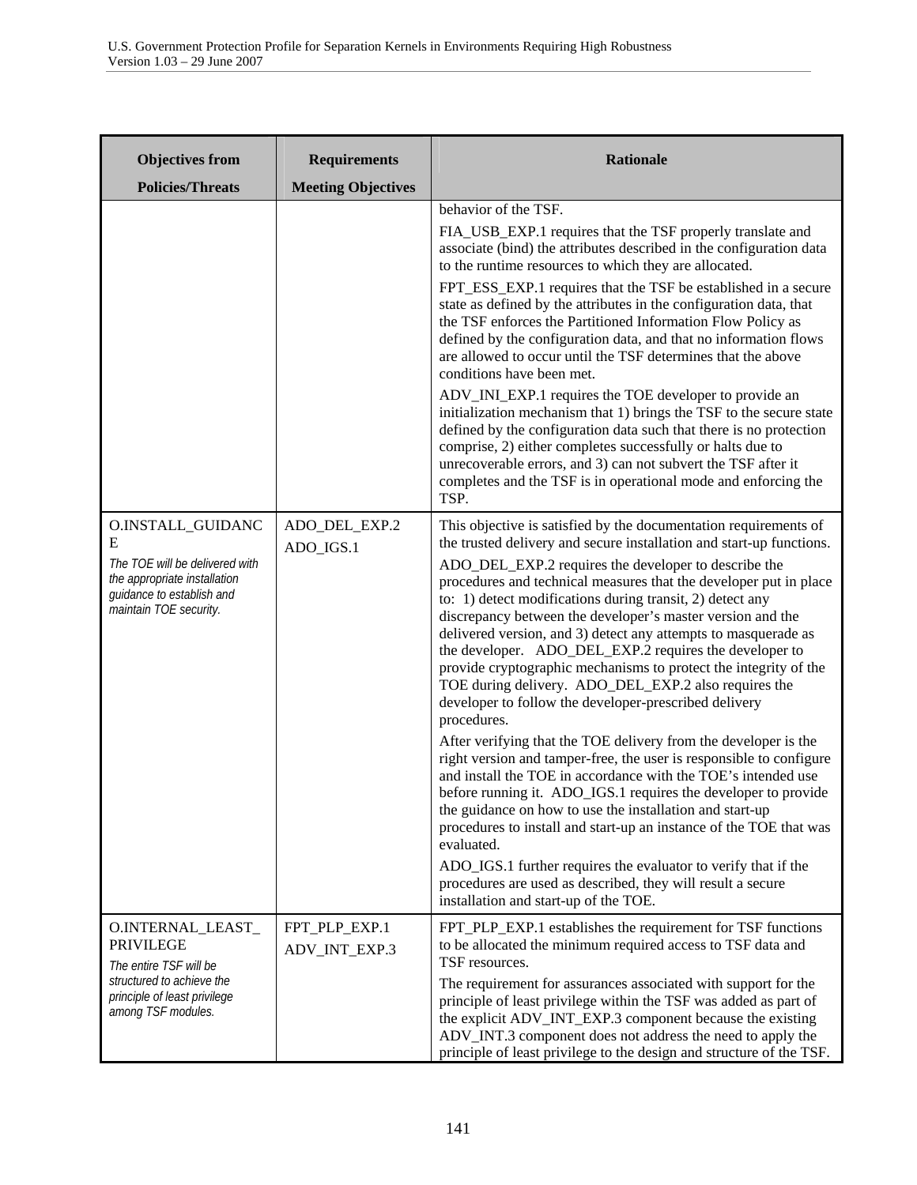| Objectives from Policies/Threats | Requirements Meeting Objectives | Rationale |
|---|---|---|
| | | behavior of the TSF.<br><br>FIA_USB_EXP.1 requires that the TSF properly translate and associate (bind) the attributes described in the configuration data to the runtime resources to which they are allocated.<br><br>FPT_ESS_EXP.1 requires that the TSF be established in a secure state as defined by the attributes in the configuration data, that the TSF enforces the Partitioned Information Flow Policy as defined by the configuration data, and that no information flows are allowed to occur until the TSF determines that the above conditions have been met.<br><br>ADV_INI_EXP.1 requires the TOE developer to provide an initialization mechanism that 1) brings the TSF to the secure state defined by the configuration data such that there is no protection comprise, 2) either completes successfully or halts due to unrecoverable errors, and 3) can not subvert the TSF after it completes and the TSF is in operational mode and enforcing the TSP. |
| O.INSTALL_GUIDANCE<br><br>*The TOE will be delivered with the appropriate installation guidance to establish and maintain TOE security.* | ADO_DEL_EXP.2<br><br>ADO_IGS.1 | This objective is satisfied by the documentation requirements of the trusted delivery and secure installation and start-up functions.<br><br>ADO_DEL_EXP.2 requires the developer to describe the procedures and technical measures that the developer put in place to: 1) detect modifications during transit, 2) detect any discrepancy between the developer's master version and the delivered version, and 3) detect any attempts to masquerade as the developer. ADO_DEL_EXP.2 requires the developer to provide cryptographic mechanisms to protect the integrity of the TOE during delivery. ADO_DEL_EXP.2 also requires the developer to follow the developer-prescribed delivery procedures.<br><br>After verifying that the TOE delivery from the developer is the right version and tamper-free, the user is responsible to configure and install the TOE in accordance with the TOE's intended use before running it. ADO_IGS.1 requires the developer to provide the guidance on how to use the installation and start-up procedures to install and start-up an instance of the TOE that was evaluated.<br><br>ADO_IGS.1 further requires the evaluator to verify that if the procedures are used as described, they will result a secure installation and start-up of the TOE. |
| O.INTERNAL_LEAST_PRIVILEGE<br><br>*The entire TSF will be structured to achieve the principle of least privilege among TSF modules.* | FPT_PLP_EXP.1<br><br>ADV_INT_EXP.3 | FPT_PLP_EXP.1 establishes the requirement for TSF functions to be allocated the minimum required access to TSF data and TSF resources.<br><br>The requirement for assurances associated with support for the principle of least privilege within the TSF was added as part of the explicit ADV_INT_EXP.3 component because the existing ADV_INT.3 component does not address the need to apply the principle of least privilege to the design and structure of the TSF. |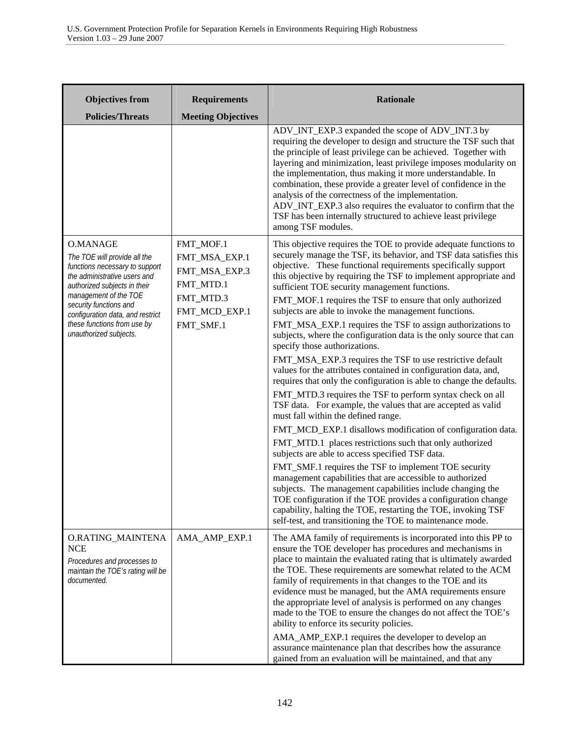| Objectives from Policies/Threats | Requirements Meeting Objectives | Rationale |
| --- | --- | --- |
| | | ADV_INT_EXP.3 expanded the scope of ADV_INT.3 by requiring the developer to design and structure the TSF such that the principle of least privilege can be achieved. Together with layering and minimization, least privilege imposes modularity on the implementation, thus making it more understandable. In combination, these provide a greater level of confidence in the analysis of the correctness of the implementation. ADV_INT_EXP.3 also requires the evaluator to confirm that the TSF has been internally structured to achieve least privilege among TSF modules. |
| O.MANAGE<br>*The TOE will provide all the functions necessary to support the administrative users and authorized subjects in their management of the TOE security functions and configuration data, and restrict these functions from use by unauthorized subjects.* | FMT_MOF.1<br>FMT_MSA_EXP.1<br>FMT_MSA_EXP.3<br>FMT_MTD.1<br>FMT_MTD.3<br>FMT_MCD_EXP.1<br>FMT_SMF.1 | This objective requires the TOE to provide adequate functions to securely manage the TSF, its behavior, and TSF data satisfies this objective. These functional requirements specifically support this objective by requiring the TSF to implement appropriate and sufficient TOE security management functions.<br>FMT_MOF.1 requires the TSF to ensure that only authorized subjects are able to invoke the management functions.<br>FMT_MSA_EXP.1 requires the TSF to assign authorizations to subjects, where the configuration data is the only source that can specify those authorizations.<br>FMT_MSA_EXP.3 requires the TSF to use restrictive default values for the attributes contained in configuration data, and, requires that only the configuration is able to change the defaults.<br>FMT_MTD.3 requires the TSF to perform syntax check on all TSF data. For example, the values that are accepted as valid must fall within the defined range.<br>FMT_MCD_EXP.1 disallows modification of configuration data.<br>FMT_MTD.1 places restrictions such that only authorized subjects are able to access specified TSF data.<br>FMT_SMF.1 requires the TSF to implement TOE security management capabilities that are accessible to authorized subjects. The management capabilities include changing the TOE configuration if the TOE provides a configuration change capability, halting the TOE, restarting the TOE, invoking TSF self-test, and transitioning the TOE to maintenance mode. |
| O.RATING_MAINTENANCE<br>*Procedures and processes to maintain the TOE's rating will be documented.* | AMA_AMP_EXP.1 | The AMA family of requirements is incorporated into this PP to ensure the TOE developer has procedures and mechanisms in place to maintain the evaluated rating that is ultimately awarded the TOE. These requirements are somewhat related to the ACM family of requirements in that changes to the TOE and its evidence must be managed, but the AMA requirements ensure the appropriate level of analysis is performed on any changes made to the TOE to ensure the changes do not affect the TOE's ability to enforce its security policies.<br>AMA_AMP_EXP.1 requires the developer to develop an assurance maintenance plan that describes how the assurance gained from an evaluation will be maintained, and that any |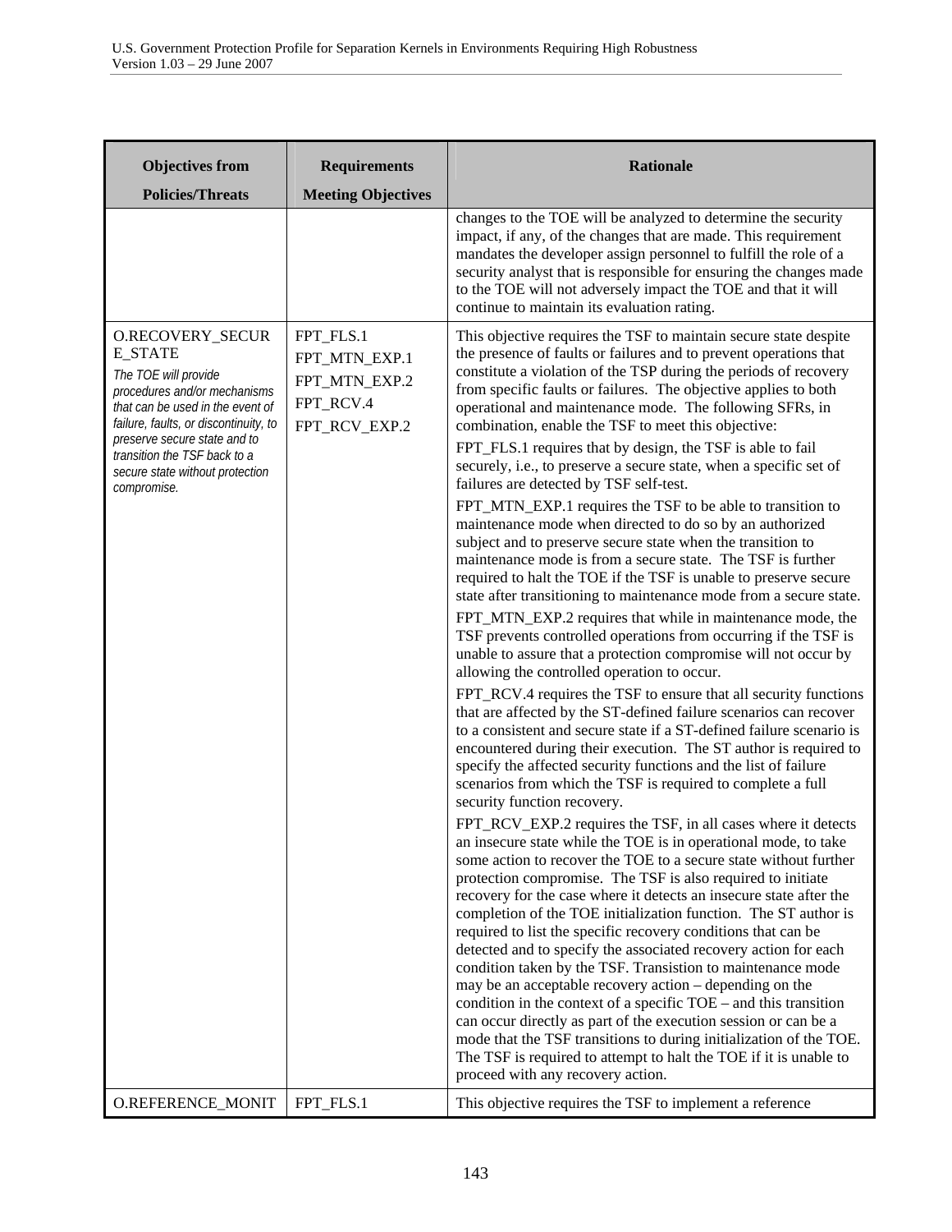| Objectives from Policies/Threats | Requirements Meeting Objectives | Rationale |
|---|---|---|
| | | changes to the TOE will be analyzed to determine the security impact, if any, of the changes that are made. This requirement mandates the developer assign personnel to fulfill the role of a security analyst that is responsible for ensuring the changes made to the TOE will not adversely impact the TOE and that it will continue to maintain its evaluation rating. |
| O.RECOVERY_SECURE_STATE<br>*The TOE will provide procedures and/or mechanisms that can be used in the event of failure, faults, or discontinuity, to preserve secure state and to transition the TSF back to a secure state without protection compromise.* | FPT_FLS.1<br>FPT_MTN_EXP.1<br>FPT_MTN_EXP.2<br>FPT_RCV.4<br>FPT_RCV_EXP.2 | This objective requires the TSF to maintain secure state despite the presence of faults or failures and to prevent operations that constitute a violation of the TSP during the periods of recovery from specific faults or failures. The objective applies to both operational and maintenance mode. The following SFRs, in combination, enable the TSF to meet this objective:<br>FPT_FLS.1 requires that by design, the TSF is able to fail securely, i.e., to preserve a secure state, when a specific set of failures are detected by TSF self-test.<br>FPT_MTN_EXP.1 requires the TSF to be able to transition to maintenance mode when directed to do so by an authorized subject and to preserve secure state when the transition to maintenance mode is from a secure state. The TSF is further required to halt the TOE if the TSF is unable to preserve secure state after transitioning to maintenance mode from a secure state.<br>FPT_MTN_EXP.2 requires that while in maintenance mode, the TSF prevents controlled operations from occurring if the TSF is unable to assure that a protection compromise will not occur by allowing the controlled operation to occur.<br>FPT_RCV.4 requires the TSF to ensure that all security functions that are affected by the ST-defined failure scenarios can recover to a consistent and secure state if a ST-defined failure scenario is encountered during their execution. The ST author is required to specify the affected security functions and the list of failure scenarios from which the TSF is required to complete a full security function recovery.<br>FPT_RCV_EXP.2 requires the TSF, in all cases where it detects an insecure state while the TOE is in operational mode, to take some action to recover the TOE to a secure state without further protection compromise. The TSF is also required to initiate recovery for the case where it detects an insecure state after the completion of the TOE initialization function. The ST author is required to list the specific recovery conditions that can be detected and to specify the associated recovery action for each condition taken by the TSF. Transistion to maintenance mode may be an acceptable recovery action – depending on the condition in the context of a specific TOE – and this transition can occur directly as part of the execution session or can be a mode that the TSF transitions to during initialization of the TOE. The TSF is required to attempt to halt the TOE if it is unable to proceed with any recovery action. |
| O.REFERENCE_MONIT | FPT_FLS.1 | This objective requires the TSF to implement a reference |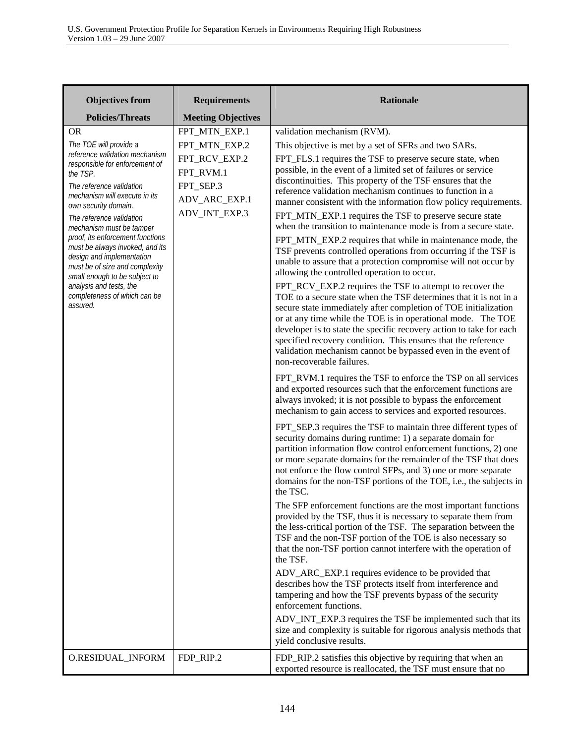| Objectives from Policies/Threats | Requirements Meeting Objectives | Rationale |
|---|---|---|
| OR<br>*The TOE will provide a reference validation mechanism responsible for enforcement of the TSP.*<br>*The reference validation mechanism will execute in its own security domain.*<br>*The reference validation mechanism must be tamper proof, its enforcement functions must be always invoked, and its design and implementation must be of size and complexity small enough to be subject to analysis and tests, the completeness of which can be assured.* | FPT_MTN_EXP.1<br>FPT_MTN_EXP.2<br>FPT_RCV_EXP.2<br>FPT_RVM.1<br>FPT_SEP.3<br>ADV_ARC_EXP.1<br>ADV_INT_EXP.3 | validation mechanism (RVM).<br>This objective is met by a set of SFRs and two SARs.<br>FPT_FLS.1 requires the TSF to preserve secure state, when possible, in the event of a limited set of failures or service discontinuities. This property of the TSF ensures that the reference validation mechanism continues to function in a manner consistent with the information flow policy requirements.<br>FPT_MTN_EXP.1 requires the TSF to preserve secure state when the transition to maintenance mode is from a secure state.<br>FPT_MTN_EXP.2 requires that while in maintenance mode, the TSF prevents controlled operations from occurring if the TSF is unable to assure that a protection compromise will not occur by allowing the controlled operation to occur.<br>FPT_RCV_EXP.2 requires the TSF to attempt to recover the TOE to a secure state when the TSF determines that it is not in a secure state immediately after completion of TOE initialization or at any time while the TOE is in operational mode. The TOE developer is to state the specific recovery action to take for each specified recovery condition. This ensures that the reference validation mechanism cannot be bypassed even in the event of non-recoverable failures.<br>FPT_RVM.1 requires the TSF to enforce the TSP on all services and exported resources such that the enforcement functions are always invoked; it is not possible to bypass the enforcement mechanism to gain access to services and exported resources.<br>FPT_SEP.3 requires the TSF to maintain three different types of security domains during runtime: 1) a separate domain for partition information flow control enforcement functions, 2) one or more separate domains for the remainder of the TSF that does not enforce the flow control SFPs, and 3) one or more separate domains for the non-TSF portions of the TOE, i.e., the subjects in the TSC.<br>The SFP enforcement functions are the most important functions provided by the TSF, thus it is necessary to separate them from the less-critical portion of the TSF. The separation between the TSF and the non-TSF portion of the TOE is also necessary so that the non-TSF portion cannot interfere with the operation of the TSF.<br>ADV_ARC_EXP.1 requires evidence to be provided that describes how the TSF protects itself from interference and tampering and how the TSF prevents bypass of the security enforcement functions.<br>ADV_INT_EXP.3 requires the TSF be implemented such that its size and complexity is suitable for rigorous analysis methods that yield conclusive results. |
| O.RESIDUAL_INFORM | FDP_RIP.2 | FDP_RIP.2 satisfies this objective by requiring that when an exported resource is reallocated, the TSF must ensure that no |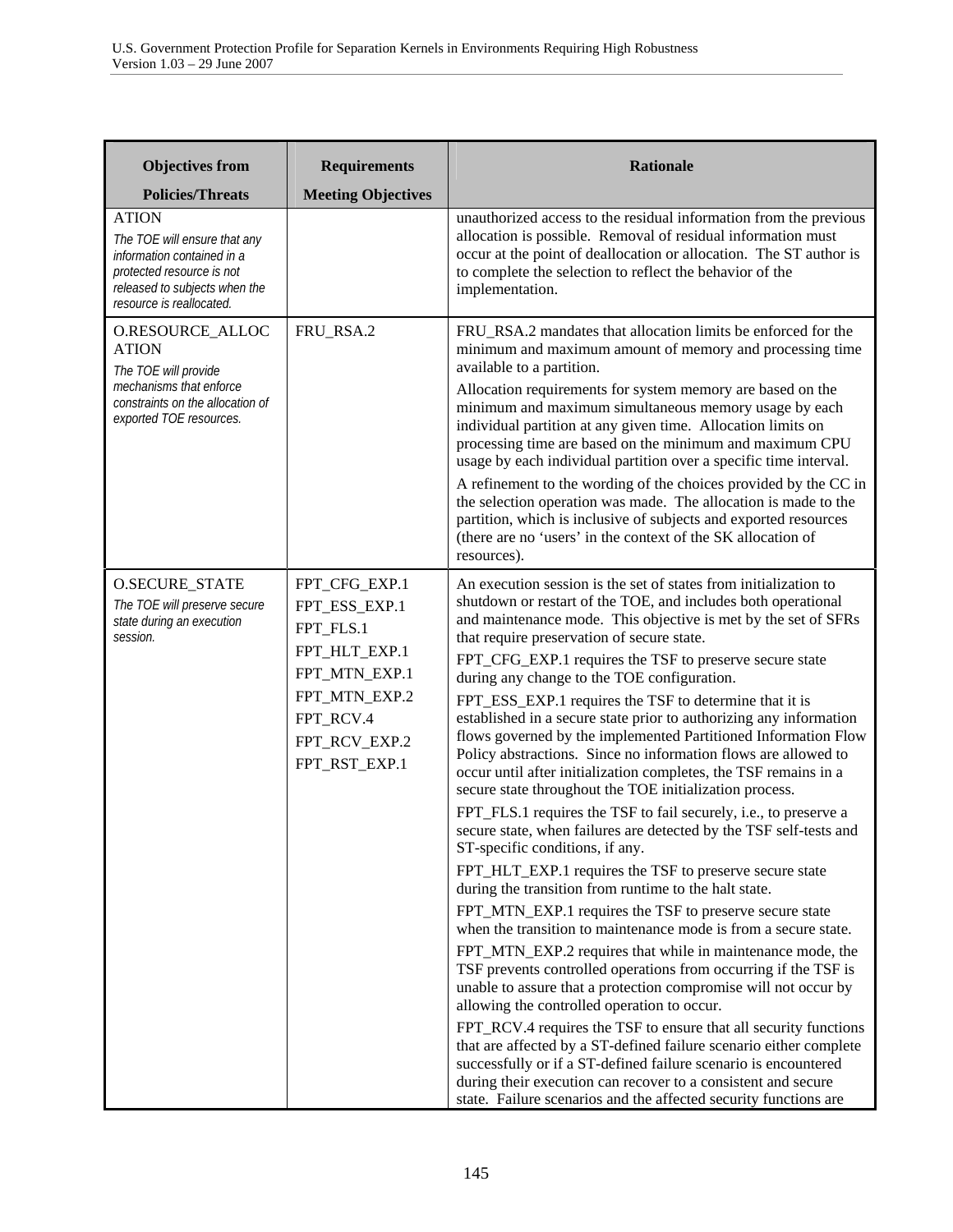| Objectives from Policies/Threats | Requirements Meeting Objectives | Rationale |
|---|---|---|
| ATION<br>*The TOE will ensure that any information contained in a protected resource is not released to subjects when the resource is reallocated.* | | unauthorized access to the residual information from the previous allocation is possible. Removal of residual information must occur at the point of deallocation or allocation. The ST author is to complete the selection to reflect the behavior of the implementation. |
| O.RESOURCE_ALLOCATION<br>*The TOE will provide mechanisms that enforce constraints on the allocation of exported TOE resources.* | FRU_RSA.2 | FRU_RSA.2 mandates that allocation limits be enforced for the minimum and maximum amount of memory and processing time available to a partition.<br>Allocation requirements for system memory are based on the minimum and maximum simultaneous memory usage by each individual partition at any given time. Allocation limits on processing time are based on the minimum and maximum CPU usage by each individual partition over a specific time interval.<br>A refinement to the wording of the choices provided by the CC in the selection operation was made. The allocation is made to the partition, which is inclusive of subjects and exported resources (there are no 'users' in the context of the SK allocation of resources). |
| O.SECURE_STATE<br>*The TOE will preserve secure state during an execution session.* | FPT_CFG_EXP.1<br>FPT_ESS_EXP.1<br>FPT_FLS.1<br>FPT_HLT_EXP.1<br>FPT_MTN_EXP.1<br>FPT_MTN_EXP.2<br>FPT_RCV.4<br>FPT_RCV_EXP.2<br>FPT_RST_EXP.1 | An execution session is the set of states from initialization to shutdown or restart of the TOE, and includes both operational and maintenance mode. This objective is met by the set of SFRs that require preservation of secure state.<br>FPT_CFG_EXP.1 requires the TSF to preserve secure state during any change to the TOE configuration.<br>FPT_ESS_EXP.1 requires the TSF to determine that it is established in a secure state prior to authorizing any information flows governed by the implemented Partitioned Information Flow Policy abstractions. Since no information flows are allowed to occur until after initialization completes, the TSF remains in a secure state throughout the TOE initialization process.<br>FPT_FLS.1 requires the TSF to fail securely, i.e., to preserve a secure state, when failures are detected by the TSF self-tests and ST-specific conditions, if any.<br>FPT_HLT_EXP.1 requires the TSF to preserve secure state during the transition from runtime to the halt state.<br>FPT_MTN_EXP.1 requires the TSF to preserve secure state when the transition to maintenance mode is from a secure state.<br>FPT_MTN_EXP.2 requires that while in maintenance mode, the TSF prevents controlled operations from occurring if the TSF is unable to assure that a protection compromise will not occur by allowing the controlled operation to occur.<br>FPT_RCV.4 requires the TSF to ensure that all security functions that are affected by a ST-defined failure scenario either complete successfully or if a ST-defined failure scenario is encountered during their execution can recover to a consistent and secure state. Failure scenarios and the affected security functions are |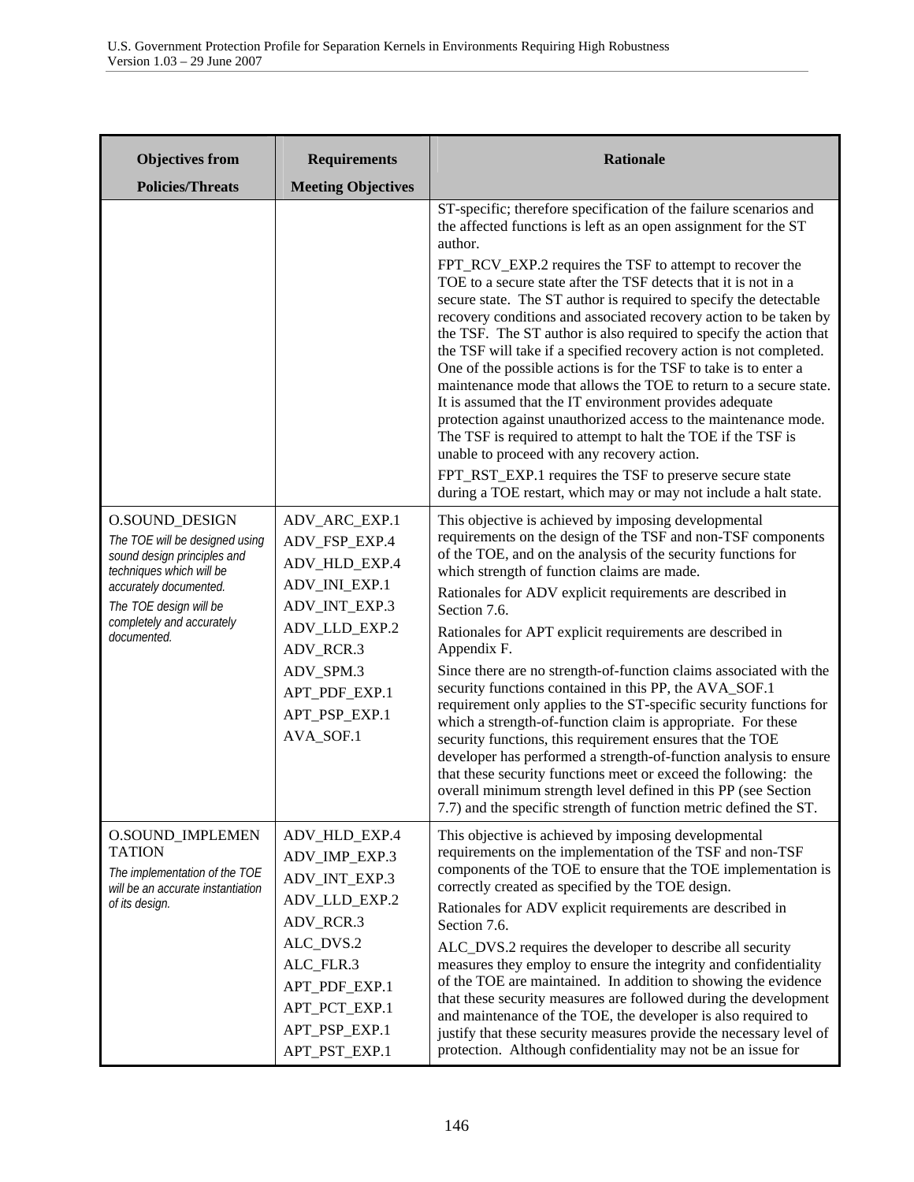| Objectives from Policies/Threats | Requirements Meeting Objectives | Rationale |
|---|---|---|
| | | ST-specific; therefore specification of the failure scenarios and the affected functions is left as an open assignment for the ST author.<br>FPT_RCV_EXP.2 requires the TSF to attempt to recover the TOE to a secure state after the TSF detects that it is not in a secure state. The ST author is required to specify the detectable recovery conditions and associated recovery action to be taken by the TSF. The ST author is also required to specify the action that the TSF will take if a specified recovery action is not completed. One of the possible actions is for the TSF to take is to enter a maintenance mode that allows the TOE to return to a secure state. It is assumed that the IT environment provides adequate protection against unauthorized access to the maintenance mode. The TSF is required to attempt to halt the TOE if the TSF is unable to proceed with any recovery action.<br>FPT_RST_EXP.1 requires the TSF to preserve secure state during a TOE restart, which may or may not include a halt state. |
| O.SOUND_DESIGN<br>*The TOE will be designed using sound design principles and techniques which will be accurately documented.*<br>*The TOE design will be completely and accurately documented.* | ADV_ARC_EXP.1<br>ADV_FSP_EXP.4<br>ADV_HLD_EXP.4<br>ADV_INI_EXP.1<br>ADV_INT_EXP.3<br>ADV_LLD_EXP.2<br>ADV_RCR.3<br>ADV_SPM.3<br>APT_PDF_EXP.1<br>APT_PSP_EXP.1<br>AVA_SOF.1 | This objective is achieved by imposing developmental requirements on the design of the TSF and non-TSF components of the TOE, and on the analysis of the security functions for which strength of function claims are made.<br>Rationales for ADV explicit requirements are described in Section 7.6.<br>Rationales for APT explicit requirements are described in Appendix F.<br>Since there are no strength-of-function claims associated with the security functions contained in this PP, the AVA_SOF.1 requirement only applies to the ST-specific security functions for which a strength-of-function claim is appropriate. For these security functions, this requirement ensures that the TOE developer has performed a strength-of-function analysis to ensure that these security functions meet or exceed the following: the overall minimum strength level defined in this PP (see Section 7.7) and the specific strength of function metric defined the ST. |
| O.SOUND_IMPLEMENTATION<br>*The implementation of the TOE will be an accurate instantiation of its design.* | ADV_HLD_EXP.4<br>ADV_IMP_EXP.3<br>ADV_INT_EXP.3<br>ADV_LLD_EXP.2<br>ADV_RCR.3<br>ALC_DVS.2<br>ALC_FLR.3<br>APT_PDF_EXP.1<br>APT_PCT_EXP.1<br>APT_PSP_EXP.1<br>APT_PST_EXP.1 | This objective is achieved by imposing developmental requirements on the implementation of the TSF and non-TSF components of the TOE to ensure that the TOE implementation is correctly created as specified by the TOE design.<br>Rationales for ADV explicit requirements are described in Section 7.6.<br>ALC_DVS.2 requires the developer to describe all security measures they employ to ensure the integrity and confidentiality of the TOE are maintained. In addition to showing the evidence that these security measures are followed during the development and maintenance of the TOE, the developer is also required to justify that these security measures provide the necessary level of protection. Although confidentiality may not be an issue for |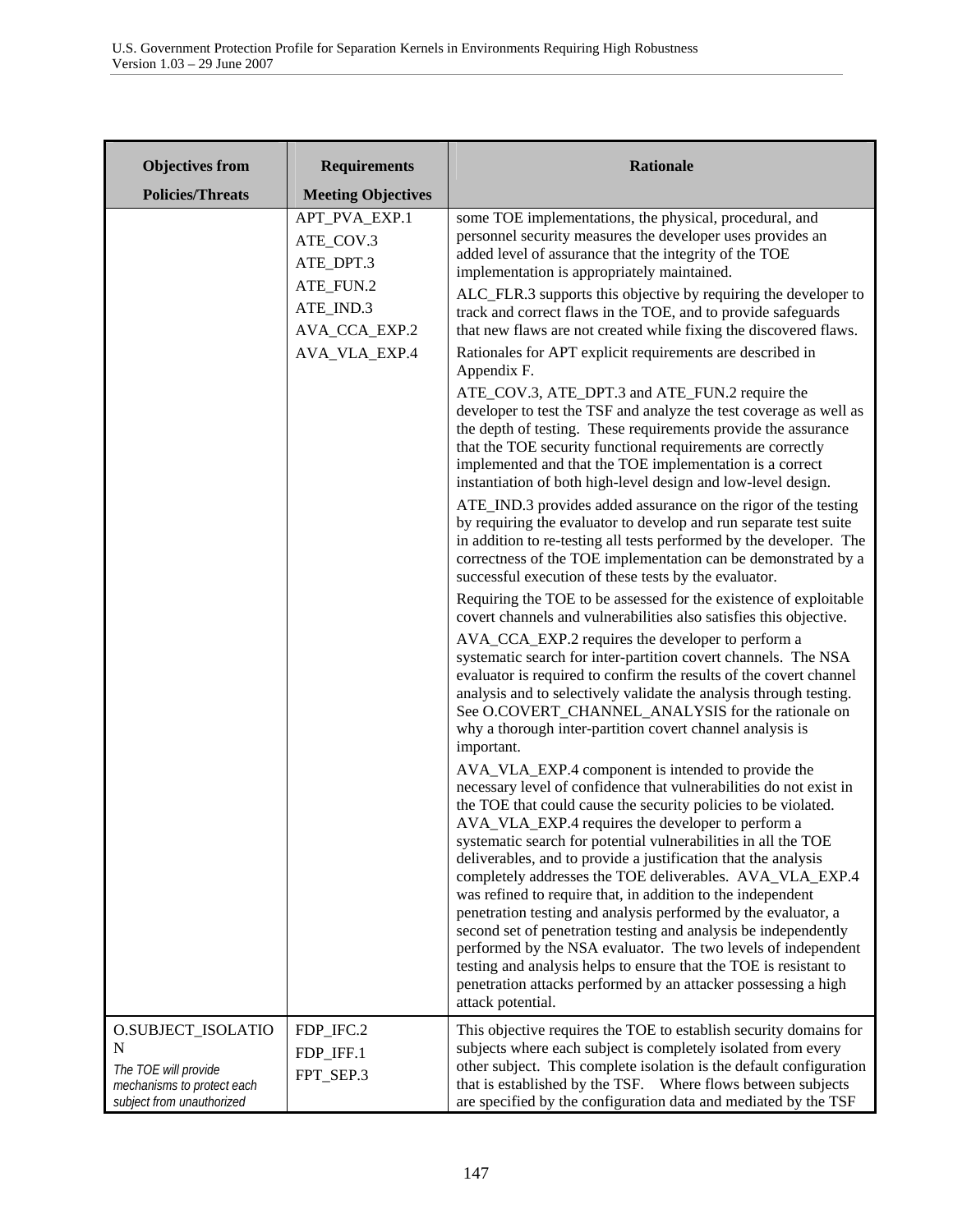| Objectives from Policies/Threats | Requirements Meeting Objectives | Rationale |
|---|---|---|
| | APT_PVA_EXP.1<br>ATE_COV.3<br>ATE_DPT.3<br>ATE_FUN.2<br>ATE_IND.3<br>AVA_CCA_EXP.2<br>AVA_VLA_EXP.4 | some TOE implementations, the physical, procedural, and personnel security measures the developer uses provides an added level of assurance that the integrity of the TOE implementation is appropriately maintained.<br>ALC_FLR.3 supports this objective by requiring the developer to track and correct flaws in the TOE, and to provide safeguards that new flaws are not created while fixing the discovered flaws.<br>Rationales for APT explicit requirements are described in Appendix F.<br>ATE_COV.3, ATE_DPT.3 and ATE_FUN.2 require the developer to test the TSF and analyze the test coverage as well as the depth of testing. These requirements provide the assurance that the TOE security functional requirements are correctly implemented and that the TOE implementation is a correct instantiation of both high-level design and low-level design.<br>ATE_IND.3 provides added assurance on the rigor of the testing by requiring the evaluator to develop and run separate test suite in addition to re-testing all tests performed by the developer. The correctness of the TOE implementation can be demonstrated by a successful execution of these tests by the evaluator.<br>Requiring the TOE to be assessed for the existence of exploitable covert channels and vulnerabilities also satisfies this objective.<br>AVA_CCA_EXP.2 requires the developer to perform a systematic search for inter-partition covert channels. The NSA evaluator is required to confirm the results of the covert channel analysis and to selectively validate the analysis through testing. See O.COVERT_CHANNEL_ANALYSIS for the rationale on why a thorough inter-partition covert channel analysis is important.<br>AVA_VLA_EXP.4 component is intended to provide the necessary level of confidence that vulnerabilities do not exist in the TOE that could cause the security policies to be violated. AVA_VLA_EXP.4 requires the developer to perform a systematic search for potential vulnerabilities in all the TOE deliverables, and to provide a justification that the analysis completely addresses the TOE deliverables. AVA_VLA_EXP.4 was refined to require that, in addition to the independent penetration testing and analysis performed by the evaluator, a second set of penetration testing and analysis be independently performed by the NSA evaluator. The two levels of independent testing and analysis helps to ensure that the TOE is resistant to penetration attacks performed by an attacker possessing a high attack potential. |
| O.SUBJECT_ISOLATION<br>*The TOE will provide mechanisms to protect each subject from unauthorized* | FDP_IFC.2<br>FDP_IFF.1<br>FPT_SEP.3 | This objective requires the TOE to establish security domains for subjects where each subject is completely isolated from every other subject. This complete isolation is the default configuration that is established by the TSF. Where flows between subjects are specified by the configuration data and mediated by the TSF |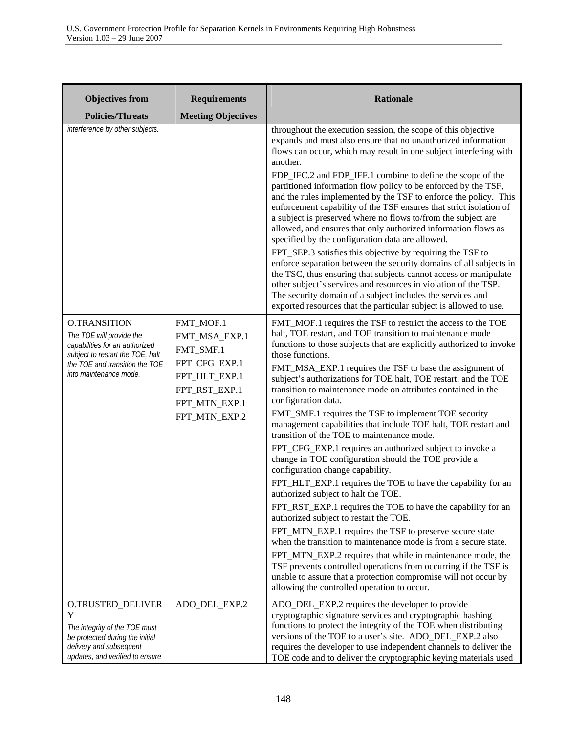| Objectives from Policies/Threats | Requirements Meeting Objectives | Rationale |
|---|---|---|
| *interference by other subjects.* | | throughout the execution session, the scope of this objective expands and must also ensure that no unauthorized information flows can occur, which may result in one subject interfering with another.<br><br>FDP_IFC.2 and FDP_IFF.1 combine to define the scope of the partitioned information flow policy to be enforced by the TSF, and the rules implemented by the TSF to enforce the policy. This enforcement capability of the TSF ensures that strict isolation of a subject is preserved where no flows to/from the subject are allowed, and ensures that only authorized information flows as specified by the configuration data are allowed.<br><br>FPT_SEP.3 satisfies this objective by requiring the TSF to enforce separation between the security domains of all subjects in the TSC, thus ensuring that subjects cannot access or manipulate other subject's services and resources in violation of the TSP. The security domain of a subject includes the services and exported resources that the particular subject is allowed to use. |
| O.TRANSITION<br>*The TOE will provide the capabilities for an authorized subject to restart the TOE, halt the TOE and transition the TOE into maintenance mode.* | FMT_MOF.1<br>FMT_MSA_EXP.1<br>FMT_SMF.1<br>FPT_CFG_EXP.1<br>FPT_HLT_EXP.1<br>FPT_RST_EXP.1<br>FPT_MTN_EXP.1<br>FPT_MTN_EXP.2 | FMT_MOF.1 requires the TSF to restrict the access to the TOE halt, TOE restart, and TOE transition to maintenance mode functions to those subjects that are explicitly authorized to invoke those functions.<br><br>FMT_MSA_EXP.1 requires the TSF to base the assignment of subject's authorizations for TOE halt, TOE restart, and the TOE transition to maintenance mode on attributes contained in the configuration data.<br><br>FMT_SMF.1 requires the TSF to implement TOE security management capabilities that include TOE halt, TOE restart and transition of the TOE to maintenance mode.<br><br>FPT_CFG_EXP.1 requires an authorized subject to invoke a change in TOE configuration should the TOE provide a configuration change capability.<br><br>FPT_HLT_EXP.1 requires the TOE to have the capability for an authorized subject to halt the TOE.<br><br>FPT_RST_EXP.1 requires the TOE to have the capability for an authorized subject to restart the TOE.<br><br>FPT_MTN_EXP.1 requires the TSF to preserve secure state when the transition to maintenance mode is from a secure state.<br><br>FPT_MTN_EXP.2 requires that while in maintenance mode, the TSF prevents controlled operations from occurring if the TSF is unable to assure that a protection compromise will not occur by allowing the controlled operation to occur. |
| O.TRUSTED_DELIVERY<br>*The integrity of the TOE must be protected during the initial delivery and subsequent updates, and verified to ensure* | ADO_DEL_EXP.2 | ADO_DEL_EXP.2 requires the developer to provide cryptographic signature services and cryptographic hashing functions to protect the integrity of the TOE when distributing versions of the TOE to a user's site. ADO_DEL_EXP.2 also requires the developer to use independent channels to deliver the TOE code and to deliver the cryptographic keying materials used |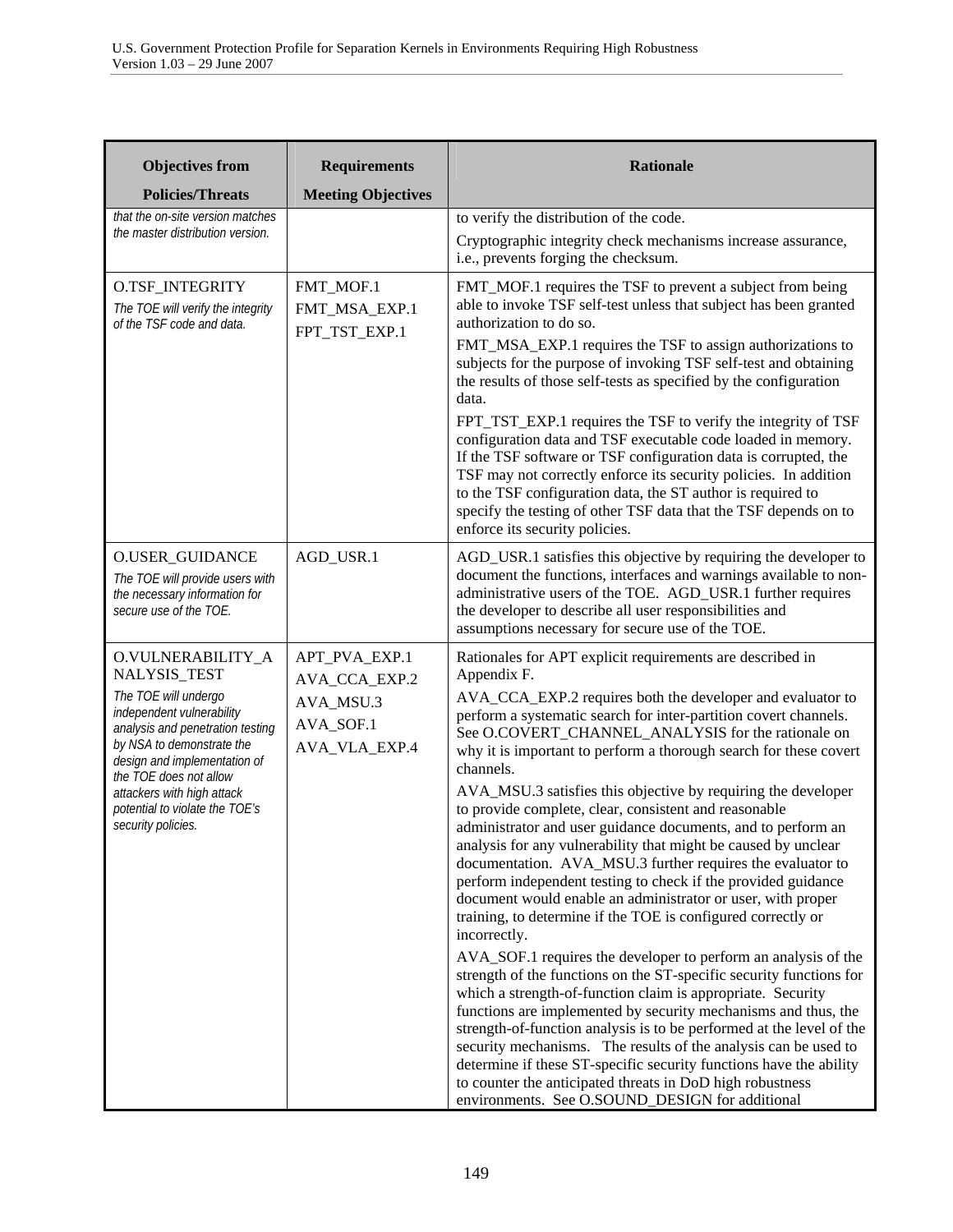| Objectives from Policies/Threats | Requirements Meeting Objectives | Rationale |
|---|---|---|
| *that the on-site version matches the master distribution version.* | | to verify the distribution of the code.<br><br>Cryptographic integrity check mechanisms increase assurance, i.e., prevents forging the checksum. |
| O.TSF_INTEGRITY<br>*The TOE will verify the integrity of the TSF code and data.* | FMT_MOF.1<br>FMT_MSA_EXP.1<br>FPT_TST_EXP.1 | FMT_MOF.1 requires the TSF to prevent a subject from being able to invoke TSF self-test unless that subject has been granted authorization to do so.<br><br>FMT_MSA_EXP.1 requires the TSF to assign authorizations to subjects for the purpose of invoking TSF self-test and obtaining the results of those self-tests as specified by the configuration data.<br><br>FPT_TST_EXP.1 requires the TSF to verify the integrity of TSF configuration data and TSF executable code loaded in memory. If the TSF software or TSF configuration data is corrupted, the TSF may not correctly enforce its security policies. In addition to the TSF configuration data, the ST author is required to specify the testing of other TSF data that the TSF depends on to enforce its security policies. |
| O.USER_GUIDANCE<br>*The TOE will provide users with the necessary information for secure use of the TOE.* | AGD_USR.1 | AGD_USR.1 satisfies this objective by requiring the developer to document the functions, interfaces and warnings available to non-administrative users of the TOE. AGD_USR.1 further requires the developer to describe all user responsibilities and assumptions necessary for secure use of the TOE. |
| O.VULNERABILITY_ANALYSIS_TEST<br>*The TOE will undergo independent vulnerability analysis and penetration testing by NSA to demonstrate the design and implementation of the TOE does not allow attackers with high attack potential to violate the TOE's security policies.* | APT_PVA_EXP.1<br>AVA_CCA_EXP.2<br>AVA_MSU.3<br>AVA_SOF.1<br>AVA_VLA_EXP.4 | Rationales for APT explicit requirements are described in Appendix F.<br><br>AVA_CCA_EXP.2 requires both the developer and evaluator to perform a systematic search for inter-partition covert channels. See O.COVERT_CHANNEL_ANALYSIS for the rationale on why it is important to perform a thorough search for these covert channels.<br><br>AVA_MSU.3 satisfies this objective by requiring the developer to provide complete, clear, consistent and reasonable administrator and user guidance documents, and to perform an analysis for any vulnerability that might be caused by unclear documentation. AVA_MSU.3 further requires the evaluator to perform independent testing to check if the provided guidance document would enable an administrator or user, with proper training, to determine if the TOE is configured correctly or incorrectly.<br><br>AVA_SOF.1 requires the developer to perform an analysis of the strength of the functions on the ST-specific security functions for which a strength-of-function claim is appropriate. Security functions are implemented by security mechanisms and thus, the strength-of-function analysis is to be performed at the level of the security mechanisms. The results of the analysis can be used to determine if these ST-specific security functions have the ability to counter the anticipated threats in DoD high robustness environments. See O.SOUND_DESIGN for additional |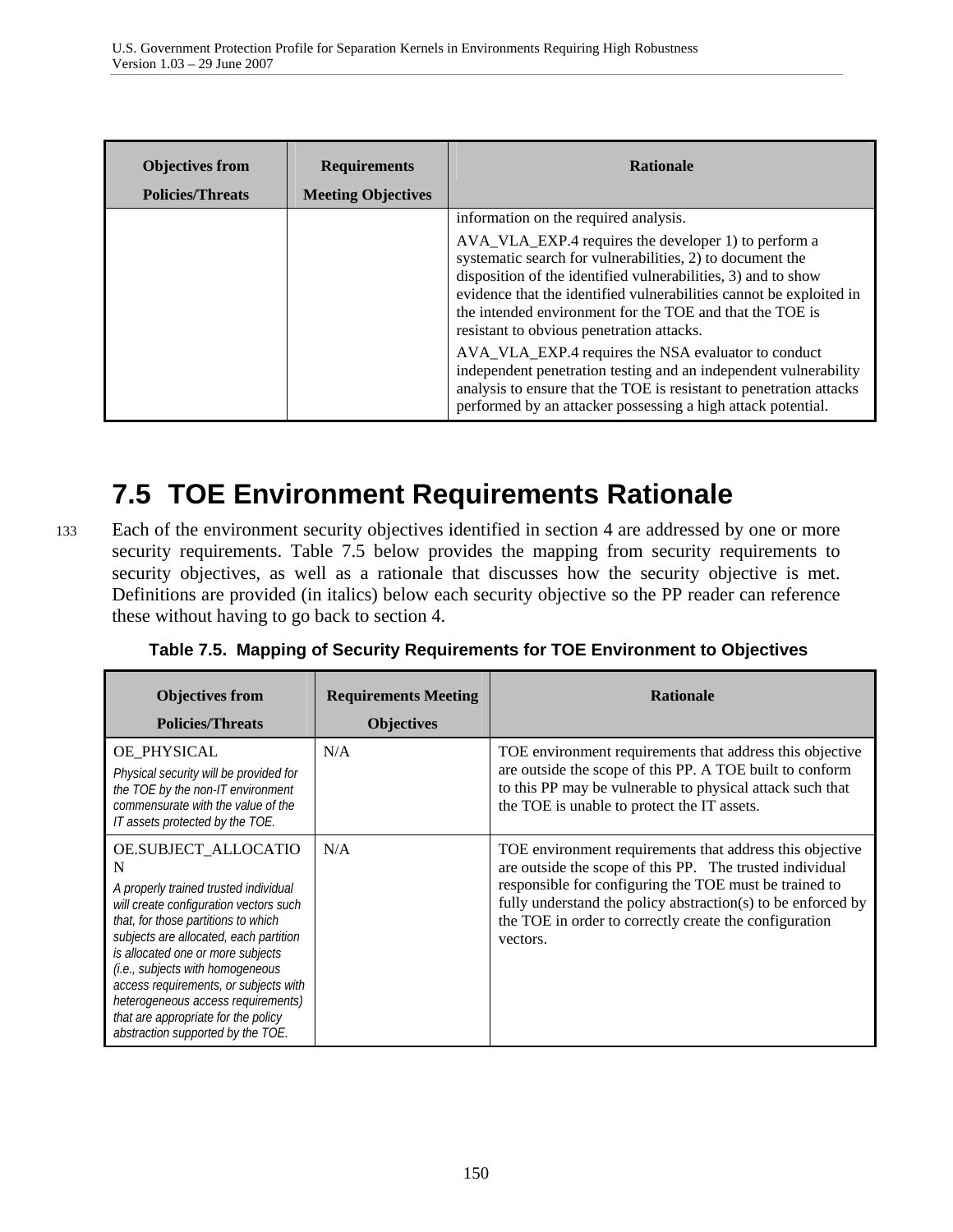| Objectives from Policies/Threats | Requirements Meeting Objectives | Rationale |
| --- | --- | --- |
| | | information on the required analysis.<br><br>AVA_VLA_EXP.4 requires the developer 1) to perform a systematic search for vulnerabilities, 2) to document the disposition of the identified vulnerabilities, 3) and to show evidence that the identified vulnerabilities cannot be exploited in the intended environment for the TOE and that the TOE is resistant to obvious penetration attacks.<br><br>AVA_VLA_EXP.4 requires the NSA evaluator to conduct independent penetration testing and an independent vulnerability analysis to ensure that the TOE is resistant to penetration attacks performed by an attacker possessing a high attack potential. |

## 7.5 TOE Environment Requirements Rationale

133 Each of the environment security objectives identified in section 4 are addressed by one or more security requirements. Table 7.5 below provides the mapping from security requirements to security objectives, as well as a rationale that discusses how the security objective is met. Definitions are provided (in italics) below each security objective so the PP reader can reference these without having to go back to section 4.

**Table 7.5. Mapping of Security Requirements for TOE Environment to Objectives**

| Objectives from Policies/Threats | Requirements Meeting Objectives | Rationale |
| --- | --- | --- |
| OE_PHYSICAL<br>*Physical security will be provided for the TOE by the non-IT environment commensurate with the value of the IT assets protected by the TOE.* | N/A | TOE environment requirements that address this objective are outside the scope of this PP. A TOE built to conform to this PP may be vulnerable to physical attack such that the TOE is unable to protect the IT assets. |
| OE.SUBJECT_ALLOCATION<br>*A properly trained trusted individual will create configuration vectors such that, for those partitions to which subjects are allocated, each partition is allocated one or more subjects (i.e., subjects with homogeneous access requirements, or subjects with heterogeneous access requirements) that are appropriate for the policy abstraction supported by the TOE.* | N/A | TOE environment requirements that address this objective are outside the scope of this PP. The trusted individual responsible for configuring the TOE must be trained to fully understand the policy abstraction(s) to be enforced by the TOE in order to correctly create the configuration vectors. |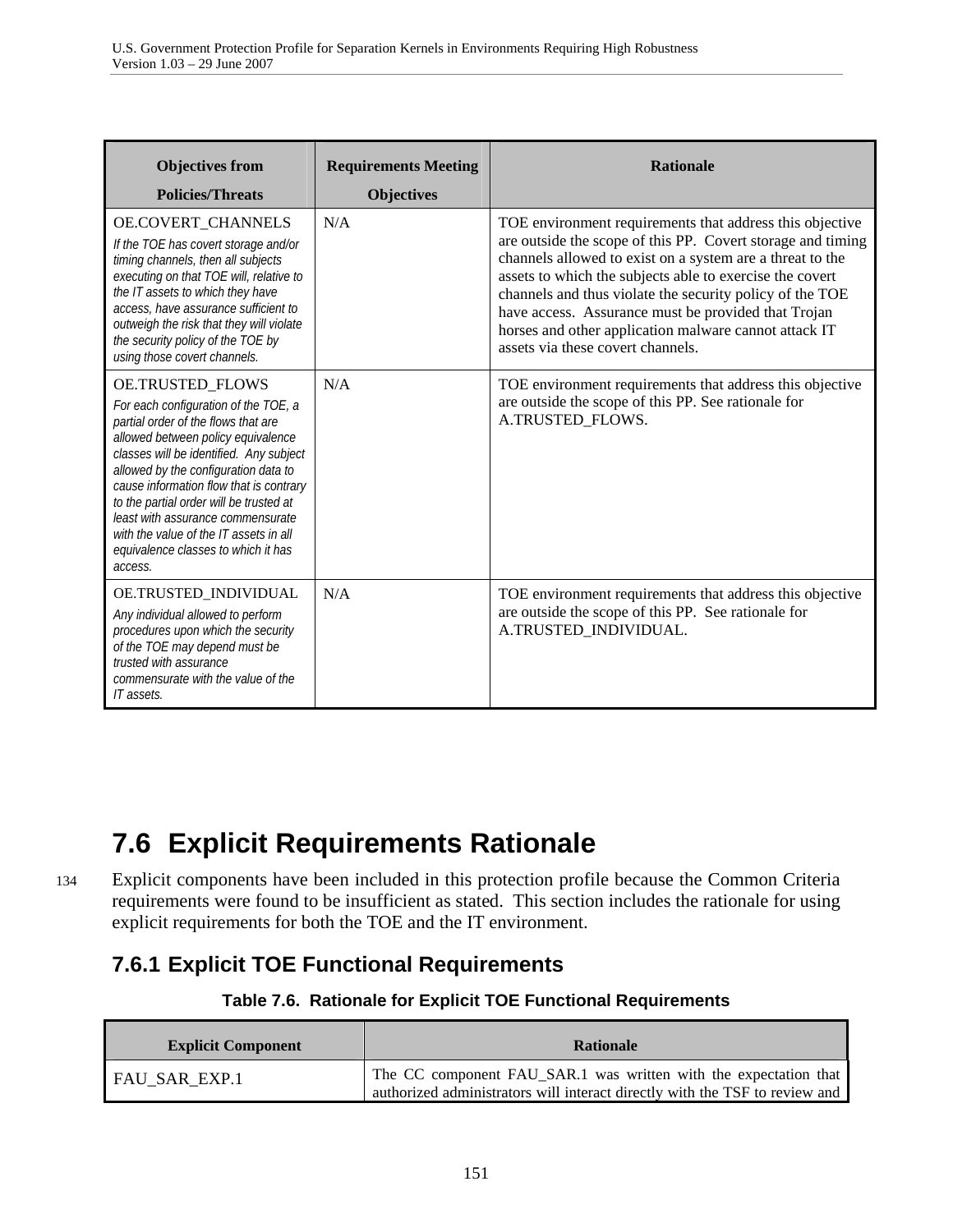| Objectives from Policies/Threats | Requirements Meeting Objectives | Rationale |
|---|---|---|
| OE.COVERT_CHANNELS<br>*If the TOE has covert storage and/or timing channels, then all subjects executing on that TOE will, relative to the IT assets to which they have access, have assurance sufficient to outweigh the risk that they will violate the security policy of the TOE by using those covert channels.* | N/A | TOE environment requirements that address this objective are outside the scope of this PP. Covert storage and timing channels allowed to exist on a system are a threat to the assets to which the subjects able to exercise the covert channels and thus violate the security policy of the TOE have access. Assurance must be provided that Trojan horses and other application malware cannot attack IT assets via these covert channels. |
| OE.TRUSTED_FLOWS<br>*For each configuration of the TOE, a partial order of the flows that are allowed between policy equivalence classes will be identified. Any subject allowed by the configuration data to cause information flow that is contrary to the partial order will be trusted at least with assurance commensurate with the value of the IT assets in all equivalence classes to which it has access.* | N/A | TOE environment requirements that address this objective are outside the scope of this PP. See rationale for A.TRUSTED_FLOWS. |
| OE.TRUSTED_INDIVIDUAL<br>*Any individual allowed to perform procedures upon which the security of the TOE may depend must be trusted with assurance commensurate with the value of the IT assets.* | N/A | TOE environment requirements that address this objective are outside the scope of this PP. See rationale for A.TRUSTED_INDIVIDUAL. |

## 7.6 Explicit Requirements Rationale

134 Explicit components have been included in this protection profile because the Common Criteria requirements were found to be insufficient as stated. This section includes the rationale for using explicit requirements for both the TOE and the IT environment.

### 7.6.1 Explicit TOE Functional Requirements

**Table 7.6. Rationale for Explicit TOE Functional Requirements**

| Explicit Component | Rationale |
|---|---|
| FAU_SAR_EXP.1 | The CC component FAU_SAR.1 was written with the expectation that authorized administrators will interact directly with the TSF to review and |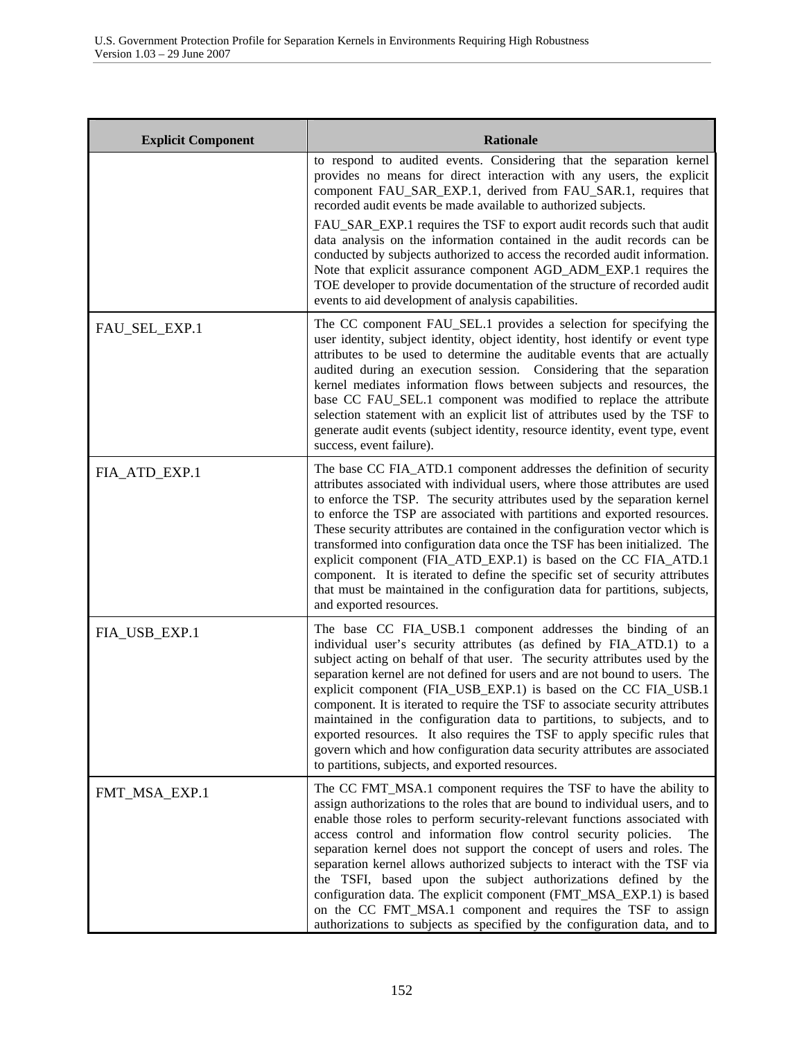| Explicit Component | Rationale |
|---|---|
| | to respond to audited events. Considering that the separation kernel provides no means for direct interaction with any users, the explicit component FAU_SAR_EXP.1, derived from FAU_SAR.1, requires that recorded audit events be made available to authorized subjects.<br><br>FAU_SAR_EXP.1 requires the TSF to export audit records such that audit data analysis on the information contained in the audit records can be conducted by subjects authorized to access the recorded audit information. Note that explicit assurance component AGD_ADM_EXP.1 requires the TOE developer to provide documentation of the structure of recorded audit events to aid development of analysis capabilities. |
| FAU_SEL_EXP.1 | The CC component FAU_SEL.1 provides a selection for specifying the user identity, subject identity, object identity, host identify or event type attributes to be used to determine the auditable events that are actually audited during an execution session. Considering that the separation kernel mediates information flows between subjects and resources, the base CC FAU_SEL.1 component was modified to replace the attribute selection statement with an explicit list of attributes used by the TSF to generate audit events (subject identity, resource identity, event type, event success, event failure). |
| FIA_ATD_EXP.1 | The base CC FIA_ATD.1 component addresses the definition of security attributes associated with individual users, where those attributes are used to enforce the TSP. The security attributes used by the separation kernel to enforce the TSP are associated with partitions and exported resources. These security attributes are contained in the configuration vector which is transformed into configuration data once the TSF has been initialized. The explicit component (FIA_ATD_EXP.1) is based on the CC FIA_ATD.1 component. It is iterated to define the specific set of security attributes that must be maintained in the configuration data for partitions, subjects, and exported resources. |
| FIA_USB_EXP.1 | The base CC FIA_USB.1 component addresses the binding of an individual user's security attributes (as defined by FIA_ATD.1) to a subject acting on behalf of that user. The security attributes used by the separation kernel are not defined for users and are not bound to users. The explicit component (FIA_USB_EXP.1) is based on the CC FIA_USB.1 component. It is iterated to require the TSF to associate security attributes maintained in the configuration data to partitions, to subjects, and to exported resources. It also requires the TSF to apply specific rules that govern which and how configuration data security attributes are associated to partitions, subjects, and exported resources. |
| FMT_MSA_EXP.1 | The CC FMT_MSA.1 component requires the TSF to have the ability to assign authorizations to the roles that are bound to individual users, and to enable those roles to perform security-relevant functions associated with access control and information flow control security policies. The separation kernel does not support the concept of users and roles. The separation kernel allows authorized subjects to interact with the TSF via the TSFI, based upon the subject authorizations defined by the configuration data. The explicit component (FMT_MSA_EXP.1) is based on the CC FMT_MSA.1 component and requires the TSF to assign authorizations to subjects as specified by the configuration data, and to |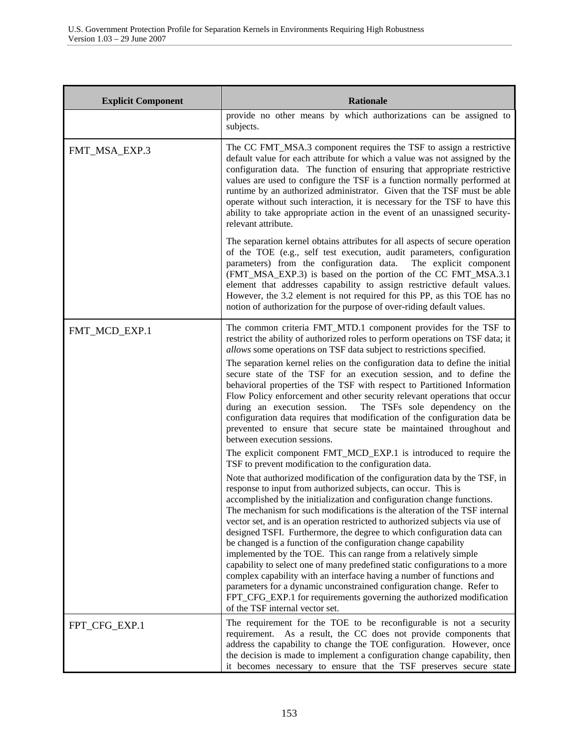| Explicit Component | Rationale |
|---|---|
| | provide no other means by which authorizations can be assigned to subjects. |
| FMT_MSA_EXP.3 | The CC FMT_MSA.3 component requires the TSF to assign a restrictive default value for each attribute for which a value was not assigned by the configuration data. The function of ensuring that appropriate restrictive values are used to configure the TSF is a function normally performed at runtime by an authorized administrator. Given that the TSF must be able operate without such interaction, it is necessary for the TSF to have this ability to take appropriate action in the event of an unassigned security-relevant attribute.<br><br>The separation kernel obtains attributes for all aspects of secure operation of the TOE (e.g., self test execution, audit parameters, configuration parameters) from the configuration data. The explicit component (FMT_MSA_EXP.3) is based on the portion of the CC FMT_MSA.3.1 element that addresses capability to assign restrictive default values. However, the 3.2 element is not required for this PP, as this TOE has no notion of authorization for the purpose of over-riding default values. |
| FMT_MCD_EXP.1 | The common criteria FMT_MTD.1 component provides for the TSF to restrict the ability of authorized roles to perform operations on TSF data; it *allows* some operations on TSF data subject to restrictions specified.<br><br>The separation kernel relies on the configuration data to define the initial secure state of the TSF for an execution session, and to define the behavioral properties of the TSF with respect to Partitioned Information Flow Policy enforcement and other security relevant operations that occur during an execution session. The TSFs sole dependency on the configuration data requires that modification of the configuration data be prevented to ensure that secure state be maintained throughout and between execution sessions.<br><br>The explicit component FMT_MCD_EXP.1 is introduced to require the TSF to prevent modification to the configuration data.<br><br>Note that authorized modification of the configuration data by the TSF, in response to input from authorized subjects, can occur. This is accomplished by the initialization and configuration change functions. The mechanism for such modifications is the alteration of the TSF internal vector set, and is an operation restricted to authorized subjects via use of designed TSFI. Furthermore, the degree to which configuration data can be changed is a function of the configuration change capability implemented by the TOE. This can range from a relatively simple capability to select one of many predefined static configurations to a more complex capability with an interface having a number of functions and parameters for a dynamic unconstrained configuration change. Refer to FPT_CFG_EXP.1 for requirements governing the authorized modification of the TSF internal vector set. |
| FPT_CFG_EXP.1 | The requirement for the TOE to be reconfigurable is not a security requirement. As a result, the CC does not provide components that address the capability to change the TOE configuration. However, once the decision is made to implement a configuration change capability, then it becomes necessary to ensure that the TSF preserves secure state |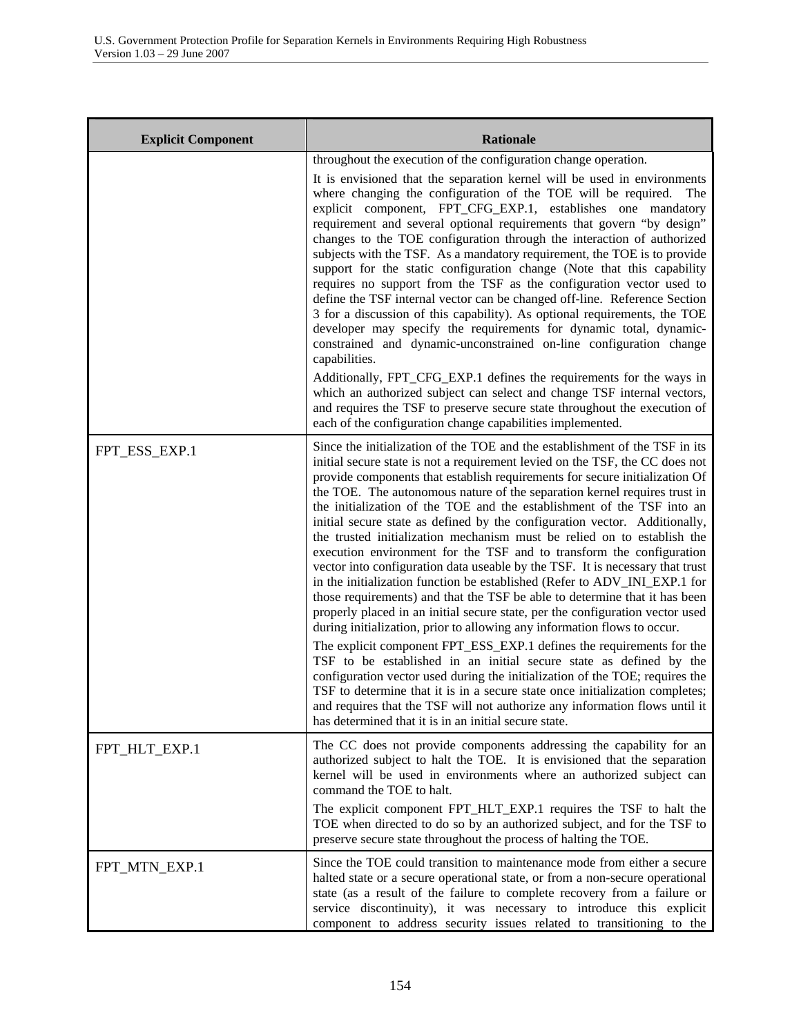| Explicit Component | Rationale |
|---|---|
| | throughout the execution of the configuration change operation.<br><br>It is envisioned that the separation kernel will be used in environments where changing the configuration of the TOE will be required. The explicit component, FPT_CFG_EXP.1, establishes one mandatory requirement and several optional requirements that govern "by design" changes to the TOE configuration through the interaction of authorized subjects with the TSF. As a mandatory requirement, the TOE is to provide support for the static configuration change (Note that this capability requires no support from the TSF as the configuration vector used to define the TSF internal vector can be changed off-line. Reference Section 3 for a discussion of this capability). As optional requirements, the TOE developer may specify the requirements for dynamic total, dynamic-constrained and dynamic-unconstrained on-line configuration change capabilities.<br><br>Additionally, FPT_CFG_EXP.1 defines the requirements for the ways in which an authorized subject can select and change TSF internal vectors, and requires the TSF to preserve secure state throughout the execution of each of the configuration change capabilities implemented. |
| FPT_ESS_EXP.1 | Since the initialization of the TOE and the establishment of the TSF in its initial secure state is not a requirement levied on the TSF, the CC does not provide components that establish requirements for secure initialization Of the TOE. The autonomous nature of the separation kernel requires trust in the initialization of the TOE and the establishment of the TSF into an initial secure state as defined by the configuration vector. Additionally, the trusted initialization mechanism must be relied on to establish the execution environment for the TSF and to transform the configuration vector into configuration data useable by the TSF. It is necessary that trust in the initialization function be established (Refer to ADV_INI_EXP.1 for those requirements) and that the TSF be able to determine that it has been properly placed in an initial secure state, per the configuration vector used during initialization, prior to allowing any information flows to occur.<br><br>The explicit component FPT_ESS_EXP.1 defines the requirements for the TSF to be established in an initial secure state as defined by the configuration vector used during the initialization of the TOE; requires the TSF to determine that it is in a secure state once initialization completes; and requires that the TSF will not authorize any information flows until it has determined that it is in an initial secure state. |
| FPT_HLT_EXP.1 | The CC does not provide components addressing the capability for an authorized subject to halt the TOE. It is envisioned that the separation kernel will be used in environments where an authorized subject can command the TOE to halt.<br><br>The explicit component FPT_HLT_EXP.1 requires the TSF to halt the TOE when directed to do so by an authorized subject, and for the TSF to preserve secure state throughout the process of halting the TOE. |
| FPT_MTN_EXP.1 | Since the TOE could transition to maintenance mode from either a secure halted state or a secure operational state, or from a non-secure operational state (as a result of the failure to complete recovery from a failure or service discontinuity), it was necessary to introduce this explicit component to address security issues related to transitioning to the |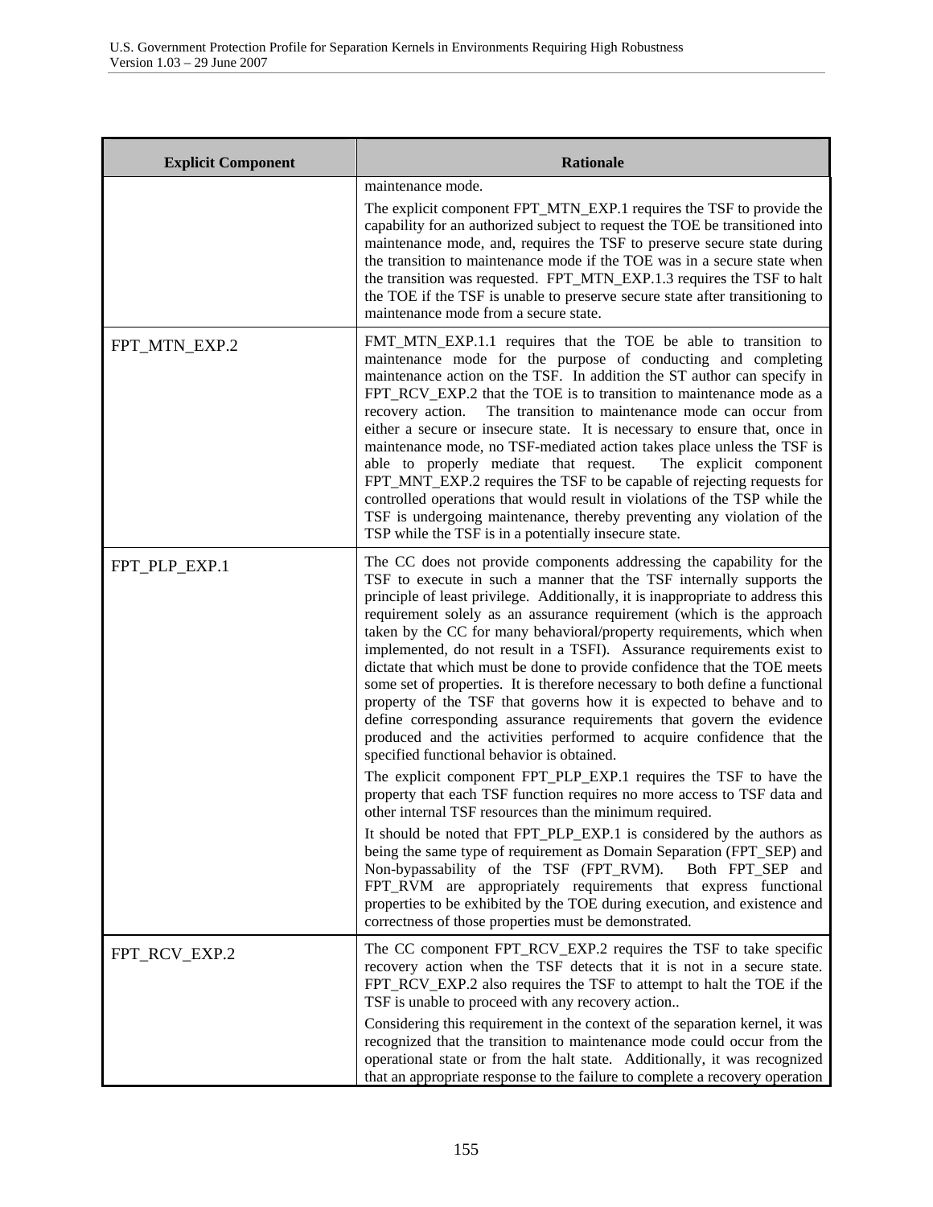| Explicit Component | Rationale |
|---|---|
| | maintenance mode.<br><br>The explicit component FPT_MTN_EXP.1 requires the TSF to provide the capability for an authorized subject to request the TOE be transitioned into maintenance mode, and, requires the TSF to preserve secure state during the transition to maintenance mode if the TOE was in a secure state when the transition was requested. FPT_MTN_EXP.1.3 requires the TSF to halt the TOE if the TSF is unable to preserve secure state after transitioning to maintenance mode from a secure state. |
| FPT_MTN_EXP.2 | FMT_MTN_EXP.1.1 requires that the TOE be able to transition to maintenance mode for the purpose of conducting and completing maintenance action on the TSF. In addition the ST author can specify in FPT_RCV_EXP.2 that the TOE is to transition to maintenance mode as a recovery action. The transition to maintenance mode can occur from either a secure or insecure state. It is necessary to ensure that, once in maintenance mode, no TSF-mediated action takes place unless the TSF is able to properly mediate that request. The explicit component FPT_MNT_EXP.2 requires the TSF to be capable of rejecting requests for controlled operations that would result in violations of the TSP while the TSF is undergoing maintenance, thereby preventing any violation of the TSP while the TSF is in a potentially insecure state. |
| FPT_PLP_EXP.1 | The CC does not provide components addressing the capability for the TSF to execute in such a manner that the TSF internally supports the principle of least privilege. Additionally, it is inappropriate to address this requirement solely as an assurance requirement (which is the approach taken by the CC for many behavioral/property requirements, which when implemented, do not result in a TSFI). Assurance requirements exist to dictate that which must be done to provide confidence that the TOE meets some set of properties. It is therefore necessary to both define a functional property of the TSF that governs how it is expected to behave and to define corresponding assurance requirements that govern the evidence produced and the activities performed to acquire confidence that the specified functional behavior is obtained.<br><br>The explicit component FPT_PLP_EXP.1 requires the TSF to have the property that each TSF function requires no more access to TSF data and other internal TSF resources than the minimum required.<br><br>It should be noted that FPT_PLP_EXP.1 is considered by the authors as being the same type of requirement as Domain Separation (FPT_SEP) and Non-bypassability of the TSF (FPT_RVM). Both FPT_SEP and FPT_RVM are appropriately requirements that express functional properties to be exhibited by the TOE during execution, and existence and correctness of those properties must be demonstrated. |
| FPT_RCV_EXP.2 | The CC component FPT_RCV_EXP.2 requires the TSF to take specific recovery action when the TSF detects that it is not in a secure state. FPT_RCV_EXP.2 also requires the TSF to attempt to halt the TOE if the TSF is unable to proceed with any recovery action..<br><br>Considering this requirement in the context of the separation kernel, it was recognized that the transition to maintenance mode could occur from the operational state or from the halt state. Additionally, it was recognized that an appropriate response to the failure to complete a recovery operation |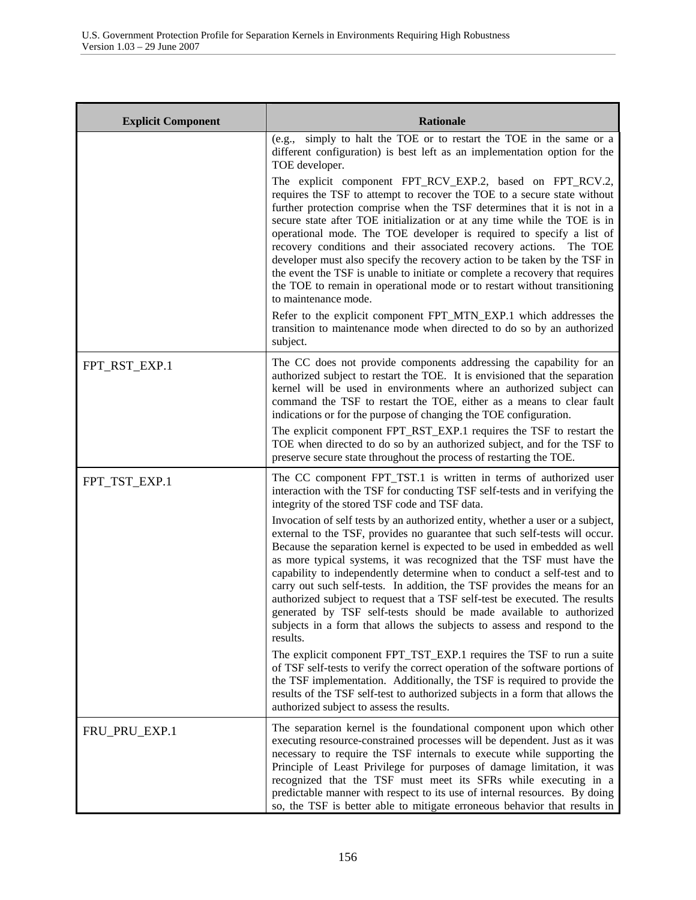| Explicit Component | Rationale |
|---|---|
| | (e.g., simply to halt the TOE or to restart the TOE in the same or a different configuration) is best left as an implementation option for the TOE developer.<br><br>The explicit component FPT_RCV_EXP.2, based on FPT_RCV.2, requires the TSF to attempt to recover the TOE to a secure state without further protection comprise when the TSF determines that it is not in a secure state after TOE initialization or at any time while the TOE is in operational mode. The TOE developer is required to specify a list of recovery conditions and their associated recovery actions. The TOE developer must also specify the recovery action to be taken by the TSF in the event the TSF is unable to initiate or complete a recovery that requires the TOE to remain in operational mode or to restart without transitioning to maintenance mode.<br><br>Refer to the explicit component FPT_MTN_EXP.1 which addresses the transition to maintenance mode when directed to do so by an authorized subject. |
| FPT_RST_EXP.1 | The CC does not provide components addressing the capability for an authorized subject to restart the TOE. It is envisioned that the separation kernel will be used in environments where an authorized subject can command the TSF to restart the TOE, either as a means to clear fault indications or for the purpose of changing the TOE configuration.<br><br>The explicit component FPT_RST_EXP.1 requires the TSF to restart the TOE when directed to do so by an authorized subject, and for the TSF to preserve secure state throughout the process of restarting the TOE. |
| FPT_TST_EXP.1 | The CC component FPT_TST.1 is written in terms of authorized user interaction with the TSF for conducting TSF self-tests and in verifying the integrity of the stored TSF code and TSF data.<br><br>Invocation of self tests by an authorized entity, whether a user or a subject, external to the TSF, provides no guarantee that such self-tests will occur. Because the separation kernel is expected to be used in embedded as well as more typical systems, it was recognized that the TSF must have the capability to independently determine when to conduct a self-test and to carry out such self-tests. In addition, the TSF provides the means for an authorized subject to request that a TSF self-test be executed. The results generated by TSF self-tests should be made available to authorized subjects in a form that allows the subjects to assess and respond to the results.<br><br>The explicit component FPT_TST_EXP.1 requires the TSF to run a suite of TSF self-tests to verify the correct operation of the software portions of the TSF implementation. Additionally, the TSF is required to provide the results of the TSF self-test to authorized subjects in a form that allows the authorized subject to assess the results. |
| FRU_PRU_EXP.1 | The separation kernel is the foundational component upon which other executing resource-constrained processes will be dependent. Just as it was necessary to require the TSF internals to execute while supporting the Principle of Least Privilege for purposes of damage limitation, it was recognized that the TSF must meet its SFRs while executing in a predictable manner with respect to its use of internal resources. By doing so, the TSF is better able to mitigate erroneous behavior that results in |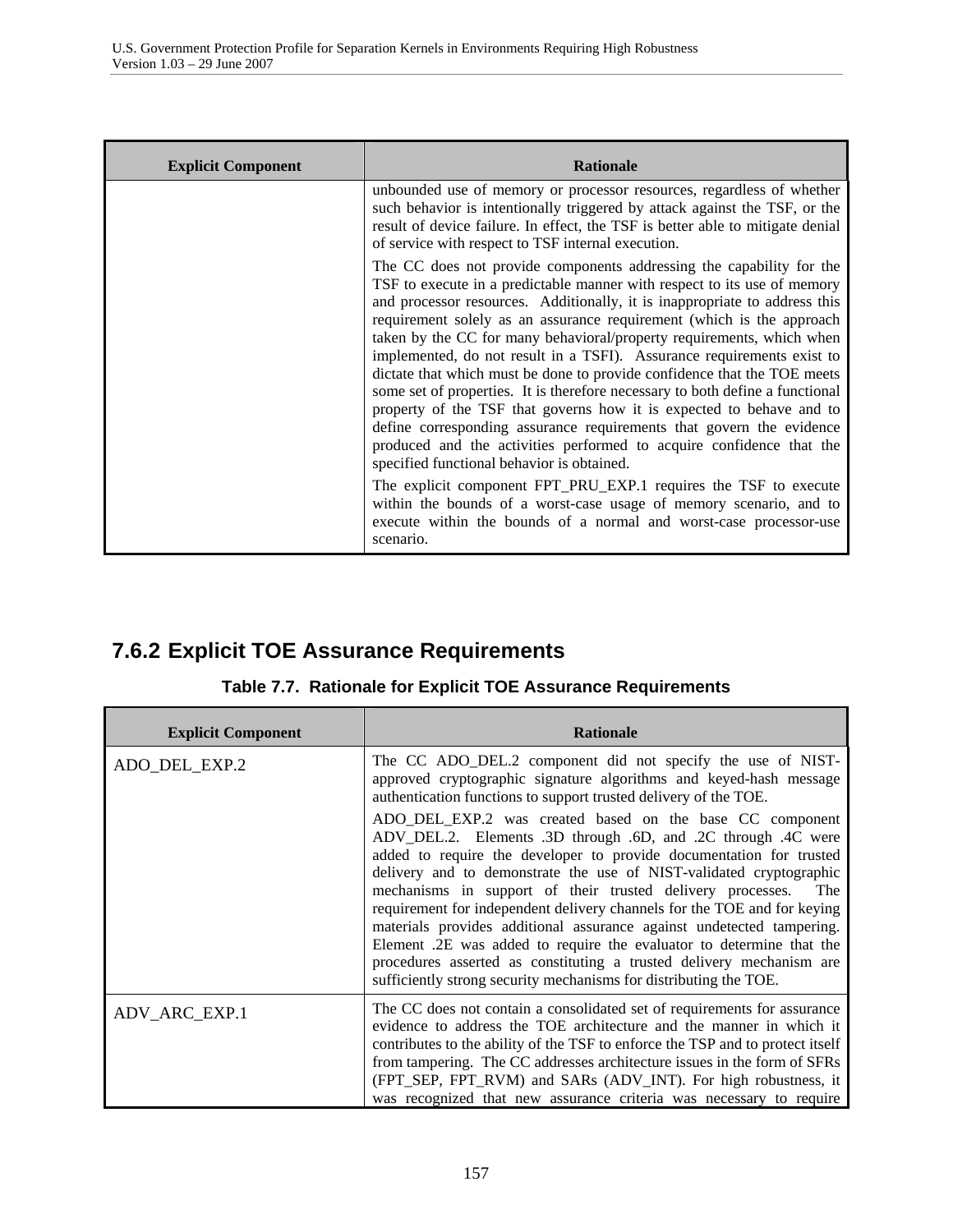| Explicit Component | Rationale |
|---|---|
| | unbounded use of memory or processor resources, regardless of whether such behavior is intentionally triggered by attack against the TSF, or the result of device failure. In effect, the TSF is better able to mitigate denial of service with respect to TSF internal execution.<br><br>The CC does not provide components addressing the capability for the TSF to execute in a predictable manner with respect to its use of memory and processor resources. Additionally, it is inappropriate to address this requirement solely as an assurance requirement (which is the approach taken by the CC for many behavioral/property requirements, which when implemented, do not result in a TSFI). Assurance requirements exist to dictate that which must be done to provide confidence that the TOE meets some set of properties. It is therefore necessary to both define a functional property of the TSF that governs how it is expected to behave and to define corresponding assurance requirements that govern the evidence produced and the activities performed to acquire confidence that the specified functional behavior is obtained.<br><br>The explicit component FPT_PRU_EXP.1 requires the TSF to execute within the bounds of a worst-case usage of memory scenario, and to execute within the bounds of a normal and worst-case processor-use scenario. |

## 7.6.2 Explicit TOE Assurance Requirements

**Table 7.7. Rationale for Explicit TOE Assurance Requirements**

| Explicit Component | Rationale |
|---|---|
| ADO_DEL_EXP.2 | The CC ADO_DEL.2 component did not specify the use of NIST-approved cryptographic signature algorithms and keyed-hash message authentication functions to support trusted delivery of the TOE.<br><br>ADO_DEL_EXP.2 was created based on the base CC component ADV_DEL.2. Elements .3D through .6D, and .2C through .4C were added to require the developer to provide documentation for trusted delivery and to demonstrate the use of NIST-validated cryptographic mechanisms in support of their trusted delivery processes. The requirement for independent delivery channels for the TOE and for keying materials provides additional assurance against undetected tampering. Element .2E was added to require the evaluator to determine that the procedures asserted as constituting a trusted delivery mechanism are sufficiently strong security mechanisms for distributing the TOE. |
| ADV_ARC_EXP.1 | The CC does not contain a consolidated set of requirements for assurance evidence to address the TOE architecture and the manner in which it contributes to the ability of the TSF to enforce the TSP and to protect itself from tampering. The CC addresses architecture issues in the form of SFRs (FPT_SEP, FPT_RVM) and SARs (ADV_INT). For high robustness, it was recognized that new assurance criteria was necessary to require |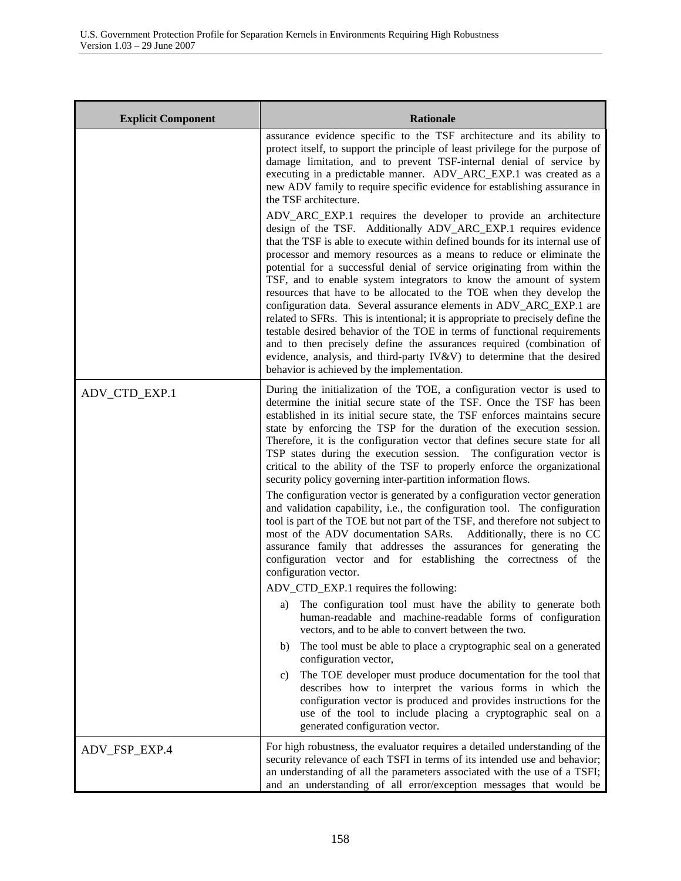| Explicit Component | Rationale |
|---|---|
| | assurance evidence specific to the TSF architecture and its ability to protect itself, to support the principle of least privilege for the purpose of damage limitation, and to prevent TSF-internal denial of service by executing in a predictable manner. ADV_ARC_EXP.1 was created as a new ADV family to require specific evidence for establishing assurance in the TSF architecture.<br><br>ADV_ARC_EXP.1 requires the developer to provide an architecture design of the TSF. Additionally ADV_ARC_EXP.1 requires evidence that the TSF is able to execute within defined bounds for its internal use of processor and memory resources as a means to reduce or eliminate the potential for a successful denial of service originating from within the TSF, and to enable system integrators to know the amount of system resources that have to be allocated to the TOE when they develop the configuration data. Several assurance elements in ADV_ARC_EXP.1 are related to SFRs. This is intentional; it is appropriate to precisely define the testable desired behavior of the TOE in terms of functional requirements and to then precisely define the assurances required (combination of evidence, analysis, and third-party IV&V) to determine that the desired behavior is achieved by the implementation. |
| ADV_CTD_EXP.1 | During the initialization of the TOE, a configuration vector is used to determine the initial secure state of the TSF. Once the TSF has been established in its initial secure state, the TSF enforces maintains secure state by enforcing the TSP for the duration of the execution session. Therefore, it is the configuration vector that defines secure state for all TSP states during the execution session. The configuration vector is critical to the ability of the TSF to properly enforce the organizational security policy governing inter-partition information flows.<br><br>The configuration vector is generated by a configuration vector generation and validation capability, i.e., the configuration tool. The configuration tool is part of the TOE but not part of the TSF, and therefore not subject to most of the ADV documentation SARs. Additionally, there is no CC assurance family that addresses the assurances for generating the configuration vector and for establishing the correctness of the configuration vector.<br><br>ADV_CTD_EXP.1 requires the following:<br><br>a) The configuration tool must have the ability to generate both human-readable and machine-readable forms of configuration vectors, and to be able to convert between the two.<br><br>b) The tool must be able to place a cryptographic seal on a generated configuration vector,<br><br>c) The TOE developer must produce documentation for the tool that describes how to interpret the various forms in which the configuration vector is produced and provides instructions for the use of the tool to include placing a cryptographic seal on a generated configuration vector. |
| ADV_FSP_EXP.4 | For high robustness, the evaluator requires a detailed understanding of the security relevance of each TSFI in terms of its intended use and behavior; an understanding of all the parameters associated with the use of a TSFI; and an understanding of all error/exception messages that would be |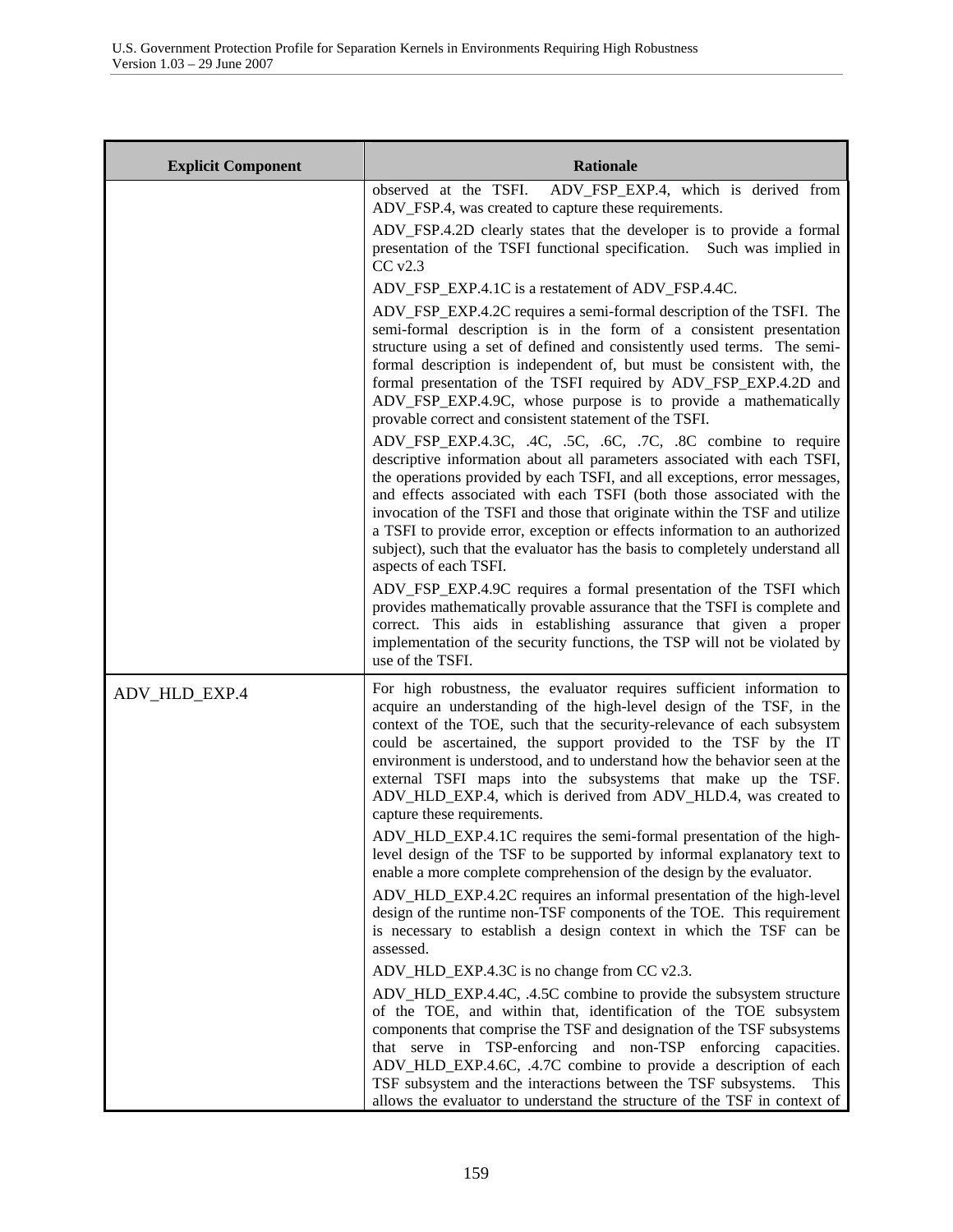| Explicit Component | Rationale |
|---|---|
| | observed at the TSFI. ADV_FSP_EXP.4, which is derived from ADV_FSP.4, was created to capture these requirements.<br><br>ADV_FSP.4.2D clearly states that the developer is to provide a formal presentation of the TSFI functional specification. Such was implied in CC v2.3<br><br>ADV_FSP_EXP.4.1C is a restatement of ADV_FSP.4.4C.<br><br>ADV_FSP_EXP.4.2C requires a semi-formal description of the TSFI. The semi-formal description is in the form of a consistent presentation structure using a set of defined and consistently used terms. The semi-formal description is independent of, but must be consistent with, the formal presentation of the TSFI required by ADV_FSP_EXP.4.2D and ADV_FSP_EXP.4.9C, whose purpose is to provide a mathematically provable correct and consistent statement of the TSFI.<br><br>ADV_FSP_EXP.4.3C, .4C, .5C, .6C, .7C, .8C combine to require descriptive information about all parameters associated with each TSFI, the operations provided by each TSFI, and all exceptions, error messages, and effects associated with each TSFI (both those associated with the invocation of the TSFI and those that originate within the TSF and utilize a TSFI to provide error, exception or effects information to an authorized subject), such that the evaluator has the basis to completely understand all aspects of each TSFI.<br><br>ADV_FSP_EXP.4.9C requires a formal presentation of the TSFI which provides mathematically provable assurance that the TSFI is complete and correct. This aids in establishing assurance that given a proper implementation of the security functions, the TSP will not be violated by use of the TSFI. |
| ADV_HLD_EXP.4 | For high robustness, the evaluator requires sufficient information to acquire an understanding of the high-level design of the TSF, in the context of the TOE, such that the security-relevance of each subsystem could be ascertained, the support provided to the TSF by the IT environment is understood, and to understand how the behavior seen at the external TSFI maps into the subsystems that make up the TSF. ADV_HLD_EXP.4, which is derived from ADV_HLD.4, was created to capture these requirements.<br><br>ADV_HLD_EXP.4.1C requires the semi-formal presentation of the high-level design of the TSF to be supported by informal explanatory text to enable a more complete comprehension of the design by the evaluator.<br><br>ADV_HLD_EXP.4.2C requires an informal presentation of the high-level design of the runtime non-TSF components of the TOE. This requirement is necessary to establish a design context in which the TSF can be assessed.<br><br>ADV_HLD_EXP.4.3C is no change from CC v2.3.<br><br>ADV_HLD_EXP.4.4C, .4.5C combine to provide the subsystem structure of the TOE, and within that, identification of the TOE subsystem components that comprise the TSF and designation of the TSF subsystems that serve in TSP-enforcing and non-TSP enforcing capacities. ADV_HLD_EXP.4.6C, .4.7C combine to provide a description of each TSF subsystem and the interactions between the TSF subsystems. This allows the evaluator to understand the structure of the TSF in context of |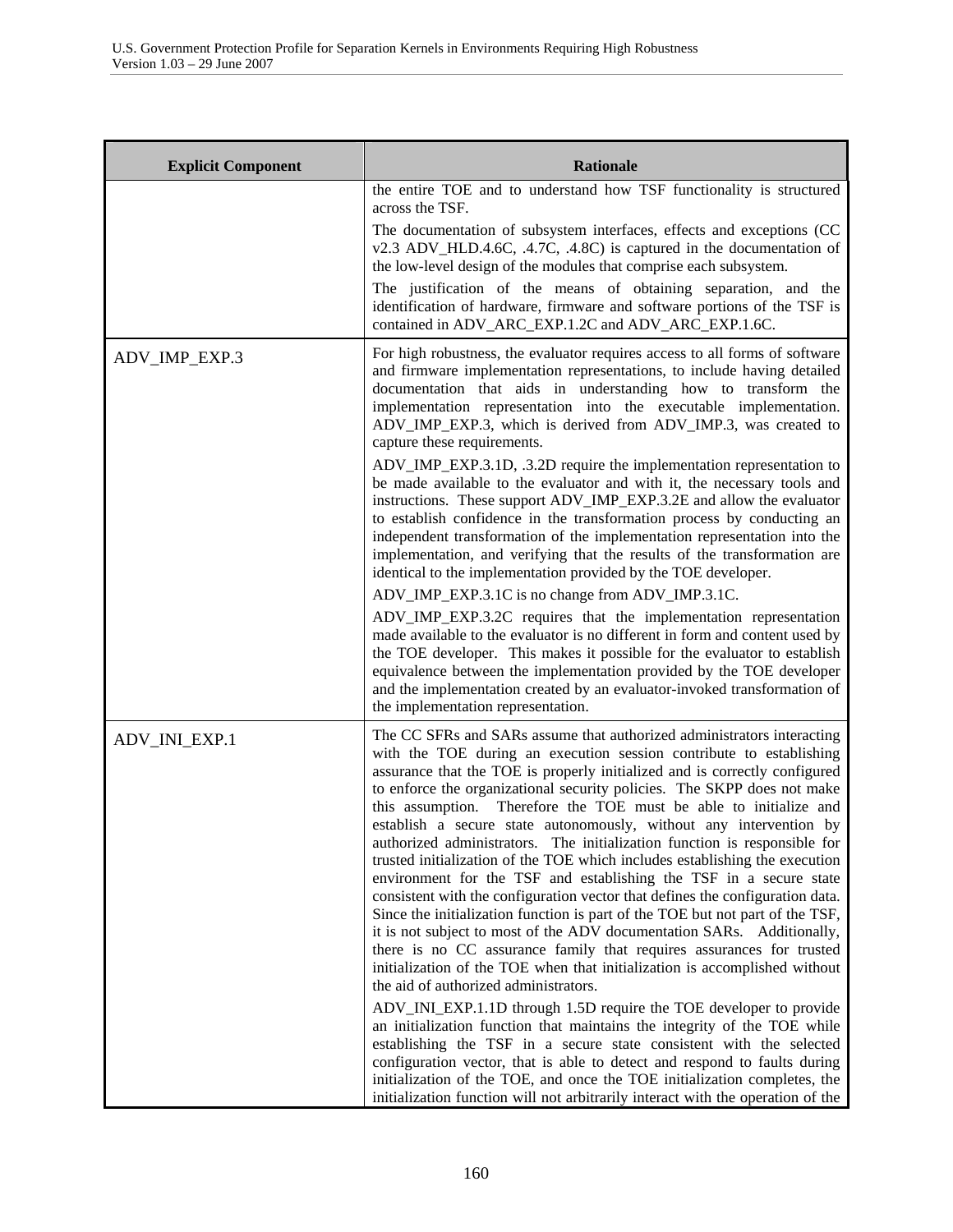| Explicit Component | Rationale |
|---|---|
| | the entire TOE and to understand how TSF functionality is structured across the TSF.<br><br>The documentation of subsystem interfaces, effects and exceptions (CC v2.3 ADV_HLD.4.6C, .4.7C, .4.8C) is captured in the documentation of the low-level design of the modules that comprise each subsystem.<br><br>The justification of the means of obtaining separation, and the identification of hardware, firmware and software portions of the TSF is contained in ADV_ARC_EXP.1.2C and ADV_ARC_EXP.1.6C. |
| ADV_IMP_EXP.3 | For high robustness, the evaluator requires access to all forms of software and firmware implementation representations, to include having detailed documentation that aids in understanding how to transform the implementation representation into the executable implementation. ADV_IMP_EXP.3, which is derived from ADV_IMP.3, was created to capture these requirements.<br><br>ADV_IMP_EXP.3.1D, .3.2D require the implementation representation to be made available to the evaluator and with it, the necessary tools and instructions. These support ADV_IMP_EXP.3.2E and allow the evaluator to establish confidence in the transformation process by conducting an independent transformation of the implementation representation into the implementation, and verifying that the results of the transformation are identical to the implementation provided by the TOE developer.<br><br>ADV_IMP_EXP.3.1C is no change from ADV_IMP.3.1C.<br><br>ADV_IMP_EXP.3.2C requires that the implementation representation made available to the evaluator is no different in form and content used by the TOE developer. This makes it possible for the evaluator to establish equivalence between the implementation provided by the TOE developer and the implementation created by an evaluator-invoked transformation of the implementation representation. |
| ADV_INI_EXP.1 | The CC SFRs and SARs assume that authorized administrators interacting with the TOE during an execution session contribute to establishing assurance that the TOE is properly initialized and is correctly configured to enforce the organizational security policies. The SKPP does not make this assumption. Therefore the TOE must be able to initialize and establish a secure state autonomously, without any intervention by authorized administrators. The initialization function is responsible for trusted initialization of the TOE which includes establishing the execution environment for the TSF and establishing the TSF in a secure state consistent with the configuration vector that defines the configuration data. Since the initialization function is part of the TOE but not part of the TSF, it is not subject to most of the ADV documentation SARs. Additionally, there is no CC assurance family that requires assurances for trusted initialization of the TOE when that initialization is accomplished without the aid of authorized administrators.<br><br>ADV_INI_EXP.1.1D through 1.5D require the TOE developer to provide an initialization function that maintains the integrity of the TOE while establishing the TSF in a secure state consistent with the selected configuration vector, that is able to detect and respond to faults during initialization of the TOE, and once the TOE initialization completes, the initialization function will not arbitrarily interact with the operation of the |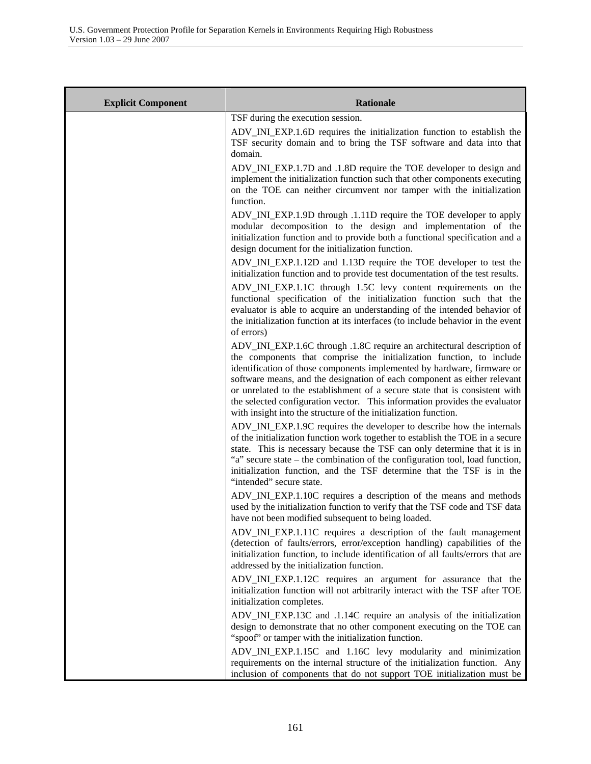| Explicit Component | Rationale |
|---|---|
| | TSF during the execution session.<br><br>ADV_INI_EXP.1.6D requires the initialization function to establish the TSF security domain and to bring the TSF software and data into that domain.<br><br>ADV_INI_EXP.1.7D and .1.8D require the TOE developer to design and implement the initialization function such that other components executing on the TOE can neither circumvent nor tamper with the initialization function.<br><br>ADV_INI_EXP.1.9D through .1.11D require the TOE developer to apply modular decomposition to the design and implementation of the initialization function and to provide both a functional specification and a design document for the initialization function.<br><br>ADV_INI_EXP.1.12D and 1.13D require the TOE developer to test the initialization function and to provide test documentation of the test results.<br><br>ADV_INI_EXP.1.1C through 1.5C levy content requirements on the functional specification of the initialization function such that the evaluator is able to acquire an understanding of the intended behavior of the initialization function at its interfaces (to include behavior in the event of errors)<br><br>ADV_INI_EXP.1.6C through .1.8C require an architectural description of the components that comprise the initialization function, to include identification of those components implemented by hardware, firmware or software means, and the designation of each component as either relevant or unrelated to the establishment of a secure state that is consistent with the selected configuration vector. This information provides the evaluator with insight into the structure of the initialization function.<br><br>ADV_INI_EXP.1.9C requires the developer to describe how the internals of the initialization function work together to establish the TOE in a secure state. This is necessary because the TSF can only determine that it is in "a" secure state – the combination of the configuration tool, load function, initialization function, and the TSF determine that the TSF is in the "intended" secure state.<br><br>ADV_INI_EXP.1.10C requires a description of the means and methods used by the initialization function to verify that the TSF code and TSF data have not been modified subsequent to being loaded.<br><br>ADV_INI_EXP.1.11C requires a description of the fault management (detection of faults/errors, error/exception handling) capabilities of the initialization function, to include identification of all faults/errors that are addressed by the initialization function.<br><br>ADV_INI_EXP.1.12C requires an argument for assurance that the initialization function will not arbitrarily interact with the TSF after TOE initialization completes.<br><br>ADV_INI_EXP.13C and .1.14C require an analysis of the initialization design to demonstrate that no other component executing on the TOE can "spoof" or tamper with the initialization function.<br><br>ADV_INI_EXP.1.15C and 1.16C levy modularity and minimization requirements on the internal structure of the initialization function. Any inclusion of components that do not support TOE initialization must be |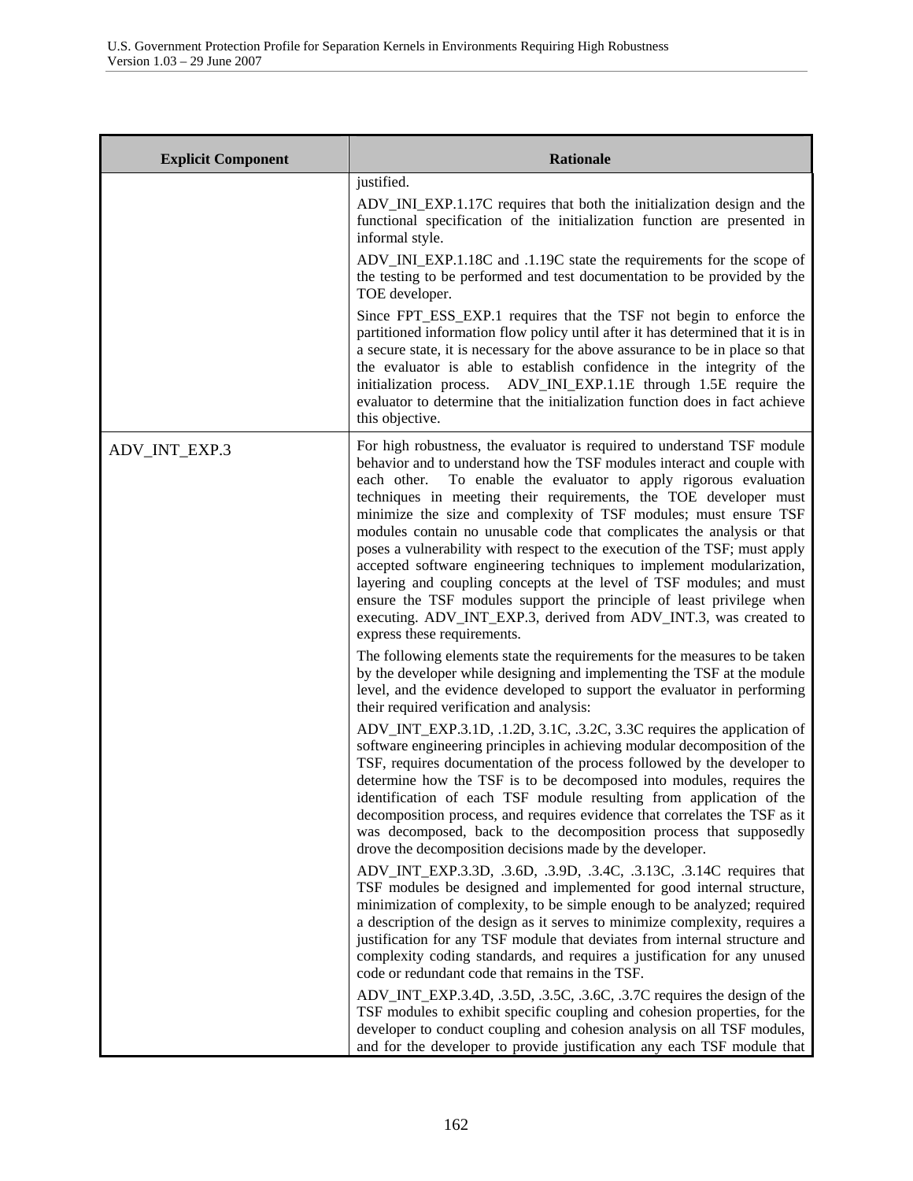| Explicit Component | Rationale |
| --- | --- |
| | justified.<br><br>ADV_INI_EXP.1.17C requires that both the initialization design and the functional specification of the initialization function are presented in informal style.<br><br>ADV_INI_EXP.1.18C and .1.19C state the requirements for the scope of the testing to be performed and test documentation to be provided by the TOE developer.<br><br>Since FPT_ESS_EXP.1 requires that the TSF not begin to enforce the partitioned information flow policy until after it has determined that it is in a secure state, it is necessary for the above assurance to be in place so that the evaluator is able to establish confidence in the integrity of the initialization process. ADV_INI_EXP.1.1E through 1.5E require the evaluator to determine that the initialization function does in fact achieve this objective. |
| ADV_INT_EXP.3 | For high robustness, the evaluator is required to understand TSF module behavior and to understand how the TSF modules interact and couple with each other. To enable the evaluator to apply rigorous evaluation techniques in meeting their requirements, the TOE developer must minimize the size and complexity of TSF modules; must ensure TSF modules contain no unusable code that complicates the analysis or that poses a vulnerability with respect to the execution of the TSF; must apply accepted software engineering techniques to implement modularization, layering and coupling concepts at the level of TSF modules; and must ensure the TSF modules support the principle of least privilege when executing. ADV_INT_EXP.3, derived from ADV_INT.3, was created to express these requirements.<br><br>The following elements state the requirements for the measures to be taken by the developer while designing and implementing the TSF at the module level, and the evidence developed to support the evaluator in performing their required verification and analysis:<br><br>ADV_INT_EXP.3.1D, .1.2D, 3.1C, .3.2C, 3.3C requires the application of software engineering principles in achieving modular decomposition of the TSF, requires documentation of the process followed by the developer to determine how the TSF is to be decomposed into modules, requires the identification of each TSF module resulting from application of the decomposition process, and requires evidence that correlates the TSF as it was decomposed, back to the decomposition process that supposedly drove the decomposition decisions made by the developer.<br><br>ADV_INT_EXP.3.3D, .3.6D, .3.9D, .3.4C, .3.13C, .3.14C requires that TSF modules be designed and implemented for good internal structure, minimization of complexity, to be simple enough to be analyzed; required a description of the design as it serves to minimize complexity, requires a justification for any TSF module that deviates from internal structure and complexity coding standards, and requires a justification for any unused code or redundant code that remains in the TSF.<br><br>ADV_INT_EXP.3.4D, .3.5D, .3.5C, .3.6C, .3.7C requires the design of the TSF modules to exhibit specific coupling and cohesion properties, for the developer to conduct coupling and cohesion analysis on all TSF modules, and for the developer to provide justification any each TSF module that |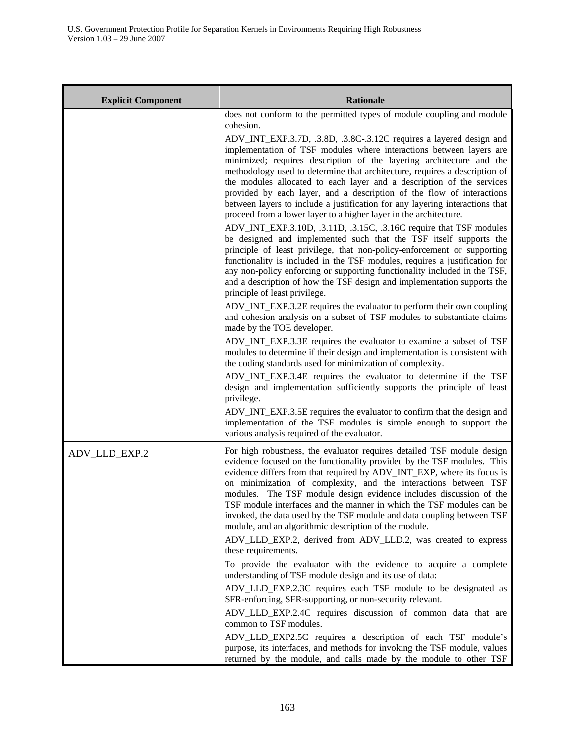| Explicit Component | Rationale |
|---|---|
| | does not conform to the permitted types of module coupling and module cohesion.<br><br>ADV_INT_EXP.3.7D, .3.8D, .3.8C-.3.12C requires a layered design and implementation of TSF modules where interactions between layers are minimized; requires description of the layering architecture and the methodology used to determine that architecture, requires a description of the modules allocated to each layer and a description of the services provided by each layer, and a description of the flow of interactions between layers to include a justification for any layering interactions that proceed from a lower layer to a higher layer in the architecture.<br><br>ADV_INT_EXP.3.10D, .3.11D, .3.15C, .3.16C require that TSF modules be designed and implemented such that the TSF itself supports the principle of least privilege, that non-policy-enforcement or supporting functionality is included in the TSF modules, requires a justification for any non-policy enforcing or supporting functionality included in the TSF, and a description of how the TSF design and implementation supports the principle of least privilege.<br><br>ADV_INT_EXP.3.2E requires the evaluator to perform their own coupling and cohesion analysis on a subset of TSF modules to substantiate claims made by the TOE developer.<br><br>ADV_INT_EXP.3.3E requires the evaluator to examine a subset of TSF modules to determine if their design and implementation is consistent with the coding standards used for minimization of complexity.<br><br>ADV_INT_EXP.3.4E requires the evaluator to determine if the TSF design and implementation sufficiently supports the principle of least privilege.<br><br>ADV_INT_EXP.3.5E requires the evaluator to confirm that the design and implementation of the TSF modules is simple enough to support the various analysis required of the evaluator. |
| ADV_LLD_EXP.2 | For high robustness, the evaluator requires detailed TSF module design evidence focused on the functionality provided by the TSF modules. This evidence differs from that required by ADV_INT_EXP, where its focus is on minimization of complexity, and the interactions between TSF modules. The TSF module design evidence includes discussion of the TSF module interfaces and the manner in which the TSF modules can be invoked, the data used by the TSF module and data coupling between TSF module, and an algorithmic description of the module.<br><br>ADV_LLD_EXP.2, derived from ADV_LLD.2, was created to express these requirements.<br><br>To provide the evaluator with the evidence to acquire a complete understanding of TSF module design and its use of data:<br><br>ADV_LLD_EXP.2.3C requires each TSF module to be designated as SFR-enforcing, SFR-supporting, or non-security relevant.<br><br>ADV_LLD_EXP.2.4C requires discussion of common data that are common to TSF modules.<br><br>ADV_LLD_EXP2.5C requires a description of each TSF module's purpose, its interfaces, and methods for invoking the TSF module, values returned by the module, and calls made by the module to other TSF |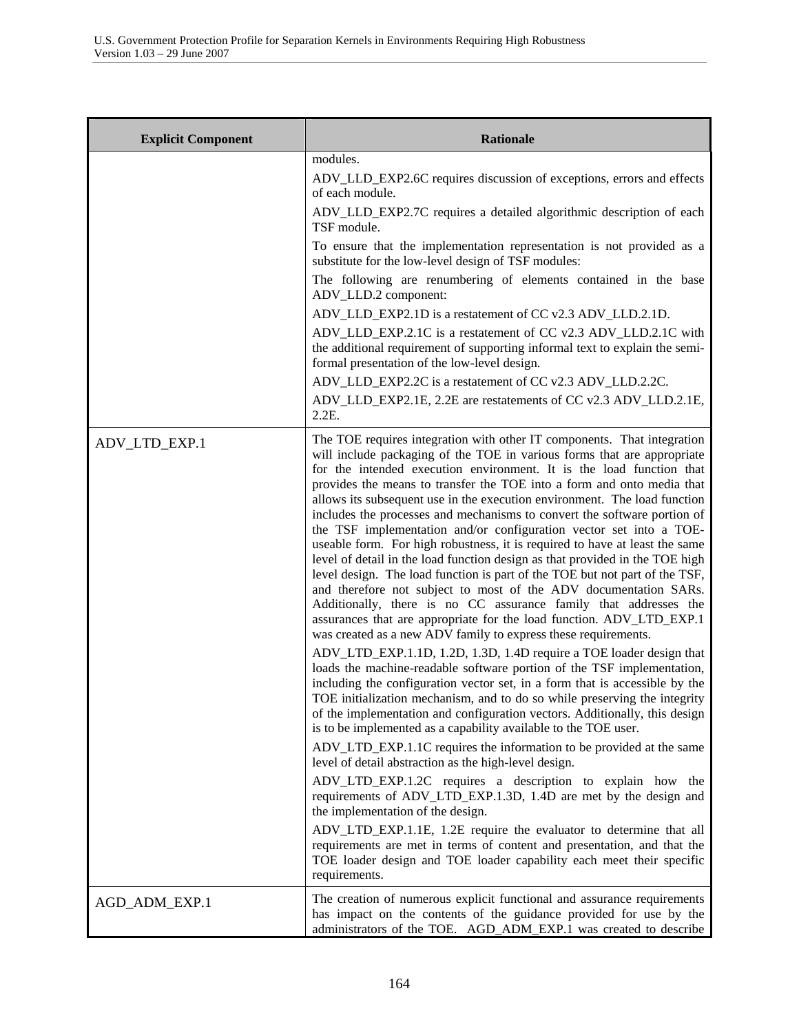| Explicit Component | Rationale |
| --- | --- |
| | modules.<br><br>ADV_LLD_EXP2.6C requires discussion of exceptions, errors and effects of each module.<br><br>ADV_LLD_EXP2.7C requires a detailed algorithmic description of each TSF module.<br><br>To ensure that the implementation representation is not provided as a substitute for the low-level design of TSF modules:<br><br>The following are renumbering of elements contained in the base ADV_LLD.2 component:<br><br>ADV_LLD_EXP2.1D is a restatement of CC v2.3 ADV_LLD.2.1D.<br><br>ADV_LLD_EXP.2.1C is a restatement of CC v2.3 ADV_LLD.2.1C with the additional requirement of supporting informal text to explain the semi-formal presentation of the low-level design.<br><br>ADV_LLD_EXP2.2C is a restatement of CC v2.3 ADV_LLD.2.2C.<br><br>ADV_LLD_EXP2.1E, 2.2E are restatements of CC v2.3 ADV_LLD.2.1E, 2.2E. |
| ADV_LTD_EXP.1 | The TOE requires integration with other IT components. That integration will include packaging of the TOE in various forms that are appropriate for the intended execution environment. It is the load function that provides the means to transfer the TOE into a form and onto media that allows its subsequent use in the execution environment. The load function includes the processes and mechanisms to convert the software portion of the TSF implementation and/or configuration vector set into a TOE-useable form. For high robustness, it is required to have at least the same level of detail in the load function design as that provided in the TOE high level design. The load function is part of the TOE but not part of the TSF, and therefore not subject to most of the ADV documentation SARs. Additionally, there is no CC assurance family that addresses the assurances that are appropriate for the load function. ADV_LTD_EXP.1 was created as a new ADV family to express these requirements.<br><br>ADV_LTD_EXP.1.1D, 1.2D, 1.3D, 1.4D require a TOE loader design that loads the machine-readable software portion of the TSF implementation, including the configuration vector set, in a form that is accessible by the TOE initialization mechanism, and to do so while preserving the integrity of the implementation and configuration vectors. Additionally, this design is to be implemented as a capability available to the TOE user.<br><br>ADV_LTD_EXP.1.1C requires the information to be provided at the same level of detail abstraction as the high-level design.<br><br>ADV_LTD_EXP.1.2C requires a description to explain how the requirements of ADV_LTD_EXP.1.3D, 1.4D are met by the design and the implementation of the design.<br><br>ADV_LTD_EXP.1.1E, 1.2E require the evaluator to determine that all requirements are met in terms of content and presentation, and that the TOE loader design and TOE loader capability each meet their specific requirements. |
| AGD_ADM_EXP.1 | The creation of numerous explicit functional and assurance requirements has impact on the contents of the guidance provided for use by the administrators of the TOE. AGD_ADM_EXP.1 was created to describe |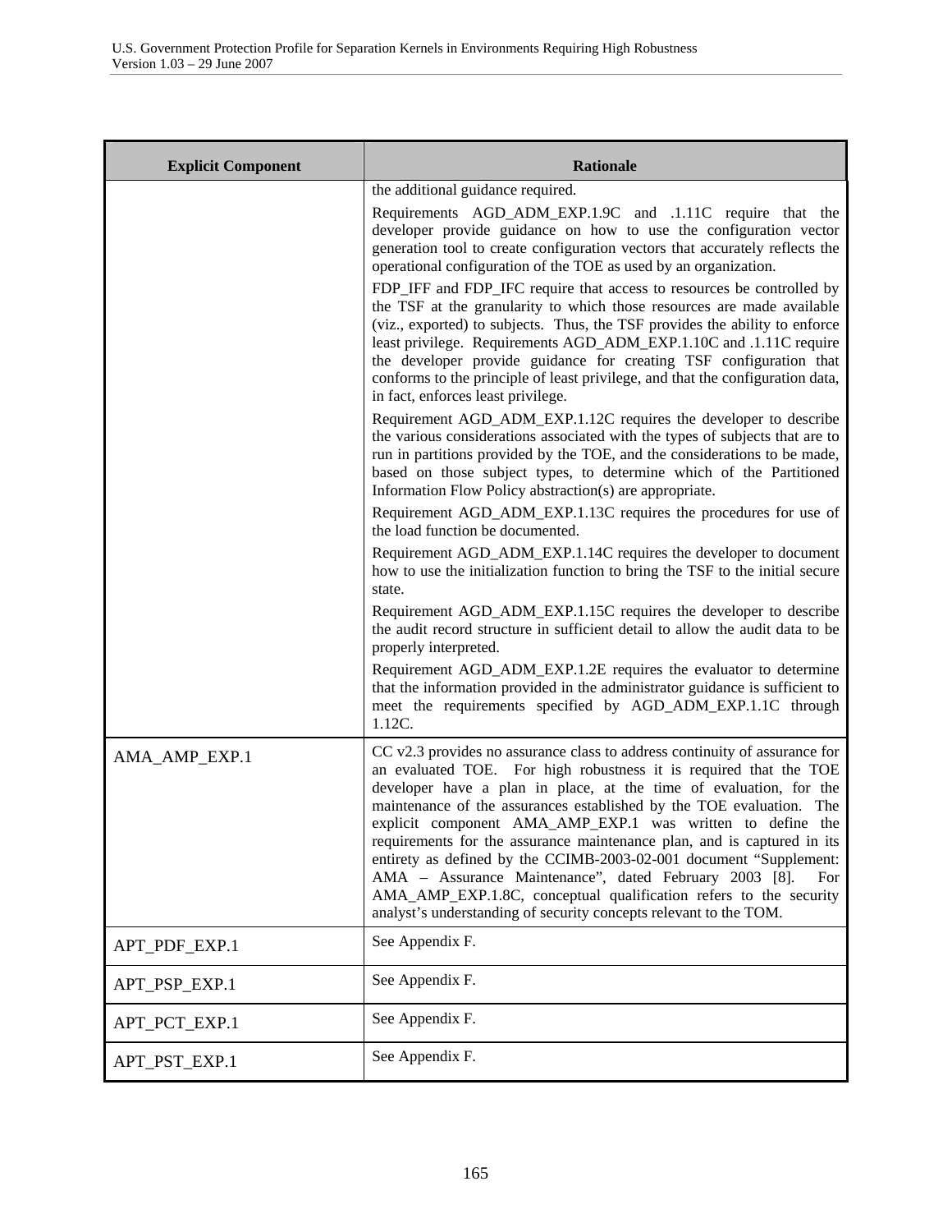| Explicit Component | Rationale |
|---|---|
| | the additional guidance required.<br><br>Requirements AGD_ADM_EXP.1.9C and .1.11C require that the developer provide guidance on how to use the configuration vector generation tool to create configuration vectors that accurately reflects the operational configuration of the TOE as used by an organization.<br><br>FDP_IFF and FDP_IFC require that access to resources be controlled by the TSF at the granularity to which those resources are made available (viz., exported) to subjects. Thus, the TSF provides the ability to enforce least privilege. Requirements AGD_ADM_EXP.1.10C and .1.11C require the developer provide guidance for creating TSF configuration that conforms to the principle of least privilege, and that the configuration data, in fact, enforces least privilege.<br><br>Requirement AGD_ADM_EXP.1.12C requires the developer to describe the various considerations associated with the types of subjects that are to run in partitions provided by the TOE, and the considerations to be made, based on those subject types, to determine which of the Partitioned Information Flow Policy abstraction(s) are appropriate.<br><br>Requirement AGD_ADM_EXP.1.13C requires the procedures for use of the load function be documented.<br><br>Requirement AGD_ADM_EXP.1.14C requires the developer to document how to use the initialization function to bring the TSF to the initial secure state.<br><br>Requirement AGD_ADM_EXP.1.15C requires the developer to describe the audit record structure in sufficient detail to allow the audit data to be properly interpreted.<br><br>Requirement AGD_ADM_EXP.1.2E requires the evaluator to determine that the information provided in the administrator guidance is sufficient to meet the requirements specified by AGD_ADM_EXP.1.1C through 1.12C. |
| AMA_AMP_EXP.1 | CC v2.3 provides no assurance class to address continuity of assurance for an evaluated TOE. For high robustness it is required that the TOE developer have a plan in place, at the time of evaluation, for the maintenance of the assurances established by the TOE evaluation. The explicit component AMA_AMP_EXP.1 was written to define the requirements for the assurance maintenance plan, and is captured in its entirety as defined by the CCIMB-2003-02-001 document "Supplement: AMA – Assurance Maintenance", dated February 2003 [8]. For AMA_AMP_EXP.1.8C, conceptual qualification refers to the security analyst's understanding of security concepts relevant to the TOM. |
| APT_PDF_EXP.1 | See Appendix F. |
| APT_PSP_EXP.1 | See Appendix F. |
| APT_PCT_EXP.1 | See Appendix F. |
| APT_PST_EXP.1 | See Appendix F. |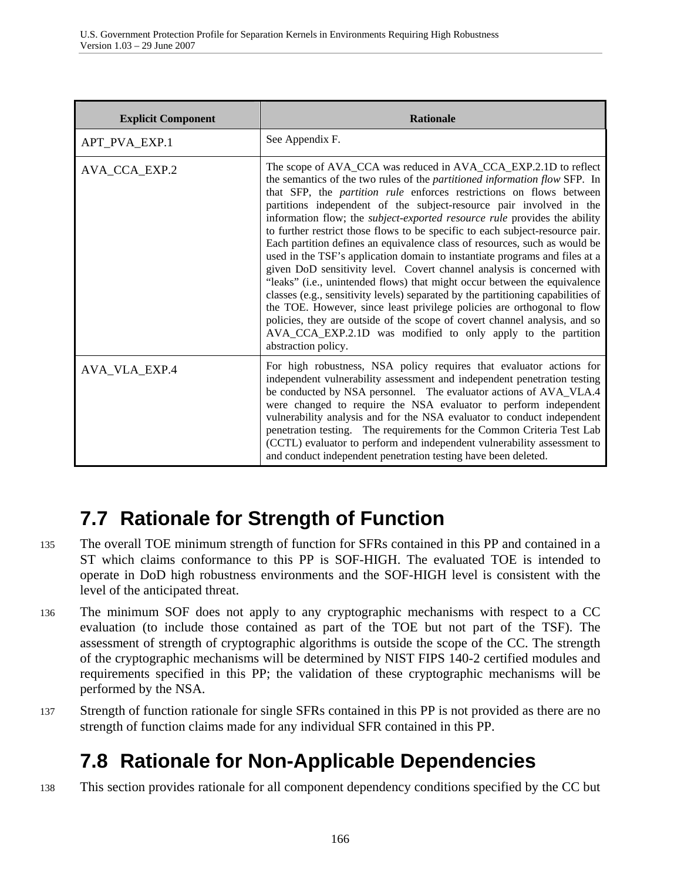| Explicit Component | Rationale |
| --- | --- |
| APT_PVA_EXP.1 | See Appendix F. |
| AVA_CCA_EXP.2 | The scope of AVA_CCA was reduced in AVA_CCA_EXP.2.1D to reflect the semantics of the two rules of the *partitioned information flow* SFP. In that SFP, the *partition rule* enforces restrictions on flows between partitions independent of the subject-resource pair involved in the information flow; the *subject-exported resource rule* provides the ability to further restrict those flows to be specific to each subject-resource pair. Each partition defines an equivalence class of resources, such as would be used in the TSF's application domain to instantiate programs and files at a given DoD sensitivity level. Covert channel analysis is concerned with "leaks" (i.e., unintended flows) that might occur between the equivalence classes (e.g., sensitivity levels) separated by the partitioning capabilities of the TOE. However, since least privilege policies are orthogonal to flow policies, they are outside of the scope of covert channel analysis, and so AVA_CCA_EXP.2.1D was modified to only apply to the partition abstraction policy. |
| AVA_VLA_EXP.4 | For high robustness, NSA policy requires that evaluator actions for independent vulnerability assessment and independent penetration testing be conducted by NSA personnel. The evaluator actions of AVA_VLA.4 were changed to require the NSA evaluator to perform independent vulnerability analysis and for the NSA evaluator to conduct independent penetration testing. The requirements for the Common Criteria Test Lab (CCTL) evaluator to perform and independent vulnerability assessment to and conduct independent penetration testing have been deleted. |

## 7.7 Rationale for Strength of Function

135 The overall TOE minimum strength of function for SFRs contained in this PP and contained in a ST which claims conformance to this PP is SOF-HIGH. The evaluated TOE is intended to operate in DoD high robustness environments and the SOF-HIGH level is consistent with the level of the anticipated threat.

136 The minimum SOF does not apply to any cryptographic mechanisms with respect to a CC evaluation (to include those contained as part of the TOE but not part of the TSF). The assessment of strength of cryptographic algorithms is outside the scope of the CC. The strength of the cryptographic mechanisms will be determined by NIST FIPS 140-2 certified modules and requirements specified in this PP; the validation of these cryptographic mechanisms will be performed by the NSA.

137 Strength of function rationale for single SFRs contained in this PP is not provided as there are no strength of function claims made for any individual SFR contained in this PP.

## 7.8 Rationale for Non-Applicable Dependencies

138 This section provides rationale for all component dependency conditions specified by the CC but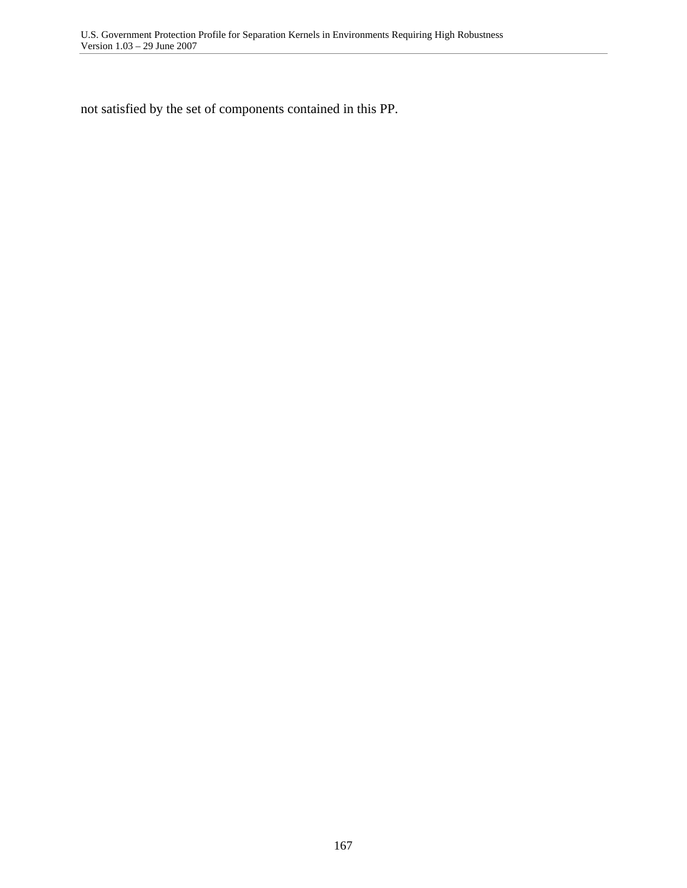not satisfied by the set of components contained in this PP.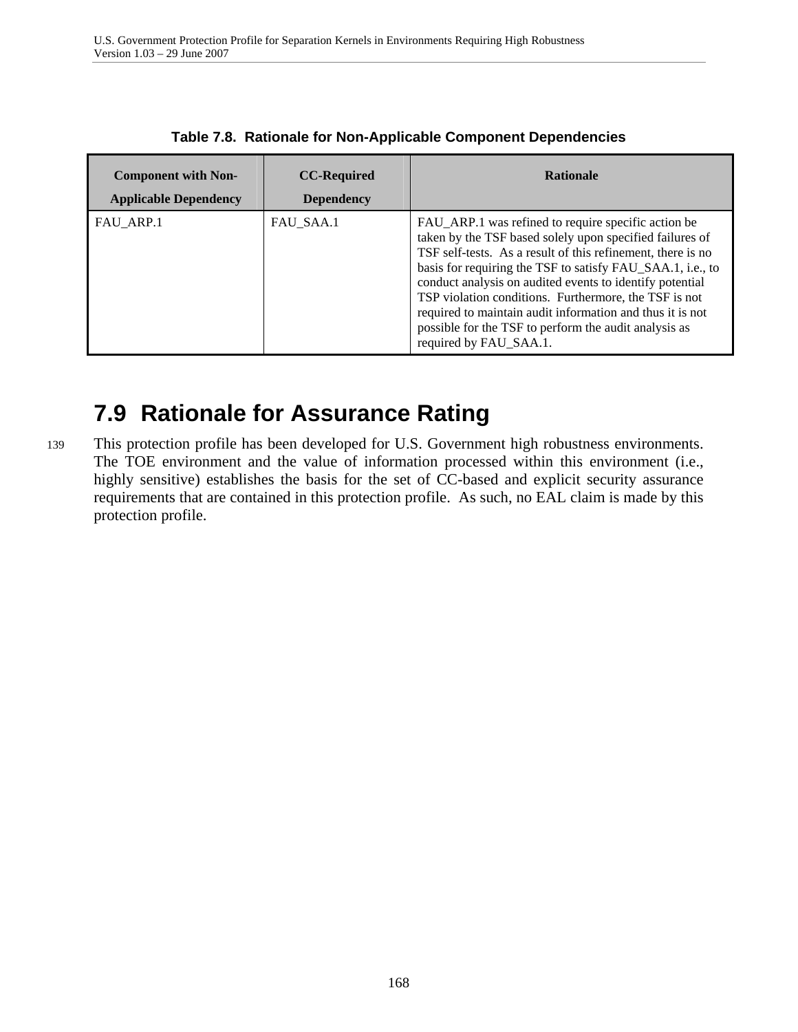**Table 7.8. Rationale for Non-Applicable Component Dependencies**

| Component with Non-Applicable Dependency | CC-Required Dependency | Rationale |
|---|---|---|
| FAU_ARP.1 | FAU_SAA.1 | FAU_ARP.1 was refined to require specific action be taken by the TSF based solely upon specified failures of TSF self-tests. As a result of this refinement, there is no basis for requiring the TSF to satisfy FAU_SAA.1, i.e., to conduct analysis on audited events to identify potential TSP violation conditions. Furthermore, the TSF is not required to maintain audit information and thus it is not possible for the TSF to perform the audit analysis as required by FAU_SAA.1. |

## 7.9 Rationale for Assurance Rating

139 This protection profile has been developed for U.S. Government high robustness environments. The TOE environment and the value of information processed within this environment (i.e., highly sensitive) establishes the basis for the set of CC-based and explicit security assurance requirements that are contained in this protection profile. As such, no EAL claim is made by this protection profile.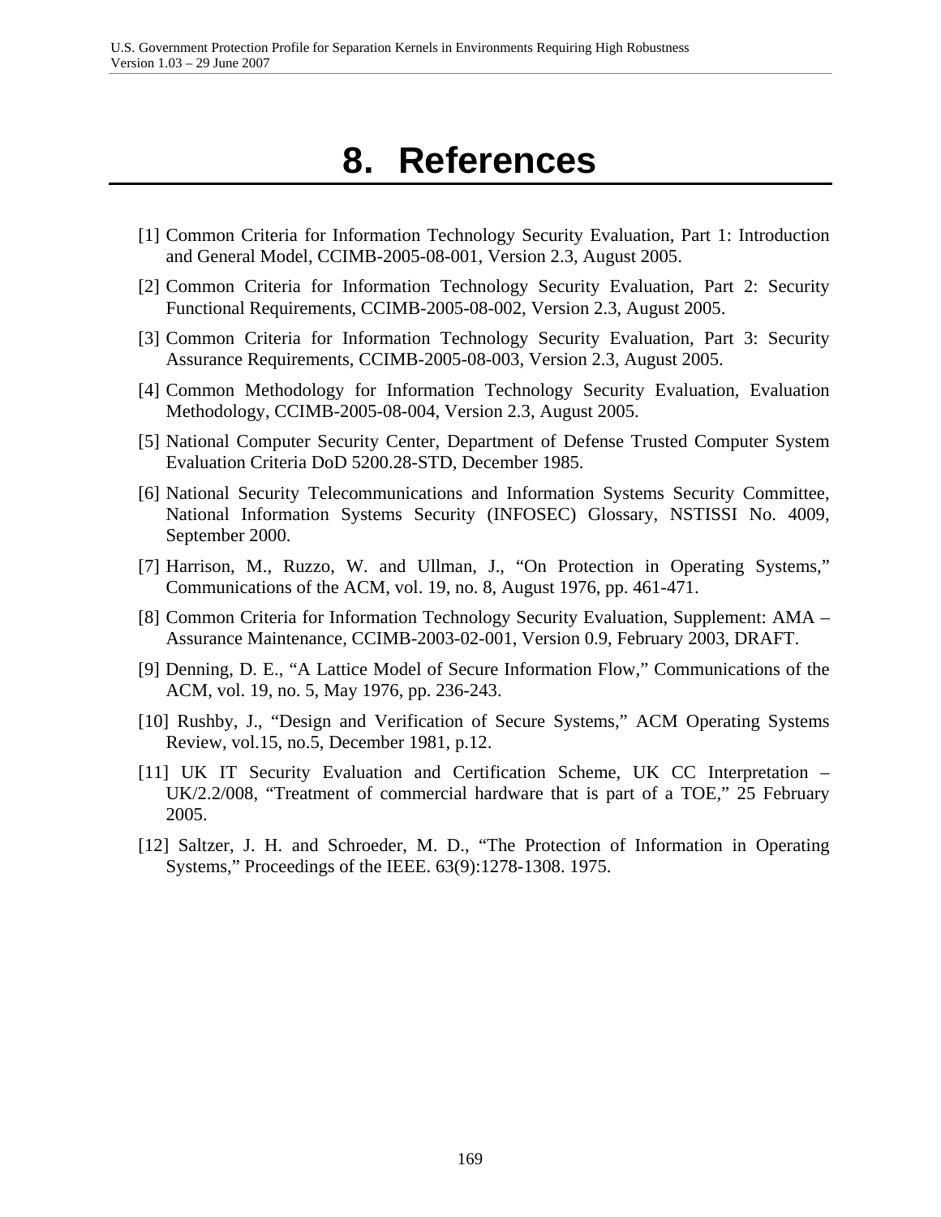# 8. References

[1] Common Criteria for Information Technology Security Evaluation, Part 1: Introduction and General Model, CCIMB-2005-08-001, Version 2.3, August 2005.

[2] Common Criteria for Information Technology Security Evaluation, Part 2: Security Functional Requirements, CCIMB-2005-08-002, Version 2.3, August 2005.

[3] Common Criteria for Information Technology Security Evaluation, Part 3: Security Assurance Requirements, CCIMB-2005-08-003, Version 2.3, August 2005.

[4] Common Methodology for Information Technology Security Evaluation, Evaluation Methodology, CCIMB-2005-08-004, Version 2.3, August 2005.

[5] National Computer Security Center, Department of Defense Trusted Computer System Evaluation Criteria DoD 5200.28-STD, December 1985.

[6] National Security Telecommunications and Information Systems Security Committee, National Information Systems Security (INFOSEC) Glossary, NSTISSI No. 4009, September 2000.

[7] Harrison, M., Ruzzo, W. and Ullman, J., “On Protection in Operating Systems,” Communications of the ACM, vol. 19, no. 8, August 1976, pp. 461-471.

[8] Common Criteria for Information Technology Security Evaluation, Supplement: AMA – Assurance Maintenance, CCIMB-2003-02-001, Version 0.9, February 2003, DRAFT.

[9] Denning, D. E., “A Lattice Model of Secure Information Flow,” Communications of the ACM, vol. 19, no. 5, May 1976, pp. 236-243.

[10] Rushby, J., “Design and Verification of Secure Systems,” ACM Operating Systems Review, vol.15, no.5, December 1981, p.12.

[11] UK IT Security Evaluation and Certification Scheme, UK CC Interpretation – UK/2.2/008, “Treatment of commercial hardware that is part of a TOE,” 25 February 2005.

[12] Saltzer, J. H. and Schroeder, M. D., “The Protection of Information in Operating Systems,” Proceedings of the IEEE. 63(9):1278-1308. 1975.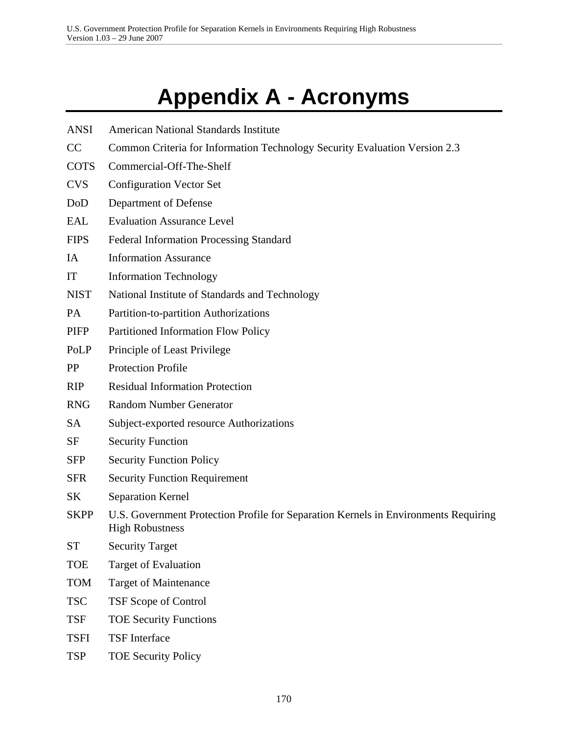# Appendix A - Acronyms

| | |
|---|---|
| ANSI | American National Standards Institute |
| CC | Common Criteria for Information Technology Security Evaluation Version 2.3 |
| COTS | Commercial-Off-The-Shelf |
| CVS | Configuration Vector Set |
| DoD | Department of Defense |
| EAL | Evaluation Assurance Level |
| FIPS | Federal Information Processing Standard |
| IA | Information Assurance |
| IT | Information Technology |
| NIST | National Institute of Standards and Technology |
| PA | Partition-to-partition Authorizations |
| PIFP | Partitioned Information Flow Policy |
| PoLP | Principle of Least Privilege |
| PP | Protection Profile |
| RIP | Residual Information Protection |
| RNG | Random Number Generator |
| SA | Subject-exported resource Authorizations |
| SF | Security Function |
| SFP | Security Function Policy |
| SFR | Security Function Requirement |
| SK | Separation Kernel |
| SKPP | U.S. Government Protection Profile for Separation Kernels in Environments Requiring High Robustness |
| ST | Security Target |
| TOE | Target of Evaluation |
| TOM | Target of Maintenance |
| TSC | TSF Scope of Control |
| TSF | TOE Security Functions |
| TSFI | TSF Interface |
| TSP | TOE Security Policy |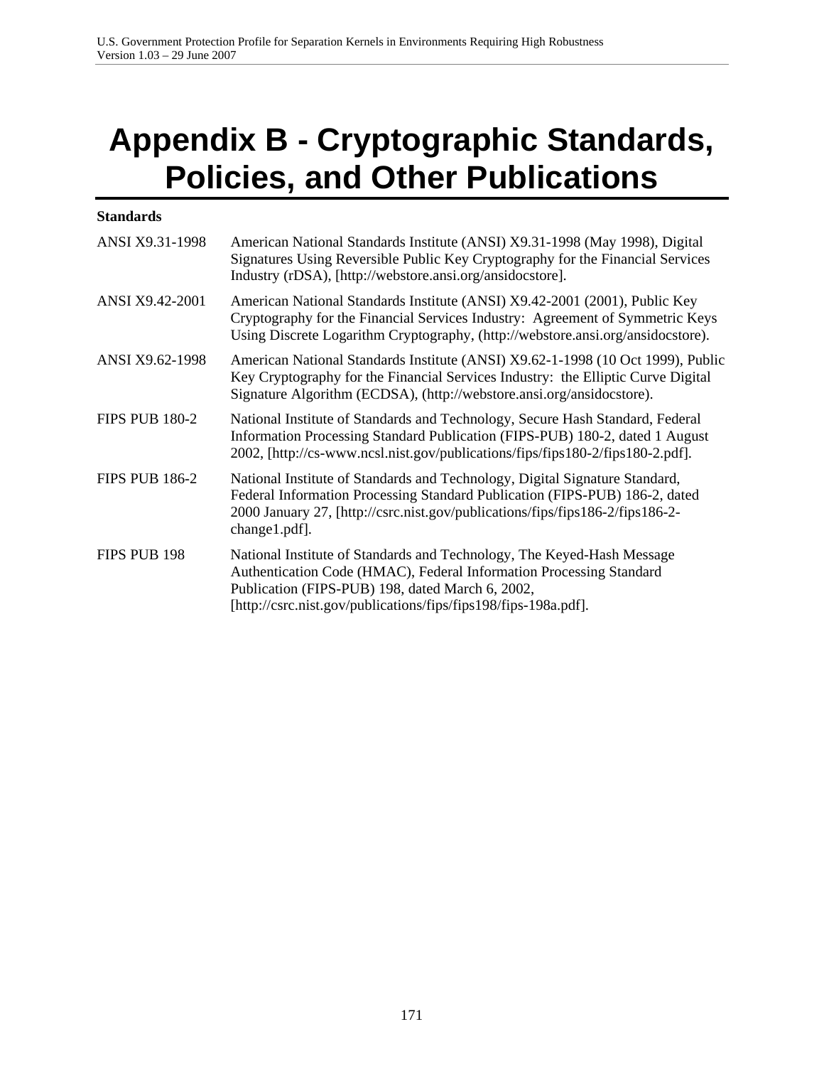# Appendix B - Cryptographic Standards, Policies, and Other Publications

**Standards**

| | |
|---|---|
| ANSI X9.31-1998 | American National Standards Institute (ANSI) X9.31-1998 (May 1998), Digital Signatures Using Reversible Public Key Cryptography for the Financial Services Industry (rDSA), [http://webstore.ansi.org/ansidocstore]. |
| ANSI X9.42-2001 | American National Standards Institute (ANSI) X9.42-2001 (2001), Public Key Cryptography for the Financial Services Industry: Agreement of Symmetric Keys Using Discrete Logarithm Cryptography, (http://webstore.ansi.org/ansidocstore). |
| ANSI X9.62-1998 | American National Standards Institute (ANSI) X9.62-1-1998 (10 Oct 1999), Public Key Cryptography for the Financial Services Industry: the Elliptic Curve Digital Signature Algorithm (ECDSA), (http://webstore.ansi.org/ansidocstore). |
| FIPS PUB 180-2 | National Institute of Standards and Technology, Secure Hash Standard, Federal Information Processing Standard Publication (FIPS-PUB) 180-2, dated 1 August 2002, [http://cs-www.ncsl.nist.gov/publications/fips/fips180-2/fips180-2.pdf]. |
| FIPS PUB 186-2 | National Institute of Standards and Technology, Digital Signature Standard, Federal Information Processing Standard Publication (FIPS-PUB) 186-2, dated 2000 January 27, [http://csrc.nist.gov/publications/fips/fips186-2/fips186-2-change1.pdf]. |
| FIPS PUB 198 | National Institute of Standards and Technology, The Keyed-Hash Message Authentication Code (HMAC), Federal Information Processing Standard Publication (FIPS-PUB) 198, dated March 6, 2002, [http://csrc.nist.gov/publications/fips/fips198/fips-198a.pdf]. |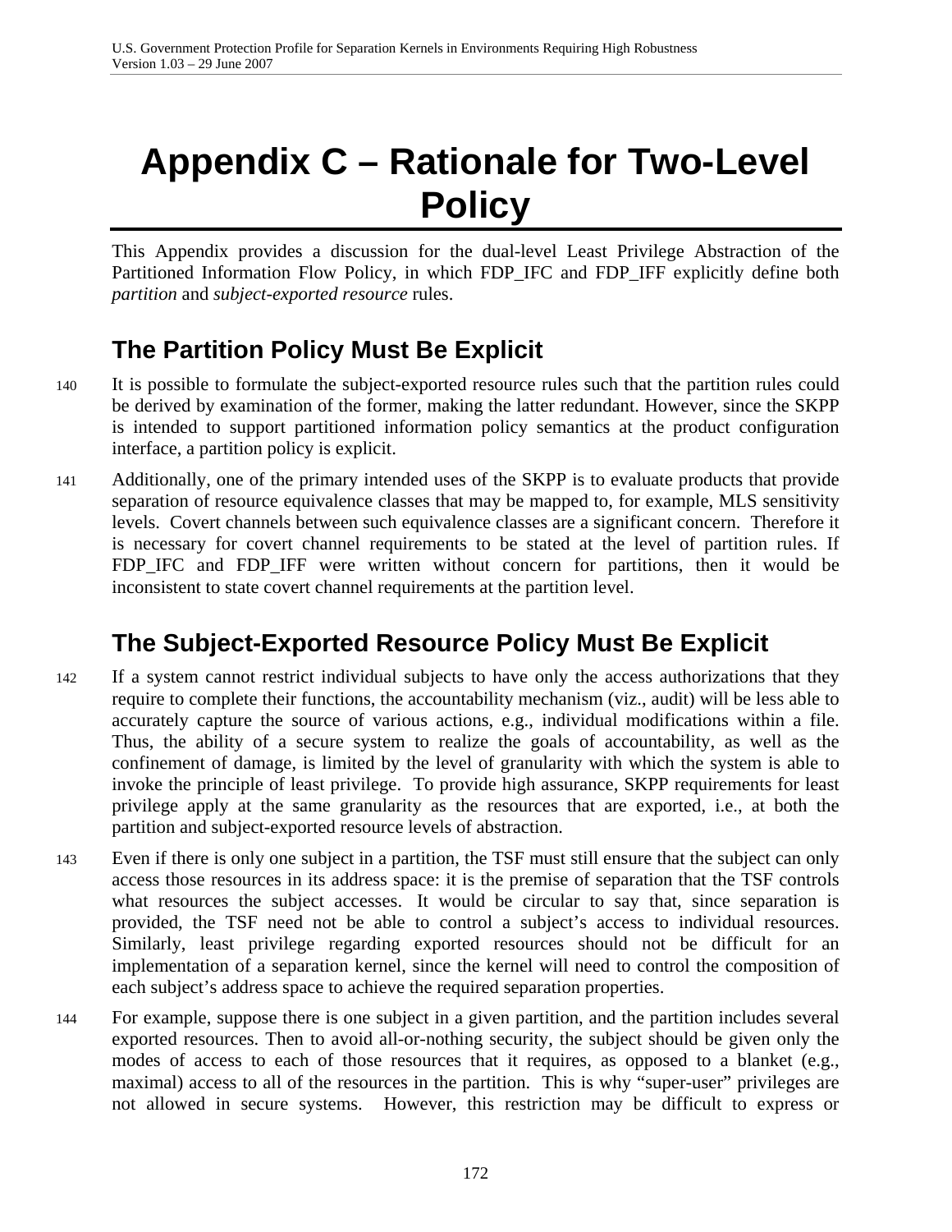# Appendix C – Rationale for Two-Level Policy

This Appendix provides a discussion for the dual-level Least Privilege Abstraction of the Partitioned Information Flow Policy, in which FDP_IFC and FDP_IFF explicitly define both *partition* and *subject-exported resource* rules.

## The Partition Policy Must Be Explicit

140 It is possible to formulate the subject-exported resource rules such that the partition rules could be derived by examination of the former, making the latter redundant. However, since the SKPP is intended to support partitioned information policy semantics at the product configuration interface, a partition policy is explicit.

141 Additionally, one of the primary intended uses of the SKPP is to evaluate products that provide separation of resource equivalence classes that may be mapped to, for example, MLS sensitivity levels. Covert channels between such equivalence classes are a significant concern. Therefore it is necessary for covert channel requirements to be stated at the level of partition rules. If FDP_IFC and FDP_IFF were written without concern for partitions, then it would be inconsistent to state covert channel requirements at the partition level.

## The Subject-Exported Resource Policy Must Be Explicit

142 If a system cannot restrict individual subjects to have only the access authorizations that they require to complete their functions, the accountability mechanism (viz., audit) will be less able to accurately capture the source of various actions, e.g., individual modifications within a file. Thus, the ability of a secure system to realize the goals of accountability, as well as the confinement of damage, is limited by the level of granularity with which the system is able to invoke the principle of least privilege. To provide high assurance, SKPP requirements for least privilege apply at the same granularity as the resources that are exported, i.e., at both the partition and subject-exported resource levels of abstraction.

143 Even if there is only one subject in a partition, the TSF must still ensure that the subject can only access those resources in its address space: it is the premise of separation that the TSF controls what resources the subject accesses. It would be circular to say that, since separation is provided, the TSF need not be able to control a subject's access to individual resources. Similarly, least privilege regarding exported resources should not be difficult for an implementation of a separation kernel, since the kernel will need to control the composition of each subject's address space to achieve the required separation properties.

144 For example, suppose there is one subject in a given partition, and the partition includes several exported resources. Then to avoid all-or-nothing security, the subject should be given only the modes of access to each of those resources that it requires, as opposed to a blanket (e.g., maximal) access to all of the resources in the partition. This is why "super-user" privileges are not allowed in secure systems. However, this restriction may be difficult to express or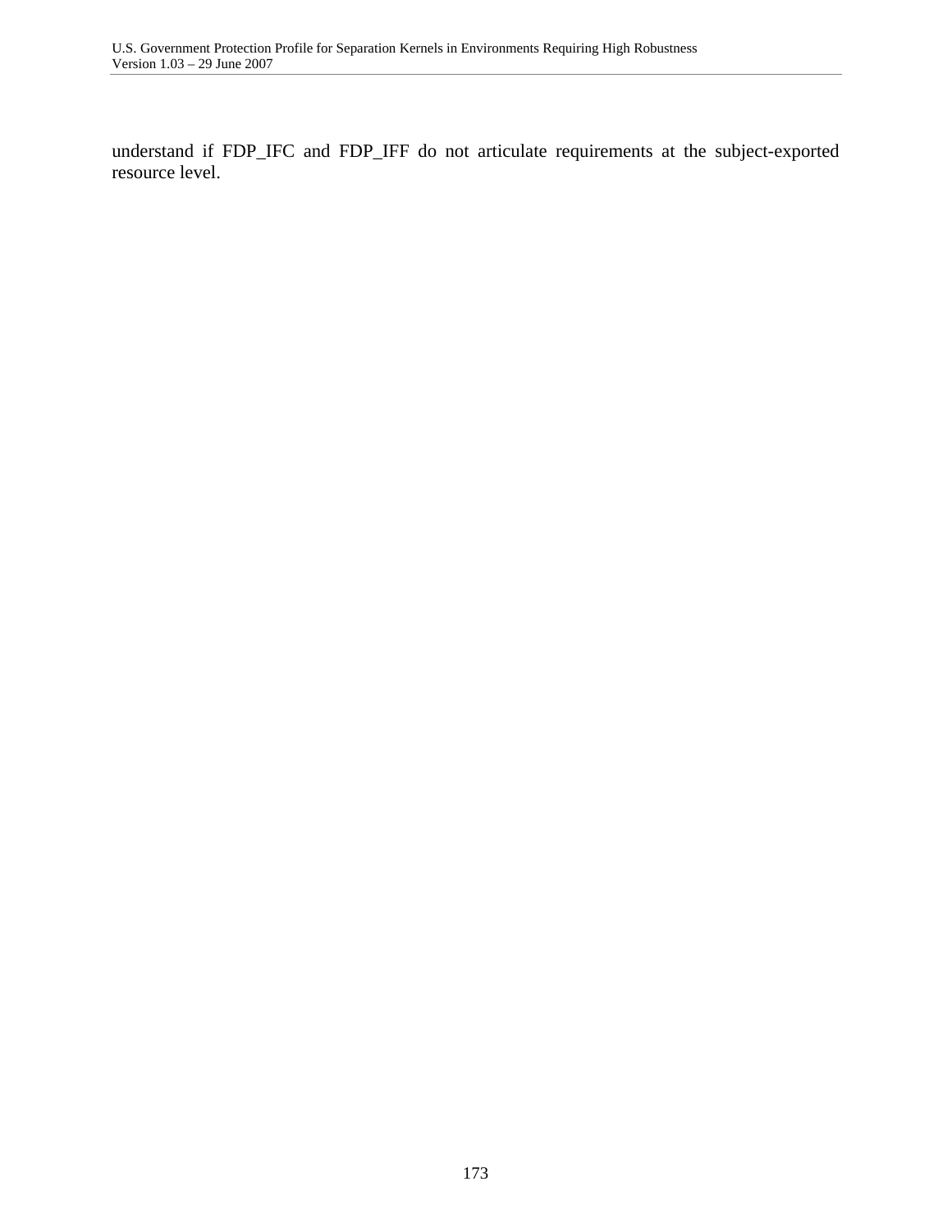understand if FDP_IFC and FDP_IFF do not articulate requirements at the subject-exported resource level.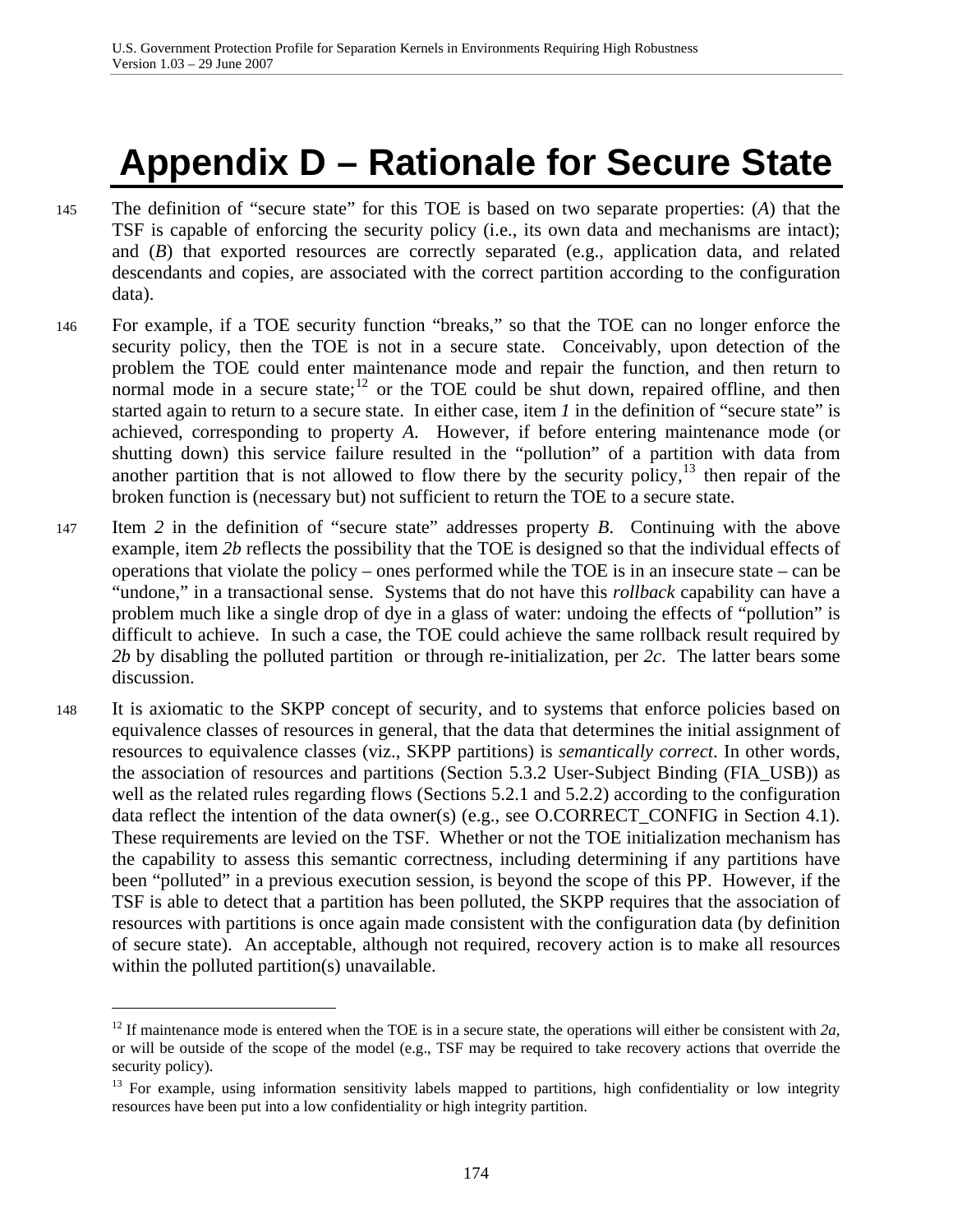# Appendix D – Rationale for Secure State

145 The definition of "secure state" for this TOE is based on two separate properties: (*A*) that the TSF is capable of enforcing the security policy (i.e., its own data and mechanisms are intact); and (*B*) that exported resources are correctly separated (e.g., application data, and related descendants and copies, are associated with the correct partition according to the configuration data).

146 For example, if a TOE security function "breaks," so that the TOE can no longer enforce the security policy, then the TOE is not in a secure state. Conceivably, upon detection of the problem the TOE could enter maintenance mode and repair the function, and then return to normal mode in a secure state;[12] or the TOE could be shut down, repaired offline, and then started again to return to a secure state. In either case, item *1* in the definition of "secure state" is achieved, corresponding to property *A*. However, if before entering maintenance mode (or shutting down) this service failure resulted in the "pollution" of a partition with data from another partition that is not allowed to flow there by the security policy,[13] then repair of the broken function is (necessary but) not sufficient to return the TOE to a secure state.

147 Item *2* in the definition of "secure state" addresses property *B*. Continuing with the above example, item *2b* reflects the possibility that the TOE is designed so that the individual effects of operations that violate the policy – ones performed while the TOE is in an insecure state – can be "undone," in a transactional sense. Systems that do not have this *rollback* capability can have a problem much like a single drop of dye in a glass of water: undoing the effects of "pollution" is difficult to achieve. In such a case, the TOE could achieve the same rollback result required by *2b* by disabling the polluted partition or through re-initialization, per *2c*. The latter bears some discussion.

148 It is axiomatic to the SKPP concept of security, and to systems that enforce policies based on equivalence classes of resources in general, that the data that determines the initial assignment of resources to equivalence classes (viz., SKPP partitions) is *semantically correct*. In other words, the association of resources and partitions (Section 5.3.2 User-Subject Binding (FIA_USB)) as well as the related rules regarding flows (Sections 5.2.1 and 5.2.2) according to the configuration data reflect the intention of the data owner(s) (e.g., see O.CORRECT_CONFIG in Section 4.1). These requirements are levied on the TSF. Whether or not the TOE initialization mechanism has the capability to assess this semantic correctness, including determining if any partitions have been "polluted" in a previous execution session, is beyond the scope of this PP. However, if the TSF is able to detect that a partition has been polluted, the SKPP requires that the association of resources with partitions is once again made consistent with the configuration data (by definition of secure state). An acceptable, although not required, recovery action is to make all resources within the polluted partition(s) unavailable.

---

[12] If maintenance mode is entered when the TOE is in a secure state, the operations will either be consistent with *2a*, or will be outside of the scope of the model (e.g., TSF may be required to take recovery actions that override the security policy).

[13] For example, using information sensitivity labels mapped to partitions, high confidentiality or low integrity resources have been put into a low confidentiality or high integrity partition.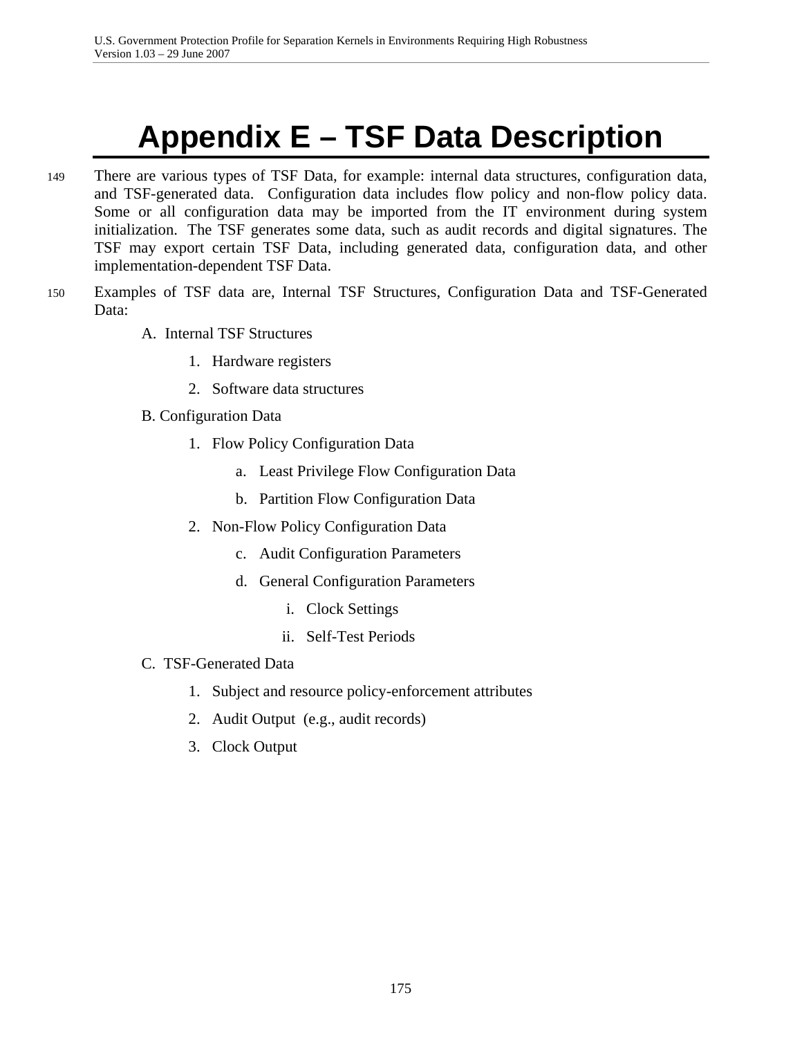# Appendix E – TSF Data Description

149 There are various types of TSF Data, for example: internal data structures, configuration data, and TSF-generated data. Configuration data includes flow policy and non-flow policy data. Some or all configuration data may be imported from the IT environment during system initialization. The TSF generates some data, such as audit records and digital signatures. The TSF may export certain TSF Data, including generated data, configuration data, and other implementation-dependent TSF Data.

150 Examples of TSF data are, Internal TSF Structures, Configuration Data and TSF-Generated Data:

A. Internal TSF Structures

1. Hardware registers
2. Software data structures

B. Configuration Data

1. Flow Policy Configuration Data
    a. Least Privilege Flow Configuration Data
    b. Partition Flow Configuration Data
2. Non-Flow Policy Configuration Data
    c. Audit Configuration Parameters
    d. General Configuration Parameters
        i. Clock Settings
        ii. Self-Test Periods

C. TSF-Generated Data

1. Subject and resource policy-enforcement attributes
2. Audit Output (e.g., audit records)
3. Clock Output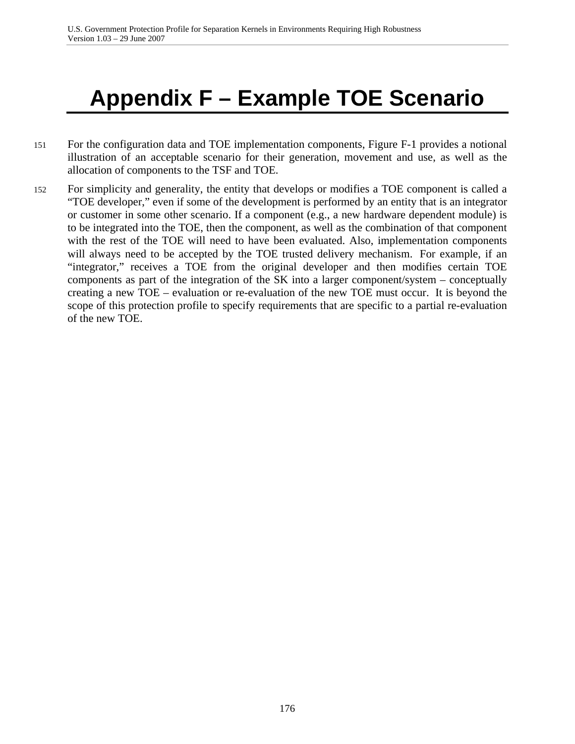# Appendix F – Example TOE Scenario

151 For the configuration data and TOE implementation components, Figure F-1 provides a notional illustration of an acceptable scenario for their generation, movement and use, as well as the allocation of components to the TSF and TOE.

152 For simplicity and generality, the entity that develops or modifies a TOE component is called a "TOE developer," even if some of the development is performed by an entity that is an integrator or customer in some other scenario. If a component (e.g., a new hardware dependent module) is to be integrated into the TOE, then the component, as well as the combination of that component with the rest of the TOE will need to have been evaluated. Also, implementation components will always need to be accepted by the TOE trusted delivery mechanism. For example, if an "integrator," receives a TOE from the original developer and then modifies certain TOE components as part of the integration of the SK into a larger component/system – conceptually creating a new TOE – evaluation or re-evaluation of the new TOE must occur. It is beyond the scope of this protection profile to specify requirements that are specific to a partial re-evaluation of the new TOE.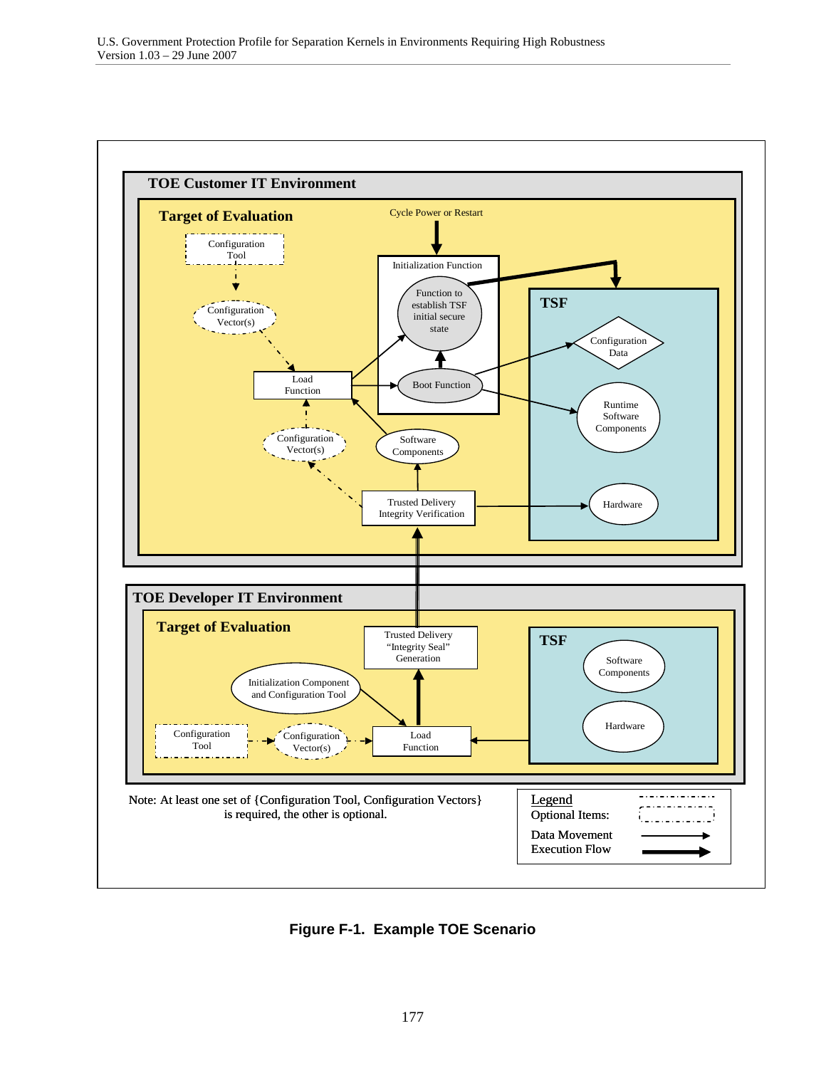**TOE Customer IT Environment**

**Target of Evaluation**

Cycle Power or Restart

Configuration Tool

Configuration Vector(s)

Initialization Function

Function to establish TSF initial secure state

Boot Function

Load Function

Configuration Vector(s)

Software Components

Trusted Delivery Integrity Verification

**TSF**

Configuration Data

Runtime Software Components

Hardware

**TOE Developer IT Environment**

**Target of Evaluation**

Trusted Delivery "Integrity Seal" Generation

Initialization Component and Configuration Tool

Configuration Tool

Configuration Vector(s)

Load Function

**TSF**

Software Components

Hardware

Note: At least one set of {Configuration Tool, Configuration Vectors} is required, the other is optional.

Legend

Optional Items:

Data Movement

Execution Flow

**Figure F-1. Example TOE Scenario**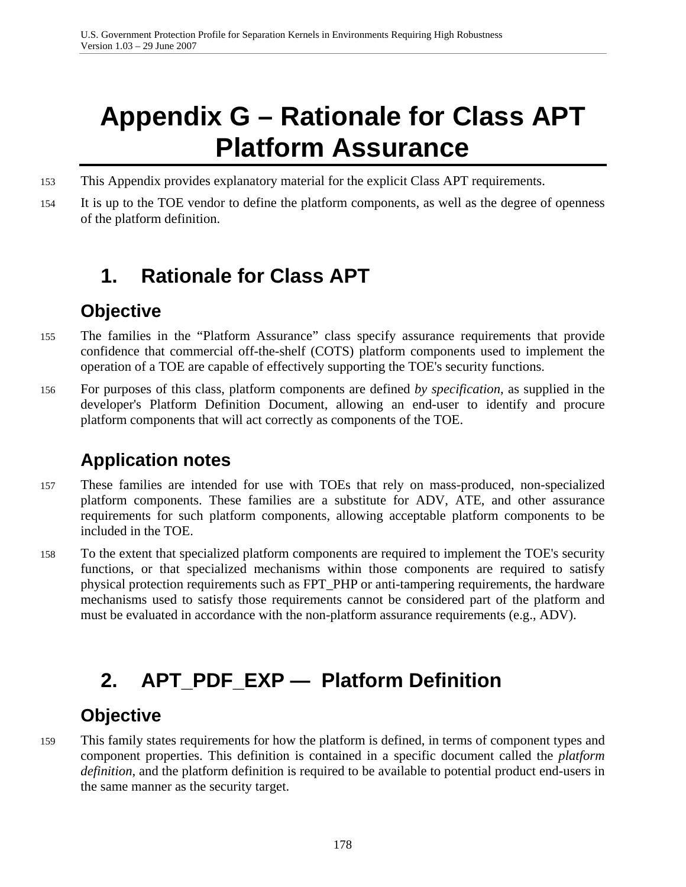# Appendix G – Rationale for Class APT Platform Assurance

153 This Appendix provides explanatory material for the explicit Class APT requirements.

154 It is up to the TOE vendor to define the platform components, as well as the degree of openness of the platform definition.

## 1. Rationale for Class APT

### Objective

155 The families in the "Platform Assurance" class specify assurance requirements that provide confidence that commercial off-the-shelf (COTS) platform components used to implement the operation of a TOE are capable of effectively supporting the TOE's security functions.

156 For purposes of this class, platform components are defined *by specification*, as supplied in the developer's Platform Definition Document, allowing an end-user to identify and procure platform components that will act correctly as components of the TOE.

### Application notes

157 These families are intended for use with TOEs that rely on mass-produced, non-specialized platform components. These families are a substitute for ADV, ATE, and other assurance requirements for such platform components, allowing acceptable platform components to be included in the TOE.

158 To the extent that specialized platform components are required to implement the TOE's security functions, or that specialized mechanisms within those components are required to satisfy physical protection requirements such as FPT_PHP or anti-tampering requirements, the hardware mechanisms used to satisfy those requirements cannot be considered part of the platform and must be evaluated in accordance with the non-platform assurance requirements (e.g., ADV).

## 2. APT_PDF_EXP — Platform Definition

### Objective

159 This family states requirements for how the platform is defined, in terms of component types and component properties. This definition is contained in a specific document called the *platform definition*, and the platform definition is required to be available to potential product end-users in the same manner as the security target.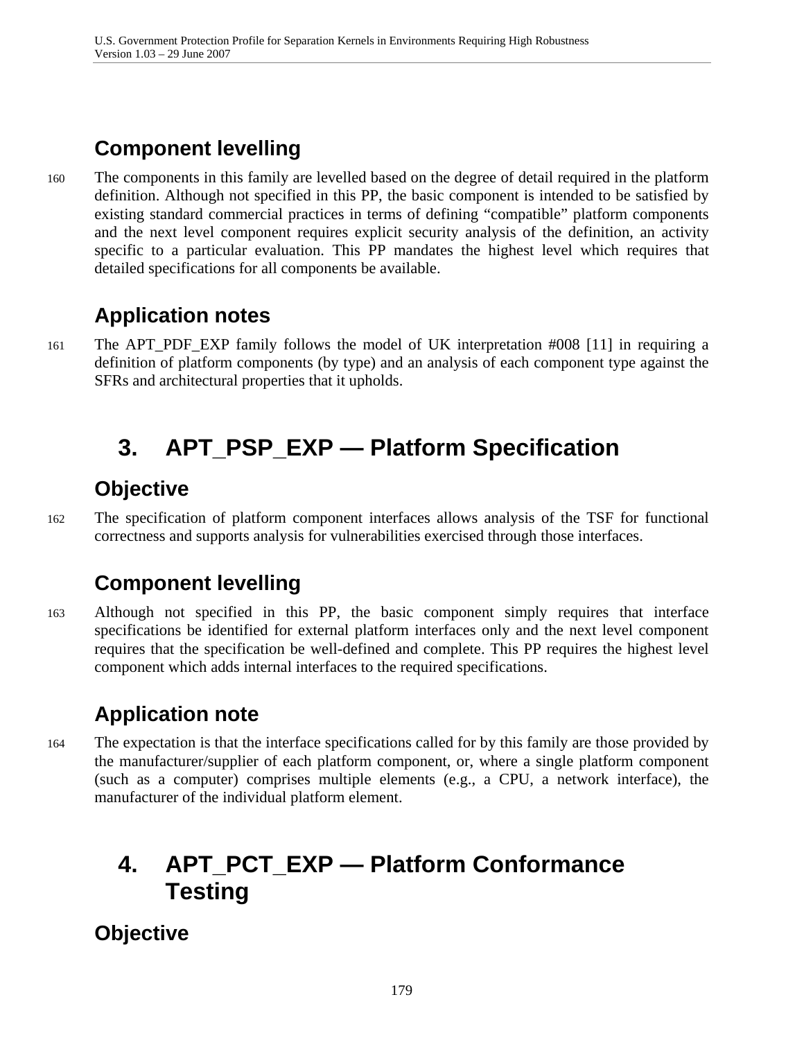## Component levelling

160 The components in this family are levelled based on the degree of detail required in the platform definition. Although not specified in this PP, the basic component is intended to be satisfied by existing standard commercial practices in terms of defining "compatible" platform components and the next level component requires explicit security analysis of the definition, an activity specific to a particular evaluation. This PP mandates the highest level which requires that detailed specifications for all components be available.

## Application notes

161 The APT_PDF_EXP family follows the model of UK interpretation #008 [11] in requiring a definition of platform components (by type) and an analysis of each component type against the SFRs and architectural properties that it upholds.

# 3. APT_PSP_EXP — Platform Specification

## Objective

162 The specification of platform component interfaces allows analysis of the TSF for functional correctness and supports analysis for vulnerabilities exercised through those interfaces.

## Component levelling

163 Although not specified in this PP, the basic component simply requires that interface specifications be identified for external platform interfaces only and the next level component requires that the specification be well-defined and complete. This PP requires the highest level component which adds internal interfaces to the required specifications.

## Application note

164 The expectation is that the interface specifications called for by this family are those provided by the manufacturer/supplier of each platform component, or, where a single platform component (such as a computer) comprises multiple elements (e.g., a CPU, a network interface), the manufacturer of the individual platform element.

# 4. APT_PCT_EXP — Platform Conformance Testing

## Objective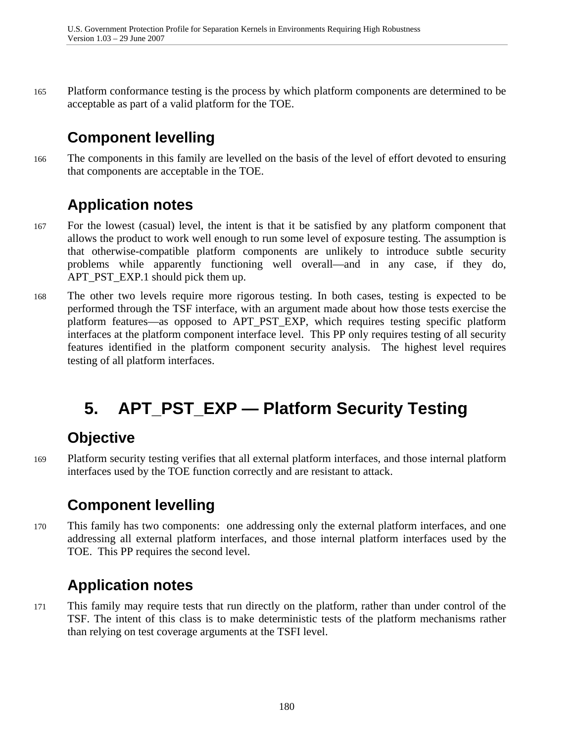165 Platform conformance testing is the process by which platform components are determined to be acceptable as part of a valid platform for the TOE.

### Component levelling

166 The components in this family are levelled on the basis of the level of effort devoted to ensuring that components are acceptable in the TOE.

### Application notes

167 For the lowest (casual) level, the intent is that it be satisfied by any platform component that allows the product to work well enough to run some level of exposure testing. The assumption is that otherwise-compatible platform components are unlikely to introduce subtle security problems while apparently functioning well overall—and in any case, if they do, APT_PST_EXP.1 should pick them up.

168 The other two levels require more rigorous testing. In both cases, testing is expected to be performed through the TSF interface, with an argument made about how those tests exercise the platform features—as opposed to APT_PST_EXP, which requires testing specific platform interfaces at the platform component interface level. This PP only requires testing of all security features identified in the platform component security analysis. The highest level requires testing of all platform interfaces.

## 5. APT_PST_EXP — Platform Security Testing

### Objective

169 Platform security testing verifies that all external platform interfaces, and those internal platform interfaces used by the TOE function correctly and are resistant to attack.

### Component levelling

170 This family has two components: one addressing only the external platform interfaces, and one addressing all external platform interfaces, and those internal platform interfaces used by the TOE. This PP requires the second level.

### Application notes

171 This family may require tests that run directly on the platform, rather than under control of the TSF. The intent of this class is to make deterministic tests of the platform mechanisms rather than relying on test coverage arguments at the TSFI level.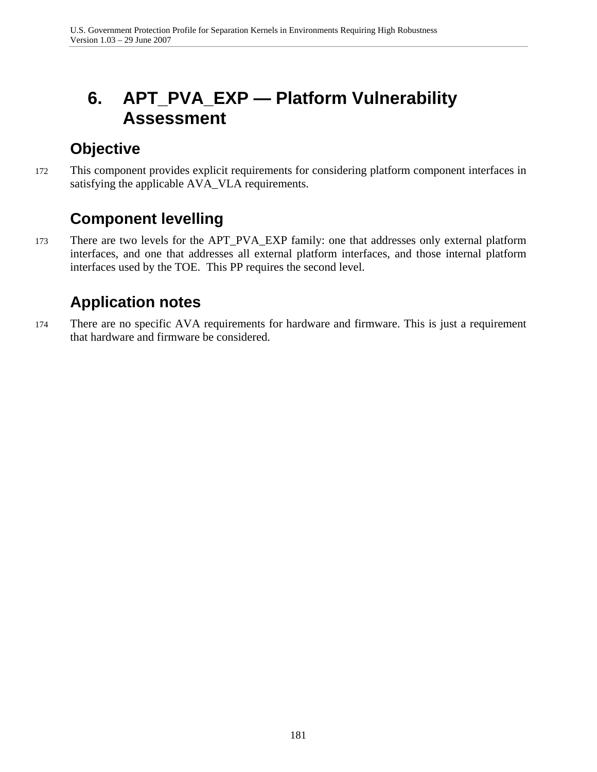# 6. APT_PVA_EXP — Platform Vulnerability Assessment

## Objective

172 This component provides explicit requirements for considering platform component interfaces in satisfying the applicable AVA_VLA requirements.

## Component levelling

173 There are two levels for the APT_PVA_EXP family: one that addresses only external platform interfaces, and one that addresses all external platform interfaces, and those internal platform interfaces used by the TOE. This PP requires the second level.

## Application notes

174 There are no specific AVA requirements for hardware and firmware. This is just a requirement that hardware and firmware be considered.